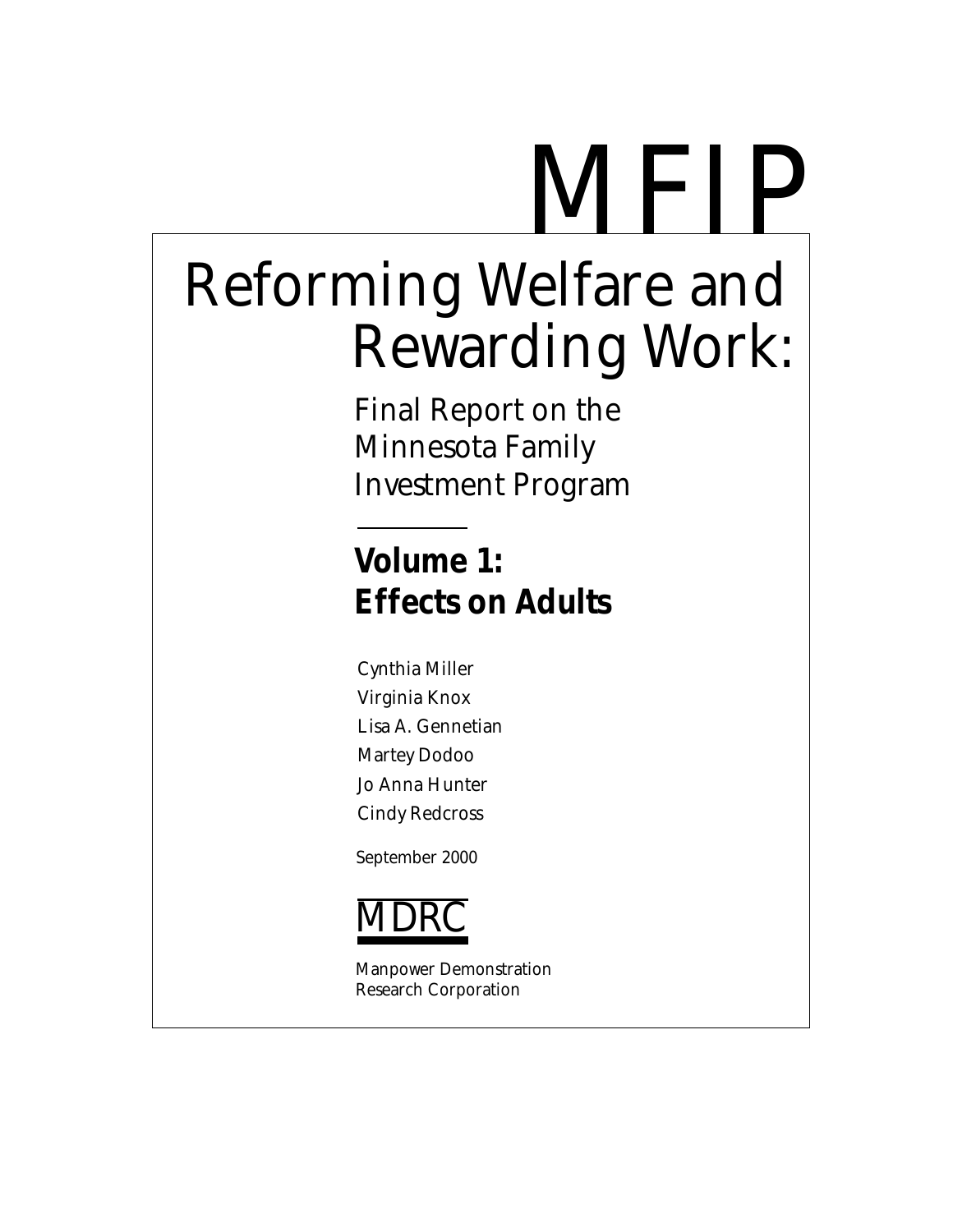# MFIP

# Reforming Welfare and Rewarding Work:

## Final Report on the Minnesota Family Investment Program

---

## **Volume 1: Effects on Adults**

Cynthia Miller
Virginia Knox
Lisa A. Gennetian
Martey Dodoo
Jo Anna Hunter
Cindy Redcross

September 2000

MDRC

Manpower Demonstration Research Corporation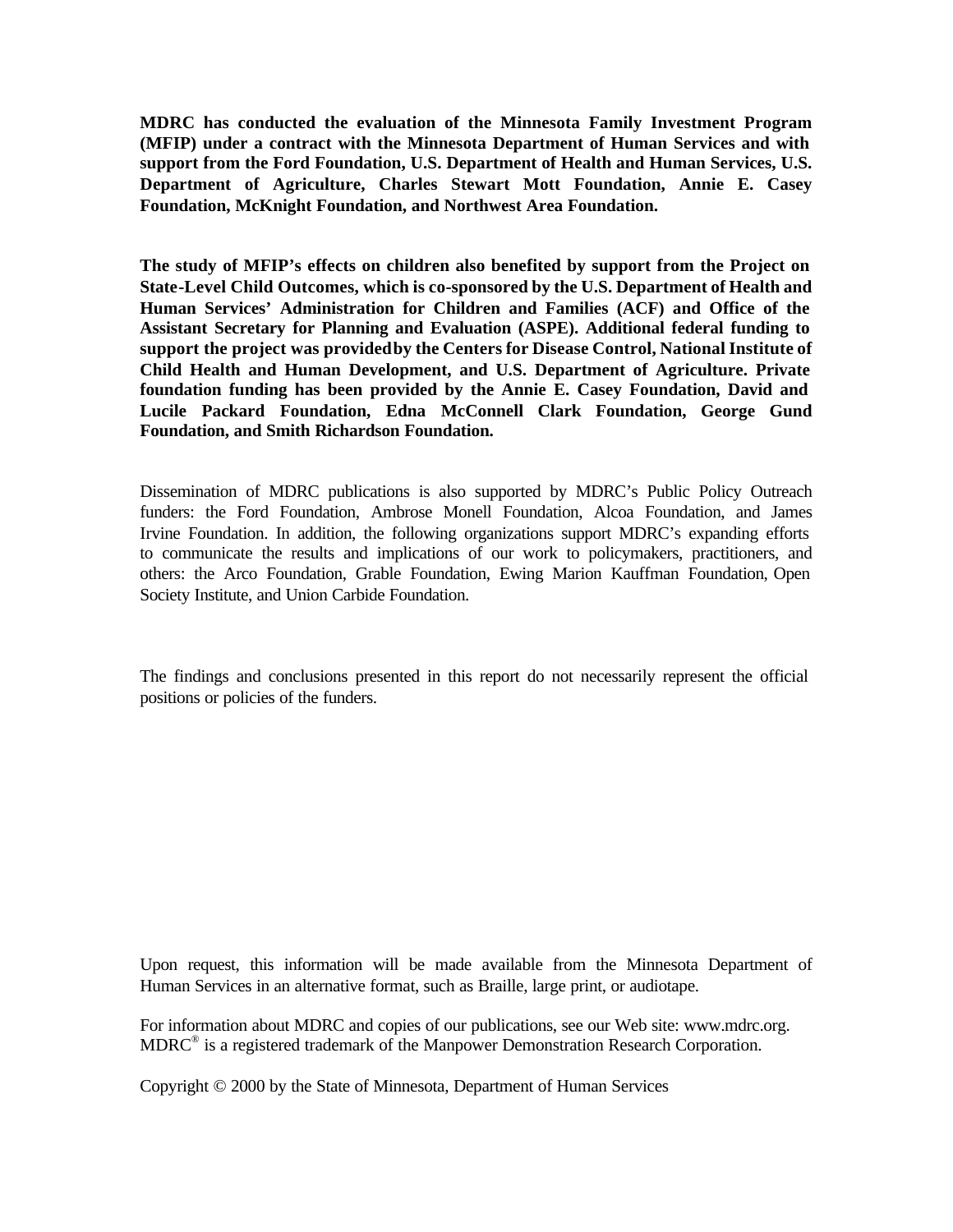**MDRC has conducted the evaluation of the Minnesota Family Investment Program (MFIP) under a contract with the Minnesota Department of Human Services and with support from the Ford Foundation, U.S. Department of Health and Human Services, U.S. Department of Agriculture, Charles Stewart Mott Foundation, Annie E. Casey Foundation, McKnight Foundation, and Northwest Area Foundation.**

**The study of MFIP's effects on children also benefited by support from the Project on State-Level Child Outcomes, which is co-sponsored by the U.S. Department of Health and Human Services' Administration for Children and Families (ACF) and Office of the Assistant Secretary for Planning and Evaluation (ASPE). Additional federal funding to support the project was provided by the Centers for Disease Control, National Institute of Child Health and Human Development, and U.S. Department of Agriculture. Private foundation funding has been provided by the Annie E. Casey Foundation, David and Lucile Packard Foundation, Edna McConnell Clark Foundation, George Gund Foundation, and Smith Richardson Foundation.**

Dissemination of MDRC publications is also supported by MDRC's Public Policy Outreach funders: the Ford Foundation, Ambrose Monell Foundation, Alcoa Foundation, and James Irvine Foundation. In addition, the following organizations support MDRC's expanding efforts to communicate the results and implications of our work to policymakers, practitioners, and others: the Arco Foundation, Grable Foundation, Ewing Marion Kauffman Foundation, Open Society Institute, and Union Carbide Foundation.

The findings and conclusions presented in this report do not necessarily represent the official positions or policies of the funders.

Upon request, this information will be made available from the Minnesota Department of Human Services in an alternative format, such as Braille, large print, or audiotape.

For information about MDRC and copies of our publications, see our Web site: www.mdrc.org. MDRC® is a registered trademark of the Manpower Demonstration Research Corporation.

Copyright © 2000 by the State of Minnesota, Department of Human Services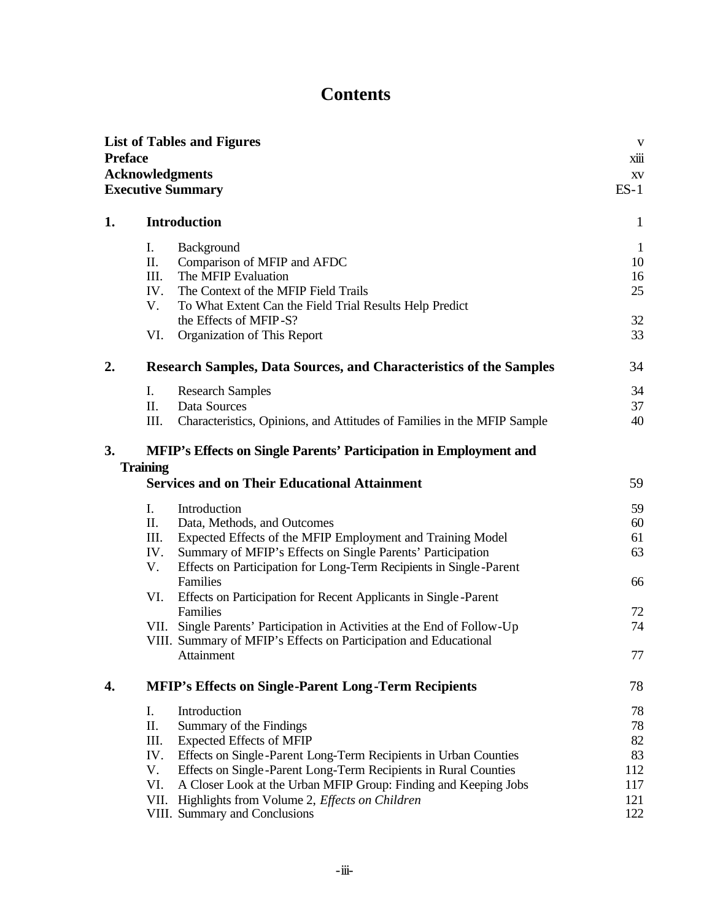# Contents

| | | |
|---|---|---|
| **List of Tables and Figures** | | v |
| **Preface** | | xiii |
| **Acknowledgments** | | xv |
| **Executive Summary** | | ES-1 |
| **1.** | **Introduction** | 1 |
| | I. Background | 1 |
| | II. Comparison of MFIP and AFDC | 10 |
| | III. The MFIP Evaluation | 16 |
| | IV. The Context of the MFIP Field Trails | 25 |
| | V. To What Extent Can the Field Trial Results Help Predict the Effects of MFIP-S? | 32 |
| | VI. Organization of This Report | 33 |
| **2.** | **Research Samples, Data Sources, and Characteristics of the Samples** | 34 |
| | I. Research Samples | 34 |
| | II. Data Sources | 37 |
| | III. Characteristics, Opinions, and Attitudes of Families in the MFIP Sample | 40 |
| **3.** | **MFIP's Effects on Single Parents' Participation in Employment and Training Services and on Their Educational Attainment** | 59 |
| | I. Introduction | 59 |
| | II. Data, Methods, and Outcomes | 60 |
| | III. Expected Effects of the MFIP Employment and Training Model | 61 |
| | IV. Summary of MFIP's Effects on Single Parents' Participation | 63 |
| | V. Effects on Participation for Long-Term Recipients in Single-Parent Families | 66 |
| | VI. Effects on Participation for Recent Applicants in Single-Parent Families | 72 |
| | VII. Single Parents' Participation in Activities at the End of Follow-Up | 74 |
| | VIII. Summary of MFIP's Effects on Participation and Educational Attainment | 77 |
| **4.** | **MFIP's Effects on Single-Parent Long-Term Recipients** | 78 |
| | I. Introduction | 78 |
| | II. Summary of the Findings | 78 |
| | III. Expected Effects of MFIP | 82 |
| | IV. Effects on Single-Parent Long-Term Recipients in Urban Counties | 83 |
| | V. Effects on Single-Parent Long-Term Recipients in Rural Counties | 112 |
| | VI. A Closer Look at the Urban MFIP Group: Finding and Keeping Jobs | 117 |
| | VII. Highlights from Volume 2, *Effects on Children* | 121 |
| | VIII. Summary and Conclusions | 122 |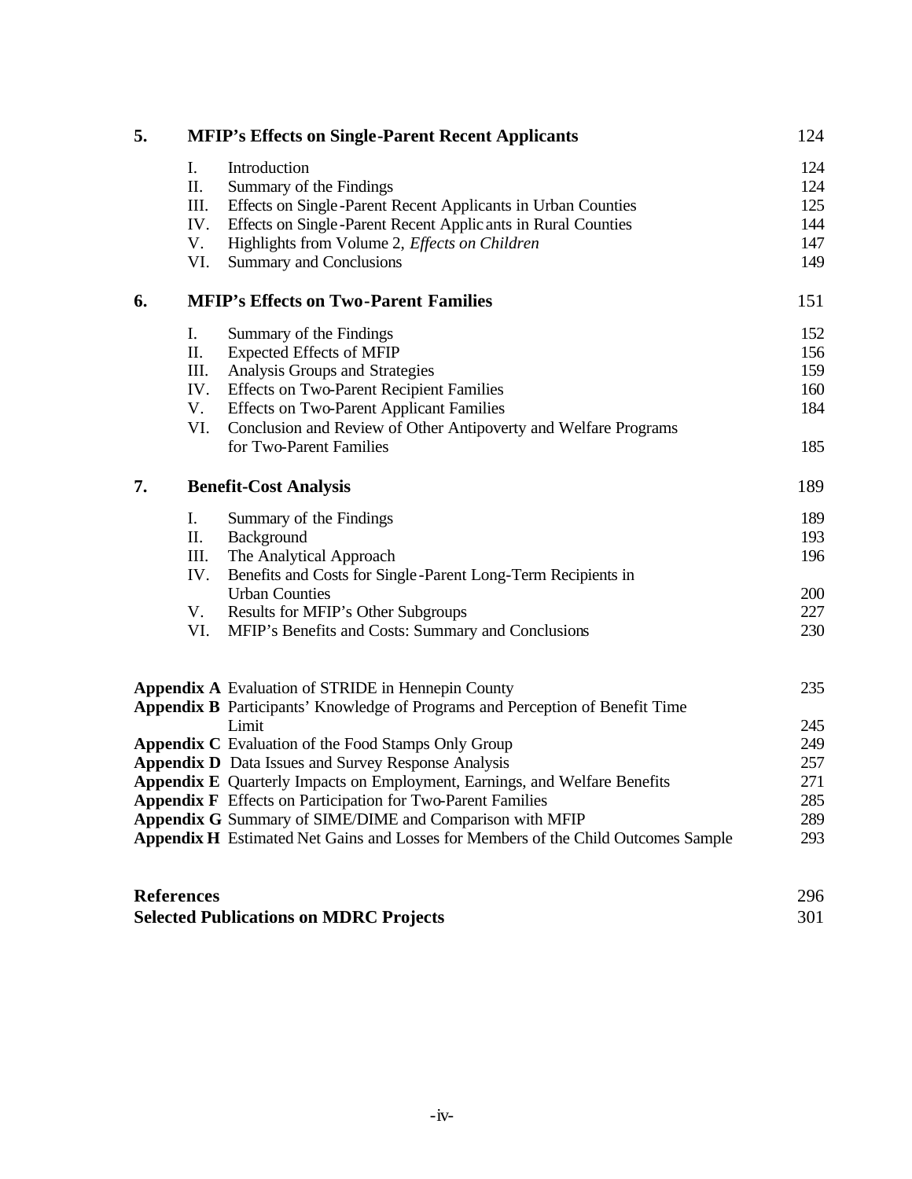| | | | |
|---|---|---|---|
| **5.** | **MFIP's Effects on Single-Parent Recent Applicants** | | 124 |
| | I. | Introduction | 124 |
| | II. | Summary of the Findings | 124 |
| | III. | Effects on Single-Parent Recent Applicants in Urban Counties | 125 |
| | IV. | Effects on Single-Parent Recent Applicants in Rural Counties | 144 |
| | V. | Highlights from Volume 2, *Effects on Children* | 147 |
| | VI. | Summary and Conclusions | 149 |
| **6.** | **MFIP's Effects on Two-Parent Families** | | 151 |
| | I. | Summary of the Findings | 152 |
| | II. | Expected Effects of MFIP | 156 |
| | III. | Analysis Groups and Strategies | 159 |
| | IV. | Effects on Two-Parent Recipient Families | 160 |
| | V. | Effects on Two-Parent Applicant Families | 184 |
| | VI. | Conclusion and Review of Other Antipoverty and Welfare Programs for Two-Parent Families | 185 |
| **7.** | **Benefit-Cost Analysis** | | 189 |
| | I. | Summary of the Findings | 189 |
| | II. | Background | 193 |
| | III. | The Analytical Approach | 196 |
| | IV. | Benefits and Costs for Single-Parent Long-Term Recipients in Urban Counties | 200 |
| | V. | Results for MFIP's Other Subgroups | 227 |
| | VI. | MFIP's Benefits and Costs: Summary and Conclusions | 230 |

| | |
|---|---|
| **Appendix A** Evaluation of STRIDE in Hennepin County | 235 |
| **Appendix B** Participants' Knowledge of Programs and Perception of Benefit Time Limit | 245 |
| **Appendix C** Evaluation of the Food Stamps Only Group | 249 |
| **Appendix D** Data Issues and Survey Response Analysis | 257 |
| **Appendix E** Quarterly Impacts on Employment, Earnings, and Welfare Benefits | 271 |
| **Appendix F** Effects on Participation for Two-Parent Families | 285 |
| **Appendix G** Summary of SIME/DIME and Comparison with MFIP | 289 |
| **Appendix H** Estimated Net Gains and Losses for Members of the Child Outcomes Sample | 293 |

| | |
|---|---|
| **References** | 296 |
| **Selected Publications on MDRC Projects** | 301 |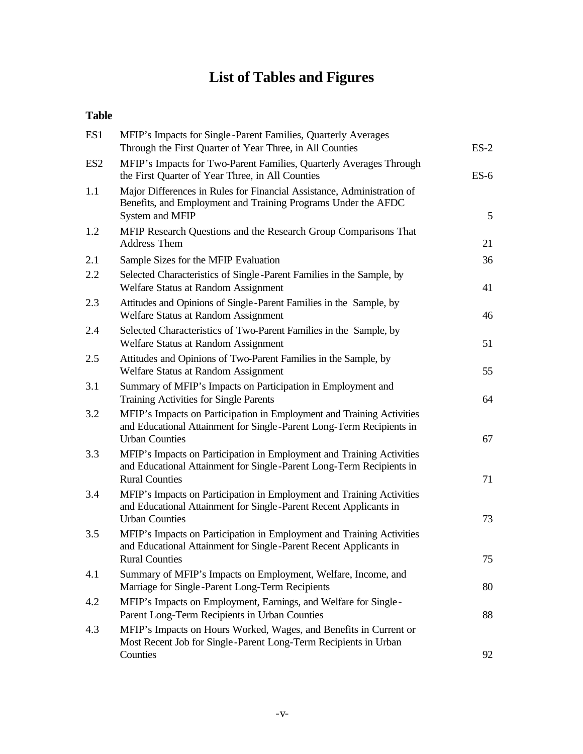# List of Tables and Figures

**Table**

| | | |
|---|---|---|
| ES1 | MFIP's Impacts for Single-Parent Families, Quarterly Averages Through the First Quarter of Year Three, in All Counties | ES-2 |
| ES2 | MFIP's Impacts for Two-Parent Families, Quarterly Averages Through the First Quarter of Year Three, in All Counties | ES-6 |
| 1.1 | Major Differences in Rules for Financial Assistance, Administration of Benefits, and Employment and Training Programs Under the AFDC System and MFIP | 5 |
| 1.2 | MFIP Research Questions and the Research Group Comparisons That Address Them | 21 |
| 2.1 | Sample Sizes for the MFIP Evaluation | 36 |
| 2.2 | Selected Characteristics of Single-Parent Families in the Sample, by Welfare Status at Random Assignment | 41 |
| 2.3 | Attitudes and Opinions of Single-Parent Families in the Sample, by Welfare Status at Random Assignment | 46 |
| 2.4 | Selected Characteristics of Two-Parent Families in the Sample, by Welfare Status at Random Assignment | 51 |
| 2.5 | Attitudes and Opinions of Two-Parent Families in the Sample, by Welfare Status at Random Assignment | 55 |
| 3.1 | Summary of MFIP's Impacts on Participation in Employment and Training Activities for Single Parents | 64 |
| 3.2 | MFIP's Impacts on Participation in Employment and Training Activities and Educational Attainment for Single-Parent Long-Term Recipients in Urban Counties | 67 |
| 3.3 | MFIP's Impacts on Participation in Employment and Training Activities and Educational Attainment for Single-Parent Long-Term Recipients in Rural Counties | 71 |
| 3.4 | MFIP's Impacts on Participation in Employment and Training Activities and Educational Attainment for Single-Parent Recent Applicants in Urban Counties | 73 |
| 3.5 | MFIP's Impacts on Participation in Employment and Training Activities and Educational Attainment for Single-Parent Recent Applicants in Rural Counties | 75 |
| 4.1 | Summary of MFIP's Impacts on Employment, Welfare, Income, and Marriage for Single-Parent Long-Term Recipients | 80 |
| 4.2 | MFIP's Impacts on Employment, Earnings, and Welfare for Single-Parent Long-Term Recipients in Urban Counties | 88 |
| 4.3 | MFIP's Impacts on Hours Worked, Wages, and Benefits in Current or Most Recent Job for Single-Parent Long-Term Recipients in Urban Counties | 92 |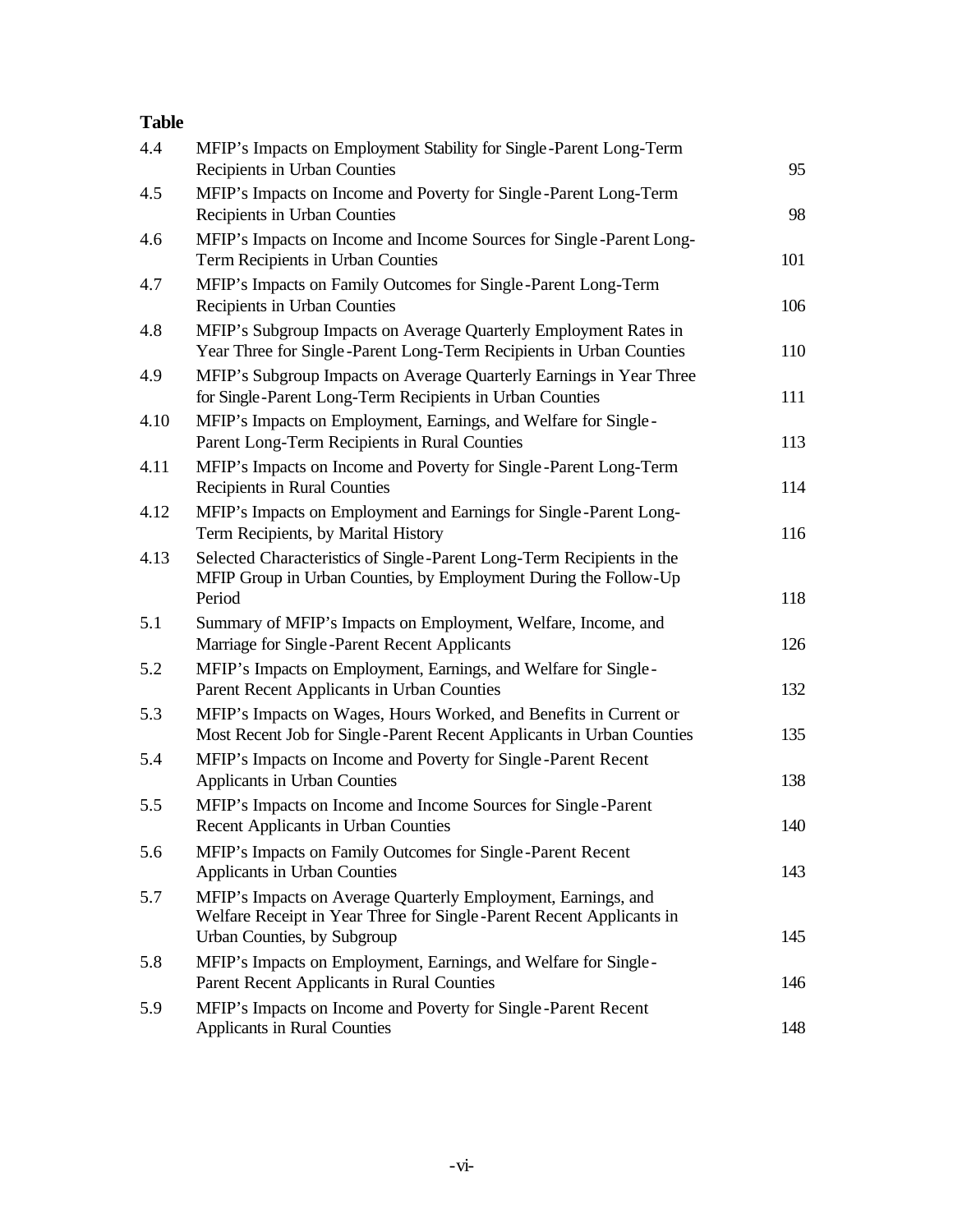**Table**

| | | |
|---|---|---|
| 4.4 | MFIP's Impacts on Employment Stability for Single-Parent Long-Term Recipients in Urban Counties | 95 |
| 4.5 | MFIP's Impacts on Income and Poverty for Single-Parent Long-Term Recipients in Urban Counties | 98 |
| 4.6 | MFIP's Impacts on Income and Income Sources for Single-Parent Long-Term Recipients in Urban Counties | 101 |
| 4.7 | MFIP's Impacts on Family Outcomes for Single-Parent Long-Term Recipients in Urban Counties | 106 |
| 4.8 | MFIP's Subgroup Impacts on Average Quarterly Employment Rates in Year Three for Single-Parent Long-Term Recipients in Urban Counties | 110 |
| 4.9 | MFIP's Subgroup Impacts on Average Quarterly Earnings in Year Three for Single-Parent Long-Term Recipients in Urban Counties | 111 |
| 4.10 | MFIP's Impacts on Employment, Earnings, and Welfare for Single-Parent Long-Term Recipients in Rural Counties | 113 |
| 4.11 | MFIP's Impacts on Income and Poverty for Single-Parent Long-Term Recipients in Rural Counties | 114 |
| 4.12 | MFIP's Impacts on Employment and Earnings for Single-Parent Long-Term Recipients, by Marital History | 116 |
| 4.13 | Selected Characteristics of Single-Parent Long-Term Recipients in the MFIP Group in Urban Counties, by Employment During the Follow-Up Period | 118 |
| 5.1 | Summary of MFIP's Impacts on Employment, Welfare, Income, and Marriage for Single-Parent Recent Applicants | 126 |
| 5.2 | MFIP's Impacts on Employment, Earnings, and Welfare for Single-Parent Recent Applicants in Urban Counties | 132 |
| 5.3 | MFIP's Impacts on Wages, Hours Worked, and Benefits in Current or Most Recent Job for Single-Parent Recent Applicants in Urban Counties | 135 |
| 5.4 | MFIP's Impacts on Income and Poverty for Single-Parent Recent Applicants in Urban Counties | 138 |
| 5.5 | MFIP's Impacts on Income and Income Sources for Single-Parent Recent Applicants in Urban Counties | 140 |
| 5.6 | MFIP's Impacts on Family Outcomes for Single-Parent Recent Applicants in Urban Counties | 143 |
| 5.7 | MFIP's Impacts on Average Quarterly Employment, Earnings, and Welfare Receipt in Year Three for Single-Parent Recent Applicants in Urban Counties, by Subgroup | 145 |
| 5.8 | MFIP's Impacts on Employment, Earnings, and Welfare for Single-Parent Recent Applicants in Rural Counties | 146 |
| 5.9 | MFIP's Impacts on Income and Poverty for Single-Parent Recent Applicants in Rural Counties | 148 |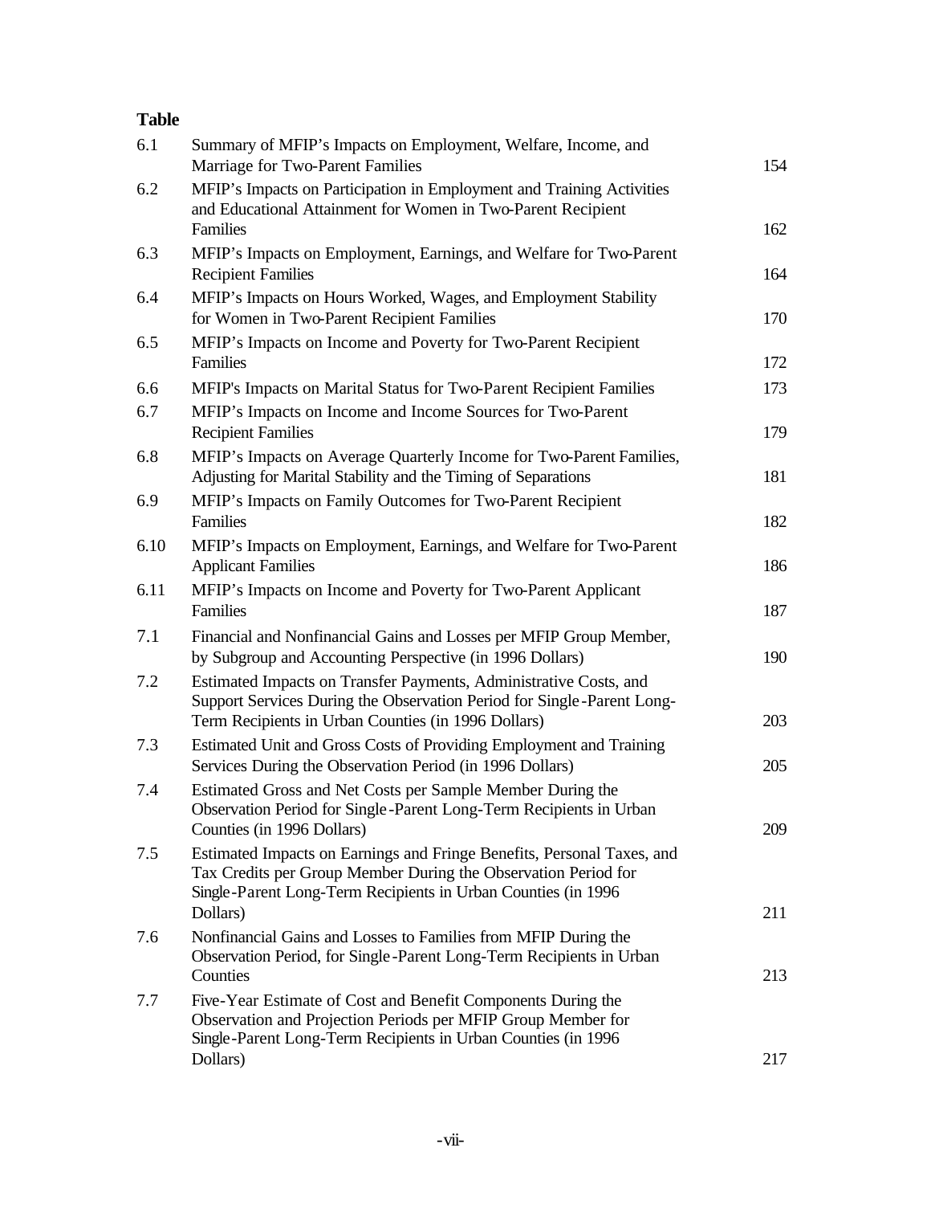**Table**

| | | |
|---|---|---|
| 6.1 | Summary of MFIP's Impacts on Employment, Welfare, Income, and Marriage for Two-Parent Families | 154 |
| 6.2 | MFIP's Impacts on Participation in Employment and Training Activities and Educational Attainment for Women in Two-Parent Recipient Families | 162 |
| 6.3 | MFIP's Impacts on Employment, Earnings, and Welfare for Two-Parent Recipient Families | 164 |
| 6.4 | MFIP's Impacts on Hours Worked, Wages, and Employment Stability for Women in Two-Parent Recipient Families | 170 |
| 6.5 | MFIP's Impacts on Income and Poverty for Two-Parent Recipient Families | 172 |
| 6.6 | MFIP's Impacts on Marital Status for Two-Parent Recipient Families | 173 |
| 6.7 | MFIP's Impacts on Income and Income Sources for Two-Parent Recipient Families | 179 |
| 6.8 | MFIP's Impacts on Average Quarterly Income for Two-Parent Families, Adjusting for Marital Stability and the Timing of Separations | 181 |
| 6.9 | MFIP's Impacts on Family Outcomes for Two-Parent Recipient Families | 182 |
| 6.10 | MFIP's Impacts on Employment, Earnings, and Welfare for Two-Parent Applicant Families | 186 |
| 6.11 | MFIP's Impacts on Income and Poverty for Two-Parent Applicant Families | 187 |
| 7.1 | Financial and Nonfinancial Gains and Losses per MFIP Group Member, by Subgroup and Accounting Perspective (in 1996 Dollars) | 190 |
| 7.2 | Estimated Impacts on Transfer Payments, Administrative Costs, and Support Services During the Observation Period for Single-Parent Long-Term Recipients in Urban Counties (in 1996 Dollars) | 203 |
| 7.3 | Estimated Unit and Gross Costs of Providing Employment and Training Services During the Observation Period (in 1996 Dollars) | 205 |
| 7.4 | Estimated Gross and Net Costs per Sample Member During the Observation Period for Single-Parent Long-Term Recipients in Urban Counties (in 1996 Dollars) | 209 |
| 7.5 | Estimated Impacts on Earnings and Fringe Benefits, Personal Taxes, and Tax Credits per Group Member During the Observation Period for Single-Parent Long-Term Recipients in Urban Counties (in 1996 Dollars) | 211 |
| 7.6 | Nonfinancial Gains and Losses to Families from MFIP During the Observation Period, for Single-Parent Long-Term Recipients in Urban Counties | 213 |
| 7.7 | Five-Year Estimate of Cost and Benefit Components During the Observation and Projection Periods per MFIP Group Member for Single-Parent Long-Term Recipients in Urban Counties (in 1996 Dollars) | 217 |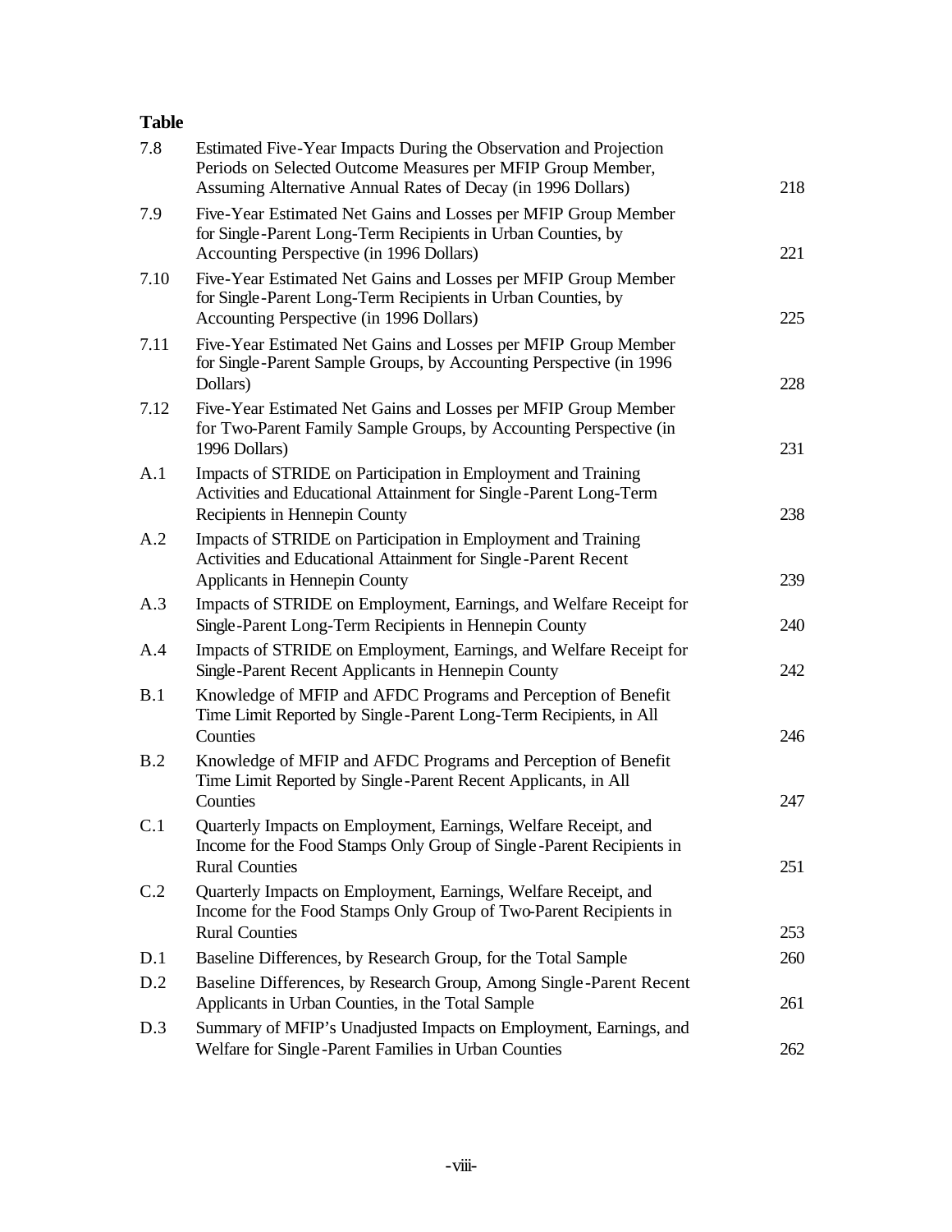| Table | | |
|---|---|---|
| 7.8 | Estimated Five-Year Impacts During the Observation and Projection Periods on Selected Outcome Measures per MFIP Group Member, Assuming Alternative Annual Rates of Decay (in 1996 Dollars) | 218 |
| 7.9 | Five-Year Estimated Net Gains and Losses per MFIP Group Member for Single-Parent Long-Term Recipients in Urban Counties, by Accounting Perspective (in 1996 Dollars) | 221 |
| 7.10 | Five-Year Estimated Net Gains and Losses per MFIP Group Member for Single-Parent Long-Term Recipients in Urban Counties, by Accounting Perspective (in 1996 Dollars) | 225 |
| 7.11 | Five-Year Estimated Net Gains and Losses per MFIP Group Member for Single-Parent Sample Groups, by Accounting Perspective (in 1996 Dollars) | 228 |
| 7.12 | Five-Year Estimated Net Gains and Losses per MFIP Group Member for Two-Parent Family Sample Groups, by Accounting Perspective (in 1996 Dollars) | 231 |
| A.1 | Impacts of STRIDE on Participation in Employment and Training Activities and Educational Attainment for Single-Parent Long-Term Recipients in Hennepin County | 238 |
| A.2 | Impacts of STRIDE on Participation in Employment and Training Activities and Educational Attainment for Single-Parent Recent Applicants in Hennepin County | 239 |
| A.3 | Impacts of STRIDE on Employment, Earnings, and Welfare Receipt for Single-Parent Long-Term Recipients in Hennepin County | 240 |
| A.4 | Impacts of STRIDE on Employment, Earnings, and Welfare Receipt for Single-Parent Recent Applicants in Hennepin County | 242 |
| B.1 | Knowledge of MFIP and AFDC Programs and Perception of Benefit Time Limit Reported by Single-Parent Long-Term Recipients, in All Counties | 246 |
| B.2 | Knowledge of MFIP and AFDC Programs and Perception of Benefit Time Limit Reported by Single-Parent Recent Applicants, in All Counties | 247 |
| C.1 | Quarterly Impacts on Employment, Earnings, Welfare Receipt, and Income for the Food Stamps Only Group of Single-Parent Recipients in Rural Counties | 251 |
| C.2 | Quarterly Impacts on Employment, Earnings, Welfare Receipt, and Income for the Food Stamps Only Group of Two-Parent Recipients in Rural Counties | 253 |
| D.1 | Baseline Differences, by Research Group, for the Total Sample | 260 |
| D.2 | Baseline Differences, by Research Group, Among Single-Parent Recent Applicants in Urban Counties, in the Total Sample | 261 |
| D.3 | Summary of MFIP's Unadjusted Impacts on Employment, Earnings, and Welfare for Single-Parent Families in Urban Counties | 262 |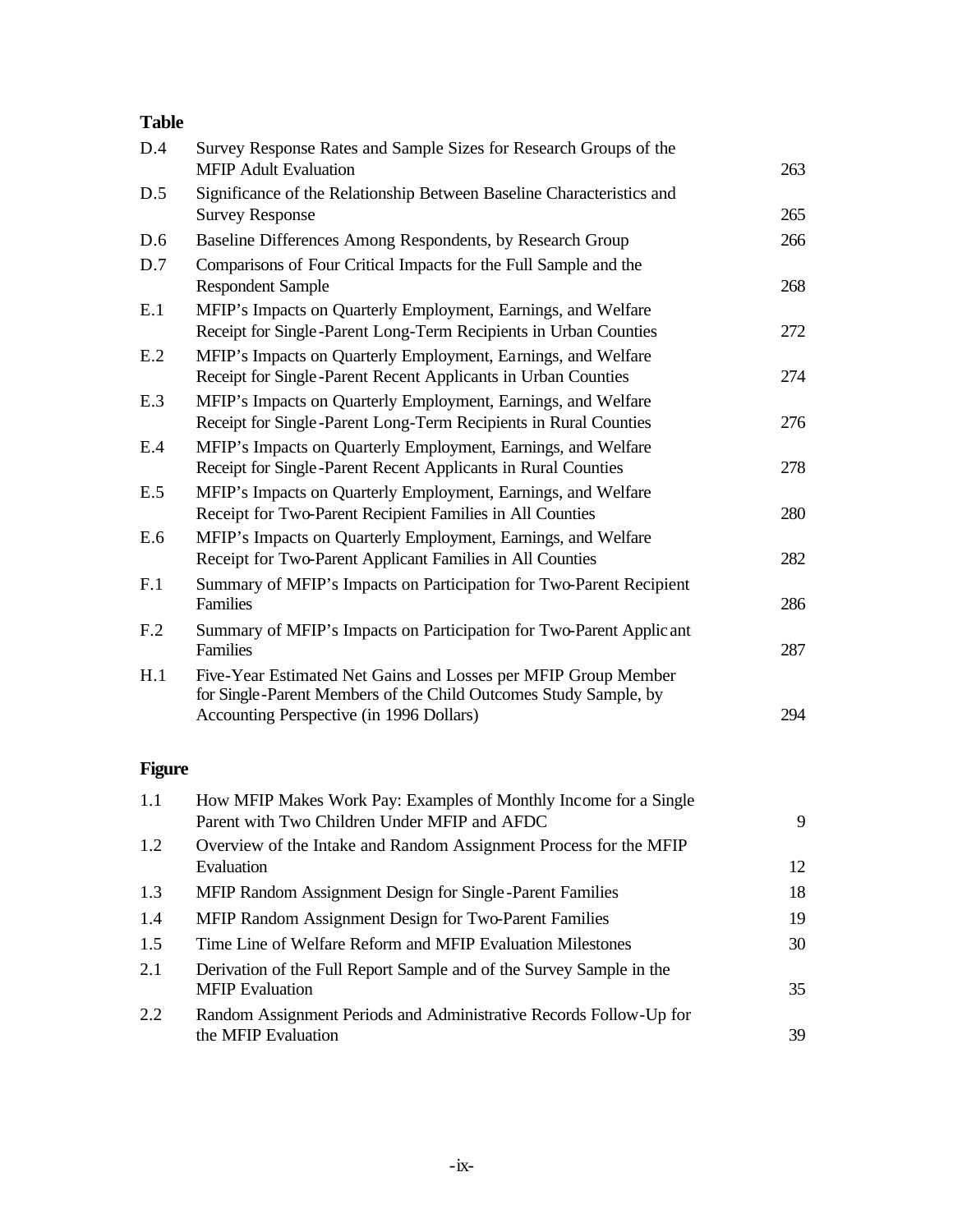**Table**

| | | |
|---|---|---|
| D.4 | Survey Response Rates and Sample Sizes for Research Groups of the MFIP Adult Evaluation | 263 |
| D.5 | Significance of the Relationship Between Baseline Characteristics and Survey Response | 265 |
| D.6 | Baseline Differences Among Respondents, by Research Group | 266 |
| D.7 | Comparisons of Four Critical Impacts for the Full Sample and the Respondent Sample | 268 |
| E.1 | MFIP's Impacts on Quarterly Employment, Earnings, and Welfare Receipt for Single-Parent Long-Term Recipients in Urban Counties | 272 |
| E.2 | MFIP's Impacts on Quarterly Employment, Earnings, and Welfare Receipt for Single-Parent Recent Applicants in Urban Counties | 274 |
| E.3 | MFIP's Impacts on Quarterly Employment, Earnings, and Welfare Receipt for Single-Parent Long-Term Recipients in Rural Counties | 276 |
| E.4 | MFIP's Impacts on Quarterly Employment, Earnings, and Welfare Receipt for Single-Parent Recent Applicants in Rural Counties | 278 |
| E.5 | MFIP's Impacts on Quarterly Employment, Earnings, and Welfare Receipt for Two-Parent Recipient Families in All Counties | 280 |
| E.6 | MFIP's Impacts on Quarterly Employment, Earnings, and Welfare Receipt for Two-Parent Applicant Families in All Counties | 282 |
| F.1 | Summary of MFIP's Impacts on Participation for Two-Parent Recipient Families | 286 |
| F.2 | Summary of MFIP's Impacts on Participation for Two-Parent Applicant Families | 287 |
| H.1 | Five-Year Estimated Net Gains and Losses per MFIP Group Member for Single-Parent Members of the Child Outcomes Study Sample, by Accounting Perspective (in 1996 Dollars) | 294 |

**Figure**

| | | |
|---|---|---|
| 1.1 | How MFIP Makes Work Pay: Examples of Monthly Income for a Single Parent with Two Children Under MFIP and AFDC | 9 |
| 1.2 | Overview of the Intake and Random Assignment Process for the MFIP Evaluation | 12 |
| 1.3 | MFIP Random Assignment Design for Single-Parent Families | 18 |
| 1.4 | MFIP Random Assignment Design for Two-Parent Families | 19 |
| 1.5 | Time Line of Welfare Reform and MFIP Evaluation Milestones | 30 |
| 2.1 | Derivation of the Full Report Sample and of the Survey Sample in the MFIP Evaluation | 35 |
| 2.2 | Random Assignment Periods and Administrative Records Follow-Up for the MFIP Evaluation | 39 |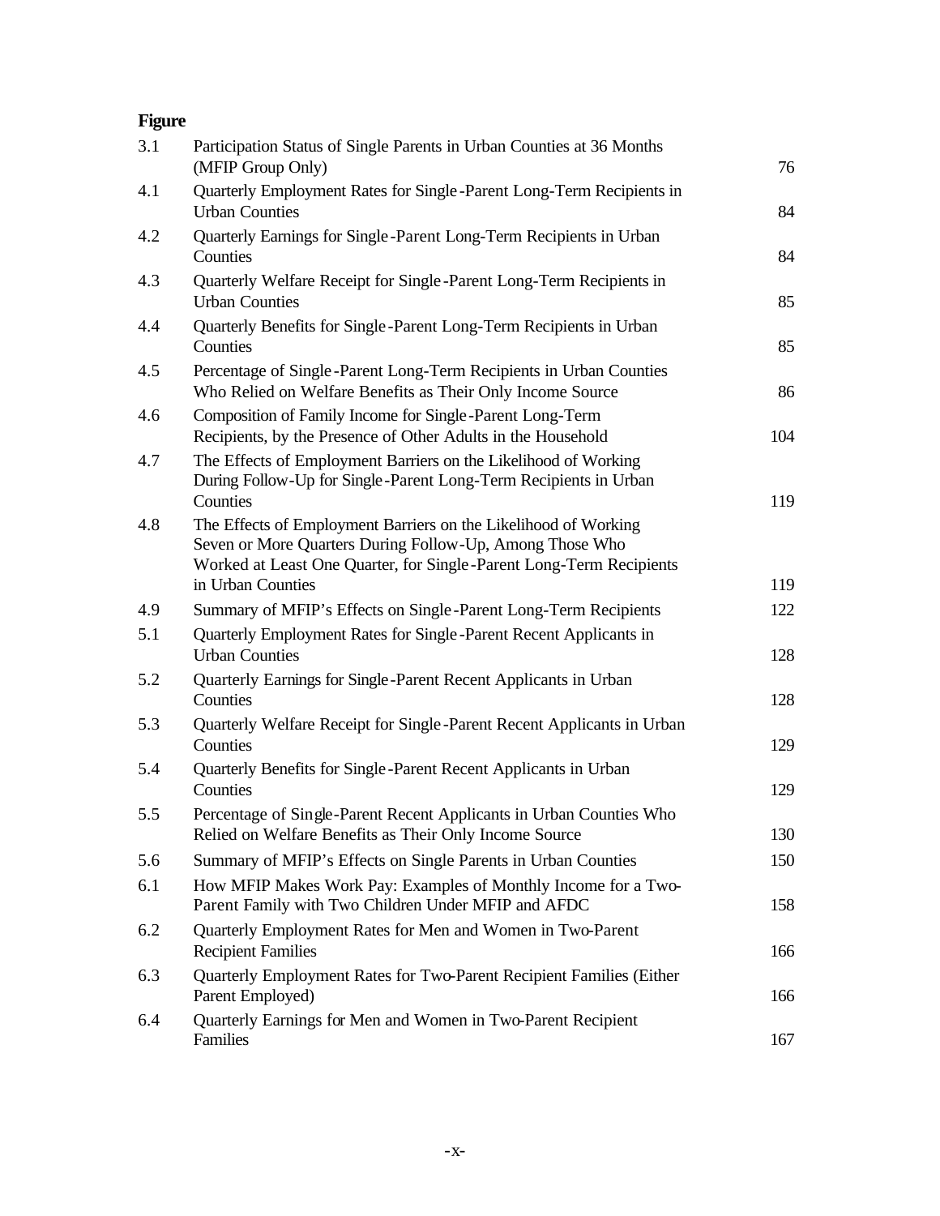**Figure**

| | | |
|---|---|---|
| 3.1 | Participation Status of Single Parents in Urban Counties at 36 Months (MFIP Group Only) | 76 |
| 4.1 | Quarterly Employment Rates for Single-Parent Long-Term Recipients in Urban Counties | 84 |
| 4.2 | Quarterly Earnings for Single-Parent Long-Term Recipients in Urban Counties | 84 |
| 4.3 | Quarterly Welfare Receipt for Single-Parent Long-Term Recipients in Urban Counties | 85 |
| 4.4 | Quarterly Benefits for Single-Parent Long-Term Recipients in Urban Counties | 85 |
| 4.5 | Percentage of Single-Parent Long-Term Recipients in Urban Counties Who Relied on Welfare Benefits as Their Only Income Source | 86 |
| 4.6 | Composition of Family Income for Single-Parent Long-Term Recipients, by the Presence of Other Adults in the Household | 104 |
| 4.7 | The Effects of Employment Barriers on the Likelihood of Working During Follow-Up for Single-Parent Long-Term Recipients in Urban Counties | 119 |
| 4.8 | The Effects of Employment Barriers on the Likelihood of Working Seven or More Quarters During Follow-Up, Among Those Who Worked at Least One Quarter, for Single-Parent Long-Term Recipients in Urban Counties | 119 |
| 4.9 | Summary of MFIP's Effects on Single-Parent Long-Term Recipients | 122 |
| 5.1 | Quarterly Employment Rates for Single-Parent Recent Applicants in Urban Counties | 128 |
| 5.2 | Quarterly Earnings for Single-Parent Recent Applicants in Urban Counties | 128 |
| 5.3 | Quarterly Welfare Receipt for Single-Parent Recent Applicants in Urban Counties | 129 |
| 5.4 | Quarterly Benefits for Single-Parent Recent Applicants in Urban Counties | 129 |
| 5.5 | Percentage of Single-Parent Recent Applicants in Urban Counties Who Relied on Welfare Benefits as Their Only Income Source | 130 |
| 5.6 | Summary of MFIP's Effects on Single Parents in Urban Counties | 150 |
| 6.1 | How MFIP Makes Work Pay: Examples of Monthly Income for a Two-Parent Family with Two Children Under MFIP and AFDC | 158 |
| 6.2 | Quarterly Employment Rates for Men and Women in Two-Parent Recipient Families | 166 |
| 6.3 | Quarterly Employment Rates for Two-Parent Recipient Families (Either Parent Employed) | 166 |
| 6.4 | Quarterly Earnings for Men and Women in Two-Parent Recipient Families | 167 |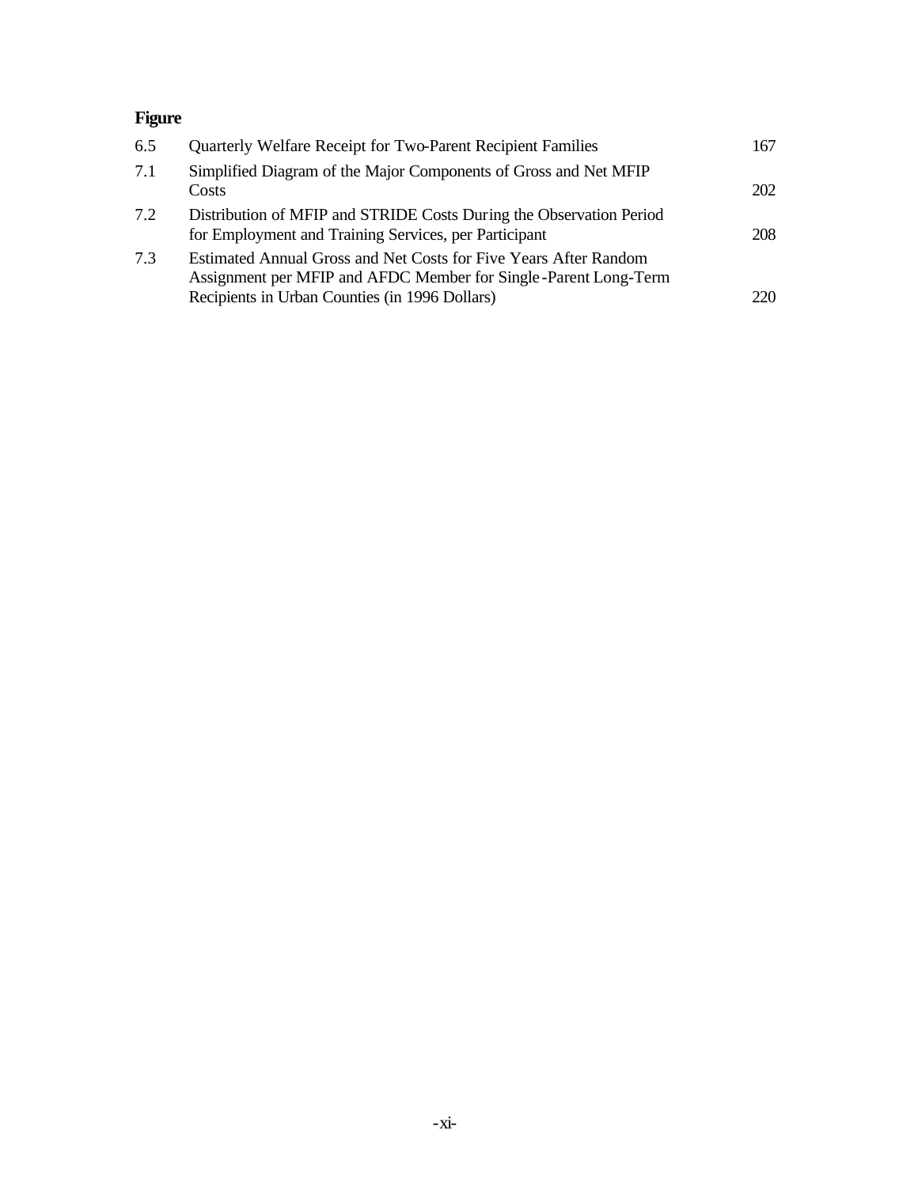**Figure**

| | | |
|---|---|---|
| 6.5 | Quarterly Welfare Receipt for Two-Parent Recipient Families | 167 |
| 7.1 | Simplified Diagram of the Major Components of Gross and Net MFIP Costs | 202 |
| 7.2 | Distribution of MFIP and STRIDE Costs During the Observation Period for Employment and Training Services, per Participant | 208 |
| 7.3 | Estimated Annual Gross and Net Costs for Five Years After Random Assignment per MFIP and AFDC Member for Single-Parent Long-Term Recipients in Urban Counties (in 1996 Dollars) | 220 |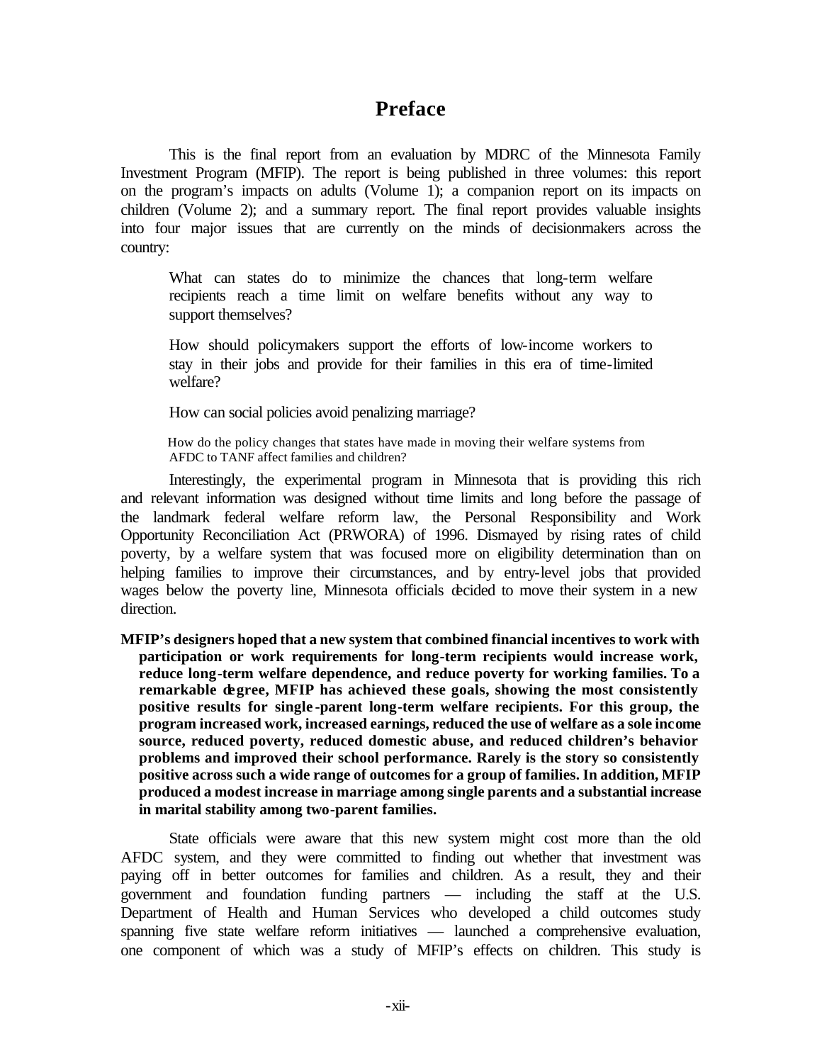# Preface

This is the final report from an evaluation by MDRC of the Minnesota Family Investment Program (MFIP). The report is being published in three volumes: this report on the program's impacts on adults (Volume 1); a companion report on its impacts on children (Volume 2); and a summary report. The final report provides valuable insights into four major issues that are currently on the minds of decisionmakers across the country:

> What can states do to minimize the chances that long-term welfare recipients reach a time limit on welfare benefits without any way to support themselves?
>
> How should policymakers support the efforts of low-income workers to stay in their jobs and provide for their families in this era of time-limited welfare?
>
> How can social policies avoid penalizing marriage?
>
> How do the policy changes that states have made in moving their welfare systems from AFDC to TANF affect families and children?

Interestingly, the experimental program in Minnesota that is providing this rich and relevant information was designed without time limits and long before the passage of the landmark federal welfare reform law, the Personal Responsibility and Work Opportunity Reconciliation Act (PRWORA) of 1996. Dismayed by rising rates of child poverty, by a welfare system that was focused more on eligibility determination than on helping families to improve their circumstances, and by entry-level jobs that provided wages below the poverty line, Minnesota officials decided to move their system in a new direction.

**MFIP's designers hoped that a new system that combined financial incentives to work with participation or work requirements for long-term recipients would increase work, reduce long-term welfare dependence, and reduce poverty for working families. To a remarkable degree, MFIP has achieved these goals, showing the most consistently positive results for single-parent long-term welfare recipients. For this group, the program increased work, increased earnings, reduced the use of welfare as a sole income source, reduced poverty, reduced domestic abuse, and reduced children's behavior problems and improved their school performance. Rarely is the story so consistently positive across such a wide range of outcomes for a group of families. In addition, MFIP produced a modest increase in marriage among single parents and a substantial increase in marital stability among two-parent families.**

State officials were aware that this new system might cost more than the old AFDC system, and they were committed to finding out whether that investment was paying off in better outcomes for families and children. As a result, they and their government and foundation funding partners — including the staff at the U.S. Department of Health and Human Services who developed a child outcomes study spanning five state welfare reform initiatives — launched a comprehensive evaluation, one component of which was a study of MFIP's effects on children. This study is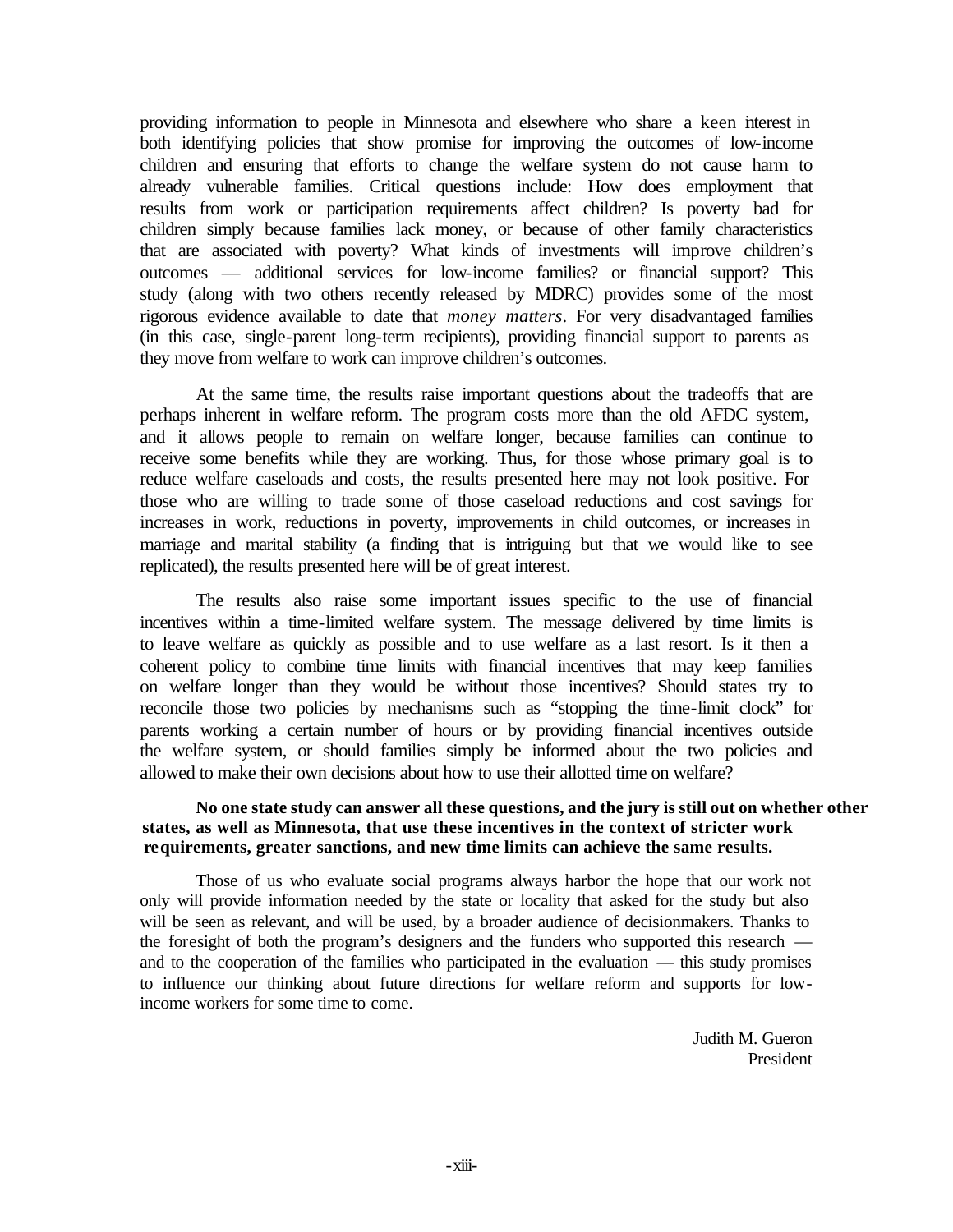providing information to people in Minnesota and elsewhere who share a keen interest in both identifying policies that show promise for improving the outcomes of low-income children and ensuring that efforts to change the welfare system do not cause harm to already vulnerable families. Critical questions include: How does employment that results from work or participation requirements affect children? Is poverty bad for children simply because families lack money, or because of other family characteristics that are associated with poverty? What kinds of investments will improve children's outcomes — additional services for low-income families? or financial support? This study (along with two others recently released by MDRC) provides some of the most rigorous evidence available to date that *money matters*. For very disadvantaged families (in this case, single-parent long-term recipients), providing financial support to parents as they move from welfare to work can improve children's outcomes.

At the same time, the results raise important questions about the tradeoffs that are perhaps inherent in welfare reform. The program costs more than the old AFDC system, and it allows people to remain on welfare longer, because families can continue to receive some benefits while they are working. Thus, for those whose primary goal is to reduce welfare caseloads and costs, the results presented here may not look positive. For those who are willing to trade some of those caseload reductions and cost savings for increases in work, reductions in poverty, improvements in child outcomes, or increases in marriage and marital stability (a finding that is intriguing but that we would like to see replicated), the results presented here will be of great interest.

The results also raise some important issues specific to the use of financial incentives within a time-limited welfare system. The message delivered by time limits is to leave welfare as quickly as possible and to use welfare as a last resort. Is it then a coherent policy to combine time limits with financial incentives that may keep families on welfare longer than they would be without those incentives? Should states try to reconcile those two policies by mechanisms such as "stopping the time-limit clock" for parents working a certain number of hours or by providing financial incentives outside the welfare system, or should families simply be informed about the two policies and allowed to make their own decisions about how to use their allotted time on welfare?

**No one state study can answer all these questions, and the jury is still out on whether other states, as well as Minnesota, that use these incentives in the context of stricter work requirements, greater sanctions, and new time limits can achieve the same results.**

Those of us who evaluate social programs always harbor the hope that our work not only will provide information needed by the state or locality that asked for the study but also will be seen as relevant, and will be used, by a broader audience of decisionmakers. Thanks to the foresight of both the program's designers and the funders who supported this research — and to the cooperation of the families who participated in the evaluation — this study promises to influence our thinking about future directions for welfare reform and supports for low-income workers for some time to come.

Judith M. Gueron
President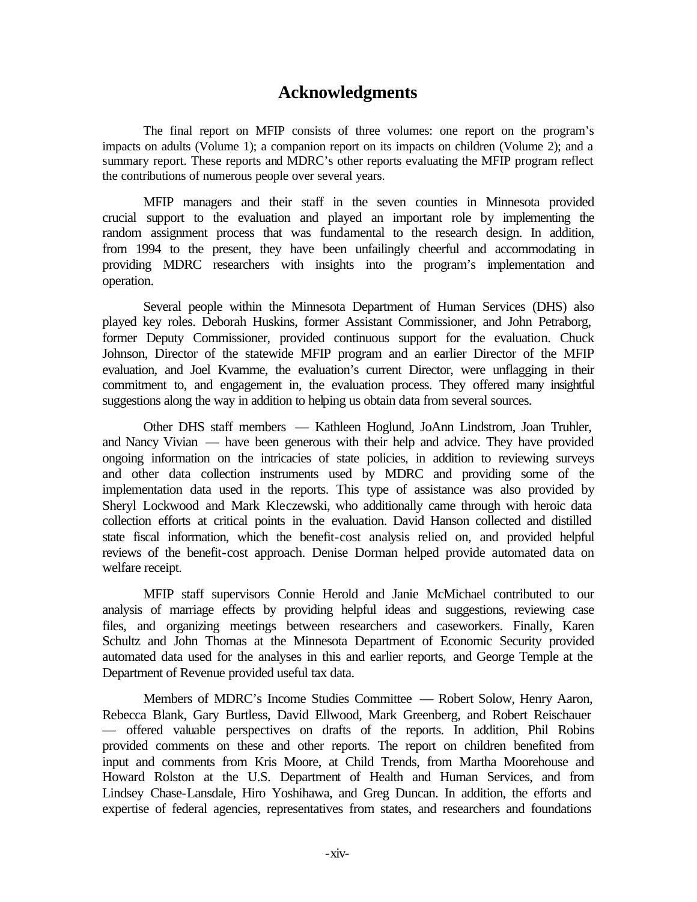# Acknowledgments

The final report on MFIP consists of three volumes: one report on the program's impacts on adults (Volume 1); a companion report on its impacts on children (Volume 2); and a summary report. These reports and MDRC's other reports evaluating the MFIP program reflect the contributions of numerous people over several years.

MFIP managers and their staff in the seven counties in Minnesota provided crucial support to the evaluation and played an important role by implementing the random assignment process that was fundamental to the research design. In addition, from 1994 to the present, they have been unfailingly cheerful and accommodating in providing MDRC researchers with insights into the program's implementation and operation.

Several people within the Minnesota Department of Human Services (DHS) also played key roles. Deborah Huskins, former Assistant Commissioner, and John Petraborg, former Deputy Commissioner, provided continuous support for the evaluation. Chuck Johnson, Director of the statewide MFIP program and an earlier Director of the MFIP evaluation, and Joel Kvamme, the evaluation's current Director, were unflagging in their commitment to, and engagement in, the evaluation process. They offered many insightful suggestions along the way in addition to helping us obtain data from several sources.

Other DHS staff members — Kathleen Hoglund, JoAnn Lindstrom, Joan Truhler, and Nancy Vivian — have been generous with their help and advice. They have provided ongoing information on the intricacies of state policies, in addition to reviewing surveys and other data collection instruments used by MDRC and providing some of the implementation data used in the reports. This type of assistance was also provided by Sheryl Lockwood and Mark Kleczewski, who additionally came through with heroic data collection efforts at critical points in the evaluation. David Hanson collected and distilled state fiscal information, which the benefit-cost analysis relied on, and provided helpful reviews of the benefit-cost approach. Denise Dorman helped provide automated data on welfare receipt.

MFIP staff supervisors Connie Herold and Janie McMichael contributed to our analysis of marriage effects by providing helpful ideas and suggestions, reviewing case files, and organizing meetings between researchers and caseworkers. Finally, Karen Schultz and John Thomas at the Minnesota Department of Economic Security provided automated data used for the analyses in this and earlier reports, and George Temple at the Department of Revenue provided useful tax data.

Members of MDRC's Income Studies Committee — Robert Solow, Henry Aaron, Rebecca Blank, Gary Burtless, David Ellwood, Mark Greenberg, and Robert Reischauer — offered valuable perspectives on drafts of the reports. In addition, Phil Robins provided comments on these and other reports. The report on children benefited from input and comments from Kris Moore, at Child Trends, from Martha Moorehouse and Howard Rolston at the U.S. Department of Health and Human Services, and from Lindsey Chase-Lansdale, Hiro Yoshihawa, and Greg Duncan. In addition, the efforts and expertise of federal agencies, representatives from states, and researchers and foundations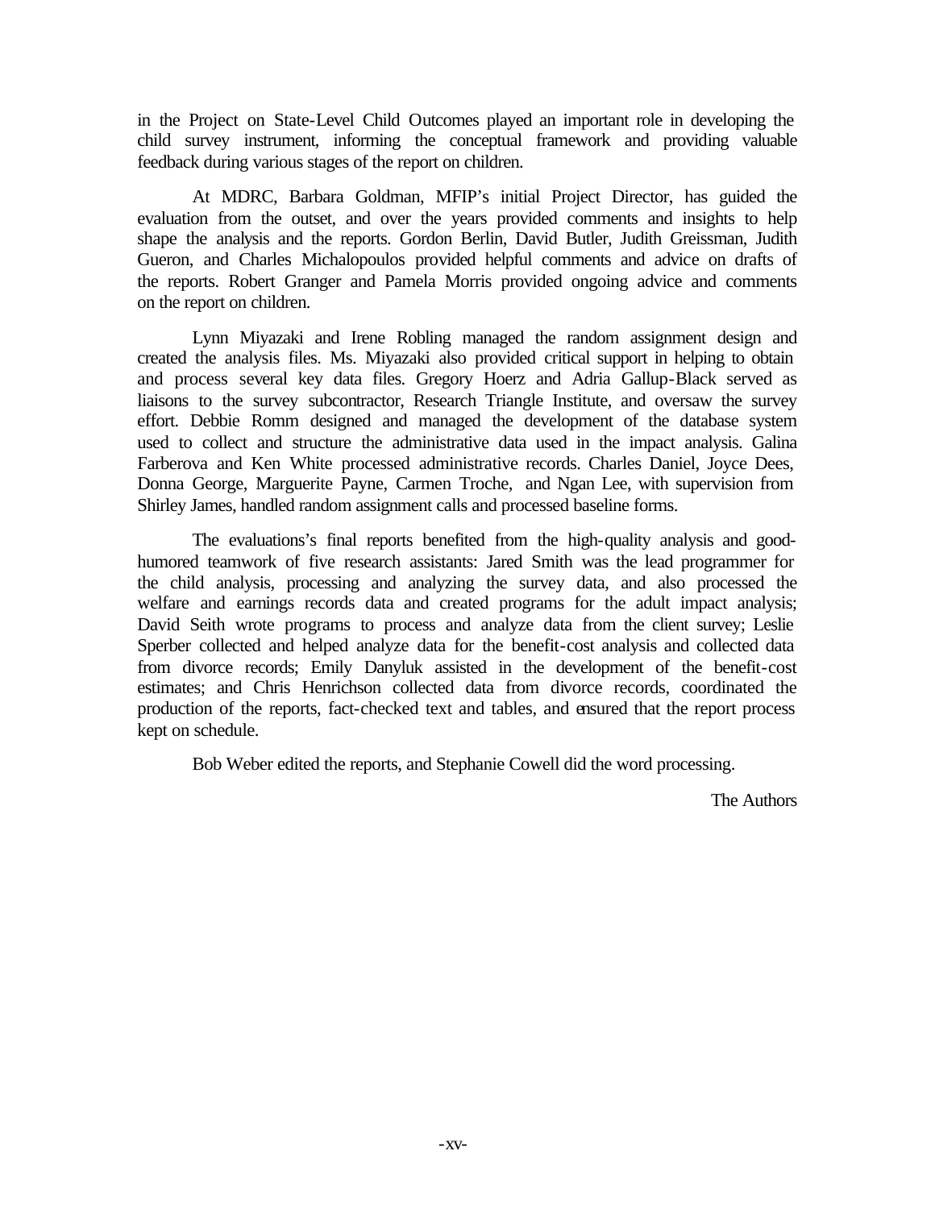in the Project on State-Level Child Outcomes played an important role in developing the child survey instrument, informing the conceptual framework and providing valuable feedback during various stages of the report on children.

At MDRC, Barbara Goldman, MFIP's initial Project Director, has guided the evaluation from the outset, and over the years provided comments and insights to help shape the analysis and the reports. Gordon Berlin, David Butler, Judith Greissman, Judith Gueron, and Charles Michalopoulos provided helpful comments and advice on drafts of the reports. Robert Granger and Pamela Morris provided ongoing advice and comments on the report on children.

Lynn Miyazaki and Irene Robling managed the random assignment design and created the analysis files. Ms. Miyazaki also provided critical support in helping to obtain and process several key data files. Gregory Hoerz and Adria Gallup-Black served as liaisons to the survey subcontractor, Research Triangle Institute, and oversaw the survey effort. Debbie Romm designed and managed the development of the database system used to collect and structure the administrative data used in the impact analysis. Galina Farberova and Ken White processed administrative records. Charles Daniel, Joyce Dees, Donna George, Marguerite Payne, Carmen Troche, and Ngan Lee, with supervision from Shirley James, handled random assignment calls and processed baseline forms.

The evaluations's final reports benefited from the high-quality analysis and good-humored teamwork of five research assistants: Jared Smith was the lead programmer for the child analysis, processing and analyzing the survey data, and also processed the welfare and earnings records data and created programs for the adult impact analysis; David Seith wrote programs to process and analyze data from the client survey; Leslie Sperber collected and helped analyze data for the benefit-cost analysis and collected data from divorce records; Emily Danyluk assisted in the development of the benefit-cost estimates; and Chris Henrichson collected data from divorce records, coordinated the production of the reports, fact-checked text and tables, and ensured that the report process kept on schedule.

Bob Weber edited the reports, and Stephanie Cowell did the word processing.

The Authors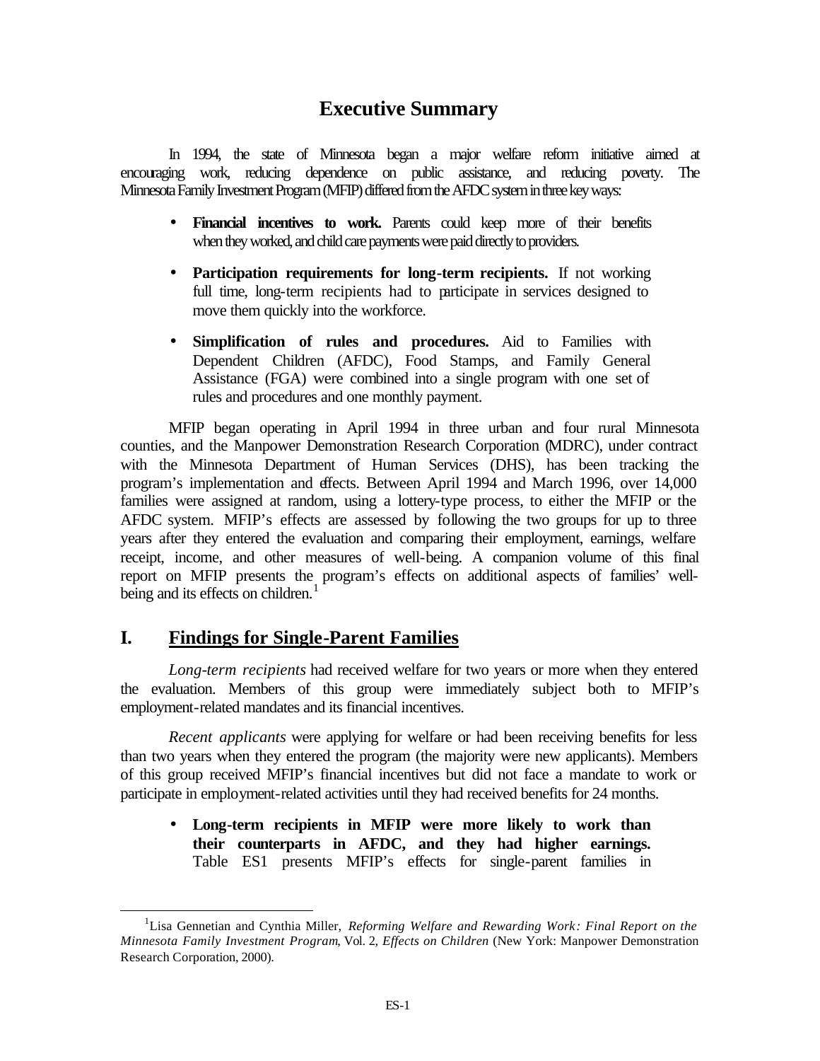# Executive Summary

In 1994, the state of Minnesota began a major welfare reform initiative aimed at encouraging work, reducing dependence on public assistance, and reducing poverty. The Minnesota Family Investment Program (MFIP) differed from the AFDC system in three key ways:

- **Financial incentives to work.** Parents could keep more of their benefits when they worked, and child care payments were paid directly to providers.
- **Participation requirements for long-term recipients.** If not working full time, long-term recipients had to participate in services designed to move them quickly into the workforce.
- **Simplification of rules and procedures.** Aid to Families with Dependent Children (AFDC), Food Stamps, and Family General Assistance (FGA) were combined into a single program with one set of rules and procedures and one monthly payment.

MFIP began operating in April 1994 in three urban and four rural Minnesota counties, and the Manpower Demonstration Research Corporation (MDRC), under contract with the Minnesota Department of Human Services (DHS), has been tracking the program's implementation and effects. Between April 1994 and March 1996, over 14,000 families were assigned at random, using a lottery-type process, to either the MFIP or the AFDC system. MFIP's effects are assessed by following the two groups for up to three years after they entered the evaluation and comparing their employment, earnings, welfare receipt, income, and other measures of well-being. A companion volume of this final report on MFIP presents the program's effects on additional aspects of families' well-being and its effects on children.[1]

## I. Findings for Single-Parent Families

*Long-term recipients* had received welfare for two years or more when they entered the evaluation. Members of this group were immediately subject both to MFIP's employment-related mandates and its financial incentives.

*Recent applicants* were applying for welfare or had been receiving benefits for less than two years when they entered the program (the majority were new applicants). Members of this group received MFIP's financial incentives but did not face a mandate to work or participate in employment-related activities until they had received benefits for 24 months.

- **Long-term recipients in MFIP were more likely to work than their counterparts in AFDC, and they had higher earnings.** Table ES1 presents MFIP's effects for single-parent families in

---

[1] Lisa Gennetian and Cynthia Miller, *Reforming Welfare and Rewarding Work: Final Report on the Minnesota Family Investment Program*, Vol. 2, *Effects on Children* (New York: Manpower Demonstration Research Corporation, 2000).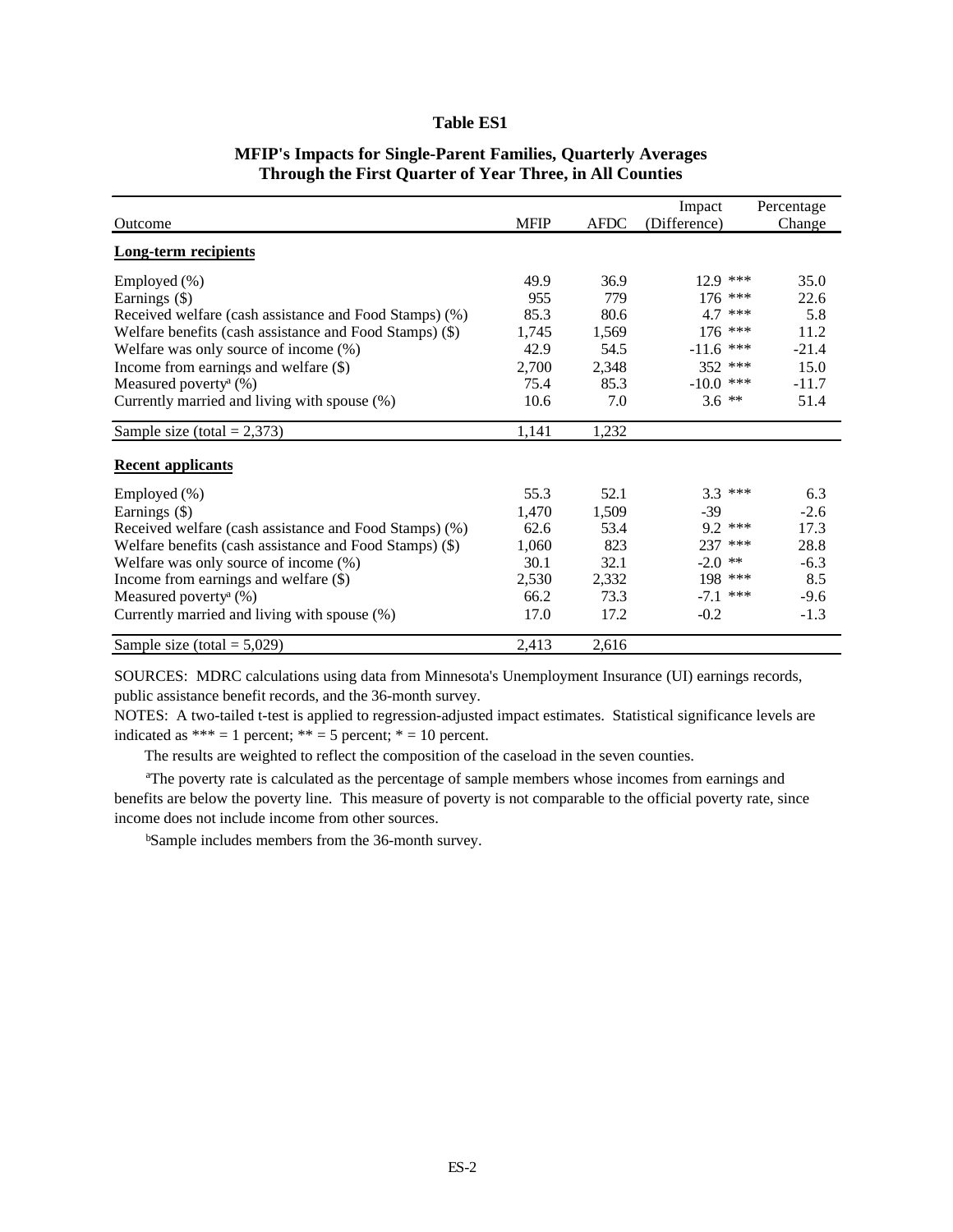**Table ES1**

**MFIP's Impacts for Single-Parent Families, Quarterly Averages Through the First Quarter of Year Three, in All Counties**

| Outcome | MFIP | AFDC | Impact (Difference) | Percentage Change |
|---|---|---|---|---|
| **Long-term recipients** | | | | |
| Employed (%) | 49.9 | 36.9 | 12.9 *** | 35.0 |
| Earnings ($) | 955 | 779 | 176 *** | 22.6 |
| Received welfare (cash assistance and Food Stamps) (%) | 85.3 | 80.6 | 4.7 *** | 5.8 |
| Welfare benefits (cash assistance and Food Stamps) ($) | 1,745 | 1,569 | 176 *** | 11.2 |
| Welfare was only source of income (%) | 42.9 | 54.5 | -11.6 *** | -21.4 |
| Income from earnings and welfare ($) | 2,700 | 2,348 | 352 *** | 15.0 |
| Measured poverty[a] (%) | 75.4 | 85.3 | -10.0 *** | -11.7 |
| Currently married and living with spouse (%) | 10.6 | 7.0 | 3.6 ** | 51.4 |
| Sample size (total = 2,373) | 1,141 | 1,232 | | |
| **Recent applicants** | | | | |
| Employed (%) | 55.3 | 52.1 | 3.3 *** | 6.3 |
| Earnings ($) | 1,470 | 1,509 | -39 | -2.6 |
| Received welfare (cash assistance and Food Stamps) (%) | 62.6 | 53.4 | 9.2 *** | 17.3 |
| Welfare benefits (cash assistance and Food Stamps) ($) | 1,060 | 823 | 237 *** | 28.8 |
| Welfare was only source of income (%) | 30.1 | 32.1 | -2.0 ** | -6.3 |
| Income from earnings and welfare ($) | 2,530 | 2,332 | 198 *** | 8.5 |
| Measured poverty[a] (%) | 66.2 | 73.3 | -7.1 *** | -9.6 |
| Currently married and living with spouse (%) | 17.0 | 17.2 | -0.2 | -1.3 |
| Sample size (total = 5,029) | 2,413 | 2,616 | | |

SOURCES: MDRC calculations using data from Minnesota's Unemployment Insurance (UI) earnings records, public assistance benefit records, and the 36-month survey.

NOTES: A two-tailed t-test is applied to regression-adjusted impact estimates. Statistical significance levels are indicated as *** = 1 percent; ** = 5 percent; * = 10 percent.

The results are weighted to reflect the composition of the caseload in the seven counties.

[a]The poverty rate is calculated as the percentage of sample members whose incomes from earnings and benefits are below the poverty line. This measure of poverty is not comparable to the official poverty rate, since income does not include income from other sources.

[b]Sample includes members from the 36-month survey.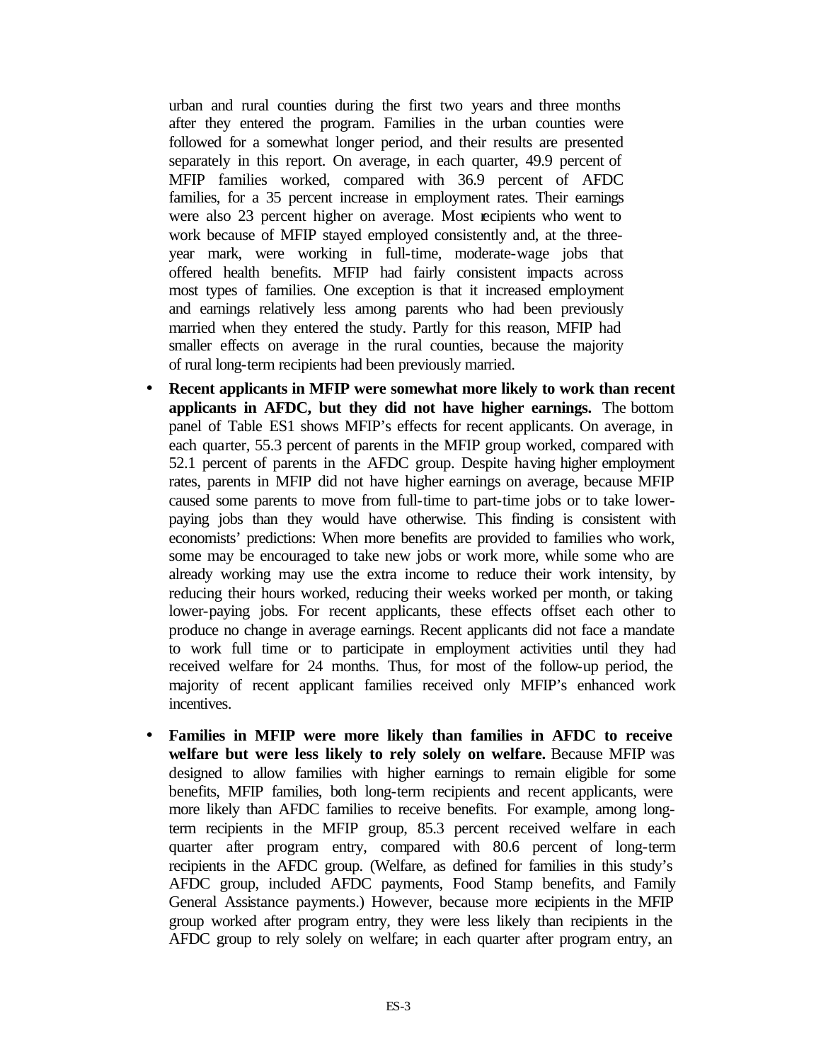urban and rural counties during the first two years and three months after they entered the program. Families in the urban counties were followed for a somewhat longer period, and their results are presented separately in this report. On average, in each quarter, 49.9 percent of MFIP families worked, compared with 36.9 percent of AFDC families, for a 35 percent increase in employment rates. Their earnings were also 23 percent higher on average. Most recipients who went to work because of MFIP stayed employed consistently and, at the three-year mark, were working in full-time, moderate-wage jobs that offered health benefits. MFIP had fairly consistent impacts across most types of families. One exception is that it increased employment and earnings relatively less among parents who had been previously married when they entered the study. Partly for this reason, MFIP had smaller effects on average in the rural counties, because the majority of rural long-term recipients had been previously married.

- **Recent applicants in MFIP were somewhat more likely to work than recent applicants in AFDC, but they did not have higher earnings.** The bottom panel of Table ES1 shows MFIP's effects for recent applicants. On average, in each quarter, 55.3 percent of parents in the MFIP group worked, compared with 52.1 percent of parents in the AFDC group. Despite having higher employment rates, parents in MFIP did not have higher earnings on average, because MFIP caused some parents to move from full-time to part-time jobs or to take lower-paying jobs than they would have otherwise. This finding is consistent with economists' predictions: When more benefits are provided to families who work, some may be encouraged to take new jobs or work more, while some who are already working may use the extra income to reduce their work intensity, by reducing their hours worked, reducing their weeks worked per month, or taking lower-paying jobs. For recent applicants, these effects offset each other to produce no change in average earnings. Recent applicants did not face a mandate to work full time or to participate in employment activities until they had received welfare for 24 months. Thus, for most of the follow-up period, the majority of recent applicant families received only MFIP's enhanced work incentives.

- **Families in MFIP were more likely than families in AFDC to receive welfare but were less likely to rely solely on welfare.** Because MFIP was designed to allow families with higher earnings to remain eligible for some benefits, MFIP families, both long-term recipients and recent applicants, were more likely than AFDC families to receive benefits. For example, among long-term recipients in the MFIP group, 85.3 percent received welfare in each quarter after program entry, compared with 80.6 percent of long-term recipients in the AFDC group. (Welfare, as defined for families in this study's AFDC group, included AFDC payments, Food Stamp benefits, and Family General Assistance payments.) However, because more recipients in the MFIP group worked after program entry, they were less likely than recipients in the AFDC group to rely solely on welfare; in each quarter after program entry, an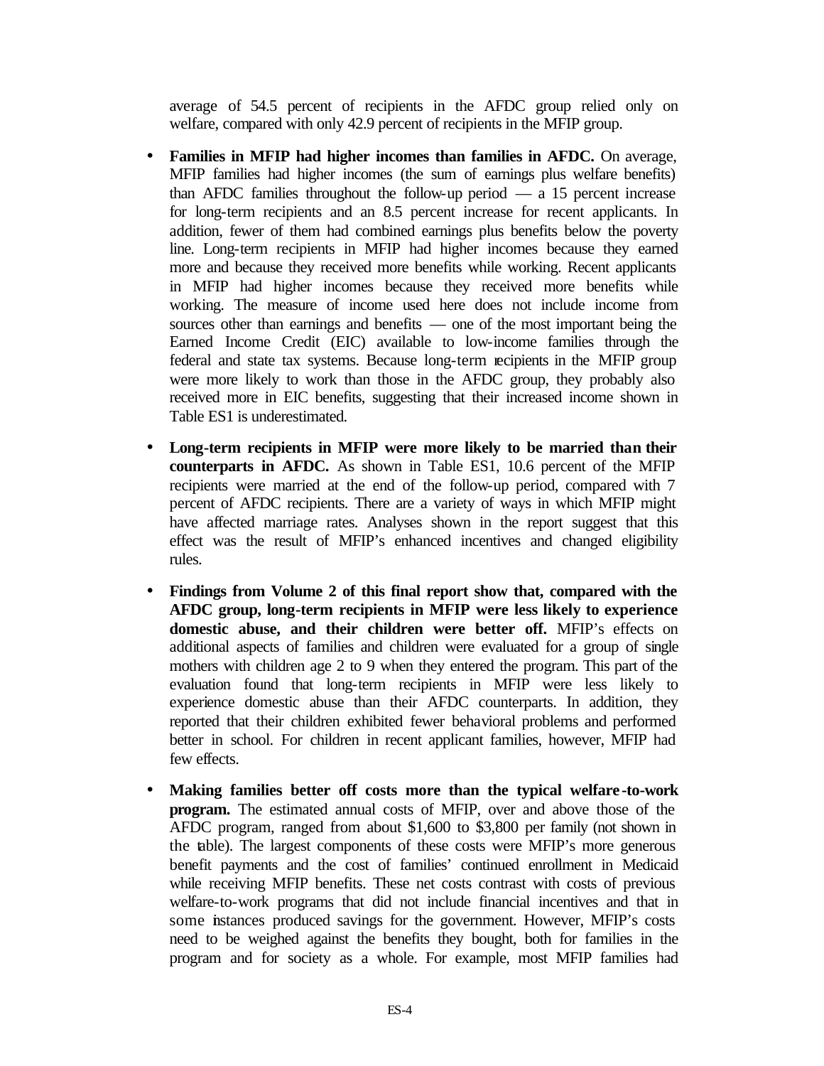average of 54.5 percent of recipients in the AFDC group relied only on welfare, compared with only 42.9 percent of recipients in the MFIP group.

- **Families in MFIP had higher incomes than families in AFDC.** On average, MFIP families had higher incomes (the sum of earnings plus welfare benefits) than AFDC families throughout the follow-up period — a 15 percent increase for long-term recipients and an 8.5 percent increase for recent applicants. In addition, fewer of them had combined earnings plus benefits below the poverty line. Long-term recipients in MFIP had higher incomes because they earned more and because they received more benefits while working. Recent applicants in MFIP had higher incomes because they received more benefits while working. The measure of income used here does not include income from sources other than earnings and benefits — one of the most important being the Earned Income Credit (EIC) available to low-income families through the federal and state tax systems. Because long-term recipients in the MFIP group were more likely to work than those in the AFDC group, they probably also received more in EIC benefits, suggesting that their increased income shown in Table ES1 is underestimated.

- **Long-term recipients in MFIP were more likely to be married than their counterparts in AFDC.** As shown in Table ES1, 10.6 percent of the MFIP recipients were married at the end of the follow-up period, compared with 7 percent of AFDC recipients. There are a variety of ways in which MFIP might have affected marriage rates. Analyses shown in the report suggest that this effect was the result of MFIP's enhanced incentives and changed eligibility rules.

- **Findings from Volume 2 of this final report show that, compared with the AFDC group, long-term recipients in MFIP were less likely to experience domestic abuse, and their children were better off.** MFIP's effects on additional aspects of families and children were evaluated for a group of single mothers with children age 2 to 9 when they entered the program. This part of the evaluation found that long-term recipients in MFIP were less likely to experience domestic abuse than their AFDC counterparts. In addition, they reported that their children exhibited fewer behavioral problems and performed better in school. For children in recent applicant families, however, MFIP had few effects.

- **Making families better off costs more than the typical welfare-to-work program.** The estimated annual costs of MFIP, over and above those of the AFDC program, ranged from about $1,600 to $3,800 per family (not shown in the table). The largest components of these costs were MFIP's more generous benefit payments and the cost of families' continued enrollment in Medicaid while receiving MFIP benefits. These net costs contrast with costs of previous welfare-to-work programs that did not include financial incentives and that in some instances produced savings for the government. However, MFIP's costs need to be weighed against the benefits they bought, both for families in the program and for society as a whole. For example, most MFIP families had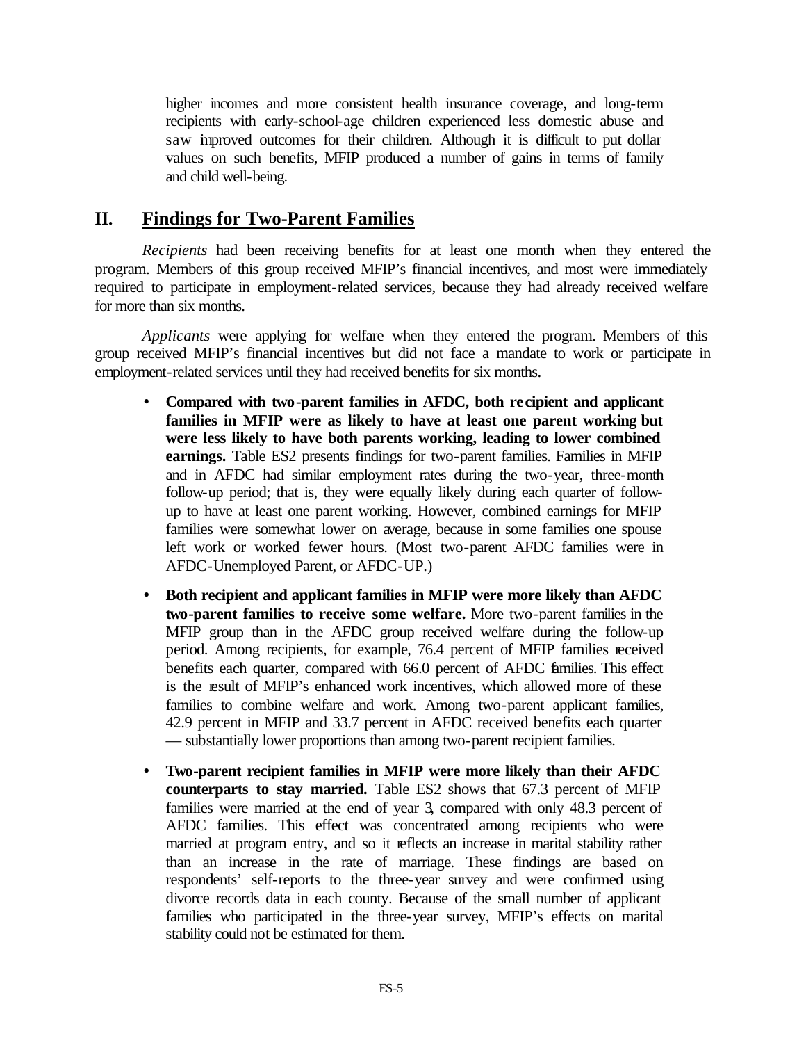higher incomes and more consistent health insurance coverage, and long-term recipients with early-school-age children experienced less domestic abuse and saw improved outcomes for their children. Although it is difficult to put dollar values on such benefits, MFIP produced a number of gains in terms of family and child well-being.

## II. Findings for Two-Parent Families

*Recipients* had been receiving benefits for at least one month when they entered the program. Members of this group received MFIP's financial incentives, and most were immediately required to participate in employment-related services, because they had already received welfare for more than six months.

*Applicants* were applying for welfare when they entered the program. Members of this group received MFIP's financial incentives but did not face a mandate to work or participate in employment-related services until they had received benefits for six months.

- **Compared with two-parent families in AFDC, both recipient and applicant families in MFIP were as likely to have at least one parent working but were less likely to have both parents working, leading to lower combined earnings.** Table ES2 presents findings for two-parent families. Families in MFIP and in AFDC had similar employment rates during the two-year, three-month follow-up period; that is, they were equally likely during each quarter of follow-up to have at least one parent working. However, combined earnings for MFIP families were somewhat lower on average, because in some families one spouse left work or worked fewer hours. (Most two-parent AFDC families were in AFDC-Unemployed Parent, or AFDC-UP.)

- **Both recipient and applicant families in MFIP were more likely than AFDC two-parent families to receive some welfare.** More two-parent families in the MFIP group than in the AFDC group received welfare during the follow-up period. Among recipients, for example, 76.4 percent of MFIP families received benefits each quarter, compared with 66.0 percent of AFDC families. This effect is the result of MFIP's enhanced work incentives, which allowed more of these families to combine welfare and work. Among two-parent applicant families, 42.9 percent in MFIP and 33.7 percent in AFDC received benefits each quarter — substantially lower proportions than among two-parent recipient families.

- **Two-parent recipient families in MFIP were more likely than their AFDC counterparts to stay married.** Table ES2 shows that 67.3 percent of MFIP families were married at the end of year 3, compared with only 48.3 percent of AFDC families. This effect was concentrated among recipients who were married at program entry, and so it reflects an increase in marital stability rather than an increase in the rate of marriage. These findings are based on respondents' self-reports to the three-year survey and were confirmed using divorce records data in each county. Because of the small number of applicant families who participated in the three-year survey, MFIP's effects on marital stability could not be estimated for them.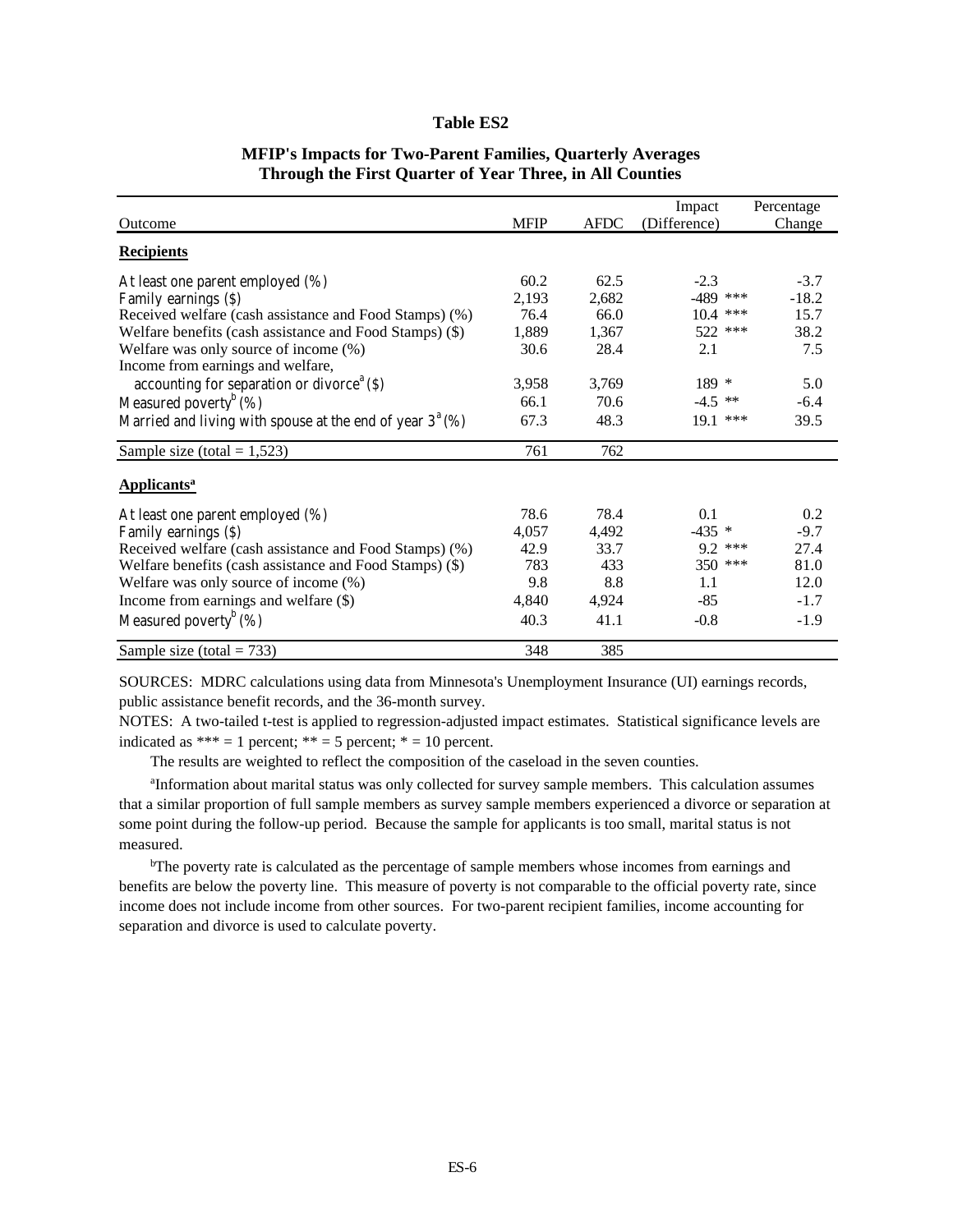**Table ES2**

**MFIP's Impacts for Two-Parent Families, Quarterly Averages Through the First Quarter of Year Three, in All Counties**

| Outcome | MFIP | AFDC | Impact (Difference) | Percentage Change |
|---|---|---|---|---|
| **Recipients** | | | | |
| At least one parent employed (%) | 60.2 | 62.5 | -2.3 | -3.7 |
| Family earnings ($) | 2,193 | 2,682 | -489 *** | -18.2 |
| Received welfare (cash assistance and Food Stamps) (%) | 76.4 | 66.0 | 10.4 *** | 15.7 |
| Welfare benefits (cash assistance and Food Stamps) ($) | 1,889 | 1,367 | 522 *** | 38.2 |
| Welfare was only source of income (%) | 30.6 | 28.4 | 2.1 | 7.5 |
| Income from earnings and welfare, accounting for separation or divorce[a] ($) | 3,958 | 3,769 | 189 * | 5.0 |
| Measured poverty[b] (%) | 66.1 | 70.6 | -4.5 ** | -6.4 |
| Married and living with spouse at the end of year 3[a] (%) | 67.3 | 48.3 | 19.1 *** | 39.5 |
| Sample size (total = 1,523) | 761 | 762 | | |
| **Applicants[a]** | | | | |
| At least one parent employed (%) | 78.6 | 78.4 | 0.1 | 0.2 |
| Family earnings ($) | 4,057 | 4,492 | -435 * | -9.7 |
| Received welfare (cash assistance and Food Stamps) (%) | 42.9 | 33.7 | 9.2 *** | 27.4 |
| Welfare benefits (cash assistance and Food Stamps) ($) | 783 | 433 | 350 *** | 81.0 |
| Welfare was only source of income (%) | 9.8 | 8.8 | 1.1 | 12.0 |
| Income from earnings and welfare ($) | 4,840 | 4,924 | -85 | -1.7 |
| Measured poverty[b] (%) | 40.3 | 41.1 | -0.8 | -1.9 |
| Sample size (total = 733) | 348 | 385 | | |

SOURCES: MDRC calculations using data from Minnesota's Unemployment Insurance (UI) earnings records, public assistance benefit records, and the 36-month survey.

NOTES: A two-tailed t-test is applied to regression-adjusted impact estimates. Statistical significance levels are indicated as *** = 1 percent; ** = 5 percent; * = 10 percent.

The results are weighted to reflect the composition of the caseload in the seven counties.

[a]Information about marital status was only collected for survey sample members. This calculation assumes that a similar proportion of full sample members as survey sample members experienced a divorce or separation at some point during the follow-up period. Because the sample for applicants is too small, marital status is not measured.

[b]The poverty rate is calculated as the percentage of sample members whose incomes from earnings and benefits are below the poverty line. This measure of poverty is not comparable to the official poverty rate, since income does not include income from other sources. For two-parent recipient families, income accounting for separation and divorce is used to calculate poverty.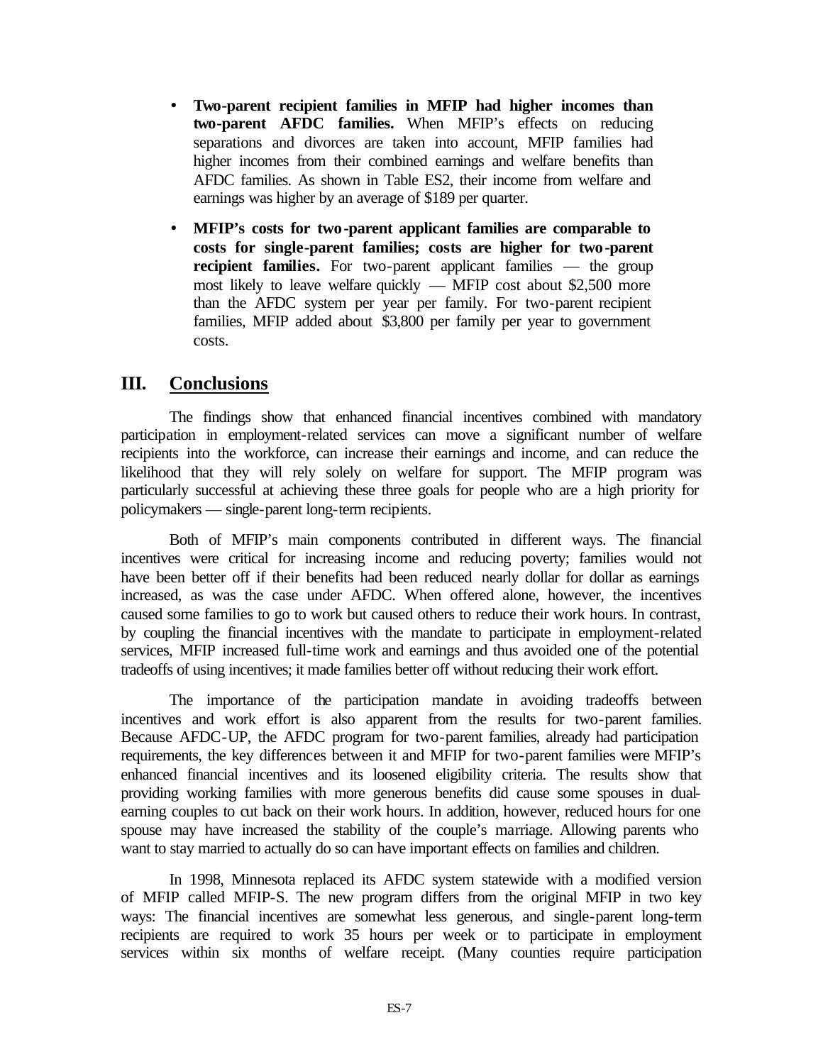- **Two-parent recipient families in MFIP had higher incomes than two-parent AFDC families.** When MFIP's effects on reducing separations and divorces are taken into account, MFIP families had higher incomes from their combined earnings and welfare benefits than AFDC families. As shown in Table ES2, their income from welfare and earnings was higher by an average of $189 per quarter.

- **MFIP's costs for two-parent applicant families are comparable to costs for single-parent families; costs are higher for two-parent recipient families.** For two-parent applicant families — the group most likely to leave welfare quickly — MFIP cost about $2,500 more than the AFDC system per year per family. For two-parent recipient families, MFIP added about $3,800 per family per year to government costs.

## III. Conclusions

The findings show that enhanced financial incentives combined with mandatory participation in employment-related services can move a significant number of welfare recipients into the workforce, can increase their earnings and income, and can reduce the likelihood that they will rely solely on welfare for support. The MFIP program was particularly successful at achieving these three goals for people who are a high priority for policymakers — single-parent long-term recipients.

Both of MFIP's main components contributed in different ways. The financial incentives were critical for increasing income and reducing poverty; families would not have been better off if their benefits had been reduced nearly dollar for dollar as earnings increased, as was the case under AFDC. When offered alone, however, the incentives caused some families to go to work but caused others to reduce their work hours. In contrast, by coupling the financial incentives with the mandate to participate in employment-related services, MFIP increased full-time work and earnings and thus avoided one of the potential tradeoffs of using incentives; it made families better off without reducing their work effort.

The importance of the participation mandate in avoiding tradeoffs between incentives and work effort is also apparent from the results for two-parent families. Because AFDC-UP, the AFDC program for two-parent families, already had participation requirements, the key differences between it and MFIP for two-parent families were MFIP's enhanced financial incentives and its loosened eligibility criteria. The results show that providing working families with more generous benefits did cause some spouses in dual-earning couples to cut back on their work hours. In addition, however, reduced hours for one spouse may have increased the stability of the couple's marriage. Allowing parents who want to stay married to actually do so can have important effects on families and children.

In 1998, Minnesota replaced its AFDC system statewide with a modified version of MFIP called MFIP-S. The new program differs from the original MFIP in two key ways: The financial incentives are somewhat less generous, and single-parent long-term recipients are required to work 35 hours per week or to participate in employment services within six months of welfare receipt. (Many counties require participation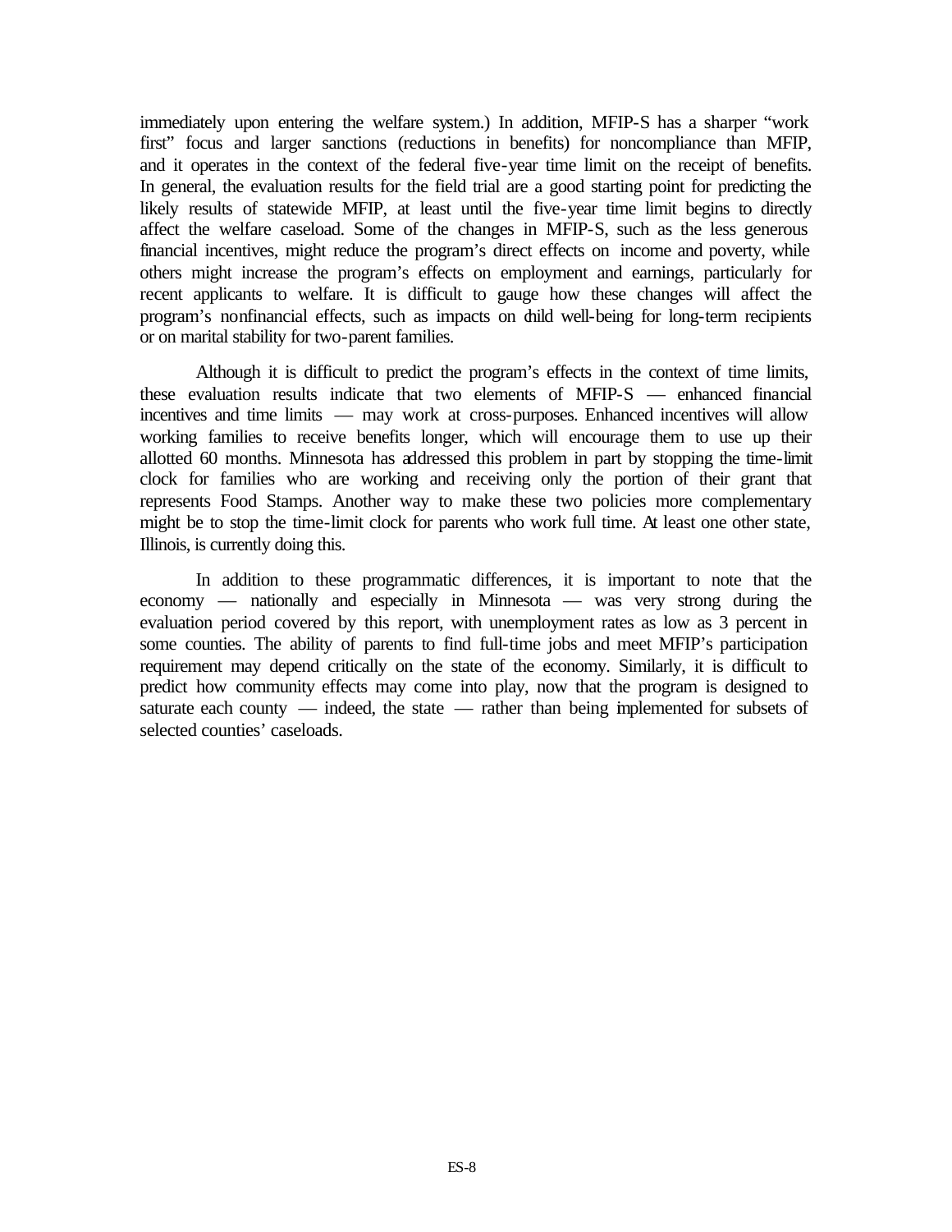immediately upon entering the welfare system.) In addition, MFIP-S has a sharper "work first" focus and larger sanctions (reductions in benefits) for noncompliance than MFIP, and it operates in the context of the federal five-year time limit on the receipt of benefits. In general, the evaluation results for the field trial are a good starting point for predicting the likely results of statewide MFIP, at least until the five-year time limit begins to directly affect the welfare caseload. Some of the changes in MFIP-S, such as the less generous financial incentives, might reduce the program's direct effects on income and poverty, while others might increase the program's effects on employment and earnings, particularly for recent applicants to welfare. It is difficult to gauge how these changes will affect the program's nonfinancial effects, such as impacts on child well-being for long-term recipients or on marital stability for two-parent families.

Although it is difficult to predict the program's effects in the context of time limits, these evaluation results indicate that two elements of MFIP-S — enhanced financial incentives and time limits — may work at cross-purposes. Enhanced incentives will allow working families to receive benefits longer, which will encourage them to use up their allotted 60 months. Minnesota has addressed this problem in part by stopping the time-limit clock for families who are working and receiving only the portion of their grant that represents Food Stamps. Another way to make these two policies more complementary might be to stop the time-limit clock for parents who work full time. At least one other state, Illinois, is currently doing this.

In addition to these programmatic differences, it is important to note that the economy — nationally and especially in Minnesota — was very strong during the evaluation period covered by this report, with unemployment rates as low as 3 percent in some counties. The ability of parents to find full-time jobs and meet MFIP's participation requirement may depend critically on the state of the economy. Similarly, it is difficult to predict how community effects may come into play, now that the program is designed to saturate each county — indeed, the state — rather than being implemented for subsets of selected counties' caseloads.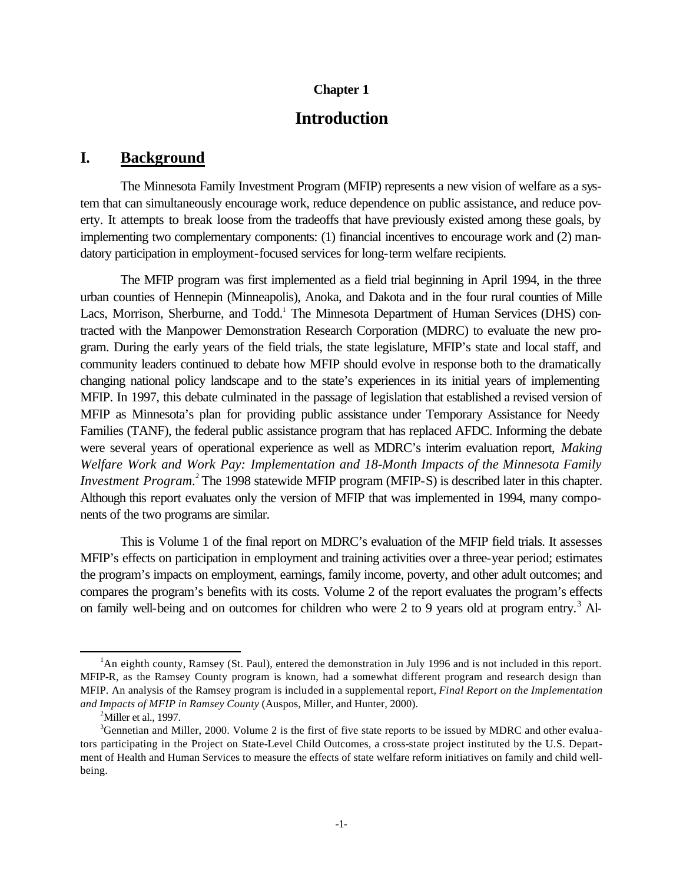**Chapter 1**

# Introduction

## I. Background

The Minnesota Family Investment Program (MFIP) represents a new vision of welfare as a system that can simultaneously encourage work, reduce dependence on public assistance, and reduce poverty. It attempts to break loose from the tradeoffs that have previously existed among these goals, by implementing two complementary components: (1) financial incentives to encourage work and (2) mandatory participation in employment-focused services for long-term welfare recipients.

The MFIP program was first implemented as a field trial beginning in April 1994, in the three urban counties of Hennepin (Minneapolis), Anoka, and Dakota and in the four rural counties of Mille Lacs, Morrison, Sherburne, and Todd.[1] The Minnesota Department of Human Services (DHS) contracted with the Manpower Demonstration Research Corporation (MDRC) to evaluate the new program. During the early years of the field trials, the state legislature, MFIP's state and local staff, and community leaders continued to debate how MFIP should evolve in response both to the dramatically changing national policy landscape and to the state's experiences in its initial years of implementing MFIP. In 1997, this debate culminated in the passage of legislation that established a revised version of MFIP as Minnesota's plan for providing public assistance under Temporary Assistance for Needy Families (TANF), the federal public assistance program that has replaced AFDC. Informing the debate were several years of operational experience as well as MDRC's interim evaluation report, *Making Welfare Work and Work Pay: Implementation and 18-Month Impacts of the Minnesota Family Investment Program.*[2] The 1998 statewide MFIP program (MFIP-S) is described later in this chapter. Although this report evaluates only the version of MFIP that was implemented in 1994, many components of the two programs are similar.

This is Volume 1 of the final report on MDRC's evaluation of the MFIP field trials. It assesses MFIP's effects on participation in employment and training activities over a three-year period; estimates the program's impacts on employment, earnings, family income, poverty, and other adult outcomes; and compares the program's benefits with its costs. Volume 2 of the report evaluates the program's effects on family well-being and on outcomes for children who were 2 to 9 years old at program entry.[3] Al-

---

[1] An eighth county, Ramsey (St. Paul), entered the demonstration in July 1996 and is not included in this report. MFIP-R, as the Ramsey County program is known, had a somewhat different program and research design than MFIP. An analysis of the Ramsey program is included in a supplemental report, *Final Report on the Implementation and Impacts of MFIP in Ramsey County* (Auspos, Miller, and Hunter, 2000).

[2] Miller et al., 1997.

[3] Gennetian and Miller, 2000. Volume 2 is the first of five state reports to be issued by MDRC and other evaluators participating in the Project on State-Level Child Outcomes, a cross-state project instituted by the U.S. Department of Health and Human Services to measure the effects of state welfare reform initiatives on family and child well-being.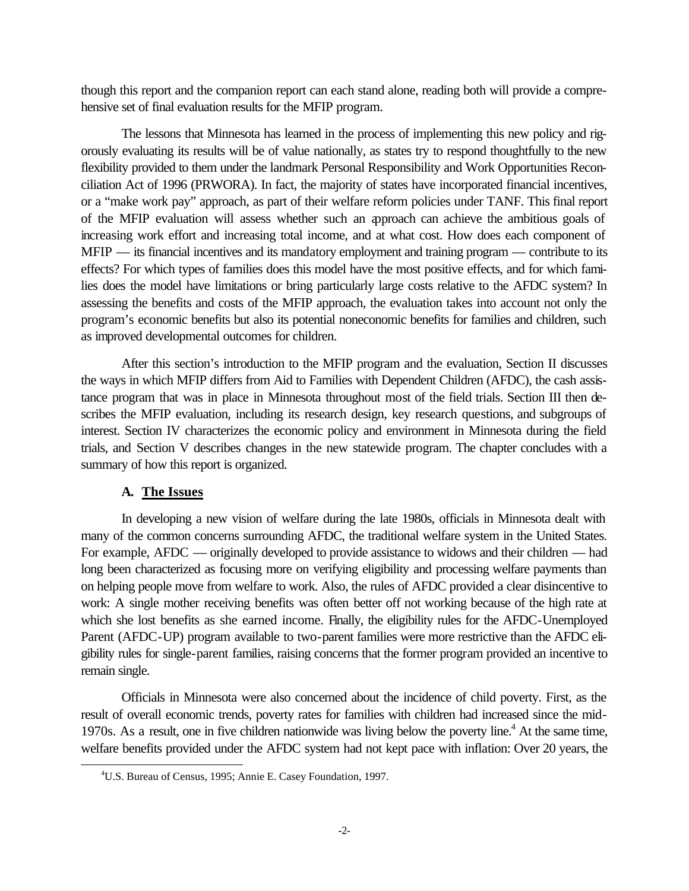though this report and the companion report can each stand alone, reading both will provide a comprehensive set of final evaluation results for the MFIP program.

The lessons that Minnesota has learned in the process of implementing this new policy and rigorously evaluating its results will be of value nationally, as states try to respond thoughtfully to the new flexibility provided to them under the landmark Personal Responsibility and Work Opportunities Reconciliation Act of 1996 (PRWORA). In fact, the majority of states have incorporated financial incentives, or a "make work pay" approach, as part of their welfare reform policies under TANF. This final report of the MFIP evaluation will assess whether such an approach can achieve the ambitious goals of increasing work effort and increasing total income, and at what cost. How does each component of MFIP — its financial incentives and its mandatory employment and training program — contribute to its effects? For which types of families does this model have the most positive effects, and for which families does the model have limitations or bring particularly large costs relative to the AFDC system? In assessing the benefits and costs of the MFIP approach, the evaluation takes into account not only the program's economic benefits but also its potential noneconomic benefits for families and children, such as improved developmental outcomes for children.

After this section's introduction to the MFIP program and the evaluation, Section II discusses the ways in which MFIP differs from Aid to Families with Dependent Children (AFDC), the cash assistance program that was in place in Minnesota throughout most of the field trials. Section III then describes the MFIP evaluation, including its research design, key research questions, and subgroups of interest. Section IV characterizes the economic policy and environment in Minnesota during the field trials, and Section V describes changes in the new statewide program. The chapter concludes with a summary of how this report is organized.

### A. The Issues

In developing a new vision of welfare during the late 1980s, officials in Minnesota dealt with many of the common concerns surrounding AFDC, the traditional welfare system in the United States. For example, AFDC — originally developed to provide assistance to widows and their children — had long been characterized as focusing more on verifying eligibility and processing welfare payments than on helping people move from welfare to work. Also, the rules of AFDC provided a clear disincentive to work: A single mother receiving benefits was often better off not working because of the high rate at which she lost benefits as she earned income. Finally, the eligibility rules for the AFDC-Unemployed Parent (AFDC-UP) program available to two-parent families were more restrictive than the AFDC eligibility rules for single-parent families, raising concerns that the former program provided an incentive to remain single.

Officials in Minnesota were also concerned about the incidence of child poverty. First, as the result of overall economic trends, poverty rates for families with children had increased since the mid-1970s. As a result, one in five children nationwide was living below the poverty line.[4] At the same time, welfare benefits provided under the AFDC system had not kept pace with inflation: Over 20 years, the

[4] U.S. Bureau of Census, 1995; Annie E. Casey Foundation, 1997.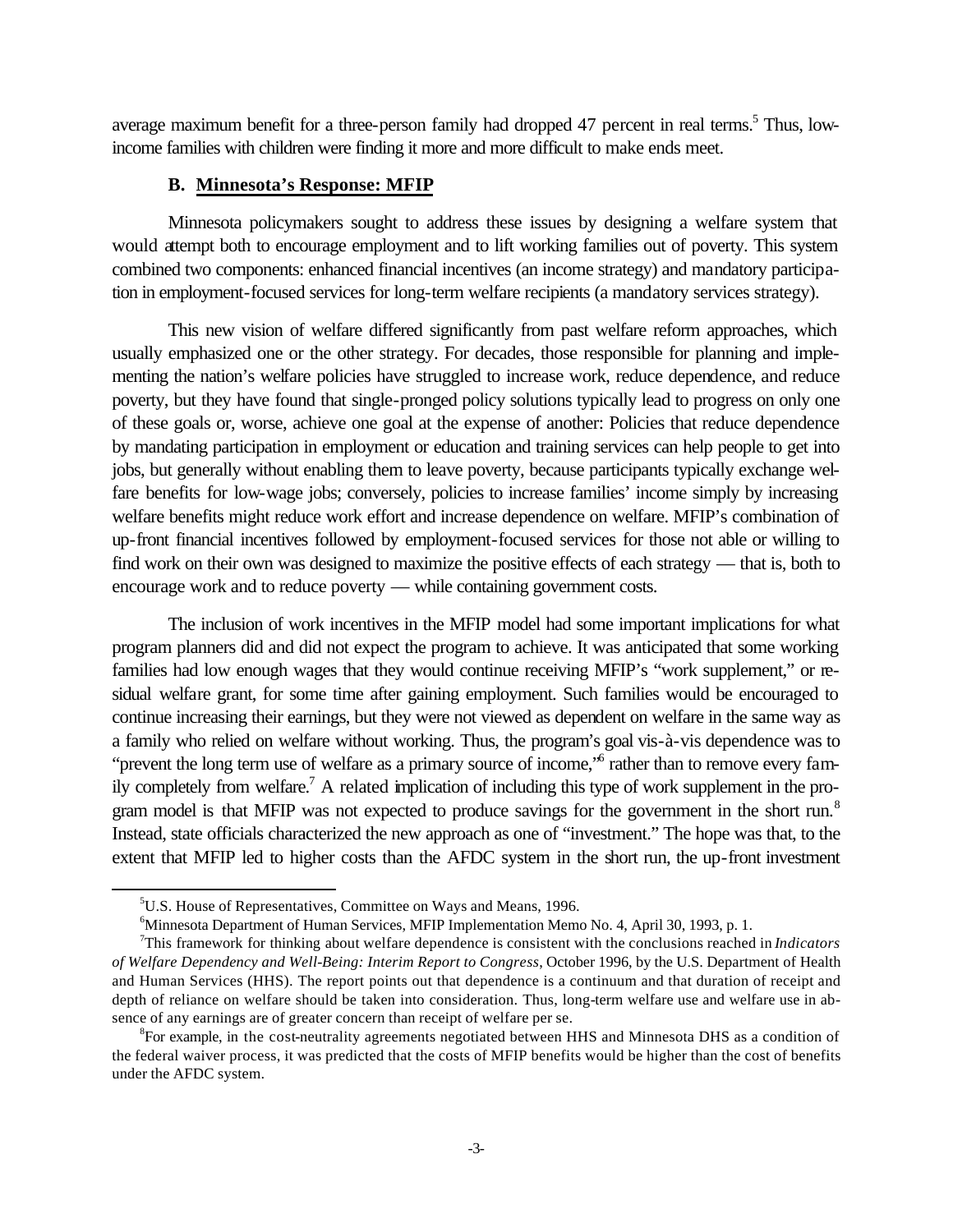average maximum benefit for a three-person family had dropped 47 percent in real terms.[5] Thus, low-income families with children were finding it more and more difficult to make ends meet.

### B. Minnesota's Response: MFIP

Minnesota policymakers sought to address these issues by designing a welfare system that would attempt both to encourage employment and to lift working families out of poverty. This system combined two components: enhanced financial incentives (an income strategy) and mandatory participation in employment-focused services for long-term welfare recipients (a mandatory services strategy).

This new vision of welfare differed significantly from past welfare reform approaches, which usually emphasized one or the other strategy. For decades, those responsible for planning and implementing the nation's welfare policies have struggled to increase work, reduce dependence, and reduce poverty, but they have found that single-pronged policy solutions typically lead to progress on only one of these goals or, worse, achieve one goal at the expense of another: Policies that reduce dependence by mandating participation in employment or education and training services can help people to get into jobs, but generally without enabling them to leave poverty, because participants typically exchange welfare benefits for low-wage jobs; conversely, policies to increase families' income simply by increasing welfare benefits might reduce work effort and increase dependence on welfare. MFIP's combination of up-front financial incentives followed by employment-focused services for those not able or willing to find work on their own was designed to maximize the positive effects of each strategy — that is, both to encourage work and to reduce poverty — while containing government costs.

The inclusion of work incentives in the MFIP model had some important implications for what program planners did and did not expect the program to achieve. It was anticipated that some working families had low enough wages that they would continue receiving MFIP's "work supplement," or residual welfare grant, for some time after gaining employment. Such families would be encouraged to continue increasing their earnings, but they were not viewed as dependent on welfare in the same way as a family who relied on welfare without working. Thus, the program's goal vis-à-vis dependence was to "prevent the long term use of welfare as a primary source of income,"[6] rather than to remove every family completely from welfare.[7] A related implication of including this type of work supplement in the program model is that MFIP was not expected to produce savings for the government in the short run.[8] Instead, state officials characterized the new approach as one of "investment." The hope was that, to the extent that MFIP led to higher costs than the AFDC system in the short run, the up-front investment

---

[5]U.S. House of Representatives, Committee on Ways and Means, 1996.

[6]Minnesota Department of Human Services, MFIP Implementation Memo No. 4, April 30, 1993, p. 1.

[7]This framework for thinking about welfare dependence is consistent with the conclusions reached in *Indicators of Welfare Dependency and Well-Being: Interim Report to Congress*, October 1996, by the U.S. Department of Health and Human Services (HHS). The report points out that dependence is a continuum and that duration of receipt and depth of reliance on welfare should be taken into consideration. Thus, long-term welfare use and welfare use in absence of any earnings are of greater concern than receipt of welfare per se.

[8]For example, in the cost-neutrality agreements negotiated between HHS and Minnesota DHS as a condition of the federal waiver process, it was predicted that the costs of MFIP benefits would be higher than the cost of benefits under the AFDC system.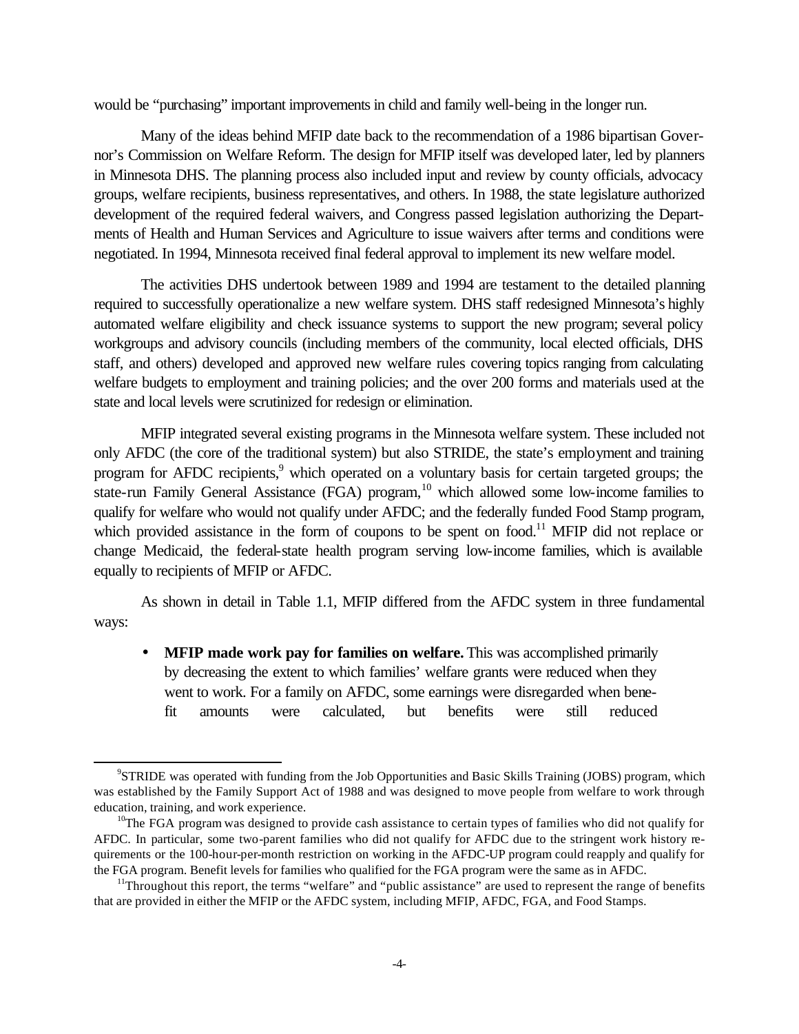would be "purchasing" important improvements in child and family well-being in the longer run.

Many of the ideas behind MFIP date back to the recommendation of a 1986 bipartisan Governor's Commission on Welfare Reform. The design for MFIP itself was developed later, led by planners in Minnesota DHS. The planning process also included input and review by county officials, advocacy groups, welfare recipients, business representatives, and others. In 1988, the state legislature authorized development of the required federal waivers, and Congress passed legislation authorizing the Departments of Health and Human Services and Agriculture to issue waivers after terms and conditions were negotiated. In 1994, Minnesota received final federal approval to implement its new welfare model.

The activities DHS undertook between 1989 and 1994 are testament to the detailed planning required to successfully operationalize a new welfare system. DHS staff redesigned Minnesota's highly automated welfare eligibility and check issuance systems to support the new program; several policy workgroups and advisory councils (including members of the community, local elected officials, DHS staff, and others) developed and approved new welfare rules covering topics ranging from calculating welfare budgets to employment and training policies; and the over 200 forms and materials used at the state and local levels were scrutinized for redesign or elimination.

MFIP integrated several existing programs in the Minnesota welfare system. These included not only AFDC (the core of the traditional system) but also STRIDE, the state's employment and training program for AFDC recipients,[9] which operated on a voluntary basis for certain targeted groups; the state-run Family General Assistance (FGA) program,[10] which allowed some low-income families to qualify for welfare who would not qualify under AFDC; and the federally funded Food Stamp program, which provided assistance in the form of coupons to be spent on food.[11] MFIP did not replace or change Medicaid, the federal-state health program serving low-income families, which is available equally to recipients of MFIP or AFDC.

As shown in detail in Table 1.1, MFIP differed from the AFDC system in three fundamental ways:

- **MFIP made work pay for families on welfare.** This was accomplished primarily by decreasing the extent to which families' welfare grants were reduced when they went to work. For a family on AFDC, some earnings were disregarded when benefit amounts were calculated, but benefits were still reduced

---

[9]STRIDE was operated with funding from the Job Opportunities and Basic Skills Training (JOBS) program, which was established by the Family Support Act of 1988 and was designed to move people from welfare to work through education, training, and work experience.

[10]The FGA program was designed to provide cash assistance to certain types of families who did not qualify for AFDC. In particular, some two-parent families who did not qualify for AFDC due to the stringent work history requirements or the 100-hour-per-month restriction on working in the AFDC-UP program could reapply and qualify for the FGA program. Benefit levels for families who qualified for the FGA program were the same as in AFDC.

[11]Throughout this report, the terms "welfare" and "public assistance" are used to represent the range of benefits that are provided in either the MFIP or the AFDC system, including MFIP, AFDC, FGA, and Food Stamps.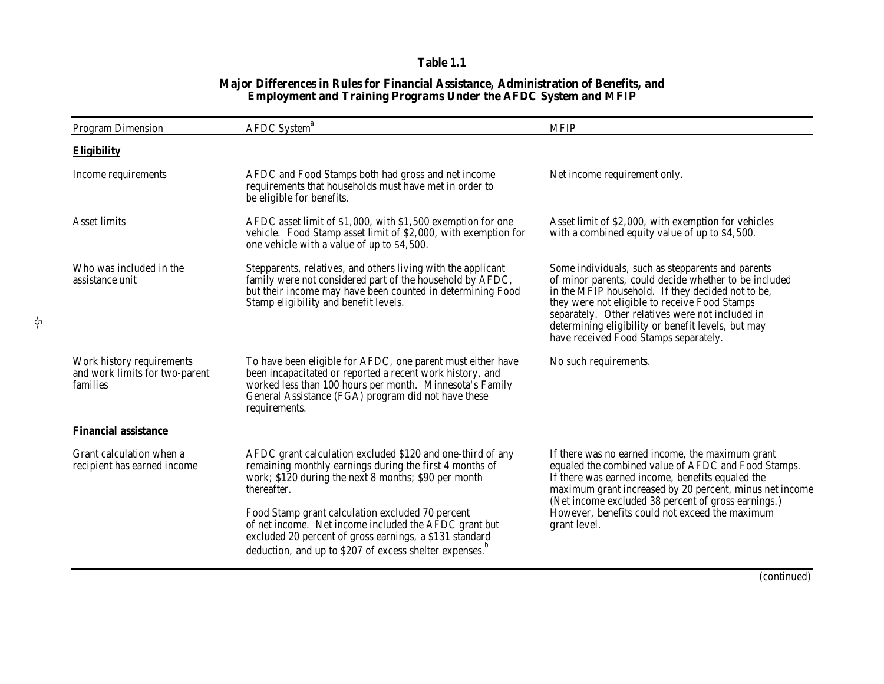**Table 1.1**

**Major Differences in Rules for Financial Assistance, Administration of Benefits, and Employment and Training Programs Under the AFDC System and MFIP**

| Program Dimension | AFDC System[a] | MFIP |
|---|---|---|
| **Eligibility** | | |
| Income requirements | AFDC and Food Stamps both had gross and net income requirements that households must have met in order to be eligible for benefits. | Net income requirement only. |
| Asset limits | AFDC asset limit of $1,000, with $1,500 exemption for one vehicle. Food Stamp asset limit of $2,000, with exemption for one vehicle with a value of up to $4,500. | Asset limit of $2,000, with exemption for vehicles with a combined equity value of up to $4,500. |
| Who was included in the assistance unit | Stepparents, relatives, and others living with the applicant family were not considered part of the household by AFDC, but their income may have been counted in determining Food Stamp eligibility and benefit levels. | Some individuals, such as stepparents and parents of minor parents, could decide whether to be included in the MFIP household. If they decided not to be, they were not eligible to receive Food Stamps separately. Other relatives were not included in determining eligibility or benefit levels, but may have received Food Stamps separately. |
| Work history requirements and work limits for two-parent families | To have been eligible for AFDC, one parent must either have been incapacitated or reported a recent work history, and worked less than 100 hours per month. Minnesota's Family General Assistance (FGA) program did not have these requirements. | No such requirements. |
| **Financial assistance** | | |
| Grant calculation when a recipient has earned income | AFDC grant calculation excluded $120 and one-third of any remaining monthly earnings during the first 4 months of work; $120 during the next 8 months; $90 per month thereafter.<br><br>Food Stamp grant calculation excluded 70 percent of net income. Net income included the AFDC grant but excluded 20 percent of gross earnings, a $131 standard deduction, and up to $207 of excess shelter expenses.[b] | If there was no earned income, the maximum grant equaled the combined value of AFDC and Food Stamps. If there was earned income, benefits equaled the maximum grant increased by 20 percent, minus net income (Net income excluded 38 percent of gross earnings.) However, benefits could not exceed the maximum grant level. |

(continued)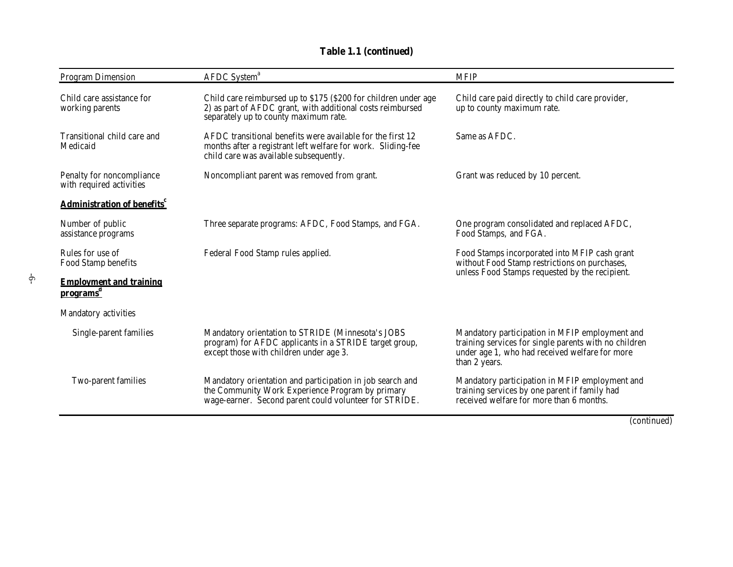**Table 1.1 (continued)**

| Program Dimension | AFDC System[a] | MFIP |
| --- | --- | --- |
| Child care assistance for working parents | Child care reimbursed up to $175 ($200 for children under age 2) as part of AFDC grant, with additional costs reimbursed separately up to county maximum rate. | Child care paid directly to child care provider, up to county maximum rate. |
| Transitional child care and Medicaid | AFDC transitional benefits were available for the first 12 months after a registrant left welfare for work. Sliding-fee child care was available subsequently. | Same as AFDC. |
| Penalty for noncompliance with required activities | Noncompliant parent was removed from grant. | Grant was reduced by 10 percent. |
| **Administration of benefits[c]** | | |
| Number of public assistance programs | Three separate programs: AFDC, Food Stamps, and FGA. | One program consolidated and replaced AFDC, Food Stamps, and FGA. |
| Rules for use of Food Stamp benefits | Federal Food Stamp rules applied. | Food Stamps incorporated into MFIP cash grant without Food Stamp restrictions on purchases, unless Food Stamps requested by the recipient. |
| **Employment and training programs[d]** | | |
| Mandatory activities | | |
| Single-parent families | Mandatory orientation to STRIDE (Minnesota's JOBS program) for AFDC applicants in a STRIDE target group, except those with children under age 3. | Mandatory participation in MFIP employment and training services for single parents with no children under age 1, who had received welfare for more than 2 years. |
| Two-parent families | Mandatory orientation and participation in job search and the Community Work Experience Program by primary wage-earner. Second parent could volunteer for STRIDE. | Mandatory participation in MFIP employment and training services by one parent if family had received welfare for more than 6 months. |

(continued)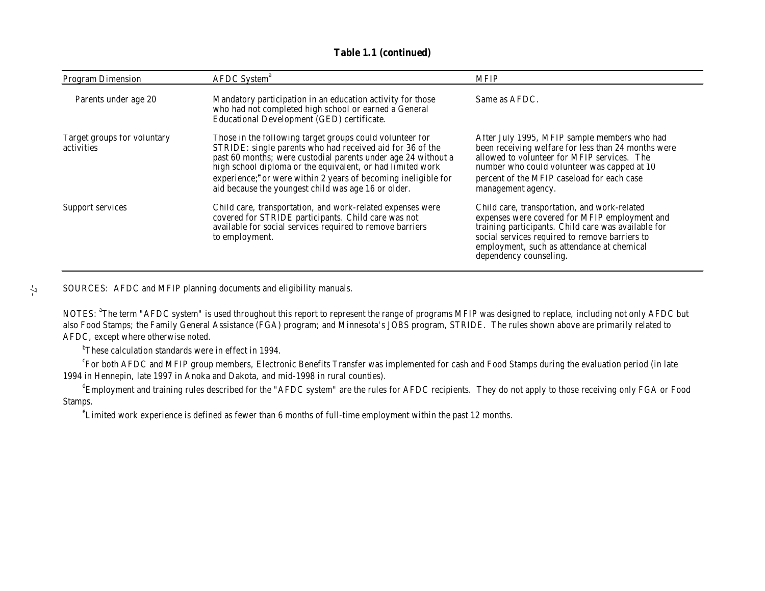**Table 1.1 (continued)**

| Program Dimension | AFDC System[a] | MFIP |
|---|---|---|
| Parents under age 20 | Mandatory participation in an education activity for those who had not completed high school or earned a General Educational Development (GED) certificate. | Same as AFDC. |
| Target groups for voluntary activities | Those in the following target groups could volunteer for STRIDE: single parents who had received aid for 36 of the past 60 months; were custodial parents under age 24 without a high school diploma or the equivalent, or had limited work experience;[e] or were within 2 years of becoming ineligible for aid because the youngest child was age 16 or older. | After July 1995, MFIP sample members who had been receiving welfare for less than 24 months were allowed to volunteer for MFIP services. The number who could volunteer was capped at 10 percent of the MFIP caseload for each case management agency. |
| Support services | Child care, transportation, and work-related expenses were covered for STRIDE participants. Child care was not available for social services required to remove barriers to employment. | Child care, transportation, and work-related expenses were covered for MFIP employment and training participants. Child care was available for social services required to remove barriers to employment, such as attendance at chemical dependency counseling. |

SOURCES: AFDC and MFIP planning documents and eligibility manuals.

NOTES: [a]The term "AFDC system" is used throughout this report to represent the range of programs MFIP was designed to replace, including not only AFDC but also Food Stamps; the Family General Assistance (FGA) program; and Minnesota's JOBS program, STRIDE. The rules shown above are primarily related to AFDC, except where otherwise noted.

[b]These calculation standards were in effect in 1994.

[c]For both AFDC and MFIP group members, Electronic Benefits Transfer was implemented for cash and Food Stamps during the evaluation period (in late 1994 in Hennepin, late 1997 in Anoka and Dakota, and mid-1998 in rural counties).

[d]Employment and training rules described for the "AFDC system" are the rules for AFDC recipients. They do not apply to those receiving only FGA or Food Stamps.

[e]Limited work experience is defined as fewer than 6 months of full-time employment within the past 12 months.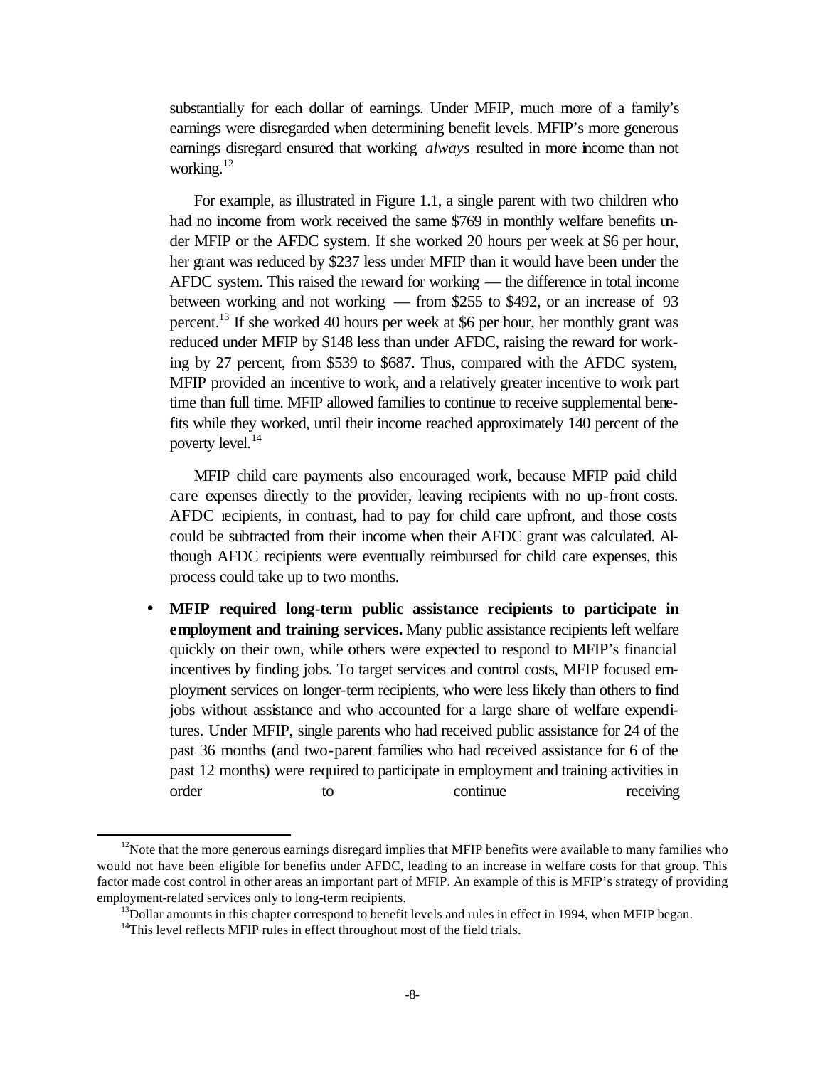substantially for each dollar of earnings. Under MFIP, much more of a family's earnings were disregarded when determining benefit levels. MFIP's more generous earnings disregard ensured that working *always* resulted in more income than not working.[12]

For example, as illustrated in Figure 1.1, a single parent with two children who had no income from work received the same $769 in monthly welfare benefits under MFIP or the AFDC system. If she worked 20 hours per week at $6 per hour, her grant was reduced by $237 less under MFIP than it would have been under the AFDC system. This raised the reward for working — the difference in total income between working and not working — from $255 to $492, or an increase of 93 percent.[13] If she worked 40 hours per week at $6 per hour, her monthly grant was reduced under MFIP by $148 less than under AFDC, raising the reward for working by 27 percent, from $539 to $687. Thus, compared with the AFDC system, MFIP provided an incentive to work, and a relatively greater incentive to work part time than full time. MFIP allowed families to continue to receive supplemental benefits while they worked, until their income reached approximately 140 percent of the poverty level.[14]

MFIP child care payments also encouraged work, because MFIP paid child care expenses directly to the provider, leaving recipients with no up-front costs. AFDC recipients, in contrast, had to pay for child care upfront, and those costs could be subtracted from their income when their AFDC grant was calculated. Although AFDC recipients were eventually reimbursed for child care expenses, this process could take up to two months.

- **MFIP required long-term public assistance recipients to participate in employment and training services.** Many public assistance recipients left welfare quickly on their own, while others were expected to respond to MFIP's financial incentives by finding jobs. To target services and control costs, MFIP focused employment services on longer-term recipients, who were less likely than others to find jobs without assistance and who accounted for a large share of welfare expenditures. Under MFIP, single parents who had received public assistance for 24 of the past 36 months (and two-parent families who had received assistance for 6 of the past 12 months) were required to participate in employment and training activities in order to continue receiving

[12]Note that the more generous earnings disregard implies that MFIP benefits were available to many families who would not have been eligible for benefits under AFDC, leading to an increase in welfare costs for that group. This factor made cost control in other areas an important part of MFIP. An example of this is MFIP's strategy of providing employment-related services only to long-term recipients.

[13]Dollar amounts in this chapter correspond to benefit levels and rules in effect in 1994, when MFIP began.

[14]This level reflects MFIP rules in effect throughout most of the field trials.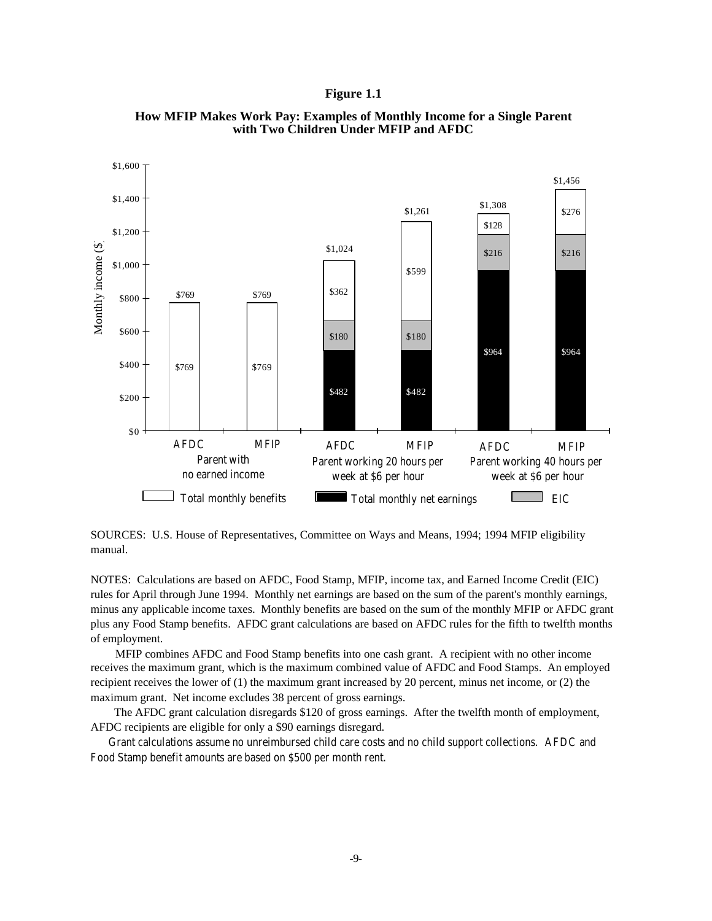**Figure 1.1**

**How MFIP Makes Work Pay: Examples of Monthly Income for a Single Parent with Two Children Under MFIP and AFDC**

| Scenario | Program | Total monthly net earnings | EIC | Total monthly benefits | Total |
|---|---|---|---|---|---|
| Parent with no earned income | AFDC | | | $769 | $769 |
| Parent with no earned income | MFIP | | | $769 | $769 |
| Parent working 20 hours per week at $6 per hour | AFDC | $482 | $180 | $362 | $1,024 |
| Parent working 20 hours per week at $6 per hour | MFIP | $482 | $180 | $599 | $1,261 |
| Parent working 40 hours per week at $6 per hour | AFDC | $964 | $216 | $128 | $1,308 |
| Parent working 40 hours per week at $6 per hour | MFIP | $964 | $216 | $276 | $1,456 |

SOURCES: U.S. House of Representatives, Committee on Ways and Means, 1994; 1994 MFIP eligibility manual.

NOTES: Calculations are based on AFDC, Food Stamp, MFIP, income tax, and Earned Income Credit (EIC) rules for April through June 1994. Monthly net earnings are based on the sum of the parent's monthly earnings, minus any applicable income taxes. Monthly benefits are based on the sum of the monthly MFIP or AFDC grant plus any Food Stamp benefits. AFDC grant calculations are based on AFDC rules for the fifth to twelfth months of employment.

MFIP combines AFDC and Food Stamp benefits into one cash grant. A recipient with no other income receives the maximum grant, which is the maximum combined value of AFDC and Food Stamps. An employed recipient receives the lower of (1) the maximum grant increased by 20 percent, minus net income, or (2) the maximum grant. Net income excludes 38 percent of gross earnings.

The AFDC grant calculation disregards $120 of gross earnings. After the twelfth month of employment, AFDC recipients are eligible for only a $90 earnings disregard.

Grant calculations assume no unreimbursed child care costs and no child support collections. AFDC and Food Stamp benefit amounts are based on $500 per month rent.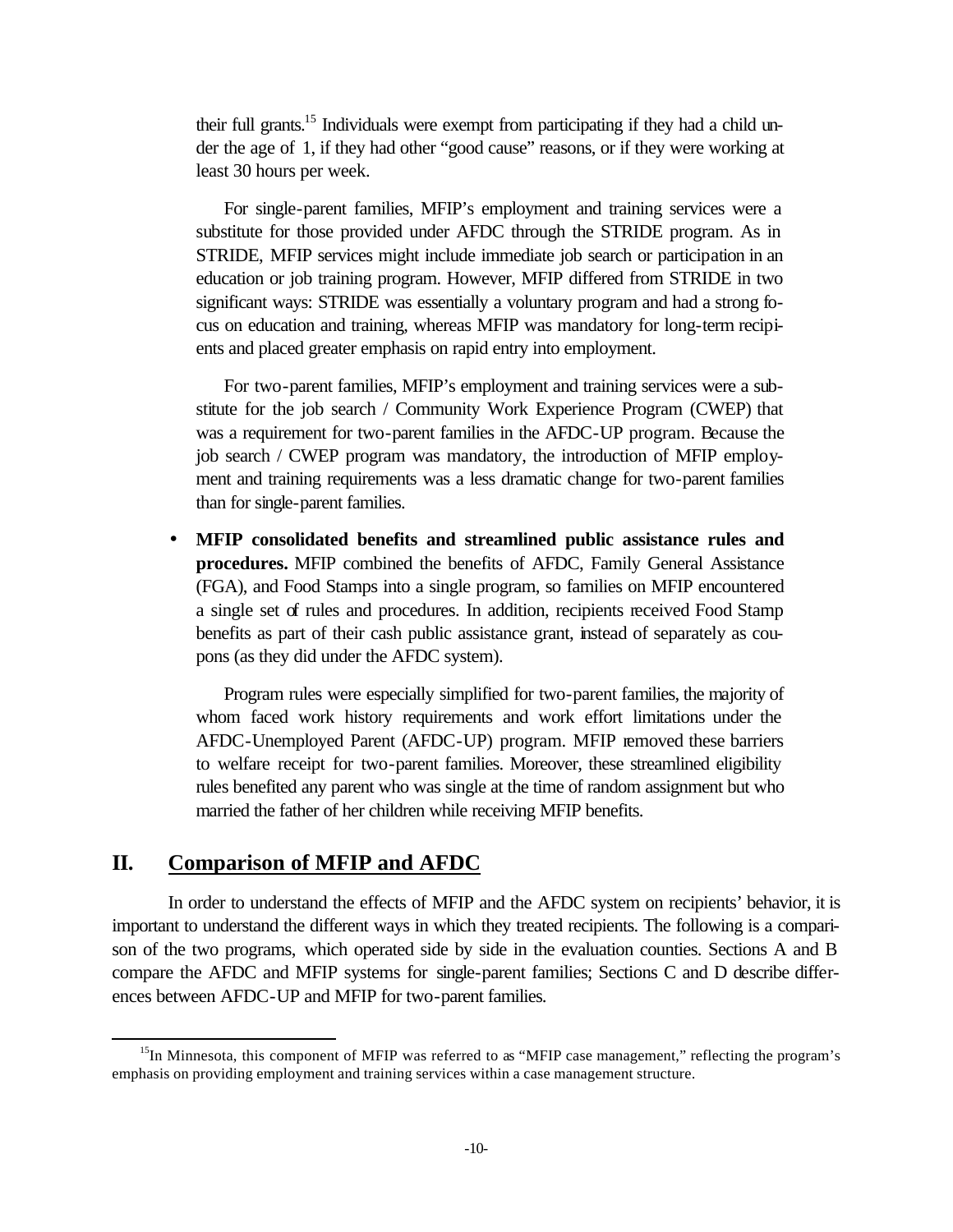their full grants.[15] Individuals were exempt from participating if they had a child under the age of 1, if they had other "good cause" reasons, or if they were working at least 30 hours per week.

For single-parent families, MFIP's employment and training services were a substitute for those provided under AFDC through the STRIDE program. As in STRIDE, MFIP services might include immediate job search or participation in an education or job training program. However, MFIP differed from STRIDE in two significant ways: STRIDE was essentially a voluntary program and had a strong focus on education and training, whereas MFIP was mandatory for long-term recipients and placed greater emphasis on rapid entry into employment.

For two-parent families, MFIP's employment and training services were a substitute for the job search / Community Work Experience Program (CWEP) that was a requirement for two-parent families in the AFDC-UP program. Because the job search / CWEP program was mandatory, the introduction of MFIP employment and training requirements was a less dramatic change for two-parent families than for single-parent families.

- **MFIP consolidated benefits and streamlined public assistance rules and procedures.** MFIP combined the benefits of AFDC, Family General Assistance (FGA), and Food Stamps into a single program, so families on MFIP encountered a single set of rules and procedures. In addition, recipients received Food Stamp benefits as part of their cash public assistance grant, instead of separately as coupons (as they did under the AFDC system).

  Program rules were especially simplified for two-parent families, the majority of whom faced work history requirements and work effort limitations under the AFDC-Unemployed Parent (AFDC-UP) program. MFIP removed these barriers to welfare receipt for two-parent families. Moreover, these streamlined eligibility rules benefited any parent who was single at the time of random assignment but who married the father of her children while receiving MFIP benefits.

## II. Comparison of MFIP and AFDC

In order to understand the effects of MFIP and the AFDC system on recipients' behavior, it is important to understand the different ways in which they treated recipients. The following is a comparison of the two programs, which operated side by side in the evaluation counties. Sections A and B compare the AFDC and MFIP systems for single-parent families; Sections C and D describe differences between AFDC-UP and MFIP for two-parent families.

[15] In Minnesota, this component of MFIP was referred to as "MFIP case management," reflecting the program's emphasis on providing employment and training services within a case management structure.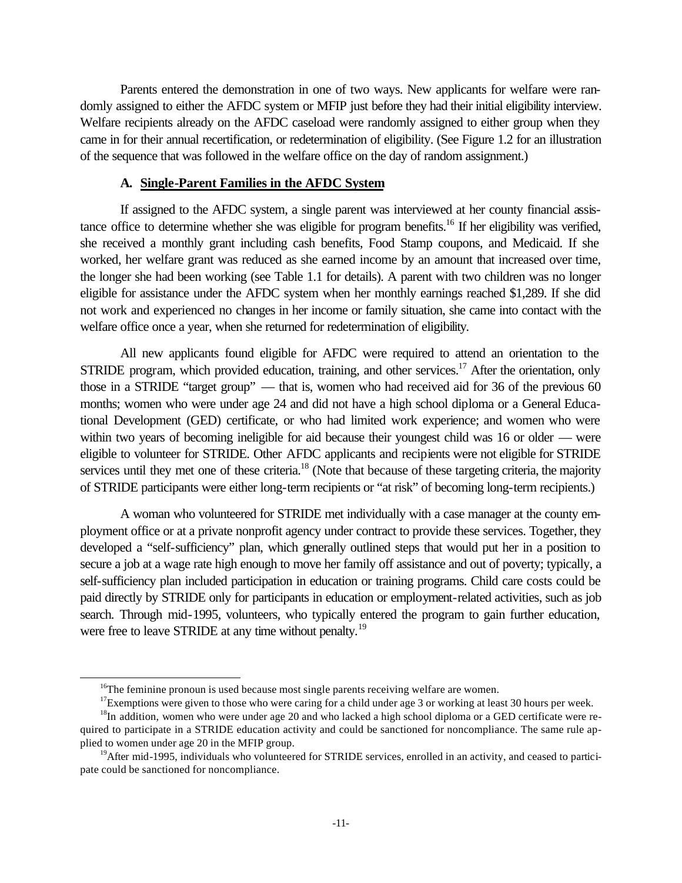Parents entered the demonstration in one of two ways. New applicants for welfare were randomly assigned to either the AFDC system or MFIP just before they had their initial eligibility interview. Welfare recipients already on the AFDC caseload were randomly assigned to either group when they came in for their annual recertification, or redetermination of eligibility. (See Figure 1.2 for an illustration of the sequence that was followed in the welfare office on the day of random assignment.)

### A. Single-Parent Families in the AFDC System

If assigned to the AFDC system, a single parent was interviewed at her county financial assistance office to determine whether she was eligible for program benefits.[16] If her eligibility was verified, she received a monthly grant including cash benefits, Food Stamp coupons, and Medicaid. If she worked, her welfare grant was reduced as she earned income by an amount that increased over time, the longer she had been working (see Table 1.1 for details). A parent with two children was no longer eligible for assistance under the AFDC system when her monthly earnings reached $1,289. If she did not work and experienced no changes in her income or family situation, she came into contact with the welfare office once a year, when she returned for redetermination of eligibility.

All new applicants found eligible for AFDC were required to attend an orientation to the STRIDE program, which provided education, training, and other services.[17] After the orientation, only those in a STRIDE "target group" — that is, women who had received aid for 36 of the previous 60 months; women who were under age 24 and did not have a high school diploma or a General Educational Development (GED) certificate, or who had limited work experience; and women who were within two years of becoming ineligible for aid because their youngest child was 16 or older — were eligible to volunteer for STRIDE. Other AFDC applicants and recipients were not eligible for STRIDE services until they met one of these criteria.[18] (Note that because of these targeting criteria, the majority of STRIDE participants were either long-term recipients or "at risk" of becoming long-term recipients.)

A woman who volunteered for STRIDE met individually with a case manager at the county employment office or at a private nonprofit agency under contract to provide these services. Together, they developed a "self-sufficiency" plan, which generally outlined steps that would put her in a position to secure a job at a wage rate high enough to move her family off assistance and out of poverty; typically, a self-sufficiency plan included participation in education or training programs. Child care costs could be paid directly by STRIDE only for participants in education or employment-related activities, such as job search. Through mid-1995, volunteers, who typically entered the program to gain further education, were free to leave STRIDE at any time without penalty.[19]

---

[16]The feminine pronoun is used because most single parents receiving welfare are women.

[17]Exemptions were given to those who were caring for a child under age 3 or working at least 30 hours per week.

[18]In addition, women who were under age 20 and who lacked a high school diploma or a GED certificate were required to participate in a STRIDE education activity and could be sanctioned for noncompliance. The same rule applied to women under age 20 in the MFIP group.

[19]After mid-1995, individuals who volunteered for STRIDE services, enrolled in an activity, and ceased to participate could be sanctioned for noncompliance.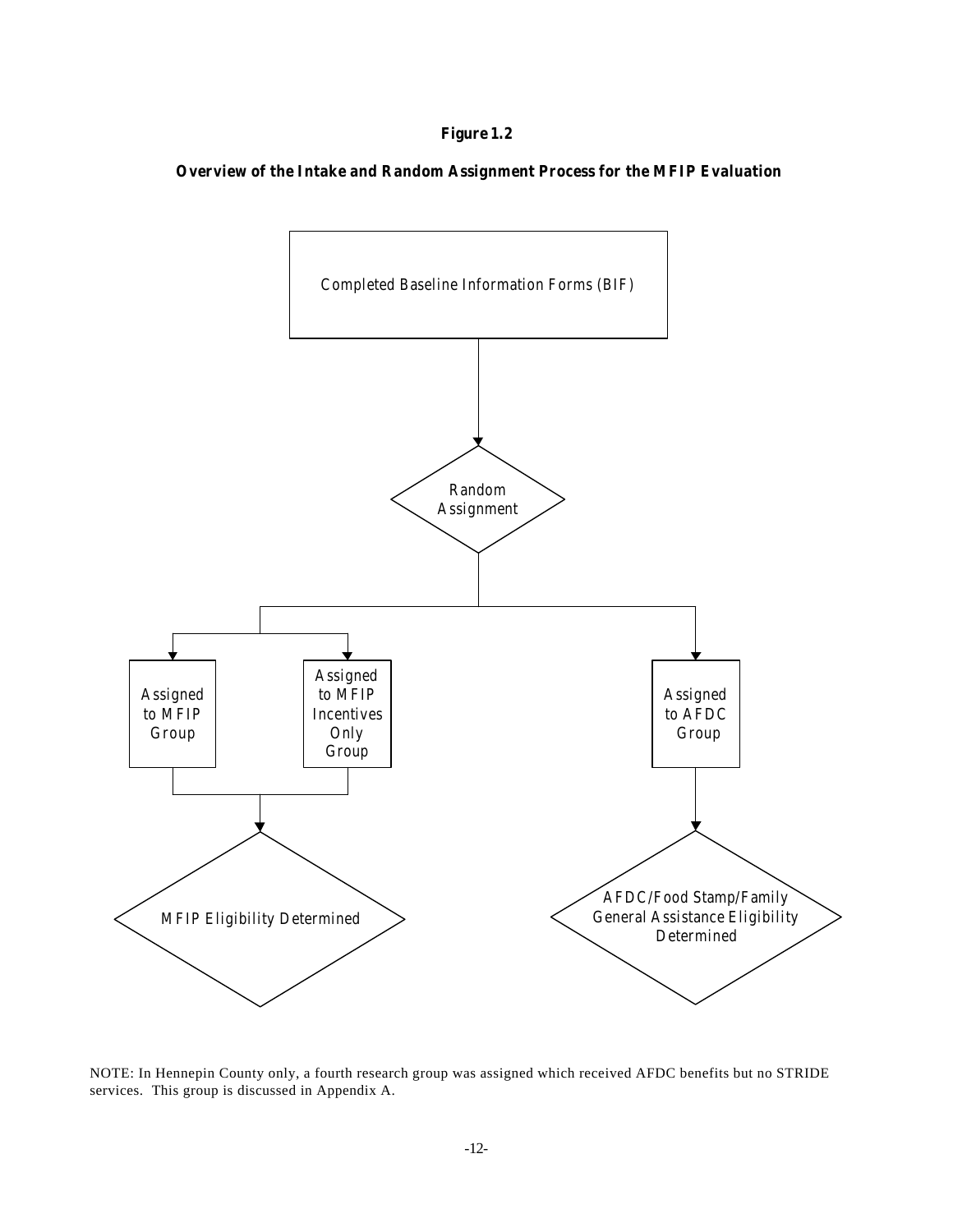**Figure 1.2**

**Overview of the Intake and Random Assignment Process for the MFIP Evaluation**

Completed Baseline Information Forms (BIF)

Random Assignment

Assigned to MFIP Group

Assigned to MFIP Incentives Only Group

Assigned to AFDC Group

MFIP Eligibility Determined

AFDC/Food Stamp/Family General Assistance Eligibility Determined

NOTE: In Hennepin County only, a fourth research group was assigned which received AFDC benefits but no STRIDE services. This group is discussed in Appendix A.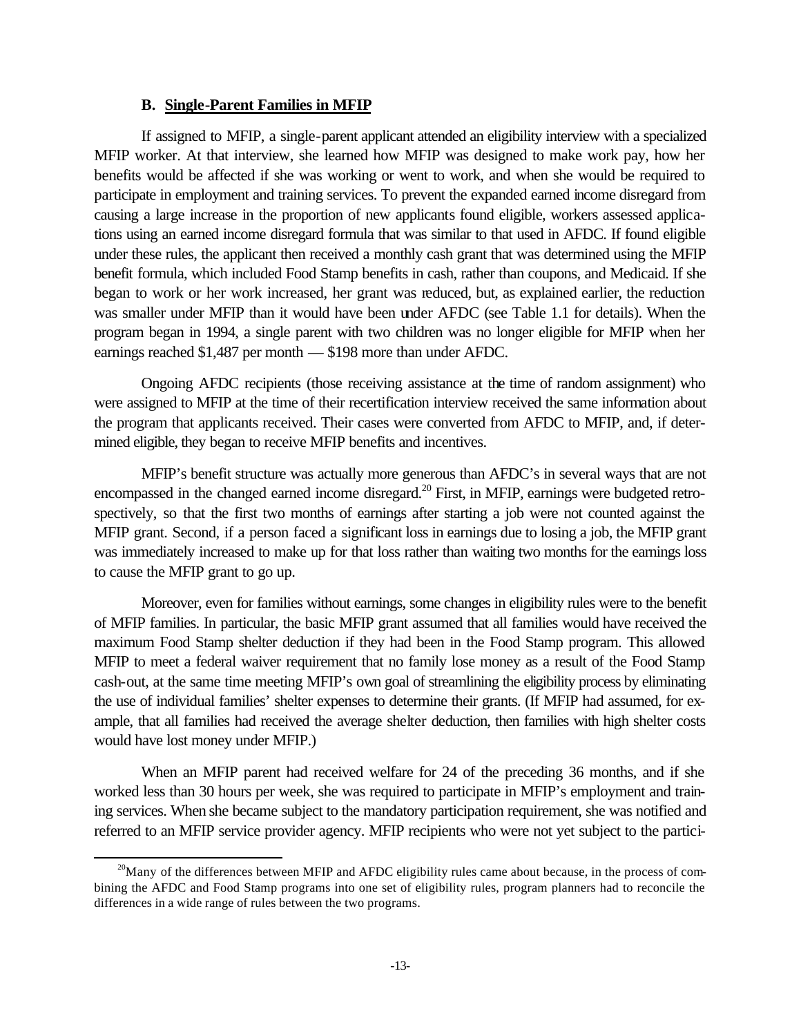### B. Single-Parent Families in MFIP

If assigned to MFIP, a single-parent applicant attended an eligibility interview with a specialized MFIP worker. At that interview, she learned how MFIP was designed to make work pay, how her benefits would be affected if she was working or went to work, and when she would be required to participate in employment and training services. To prevent the expanded earned income disregard from causing a large increase in the proportion of new applicants found eligible, workers assessed applications using an earned income disregard formula that was similar to that used in AFDC. If found eligible under these rules, the applicant then received a monthly cash grant that was determined using the MFIP benefit formula, which included Food Stamp benefits in cash, rather than coupons, and Medicaid. If she began to work or her work increased, her grant was reduced, but, as explained earlier, the reduction was smaller under MFIP than it would have been under AFDC (see Table 1.1 for details). When the program began in 1994, a single parent with two children was no longer eligible for MFIP when her earnings reached $1,487 per month — $198 more than under AFDC.

Ongoing AFDC recipients (those receiving assistance at the time of random assignment) who were assigned to MFIP at the time of their recertification interview received the same information about the program that applicants received. Their cases were converted from AFDC to MFIP, and, if determined eligible, they began to receive MFIP benefits and incentives.

MFIP's benefit structure was actually more generous than AFDC's in several ways that are not encompassed in the changed earned income disregard.[20] First, in MFIP, earnings were budgeted retrospectively, so that the first two months of earnings after starting a job were not counted against the MFIP grant. Second, if a person faced a significant loss in earnings due to losing a job, the MFIP grant was immediately increased to make up for that loss rather than waiting two months for the earnings loss to cause the MFIP grant to go up.

Moreover, even for families without earnings, some changes in eligibility rules were to the benefit of MFIP families. In particular, the basic MFIP grant assumed that all families would have received the maximum Food Stamp shelter deduction if they had been in the Food Stamp program. This allowed MFIP to meet a federal waiver requirement that no family lose money as a result of the Food Stamp cash-out, at the same time meeting MFIP's own goal of streamlining the eligibility process by eliminating the use of individual families' shelter expenses to determine their grants. (If MFIP had assumed, for example, that all families had received the average shelter deduction, then families with high shelter costs would have lost money under MFIP.)

When an MFIP parent had received welfare for 24 of the preceding 36 months, and if she worked less than 30 hours per week, she was required to participate in MFIP's employment and training services. When she became subject to the mandatory participation requirement, she was notified and referred to an MFIP service provider agency. MFIP recipients who were not yet subject to the partici-

[20]Many of the differences between MFIP and AFDC eligibility rules came about because, in the process of combining the AFDC and Food Stamp programs into one set of eligibility rules, program planners had to reconcile the differences in a wide range of rules between the two programs.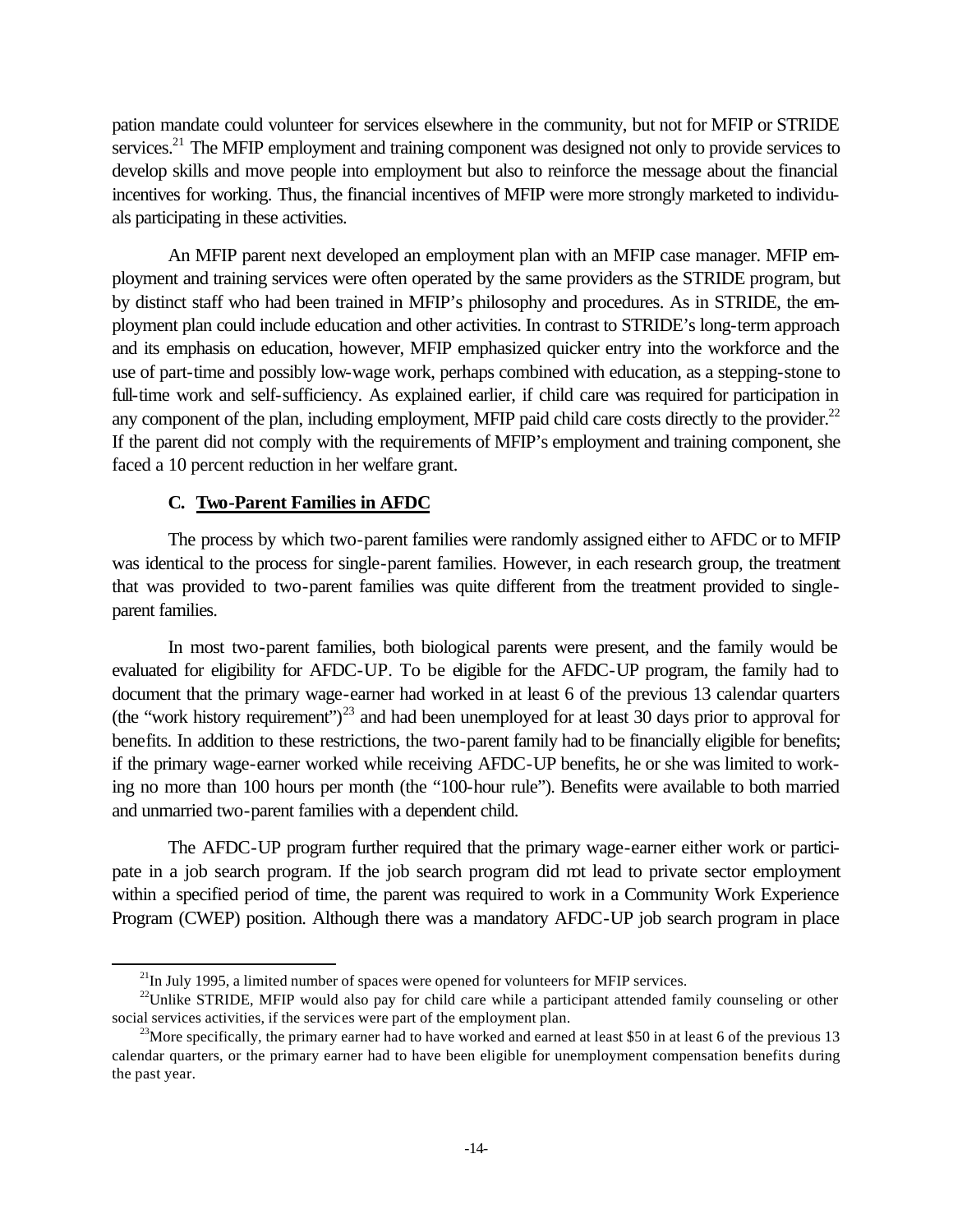pation mandate could volunteer for services elsewhere in the community, but not for MFIP or STRIDE services.[21] The MFIP employment and training component was designed not only to provide services to develop skills and move people into employment but also to reinforce the message about the financial incentives for working. Thus, the financial incentives of MFIP were more strongly marketed to individuals participating in these activities.

An MFIP parent next developed an employment plan with an MFIP case manager. MFIP employment and training services were often operated by the same providers as the STRIDE program, but by distinct staff who had been trained in MFIP's philosophy and procedures. As in STRIDE, the employment plan could include education and other activities. In contrast to STRIDE's long-term approach and its emphasis on education, however, MFIP emphasized quicker entry into the workforce and the use of part-time and possibly low-wage work, perhaps combined with education, as a stepping-stone to full-time work and self-sufficiency. As explained earlier, if child care was required for participation in any component of the plan, including employment, MFIP paid child care costs directly to the provider.[22] If the parent did not comply with the requirements of MFIP's employment and training component, she faced a 10 percent reduction in her welfare grant.

### C. Two-Parent Families in AFDC

The process by which two-parent families were randomly assigned either to AFDC or to MFIP was identical to the process for single-parent families. However, in each research group, the treatment that was provided to two-parent families was quite different from the treatment provided to single-parent families.

In most two-parent families, both biological parents were present, and the family would be evaluated for eligibility for AFDC-UP. To be eligible for the AFDC-UP program, the family had to document that the primary wage-earner had worked in at least 6 of the previous 13 calendar quarters (the "work history requirement")[23] and had been unemployed for at least 30 days prior to approval for benefits. In addition to these restrictions, the two-parent family had to be financially eligible for benefits; if the primary wage-earner worked while receiving AFDC-UP benefits, he or she was limited to working no more than 100 hours per month (the "100-hour rule"). Benefits were available to both married and unmarried two-parent families with a dependent child.

The AFDC-UP program further required that the primary wage-earner either work or participate in a job search program. If the job search program did not lead to private sector employment within a specified period of time, the parent was required to work in a Community Work Experience Program (CWEP) position. Although there was a mandatory AFDC-UP job search program in place

---

[21] In July 1995, a limited number of spaces were opened for volunteers for MFIP services.

[22] Unlike STRIDE, MFIP would also pay for child care while a participant attended family counseling or other social services activities, if the services were part of the employment plan.

[23] More specifically, the primary earner had to have worked and earned at least $50 in at least 6 of the previous 13 calendar quarters, or the primary earner had to have been eligible for unemployment compensation benefits during the past year.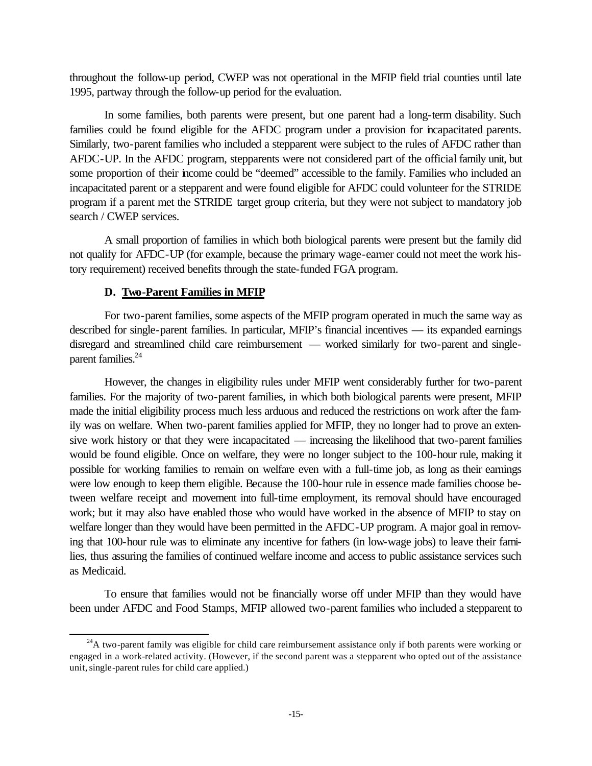throughout the follow-up period, CWEP was not operational in the MFIP field trial counties until late 1995, partway through the follow-up period for the evaluation.

In some families, both parents were present, but one parent had a long-term disability. Such families could be found eligible for the AFDC program under a provision for incapacitated parents. Similarly, two-parent families who included a stepparent were subject to the rules of AFDC rather than AFDC-UP. In the AFDC program, stepparents were not considered part of the official family unit, but some proportion of their income could be "deemed" accessible to the family. Families who included an incapacitated parent or a stepparent and were found eligible for AFDC could volunteer for the STRIDE program if a parent met the STRIDE target group criteria, but they were not subject to mandatory job search / CWEP services.

A small proportion of families in which both biological parents were present but the family did not qualify for AFDC-UP (for example, because the primary wage-earner could not meet the work history requirement) received benefits through the state-funded FGA program.

### D. Two-Parent Families in MFIP

For two-parent families, some aspects of the MFIP program operated in much the same way as described for single-parent families. In particular, MFIP's financial incentives — its expanded earnings disregard and streamlined child care reimbursement — worked similarly for two-parent and single-parent families.[24]

However, the changes in eligibility rules under MFIP went considerably further for two-parent families. For the majority of two-parent families, in which both biological parents were present, MFIP made the initial eligibility process much less arduous and reduced the restrictions on work after the family was on welfare. When two-parent families applied for MFIP, they no longer had to prove an extensive work history or that they were incapacitated — increasing the likelihood that two-parent families would be found eligible. Once on welfare, they were no longer subject to the 100-hour rule, making it possible for working families to remain on welfare even with a full-time job, as long as their earnings were low enough to keep them eligible. Because the 100-hour rule in essence made families choose between welfare receipt and movement into full-time employment, its removal should have encouraged work; but it may also have enabled those who would have worked in the absence of MFIP to stay on welfare longer than they would have been permitted in the AFDC-UP program. A major goal in removing that 100-hour rule was to eliminate any incentive for fathers (in low-wage jobs) to leave their families, thus assuring the families of continued welfare income and access to public assistance services such as Medicaid.

To ensure that families would not be financially worse off under MFIP than they would have been under AFDC and Food Stamps, MFIP allowed two-parent families who included a stepparent to

[24] A two-parent family was eligible for child care reimbursement assistance only if both parents were working or engaged in a work-related activity. (However, if the second parent was a stepparent who opted out of the assistance unit, single-parent rules for child care applied.)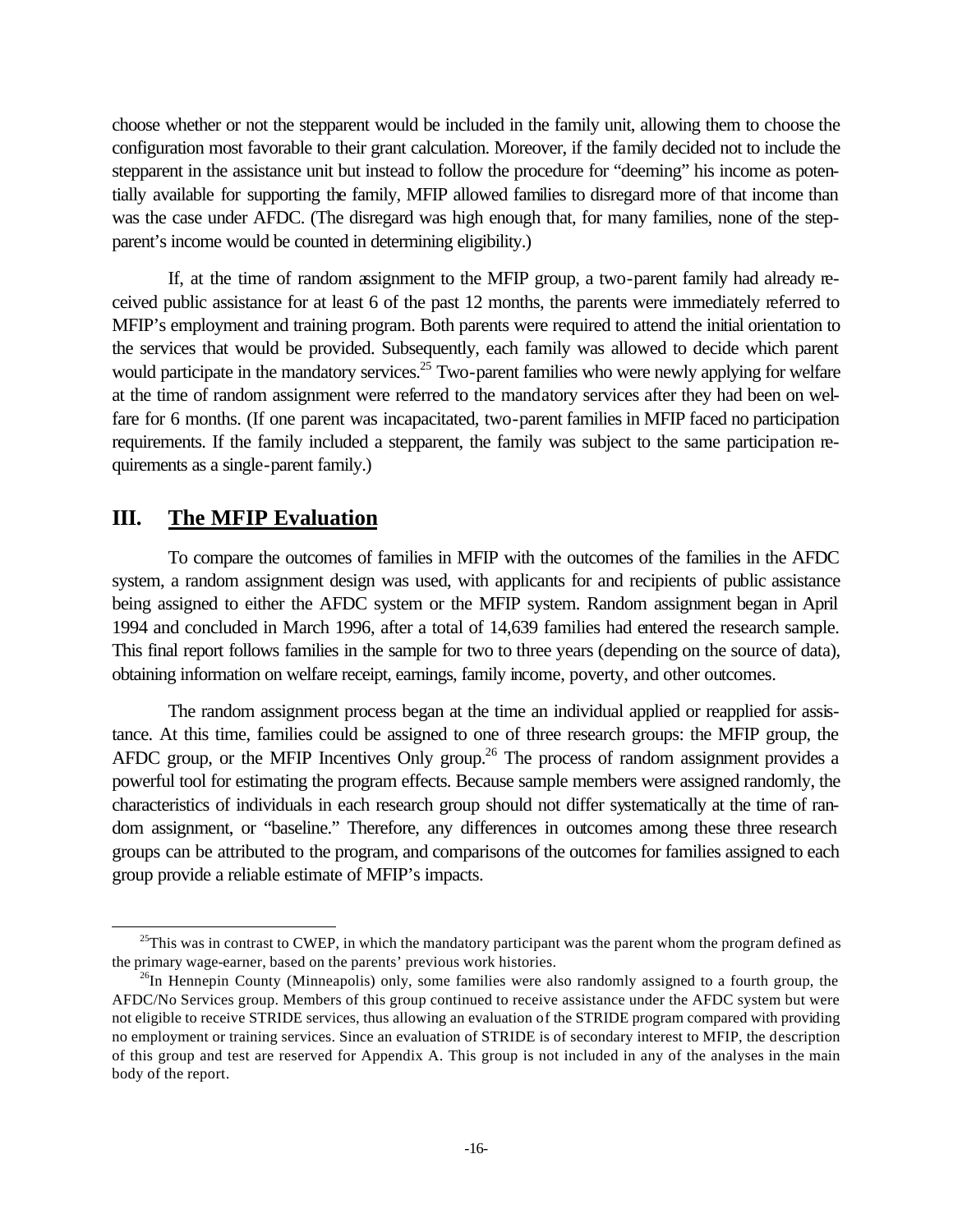choose whether or not the stepparent would be included in the family unit, allowing them to choose the configuration most favorable to their grant calculation. Moreover, if the family decided not to include the stepparent in the assistance unit but instead to follow the procedure for "deeming" his income as potentially available for supporting the family, MFIP allowed families to disregard more of that income than was the case under AFDC. (The disregard was high enough that, for many families, none of the stepparent's income would be counted in determining eligibility.)

If, at the time of random assignment to the MFIP group, a two-parent family had already received public assistance for at least 6 of the past 12 months, the parents were immediately referred to MFIP's employment and training program. Both parents were required to attend the initial orientation to the services that would be provided. Subsequently, each family was allowed to decide which parent would participate in the mandatory services.[25] Two-parent families who were newly applying for welfare at the time of random assignment were referred to the mandatory services after they had been on welfare for 6 months. (If one parent was incapacitated, two-parent families in MFIP faced no participation requirements. If the family included a stepparent, the family was subject to the same participation requirements as a single-parent family.)

## III. The MFIP Evaluation

To compare the outcomes of families in MFIP with the outcomes of the families in the AFDC system, a random assignment design was used, with applicants for and recipients of public assistance being assigned to either the AFDC system or the MFIP system. Random assignment began in April 1994 and concluded in March 1996, after a total of 14,639 families had entered the research sample. This final report follows families in the sample for two to three years (depending on the source of data), obtaining information on welfare receipt, earnings, family income, poverty, and other outcomes.

The random assignment process began at the time an individual applied or reapplied for assistance. At this time, families could be assigned to one of three research groups: the MFIP group, the AFDC group, or the MFIP Incentives Only group.[26] The process of random assignment provides a powerful tool for estimating the program effects. Because sample members were assigned randomly, the characteristics of individuals in each research group should not differ systematically at the time of random assignment, or "baseline." Therefore, any differences in outcomes among these three research groups can be attributed to the program, and comparisons of the outcomes for families assigned to each group provide a reliable estimate of MFIP's impacts.

---

[25]This was in contrast to CWEP, in which the mandatory participant was the parent whom the program defined as the primary wage-earner, based on the parents' previous work histories.

[26]In Hennepin County (Minneapolis) only, some families were also randomly assigned to a fourth group, the AFDC/No Services group. Members of this group continued to receive assistance under the AFDC system but were not eligible to receive STRIDE services, thus allowing an evaluation of the STRIDE program compared with providing no employment or training services. Since an evaluation of STRIDE is of secondary interest to MFIP, the description of this group and test are reserved for Appendix A. This group is not included in any of the analyses in the main body of the report.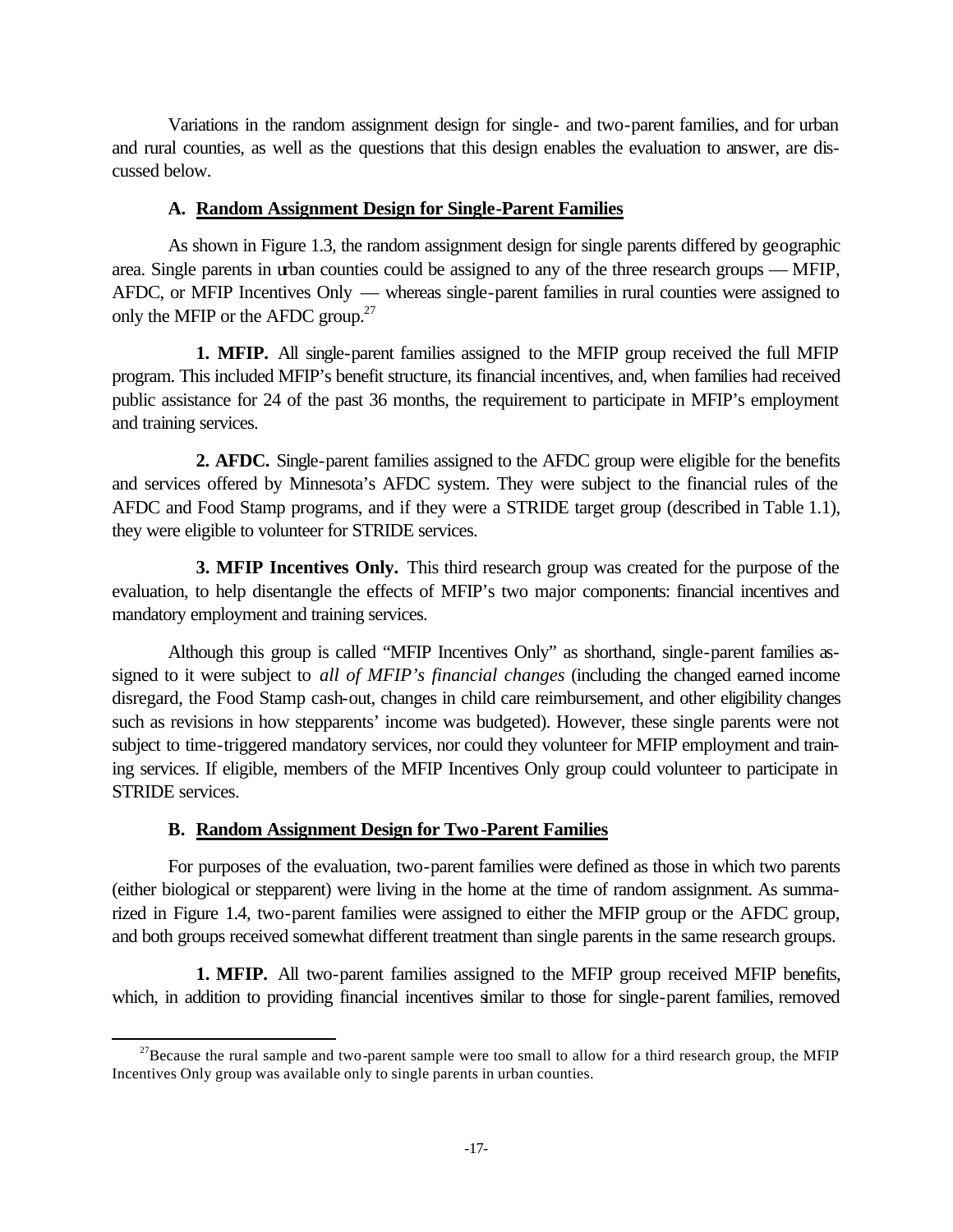Variations in the random assignment design for single- and two-parent families, and for urban and rural counties, as well as the questions that this design enables the evaluation to answer, are discussed below.

### A. Random Assignment Design for Single-Parent Families

As shown in Figure 1.3, the random assignment design for single parents differed by geographic area. Single parents in urban counties could be assigned to any of the three research groups — MFIP, AFDC, or MFIP Incentives Only — whereas single-parent families in rural counties were assigned to only the MFIP or the AFDC group.[27]

**1. MFIP.** All single-parent families assigned to the MFIP group received the full MFIP program. This included MFIP's benefit structure, its financial incentives, and, when families had received public assistance for 24 of the past 36 months, the requirement to participate in MFIP's employment and training services.

**2. AFDC.** Single-parent families assigned to the AFDC group were eligible for the benefits and services offered by Minnesota's AFDC system. They were subject to the financial rules of the AFDC and Food Stamp programs, and if they were a STRIDE target group (described in Table 1.1), they were eligible to volunteer for STRIDE services.

**3. MFIP Incentives Only.** This third research group was created for the purpose of the evaluation, to help disentangle the effects of MFIP's two major components: financial incentives and mandatory employment and training services.

Although this group is called "MFIP Incentives Only" as shorthand, single-parent families assigned to it were subject to *all of MFIP's financial changes* (including the changed earned income disregard, the Food Stamp cash-out, changes in child care reimbursement, and other eligibility changes such as revisions in how stepparents' income was budgeted). However, these single parents were not subject to time-triggered mandatory services, nor could they volunteer for MFIP employment and training services. If eligible, members of the MFIP Incentives Only group could volunteer to participate in STRIDE services.

### B. Random Assignment Design for Two-Parent Families

For purposes of the evaluation, two-parent families were defined as those in which two parents (either biological or stepparent) were living in the home at the time of random assignment. As summarized in Figure 1.4, two-parent families were assigned to either the MFIP group or the AFDC group, and both groups received somewhat different treatment than single parents in the same research groups.

**1. MFIP.** All two-parent families assigned to the MFIP group received MFIP benefits, which, in addition to providing financial incentives similar to those for single-parent families, removed

[27] Because the rural sample and two-parent sample were too small to allow for a third research group, the MFIP Incentives Only group was available only to single parents in urban counties.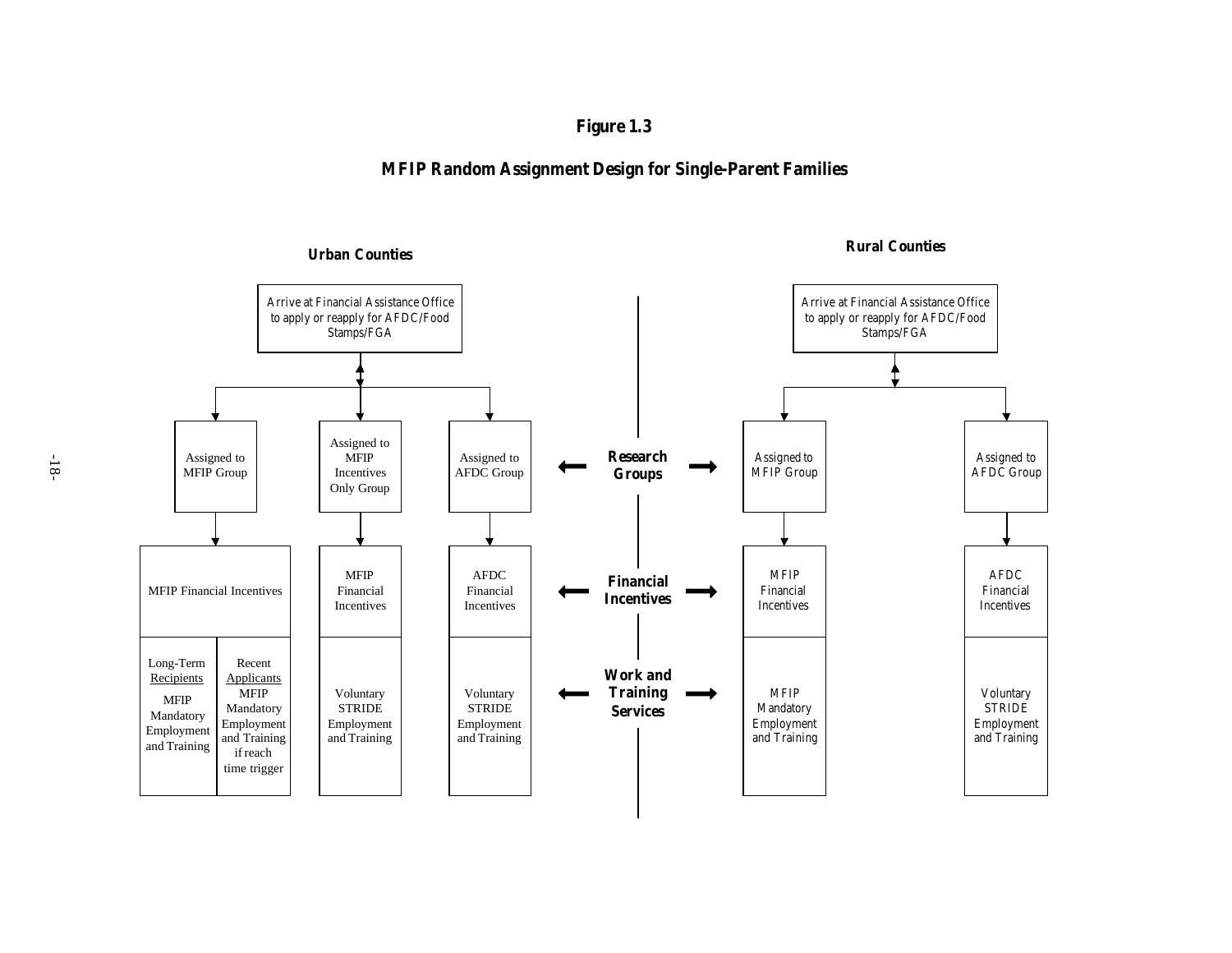**Figure 1.3**

**MFIP Random Assignment Design for Single-Parent Families**

**Urban Counties**

Arrive at Financial Assistance Office to apply or reapply for AFDC/Food Stamps/FGA

| | Assigned to MFIP Group | | Assigned to MFIP Incentives Only Group | Assigned to AFDC Group |
|---|---|---|---|---|
| **Research Groups** | | | | |
| **Financial Incentives** | MFIP Financial Incentives | | MFIP Financial Incentives | AFDC Financial Incentives |
| **Work and Training Services** | Long-Term Recipients MFIP Mandatory Employment and Training | Recent Applicants MFIP Mandatory Employment and Training if reach time trigger | Voluntary STRIDE Employment and Training | Voluntary STRIDE Employment and Training |

**Rural Counties**

Arrive at Financial Assistance Office to apply or reapply for AFDC/Food Stamps/FGA

| | Assigned to MFIP Group | Assigned to AFDC Group |
|---|---|---|
| **Research Groups** | | |
| **Financial Incentives** | MFIP Financial Incentives | AFDC Financial Incentives |
| **Work and Training Services** | MFIP Mandatory Employment and Training | Voluntary STRIDE Employment and Training |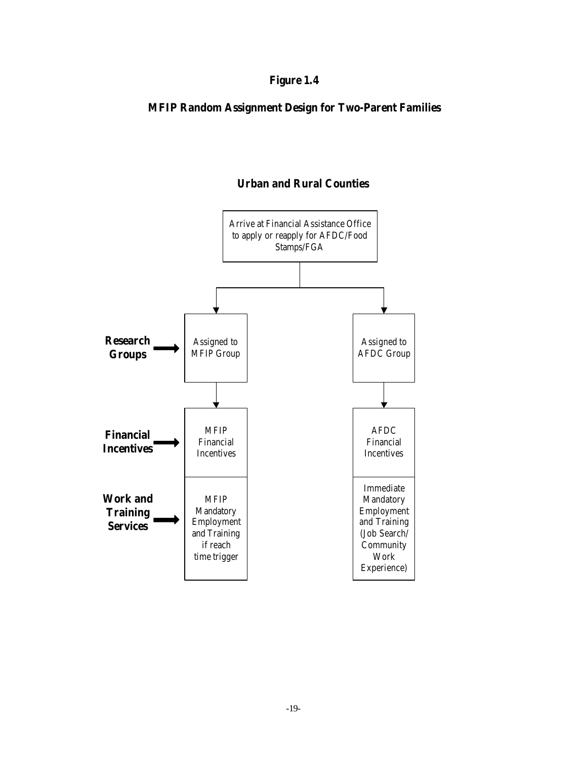**Figure 1.4**

**MFIP Random Assignment Design for Two-Parent Families**

**Urban and Rural Counties**

Arrive at Financial Assistance Office to apply or reapply for AFDC/Food Stamps/FGA

| | MFIP | AFDC |
|---|---|---|
| **Research Groups** | Assigned to MFIP Group | Assigned to AFDC Group |
| **Financial Incentives** | MFIP Financial Incentives | AFDC Financial Incentives |
| **Work and Training Services** | MFIP Mandatory Employment and Training if reach time trigger | Immediate Mandatory Employment and Training (Job Search/ Community Work Experience) |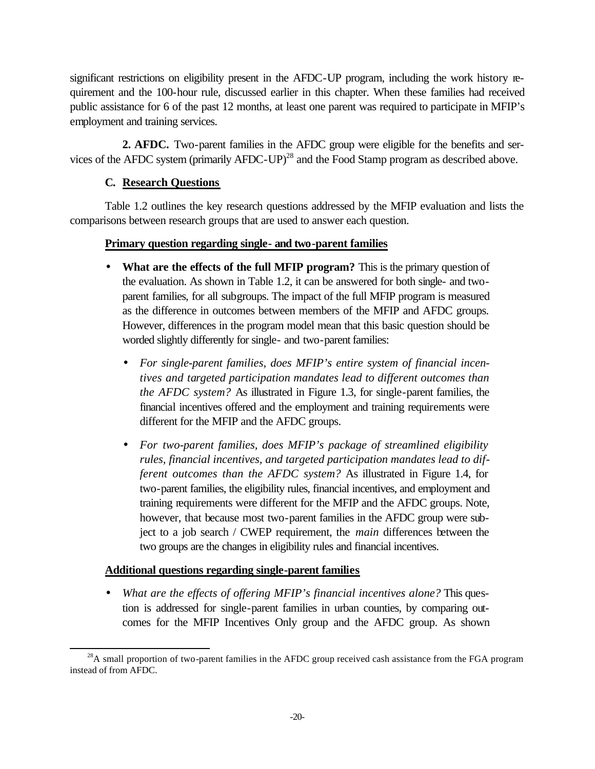significant restrictions on eligibility present in the AFDC-UP program, including the work history requirement and the 100-hour rule, discussed earlier in this chapter. When these families had received public assistance for 6 of the past 12 months, at least one parent was required to participate in MFIP's employment and training services.

**2. AFDC.** Two-parent families in the AFDC group were eligible for the benefits and services of the AFDC system (primarily AFDC-UP)[28] and the Food Stamp program as described above.

### C. Research Questions

Table 1.2 outlines the key research questions addressed by the MFIP evaluation and lists the comparisons between research groups that are used to answer each question.

**Primary question regarding single- and two-parent families**

- **What are the effects of the full MFIP program?** This is the primary question of the evaluation. As shown in Table 1.2, it can be answered for both single- and two-parent families, for all subgroups. The impact of the full MFIP program is measured as the difference in outcomes between members of the MFIP and AFDC groups. However, differences in the program model mean that this basic question should be worded slightly differently for single- and two-parent families:
    - *For single-parent families, does MFIP's entire system of financial incentives and targeted participation mandates lead to different outcomes than the AFDC system?* As illustrated in Figure 1.3, for single-parent families, the financial incentives offered and the employment and training requirements were different for the MFIP and the AFDC groups.
    - *For two-parent families, does MFIP's package of streamlined eligibility rules, financial incentives, and targeted participation mandates lead to different outcomes than the AFDC system?* As illustrated in Figure 1.4, for two-parent families, the eligibility rules, financial incentives, and employment and training requirements were different for the MFIP and the AFDC groups. Note, however, that because most two-parent families in the AFDC group were subject to a job search / CWEP requirement, the *main* differences between the two groups are the changes in eligibility rules and financial incentives.

**Additional questions regarding single-parent families**

- *What are the effects of offering MFIP's financial incentives alone?* This question is addressed for single-parent families in urban counties, by comparing outcomes for the MFIP Incentives Only group and the AFDC group. As shown

[28] A small proportion of two-parent families in the AFDC group received cash assistance from the FGA program instead of from AFDC.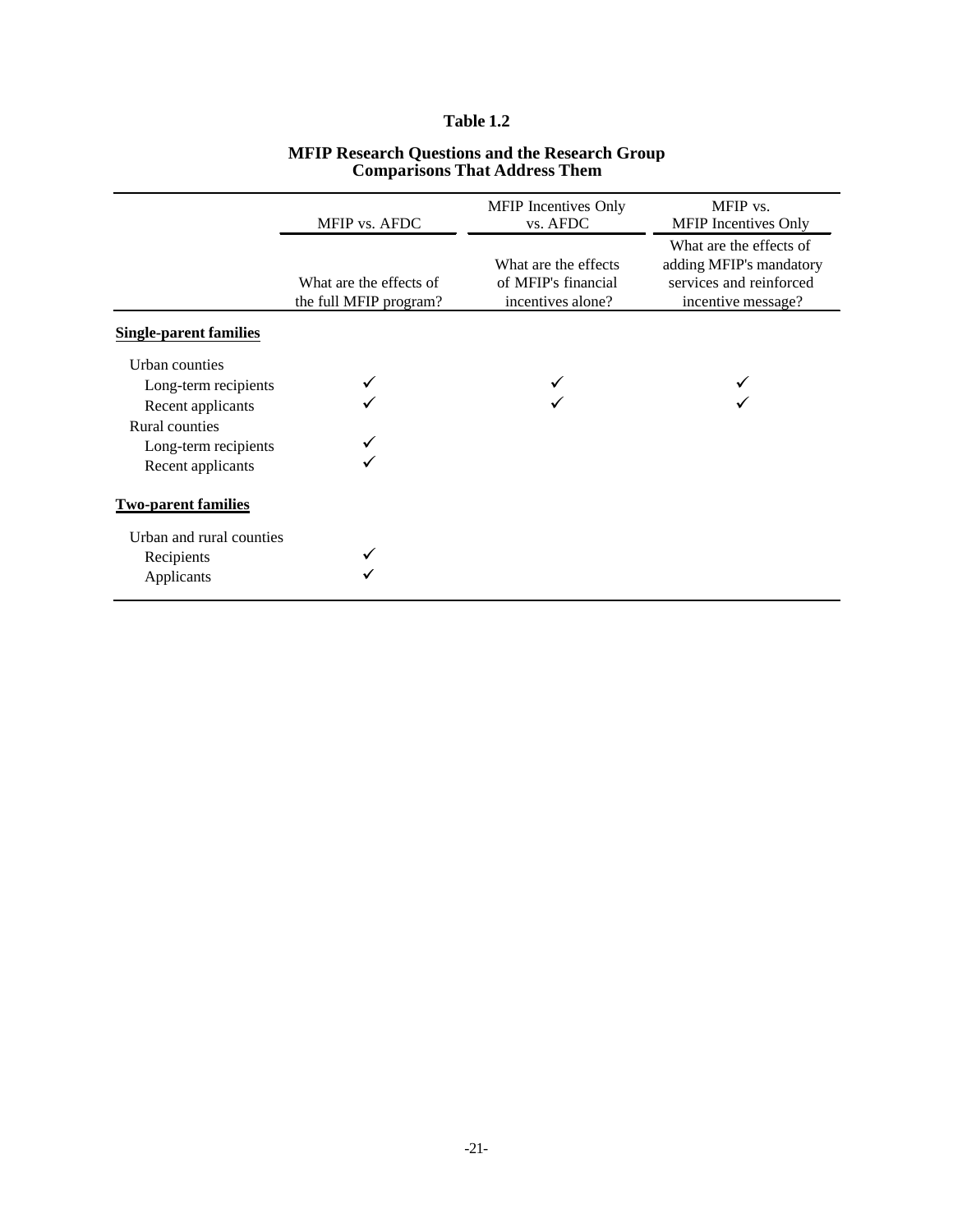**Table 1.2**

**MFIP Research Questions and the Research Group Comparisons That Address Them**

| | MFIP vs. AFDC | MFIP Incentives Only vs. AFDC | MFIP vs. MFIP Incentives Only |
|---|---|---|---|
| | What are the effects of the full MFIP program? | What are the effects of MFIP's financial incentives alone? | What are the effects of adding MFIP's mandatory services and reinforced incentive message? |
| **Single-parent families** | | | |
| Urban counties | | | |
| Long-term recipients | ✓ | ✓ | ✓ |
| Recent applicants | ✓ | ✓ | ✓ |
| Rural counties | | | |
| Long-term recipients | ✓ | | |
| Recent applicants | ✓ | | |
| **Two-parent families** | | | |
| Urban and rural counties | | | |
| Recipients | ✓ | | |
| Applicants | ✓ | | |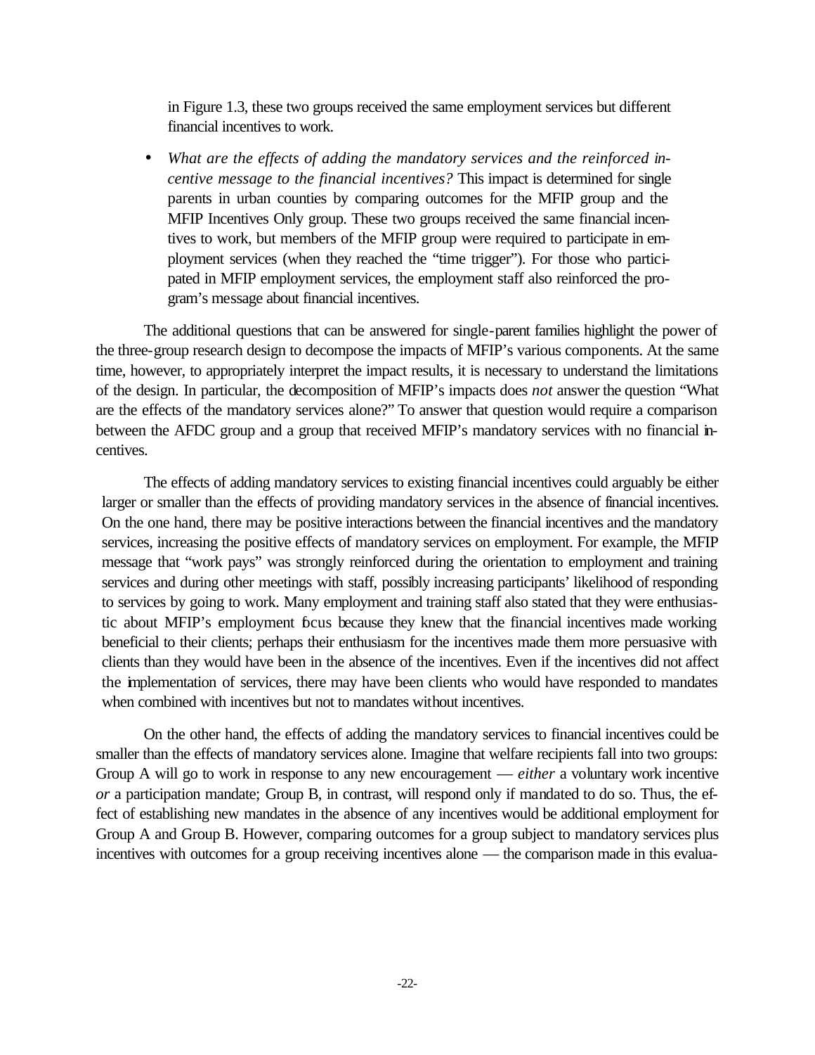in Figure 1.3, these two groups received the same employment services but different financial incentives to work.

- *What are the effects of adding the mandatory services and the reinforced incentive message to the financial incentives?* This impact is determined for single parents in urban counties by comparing outcomes for the MFIP group and the MFIP Incentives Only group. These two groups received the same financial incentives to work, but members of the MFIP group were required to participate in employment services (when they reached the "time trigger"). For those who participated in MFIP employment services, the employment staff also reinforced the program's message about financial incentives.

The additional questions that can be answered for single-parent families highlight the power of the three-group research design to decompose the impacts of MFIP's various components. At the same time, however, to appropriately interpret the impact results, it is necessary to understand the limitations of the design. In particular, the decomposition of MFIP's impacts does *not* answer the question "What are the effects of the mandatory services alone?" To answer that question would require a comparison between the AFDC group and a group that received MFIP's mandatory services with no financial incentives.

The effects of adding mandatory services to existing financial incentives could arguably be either larger or smaller than the effects of providing mandatory services in the absence of financial incentives. On the one hand, there may be positive interactions between the financial incentives and the mandatory services, increasing the positive effects of mandatory services on employment. For example, the MFIP message that "work pays" was strongly reinforced during the orientation to employment and training services and during other meetings with staff, possibly increasing participants' likelihood of responding to services by going to work. Many employment and training staff also stated that they were enthusiastic about MFIP's employment focus because they knew that the financial incentives made working beneficial to their clients; perhaps their enthusiasm for the incentives made them more persuasive with clients than they would have been in the absence of the incentives. Even if the incentives did not affect the implementation of services, there may have been clients who would have responded to mandates when combined with incentives but not to mandates without incentives.

On the other hand, the effects of adding the mandatory services to financial incentives could be smaller than the effects of mandatory services alone. Imagine that welfare recipients fall into two groups: Group A will go to work in response to any new encouragement — *either* a voluntary work incentive *or* a participation mandate; Group B, in contrast, will respond only if mandated to do so. Thus, the effect of establishing new mandates in the absence of any incentives would be additional employment for Group A and Group B. However, comparing outcomes for a group subject to mandatory services plus incentives with outcomes for a group receiving incentives alone — the comparison made in this evalua-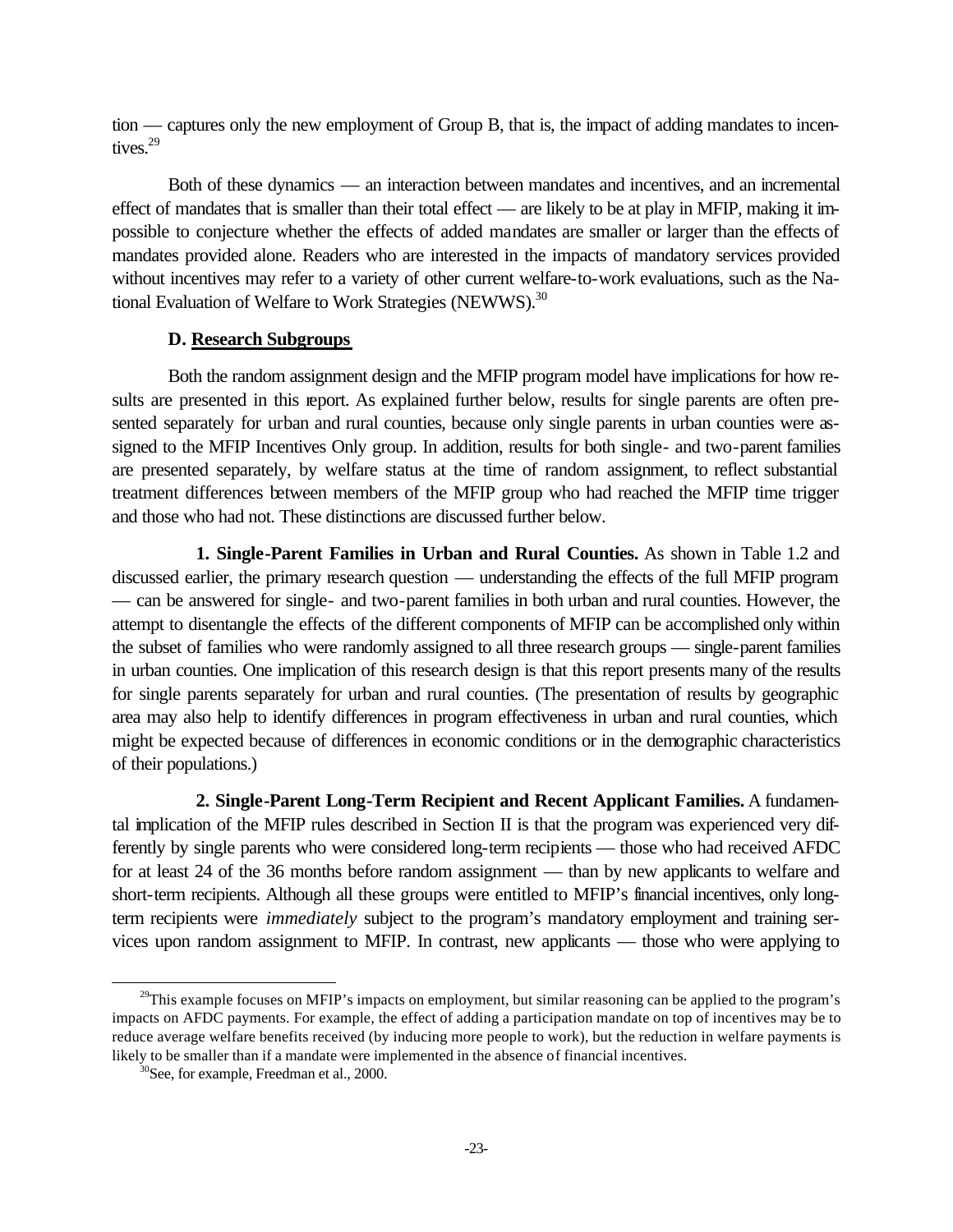tion — captures only the new employment of Group B, that is, the impact of adding mandates to incentives.[29]

Both of these dynamics — an interaction between mandates and incentives, and an incremental effect of mandates that is smaller than their total effect — are likely to be at play in MFIP, making it impossible to conjecture whether the effects of added mandates are smaller or larger than the effects of mandates provided alone. Readers who are interested in the impacts of mandatory services provided without incentives may refer to a variety of other current welfare-to-work evaluations, such as the National Evaluation of Welfare to Work Strategies (NEWWS).[30]

### D. Research Subgroups

Both the random assignment design and the MFIP program model have implications for how results are presented in this report. As explained further below, results for single parents are often presented separately for urban and rural counties, because only single parents in urban counties were assigned to the MFIP Incentives Only group. In addition, results for both single- and two-parent families are presented separately, by welfare status at the time of random assignment, to reflect substantial treatment differences between members of the MFIP group who had reached the MFIP time trigger and those who had not. These distinctions are discussed further below.

**1. Single-Parent Families in Urban and Rural Counties.** As shown in Table 1.2 and discussed earlier, the primary research question — understanding the effects of the full MFIP program — can be answered for single- and two-parent families in both urban and rural counties. However, the attempt to disentangle the effects of the different components of MFIP can be accomplished only within the subset of families who were randomly assigned to all three research groups — single-parent families in urban counties. One implication of this research design is that this report presents many of the results for single parents separately for urban and rural counties. (The presentation of results by geographic area may also help to identify differences in program effectiveness in urban and rural counties, which might be expected because of differences in economic conditions or in the demographic characteristics of their populations.)

**2. Single-Parent Long-Term Recipient and Recent Applicant Families.** A fundamental implication of the MFIP rules described in Section II is that the program was experienced very differently by single parents who were considered long-term recipients — those who had received AFDC for at least 24 of the 36 months before random assignment — than by new applicants to welfare and short-term recipients. Although all these groups were entitled to MFIP's financial incentives, only long-term recipients were *immediately* subject to the program's mandatory employment and training services upon random assignment to MFIP. In contrast, new applicants — those who were applying to

---

[29]This example focuses on MFIP's impacts on employment, but similar reasoning can be applied to the program's impacts on AFDC payments. For example, the effect of adding a participation mandate on top of incentives may be to reduce average welfare benefits received (by inducing more people to work), but the reduction in welfare payments is likely to be smaller than if a mandate were implemented in the absence of financial incentives.

[30]See, for example, Freedman et al., 2000.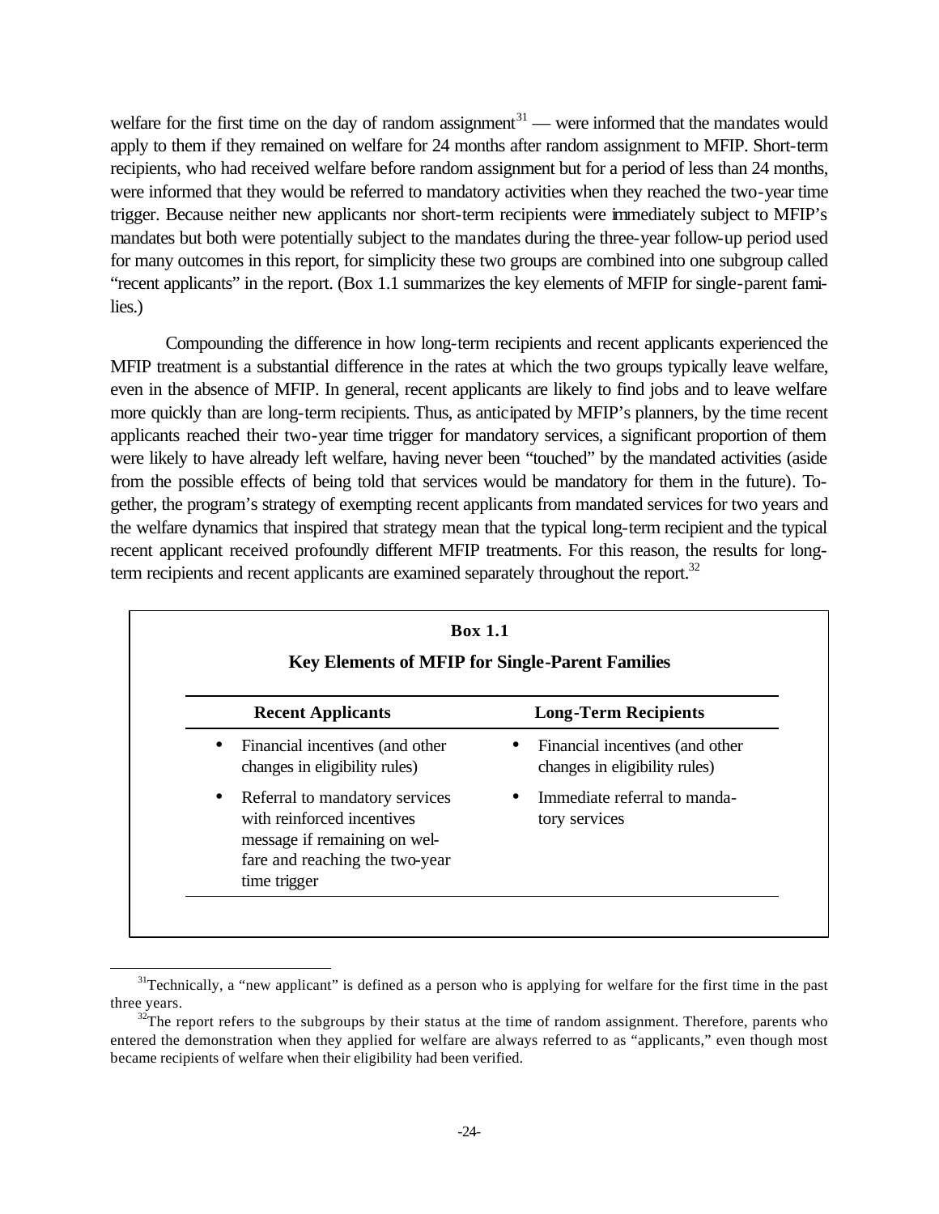welfare for the first time on the day of random assignment[31] — were informed that the mandates would apply to them if they remained on welfare for 24 months after random assignment to MFIP. Short-term recipients, who had received welfare before random assignment but for a period of less than 24 months, were informed that they would be referred to mandatory activities when they reached the two-year time trigger. Because neither new applicants nor short-term recipients were immediately subject to MFIP's mandates but both were potentially subject to the mandates during the three-year follow-up period used for many outcomes in this report, for simplicity these two groups are combined into one subgroup called "recent applicants" in the report. (Box 1.1 summarizes the key elements of MFIP for single-parent families.)

Compounding the difference in how long-term recipients and recent applicants experienced the MFIP treatment is a substantial difference in the rates at which the two groups typically leave welfare, even in the absence of MFIP. In general, recent applicants are likely to find jobs and to leave welfare more quickly than are long-term recipients. Thus, as anticipated by MFIP's planners, by the time recent applicants reached their two-year time trigger for mandatory services, a significant proportion of them were likely to have already left welfare, having never been "touched" by the mandated activities (aside from the possible effects of being told that services would be mandatory for them in the future). Together, the program's strategy of exempting recent applicants from mandated services for two years and the welfare dynamics that inspired that strategy mean that the typical long-term recipient and the typical recent applicant received profoundly different MFIP treatments. For this reason, the results for long-term recipients and recent applicants are examined separately throughout the report.[32]

**Box 1.1**

**Key Elements of MFIP for Single-Parent Families**

| Recent Applicants | Long-Term Recipients |
|---|---|
| • Financial incentives (and other changes in eligibility rules) | • Financial incentives (and other changes in eligibility rules) |
| • Referral to mandatory services with reinforced incentives message if remaining on welfare and reaching the two-year time trigger | • Immediate referral to mandatory services |

[31]Technically, a "new applicant" is defined as a person who is applying for welfare for the first time in the past three years.

[32]The report refers to the subgroups by their status at the time of random assignment. Therefore, parents who entered the demonstration when they applied for welfare are always referred to as "applicants," even though most became recipients of welfare when their eligibility had been verified.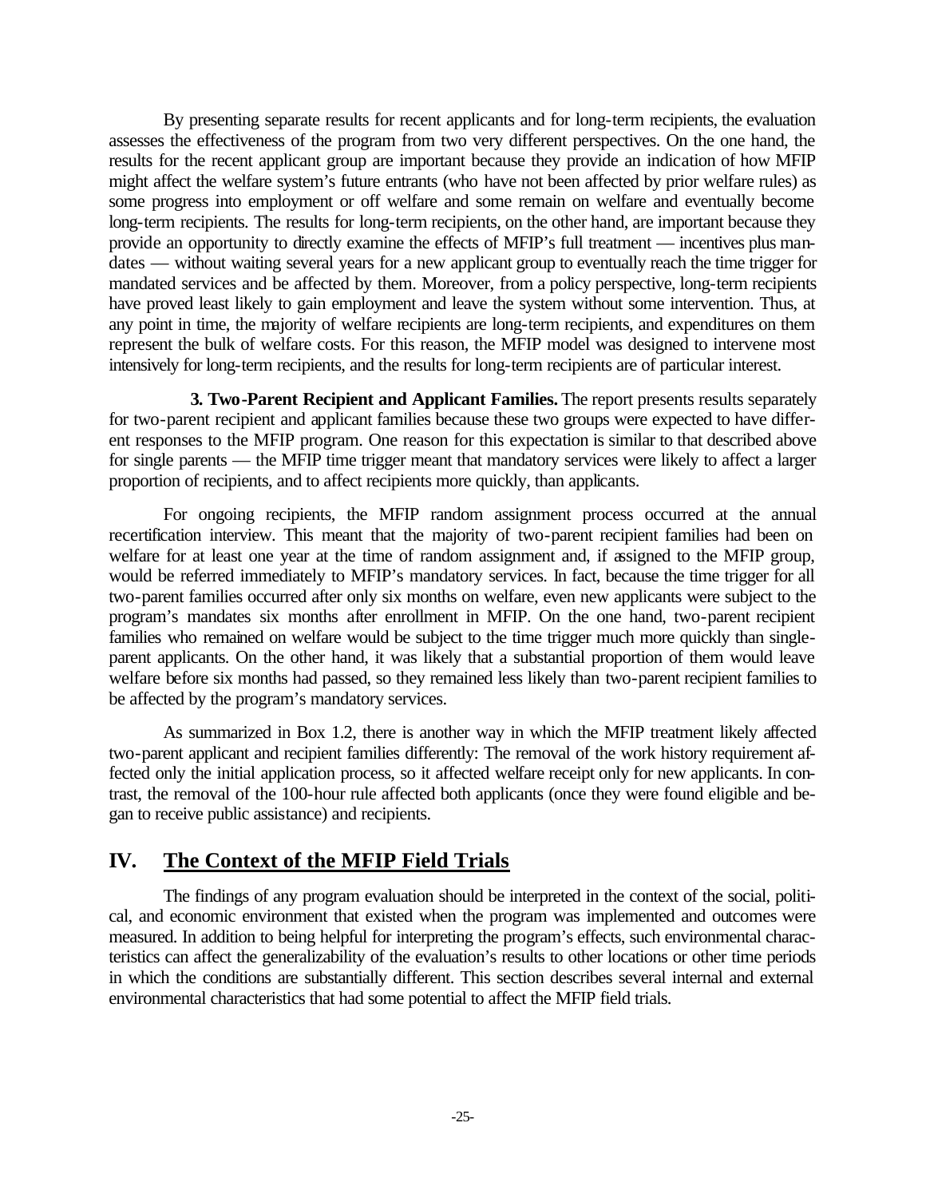By presenting separate results for recent applicants and for long-term recipients, the evaluation assesses the effectiveness of the program from two very different perspectives. On the one hand, the results for the recent applicant group are important because they provide an indication of how MFIP might affect the welfare system's future entrants (who have not been affected by prior welfare rules) as some progress into employment or off welfare and some remain on welfare and eventually become long-term recipients. The results for long-term recipients, on the other hand, are important because they provide an opportunity to directly examine the effects of MFIP's full treatment — incentives plus mandates — without waiting several years for a new applicant group to eventually reach the time trigger for mandated services and be affected by them. Moreover, from a policy perspective, long-term recipients have proved least likely to gain employment and leave the system without some intervention. Thus, at any point in time, the majority of welfare recipients are long-term recipients, and expenditures on them represent the bulk of welfare costs. For this reason, the MFIP model was designed to intervene most intensively for long-term recipients, and the results for long-term recipients are of particular interest.

**3. Two-Parent Recipient and Applicant Families.** The report presents results separately for two-parent recipient and applicant families because these two groups were expected to have different responses to the MFIP program. One reason for this expectation is similar to that described above for single parents — the MFIP time trigger meant that mandatory services were likely to affect a larger proportion of recipients, and to affect recipients more quickly, than applicants.

For ongoing recipients, the MFIP random assignment process occurred at the annual recertification interview. This meant that the majority of two-parent recipient families had been on welfare for at least one year at the time of random assignment and, if assigned to the MFIP group, would be referred immediately to MFIP's mandatory services. In fact, because the time trigger for all two-parent families occurred after only six months on welfare, even new applicants were subject to the program's mandates six months after enrollment in MFIP. On the one hand, two-parent recipient families who remained on welfare would be subject to the time trigger much more quickly than single-parent applicants. On the other hand, it was likely that a substantial proportion of them would leave welfare before six months had passed, so they remained less likely than two-parent recipient families to be affected by the program's mandatory services.

As summarized in Box 1.2, there is another way in which the MFIP treatment likely affected two-parent applicant and recipient families differently: The removal of the work history requirement affected only the initial application process, so it affected welfare receipt only for new applicants. In contrast, the removal of the 100-hour rule affected both applicants (once they were found eligible and began to receive public assistance) and recipients.

## IV. The Context of the MFIP Field Trials

The findings of any program evaluation should be interpreted in the context of the social, political, and economic environment that existed when the program was implemented and outcomes were measured. In addition to being helpful for interpreting the program's effects, such environmental characteristics can affect the generalizability of the evaluation's results to other locations or other time periods in which the conditions are substantially different. This section describes several internal and external environmental characteristics that had some potential to affect the MFIP field trials.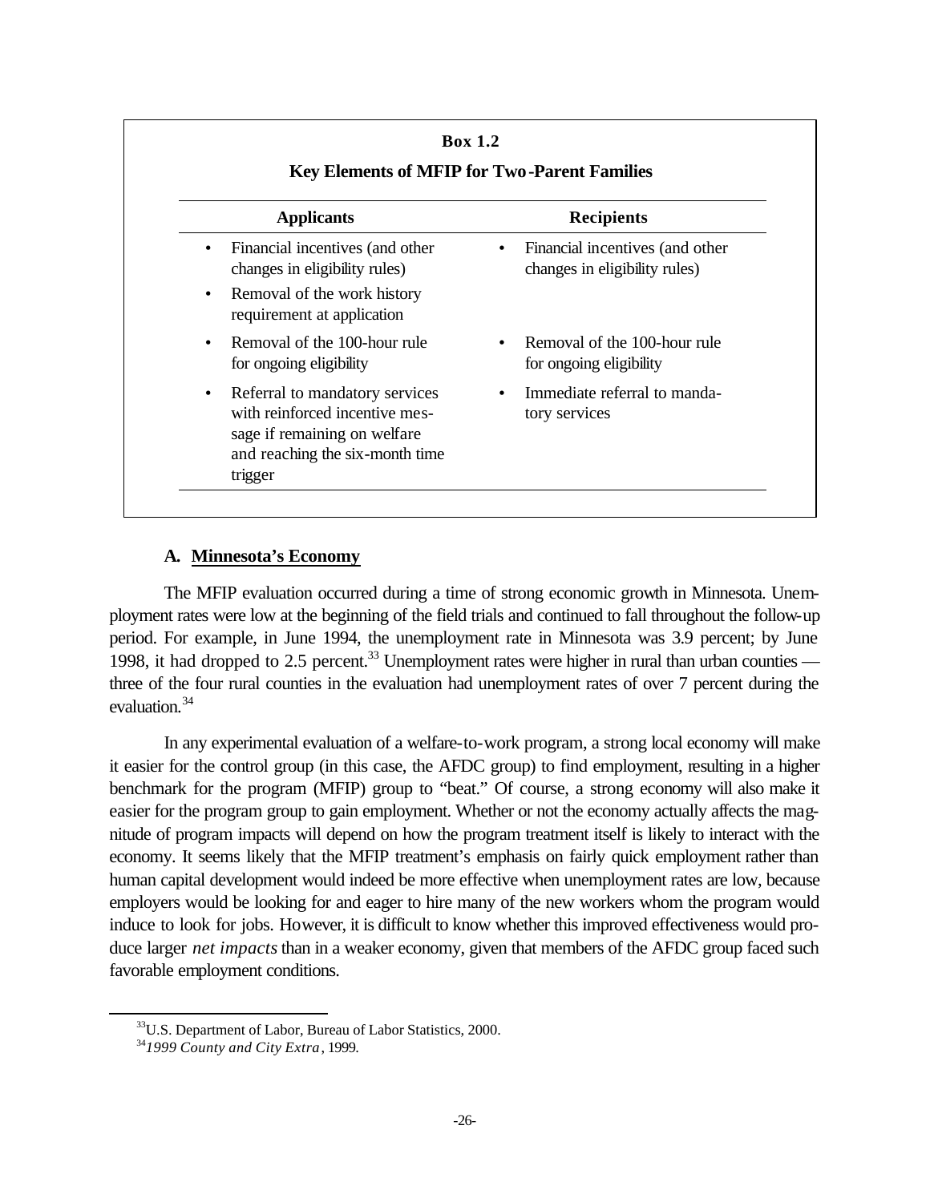**Box 1.2**

**Key Elements of MFIP for Two-Parent Families**

| Applicants | Recipients |
|---|---|
| • Financial incentives (and other changes in eligibility rules) | • Financial incentives (and other changes in eligibility rules) |
| • Removal of the work history requirement at application | |
| • Removal of the 100-hour rule for ongoing eligibility | • Removal of the 100-hour rule for ongoing eligibility |
| • Referral to mandatory services with reinforced incentive message if remaining on welfare and reaching the six-month time trigger | • Immediate referral to mandatory services |

### A. Minnesota's Economy

The MFIP evaluation occurred during a time of strong economic growth in Minnesota. Unemployment rates were low at the beginning of the field trials and continued to fall throughout the follow-up period. For example, in June 1994, the unemployment rate in Minnesota was 3.9 percent; by June 1998, it had dropped to 2.5 percent.[33] Unemployment rates were higher in rural than urban counties — three of the four rural counties in the evaluation had unemployment rates of over 7 percent during the evaluation.[34]

In any experimental evaluation of a welfare-to-work program, a strong local economy will make it easier for the control group (in this case, the AFDC group) to find employment, resulting in a higher benchmark for the program (MFIP) group to "beat." Of course, a strong economy will also make it easier for the program group to gain employment. Whether or not the economy actually affects the magnitude of program impacts will depend on how the program treatment itself is likely to interact with the economy. It seems likely that the MFIP treatment's emphasis on fairly quick employment rather than human capital development would indeed be more effective when unemployment rates are low, because employers would be looking for and eager to hire many of the new workers whom the program would induce to look for jobs. However, it is difficult to know whether this improved effectiveness would produce larger *net impacts* than in a weaker economy, given that members of the AFDC group faced such favorable employment conditions.

[33]U.S. Department of Labor, Bureau of Labor Statistics, 2000.

[34]*1999 County and City Extra*, 1999.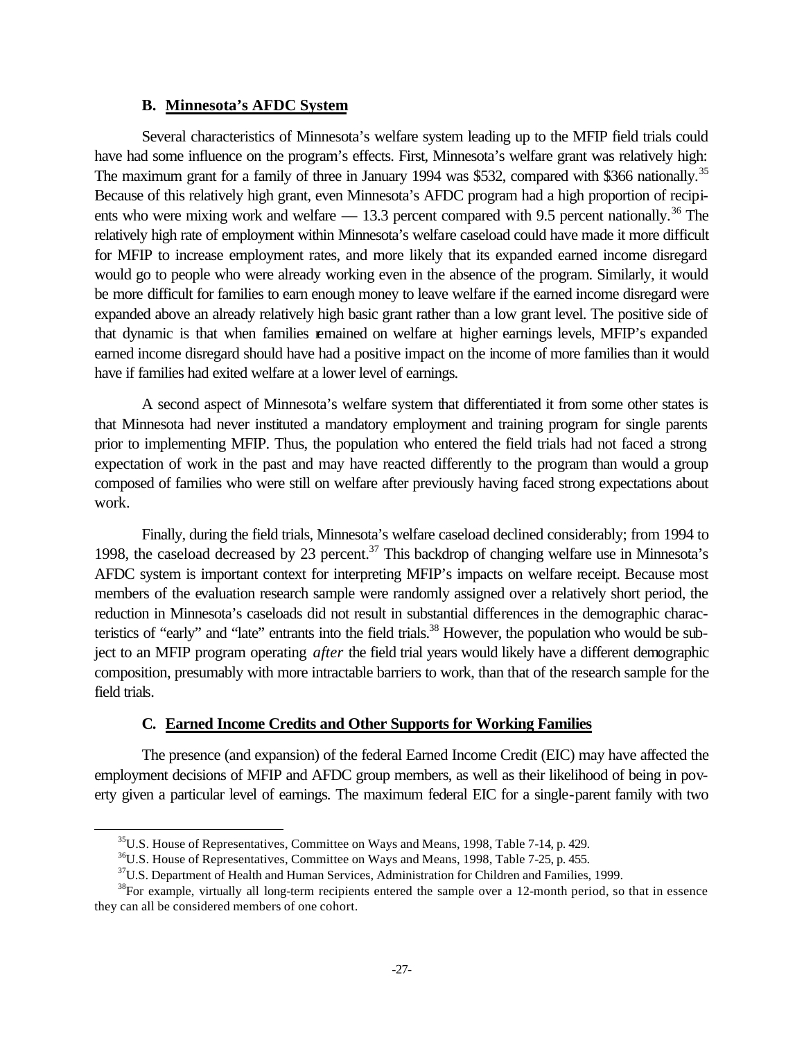### B. Minnesota's AFDC System

Several characteristics of Minnesota's welfare system leading up to the MFIP field trials could have had some influence on the program's effects. First, Minnesota's welfare grant was relatively high: The maximum grant for a family of three in January 1994 was $532, compared with $366 nationally.[35] Because of this relatively high grant, even Minnesota's AFDC program had a high proportion of recipients who were mixing work and welfare — 13.3 percent compared with 9.5 percent nationally.[36] The relatively high rate of employment within Minnesota's welfare caseload could have made it more difficult for MFIP to increase employment rates, and more likely that its expanded earned income disregard would go to people who were already working even in the absence of the program. Similarly, it would be more difficult for families to earn enough money to leave welfare if the earned income disregard were expanded above an already relatively high basic grant rather than a low grant level. The positive side of that dynamic is that when families remained on welfare at higher earnings levels, MFIP's expanded earned income disregard should have had a positive impact on the income of more families than it would have if families had exited welfare at a lower level of earnings.

A second aspect of Minnesota's welfare system that differentiated it from some other states is that Minnesota had never instituted a mandatory employment and training program for single parents prior to implementing MFIP. Thus, the population who entered the field trials had not faced a strong expectation of work in the past and may have reacted differently to the program than would a group composed of families who were still on welfare after previously having faced strong expectations about work.

Finally, during the field trials, Minnesota's welfare caseload declined considerably; from 1994 to 1998, the caseload decreased by 23 percent.[37] This backdrop of changing welfare use in Minnesota's AFDC system is important context for interpreting MFIP's impacts on welfare receipt. Because most members of the evaluation research sample were randomly assigned over a relatively short period, the reduction in Minnesota's caseloads did not result in substantial differences in the demographic characteristics of "early" and "late" entrants into the field trials.[38] However, the population who would be subject to an MFIP program operating *after* the field trial years would likely have a different demographic composition, presumably with more intractable barriers to work, than that of the research sample for the field trials.

### C. Earned Income Credits and Other Supports for Working Families

The presence (and expansion) of the federal Earned Income Credit (EIC) may have affected the employment decisions of MFIP and AFDC group members, as well as their likelihood of being in poverty given a particular level of earnings. The maximum federal EIC for a single-parent family with two

---

[35]U.S. House of Representatives, Committee on Ways and Means, 1998, Table 7-14, p. 429.

[36]U.S. House of Representatives, Committee on Ways and Means, 1998, Table 7-25, p. 455.

[37]U.S. Department of Health and Human Services, Administration for Children and Families, 1999.

[38]For example, virtually all long-term recipients entered the sample over a 12-month period, so that in essence they can all be considered members of one cohort.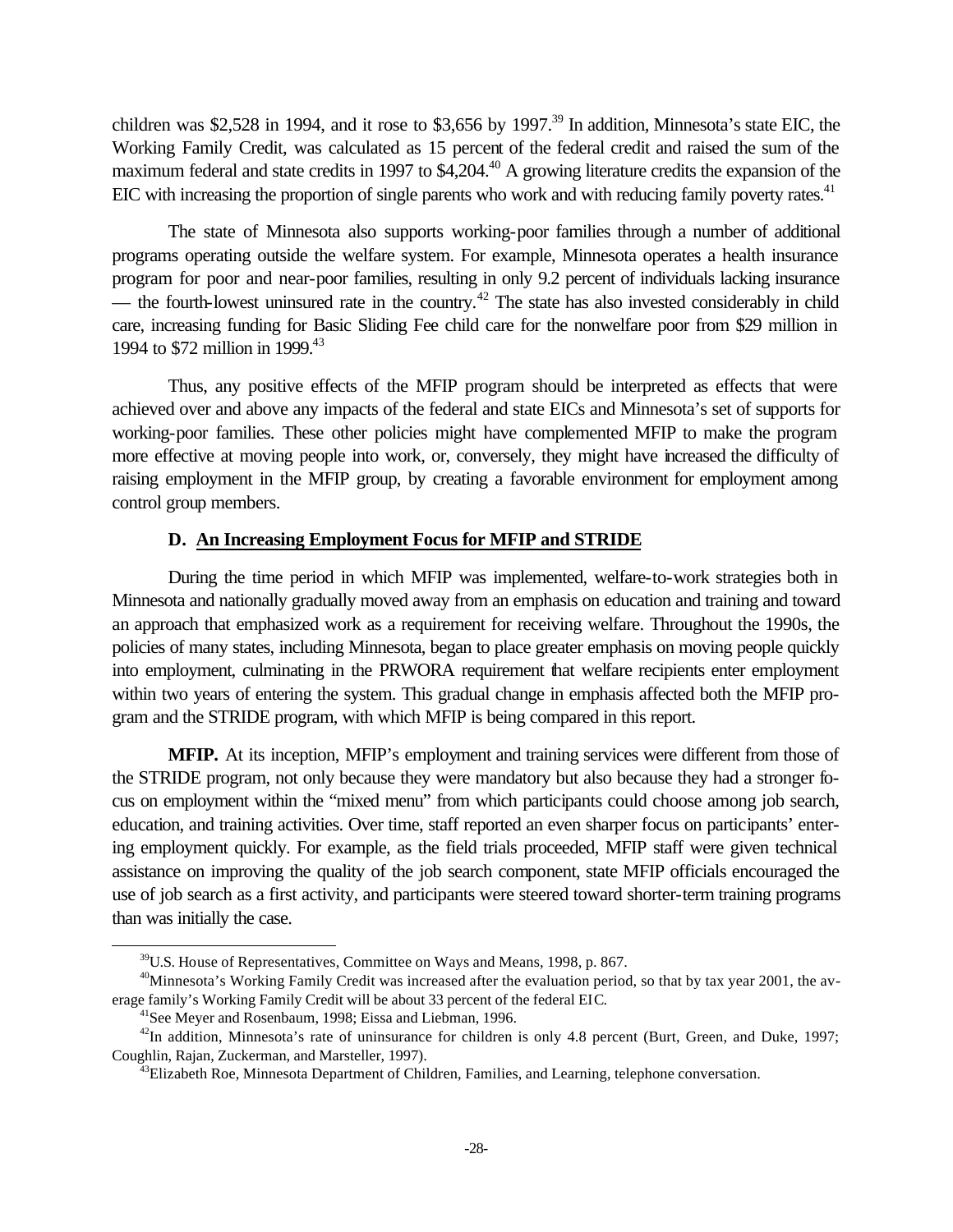children was $2,528 in 1994, and it rose to $3,656 by 1997.[39] In addition, Minnesota's state EIC, the Working Family Credit, was calculated as 15 percent of the federal credit and raised the sum of the maximum federal and state credits in 1997 to $4,204.[40] A growing literature credits the expansion of the EIC with increasing the proportion of single parents who work and with reducing family poverty rates.[41]

The state of Minnesota also supports working-poor families through a number of additional programs operating outside the welfare system. For example, Minnesota operates a health insurance program for poor and near-poor families, resulting in only 9.2 percent of individuals lacking insurance — the fourth-lowest uninsured rate in the country.[42] The state has also invested considerably in child care, increasing funding for Basic Sliding Fee child care for the nonwelfare poor from $29 million in 1994 to $72 million in 1999.[43]

Thus, any positive effects of the MFIP program should be interpreted as effects that were achieved over and above any impacts of the federal and state EICs and Minnesota's set of supports for working-poor families. These other policies might have complemented MFIP to make the program more effective at moving people into work, or, conversely, they might have increased the difficulty of raising employment in the MFIP group, by creating a favorable environment for employment among control group members.

### D. An Increasing Employment Focus for MFIP and STRIDE

During the time period in which MFIP was implemented, welfare-to-work strategies both in Minnesota and nationally gradually moved away from an emphasis on education and training and toward an approach that emphasized work as a requirement for receiving welfare. Throughout the 1990s, the policies of many states, including Minnesota, began to place greater emphasis on moving people quickly into employment, culminating in the PRWORA requirement that welfare recipients enter employment within two years of entering the system. This gradual change in emphasis affected both the MFIP program and the STRIDE program, with which MFIP is being compared in this report.

**MFIP.** At its inception, MFIP's employment and training services were different from those of the STRIDE program, not only because they were mandatory but also because they had a stronger focus on employment within the "mixed menu" from which participants could choose among job search, education, and training activities. Over time, staff reported an even sharper focus on participants' entering employment quickly. For example, as the field trials proceeded, MFIP staff were given technical assistance on improving the quality of the job search component, state MFIP officials encouraged the use of job search as a first activity, and participants were steered toward shorter-term training programs than was initially the case.

---

[39]U.S. House of Representatives, Committee on Ways and Means, 1998, p. 867.

[40]Minnesota's Working Family Credit was increased after the evaluation period, so that by tax year 2001, the average family's Working Family Credit will be about 33 percent of the federal EIC.

[41]See Meyer and Rosenbaum, 1998; Eissa and Liebman, 1996.

[42]In addition, Minnesota's rate of uninsurance for children is only 4.8 percent (Burt, Green, and Duke, 1997; Coughlin, Rajan, Zuckerman, and Marsteller, 1997).

[43]Elizabeth Roe, Minnesota Department of Children, Families, and Learning, telephone conversation.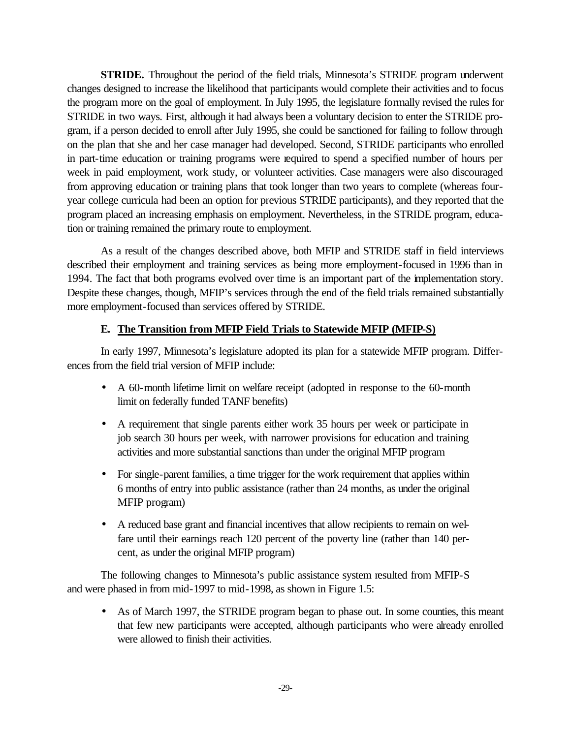**STRIDE.** Throughout the period of the field trials, Minnesota's STRIDE program underwent changes designed to increase the likelihood that participants would complete their activities and to focus the program more on the goal of employment. In July 1995, the legislature formally revised the rules for STRIDE in two ways. First, although it had always been a voluntary decision to enter the STRIDE program, if a person decided to enroll after July 1995, she could be sanctioned for failing to follow through on the plan that she and her case manager had developed. Second, STRIDE participants who enrolled in part-time education or training programs were required to spend a specified number of hours per week in paid employment, work study, or volunteer activities. Case managers were also discouraged from approving education or training plans that took longer than two years to complete (whereas four-year college curricula had been an option for previous STRIDE participants), and they reported that the program placed an increasing emphasis on employment. Nevertheless, in the STRIDE program, education or training remained the primary route to employment.

As a result of the changes described above, both MFIP and STRIDE staff in field interviews described their employment and training services as being more employment-focused in 1996 than in 1994. The fact that both programs evolved over time is an important part of the implementation story. Despite these changes, though, MFIP's services through the end of the field trials remained substantially more employment-focused than services offered by STRIDE.

## E. The Transition from MFIP Field Trials to Statewide MFIP (MFIP-S)

In early 1997, Minnesota's legislature adopted its plan for a statewide MFIP program. Differences from the field trial version of MFIP include:

- A 60-month lifetime limit on welfare receipt (adopted in response to the 60-month limit on federally funded TANF benefits)
- A requirement that single parents either work 35 hours per week or participate in job search 30 hours per week, with narrower provisions for education and training activities and more substantial sanctions than under the original MFIP program
- For single-parent families, a time trigger for the work requirement that applies within 6 months of entry into public assistance (rather than 24 months, as under the original MFIP program)
- A reduced base grant and financial incentives that allow recipients to remain on welfare until their earnings reach 120 percent of the poverty line (rather than 140 percent, as under the original MFIP program)

The following changes to Minnesota's public assistance system resulted from MFIP-S and were phased in from mid-1997 to mid-1998, as shown in Figure 1.5:

- As of March 1997, the STRIDE program began to phase out. In some counties, this meant that few new participants were accepted, although participants who were already enrolled were allowed to finish their activities.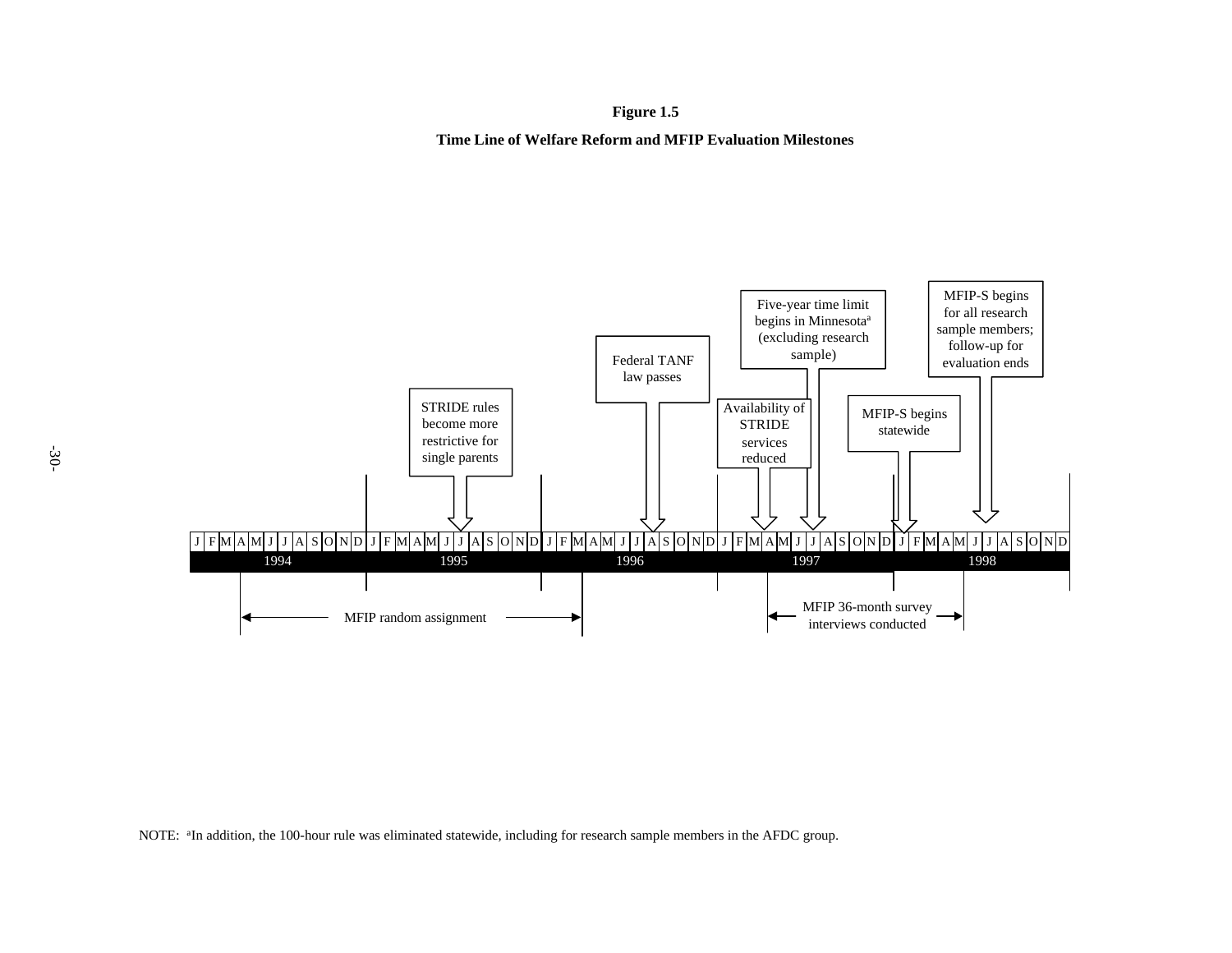**Figure 1.5**

**Time Line of Welfare Reform and MFIP Evaluation Milestones**

J F M A M J J A S O N D J F M A M J J A S O N D J F M A M J J A S O N D J F M A M J J A S O N D J F M A M J J A S O N D

1994 1995 1996 1997 1998

STRIDE rules become more restrictive for single parents

Federal TANF law passes

Availability of STRIDE services reduced

Five-year time limit begins in Minnesota[a] (excluding research sample)

MFIP-S begins statewide

MFIP-S begins for all research sample members; follow-up for evaluation ends

MFIP random assignment

MFIP 36-month survey interviews conducted

NOTE: [a]In addition, the 100-hour rule was eliminated statewide, including for research sample members in the AFDC group.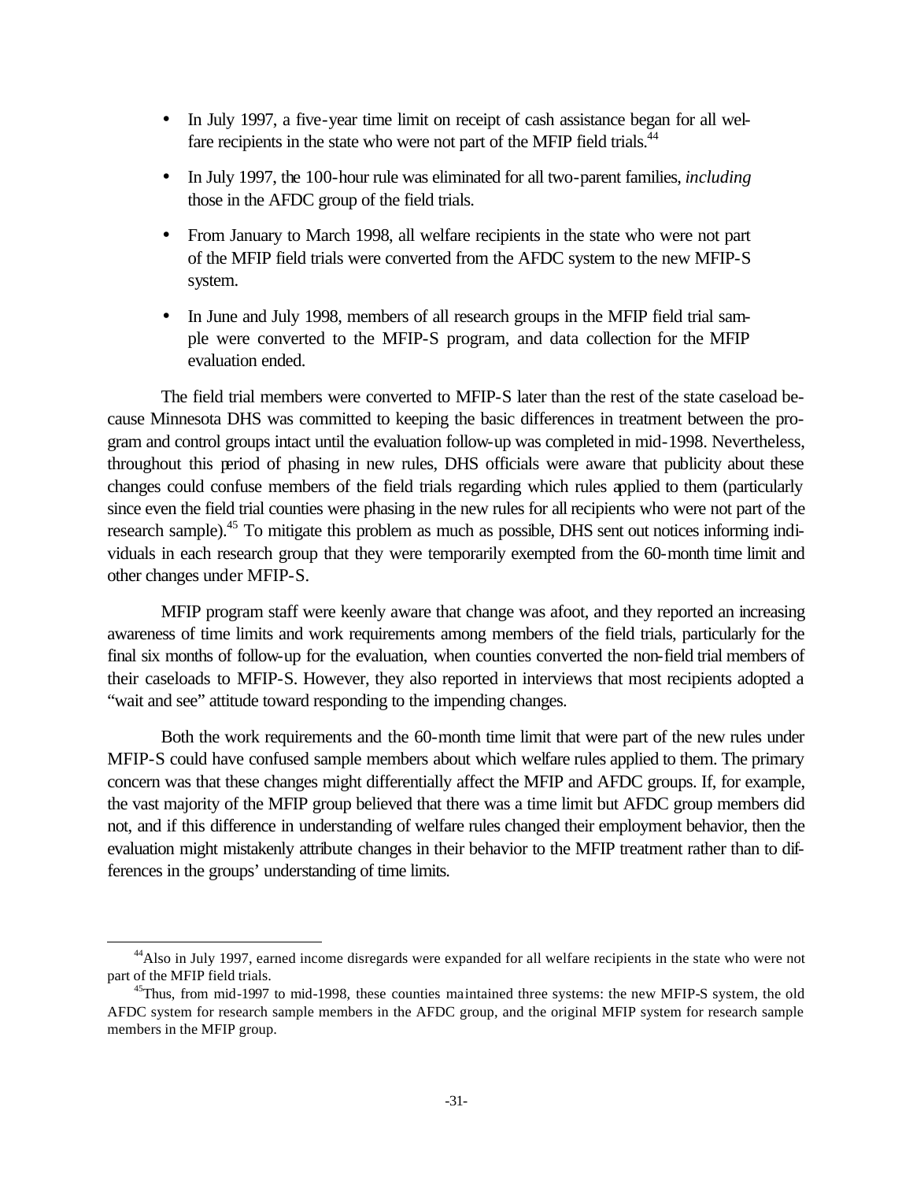- In July 1997, a five-year time limit on receipt of cash assistance began for all welfare recipients in the state who were not part of the MFIP field trials.[44]
- In July 1997, the 100-hour rule was eliminated for all two-parent families, *including* those in the AFDC group of the field trials.
- From January to March 1998, all welfare recipients in the state who were not part of the MFIP field trials were converted from the AFDC system to the new MFIP-S system.
- In June and July 1998, members of all research groups in the MFIP field trial sample were converted to the MFIP-S program, and data collection for the MFIP evaluation ended.

The field trial members were converted to MFIP-S later than the rest of the state caseload because Minnesota DHS was committed to keeping the basic differences in treatment between the program and control groups intact until the evaluation follow-up was completed in mid-1998. Nevertheless, throughout this period of phasing in new rules, DHS officials were aware that publicity about these changes could confuse members of the field trials regarding which rules applied to them (particularly since even the field trial counties were phasing in the new rules for all recipients who were not part of the research sample).[45] To mitigate this problem as much as possible, DHS sent out notices informing individuals in each research group that they were temporarily exempted from the 60-month time limit and other changes under MFIP-S.

MFIP program staff were keenly aware that change was afoot, and they reported an increasing awareness of time limits and work requirements among members of the field trials, particularly for the final six months of follow-up for the evaluation, when counties converted the non-field trial members of their caseloads to MFIP-S. However, they also reported in interviews that most recipients adopted a "wait and see" attitude toward responding to the impending changes.

Both the work requirements and the 60-month time limit that were part of the new rules under MFIP-S could have confused sample members about which welfare rules applied to them. The primary concern was that these changes might differentially affect the MFIP and AFDC groups. If, for example, the vast majority of the MFIP group believed that there was a time limit but AFDC group members did not, and if this difference in understanding of welfare rules changed their employment behavior, then the evaluation might mistakenly attribute changes in their behavior to the MFIP treatment rather than to differences in the groups' understanding of time limits.

---

[44] Also in July 1997, earned income disregards were expanded for all welfare recipients in the state who were not part of the MFIP field trials.

[45] Thus, from mid-1997 to mid-1998, these counties maintained three systems: the new MFIP-S system, the old AFDC system for research sample members in the AFDC group, and the original MFIP system for research sample members in the MFIP group.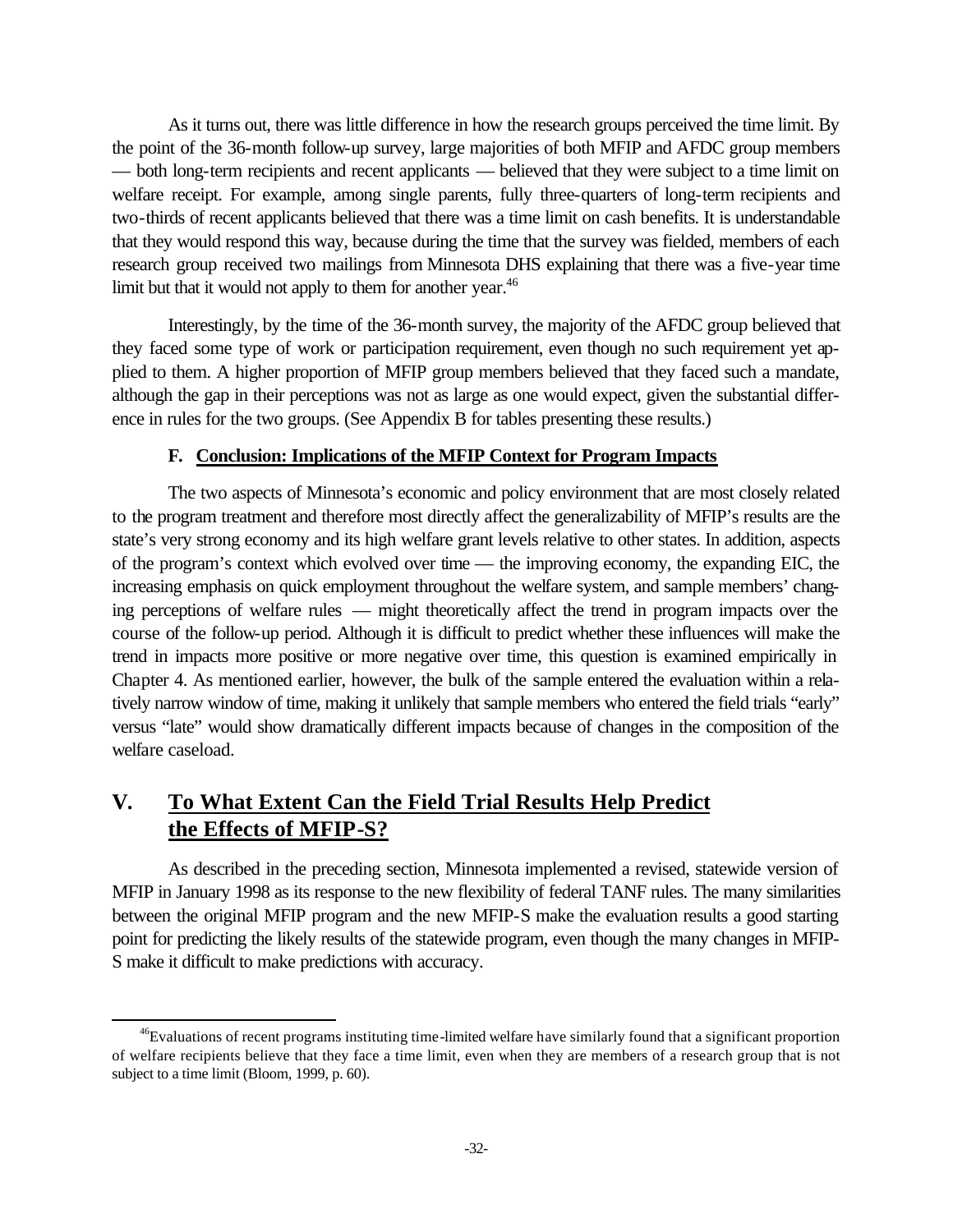As it turns out, there was little difference in how the research groups perceived the time limit. By the point of the 36-month follow-up survey, large majorities of both MFIP and AFDC group members — both long-term recipients and recent applicants — believed that they were subject to a time limit on welfare receipt. For example, among single parents, fully three-quarters of long-term recipients and two-thirds of recent applicants believed that there was a time limit on cash benefits. It is understandable that they would respond this way, because during the time that the survey was fielded, members of each research group received two mailings from Minnesota DHS explaining that there was a five-year time limit but that it would not apply to them for another year.[46]

Interestingly, by the time of the 36-month survey, the majority of the AFDC group believed that they faced some type of work or participation requirement, even though no such requirement yet applied to them. A higher proportion of MFIP group members believed that they faced such a mandate, although the gap in their perceptions was not as large as one would expect, given the substantial difference in rules for the two groups. (See Appendix B for tables presenting these results.)

### F. Conclusion: Implications of the MFIP Context for Program Impacts

The two aspects of Minnesota's economic and policy environment that are most closely related to the program treatment and therefore most directly affect the generalizability of MFIP's results are the state's very strong economy and its high welfare grant levels relative to other states. In addition, aspects of the program's context which evolved over time — the improving economy, the expanding EIC, the increasing emphasis on quick employment throughout the welfare system, and sample members' changing perceptions of welfare rules — might theoretically affect the trend in program impacts over the course of the follow-up period. Although it is difficult to predict whether these influences will make the trend in impacts more positive or more negative over time, this question is examined empirically in Chapter 4. As mentioned earlier, however, the bulk of the sample entered the evaluation within a relatively narrow window of time, making it unlikely that sample members who entered the field trials "early" versus "late" would show dramatically different impacts because of changes in the composition of the welfare caseload.

## V. To What Extent Can the Field Trial Results Help Predict the Effects of MFIP-S?

As described in the preceding section, Minnesota implemented a revised, statewide version of MFIP in January 1998 as its response to the new flexibility of federal TANF rules. The many similarities between the original MFIP program and the new MFIP-S make the evaluation results a good starting point for predicting the likely results of the statewide program, even though the many changes in MFIP-S make it difficult to make predictions with accuracy.

[46]Evaluations of recent programs instituting time-limited welfare have similarly found that a significant proportion of welfare recipients believe that they face a time limit, even when they are members of a research group that is not subject to a time limit (Bloom, 1999, p. 60).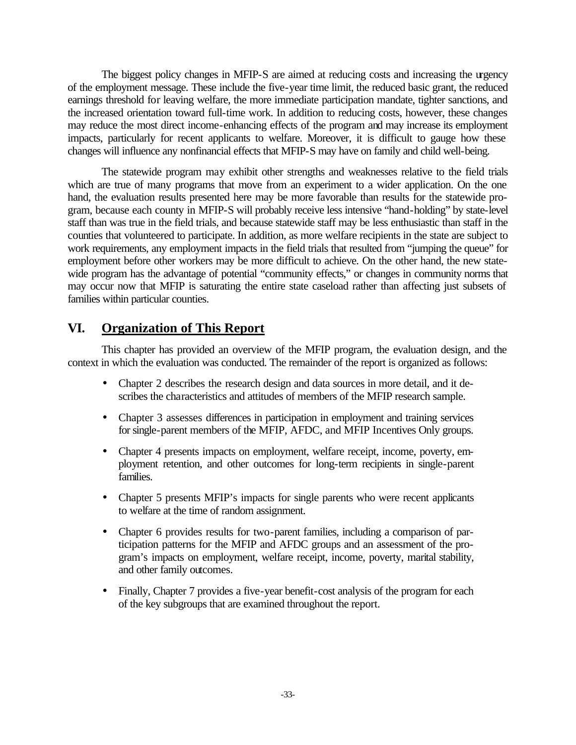The biggest policy changes in MFIP-S are aimed at reducing costs and increasing the urgency of the employment message. These include the five-year time limit, the reduced basic grant, the reduced earnings threshold for leaving welfare, the more immediate participation mandate, tighter sanctions, and the increased orientation toward full-time work. In addition to reducing costs, however, these changes may reduce the most direct income-enhancing effects of the program and may increase its employment impacts, particularly for recent applicants to welfare. Moreover, it is difficult to gauge how these changes will influence any nonfinancial effects that MFIP-S may have on family and child well-being.

The statewide program may exhibit other strengths and weaknesses relative to the field trials which are true of many programs that move from an experiment to a wider application. On the one hand, the evaluation results presented here may be more favorable than results for the statewide program, because each county in MFIP-S will probably receive less intensive "hand-holding" by state-level staff than was true in the field trials, and because statewide staff may be less enthusiastic than staff in the counties that volunteered to participate. In addition, as more welfare recipients in the state are subject to work requirements, any employment impacts in the field trials that resulted from "jumping the queue" for employment before other workers may be more difficult to achieve. On the other hand, the new statewide program has the advantage of potential "community effects," or changes in community norms that may occur now that MFIP is saturating the entire state caseload rather than affecting just subsets of families within particular counties.

## VI. Organization of This Report

This chapter has provided an overview of the MFIP program, the evaluation design, and the context in which the evaluation was conducted. The remainder of the report is organized as follows:

- Chapter 2 describes the research design and data sources in more detail, and it describes the characteristics and attitudes of members of the MFIP research sample.
- Chapter 3 assesses differences in participation in employment and training services for single-parent members of the MFIP, AFDC, and MFIP Incentives Only groups.
- Chapter 4 presents impacts on employment, welfare receipt, income, poverty, employment retention, and other outcomes for long-term recipients in single-parent families.
- Chapter 5 presents MFIP's impacts for single parents who were recent applicants to welfare at the time of random assignment.
- Chapter 6 provides results for two-parent families, including a comparison of participation patterns for the MFIP and AFDC groups and an assessment of the program's impacts on employment, welfare receipt, income, poverty, marital stability, and other family outcomes.
- Finally, Chapter 7 provides a five-year benefit-cost analysis of the program for each of the key subgroups that are examined throughout the report.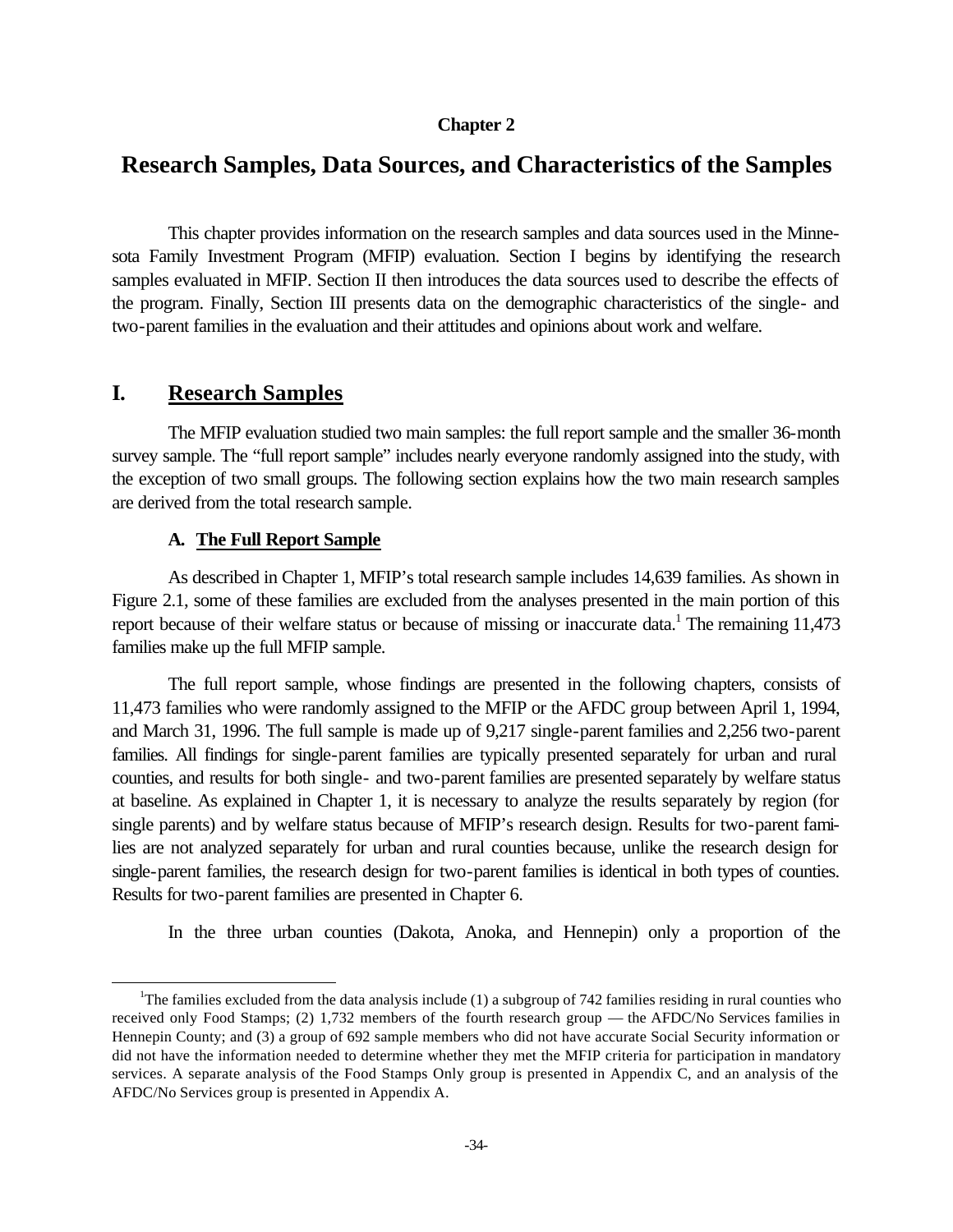Chapter 2

# Research Samples, Data Sources, and Characteristics of the Samples

This chapter provides information on the research samples and data sources used in the Minnesota Family Investment Program (MFIP) evaluation. Section I begins by identifying the research samples evaluated in MFIP. Section II then introduces the data sources used to describe the effects of the program. Finally, Section III presents data on the demographic characteristics of the single- and two-parent families in the evaluation and their attitudes and opinions about work and welfare.

## I. Research Samples

The MFIP evaluation studied two main samples: the full report sample and the smaller 36-month survey sample. The "full report sample" includes nearly everyone randomly assigned into the study, with the exception of two small groups. The following section explains how the two main research samples are derived from the total research sample.

### A. The Full Report Sample

As described in Chapter 1, MFIP's total research sample includes 14,639 families. As shown in Figure 2.1, some of these families are excluded from the analyses presented in the main portion of this report because of their welfare status or because of missing or inaccurate data.[1] The remaining 11,473 families make up the full MFIP sample.

The full report sample, whose findings are presented in the following chapters, consists of 11,473 families who were randomly assigned to the MFIP or the AFDC group between April 1, 1994, and March 31, 1996. The full sample is made up of 9,217 single-parent families and 2,256 two-parent families. All findings for single-parent families are typically presented separately for urban and rural counties, and results for both single- and two-parent families are presented separately by welfare status at baseline. As explained in Chapter 1, it is necessary to analyze the results separately by region (for single parents) and by welfare status because of MFIP's research design. Results for two-parent families are not analyzed separately for urban and rural counties because, unlike the research design for single-parent families, the research design for two-parent families is identical in both types of counties. Results for two-parent families are presented in Chapter 6.

In the three urban counties (Dakota, Anoka, and Hennepin) only a proportion of the

[1] The families excluded from the data analysis include (1) a subgroup of 742 families residing in rural counties who received only Food Stamps; (2) 1,732 members of the fourth research group — the AFDC/No Services families in Hennepin County; and (3) a group of 692 sample members who did not have accurate Social Security information or did not have the information needed to determine whether they met the MFIP criteria for participation in mandatory services. A separate analysis of the Food Stamps Only group is presented in Appendix C, and an analysis of the AFDC/No Services group is presented in Appendix A.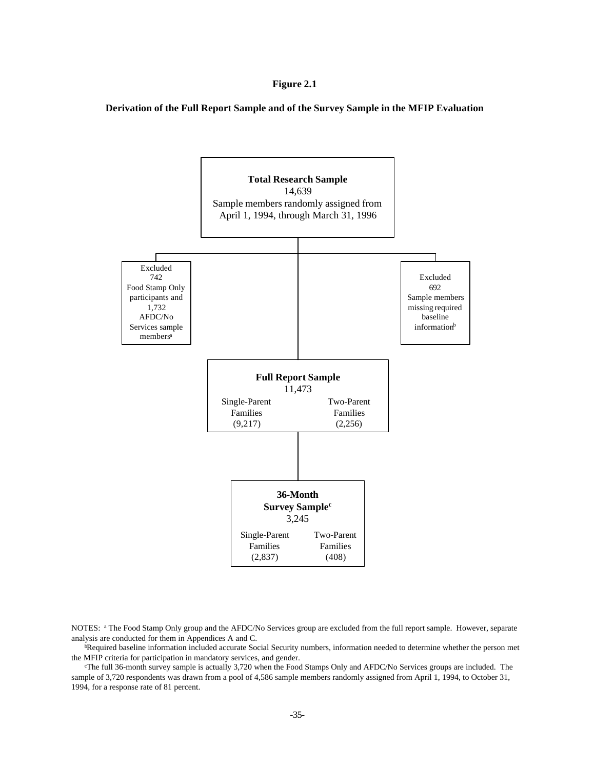**Figure 2.1**

**Derivation of the Full Report Sample and of the Survey Sample in the MFIP Evaluation**

**Total Research Sample**
14,639
Sample members randomly assigned from April 1, 1994, through March 31, 1996

Excluded
742
Food Stamp Only participants and
1,732
AFDC/No Services sample members[a]

Excluded
692
Sample members missing required baseline information[b]

**Full Report Sample**
11,473

| Single-Parent Families | Two-Parent Families |
|---|---|
| (9,217) | (2,256) |

**36-Month Survey Sample[c]**
3,245

| Single-Parent Families | Two-Parent Families |
|---|---|
| (2,837) | (408) |

NOTES: [a] The Food Stamp Only group and the AFDC/No Services group are excluded from the full report sample. However, separate analysis are conducted for them in Appendices A and C.

[b]Required baseline information included accurate Social Security numbers, information needed to determine whether the person met the MFIP criteria for participation in mandatory services, and gender.

[c]The full 36-month survey sample is actually 3,720 when the Food Stamps Only and AFDC/No Services groups are included. The sample of 3,720 respondents was drawn from a pool of 4,586 sample members randomly assigned from April 1, 1994, to October 31, 1994, for a response rate of 81 percent.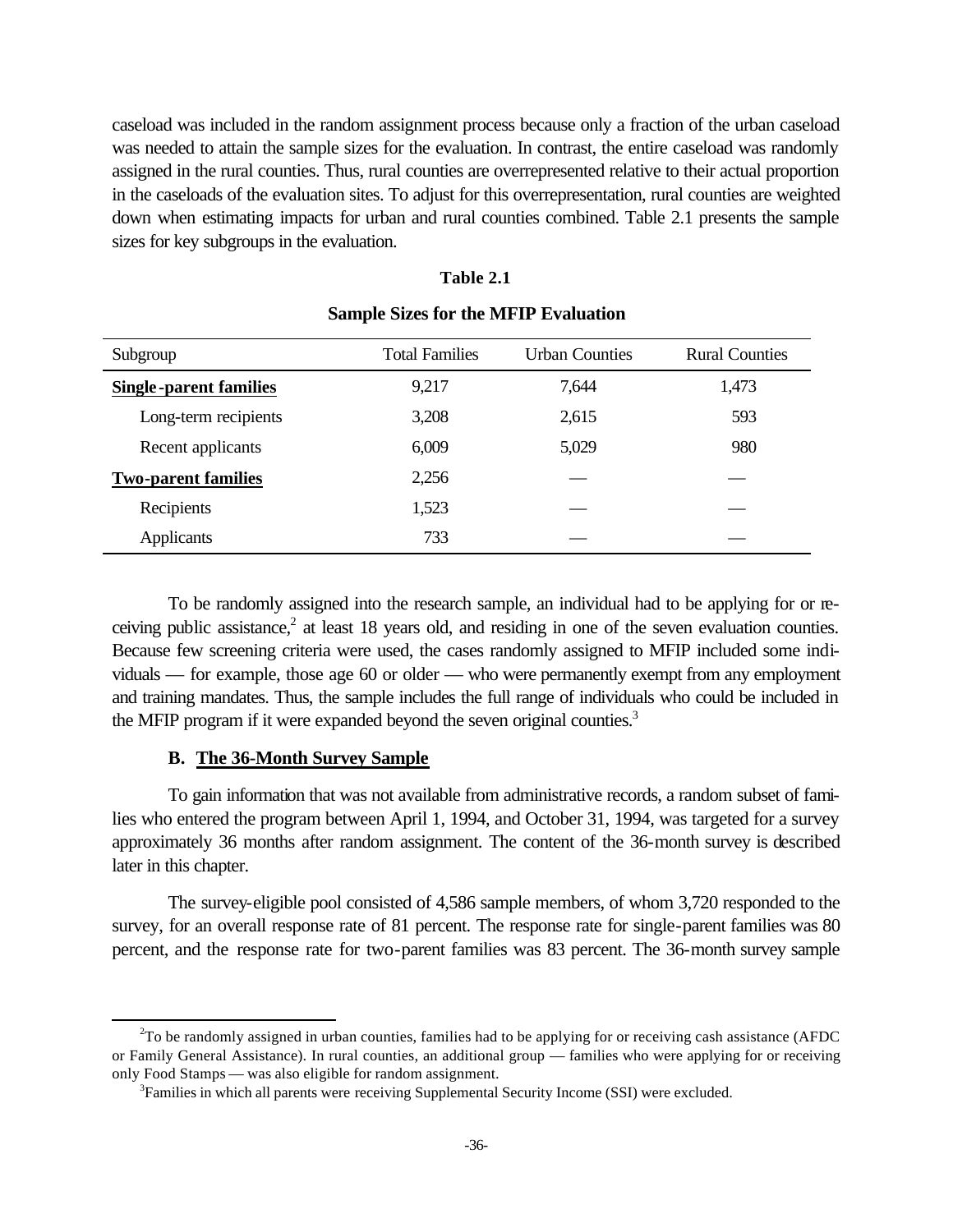caseload was included in the random assignment process because only a fraction of the urban caseload was needed to attain the sample sizes for the evaluation. In contrast, the entire caseload was randomly assigned in the rural counties. Thus, rural counties are overrepresented relative to their actual proportion in the caseloads of the evaluation sites. To adjust for this overrepresentation, rural counties are weighted down when estimating impacts for urban and rural counties combined. Table 2.1 presents the sample sizes for key subgroups in the evaluation.

**Table 2.1**

**Sample Sizes for the MFIP Evaluation**

| Subgroup | Total Families | Urban Counties | Rural Counties |
|---|---|---|---|
| **Single-parent families** | 9,217 | 7,644 | 1,473 |
| Long-term recipients | 3,208 | 2,615 | 593 |
| Recent applicants | 6,009 | 5,029 | 980 |
| **Two-parent families** | 2,256 | — | — |
| Recipients | 1,523 | — | — |
| Applicants | 733 | — | — |

To be randomly assigned into the research sample, an individual had to be applying for or receiving public assistance,[2] at least 18 years old, and residing in one of the seven evaluation counties. Because few screening criteria were used, the cases randomly assigned to MFIP included some individuals — for example, those age 60 or older — who were permanently exempt from any employment and training mandates. Thus, the sample includes the full range of individuals who could be included in the MFIP program if it were expanded beyond the seven original counties.[3]

### B. The 36-Month Survey Sample

To gain information that was not available from administrative records, a random subset of families who entered the program between April 1, 1994, and October 31, 1994, was targeted for a survey approximately 36 months after random assignment. The content of the 36-month survey is described later in this chapter.

The survey-eligible pool consisted of 4,586 sample members, of whom 3,720 responded to the survey, for an overall response rate of 81 percent. The response rate for single-parent families was 80 percent, and the response rate for two-parent families was 83 percent. The 36-month survey sample

[2]To be randomly assigned in urban counties, families had to be applying for or receiving cash assistance (AFDC or Family General Assistance). In rural counties, an additional group — families who were applying for or receiving only Food Stamps — was also eligible for random assignment.

[3]Families in which all parents were receiving Supplemental Security Income (SSI) were excluded.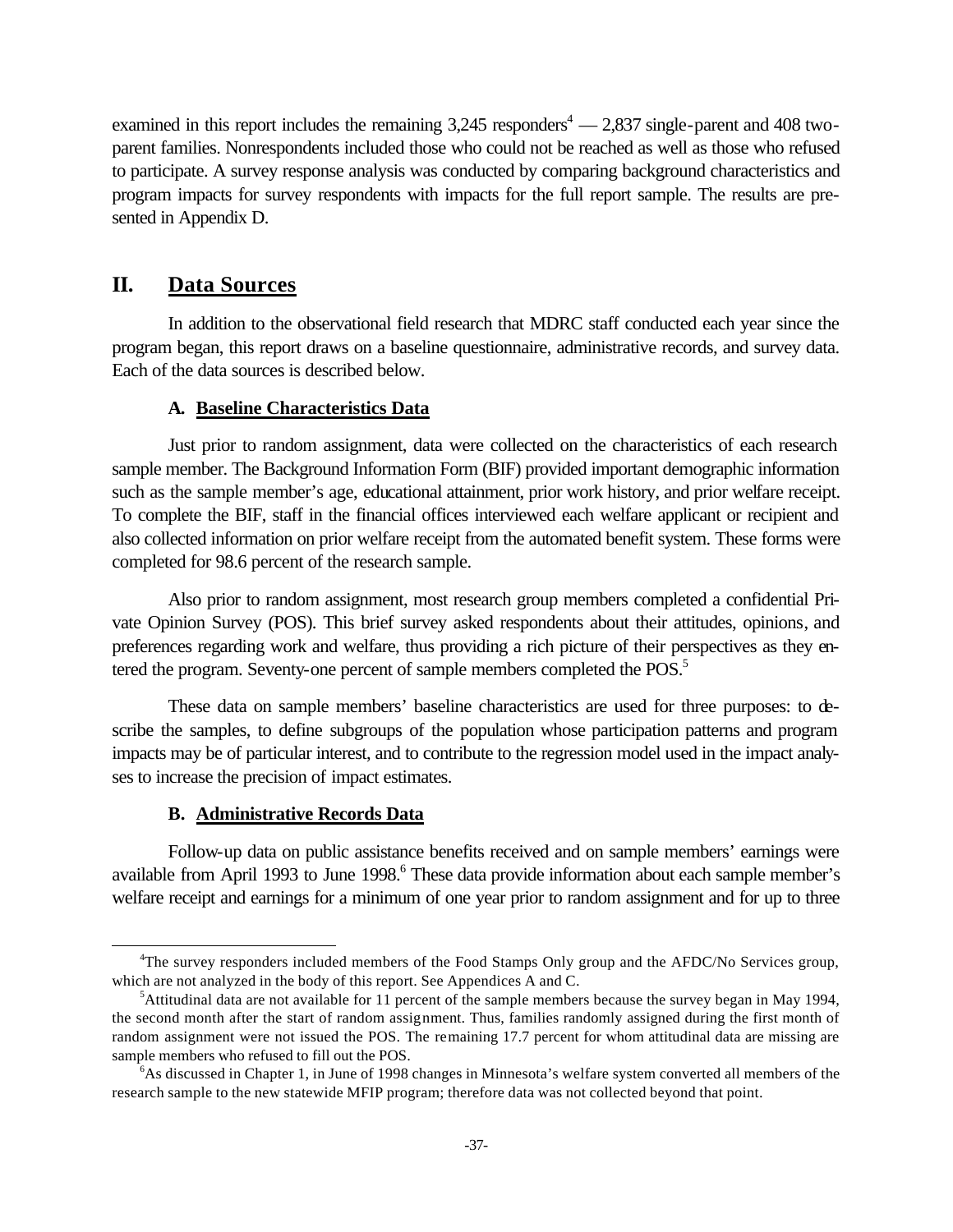examined in this report includes the remaining 3,245 responders[4] — 2,837 single-parent and 408 two-parent families. Nonrespondents included those who could not be reached as well as those who refused to participate. A survey response analysis was conducted by comparing background characteristics and program impacts for survey respondents with impacts for the full report sample. The results are presented in Appendix D.

## II. Data Sources

In addition to the observational field research that MDRC staff conducted each year since the program began, this report draws on a baseline questionnaire, administrative records, and survey data. Each of the data sources is described below.

### A. Baseline Characteristics Data

Just prior to random assignment, data were collected on the characteristics of each research sample member. The Background Information Form (BIF) provided important demographic information such as the sample member's age, educational attainment, prior work history, and prior welfare receipt. To complete the BIF, staff in the financial offices interviewed each welfare applicant or recipient and also collected information on prior welfare receipt from the automated benefit system. These forms were completed for 98.6 percent of the research sample.

Also prior to random assignment, most research group members completed a confidential Private Opinion Survey (POS). This brief survey asked respondents about their attitudes, opinions, and preferences regarding work and welfare, thus providing a rich picture of their perspectives as they entered the program. Seventy-one percent of sample members completed the POS.[5]

These data on sample members' baseline characteristics are used for three purposes: to describe the samples, to define subgroups of the population whose participation patterns and program impacts may be of particular interest, and to contribute to the regression model used in the impact analyses to increase the precision of impact estimates.

### B. Administrative Records Data

Follow-up data on public assistance benefits received and on sample members' earnings were available from April 1993 to June 1998.[6] These data provide information about each sample member's welfare receipt and earnings for a minimum of one year prior to random assignment and for up to three

---

[4]The survey responders included members of the Food Stamps Only group and the AFDC/No Services group, which are not analyzed in the body of this report. See Appendices A and C.

[5]Attitudinal data are not available for 11 percent of the sample members because the survey began in May 1994, the second month after the start of random assignment. Thus, families randomly assigned during the first month of random assignment were not issued the POS. The remaining 17.7 percent for whom attitudinal data are missing are sample members who refused to fill out the POS.

[6]As discussed in Chapter 1, in June of 1998 changes in Minnesota's welfare system converted all members of the research sample to the new statewide MFIP program; therefore data was not collected beyond that point.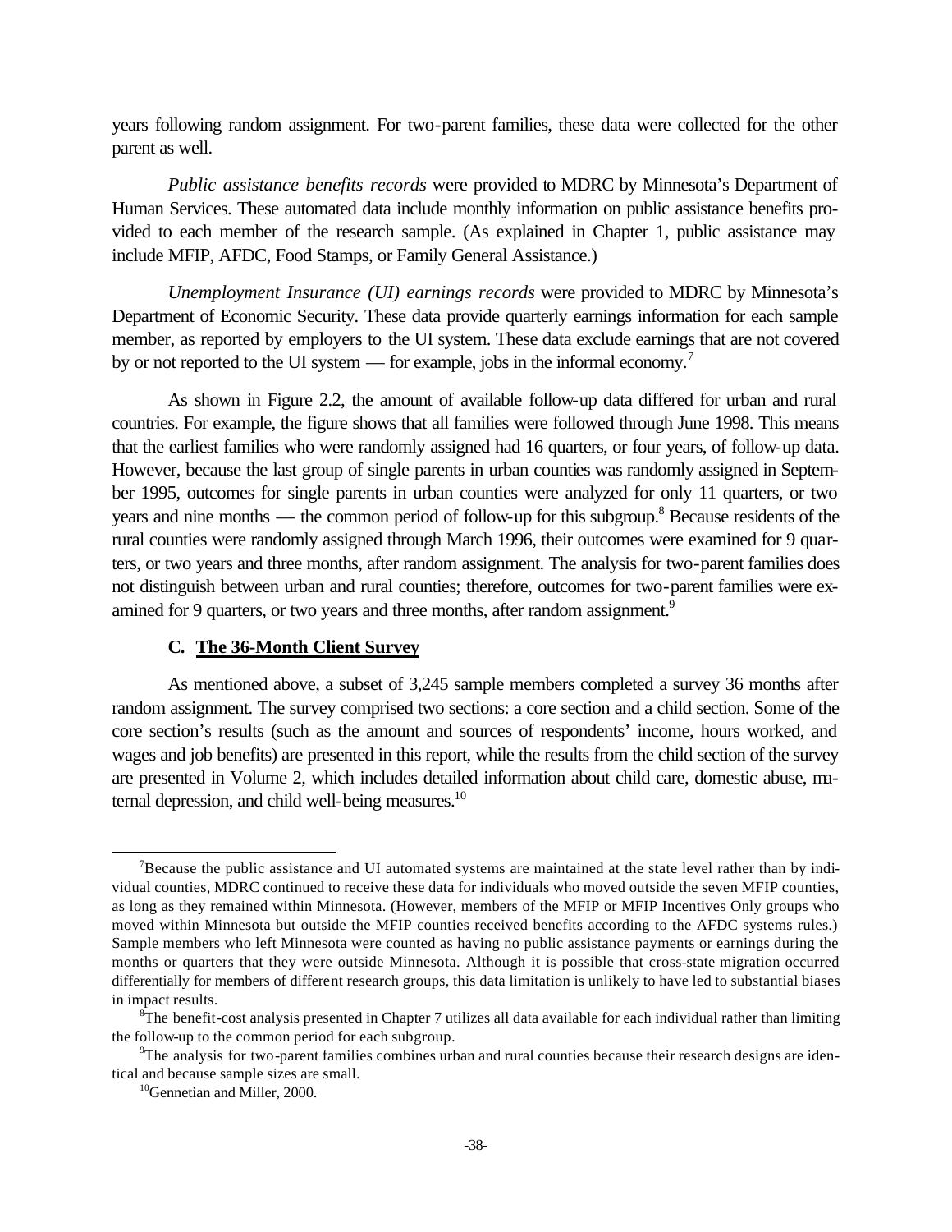years following random assignment. For two-parent families, these data were collected for the other parent as well.

*Public assistance benefits records* were provided to MDRC by Minnesota's Department of Human Services. These automated data include monthly information on public assistance benefits provided to each member of the research sample. (As explained in Chapter 1, public assistance may include MFIP, AFDC, Food Stamps, or Family General Assistance.)

*Unemployment Insurance (UI) earnings records* were provided to MDRC by Minnesota's Department of Economic Security. These data provide quarterly earnings information for each sample member, as reported by employers to the UI system. These data exclude earnings that are not covered by or not reported to the UI system — for example, jobs in the informal economy.[7]

As shown in Figure 2.2, the amount of available follow-up data differed for urban and rural countries. For example, the figure shows that all families were followed through June 1998. This means that the earliest families who were randomly assigned had 16 quarters, or four years, of follow-up data. However, because the last group of single parents in urban counties was randomly assigned in September 1995, outcomes for single parents in urban counties were analyzed for only 11 quarters, or two years and nine months — the common period of follow-up for this subgroup.[8] Because residents of the rural counties were randomly assigned through March 1996, their outcomes were examined for 9 quarters, or two years and three months, after random assignment. The analysis for two-parent families does not distinguish between urban and rural counties; therefore, outcomes for two-parent families were examined for 9 quarters, or two years and three months, after random assignment.[9]

### C. The 36-Month Client Survey

As mentioned above, a subset of 3,245 sample members completed a survey 36 months after random assignment. The survey comprised two sections: a core section and a child section. Some of the core section's results (such as the amount and sources of respondents' income, hours worked, and wages and job benefits) are presented in this report, while the results from the child section of the survey are presented in Volume 2, which includes detailed information about child care, domestic abuse, maternal depression, and child well-being measures.[10]

---

[7]Because the public assistance and UI automated systems are maintained at the state level rather than by individual counties, MDRC continued to receive these data for individuals who moved outside the seven MFIP counties, as long as they remained within Minnesota. (However, members of the MFIP or MFIP Incentives Only groups who moved within Minnesota but outside the MFIP counties received benefits according to the AFDC systems rules.) Sample members who left Minnesota were counted as having no public assistance payments or earnings during the months or quarters that they were outside Minnesota. Although it is possible that cross-state migration occurred differentially for members of different research groups, this data limitation is unlikely to have led to substantial biases in impact results.

[8]The benefit-cost analysis presented in Chapter 7 utilizes all data available for each individual rather than limiting the follow-up to the common period for each subgroup.

[9]The analysis for two-parent families combines urban and rural counties because their research designs are identical and because sample sizes are small.

[10]Gennetian and Miller, 2000.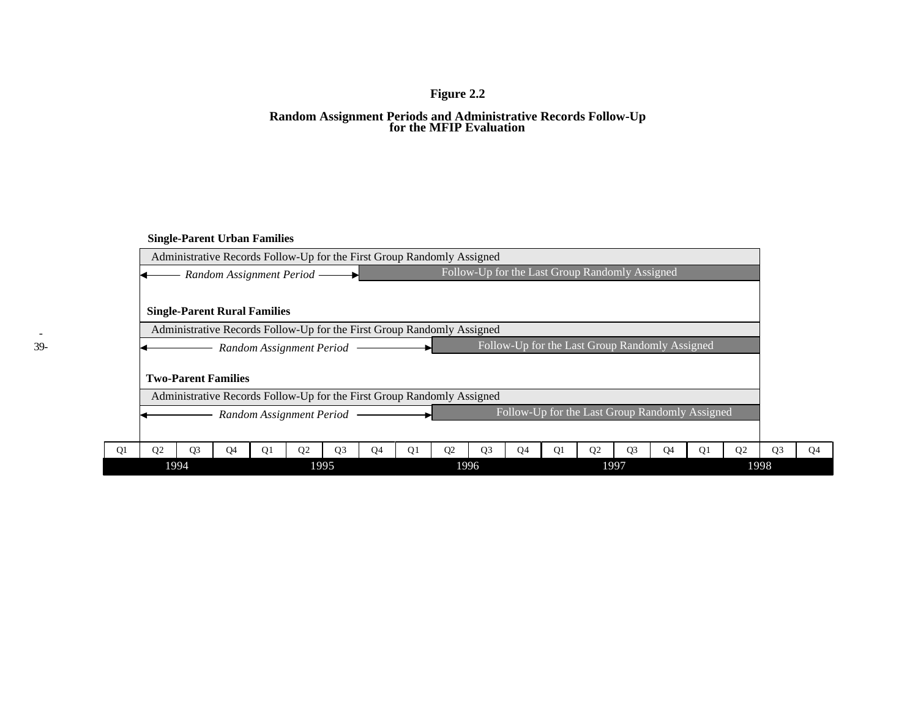**Figure 2.2**

**Random Assignment Periods and Administrative Records Follow-Up for the MFIP Evaluation**

**Single-Parent Urban Families**

Administrative Records Follow-Up for the First Group Randomly Assigned

*Random Assignment Period*

Follow-Up for the Last Group Randomly Assigned

**Single-Parent Rural Families**

Administrative Records Follow-Up for the First Group Randomly Assigned

*Random Assignment Period*

Follow-Up for the Last Group Randomly Assigned

**Two-Parent Families**

Administrative Records Follow-Up for the First Group Randomly Assigned

*Random Assignment Period*

Follow-Up for the Last Group Randomly Assigned

| Q1 | Q2 | Q3 | Q4 | Q1 | Q2 | Q3 | Q4 | Q1 | Q2 | Q3 | Q4 | Q1 | Q2 | Q3 | Q4 | Q1 | Q2 | Q3 | Q4 |
|---|---|---|---|---|---|---|---|---|---|---|---|---|---|---|---|---|---|---|---|
| 1994 | | | | 1995 | | | | 1996 | | | | 1997 | | | | 1998 | | | |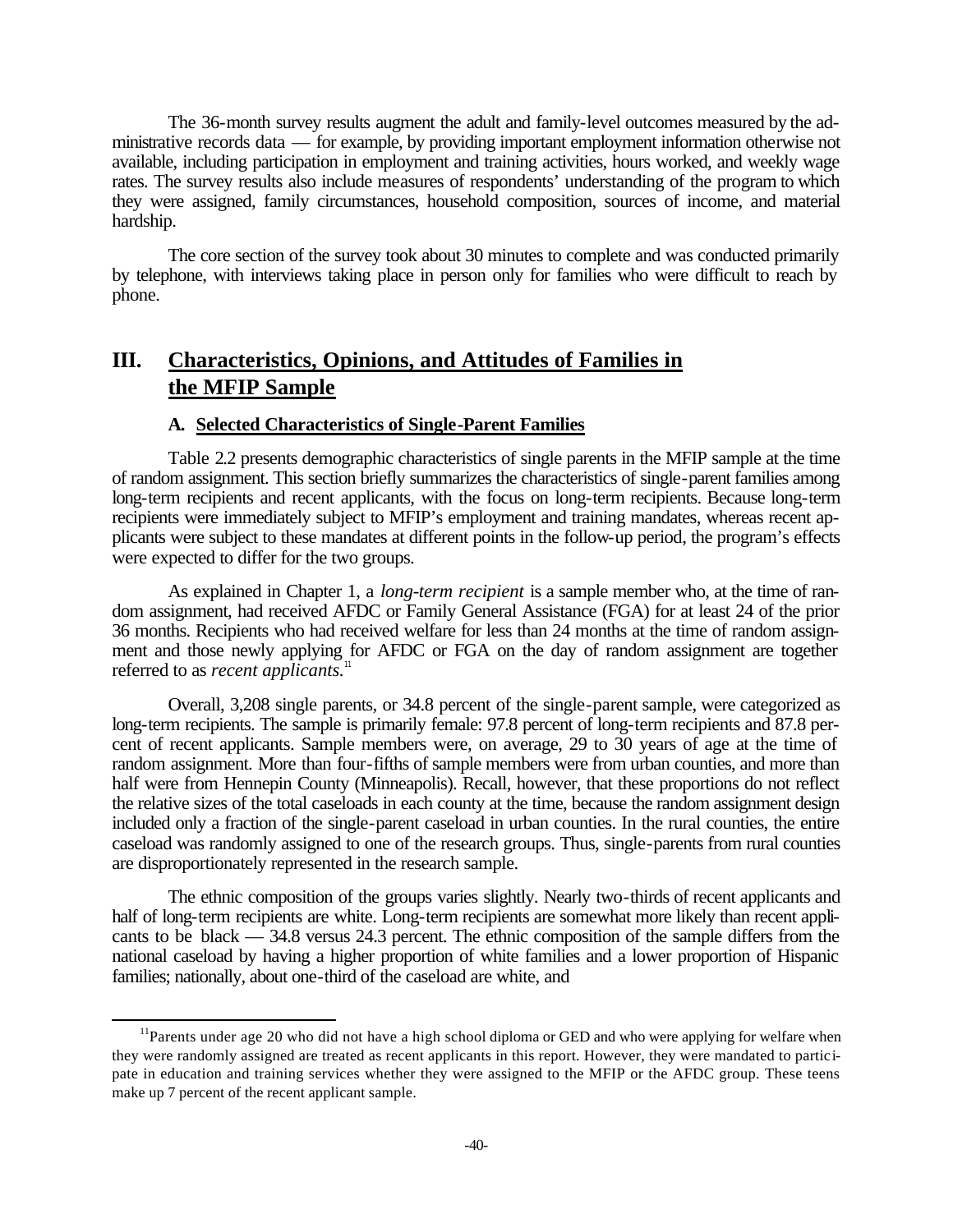The 36-month survey results augment the adult and family-level outcomes measured by the administrative records data — for example, by providing important employment information otherwise not available, including participation in employment and training activities, hours worked, and weekly wage rates. The survey results also include measures of respondents' understanding of the program to which they were assigned, family circumstances, household composition, sources of income, and material hardship.

The core section of the survey took about 30 minutes to complete and was conducted primarily by telephone, with interviews taking place in person only for families who were difficult to reach by phone.

## III. Characteristics, Opinions, and Attitudes of Families in the MFIP Sample

### A. Selected Characteristics of Single-Parent Families

Table 2.2 presents demographic characteristics of single parents in the MFIP sample at the time of random assignment. This section briefly summarizes the characteristics of single-parent families among long-term recipients and recent applicants, with the focus on long-term recipients. Because long-term recipients were immediately subject to MFIP's employment and training mandates, whereas recent applicants were subject to these mandates at different points in the follow-up period, the program's effects were expected to differ for the two groups.

As explained in Chapter 1, a *long-term recipient* is a sample member who, at the time of random assignment, had received AFDC or Family General Assistance (FGA) for at least 24 of the prior 36 months. Recipients who had received welfare for less than 24 months at the time of random assignment and those newly applying for AFDC or FGA on the day of random assignment are together referred to as *recent applicants*.[11]

Overall, 3,208 single parents, or 34.8 percent of the single-parent sample, were categorized as long-term recipients. The sample is primarily female: 97.8 percent of long-term recipients and 87.8 percent of recent applicants. Sample members were, on average, 29 to 30 years of age at the time of random assignment. More than four-fifths of sample members were from urban counties, and more than half were from Hennepin County (Minneapolis). Recall, however, that these proportions do not reflect the relative sizes of the total caseloads in each county at the time, because the random assignment design included only a fraction of the single-parent caseload in urban counties. In the rural counties, the entire caseload was randomly assigned to one of the research groups. Thus, single-parents from rural counties are disproportionately represented in the research sample.

The ethnic composition of the groups varies slightly. Nearly two-thirds of recent applicants and half of long-term recipients are white. Long-term recipients are somewhat more likely than recent applicants to be black — 34.8 versus 24.3 percent. The ethnic composition of the sample differs from the national caseload by having a higher proportion of white families and a lower proportion of Hispanic families; nationally, about one-third of the caseload are white, and

[11] Parents under age 20 who did not have a high school diploma or GED and who were applying for welfare when they were randomly assigned are treated as recent applicants in this report. However, they were mandated to participate in education and training services whether they were assigned to the MFIP or the AFDC group. These teens make up 7 percent of the recent applicant sample.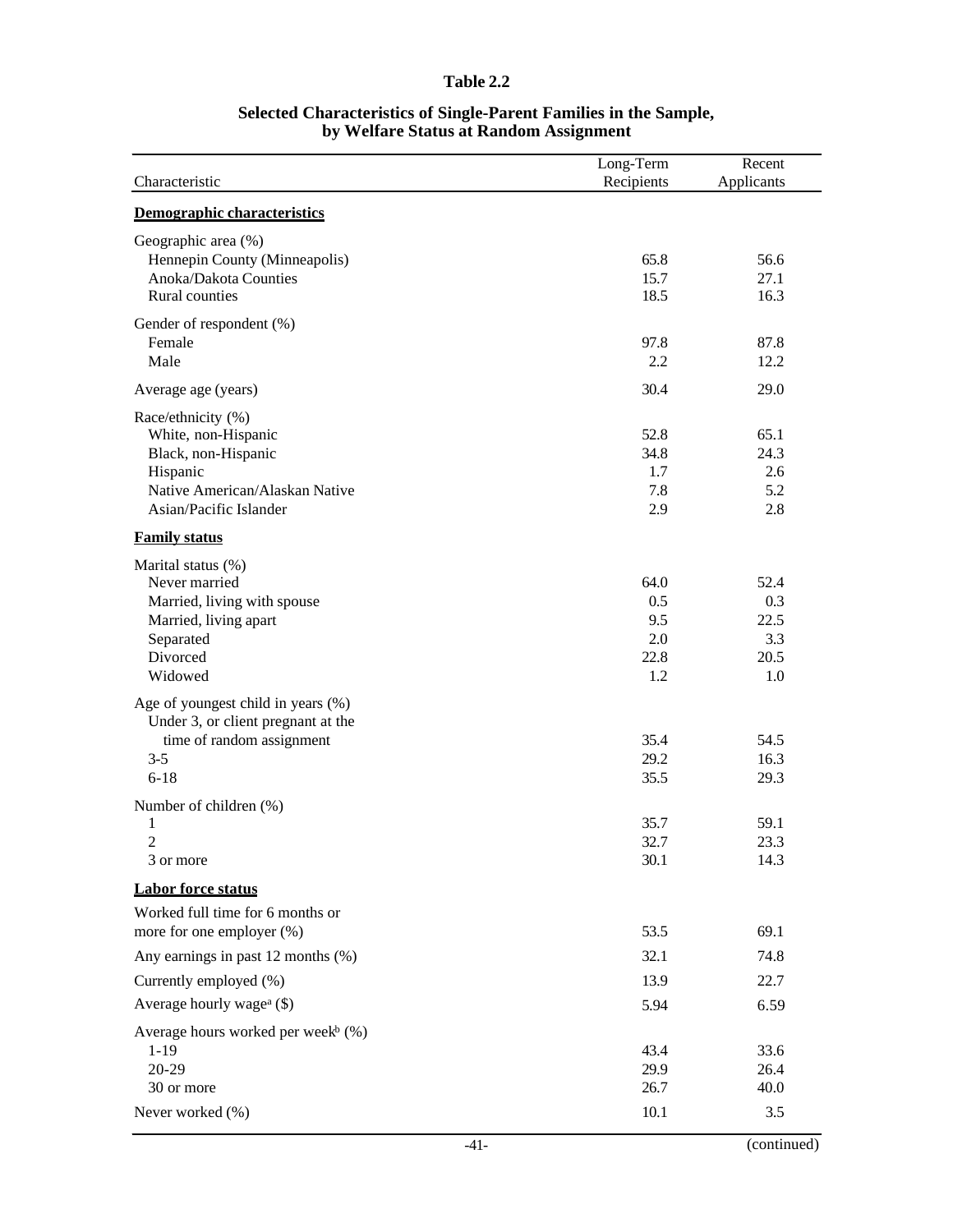**Table 2.2**

**Selected Characteristics of Single-Parent Families in the Sample, by Welfare Status at Random Assignment**

| Characteristic | Long-Term Recipients | Recent Applicants |
|---|---|---|
| **Demographic characteristics** | | |
| Geographic area (%) | | |
| Hennepin County (Minneapolis) | 65.8 | 56.6 |
| Anoka/Dakota Counties | 15.7 | 27.1 |
| Rural counties | 18.5 | 16.3 |
| Gender of respondent (%) | | |
| Female | 97.8 | 87.8 |
| Male | 2.2 | 12.2 |
| Average age (years) | 30.4 | 29.0 |
| Race/ethnicity (%) | | |
| White, non-Hispanic | 52.8 | 65.1 |
| Black, non-Hispanic | 34.8 | 24.3 |
| Hispanic | 1.7 | 2.6 |
| Native American/Alaskan Native | 7.8 | 5.2 |
| Asian/Pacific Islander | 2.9 | 2.8 |
| **Family status** | | |
| Marital status (%) | | |
| Never married | 64.0 | 52.4 |
| Married, living with spouse | 0.5 | 0.3 |
| Married, living apart | 9.5 | 22.5 |
| Separated | 2.0 | 3.3 |
| Divorced | 22.8 | 20.5 |
| Widowed | 1.2 | 1.0 |
| Age of youngest child in years (%) | | |
| Under 3, or client pregnant at the time of random assignment | 35.4 | 54.5 |
| 3-5 | 29.2 | 16.3 |
| 6-18 | 35.5 | 29.3 |
| Number of children (%) | | |
| 1 | 35.7 | 59.1 |
| 2 | 32.7 | 23.3 |
| 3 or more | 30.1 | 14.3 |
| **Labor force status** | | |
| Worked full time for 6 months or more for one employer (%) | 53.5 | 69.1 |
| Any earnings in past 12 months (%) | 32.1 | 74.8 |
| Currently employed (%) | 13.9 | 22.7 |
| Average hourly wage[a] ($) | 5.94 | 6.59 |
| Average hours worked per week[b] (%) | | |
| 1-19 | 43.4 | 33.6 |
| 20-29 | 29.9 | 26.4 |
| 30 or more | 26.7 | 40.0 |
| Never worked (%) | 10.1 | 3.5 |

(continued)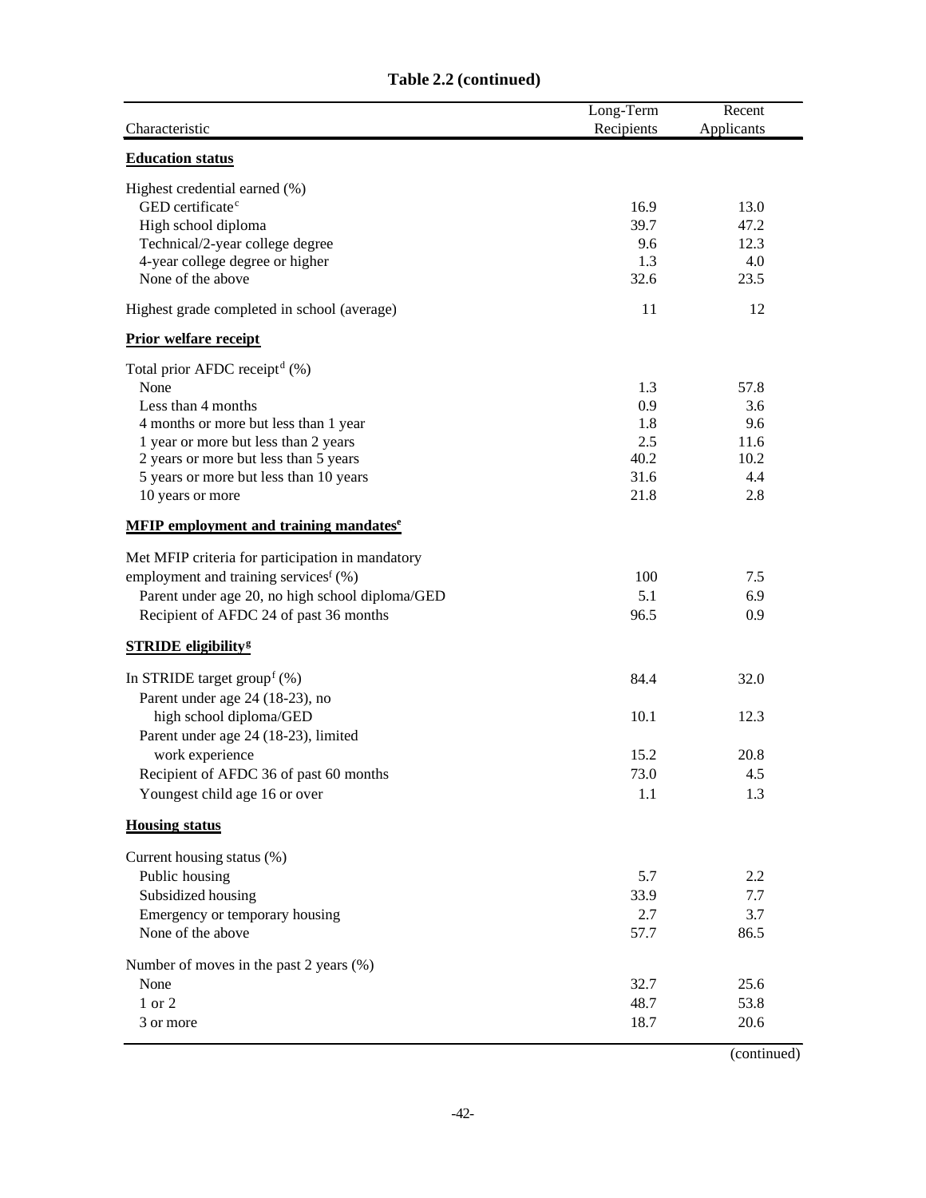**Table 2.2 (continued)**

| Characteristic | Long-Term Recipients | Recent Applicants |
|---|---|---|
| **Education status** | | |
| Highest credential earned (%) | | |
| GED certificate[c] | 16.9 | 13.0 |
| High school diploma | 39.7 | 47.2 |
| Technical/2-year college degree | 9.6 | 12.3 |
| 4-year college degree or higher | 1.3 | 4.0 |
| None of the above | 32.6 | 23.5 |
| Highest grade completed in school (average) | 11 | 12 |
| **Prior welfare receipt** | | |
| Total prior AFDC receipt[d] (%) | | |
| None | 1.3 | 57.8 |
| Less than 4 months | 0.9 | 3.6 |
| 4 months or more but less than 1 year | 1.8 | 9.6 |
| 1 year or more but less than 2 years | 2.5 | 11.6 |
| 2 years or more but less than 5 years | 40.2 | 10.2 |
| 5 years or more but less than 10 years | 31.6 | 4.4 |
| 10 years or more | 21.8 | 2.8 |
| **MFIP employment and training mandates[e]** | | |
| Met MFIP criteria for participation in mandatory employment and training services[f] (%) | 100 | 7.5 |
| Parent under age 20, no high school diploma/GED | 5.1 | 6.9 |
| Recipient of AFDC 24 of past 36 months | 96.5 | 0.9 |
| **STRIDE eligibility[g]** | | |
| In STRIDE target group[f] (%) | 84.4 | 32.0 |
| Parent under age 24 (18-23), no high school diploma/GED | 10.1 | 12.3 |
| Parent under age 24 (18-23), limited work experience | 15.2 | 20.8 |
| Recipient of AFDC 36 of past 60 months | 73.0 | 4.5 |
| Youngest child age 16 or over | 1.1 | 1.3 |
| **Housing status** | | |
| Current housing status (%) | | |
| Public housing | 5.7 | 2.2 |
| Subsidized housing | 33.9 | 7.7 |
| Emergency or temporary housing | 2.7 | 3.7 |
| None of the above | 57.7 | 86.5 |
| Number of moves in the past 2 years (%) | | |
| None | 32.7 | 25.6 |
| 1 or 2 | 48.7 | 53.8 |
| 3 or more | 18.7 | 20.6 |

(continued)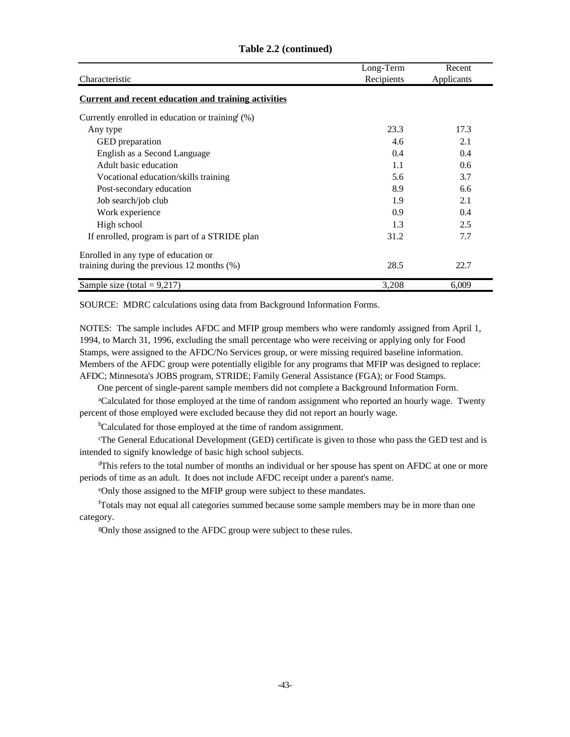**Table 2.2 (continued)**

| Characteristic | Long-Term Recipients | Recent Applicants |
|---|---|---|
| **Current and recent education and training activities** | | |
| Currently enrolled in education or training[f] (%) | | |
| Any type | 23.3 | 17.3 |
| GED preparation | 4.6 | 2.1 |
| English as a Second Language | 0.4 | 0.4 |
| Adult basic education | 1.1 | 0.6 |
| Vocational education/skills training | 5.6 | 3.7 |
| Post-secondary education | 8.9 | 6.6 |
| Job search/job club | 1.9 | 2.1 |
| Work experience | 0.9 | 0.4 |
| High school | 1.3 | 2.5 |
| If enrolled, program is part of a STRIDE plan | 31.2 | 7.7 |
| Enrolled in any type of education or training during the previous 12 months (%) | 28.5 | 22.7 |
| Sample size (total = 9,217) | 3,208 | 6,009 |

SOURCE: MDRC calculations using data from Background Information Forms.

NOTES: The sample includes AFDC and MFIP group members who were randomly assigned from April 1, 1994, to March 31, 1996, excluding the small percentage who were receiving or applying only for Food Stamps, were assigned to the AFDC/No Services group, or were missing required baseline information. Members of the AFDC group were potentially eligible for any programs that MFIP was designed to replace: AFDC; Minnesota's JOBS program, STRIDE; Family General Assistance (FGA); or Food Stamps.

One percent of single-parent sample members did not complete a Background Information Form.

[a]Calculated for those employed at the time of random assignment who reported an hourly wage. Twenty percent of those employed were excluded because they did not report an hourly wage.

[b]Calculated for those employed at the time of random assignment.

[c]The General Educational Development (GED) certificate is given to those who pass the GED test and is intended to signify knowledge of basic high school subjects.

[d]This refers to the total number of months an individual or her spouse has spent on AFDC at one or more periods of time as an adult. It does not include AFDC receipt under a parent's name.

[e]Only those assigned to the MFIP group were subject to these mandates.

[f]Totals may not equal all categories summed because some sample members may be in more than one category.

[g]Only those assigned to the AFDC group were subject to these rules.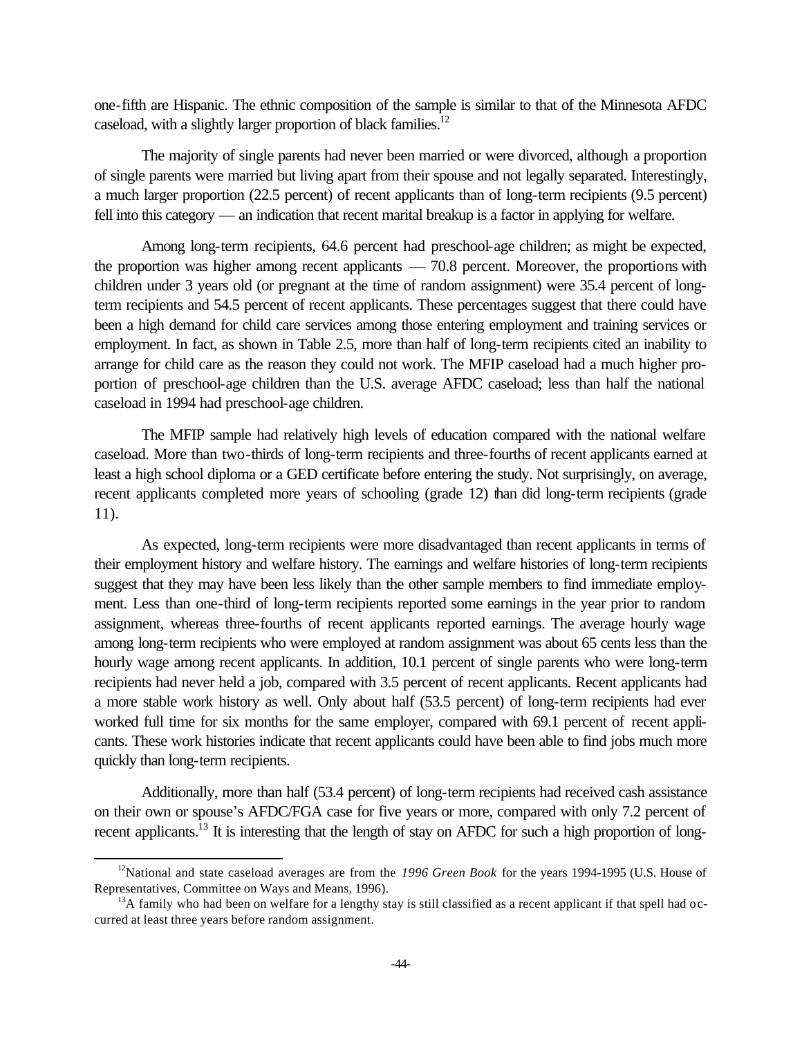one-fifth are Hispanic. The ethnic composition of the sample is similar to that of the Minnesota AFDC caseload, with a slightly larger proportion of black families.[12]

The majority of single parents had never been married or were divorced, although a proportion of single parents were married but living apart from their spouse and not legally separated. Interestingly, a much larger proportion (22.5 percent) of recent applicants than of long-term recipients (9.5 percent) fell into this category — an indication that recent marital breakup is a factor in applying for welfare.

Among long-term recipients, 64.6 percent had preschool-age children; as might be expected, the proportion was higher among recent applicants — 70.8 percent. Moreover, the proportions with children under 3 years old (or pregnant at the time of random assignment) were 35.4 percent of long-term recipients and 54.5 percent of recent applicants. These percentages suggest that there could have been a high demand for child care services among those entering employment and training services or employment. In fact, as shown in Table 2.5, more than half of long-term recipients cited an inability to arrange for child care as the reason they could not work. The MFIP caseload had a much higher proportion of preschool-age children than the U.S. average AFDC caseload; less than half the national caseload in 1994 had preschool-age children.

The MFIP sample had relatively high levels of education compared with the national welfare caseload. More than two-thirds of long-term recipients and three-fourths of recent applicants earned at least a high school diploma or a GED certificate before entering the study. Not surprisingly, on average, recent applicants completed more years of schooling (grade 12) than did long-term recipients (grade 11).

As expected, long-term recipients were more disadvantaged than recent applicants in terms of their employment history and welfare history. The earnings and welfare histories of long-term recipients suggest that they may have been less likely than the other sample members to find immediate employment. Less than one-third of long-term recipients reported some earnings in the year prior to random assignment, whereas three-fourths of recent applicants reported earnings. The average hourly wage among long-term recipients who were employed at random assignment was about 65 cents less than the hourly wage among recent applicants. In addition, 10.1 percent of single parents who were long-term recipients had never held a job, compared with 3.5 percent of recent applicants. Recent applicants had a more stable work history as well. Only about half (53.5 percent) of long-term recipients had ever worked full time for six months for the same employer, compared with 69.1 percent of recent applicants. These work histories indicate that recent applicants could have been able to find jobs much more quickly than long-term recipients.

Additionally, more than half (53.4 percent) of long-term recipients had received cash assistance on their own or spouse's AFDC/FGA case for five years or more, compared with only 7.2 percent of recent applicants.[13] It is interesting that the length of stay on AFDC for such a high proportion of long-

---

[12]National and state caseload averages are from the *1996 Green Book* for the years 1994-1995 (U.S. House of Representatives, Committee on Ways and Means, 1996).

[13]A family who had been on welfare for a lengthy stay is still classified as a recent applicant if that spell had occurred at least three years before random assignment.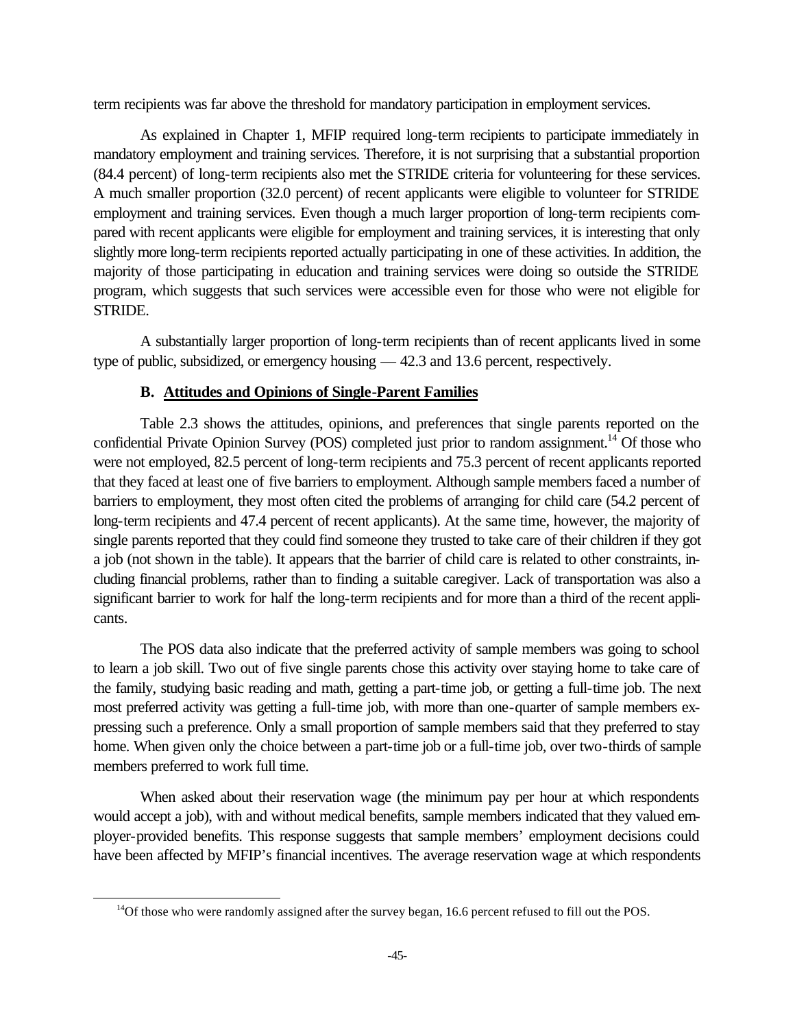term recipients was far above the threshold for mandatory participation in employment services.

As explained in Chapter 1, MFIP required long-term recipients to participate immediately in mandatory employment and training services. Therefore, it is not surprising that a substantial proportion (84.4 percent) of long-term recipients also met the STRIDE criteria for volunteering for these services. A much smaller proportion (32.0 percent) of recent applicants were eligible to volunteer for STRIDE employment and training services. Even though a much larger proportion of long-term recipients compared with recent applicants were eligible for employment and training services, it is interesting that only slightly more long-term recipients reported actually participating in one of these activities. In addition, the majority of those participating in education and training services were doing so outside the STRIDE program, which suggests that such services were accessible even for those who were not eligible for STRIDE.

A substantially larger proportion of long-term recipients than of recent applicants lived in some type of public, subsidized, or emergency housing — 42.3 and 13.6 percent, respectively.

### B. Attitudes and Opinions of Single-Parent Families

Table 2.3 shows the attitudes, opinions, and preferences that single parents reported on the confidential Private Opinion Survey (POS) completed just prior to random assignment.[14] Of those who were not employed, 82.5 percent of long-term recipients and 75.3 percent of recent applicants reported that they faced at least one of five barriers to employment. Although sample members faced a number of barriers to employment, they most often cited the problems of arranging for child care (54.2 percent of long-term recipients and 47.4 percent of recent applicants). At the same time, however, the majority of single parents reported that they could find someone they trusted to take care of their children if they got a job (not shown in the table). It appears that the barrier of child care is related to other constraints, including financial problems, rather than to finding a suitable caregiver. Lack of transportation was also a significant barrier to work for half the long-term recipients and for more than a third of the recent applicants.

The POS data also indicate that the preferred activity of sample members was going to school to learn a job skill. Two out of five single parents chose this activity over staying home to take care of the family, studying basic reading and math, getting a part-time job, or getting a full-time job. The next most preferred activity was getting a full-time job, with more than one-quarter of sample members expressing such a preference. Only a small proportion of sample members said that they preferred to stay home. When given only the choice between a part-time job or a full-time job, over two-thirds of sample members preferred to work full time.

When asked about their reservation wage (the minimum pay per hour at which respondents would accept a job), with and without medical benefits, sample members indicated that they valued employer-provided benefits. This response suggests that sample members' employment decisions could have been affected by MFIP's financial incentives. The average reservation wage at which respondents

[14] Of those who were randomly assigned after the survey began, 16.6 percent refused to fill out the POS.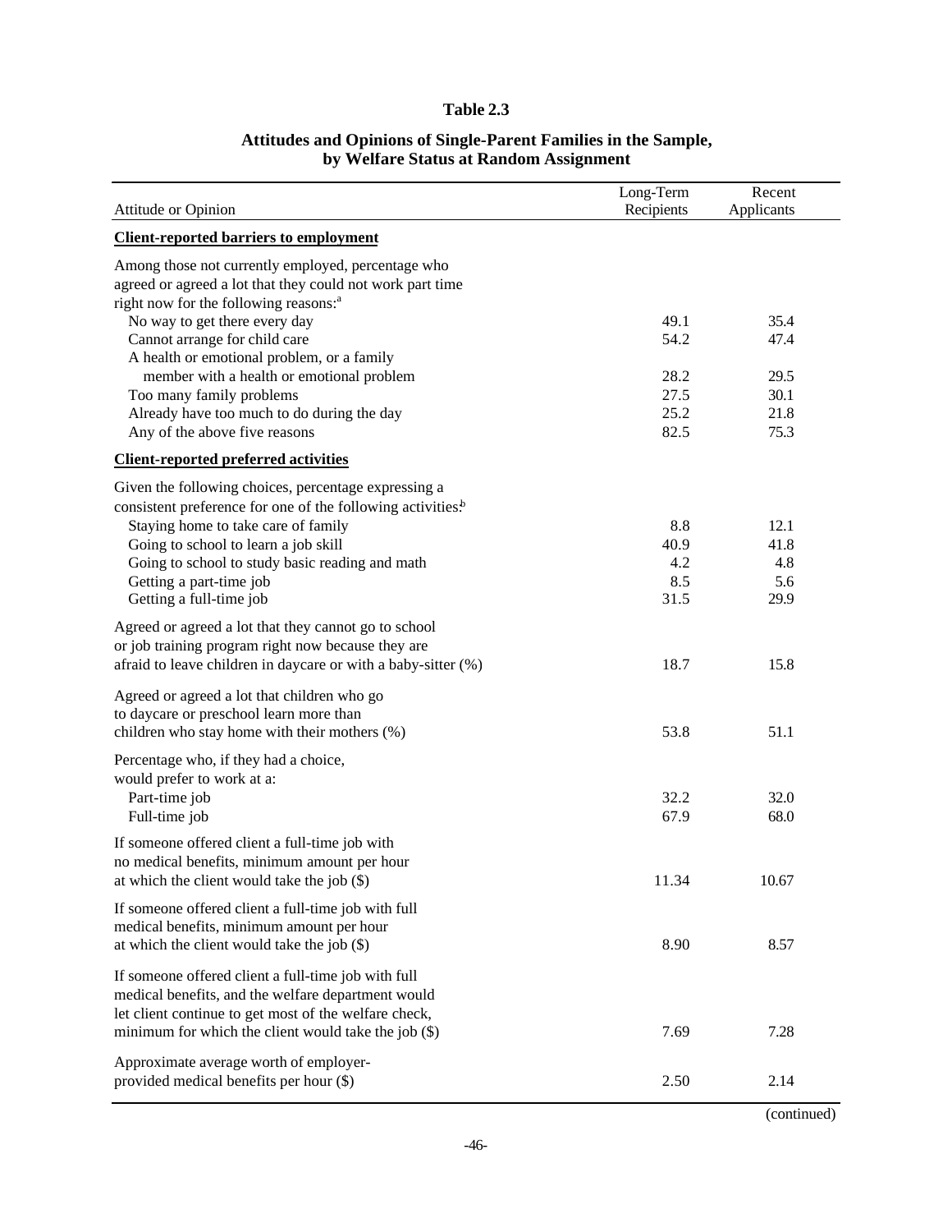**Table 2.3**

**Attitudes and Opinions of Single-Parent Families in the Sample, by Welfare Status at Random Assignment**

| Attitude or Opinion | Long-Term Recipients | Recent Applicants |
|---|---|---|
| **Client-reported barriers to employment** | | |
| Among those not currently employed, percentage who agreed or agreed a lot that they could not work part time right now for the following reasons:[a] | | |
| No way to get there every day | 49.1 | 35.4 |
| Cannot arrange for child care | 54.2 | 47.4 |
| A health or emotional problem, or a family member with a health or emotional problem | 28.2 | 29.5 |
| Too many family problems | 27.5 | 30.1 |
| Already have too much to do during the day | 25.2 | 21.8 |
| Any of the above five reasons | 82.5 | 75.3 |
| **Client-reported preferred activities** | | |
| Given the following choices, percentage expressing a consistent preference for one of the following activities:[b] | | |
| Staying home to take care of family | 8.8 | 12.1 |
| Going to school to learn a job skill | 40.9 | 41.8 |
| Going to school to study basic reading and math | 4.2 | 4.8 |
| Getting a part-time job | 8.5 | 5.6 |
| Getting a full-time job | 31.5 | 29.9 |
| Agreed or agreed a lot that they cannot go to school or job training program right now because they are afraid to leave children in daycare or with a baby-sitter (%) | 18.7 | 15.8 |
| Agreed or agreed a lot that children who go to daycare or preschool learn more than children who stay home with their mothers (%) | 53.8 | 51.1 |
| Percentage who, if they had a choice, would prefer to work at a: | | |
| Part-time job | 32.2 | 32.0 |
| Full-time job | 67.9 | 68.0 |
| If someone offered client a full-time job with no medical benefits, minimum amount per hour at which the client would take the job ($) | 11.34 | 10.67 |
| If someone offered client a full-time job with full medical benefits, minimum amount per hour at which the client would take the job ($) | 8.90 | 8.57 |
| If someone offered client a full-time job with full medical benefits, and the welfare department would let client continue to get most of the welfare check, minimum for which the client would take the job ($) | 7.69 | 7.28 |
| Approximate average worth of employer-provided medical benefits per hour ($) | 2.50 | 2.14 |

(continued)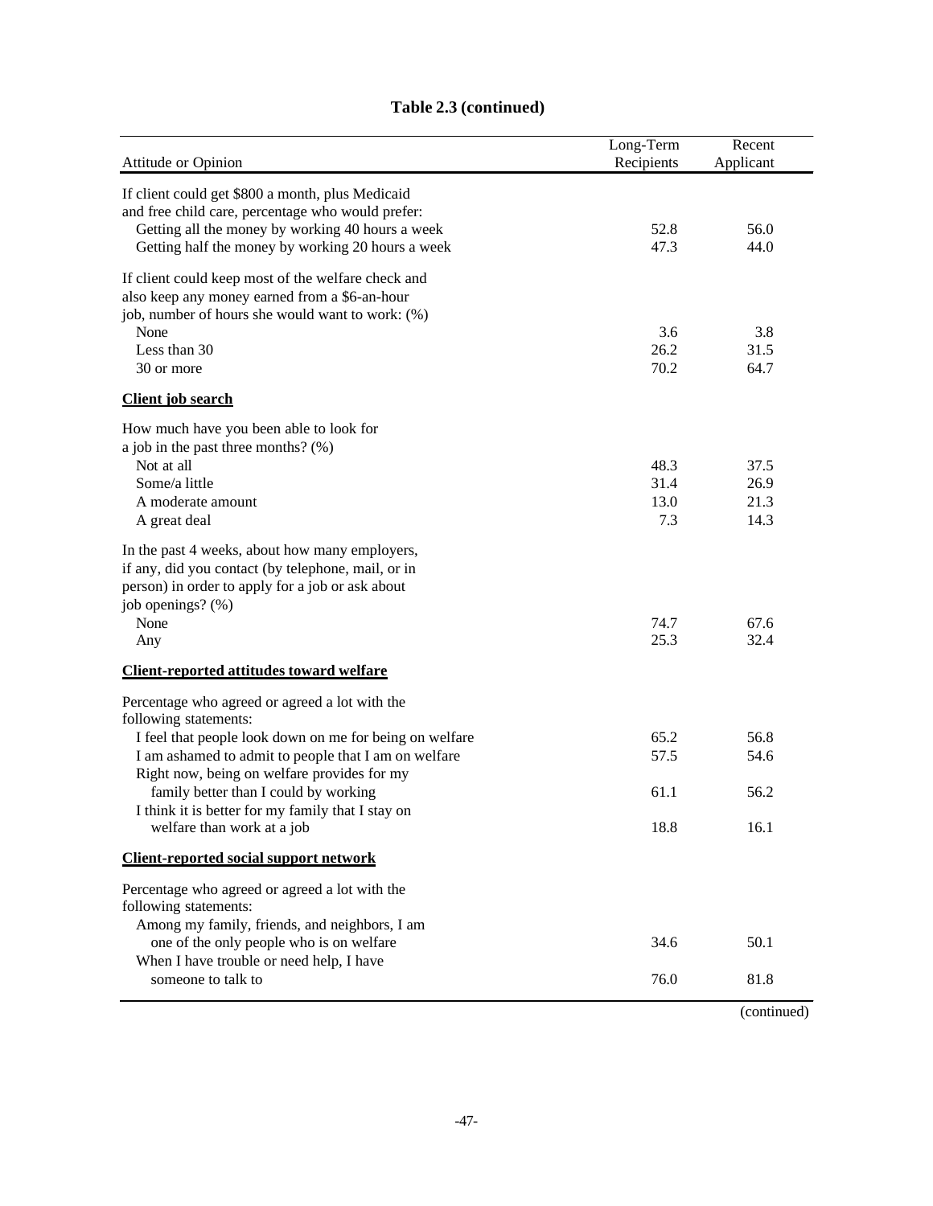**Table 2.3 (continued)**

| Attitude or Opinion | Long-Term Recipients | Recent Applicant |
|---|---|---|
| If client could get $800 a month, plus Medicaid and free child care, percentage who would prefer: | | |
| Getting all the money by working 40 hours a week | 52.8 | 56.0 |
| Getting half the money by working 20 hours a week | 47.3 | 44.0 |
| If client could keep most of the welfare check and also keep any money earned from a $6-an-hour job, number of hours she would want to work: (%) | | |
| None | 3.6 | 3.8 |
| Less than 30 | 26.2 | 31.5 |
| 30 or more | 70.2 | 64.7 |
| **Client job search** | | |
| How much have you been able to look for a job in the past three months? (%) | | |
| Not at all | 48.3 | 37.5 |
| Some/a little | 31.4 | 26.9 |
| A moderate amount | 13.0 | 21.3 |
| A great deal | 7.3 | 14.3 |
| In the past 4 weeks, about how many employers, if any, did you contact (by telephone, mail, or in person) in order to apply for a job or ask about job openings? (%) | | |
| None | 74.7 | 67.6 |
| Any | 25.3 | 32.4 |
| **Client-reported attitudes toward welfare** | | |
| Percentage who agreed or agreed a lot with the following statements: | | |
| I feel that people look down on me for being on welfare | 65.2 | 56.8 |
| I am ashamed to admit to people that I am on welfare | 57.5 | 54.6 |
| Right now, being on welfare provides for my family better than I could by working | 61.1 | 56.2 |
| I think it is better for my family that I stay on welfare than work at a job | 18.8 | 16.1 |
| **Client-reported social support network** | | |
| Percentage who agreed or agreed a lot with the following statements: | | |
| Among my family, friends, and neighbors, I am one of the only people who is on welfare | 34.6 | 50.1 |
| When I have trouble or need help, I have someone to talk to | 76.0 | 81.8 |

(continued)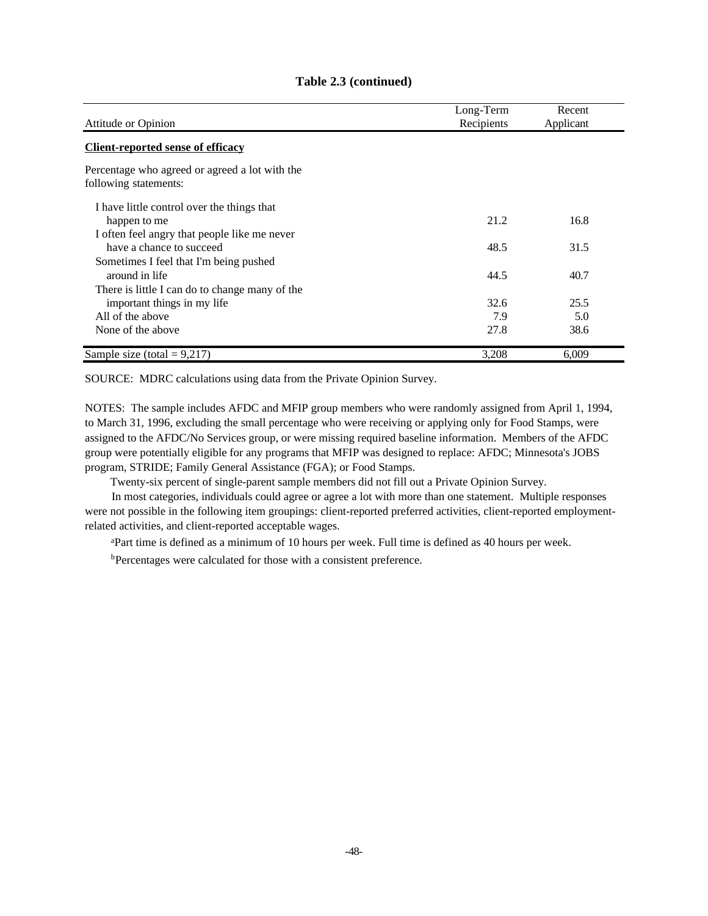**Table 2.3 (continued)**

| Attitude or Opinion | Long-Term Recipients | Recent Applicant |
|---|---|---|
| **Client-reported sense of efficacy** | | |
| Percentage who agreed or agreed a lot with the following statements: | | |
| I have little control over the things that happen to me | 21.2 | 16.8 |
| I often feel angry that people like me never have a chance to succeed | 48.5 | 31.5 |
| Sometimes I feel that I'm being pushed around in life | 44.5 | 40.7 |
| There is little I can do to change many of the important things in my life | 32.6 | 25.5 |
| All of the above | 7.9 | 5.0 |
| None of the above | 27.8 | 38.6 |
| Sample size (total = 9,217) | 3,208 | 6,009 |

SOURCE: MDRC calculations using data from the Private Opinion Survey.

NOTES: The sample includes AFDC and MFIP group members who were randomly assigned from April 1, 1994, to March 31, 1996, excluding the small percentage who were receiving or applying only for Food Stamps, were assigned to the AFDC/No Services group, or were missing required baseline information. Members of the AFDC group were potentially eligible for any programs that MFIP was designed to replace: AFDC; Minnesota's JOBS program, STRIDE; Family General Assistance (FGA); or Food Stamps.

Twenty-six percent of single-parent sample members did not fill out a Private Opinion Survey.

In most categories, individuals could agree or agree a lot with more than one statement. Multiple responses were not possible in the following item groupings: client-reported preferred activities, client-reported employment-related activities, and client-reported acceptable wages.

[a]Part time is defined as a minimum of 10 hours per week. Full time is defined as 40 hours per week.

[b]Percentages were calculated for those with a consistent preference.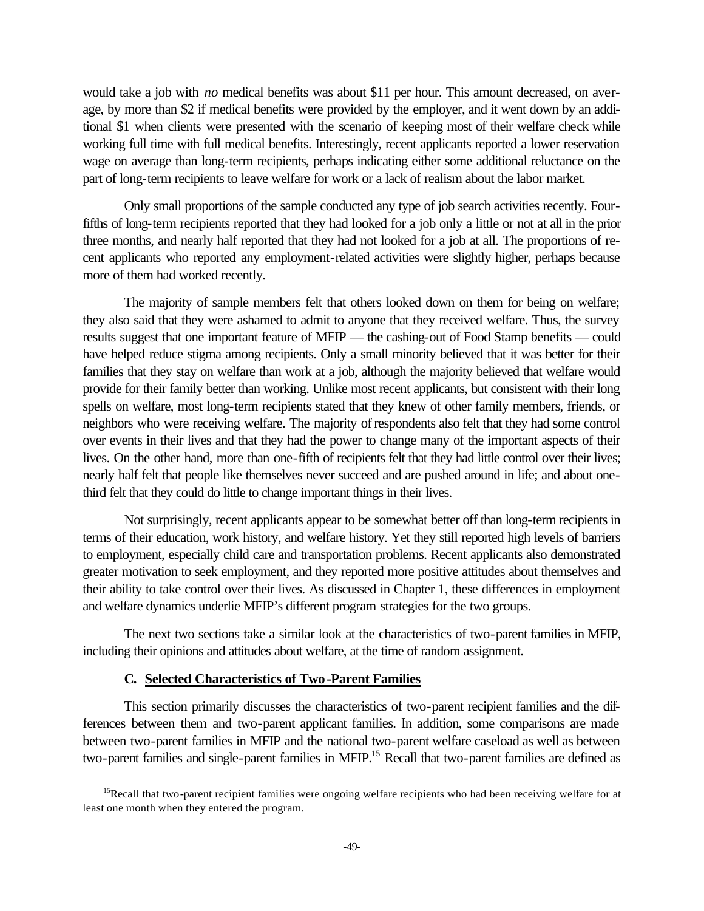would take a job with *no* medical benefits was about $11 per hour. This amount decreased, on average, by more than $2 if medical benefits were provided by the employer, and it went down by an additional $1 when clients were presented with the scenario of keeping most of their welfare check while working full time with full medical benefits. Interestingly, recent applicants reported a lower reservation wage on average than long-term recipients, perhaps indicating either some additional reluctance on the part of long-term recipients to leave welfare for work or a lack of realism about the labor market.

Only small proportions of the sample conducted any type of job search activities recently. Four-fifths of long-term recipients reported that they had looked for a job only a little or not at all in the prior three months, and nearly half reported that they had not looked for a job at all. The proportions of recent applicants who reported any employment-related activities were slightly higher, perhaps because more of them had worked recently.

The majority of sample members felt that others looked down on them for being on welfare; they also said that they were ashamed to admit to anyone that they received welfare. Thus, the survey results suggest that one important feature of MFIP — the cashing-out of Food Stamp benefits — could have helped reduce stigma among recipients. Only a small minority believed that it was better for their families that they stay on welfare than work at a job, although the majority believed that welfare would provide for their family better than working. Unlike most recent applicants, but consistent with their long spells on welfare, most long-term recipients stated that they knew of other family members, friends, or neighbors who were receiving welfare. The majority of respondents also felt that they had some control over events in their lives and that they had the power to change many of the important aspects of their lives. On the other hand, more than one-fifth of recipients felt that they had little control over their lives; nearly half felt that people like themselves never succeed and are pushed around in life; and about one-third felt that they could do little to change important things in their lives.

Not surprisingly, recent applicants appear to be somewhat better off than long-term recipients in terms of their education, work history, and welfare history. Yet they still reported high levels of barriers to employment, especially child care and transportation problems. Recent applicants also demonstrated greater motivation to seek employment, and they reported more positive attitudes about themselves and their ability to take control over their lives. As discussed in Chapter 1, these differences in employment and welfare dynamics underlie MFIP's different program strategies for the two groups.

The next two sections take a similar look at the characteristics of two-parent families in MFIP, including their opinions and attitudes about welfare, at the time of random assignment.

### C. Selected Characteristics of Two-Parent Families

This section primarily discusses the characteristics of two-parent recipient families and the differences between them and two-parent applicant families. In addition, some comparisons are made between two-parent families in MFIP and the national two-parent welfare caseload as well as between two-parent families and single-parent families in MFIP.[15] Recall that two-parent families are defined as

[15] Recall that two-parent recipient families were ongoing welfare recipients who had been receiving welfare for at least one month when they entered the program.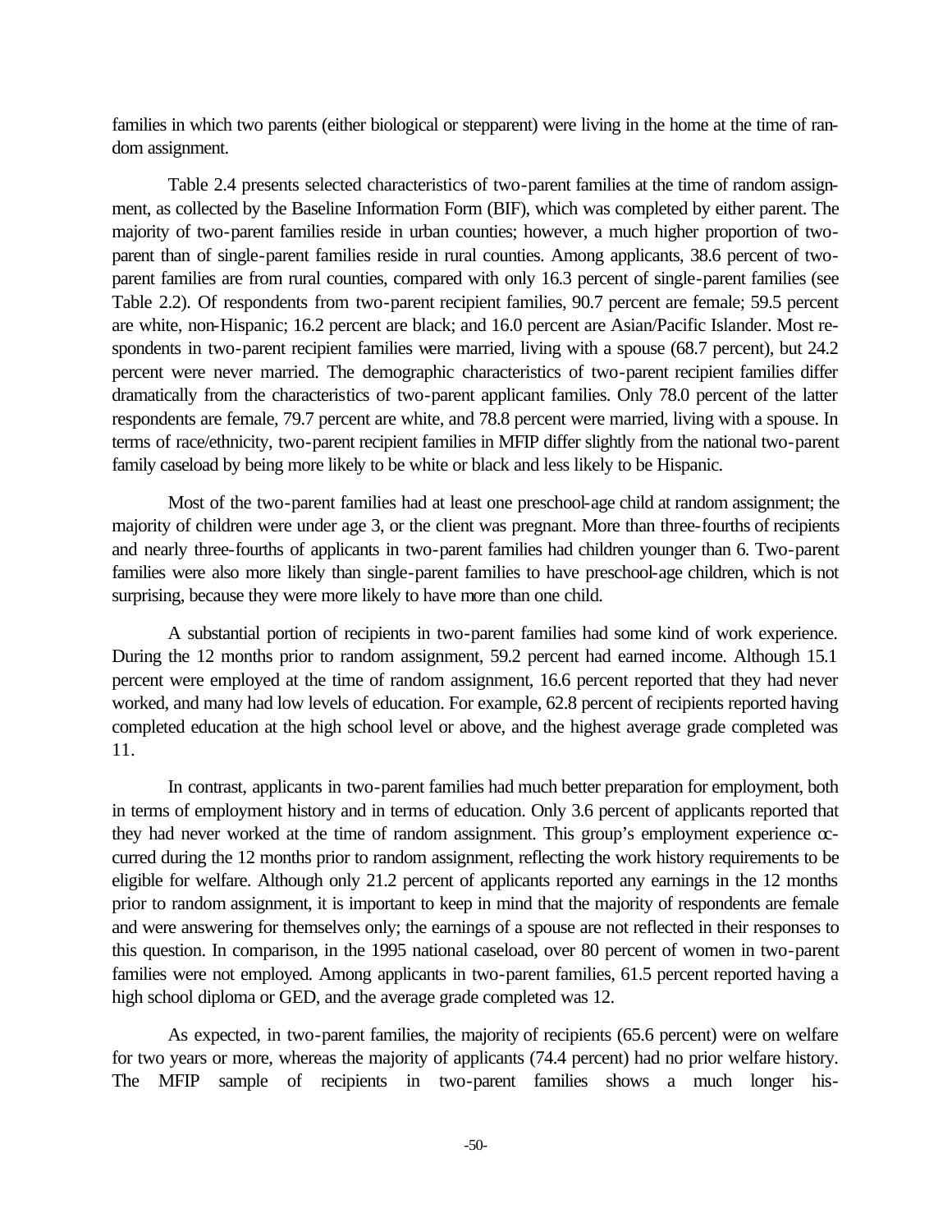families in which two parents (either biological or stepparent) were living in the home at the time of random assignment.

Table 2.4 presents selected characteristics of two-parent families at the time of random assignment, as collected by the Baseline Information Form (BIF), which was completed by either parent. The majority of two-parent families reside in urban counties; however, a much higher proportion of two-parent than of single-parent families reside in rural counties. Among applicants, 38.6 percent of two-parent families are from rural counties, compared with only 16.3 percent of single-parent families (see Table 2.2). Of respondents from two-parent recipient families, 90.7 percent are female; 59.5 percent are white, non-Hispanic; 16.2 percent are black; and 16.0 percent are Asian/Pacific Islander. Most respondents in two-parent recipient families were married, living with a spouse (68.7 percent), but 24.2 percent were never married. The demographic characteristics of two-parent recipient families differ dramatically from the characteristics of two-parent applicant families. Only 78.0 percent of the latter respondents are female, 79.7 percent are white, and 78.8 percent were married, living with a spouse. In terms of race/ethnicity, two-parent recipient families in MFIP differ slightly from the national two-parent family caseload by being more likely to be white or black and less likely to be Hispanic.

Most of the two-parent families had at least one preschool-age child at random assignment; the majority of children were under age 3, or the client was pregnant. More than three-fourths of recipients and nearly three-fourths of applicants in two-parent families had children younger than 6. Two-parent families were also more likely than single-parent families to have preschool-age children, which is not surprising, because they were more likely to have more than one child.

A substantial portion of recipients in two-parent families had some kind of work experience. During the 12 months prior to random assignment, 59.2 percent had earned income. Although 15.1 percent were employed at the time of random assignment, 16.6 percent reported that they had never worked, and many had low levels of education. For example, 62.8 percent of recipients reported having completed education at the high school level or above, and the highest average grade completed was 11.

In contrast, applicants in two-parent families had much better preparation for employment, both in terms of employment history and in terms of education. Only 3.6 percent of applicants reported that they had never worked at the time of random assignment. This group's employment experience occurred during the 12 months prior to random assignment, reflecting the work history requirements to be eligible for welfare. Although only 21.2 percent of applicants reported any earnings in the 12 months prior to random assignment, it is important to keep in mind that the majority of respondents are female and were answering for themselves only; the earnings of a spouse are not reflected in their responses to this question. In comparison, in the 1995 national caseload, over 80 percent of women in two-parent families were not employed. Among applicants in two-parent families, 61.5 percent reported having a high school diploma or GED, and the average grade completed was 12.

As expected, in two-parent families, the majority of recipients (65.6 percent) were on welfare for two years or more, whereas the majority of applicants (74.4 percent) had no prior welfare history. The MFIP sample of recipients in two-parent families shows a much longer his-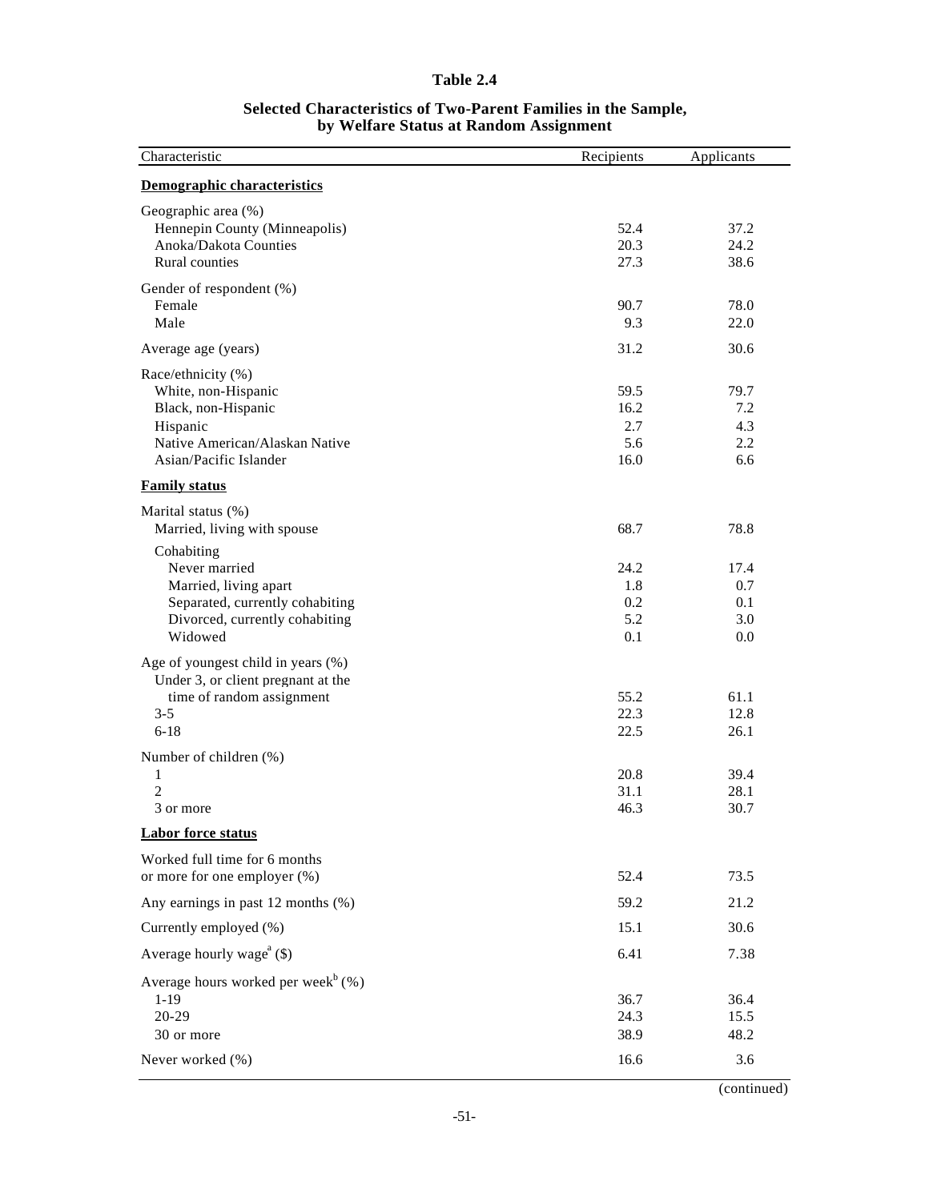**Table 2.4**

**Selected Characteristics of Two-Parent Families in the Sample, by Welfare Status at Random Assignment**

| Characteristic | Recipients | Applicants |
|---|---|---|
| **Demographic characteristics** | | |
| Geographic area (%) | | |
| Hennepin County (Minneapolis) | 52.4 | 37.2 |
| Anoka/Dakota Counties | 20.3 | 24.2 |
| Rural counties | 27.3 | 38.6 |
| Gender of respondent (%) | | |
| Female | 90.7 | 78.0 |
| Male | 9.3 | 22.0 |
| Average age (years) | 31.2 | 30.6 |
| Race/ethnicity (%) | | |
| White, non-Hispanic | 59.5 | 79.7 |
| Black, non-Hispanic | 16.2 | 7.2 |
| Hispanic | 2.7 | 4.3 |
| Native American/Alaskan Native | 5.6 | 2.2 |
| Asian/Pacific Islander | 16.0 | 6.6 |
| **Family status** | | |
| Marital status (%) | | |
| Married, living with spouse | 68.7 | 78.8 |
| Cohabiting | | |
| Never married | 24.2 | 17.4 |
| Married, living apart | 1.8 | 0.7 |
| Separated, currently cohabiting | 0.2 | 0.1 |
| Divorced, currently cohabiting | 5.2 | 3.0 |
| Widowed | 0.1 | 0.0 |
| Age of youngest child in years (%) | | |
| Under 3, or client pregnant at the time of random assignment | 55.2 | 61.1 |
| 3-5 | 22.3 | 12.8 |
| 6-18 | 22.5 | 26.1 |
| Number of children (%) | | |
| 1 | 20.8 | 39.4 |
| 2 | 31.1 | 28.1 |
| 3 or more | 46.3 | 30.7 |
| **Labor force status** | | |
| Worked full time for 6 months or more for one employer (%) | 52.4 | 73.5 |
| Any earnings in past 12 months (%) | 59.2 | 21.2 |
| Currently employed (%) | 15.1 | 30.6 |
| Average hourly wage[a] ($) | 6.41 | 7.38 |
| Average hours worked per week[b] (%) | | |
| 1-19 | 36.7 | 36.4 |
| 20-29 | 24.3 | 15.5 |
| 30 or more | 38.9 | 48.2 |
| Never worked (%) | 16.6 | 3.6 |

(continued)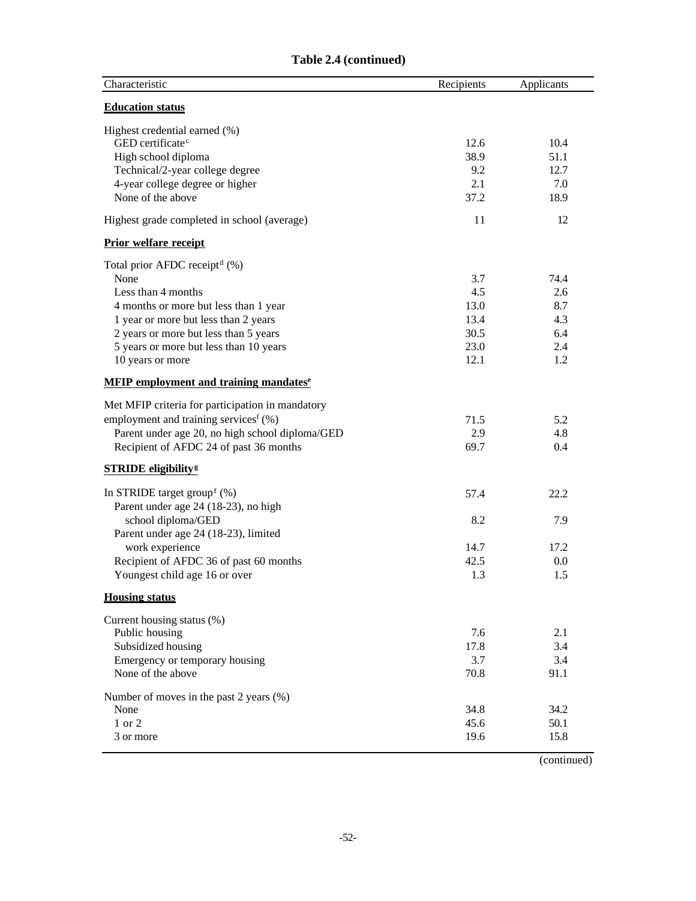**Table 2.4 (continued)**

| Characteristic | Recipients | Applicants |
|---|---|---|
| **Education status** | | |
| Highest credential earned (%) | | |
| GED certificate[c] | 12.6 | 10.4 |
| High school diploma | 38.9 | 51.1 |
| Technical/2-year college degree | 9.2 | 12.7 |
| 4-year college degree or higher | 2.1 | 7.0 |
| None of the above | 37.2 | 18.9 |
| Highest grade completed in school (average) | 11 | 12 |
| **Prior welfare receipt** | | |
| Total prior AFDC receipt[d] (%) | | |
| None | 3.7 | 74.4 |
| Less than 4 months | 4.5 | 2.6 |
| 4 months or more but less than 1 year | 13.0 | 8.7 |
| 1 year or more but less than 2 years | 13.4 | 4.3 |
| 2 years or more but less than 5 years | 30.5 | 6.4 |
| 5 years or more but less than 10 years | 23.0 | 2.4 |
| 10 years or more | 12.1 | 1.2 |
| **MFIP employment and training mandates[e]** | | |
| Met MFIP criteria for participation in mandatory employment and training services[f] (%) | 71.5 | 5.2 |
| Parent under age 20, no high school diploma/GED | 2.9 | 4.8 |
| Recipient of AFDC 24 of past 36 months | 69.7 | 0.4 |
| **STRIDE eligibility[g]** | | |
| In STRIDE target group[f] (%) | 57.4 | 22.2 |
| Parent under age 24 (18-23), no high school diploma/GED | 8.2 | 7.9 |
| Parent under age 24 (18-23), limited work experience | 14.7 | 17.2 |
| Recipient of AFDC 36 of past 60 months | 42.5 | 0.0 |
| Youngest child age 16 or over | 1.3 | 1.5 |
| **Housing status** | | |
| Current housing status (%) | | |
| Public housing | 7.6 | 2.1 |
| Subsidized housing | 17.8 | 3.4 |
| Emergency or temporary housing | 3.7 | 3.4 |
| None of the above | 70.8 | 91.1 |
| Number of moves in the past 2 years (%) | | |
| None | 34.8 | 34.2 |
| 1 or 2 | 45.6 | 50.1 |
| 3 or more | 19.6 | 15.8 |

(continued)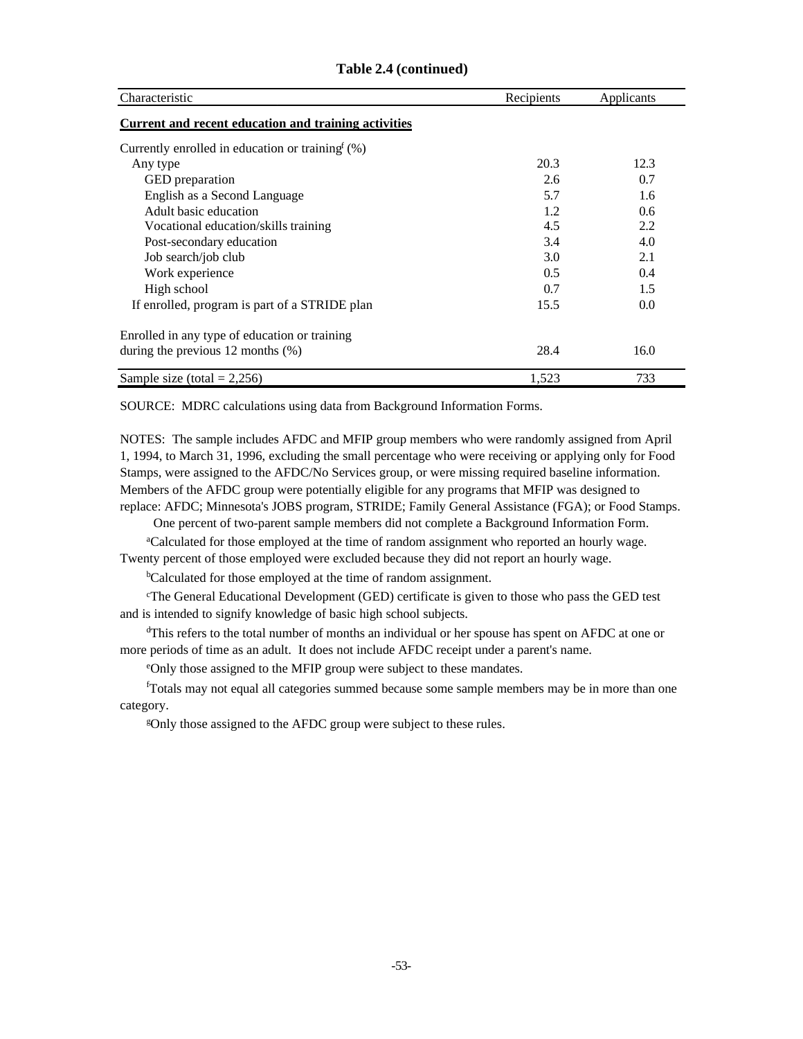**Table 2.4 (continued)**

| Characteristic | Recipients | Applicants |
|---|---|---|
| **Current and recent education and training activities** | | |
| Currently enrolled in education or training[f] (%) | | |
| Any type | 20.3 | 12.3 |
| GED preparation | 2.6 | 0.7 |
| English as a Second Language | 5.7 | 1.6 |
| Adult basic education | 1.2 | 0.6 |
| Vocational education/skills training | 4.5 | 2.2 |
| Post-secondary education | 3.4 | 4.0 |
| Job search/job club | 3.0 | 2.1 |
| Work experience | 0.5 | 0.4 |
| High school | 0.7 | 1.5 |
| If enrolled, program is part of a STRIDE plan | 15.5 | 0.0 |
| Enrolled in any type of education or training during the previous 12 months (%) | 28.4 | 16.0 |
| Sample size (total = 2,256) | 1,523 | 733 |

SOURCE: MDRC calculations using data from Background Information Forms.

NOTES: The sample includes AFDC and MFIP group members who were randomly assigned from April 1, 1994, to March 31, 1996, excluding the small percentage who were receiving or applying only for Food Stamps, were assigned to the AFDC/No Services group, or were missing required baseline information. Members of the AFDC group were potentially eligible for any programs that MFIP was designed to replace: AFDC; Minnesota's JOBS program, STRIDE; Family General Assistance (FGA); or Food Stamps.

One percent of two-parent sample members did not complete a Background Information Form.

[a]Calculated for those employed at the time of random assignment who reported an hourly wage. Twenty percent of those employed were excluded because they did not report an hourly wage.

[b]Calculated for those employed at the time of random assignment.

[c]The General Educational Development (GED) certificate is given to those who pass the GED test and is intended to signify knowledge of basic high school subjects.

[d]This refers to the total number of months an individual or her spouse has spent on AFDC at one or more periods of time as an adult. It does not include AFDC receipt under a parent's name.

[e]Only those assigned to the MFIP group were subject to these mandates.

[f]Totals may not equal all categories summed because some sample members may be in more than one category.

[g]Only those assigned to the AFDC group were subject to these rules.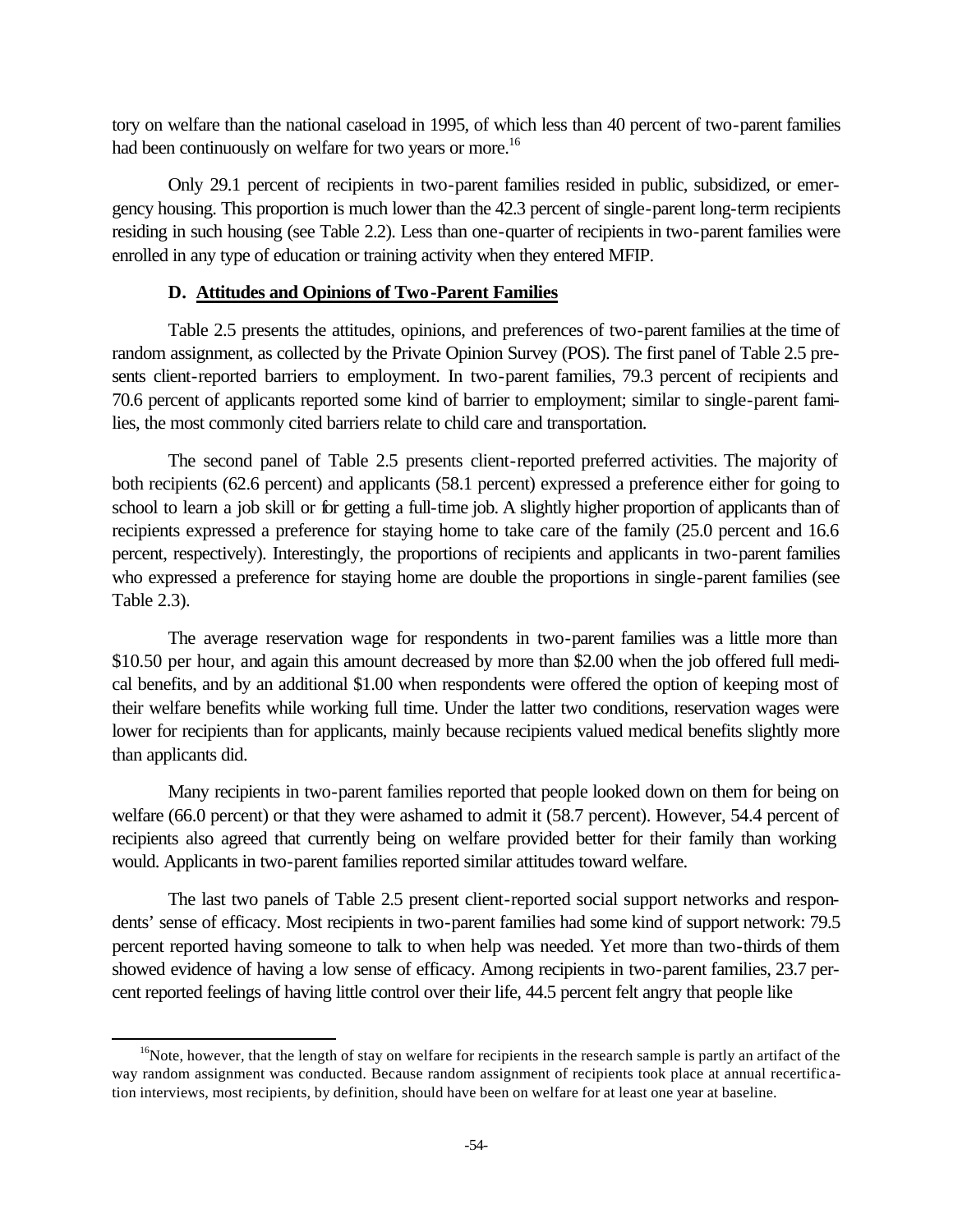tory on welfare than the national caseload in 1995, of which less than 40 percent of two-parent families had been continuously on welfare for two years or more.[16]

Only 29.1 percent of recipients in two-parent families resided in public, subsidized, or emergency housing. This proportion is much lower than the 42.3 percent of single-parent long-term recipients residing in such housing (see Table 2.2). Less than one-quarter of recipients in two-parent families were enrolled in any type of education or training activity when they entered MFIP.

### D. Attitudes and Opinions of Two-Parent Families

Table 2.5 presents the attitudes, opinions, and preferences of two-parent families at the time of random assignment, as collected by the Private Opinion Survey (POS). The first panel of Table 2.5 presents client-reported barriers to employment. In two-parent families, 79.3 percent of recipients and 70.6 percent of applicants reported some kind of barrier to employment; similar to single-parent families, the most commonly cited barriers relate to child care and transportation.

The second panel of Table 2.5 presents client-reported preferred activities. The majority of both recipients (62.6 percent) and applicants (58.1 percent) expressed a preference either for going to school to learn a job skill or for getting a full-time job. A slightly higher proportion of applicants than of recipients expressed a preference for staying home to take care of the family (25.0 percent and 16.6 percent, respectively). Interestingly, the proportions of recipients and applicants in two-parent families who expressed a preference for staying home are double the proportions in single-parent families (see Table 2.3).

The average reservation wage for respondents in two-parent families was a little more than \$10.50 per hour, and again this amount decreased by more than \$2.00 when the job offered full medical benefits, and by an additional \$1.00 when respondents were offered the option of keeping most of their welfare benefits while working full time. Under the latter two conditions, reservation wages were lower for recipients than for applicants, mainly because recipients valued medical benefits slightly more than applicants did.

Many recipients in two-parent families reported that people looked down on them for being on welfare (66.0 percent) or that they were ashamed to admit it (58.7 percent). However, 54.4 percent of recipients also agreed that currently being on welfare provided better for their family than working would. Applicants in two-parent families reported similar attitudes toward welfare.

The last two panels of Table 2.5 present client-reported social support networks and respondents' sense of efficacy. Most recipients in two-parent families had some kind of support network: 79.5 percent reported having someone to talk to when help was needed. Yet more than two-thirds of them showed evidence of having a low sense of efficacy. Among recipients in two-parent families, 23.7 percent reported feelings of having little control over their life, 44.5 percent felt angry that people like

---

[16]Note, however, that the length of stay on welfare for recipients in the research sample is partly an artifact of the way random assignment was conducted. Because random assignment of recipients took place at annual recertification interviews, most recipients, by definition, should have been on welfare for at least one year at baseline.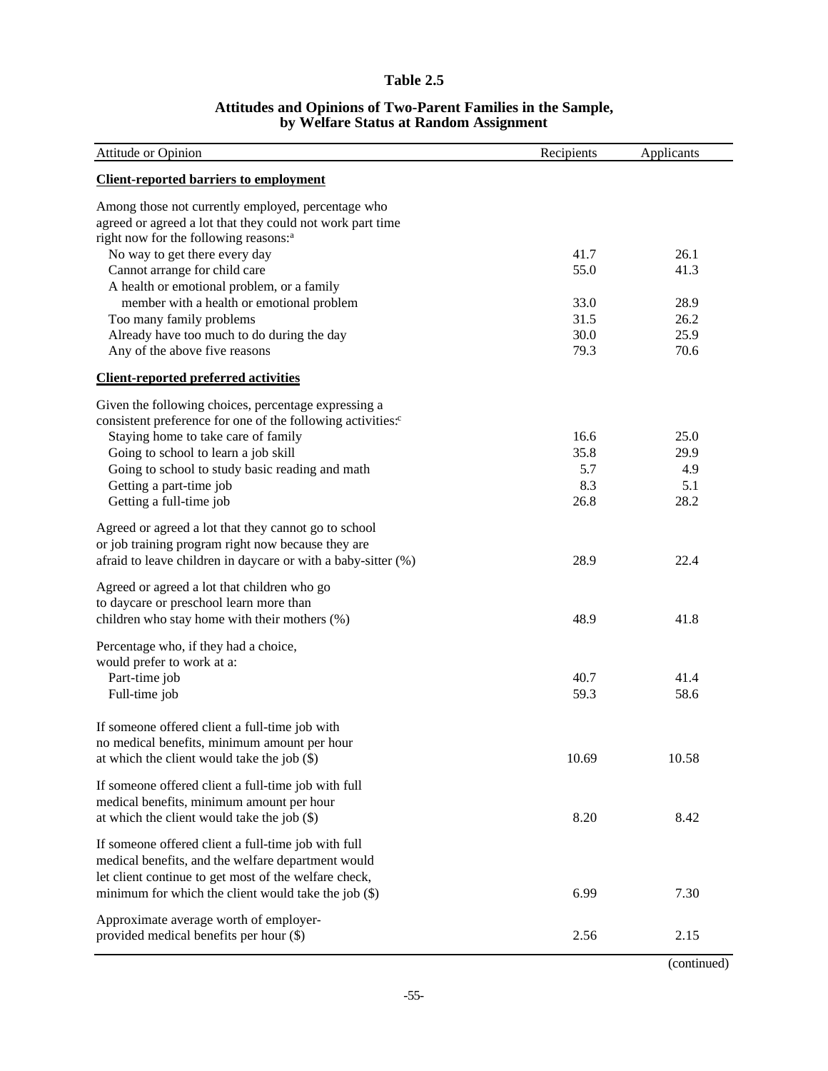**Table 2.5**

**Attitudes and Opinions of Two-Parent Families in the Sample, by Welfare Status at Random Assignment**

| Attitude or Opinion | Recipients | Applicants |
|---|---|---|
| **Client-reported barriers to employment** | | |
| Among those not currently employed, percentage who agreed or agreed a lot that they could not work part time right now for the following reasons:[a] | | |
| No way to get there every day | 41.7 | 26.1 |
| Cannot arrange for child care | 55.0 | 41.3 |
| A health or emotional problem, or a family member with a health or emotional problem | 33.0 | 28.9 |
| Too many family problems | 31.5 | 26.2 |
| Already have too much to do during the day | 30.0 | 25.9 |
| Any of the above five reasons | 79.3 | 70.6 |
| **Client-reported preferred activities** | | |
| Given the following choices, percentage expressing a consistent preference for one of the following activities:[c] | | |
| Staying home to take care of family | 16.6 | 25.0 |
| Going to school to learn a job skill | 35.8 | 29.9 |
| Going to school to study basic reading and math | 5.7 | 4.9 |
| Getting a part-time job | 8.3 | 5.1 |
| Getting a full-time job | 26.8 | 28.2 |
| Agreed or agreed a lot that they cannot go to school or job training program right now because they are afraid to leave children in daycare or with a baby-sitter (%) | 28.9 | 22.4 |
| Agreed or agreed a lot that children who go to daycare or preschool learn more than children who stay home with their mothers (%) | 48.9 | 41.8 |
| Percentage who, if they had a choice, would prefer to work at a: | | |
| Part-time job | 40.7 | 41.4 |
| Full-time job | 59.3 | 58.6 |
| If someone offered client a full-time job with no medical benefits, minimum amount per hour at which the client would take the job ($) | 10.69 | 10.58 |
| If someone offered client a full-time job with full medical benefits, minimum amount per hour at which the client would take the job ($) | 8.20 | 8.42 |
| If someone offered client a full-time job with full medical benefits, and the welfare department would let client continue to get most of the welfare check, minimum for which the client would take the job ($) | 6.99 | 7.30 |
| Approximate average worth of employer-provided medical benefits per hour ($) | 2.56 | 2.15 |

(continued)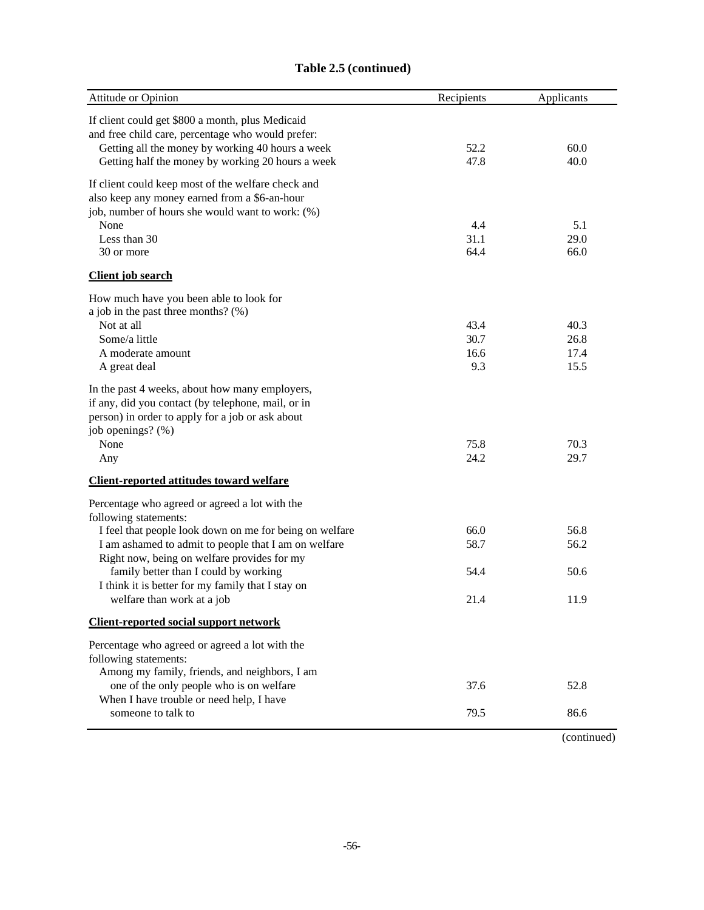**Table 2.5 (continued)**

| Attitude or Opinion | Recipients | Applicants |
|---|---|---|
| If client could get $800 a month, plus Medicaid and free child care, percentage who would prefer: | | |
| Getting all the money by working 40 hours a week | 52.2 | 60.0 |
| Getting half the money by working 20 hours a week | 47.8 | 40.0 |
| If client could keep most of the welfare check and also keep any money earned from a $6-an-hour job, number of hours she would want to work: (%) | | |
| None | 4.4 | 5.1 |
| Less than 30 | 31.1 | 29.0 |
| 30 or more | 64.4 | 66.0 |
| **Client job search** | | |
| How much have you been able to look for a job in the past three months? (%) | | |
| Not at all | 43.4 | 40.3 |
| Some/a little | 30.7 | 26.8 |
| A moderate amount | 16.6 | 17.4 |
| A great deal | 9.3 | 15.5 |
| In the past 4 weeks, about how many employers, if any, did you contact (by telephone, mail, or in person) in order to apply for a job or ask about job openings? (%) | | |
| None | 75.8 | 70.3 |
| Any | 24.2 | 29.7 |
| **Client-reported attitudes toward welfare** | | |
| Percentage who agreed or agreed a lot with the following statements: | | |
| I feel that people look down on me for being on welfare | 66.0 | 56.8 |
| I am ashamed to admit to people that I am on welfare | 58.7 | 56.2 |
| Right now, being on welfare provides for my family better than I could by working | 54.4 | 50.6 |
| I think it is better for my family that I stay on welfare than work at a job | 21.4 | 11.9 |
| **Client-reported social support network** | | |
| Percentage who agreed or agreed a lot with the following statements: | | |
| Among my family, friends, and neighbors, I am one of the only people who is on welfare | 37.6 | 52.8 |
| When I have trouble or need help, I have someone to talk to | 79.5 | 86.6 |

(continued)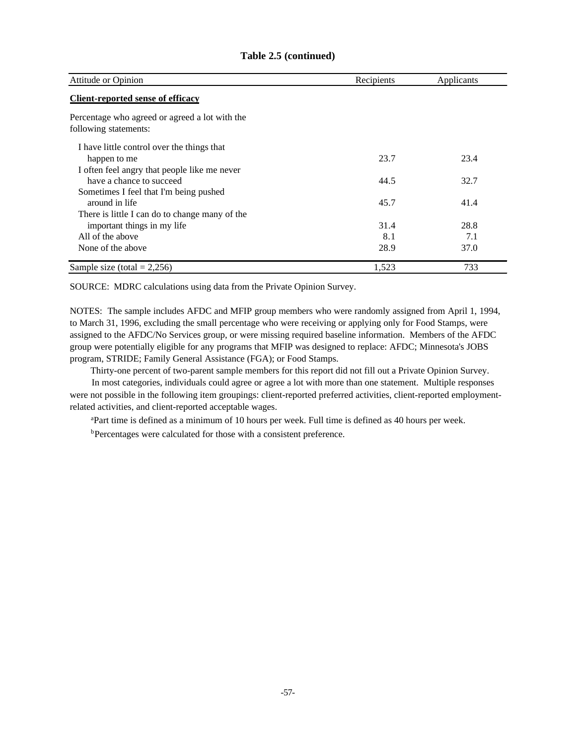**Table 2.5 (continued)**

| Attitude or Opinion | Recipients | Applicants |
|---|---|---|
| **Client-reported sense of efficacy** | | |
| Percentage who agreed or agreed a lot with the following statements: | | |
| I have little control over the things that happen to me | 23.7 | 23.4 |
| I often feel angry that people like me never have a chance to succeed | 44.5 | 32.7 |
| Sometimes I feel that I'm being pushed around in life | 45.7 | 41.4 |
| There is little I can do to change many of the important things in my life | 31.4 | 28.8 |
| All of the above | 8.1 | 7.1 |
| None of the above | 28.9 | 37.0 |
| Sample size (total = 2,256) | 1,523 | 733 |

SOURCE: MDRC calculations using data from the Private Opinion Survey.

NOTES: The sample includes AFDC and MFIP group members who were randomly assigned from April 1, 1994, to March 31, 1996, excluding the small percentage who were receiving or applying only for Food Stamps, were assigned to the AFDC/No Services group, or were missing required baseline information. Members of the AFDC group were potentially eligible for any programs that MFIP was designed to replace: AFDC; Minnesota's JOBS program, STRIDE; Family General Assistance (FGA); or Food Stamps.

Thirty-one percent of two-parent sample members for this report did not fill out a Private Opinion Survey.

In most categories, individuals could agree or agree a lot with more than one statement. Multiple responses were not possible in the following item groupings: client-reported preferred activities, client-reported employment-related activities, and client-reported acceptable wages.

[a]Part time is defined as a minimum of 10 hours per week. Full time is defined as 40 hours per week.

[b]Percentages were calculated for those with a consistent preference.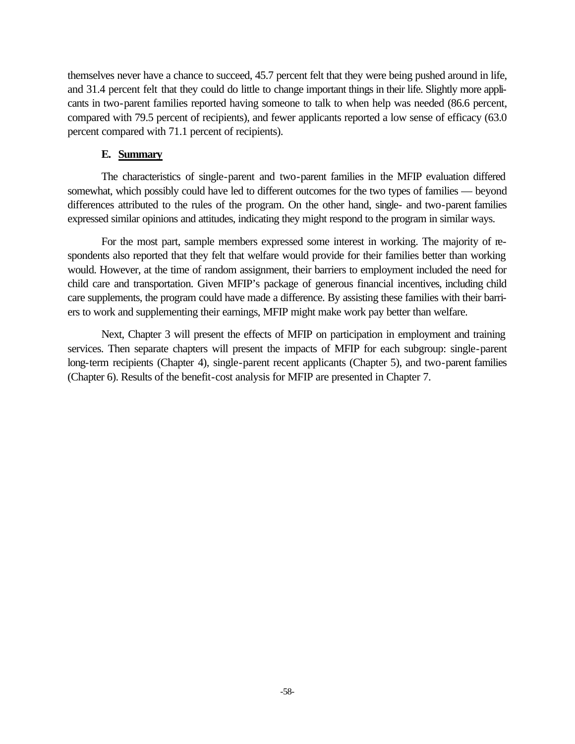themselves never have a chance to succeed, 45.7 percent felt that they were being pushed around in life, and 31.4 percent felt that they could do little to change important things in their life. Slightly more applicants in two-parent families reported having someone to talk to when help was needed (86.6 percent, compared with 79.5 percent of recipients), and fewer applicants reported a low sense of efficacy (63.0 percent compared with 71.1 percent of recipients).

## E. Summary

The characteristics of single-parent and two-parent families in the MFIP evaluation differed somewhat, which possibly could have led to different outcomes for the two types of families — beyond differences attributed to the rules of the program. On the other hand, single- and two-parent families expressed similar opinions and attitudes, indicating they might respond to the program in similar ways.

For the most part, sample members expressed some interest in working. The majority of respondents also reported that they felt that welfare would provide for their families better than working would. However, at the time of random assignment, their barriers to employment included the need for child care and transportation. Given MFIP's package of generous financial incentives, including child care supplements, the program could have made a difference. By assisting these families with their barriers to work and supplementing their earnings, MFIP might make work pay better than welfare.

Next, Chapter 3 will present the effects of MFIP on participation in employment and training services. Then separate chapters will present the impacts of MFIP for each subgroup: single-parent long-term recipients (Chapter 4), single-parent recent applicants (Chapter 5), and two-parent families (Chapter 6). Results of the benefit-cost analysis for MFIP are presented in Chapter 7.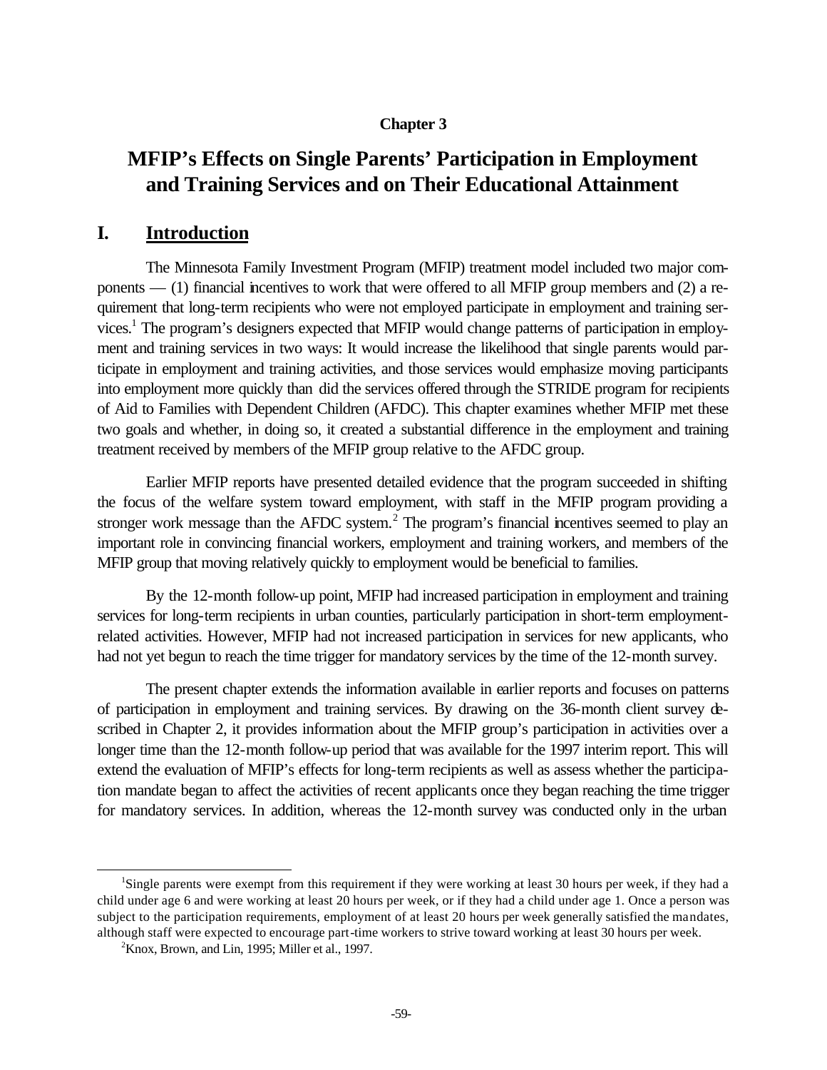**Chapter 3**

# MFIP's Effects on Single Parents' Participation in Employment and Training Services and on Their Educational Attainment

## I. Introduction

The Minnesota Family Investment Program (MFIP) treatment model included two major components — (1) financial incentives to work that were offered to all MFIP group members and (2) a requirement that long-term recipients who were not employed participate in employment and training services.[1] The program's designers expected that MFIP would change patterns of participation in employment and training services in two ways: It would increase the likelihood that single parents would participate in employment and training activities, and those services would emphasize moving participants into employment more quickly than did the services offered through the STRIDE program for recipients of Aid to Families with Dependent Children (AFDC). This chapter examines whether MFIP met these two goals and whether, in doing so, it created a substantial difference in the employment and training treatment received by members of the MFIP group relative to the AFDC group.

Earlier MFIP reports have presented detailed evidence that the program succeeded in shifting the focus of the welfare system toward employment, with staff in the MFIP program providing a stronger work message than the AFDC system.[2] The program's financial incentives seemed to play an important role in convincing financial workers, employment and training workers, and members of the MFIP group that moving relatively quickly to employment would be beneficial to families.

By the 12-month follow-up point, MFIP had increased participation in employment and training services for long-term recipients in urban counties, particularly participation in short-term employment-related activities. However, MFIP had not increased participation in services for new applicants, who had not yet begun to reach the time trigger for mandatory services by the time of the 12-month survey.

The present chapter extends the information available in earlier reports and focuses on patterns of participation in employment and training services. By drawing on the 36-month client survey described in Chapter 2, it provides information about the MFIP group's participation in activities over a longer time than the 12-month follow-up period that was available for the 1997 interim report. This will extend the evaluation of MFIP's effects for long-term recipients as well as assess whether the participation mandate began to affect the activities of recent applicants once they began reaching the time trigger for mandatory services. In addition, whereas the 12-month survey was conducted only in the urban

---

[1]Single parents were exempt from this requirement if they were working at least 30 hours per week, if they had a child under age 6 and were working at least 20 hours per week, or if they had a child under age 1. Once a person was subject to the participation requirements, employment of at least 20 hours per week generally satisfied the mandates, although staff were expected to encourage part-time workers to strive toward working at least 30 hours per week.

[2]Knox, Brown, and Lin, 1995; Miller et al., 1997.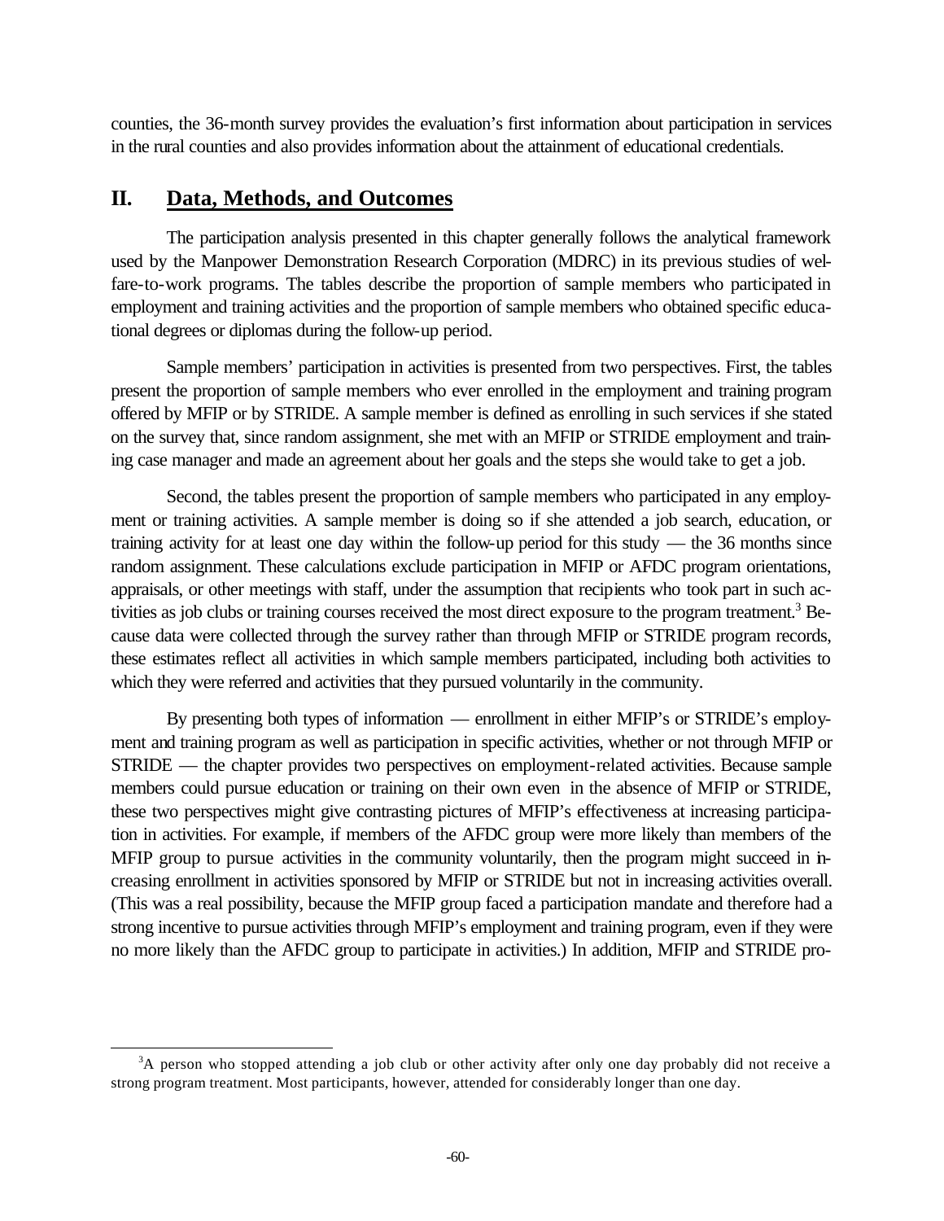counties, the 36-month survey provides the evaluation's first information about participation in services in the rural counties and also provides information about the attainment of educational credentials.

## II. Data, Methods, and Outcomes

The participation analysis presented in this chapter generally follows the analytical framework used by the Manpower Demonstration Research Corporation (MDRC) in its previous studies of welfare-to-work programs. The tables describe the proportion of sample members who participated in employment and training activities and the proportion of sample members who obtained specific educational degrees or diplomas during the follow-up period.

Sample members' participation in activities is presented from two perspectives. First, the tables present the proportion of sample members who ever enrolled in the employment and training program offered by MFIP or by STRIDE. A sample member is defined as enrolling in such services if she stated on the survey that, since random assignment, she met with an MFIP or STRIDE employment and training case manager and made an agreement about her goals and the steps she would take to get a job.

Second, the tables present the proportion of sample members who participated in any employment or training activities. A sample member is doing so if she attended a job search, education, or training activity for at least one day within the follow-up period for this study — the 36 months since random assignment. These calculations exclude participation in MFIP or AFDC program orientations, appraisals, or other meetings with staff, under the assumption that recipients who took part in such activities as job clubs or training courses received the most direct exposure to the program treatment.[3] Because data were collected through the survey rather than through MFIP or STRIDE program records, these estimates reflect all activities in which sample members participated, including both activities to which they were referred and activities that they pursued voluntarily in the community.

By presenting both types of information — enrollment in either MFIP's or STRIDE's employment and training program as well as participation in specific activities, whether or not through MFIP or STRIDE — the chapter provides two perspectives on employment-related activities. Because sample members could pursue education or training on their own even in the absence of MFIP or STRIDE, these two perspectives might give contrasting pictures of MFIP's effectiveness at increasing participation in activities. For example, if members of the AFDC group were more likely than members of the MFIP group to pursue activities in the community voluntarily, then the program might succeed in increasing enrollment in activities sponsored by MFIP or STRIDE but not in increasing activities overall. (This was a real possibility, because the MFIP group faced a participation mandate and therefore had a strong incentive to pursue activities through MFIP's employment and training program, even if they were no more likely than the AFDC group to participate in activities.) In addition, MFIP and STRIDE pro-

[3]A person who stopped attending a job club or other activity after only one day probably did not receive a strong program treatment. Most participants, however, attended for considerably longer than one day.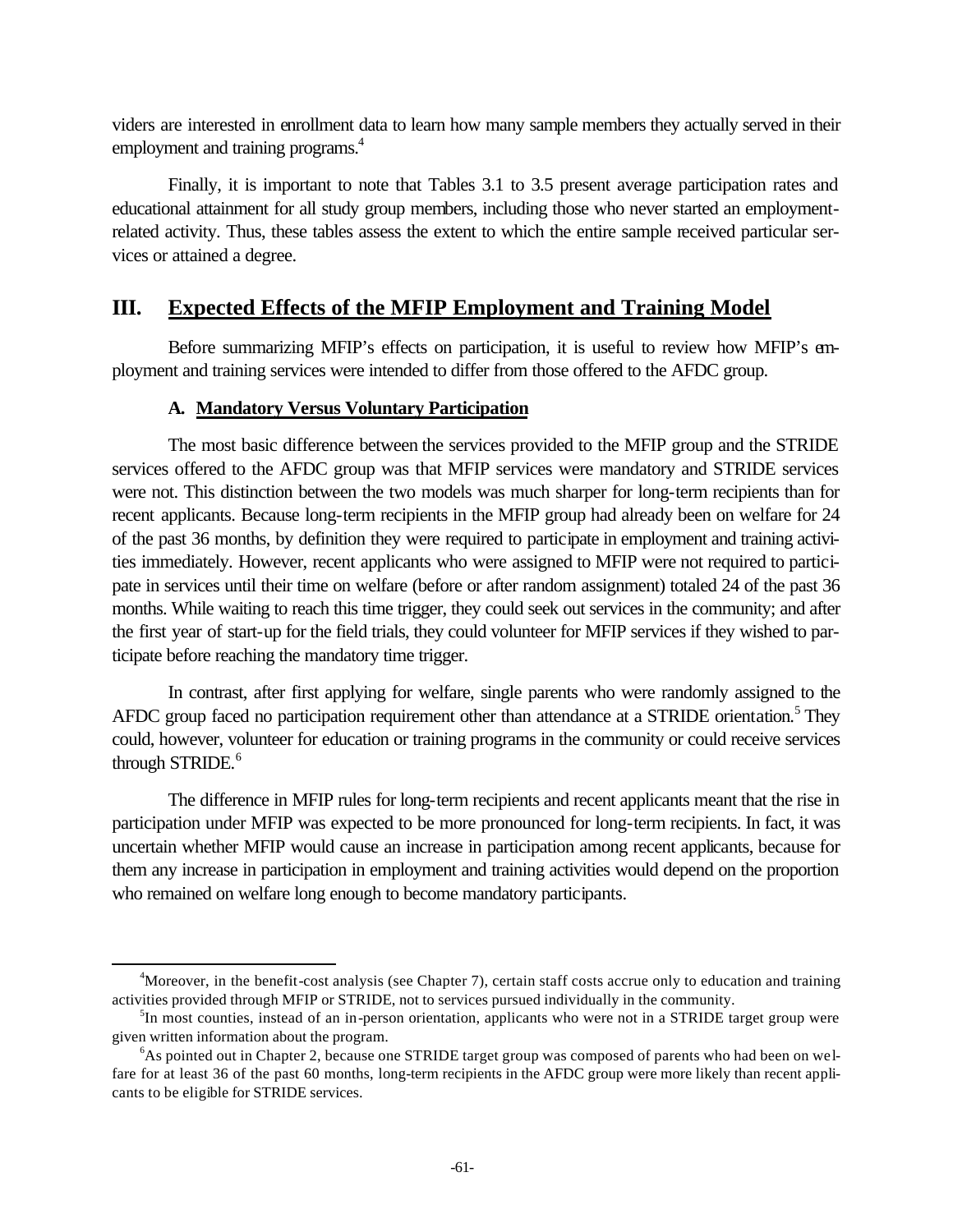viders are interested in enrollment data to learn how many sample members they actually served in their employment and training programs.[4]

Finally, it is important to note that Tables 3.1 to 3.5 present average participation rates and educational attainment for all study group members, including those who never started an employment-related activity. Thus, these tables assess the extent to which the entire sample received particular services or attained a degree.

## III. Expected Effects of the MFIP Employment and Training Model

Before summarizing MFIP's effects on participation, it is useful to review how MFIP's employment and training services were intended to differ from those offered to the AFDC group.

### A. Mandatory Versus Voluntary Participation

The most basic difference between the services provided to the MFIP group and the STRIDE services offered to the AFDC group was that MFIP services were mandatory and STRIDE services were not. This distinction between the two models was much sharper for long-term recipients than for recent applicants. Because long-term recipients in the MFIP group had already been on welfare for 24 of the past 36 months, by definition they were required to participate in employment and training activities immediately. However, recent applicants who were assigned to MFIP were not required to participate in services until their time on welfare (before or after random assignment) totaled 24 of the past 36 months. While waiting to reach this time trigger, they could seek out services in the community; and after the first year of start-up for the field trials, they could volunteer for MFIP services if they wished to participate before reaching the mandatory time trigger.

In contrast, after first applying for welfare, single parents who were randomly assigned to the AFDC group faced no participation requirement other than attendance at a STRIDE orientation.[5] They could, however, volunteer for education or training programs in the community or could receive services through STRIDE.[6]

The difference in MFIP rules for long-term recipients and recent applicants meant that the rise in participation under MFIP was expected to be more pronounced for long-term recipients. In fact, it was uncertain whether MFIP would cause an increase in participation among recent applicants, because for them any increase in participation in employment and training activities would depend on the proportion who remained on welfare long enough to become mandatory participants.

---

[4]Moreover, in the benefit-cost analysis (see Chapter 7), certain staff costs accrue only to education and training activities provided through MFIP or STRIDE, not to services pursued individually in the community.

[5]In most counties, instead of an in-person orientation, applicants who were not in a STRIDE target group were given written information about the program.

[6]As pointed out in Chapter 2, because one STRIDE target group was composed of parents who had been on welfare for at least 36 of the past 60 months, long-term recipients in the AFDC group were more likely than recent applicants to be eligible for STRIDE services.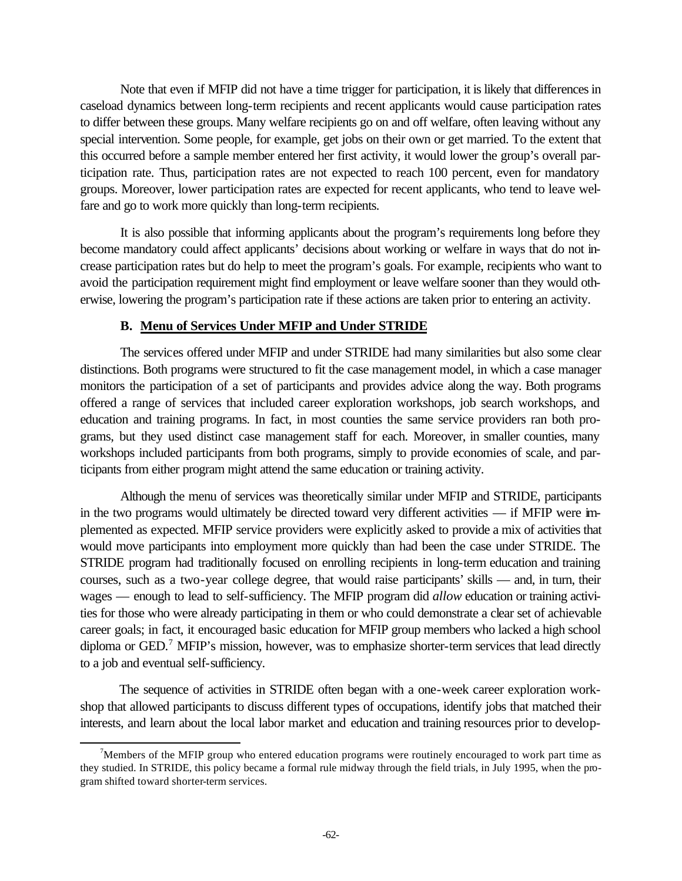Note that even if MFIP did not have a time trigger for participation, it is likely that differences in caseload dynamics between long-term recipients and recent applicants would cause participation rates to differ between these groups. Many welfare recipients go on and off welfare, often leaving without any special intervention. Some people, for example, get jobs on their own or get married. To the extent that this occurred before a sample member entered her first activity, it would lower the group's overall participation rate. Thus, participation rates are not expected to reach 100 percent, even for mandatory groups. Moreover, lower participation rates are expected for recent applicants, who tend to leave welfare and go to work more quickly than long-term recipients.

It is also possible that informing applicants about the program's requirements long before they become mandatory could affect applicants' decisions about working or welfare in ways that do not increase participation rates but do help to meet the program's goals. For example, recipients who want to avoid the participation requirement might find employment or leave welfare sooner than they would otherwise, lowering the program's participation rate if these actions are taken prior to entering an activity.

### B. Menu of Services Under MFIP and Under STRIDE

The services offered under MFIP and under STRIDE had many similarities but also some clear distinctions. Both programs were structured to fit the case management model, in which a case manager monitors the participation of a set of participants and provides advice along the way. Both programs offered a range of services that included career exploration workshops, job search workshops, and education and training programs. In fact, in most counties the same service providers ran both programs, but they used distinct case management staff for each. Moreover, in smaller counties, many workshops included participants from both programs, simply to provide economies of scale, and participants from either program might attend the same education or training activity.

Although the menu of services was theoretically similar under MFIP and STRIDE, participants in the two programs would ultimately be directed toward very different activities — if MFIP were implemented as expected. MFIP service providers were explicitly asked to provide a mix of activities that would move participants into employment more quickly than had been the case under STRIDE. The STRIDE program had traditionally focused on enrolling recipients in long-term education and training courses, such as a two-year college degree, that would raise participants' skills — and, in turn, their wages — enough to lead to self-sufficiency. The MFIP program did *allow* education or training activities for those who were already participating in them or who could demonstrate a clear set of achievable career goals; in fact, it encouraged basic education for MFIP group members who lacked a high school diploma or GED.[7] MFIP's mission, however, was to emphasize shorter-term services that lead directly to a job and eventual self-sufficiency.

The sequence of activities in STRIDE often began with a one-week career exploration workshop that allowed participants to discuss different types of occupations, identify jobs that matched their interests, and learn about the local labor market and education and training resources prior to develop-

[7]Members of the MFIP group who entered education programs were routinely encouraged to work part time as they studied. In STRIDE, this policy became a formal rule midway through the field trials, in July 1995, when the program shifted toward shorter-term services.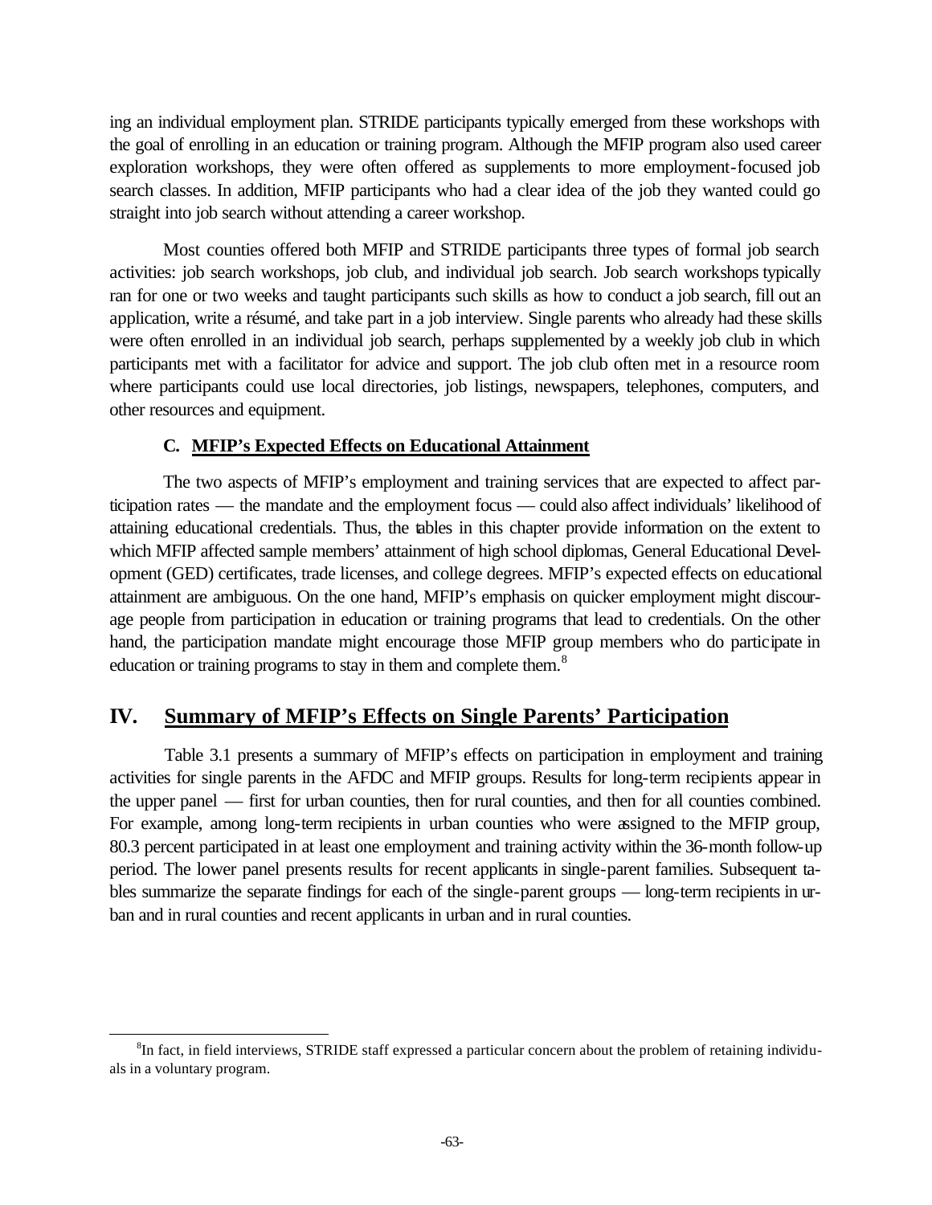ing an individual employment plan. STRIDE participants typically emerged from these workshops with the goal of enrolling in an education or training program. Although the MFIP program also used career exploration workshops, they were often offered as supplements to more employment-focused job search classes. In addition, MFIP participants who had a clear idea of the job they wanted could go straight into job search without attending a career workshop.

Most counties offered both MFIP and STRIDE participants three types of formal job search activities: job search workshops, job club, and individual job search. Job search workshops typically ran for one or two weeks and taught participants such skills as how to conduct a job search, fill out an application, write a résumé, and take part in a job interview. Single parents who already had these skills were often enrolled in an individual job search, perhaps supplemented by a weekly job club in which participants met with a facilitator for advice and support. The job club often met in a resource room where participants could use local directories, job listings, newspapers, telephones, computers, and other resources and equipment.

### C. MFIP's Expected Effects on Educational Attainment

The two aspects of MFIP's employment and training services that are expected to affect participation rates — the mandate and the employment focus — could also affect individuals' likelihood of attaining educational credentials. Thus, the tables in this chapter provide information on the extent to which MFIP affected sample members' attainment of high school diplomas, General Educational Development (GED) certificates, trade licenses, and college degrees. MFIP's expected effects on educational attainment are ambiguous. On the one hand, MFIP's emphasis on quicker employment might discourage people from participation in education or training programs that lead to credentials. On the other hand, the participation mandate might encourage those MFIP group members who do participate in education or training programs to stay in them and complete them.[8]

## IV. Summary of MFIP's Effects on Single Parents' Participation

Table 3.1 presents a summary of MFIP's effects on participation in employment and training activities for single parents in the AFDC and MFIP groups. Results for long-term recipients appear in the upper panel — first for urban counties, then for rural counties, and then for all counties combined. For example, among long-term recipients in urban counties who were assigned to the MFIP group, 80.3 percent participated in at least one employment and training activity within the 36-month follow-up period. The lower panel presents results for recent applicants in single-parent families. Subsequent tables summarize the separate findings for each of the single-parent groups — long-term recipients in urban and in rural counties and recent applicants in urban and in rural counties.

---

[8]In fact, in field interviews, STRIDE staff expressed a particular concern about the problem of retaining individuals in a voluntary program.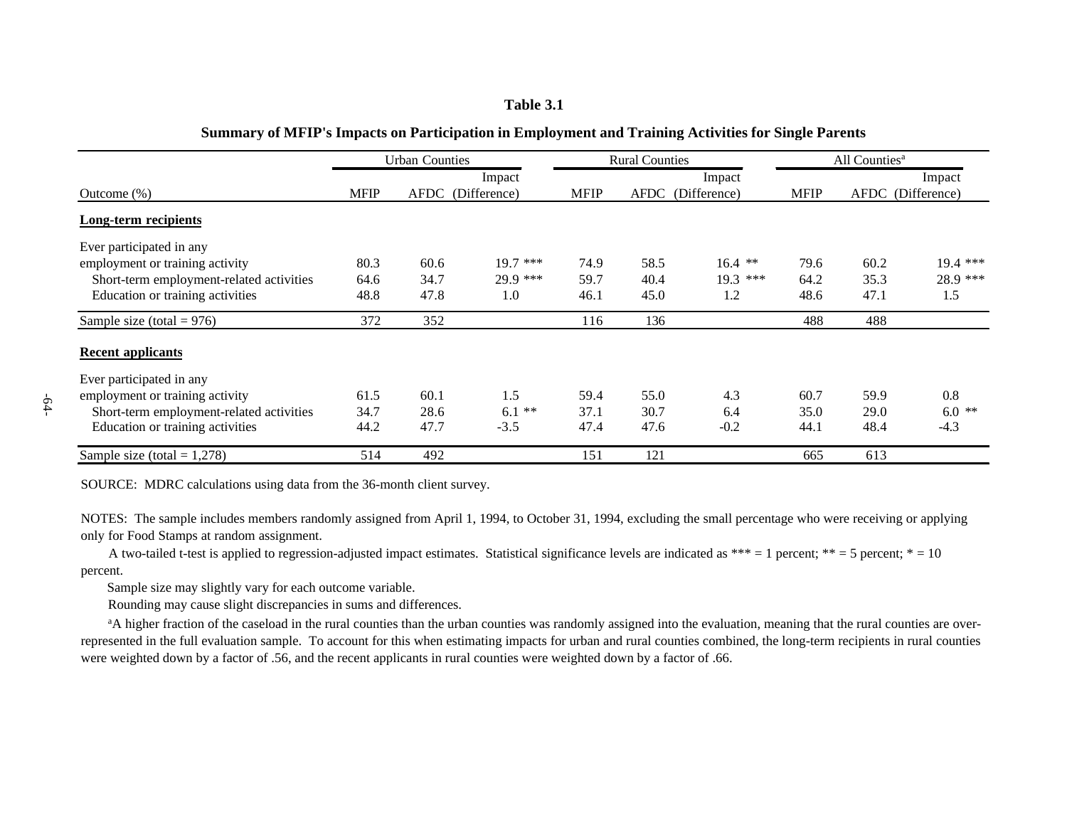**Table 3.1**

**Summary of MFIP's Impacts on Participation in Employment and Training Activities for Single Parents**

| | Urban Counties | | | Rural Counties | | | All Counties[a] | | |
|---|---|---|---|---|---|---|---|---|---|
| Outcome (%) | MFIP | AFDC | Impact (Difference) | MFIP | AFDC | Impact (Difference) | MFIP | AFDC | Impact (Difference) |
| **Long-term recipients** | | | | | | | | | |
| Ever participated in any employment or training activity | 80.3 | 60.6 | 19.7 *** | 74.9 | 58.5 | 16.4 ** | 79.6 | 60.2 | 19.4 *** |
| Short-term employment-related activities | 64.6 | 34.7 | 29.9 *** | 59.7 | 40.4 | 19.3 *** | 64.2 | 35.3 | 28.9 *** |
| Education or training activities | 48.8 | 47.8 | 1.0 | 46.1 | 45.0 | 1.2 | 48.6 | 47.1 | 1.5 |
| Sample size (total = 976) | 372 | 352 | | 116 | 136 | | 488 | 488 | |
| **Recent applicants** | | | | | | | | | |
| Ever participated in any employment or training activity | 61.5 | 60.1 | 1.5 | 59.4 | 55.0 | 4.3 | 60.7 | 59.9 | 0.8 |
| Short-term employment-related activities | 34.7 | 28.6 | 6.1 ** | 37.1 | 30.7 | 6.4 | 35.0 | 29.0 | 6.0 ** |
| Education or training activities | 44.2 | 47.7 | -3.5 | 47.4 | 47.6 | -0.2 | 44.1 | 48.4 | -4.3 |
| Sample size (total = 1,278) | 514 | 492 | | 151 | 121 | | 665 | 613 | |

SOURCE: MDRC calculations using data from the 36-month client survey.

NOTES: The sample includes members randomly assigned from April 1, 1994, to October 31, 1994, excluding the small percentage who were receiving or applying only for Food Stamps at random assignment.

A two-tailed t-test is applied to regression-adjusted impact estimates. Statistical significance levels are indicated as *** = 1 percent; ** = 5 percent; * = 10 percent.

Sample size may slightly vary for each outcome variable.

Rounding may cause slight discrepancies in sums and differences.

[a]A higher fraction of the caseload in the rural counties than the urban counties was randomly assigned into the evaluation, meaning that the rural counties are over-represented in the full evaluation sample. To account for this when estimating impacts for urban and rural counties combined, the long-term recipients in rural counties were weighted down by a factor of .56, and the recent applicants in rural counties were weighted down by a factor of .66.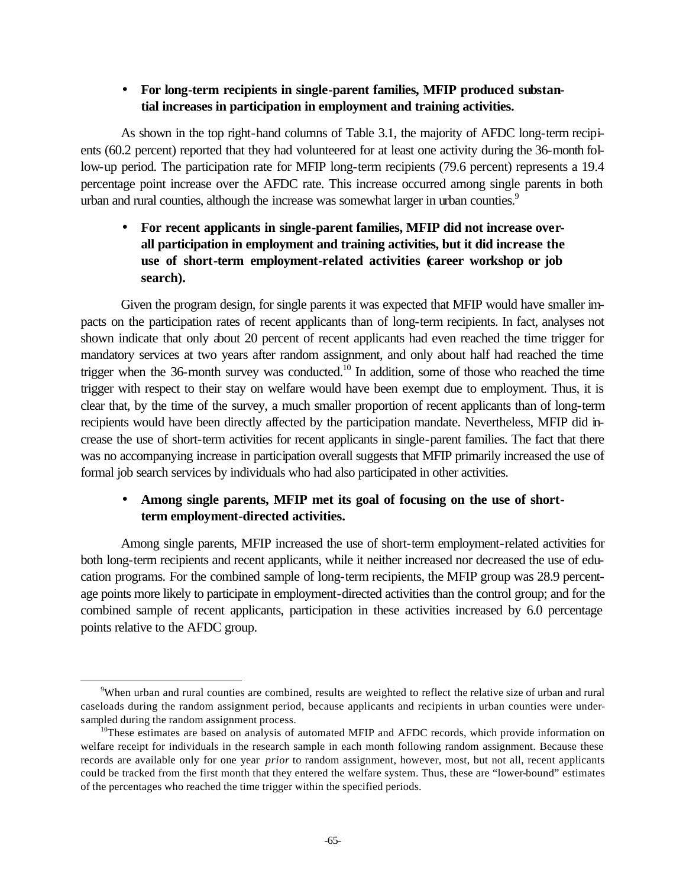- **For long-term recipients in single-parent families, MFIP produced substantial increases in participation in employment and training activities.**

As shown in the top right-hand columns of Table 3.1, the majority of AFDC long-term recipients (60.2 percent) reported that they had volunteered for at least one activity during the 36-month follow-up period. The participation rate for MFIP long-term recipients (79.6 percent) represents a 19.4 percentage point increase over the AFDC rate. This increase occurred among single parents in both urban and rural counties, although the increase was somewhat larger in urban counties.[9]

- **For recent applicants in single-parent families, MFIP did not increase overall participation in employment and training activities, but it did increase the use of short-term employment-related activities (career workshop or job search).**

Given the program design, for single parents it was expected that MFIP would have smaller impacts on the participation rates of recent applicants than of long-term recipients. In fact, analyses not shown indicate that only about 20 percent of recent applicants had even reached the time trigger for mandatory services at two years after random assignment, and only about half had reached the time trigger when the 36-month survey was conducted.[10] In addition, some of those who reached the time trigger with respect to their stay on welfare would have been exempt due to employment. Thus, it is clear that, by the time of the survey, a much smaller proportion of recent applicants than of long-term recipients would have been directly affected by the participation mandate. Nevertheless, MFIP did increase the use of short-term activities for recent applicants in single-parent families. The fact that there was no accompanying increase in participation overall suggests that MFIP primarily increased the use of formal job search services by individuals who had also participated in other activities.

- **Among single parents, MFIP met its goal of focusing on the use of short-term employment-directed activities.**

Among single parents, MFIP increased the use of short-term employment-related activities for both long-term recipients and recent applicants, while it neither increased nor decreased the use of education programs. For the combined sample of long-term recipients, the MFIP group was 28.9 percentage points more likely to participate in employment-directed activities than the control group; and for the combined sample of recent applicants, participation in these activities increased by 6.0 percentage points relative to the AFDC group.

---

[9]When urban and rural counties are combined, results are weighted to reflect the relative size of urban and rural caseloads during the random assignment period, because applicants and recipients in urban counties were undersampled during the random assignment process.

[10]These estimates are based on analysis of automated MFIP and AFDC records, which provide information on welfare receipt for individuals in the research sample in each month following random assignment. Because these records are available only for one year *prior* to random assignment, however, most, but not all, recent applicants could be tracked from the first month that they entered the welfare system. Thus, these are "lower-bound" estimates of the percentages who reached the time trigger within the specified periods.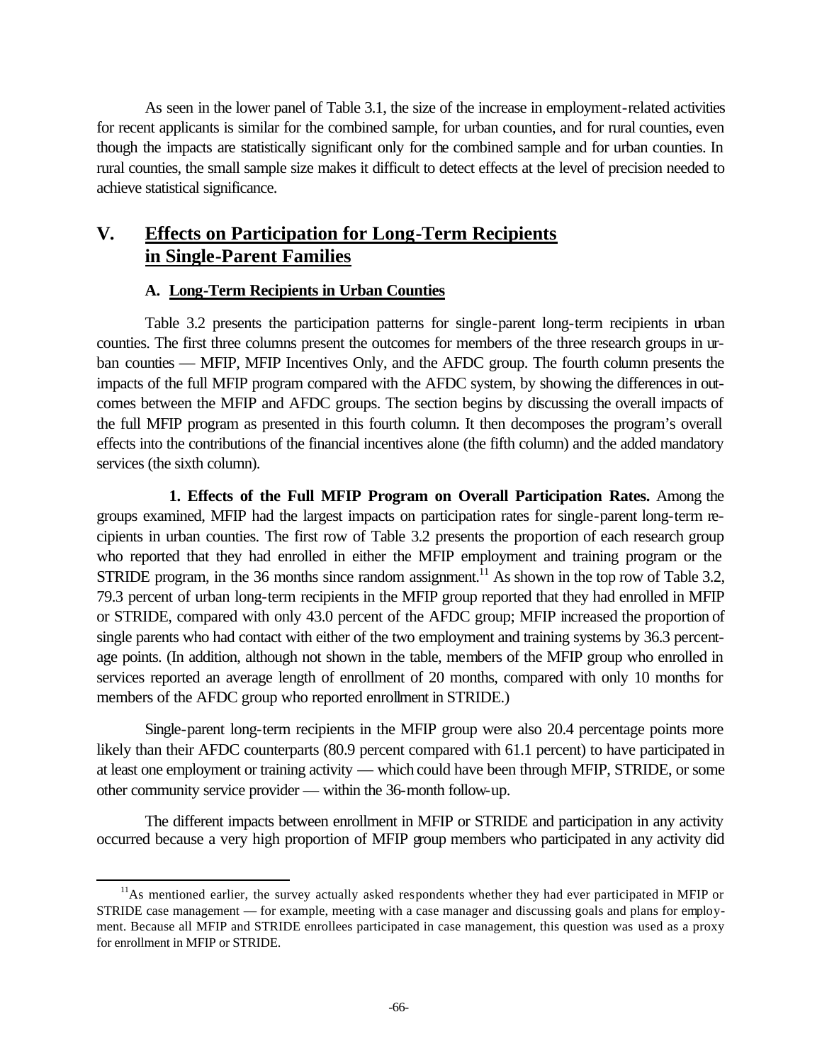As seen in the lower panel of Table 3.1, the size of the increase in employment-related activities for recent applicants is similar for the combined sample, for urban counties, and for rural counties, even though the impacts are statistically significant only for the combined sample and for urban counties. In rural counties, the small sample size makes it difficult to detect effects at the level of precision needed to achieve statistical significance.

## V. Effects on Participation for Long-Term Recipients in Single-Parent Families

### A. Long-Term Recipients in Urban Counties

Table 3.2 presents the participation patterns for single-parent long-term recipients in urban counties. The first three columns present the outcomes for members of the three research groups in urban counties — MFIP, MFIP Incentives Only, and the AFDC group. The fourth column presents the impacts of the full MFIP program compared with the AFDC system, by showing the differences in outcomes between the MFIP and AFDC groups. The section begins by discussing the overall impacts of the full MFIP program as presented in this fourth column. It then decomposes the program's overall effects into the contributions of the financial incentives alone (the fifth column) and the added mandatory services (the sixth column).

**1. Effects of the Full MFIP Program on Overall Participation Rates.** Among the groups examined, MFIP had the largest impacts on participation rates for single-parent long-term recipients in urban counties. The first row of Table 3.2 presents the proportion of each research group who reported that they had enrolled in either the MFIP employment and training program or the STRIDE program, in the 36 months since random assignment.[11] As shown in the top row of Table 3.2, 79.3 percent of urban long-term recipients in the MFIP group reported that they had enrolled in MFIP or STRIDE, compared with only 43.0 percent of the AFDC group; MFIP increased the proportion of single parents who had contact with either of the two employment and training systems by 36.3 percentage points. (In addition, although not shown in the table, members of the MFIP group who enrolled in services reported an average length of enrollment of 20 months, compared with only 10 months for members of the AFDC group who reported enrollment in STRIDE.)

Single-parent long-term recipients in the MFIP group were also 20.4 percentage points more likely than their AFDC counterparts (80.9 percent compared with 61.1 percent) to have participated in at least one employment or training activity — which could have been through MFIP, STRIDE, or some other community service provider — within the 36-month follow-up.

The different impacts between enrollment in MFIP or STRIDE and participation in any activity occurred because a very high proportion of MFIP group members who participated in any activity did

[11]As mentioned earlier, the survey actually asked respondents whether they had ever participated in MFIP or STRIDE case management — for example, meeting with a case manager and discussing goals and plans for employment. Because all MFIP and STRIDE enrollees participated in case management, this question was used as a proxy for enrollment in MFIP or STRIDE.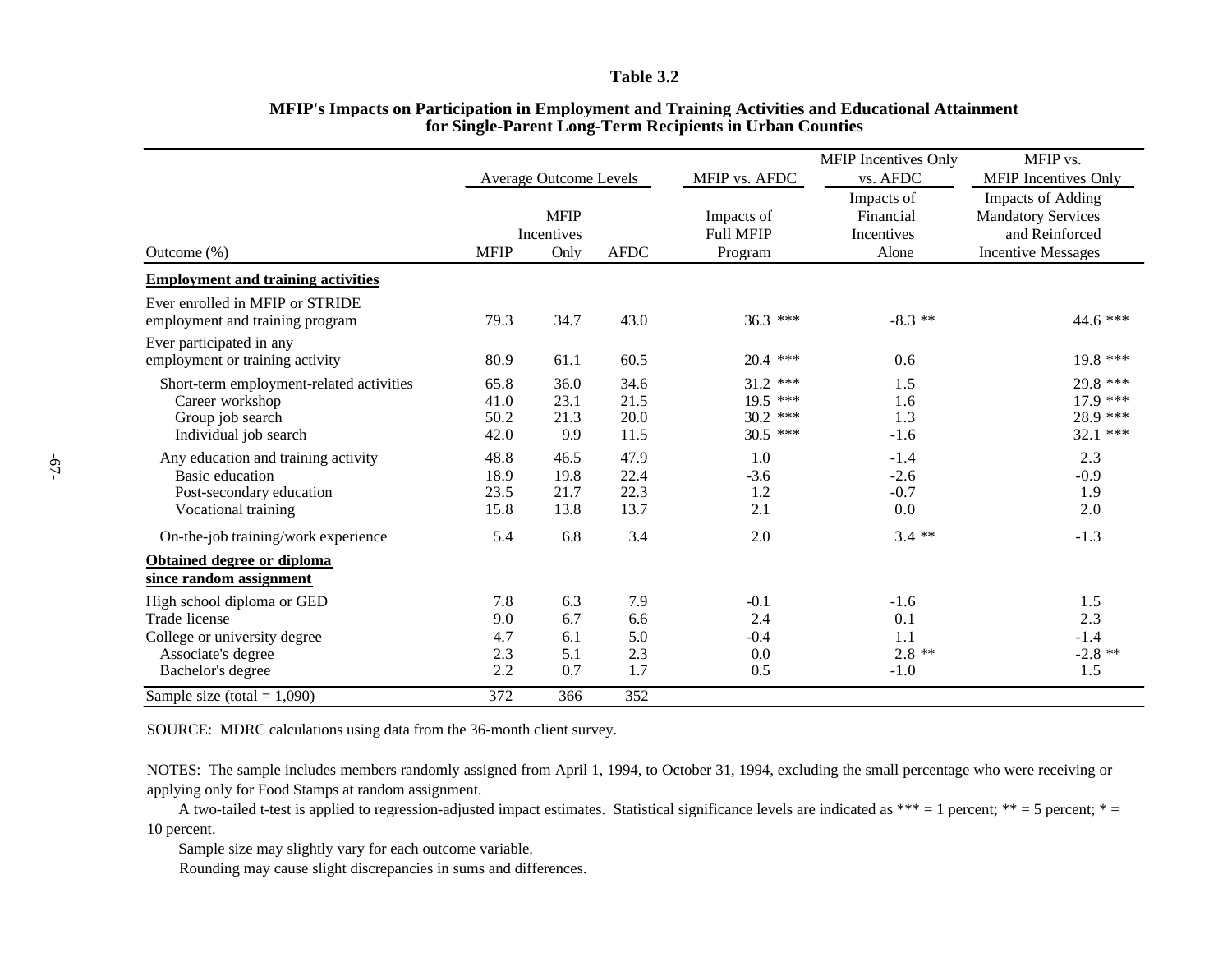**Table 3.2**

**MFIP's Impacts on Participation in Employment and Training Activities and Educational Attainment for Single-Parent Long-Term Recipients in Urban Counties**

| | Average Outcome Levels | | | MFIP vs. AFDC | MFIP Incentives Only vs. AFDC | MFIP vs. MFIP Incentives Only |
|---|---|---|---|---|---|---|
| Outcome (%) | MFIP | MFIP Incentives Only | AFDC | Impacts of Full MFIP Program | Impacts of Financial Incentives Alone | Impacts of Adding Mandatory Services and Reinforced Incentive Messages |
| **Employment and training activities** | | | | | | |
| Ever enrolled in MFIP or STRIDE employment and training program | 79.3 | 34.7 | 43.0 | 36.3 *** | -8.3 ** | 44.6 *** |
| Ever participated in any employment or training activity | 80.9 | 61.1 | 60.5 | 20.4 *** | 0.6 | 19.8 *** |
| Short-term employment-related activities | 65.8 | 36.0 | 34.6 | 31.2 *** | 1.5 | 29.8 *** |
| Career workshop | 41.0 | 23.1 | 21.5 | 19.5 *** | 1.6 | 17.9 *** |
| Group job search | 50.2 | 21.3 | 20.0 | 30.2 *** | 1.3 | 28.9 *** |
| Individual job search | 42.0 | 9.9 | 11.5 | 30.5 *** | -1.6 | 32.1 *** |
| Any education and training activity | 48.8 | 46.5 | 47.9 | 1.0 | -1.4 | 2.3 |
| Basic education | 18.9 | 19.8 | 22.4 | -3.6 | -2.6 | -0.9 |
| Post-secondary education | 23.5 | 21.7 | 22.3 | 1.2 | -0.7 | 1.9 |
| Vocational training | 15.8 | 13.8 | 13.7 | 2.1 | 0.0 | 2.0 |
| On-the-job training/work experience | 5.4 | 6.8 | 3.4 | 2.0 | 3.4 ** | -1.3 |
| **Obtained degree or diploma since random assignment** | | | | | | |
| High school diploma or GED | 7.8 | 6.3 | 7.9 | -0.1 | -1.6 | 1.5 |
| Trade license | 9.0 | 6.7 | 6.6 | 2.4 | 0.1 | 2.3 |
| College or university degree | 4.7 | 6.1 | 5.0 | -0.4 | 1.1 | -1.4 |
| Associate's degree | 2.3 | 5.1 | 2.3 | 0.0 | 2.8 ** | -2.8 ** |
| Bachelor's degree | 2.2 | 0.7 | 1.7 | 0.5 | -1.0 | 1.5 |
| Sample size (total = 1,090) | 372 | 366 | 352 | | | |

SOURCE: MDRC calculations using data from the 36-month client survey.

NOTES: The sample includes members randomly assigned from April 1, 1994, to October 31, 1994, excluding the small percentage who were receiving or applying only for Food Stamps at random assignment.

A two-tailed t-test is applied to regression-adjusted impact estimates. Statistical significance levels are indicated as *** = 1 percent; ** = 5 percent; * = 10 percent.

Sample size may slightly vary for each outcome variable.

Rounding may cause slight discrepancies in sums and differences.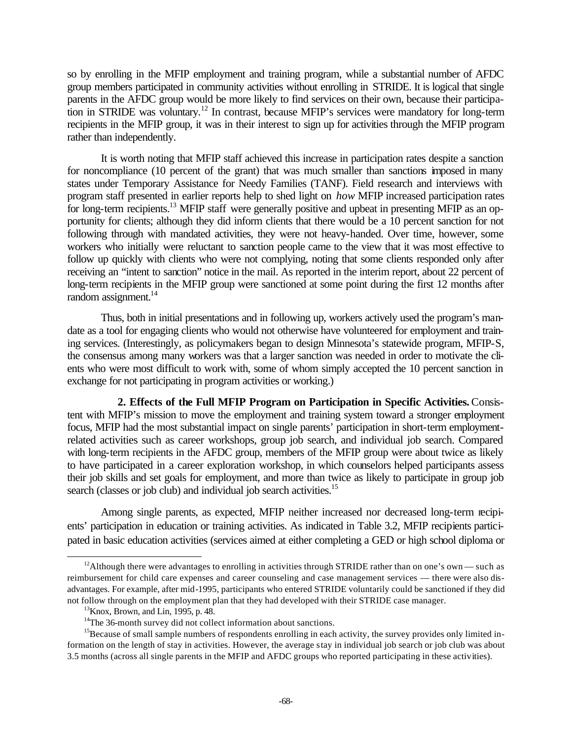so by enrolling in the MFIP employment and training program, while a substantial number of AFDC group members participated in community activities without enrolling in STRIDE. It is logical that single parents in the AFDC group would be more likely to find services on their own, because their participation in STRIDE was voluntary.[12] In contrast, because MFIP's services were mandatory for long-term recipients in the MFIP group, it was in their interest to sign up for activities through the MFIP program rather than independently.

It is worth noting that MFIP staff achieved this increase in participation rates despite a sanction for noncompliance (10 percent of the grant) that was much smaller than sanctions imposed in many states under Temporary Assistance for Needy Families (TANF). Field research and interviews with program staff presented in earlier reports help to shed light on *how* MFIP increased participation rates for long-term recipients.[13] MFIP staff were generally positive and upbeat in presenting MFIP as an opportunity for clients; although they did inform clients that there would be a 10 percent sanction for not following through with mandated activities, they were not heavy-handed. Over time, however, some workers who initially were reluctant to sanction people came to the view that it was most effective to follow up quickly with clients who were not complying, noting that some clients responded only after receiving an "intent to sanction" notice in the mail. As reported in the interim report, about 22 percent of long-term recipients in the MFIP group were sanctioned at some point during the first 12 months after random assignment.[14]

Thus, both in initial presentations and in following up, workers actively used the program's mandate as a tool for engaging clients who would not otherwise have volunteered for employment and training services. (Interestingly, as policymakers began to design Minnesota's statewide program, MFIP-S, the consensus among many workers was that a larger sanction was needed in order to motivate the clients who were most difficult to work with, some of whom simply accepted the 10 percent sanction in exchange for not participating in program activities or working.)

**2. Effects of the Full MFIP Program on Participation in Specific Activities.** Consistent with MFIP's mission to move the employment and training system toward a stronger employment focus, MFIP had the most substantial impact on single parents' participation in short-term employment-related activities such as career workshops, group job search, and individual job search. Compared with long-term recipients in the AFDC group, members of the MFIP group were about twice as likely to have participated in a career exploration workshop, in which counselors helped participants assess their job skills and set goals for employment, and more than twice as likely to participate in group job search (classes or job club) and individual job search activities.[15]

Among single parents, as expected, MFIP neither increased nor decreased long-term recipients' participation in education or training activities. As indicated in Table 3.2, MFIP recipients participated in basic education activities (services aimed at either completing a GED or high school diploma or

---

[12] Although there were advantages to enrolling in activities through STRIDE rather than on one's own — such as reimbursement for child care expenses and career counseling and case management services — there were also disadvantages. For example, after mid-1995, participants who entered STRIDE voluntarily could be sanctioned if they did not follow through on the employment plan that they had developed with their STRIDE case manager.

[13] Knox, Brown, and Lin, 1995, p. 48.

[14] The 36-month survey did not collect information about sanctions.

[15] Because of small sample numbers of respondents enrolling in each activity, the survey provides only limited information on the length of stay in activities. However, the average stay in individual job search or job club was about 3.5 months (across all single parents in the MFIP and AFDC groups who reported participating in these activities).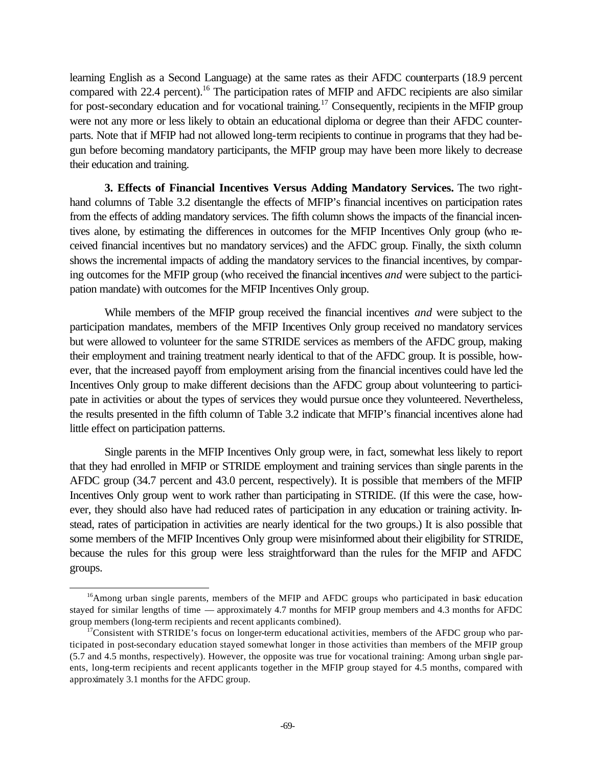learning English as a Second Language) at the same rates as their AFDC counterparts (18.9 percent compared with 22.4 percent).[16] The participation rates of MFIP and AFDC recipients are also similar for post-secondary education and for vocational training.[17] Consequently, recipients in the MFIP group were not any more or less likely to obtain an educational diploma or degree than their AFDC counterparts. Note that if MFIP had not allowed long-term recipients to continue in programs that they had begun before becoming mandatory participants, the MFIP group may have been more likely to decrease their education and training.

**3. Effects of Financial Incentives Versus Adding Mandatory Services.** The two right-hand columns of Table 3.2 disentangle the effects of MFIP's financial incentives on participation rates from the effects of adding mandatory services. The fifth column shows the impacts of the financial incentives alone, by estimating the differences in outcomes for the MFIP Incentives Only group (who received financial incentives but no mandatory services) and the AFDC group. Finally, the sixth column shows the incremental impacts of adding the mandatory services to the financial incentives, by comparing outcomes for the MFIP group (who received the financial incentives *and* were subject to the participation mandate) with outcomes for the MFIP Incentives Only group.

While members of the MFIP group received the financial incentives *and* were subject to the participation mandates, members of the MFIP Incentives Only group received no mandatory services but were allowed to volunteer for the same STRIDE services as members of the AFDC group, making their employment and training treatment nearly identical to that of the AFDC group. It is possible, however, that the increased payoff from employment arising from the financial incentives could have led the Incentives Only group to make different decisions than the AFDC group about volunteering to participate in activities or about the types of services they would pursue once they volunteered. Nevertheless, the results presented in the fifth column of Table 3.2 indicate that MFIP's financial incentives alone had little effect on participation patterns.

Single parents in the MFIP Incentives Only group were, in fact, somewhat less likely to report that they had enrolled in MFIP or STRIDE employment and training services than single parents in the AFDC group (34.7 percent and 43.0 percent, respectively). It is possible that members of the MFIP Incentives Only group went to work rather than participating in STRIDE. (If this were the case, however, they should also have had reduced rates of participation in any education or training activity. Instead, rates of participation in activities are nearly identical for the two groups.) It is also possible that some members of the MFIP Incentives Only group were misinformed about their eligibility for STRIDE, because the rules for this group were less straightforward than the rules for the MFIP and AFDC groups.

[16]Among urban single parents, members of the MFIP and AFDC groups who participated in basic education stayed for similar lengths of time — approximately 4.7 months for MFIP group members and 4.3 months for AFDC group members (long-term recipients and recent applicants combined).

[17]Consistent with STRIDE's focus on longer-term educational activities, members of the AFDC group who participated in post-secondary education stayed somewhat longer in those activities than members of the MFIP group (5.7 and 4.5 months, respectively). However, the opposite was true for vocational training: Among urban single parents, long-term recipients and recent applicants together in the MFIP group stayed for 4.5 months, compared with approximately 3.1 months for the AFDC group.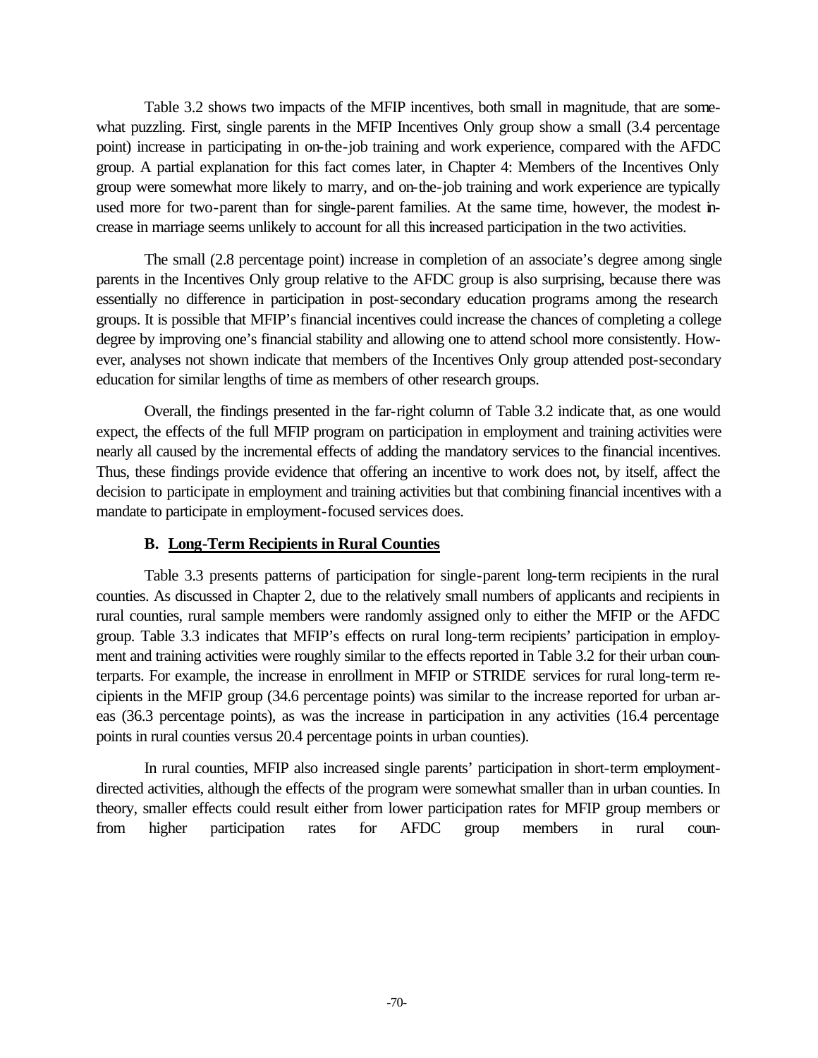Table 3.2 shows two impacts of the MFIP incentives, both small in magnitude, that are somewhat puzzling. First, single parents in the MFIP Incentives Only group show a small (3.4 percentage point) increase in participating in on-the-job training and work experience, compared with the AFDC group. A partial explanation for this fact comes later, in Chapter 4: Members of the Incentives Only group were somewhat more likely to marry, and on-the-job training and work experience are typically used more for two-parent than for single-parent families. At the same time, however, the modest increase in marriage seems unlikely to account for all this increased participation in the two activities.

The small (2.8 percentage point) increase in completion of an associate's degree among single parents in the Incentives Only group relative to the AFDC group is also surprising, because there was essentially no difference in participation in post-secondary education programs among the research groups. It is possible that MFIP's financial incentives could increase the chances of completing a college degree by improving one's financial stability and allowing one to attend school more consistently. However, analyses not shown indicate that members of the Incentives Only group attended post-secondary education for similar lengths of time as members of other research groups.

Overall, the findings presented in the far-right column of Table 3.2 indicate that, as one would expect, the effects of the full MFIP program on participation in employment and training activities were nearly all caused by the incremental effects of adding the mandatory services to the financial incentives. Thus, these findings provide evidence that offering an incentive to work does not, by itself, affect the decision to participate in employment and training activities but that combining financial incentives with a mandate to participate in employment-focused services does.

### B. Long-Term Recipients in Rural Counties

Table 3.3 presents patterns of participation for single-parent long-term recipients in the rural counties. As discussed in Chapter 2, due to the relatively small numbers of applicants and recipients in rural counties, rural sample members were randomly assigned only to either the MFIP or the AFDC group. Table 3.3 indicates that MFIP's effects on rural long-term recipients' participation in employment and training activities were roughly similar to the effects reported in Table 3.2 for their urban counterparts. For example, the increase in enrollment in MFIP or STRIDE services for rural long-term recipients in the MFIP group (34.6 percentage points) was similar to the increase reported for urban areas (36.3 percentage points), as was the increase in participation in any activities (16.4 percentage points in rural counties versus 20.4 percentage points in urban counties).

In rural counties, MFIP also increased single parents' participation in short-term employment-directed activities, although the effects of the program were somewhat smaller than in urban counties. In theory, smaller effects could result either from lower participation rates for MFIP group members or from higher participation rates for AFDC group members in rural coun-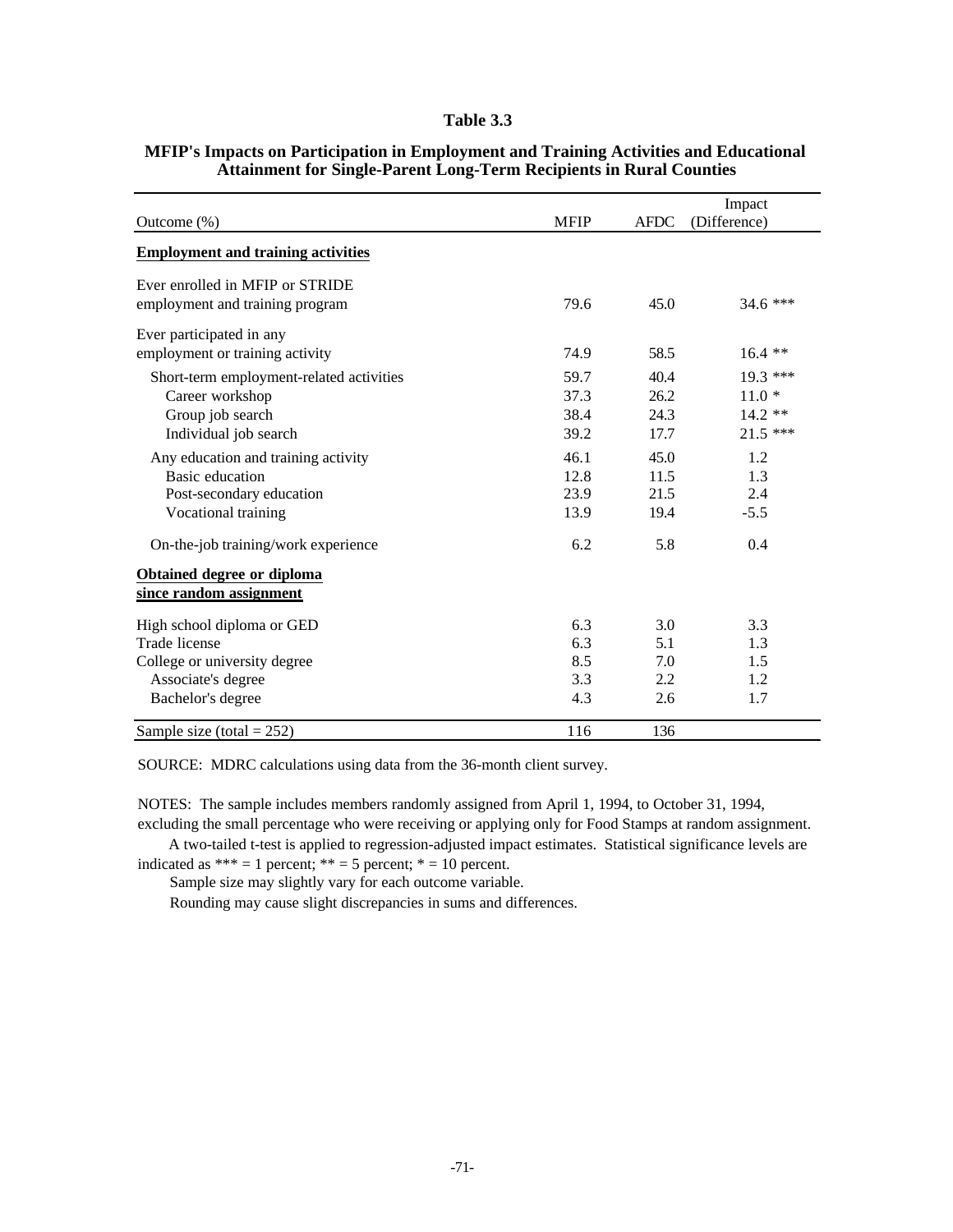**Table 3.3**

**MFIP's Impacts on Participation in Employment and Training Activities and Educational Attainment for Single-Parent Long-Term Recipients in Rural Counties**

| Outcome (%) | MFIP | AFDC | Impact (Difference) |
|---|---|---|---|
| **Employment and training activities** | | | |
| Ever enrolled in MFIP or STRIDE employment and training program | 79.6 | 45.0 | 34.6 *** |
| Ever participated in any employment or training activity | 74.9 | 58.5 | 16.4 ** |
| Short-term employment-related activities | 59.7 | 40.4 | 19.3 *** |
| Career workshop | 37.3 | 26.2 | 11.0 * |
| Group job search | 38.4 | 24.3 | 14.2 ** |
| Individual job search | 39.2 | 17.7 | 21.5 *** |
| Any education and training activity | 46.1 | 45.0 | 1.2 |
| Basic education | 12.8 | 11.5 | 1.3 |
| Post-secondary education | 23.9 | 21.5 | 2.4 |
| Vocational training | 13.9 | 19.4 | -5.5 |
| On-the-job training/work experience | 6.2 | 5.8 | 0.4 |
| **Obtained degree or diploma since random assignment** | | | |
| High school diploma or GED | 6.3 | 3.0 | 3.3 |
| Trade license | 6.3 | 5.1 | 1.3 |
| College or university degree | 8.5 | 7.0 | 1.5 |
| Associate's degree | 3.3 | 2.2 | 1.2 |
| Bachelor's degree | 4.3 | 2.6 | 1.7 |
| Sample size (total = 252) | 116 | 136 | |

SOURCE: MDRC calculations using data from the 36-month client survey.

NOTES: The sample includes members randomly assigned from April 1, 1994, to October 31, 1994, excluding the small percentage who were receiving or applying only for Food Stamps at random assignment.

A two-tailed t-test is applied to regression-adjusted impact estimates. Statistical significance levels are indicated as *** = 1 percent; ** = 5 percent; * = 10 percent.

Sample size may slightly vary for each outcome variable.

Rounding may cause slight discrepancies in sums and differences.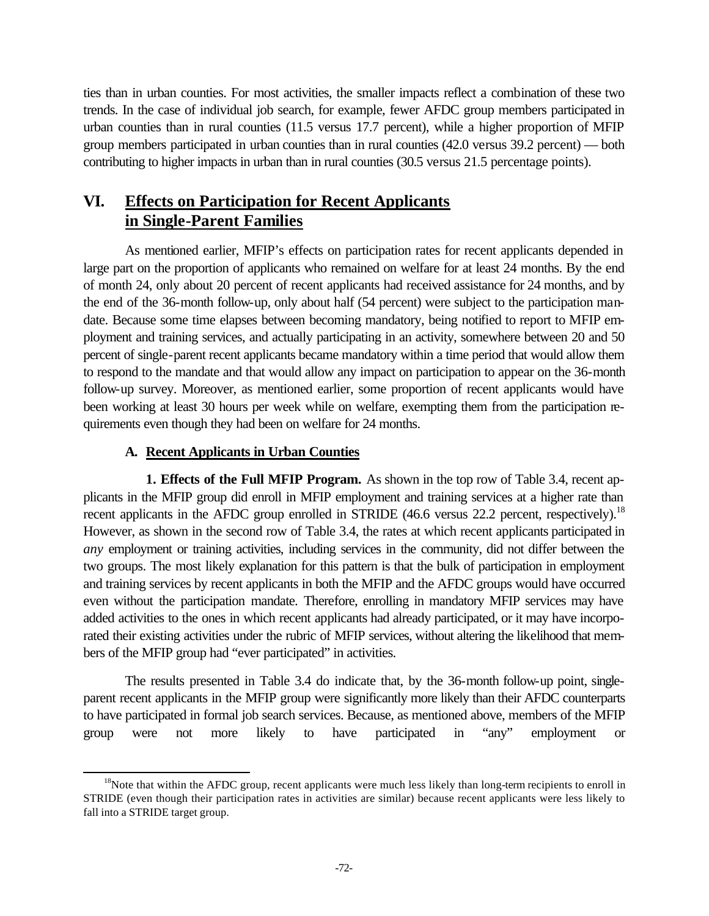ties than in urban counties. For most activities, the smaller impacts reflect a combination of these two trends. In the case of individual job search, for example, fewer AFDC group members participated in urban counties than in rural counties (11.5 versus 17.7 percent), while a higher proportion of MFIP group members participated in urban counties than in rural counties (42.0 versus 39.2 percent) — both contributing to higher impacts in urban than in rural counties (30.5 versus 21.5 percentage points).

# VI. Effects on Participation for Recent Applicants in Single-Parent Families

As mentioned earlier, MFIP's effects on participation rates for recent applicants depended in large part on the proportion of applicants who remained on welfare for at least 24 months. By the end of month 24, only about 20 percent of recent applicants had received assistance for 24 months, and by the end of the 36-month follow-up, only about half (54 percent) were subject to the participation mandate. Because some time elapses between becoming mandatory, being notified to report to MFIP employment and training services, and actually participating in an activity, somewhere between 20 and 50 percent of single-parent recent applicants became mandatory within a time period that would allow them to respond to the mandate and that would allow any impact on participation to appear on the 36-month follow-up survey. Moreover, as mentioned earlier, some proportion of recent applicants would have been working at least 30 hours per week while on welfare, exempting them from the participation requirements even though they had been on welfare for 24 months.

## A. Recent Applicants in Urban Counties

**1. Effects of the Full MFIP Program.** As shown in the top row of Table 3.4, recent applicants in the MFIP group did enroll in MFIP employment and training services at a higher rate than recent applicants in the AFDC group enrolled in STRIDE (46.6 versus 22.2 percent, respectively).[18] However, as shown in the second row of Table 3.4, the rates at which recent applicants participated in *any* employment or training activities, including services in the community, did not differ between the two groups. The most likely explanation for this pattern is that the bulk of participation in employment and training services by recent applicants in both the MFIP and the AFDC groups would have occurred even without the participation mandate. Therefore, enrolling in mandatory MFIP services may have added activities to the ones in which recent applicants had already participated, or it may have incorporated their existing activities under the rubric of MFIP services, without altering the likelihood that members of the MFIP group had "ever participated" in activities.

The results presented in Table 3.4 do indicate that, by the 36-month follow-up point, single-parent recent applicants in the MFIP group were significantly more likely than their AFDC counterparts to have participated in formal job search services. Because, as mentioned above, members of the MFIP group were not more likely to have participated in "any" employment or

[18]Note that within the AFDC group, recent applicants were much less likely than long-term recipients to enroll in STRIDE (even though their participation rates in activities are similar) because recent applicants were less likely to fall into a STRIDE target group.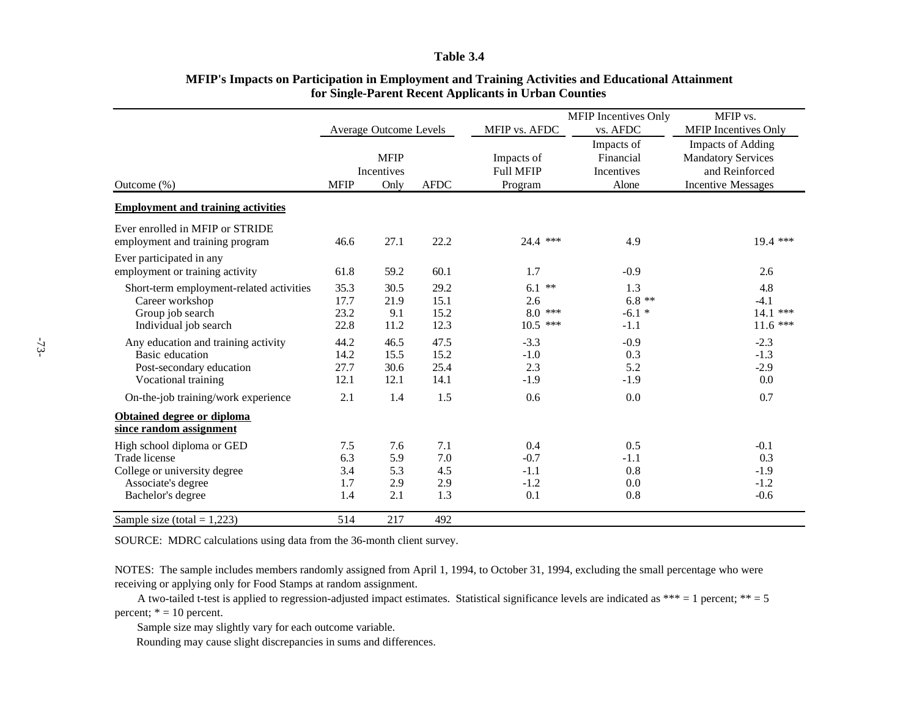**Table 3.4**

**MFIP's Impacts on Participation in Employment and Training Activities and Educational Attainment for Single-Parent Recent Applicants in Urban Counties**

| | Average Outcome Levels | | | MFIP vs. AFDC | MFIP Incentives Only vs. AFDC | MFIP vs. MFIP Incentives Only |
|---|---|---|---|---|---|---|
| Outcome (%) | MFIP | MFIP Incentives Only | AFDC | Impacts of Full MFIP Program | Impacts of Financial Incentives Alone | Impacts of Adding Mandatory Services and Reinforced Incentive Messages |
| **Employment and training activities** | | | | | | |
| Ever enrolled in MFIP or STRIDE employment and training program | 46.6 | 27.1 | 22.2 | 24.4 *** | 4.9 | 19.4 *** |
| Ever participated in any employment or training activity | 61.8 | 59.2 | 60.1 | 1.7 | -0.9 | 2.6 |
| Short-term employment-related activities | 35.3 | 30.5 | 29.2 | 6.1 ** | 1.3 | 4.8 |
| Career workshop | 17.7 | 21.9 | 15.1 | 2.6 | 6.8 ** | -4.1 |
| Group job search | 23.2 | 9.1 | 15.2 | 8.0 *** | -6.1 * | 14.1 *** |
| Individual job search | 22.8 | 11.2 | 12.3 | 10.5 *** | -1.1 | 11.6 *** |
| Any education and training activity | 44.2 | 46.5 | 47.5 | -3.3 | -0.9 | -2.3 |
| Basic education | 14.2 | 15.5 | 15.2 | -1.0 | 0.3 | -1.3 |
| Post-secondary education | 27.7 | 30.6 | 25.4 | 2.3 | 5.2 | -2.9 |
| Vocational training | 12.1 | 12.1 | 14.1 | -1.9 | -1.9 | 0.0 |
| On-the-job training/work experience | 2.1 | 1.4 | 1.5 | 0.6 | 0.0 | 0.7 |
| **Obtained degree or diploma since random assignment** | | | | | | |
| High school diploma or GED | 7.5 | 7.6 | 7.1 | 0.4 | 0.5 | -0.1 |
| Trade license | 6.3 | 5.9 | 7.0 | -0.7 | -1.1 | 0.3 |
| College or university degree | 3.4 | 5.3 | 4.5 | -1.1 | 0.8 | -1.9 |
| Associate's degree | 1.7 | 2.9 | 2.9 | -1.2 | 0.0 | -1.2 |
| Bachelor's degree | 1.4 | 2.1 | 1.3 | 0.1 | 0.8 | -0.6 |
| Sample size (total = 1,223) | 514 | 217 | 492 | | | |

SOURCE: MDRC calculations using data from the 36-month client survey.

NOTES: The sample includes members randomly assigned from April 1, 1994, to October 31, 1994, excluding the small percentage who were receiving or applying only for Food Stamps at random assignment.

A two-tailed t-test is applied to regression-adjusted impact estimates. Statistical significance levels are indicated as *** = 1 percent; ** = 5 percent; * = 10 percent.

Sample size may slightly vary for each outcome variable.

Rounding may cause slight discrepancies in sums and differences.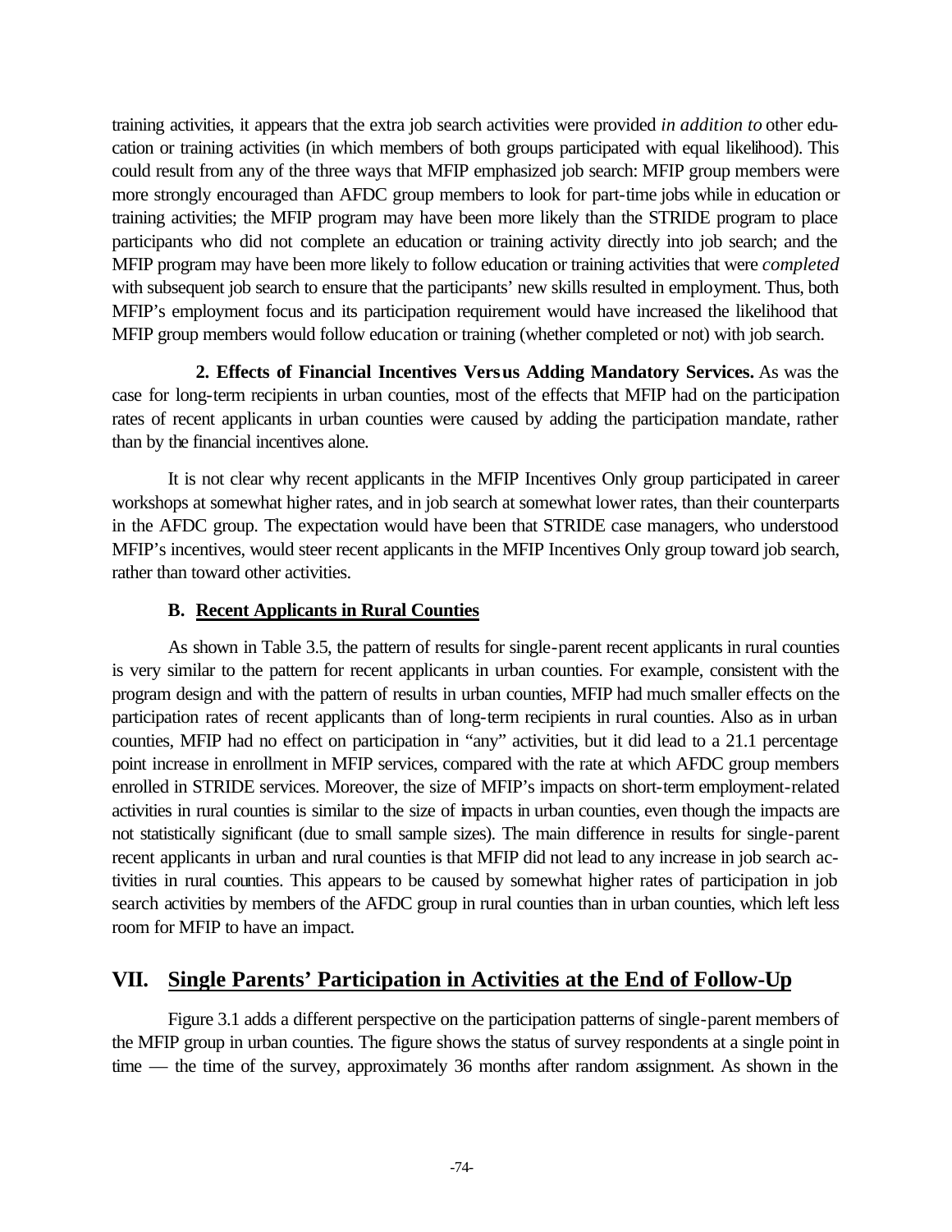training activities, it appears that the extra job search activities were provided *in addition to* other education or training activities (in which members of both groups participated with equal likelihood). This could result from any of the three ways that MFIP emphasized job search: MFIP group members were more strongly encouraged than AFDC group members to look for part-time jobs while in education or training activities; the MFIP program may have been more likely than the STRIDE program to place participants who did not complete an education or training activity directly into job search; and the MFIP program may have been more likely to follow education or training activities that were *completed* with subsequent job search to ensure that the participants' new skills resulted in employment. Thus, both MFIP's employment focus and its participation requirement would have increased the likelihood that MFIP group members would follow education or training (whether completed or not) with job search.

**2. Effects of Financial Incentives Versus Adding Mandatory Services.** As was the case for long-term recipients in urban counties, most of the effects that MFIP had on the participation rates of recent applicants in urban counties were caused by adding the participation mandate, rather than by the financial incentives alone.

It is not clear why recent applicants in the MFIP Incentives Only group participated in career workshops at somewhat higher rates, and in job search at somewhat lower rates, than their counterparts in the AFDC group. The expectation would have been that STRIDE case managers, who understood MFIP's incentives, would steer recent applicants in the MFIP Incentives Only group toward job search, rather than toward other activities.

### B. Recent Applicants in Rural Counties

As shown in Table 3.5, the pattern of results for single-parent recent applicants in rural counties is very similar to the pattern for recent applicants in urban counties. For example, consistent with the program design and with the pattern of results in urban counties, MFIP had much smaller effects on the participation rates of recent applicants than of long-term recipients in rural counties. Also as in urban counties, MFIP had no effect on participation in "any" activities, but it did lead to a 21.1 percentage point increase in enrollment in MFIP services, compared with the rate at which AFDC group members enrolled in STRIDE services. Moreover, the size of MFIP's impacts on short-term employment-related activities in rural counties is similar to the size of impacts in urban counties, even though the impacts are not statistically significant (due to small sample sizes). The main difference in results for single-parent recent applicants in urban and rural counties is that MFIP did not lead to any increase in job search activities in rural counties. This appears to be caused by somewhat higher rates of participation in job search activities by members of the AFDC group in rural counties than in urban counties, which left less room for MFIP to have an impact.

## VII. Single Parents' Participation in Activities at the End of Follow-Up

Figure 3.1 adds a different perspective on the participation patterns of single-parent members of the MFIP group in urban counties. The figure shows the status of survey respondents at a single point in time — the time of the survey, approximately 36 months after random assignment. As shown in the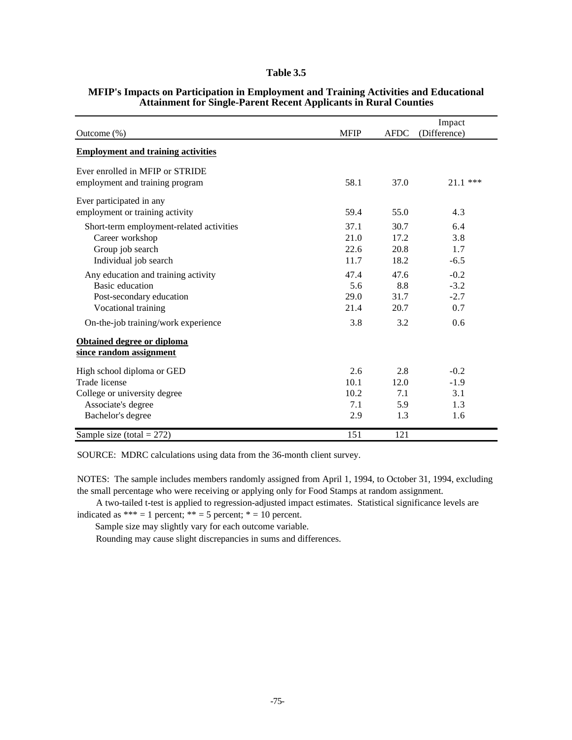**Table 3.5**

**MFIP's Impacts on Participation in Employment and Training Activities and Educational Attainment for Single-Parent Recent Applicants in Rural Counties**

| Outcome (%) | MFIP | AFDC | Impact (Difference) |
|---|---|---|---|
| **Employment and training activities** | | | |
| Ever enrolled in MFIP or STRIDE employment and training program | 58.1 | 37.0 | 21.1 *** |
| Ever participated in any employment or training activity | 59.4 | 55.0 | 4.3 |
| Short-term employment-related activities | 37.1 | 30.7 | 6.4 |
| Career workshop | 21.0 | 17.2 | 3.8 |
| Group job search | 22.6 | 20.8 | 1.7 |
| Individual job search | 11.7 | 18.2 | -6.5 |
| Any education and training activity | 47.4 | 47.6 | -0.2 |
| Basic education | 5.6 | 8.8 | -3.2 |
| Post-secondary education | 29.0 | 31.7 | -2.7 |
| Vocational training | 21.4 | 20.7 | 0.7 |
| On-the-job training/work experience | 3.8 | 3.2 | 0.6 |
| **Obtained degree or diploma since random assignment** | | | |
| High school diploma or GED | 2.6 | 2.8 | -0.2 |
| Trade license | 10.1 | 12.0 | -1.9 |
| College or university degree | 10.2 | 7.1 | 3.1 |
| Associate's degree | 7.1 | 5.9 | 1.3 |
| Bachelor's degree | 2.9 | 1.3 | 1.6 |
| Sample size (total = 272) | 151 | 121 | |

SOURCE: MDRC calculations using data from the 36-month client survey.

NOTES: The sample includes members randomly assigned from April 1, 1994, to October 31, 1994, excluding the small percentage who were receiving or applying only for Food Stamps at random assignment.

A two-tailed t-test is applied to regression-adjusted impact estimates. Statistical significance levels are indicated as *** = 1 percent; ** = 5 percent; * = 10 percent.

Sample size may slightly vary for each outcome variable.

Rounding may cause slight discrepancies in sums and differences.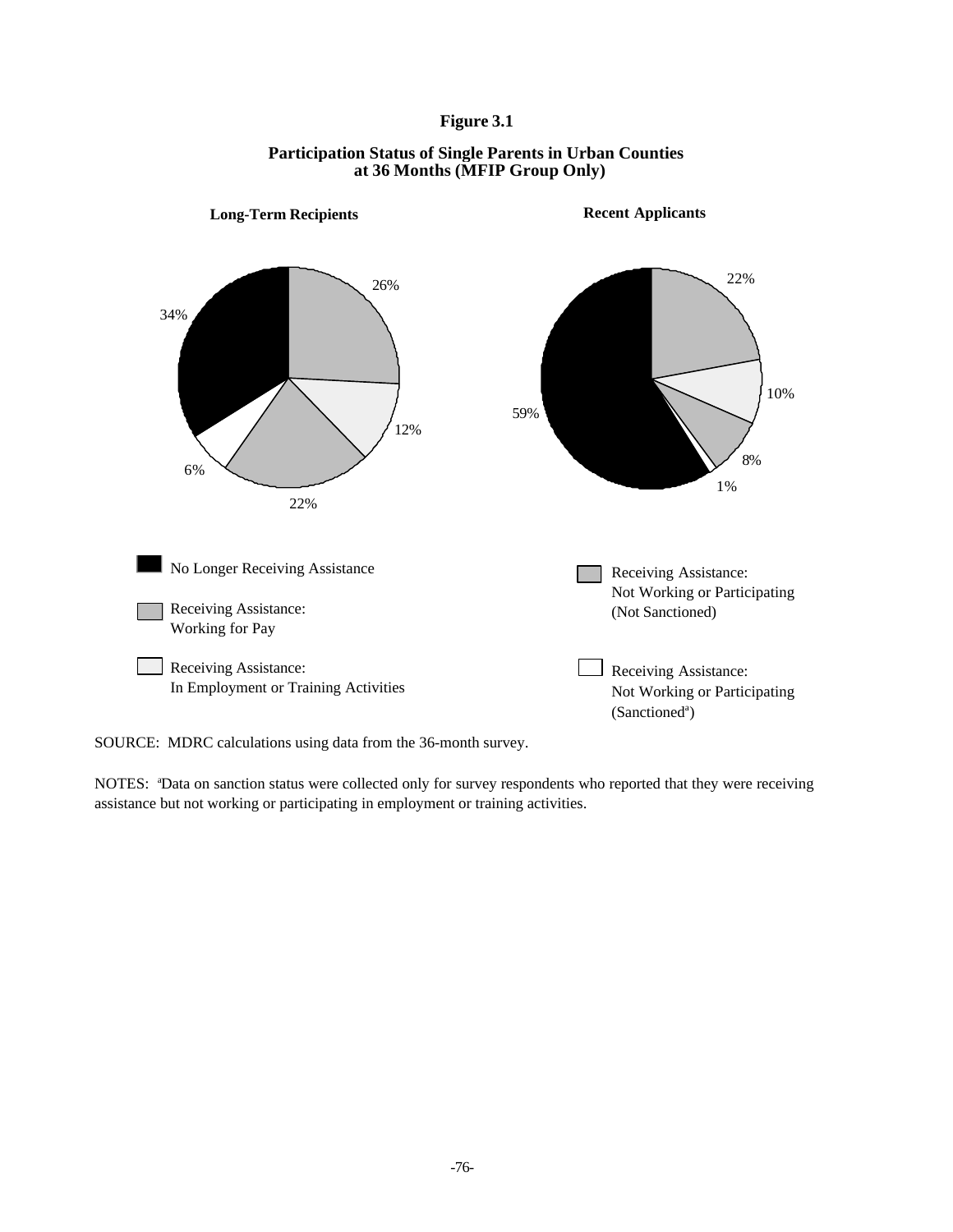**Figure 3.1**

**Participation Status of Single Parents in Urban Counties at 36 Months (MFIP Group Only)**

**Long-Term Recipients**

34%

26%

12%

22%

6%

**Recent Applicants**

22%

10%

8%

1%

59%

No Longer Receiving Assistance

Receiving Assistance: Working for Pay

Receiving Assistance: In Employment or Training Activities

Receiving Assistance: Not Working or Participating (Not Sanctioned)

Receiving Assistance: Not Working or Participating (Sanctioned[a])

SOURCE: MDRC calculations using data from the 36-month survey.

NOTES: [a]Data on sanction status were collected only for survey respondents who reported that they were receiving assistance but not working or participating in employment or training activities.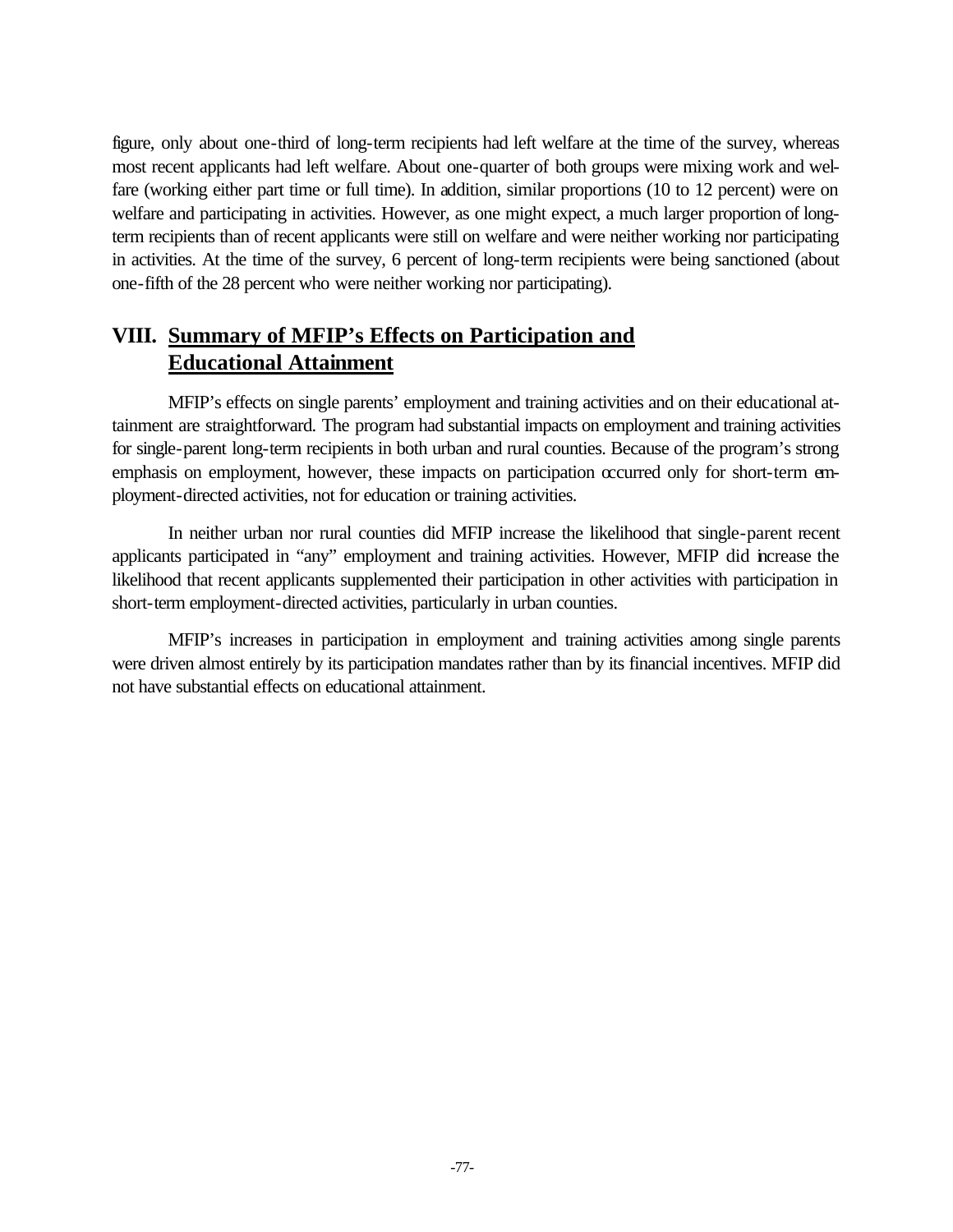figure, only about one-third of long-term recipients had left welfare at the time of the survey, whereas most recent applicants had left welfare. About one-quarter of both groups were mixing work and welfare (working either part time or full time). In addition, similar proportions (10 to 12 percent) were on welfare and participating in activities. However, as one might expect, a much larger proportion of long-term recipients than of recent applicants were still on welfare and were neither working nor participating in activities. At the time of the survey, 6 percent of long-term recipients were being sanctioned (about one-fifth of the 28 percent who were neither working nor participating).

## VIII. Summary of MFIP's Effects on Participation and Educational Attainment

MFIP's effects on single parents' employment and training activities and on their educational attainment are straightforward. The program had substantial impacts on employment and training activities for single-parent long-term recipients in both urban and rural counties. Because of the program's strong emphasis on employment, however, these impacts on participation occurred only for short-term employment-directed activities, not for education or training activities.

In neither urban nor rural counties did MFIP increase the likelihood that single-parent recent applicants participated in "any" employment and training activities. However, MFIP did increase the likelihood that recent applicants supplemented their participation in other activities with participation in short-term employment-directed activities, particularly in urban counties.

MFIP's increases in participation in employment and training activities among single parents were driven almost entirely by its participation mandates rather than by its financial incentives. MFIP did not have substantial effects on educational attainment.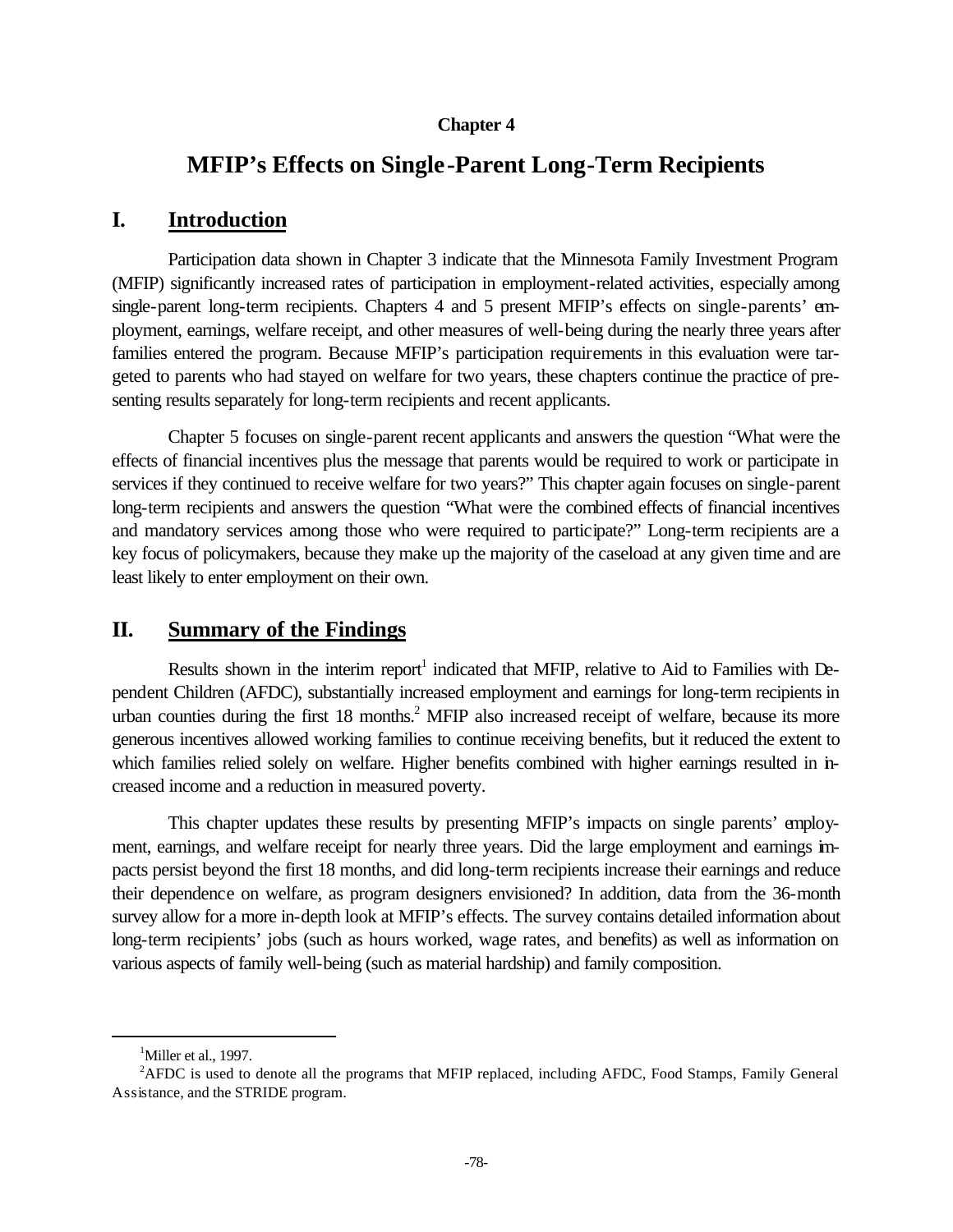**Chapter 4**

# MFIP's Effects on Single-Parent Long-Term Recipients

## I. Introduction

Participation data shown in Chapter 3 indicate that the Minnesota Family Investment Program (MFIP) significantly increased rates of participation in employment-related activities, especially among single-parent long-term recipients. Chapters 4 and 5 present MFIP's effects on single-parents' employment, earnings, welfare receipt, and other measures of well-being during the nearly three years after families entered the program. Because MFIP's participation requirements in this evaluation were targeted to parents who had stayed on welfare for two years, these chapters continue the practice of presenting results separately for long-term recipients and recent applicants.

Chapter 5 focuses on single-parent recent applicants and answers the question "What were the effects of financial incentives plus the message that parents would be required to work or participate in services if they continued to receive welfare for two years?" This chapter again focuses on single-parent long-term recipients and answers the question "What were the combined effects of financial incentives and mandatory services among those who were required to participate?" Long-term recipients are a key focus of policymakers, because they make up the majority of the caseload at any given time and are least likely to enter employment on their own.

## II. Summary of the Findings

Results shown in the interim report[1] indicated that MFIP, relative to Aid to Families with Dependent Children (AFDC), substantially increased employment and earnings for long-term recipients in urban counties during the first 18 months.[2] MFIP also increased receipt of welfare, because its more generous incentives allowed working families to continue receiving benefits, but it reduced the extent to which families relied solely on welfare. Higher benefits combined with higher earnings resulted in increased income and a reduction in measured poverty.

This chapter updates these results by presenting MFIP's impacts on single parents' employment, earnings, and welfare receipt for nearly three years. Did the large employment and earnings impacts persist beyond the first 18 months, and did long-term recipients increase their earnings and reduce their dependence on welfare, as program designers envisioned? In addition, data from the 36-month survey allow for a more in-depth look at MFIP's effects. The survey contains detailed information about long-term recipients' jobs (such as hours worked, wage rates, and benefits) as well as information on various aspects of family well-being (such as material hardship) and family composition.

---

[1]Miller et al., 1997.

[2]AFDC is used to denote all the programs that MFIP replaced, including AFDC, Food Stamps, Family General Assistance, and the STRIDE program.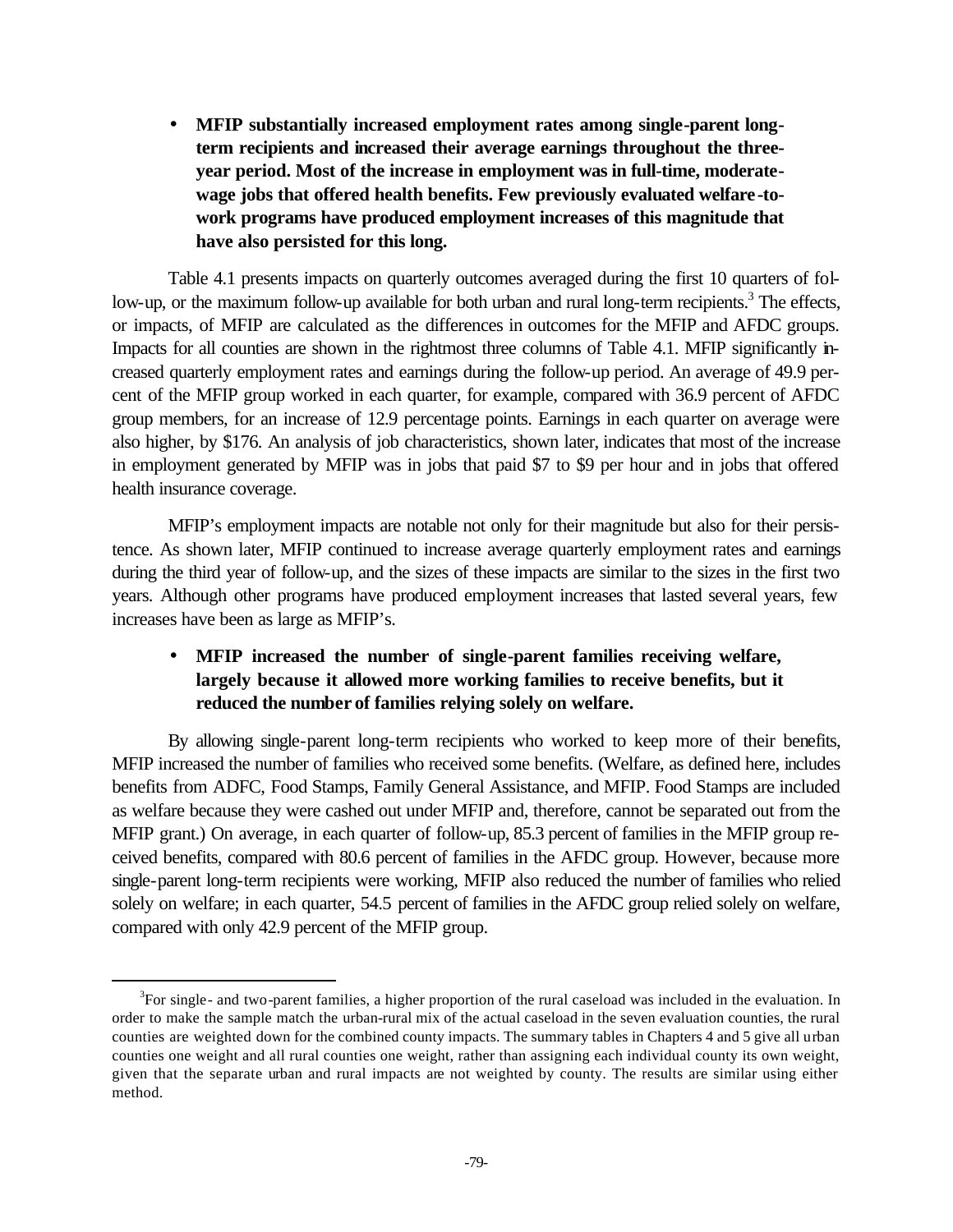- **MFIP substantially increased employment rates among single-parent long-term recipients and increased their average earnings throughout the three-year period. Most of the increase in employment was in full-time, moderate-wage jobs that offered health benefits. Few previously evaluated welfare-to-work programs have produced employment increases of this magnitude that have also persisted for this long.**

Table 4.1 presents impacts on quarterly outcomes averaged during the first 10 quarters of follow-up, or the maximum follow-up available for both urban and rural long-term recipients.[3] The effects, or impacts, of MFIP are calculated as the differences in outcomes for the MFIP and AFDC groups. Impacts for all counties are shown in the rightmost three columns of Table 4.1. MFIP significantly increased quarterly employment rates and earnings during the follow-up period. An average of 49.9 percent of the MFIP group worked in each quarter, for example, compared with 36.9 percent of AFDC group members, for an increase of 12.9 percentage points. Earnings in each quarter on average were also higher, by $176. An analysis of job characteristics, shown later, indicates that most of the increase in employment generated by MFIP was in jobs that paid $7 to $9 per hour and in jobs that offered health insurance coverage.

MFIP's employment impacts are notable not only for their magnitude but also for their persistence. As shown later, MFIP continued to increase average quarterly employment rates and earnings during the third year of follow-up, and the sizes of these impacts are similar to the sizes in the first two years. Although other programs have produced employment increases that lasted several years, few increases have been as large as MFIP's.

- **MFIP increased the number of single-parent families receiving welfare, largely because it allowed more working families to receive benefits, but it reduced the number of families relying solely on welfare.**

By allowing single-parent long-term recipients who worked to keep more of their benefits, MFIP increased the number of families who received some benefits. (Welfare, as defined here, includes benefits from ADFC, Food Stamps, Family General Assistance, and MFIP. Food Stamps are included as welfare because they were cashed out under MFIP and, therefore, cannot be separated out from the MFIP grant.) On average, in each quarter of follow-up, 85.3 percent of families in the MFIP group received benefits, compared with 80.6 percent of families in the AFDC group. However, because more single-parent long-term recipients were working, MFIP also reduced the number of families who relied solely on welfare; in each quarter, 54.5 percent of families in the AFDC group relied solely on welfare, compared with only 42.9 percent of the MFIP group.

---

[3]For single- and two-parent families, a higher proportion of the rural caseload was included in the evaluation. In order to make the sample match the urban-rural mix of the actual caseload in the seven evaluation counties, the rural counties are weighted down for the combined county impacts. The summary tables in Chapters 4 and 5 give all urban counties one weight and all rural counties one weight, rather than assigning each individual county its own weight, given that the separate urban and rural impacts are not weighted by county. The results are similar using either method.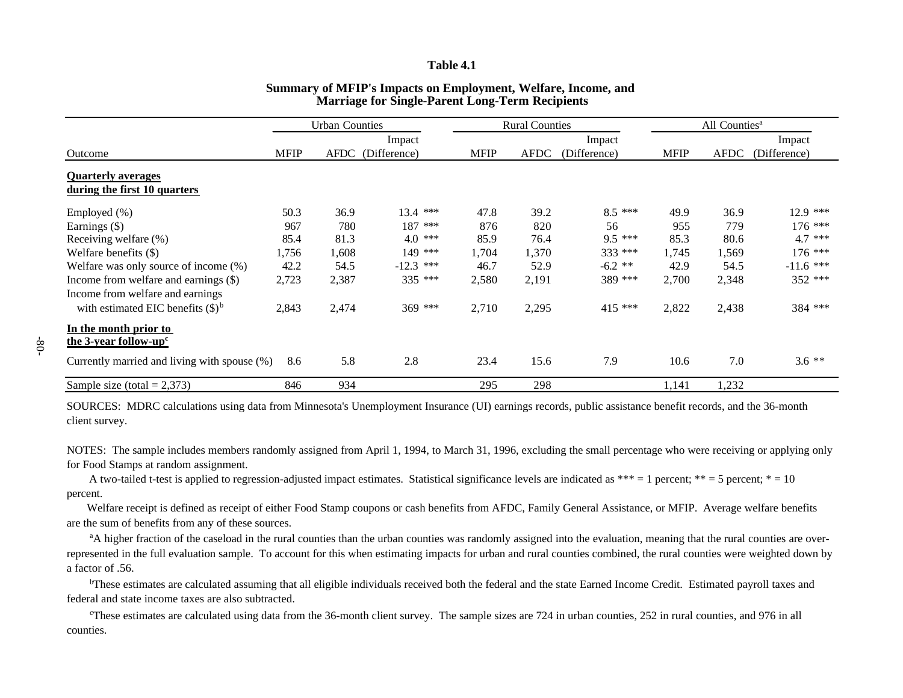**Table 4.1**

**Summary of MFIP's Impacts on Employment, Welfare, Income, and Marriage for Single-Parent Long-Term Recipients**

| | Urban Counties | | | Rural Counties | | | All Counties[a] | | |
|---|---|---|---|---|---|---|---|---|---|
| Outcome | MFIP | AFDC | Impact (Difference) | MFIP | AFDC | Impact (Difference) | MFIP | AFDC | Impact (Difference) |
| **Quarterly averages during the first 10 quarters** | | | | | | | | | |
| Employed (%) | 50.3 | 36.9 | 13.4 *** | 47.8 | 39.2 | 8.5 *** | 49.9 | 36.9 | 12.9 *** |
| Earnings ($) | 967 | 780 | 187 *** | 876 | 820 | 56 | 955 | 779 | 176 *** |
| Receiving welfare (%) | 85.4 | 81.3 | 4.0 *** | 85.9 | 76.4 | 9.5 *** | 85.3 | 80.6 | 4.7 *** |
| Welfare benefits ($) | 1,756 | 1,608 | 149 *** | 1,704 | 1,370 | 333 *** | 1,745 | 1,569 | 176 *** |
| Welfare was only source of income (%) | 42.2 | 54.5 | -12.3 *** | 46.7 | 52.9 | -6.2 ** | 42.9 | 54.5 | -11.6 *** |
| Income from welfare and earnings ($) | 2,723 | 2,387 | 335 *** | 2,580 | 2,191 | 389 *** | 2,700 | 2,348 | 352 *** |
| Income from welfare and earnings with estimated EIC benefits ($)[b] | 2,843 | 2,474 | 369 *** | 2,710 | 2,295 | 415 *** | 2,822 | 2,438 | 384 *** |
| **In the month prior to the 3-year follow-up[c]** | | | | | | | | | |
| Currently married and living with spouse (%) | 8.6 | 5.8 | 2.8 | 23.4 | 15.6 | 7.9 | 10.6 | 7.0 | 3.6 ** |
| Sample size (total = 2,373) | 846 | 934 | | 295 | 298 | | 1,141 | 1,232 | |

SOURCES: MDRC calculations using data from Minnesota's Unemployment Insurance (UI) earnings records, public assistance benefit records, and the 36-month client survey.

NOTES: The sample includes members randomly assigned from April 1, 1994, to March 31, 1996, excluding the small percentage who were receiving or applying only for Food Stamps at random assignment.

A two-tailed t-test is applied to regression-adjusted impact estimates. Statistical significance levels are indicated as *** = 1 percent; ** = 5 percent; * = 10 percent.

Welfare receipt is defined as receipt of either Food Stamp coupons or cash benefits from AFDC, Family General Assistance, or MFIP. Average welfare benefits are the sum of benefits from any of these sources.

[a]A higher fraction of the caseload in the rural counties than the urban counties was randomly assigned into the evaluation, meaning that the rural counties are over-represented in the full evaluation sample. To account for this when estimating impacts for urban and rural counties combined, the rural counties were weighted down by a factor of .56.

[b]These estimates are calculated assuming that all eligible individuals received both the federal and the state Earned Income Credit. Estimated payroll taxes and federal and state income taxes are also subtracted.

[c]These estimates are calculated using data from the 36-month client survey. The sample sizes are 724 in urban counties, 252 in rural counties, and 976 in all counties.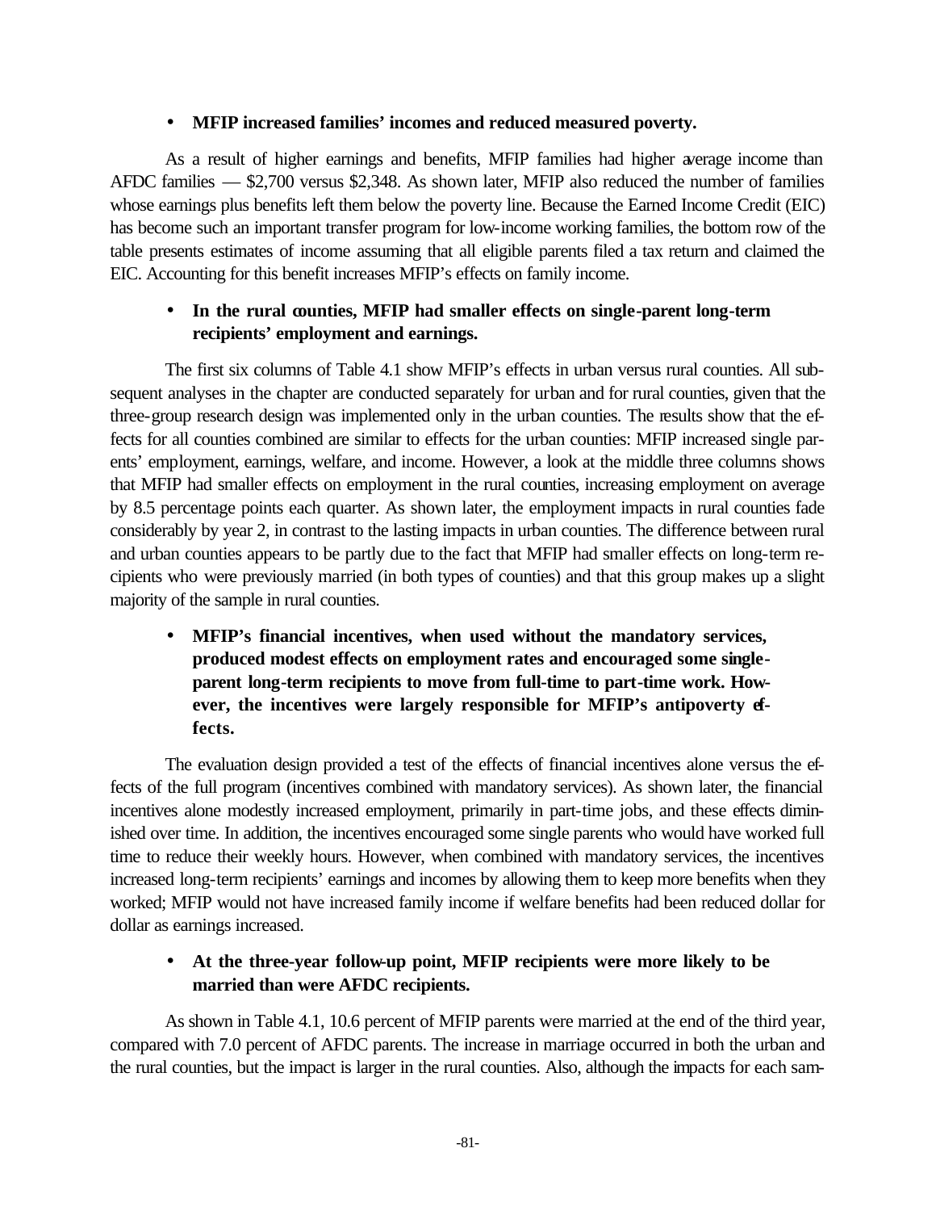- **MFIP increased families' incomes and reduced measured poverty.**

As a result of higher earnings and benefits, MFIP families had higher average income than AFDC families — $2,700 versus $2,348. As shown later, MFIP also reduced the number of families whose earnings plus benefits left them below the poverty line. Because the Earned Income Credit (EIC) has become such an important transfer program for low-income working families, the bottom row of the table presents estimates of income assuming that all eligible parents filed a tax return and claimed the EIC. Accounting for this benefit increases MFIP's effects on family income.

- **In the rural counties, MFIP had smaller effects on single-parent long-term recipients' employment and earnings.**

The first six columns of Table 4.1 show MFIP's effects in urban versus rural counties. All subsequent analyses in the chapter are conducted separately for urban and for rural counties, given that the three-group research design was implemented only in the urban counties. The results show that the effects for all counties combined are similar to effects for the urban counties: MFIP increased single parents' employment, earnings, welfare, and income. However, a look at the middle three columns shows that MFIP had smaller effects on employment in the rural counties, increasing employment on average by 8.5 percentage points each quarter. As shown later, the employment impacts in rural counties fade considerably by year 2, in contrast to the lasting impacts in urban counties. The difference between rural and urban counties appears to be partly due to the fact that MFIP had smaller effects on long-term recipients who were previously married (in both types of counties) and that this group makes up a slight majority of the sample in rural counties.

- **MFIP's financial incentives, when used without the mandatory services, produced modest effects on employment rates and encouraged some single-parent long-term recipients to move from full-time to part-time work. However, the incentives were largely responsible for MFIP's antipoverty effects.**

The evaluation design provided a test of the effects of financial incentives alone versus the effects of the full program (incentives combined with mandatory services). As shown later, the financial incentives alone modestly increased employment, primarily in part-time jobs, and these effects diminished over time. In addition, the incentives encouraged some single parents who would have worked full time to reduce their weekly hours. However, when combined with mandatory services, the incentives increased long-term recipients' earnings and incomes by allowing them to keep more benefits when they worked; MFIP would not have increased family income if welfare benefits had been reduced dollar for dollar as earnings increased.

- **At the three-year follow-up point, MFIP recipients were more likely to be married than were AFDC recipients.**

As shown in Table 4.1, 10.6 percent of MFIP parents were married at the end of the third year, compared with 7.0 percent of AFDC parents. The increase in marriage occurred in both the urban and the rural counties, but the impact is larger in the rural counties. Also, although the impacts for each sam-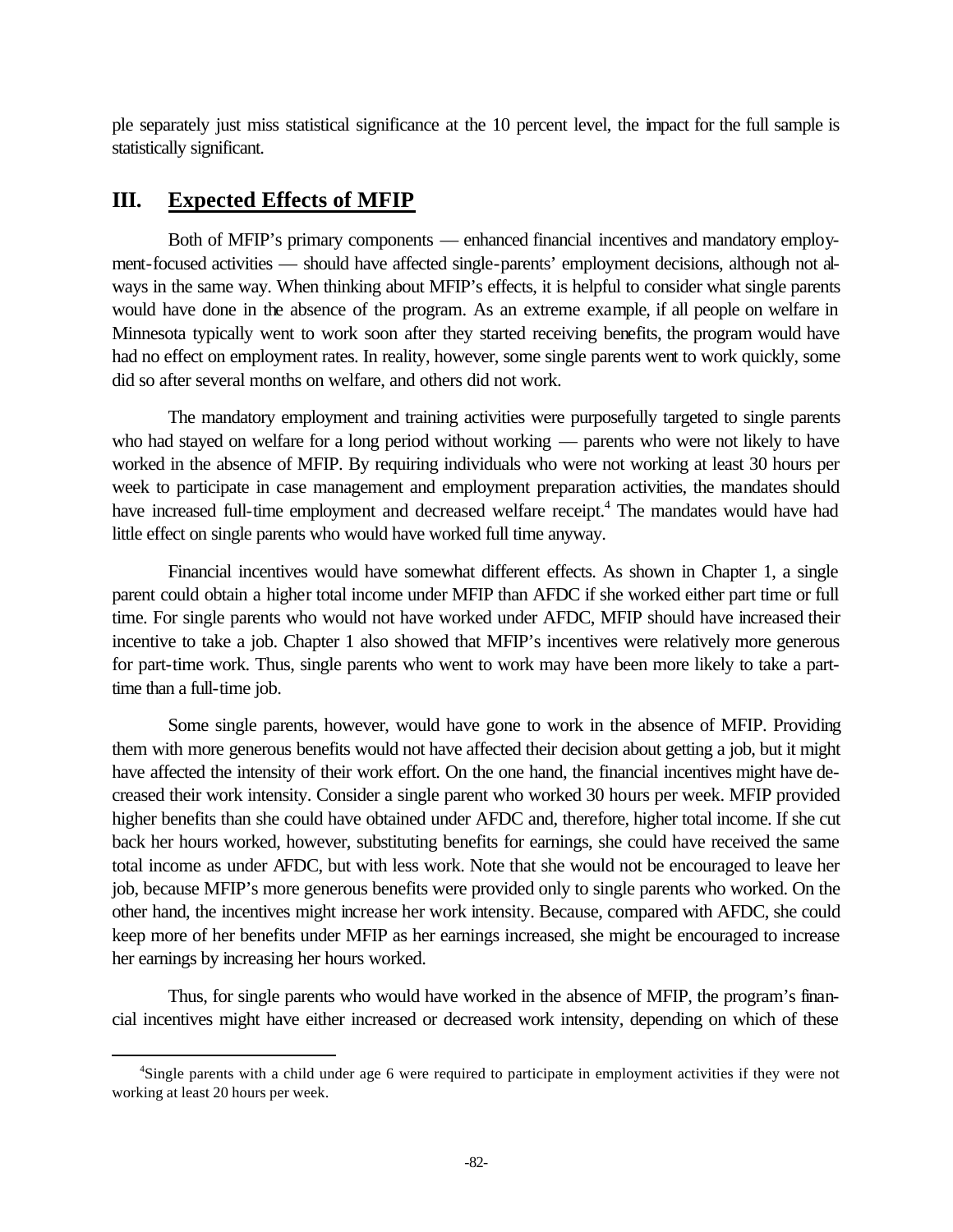ple separately just miss statistical significance at the 10 percent level, the impact for the full sample is statistically significant.

## III. Expected Effects of MFIP

Both of MFIP's primary components — enhanced financial incentives and mandatory employment-focused activities — should have affected single-parents' employment decisions, although not always in the same way. When thinking about MFIP's effects, it is helpful to consider what single parents would have done in the absence of the program. As an extreme example, if all people on welfare in Minnesota typically went to work soon after they started receiving benefits, the program would have had no effect on employment rates. In reality, however, some single parents went to work quickly, some did so after several months on welfare, and others did not work.

The mandatory employment and training activities were purposefully targeted to single parents who had stayed on welfare for a long period without working — parents who were not likely to have worked in the absence of MFIP. By requiring individuals who were not working at least 30 hours per week to participate in case management and employment preparation activities, the mandates should have increased full-time employment and decreased welfare receipt.[4] The mandates would have had little effect on single parents who would have worked full time anyway.

Financial incentives would have somewhat different effects. As shown in Chapter 1, a single parent could obtain a higher total income under MFIP than AFDC if she worked either part time or full time. For single parents who would not have worked under AFDC, MFIP should have increased their incentive to take a job. Chapter 1 also showed that MFIP's incentives were relatively more generous for part-time work. Thus, single parents who went to work may have been more likely to take a part-time than a full-time job.

Some single parents, however, would have gone to work in the absence of MFIP. Providing them with more generous benefits would not have affected their decision about getting a job, but it might have affected the intensity of their work effort. On the one hand, the financial incentives might have decreased their work intensity. Consider a single parent who worked 30 hours per week. MFIP provided higher benefits than she could have obtained under AFDC and, therefore, higher total income. If she cut back her hours worked, however, substituting benefits for earnings, she could have received the same total income as under AFDC, but with less work. Note that she would not be encouraged to leave her job, because MFIP's more generous benefits were provided only to single parents who worked. On the other hand, the incentives might increase her work intensity. Because, compared with AFDC, she could keep more of her benefits under MFIP as her earnings increased, she might be encouraged to increase her earnings by increasing her hours worked.

Thus, for single parents who would have worked in the absence of MFIP, the program's financial incentives might have either increased or decreased work intensity, depending on which of these

---

[4]Single parents with a child under age 6 were required to participate in employment activities if they were not working at least 20 hours per week.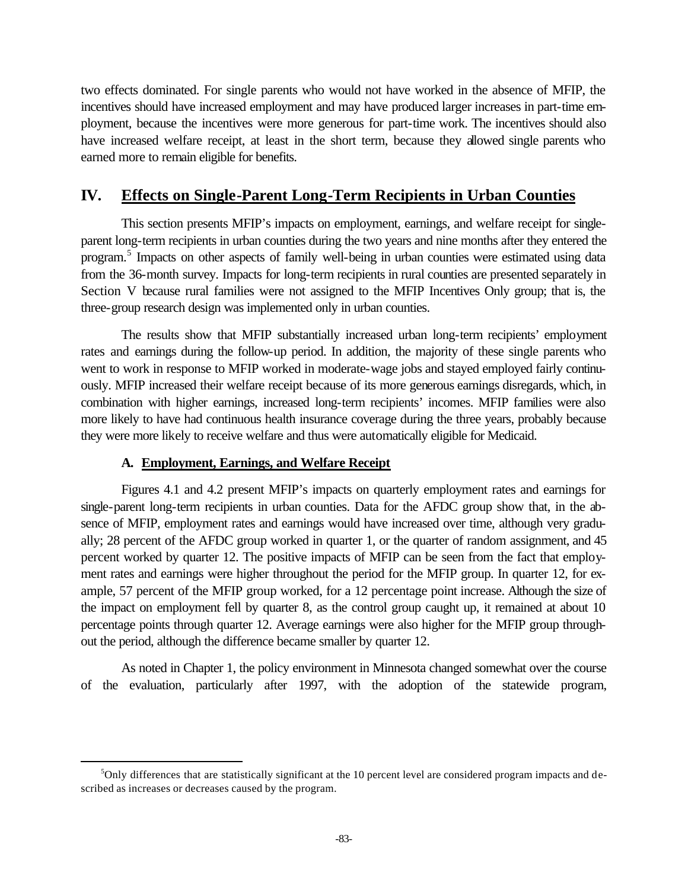two effects dominated. For single parents who would not have worked in the absence of MFIP, the incentives should have increased employment and may have produced larger increases in part-time employment, because the incentives were more generous for part-time work. The incentives should also have increased welfare receipt, at least in the short term, because they allowed single parents who earned more to remain eligible for benefits.

## IV. Effects on Single-Parent Long-Term Recipients in Urban Counties

This section presents MFIP's impacts on employment, earnings, and welfare receipt for single-parent long-term recipients in urban counties during the two years and nine months after they entered the program.[5] Impacts on other aspects of family well-being in urban counties were estimated using data from the 36-month survey. Impacts for long-term recipients in rural counties are presented separately in Section V because rural families were not assigned to the MFIP Incentives Only group; that is, the three-group research design was implemented only in urban counties.

The results show that MFIP substantially increased urban long-term recipients' employment rates and earnings during the follow-up period. In addition, the majority of these single parents who went to work in response to MFIP worked in moderate-wage jobs and stayed employed fairly continuously. MFIP increased their welfare receipt because of its more generous earnings disregards, which, in combination with higher earnings, increased long-term recipients' incomes. MFIP families were also more likely to have had continuous health insurance coverage during the three years, probably because they were more likely to receive welfare and thus were automatically eligible for Medicaid.

### A. Employment, Earnings, and Welfare Receipt

Figures 4.1 and 4.2 present MFIP's impacts on quarterly employment rates and earnings for single-parent long-term recipients in urban counties. Data for the AFDC group show that, in the absence of MFIP, employment rates and earnings would have increased over time, although very gradually; 28 percent of the AFDC group worked in quarter 1, or the quarter of random assignment, and 45 percent worked by quarter 12. The positive impacts of MFIP can be seen from the fact that employment rates and earnings were higher throughout the period for the MFIP group. In quarter 12, for example, 57 percent of the MFIP group worked, for a 12 percentage point increase. Although the size of the impact on employment fell by quarter 8, as the control group caught up, it remained at about 10 percentage points through quarter 12. Average earnings were also higher for the MFIP group throughout the period, although the difference became smaller by quarter 12.

As noted in Chapter 1, the policy environment in Minnesota changed somewhat over the course of the evaluation, particularly after 1997, with the adoption of the statewide program,

---

[5]Only differences that are statistically significant at the 10 percent level are considered program impacts and described as increases or decreases caused by the program.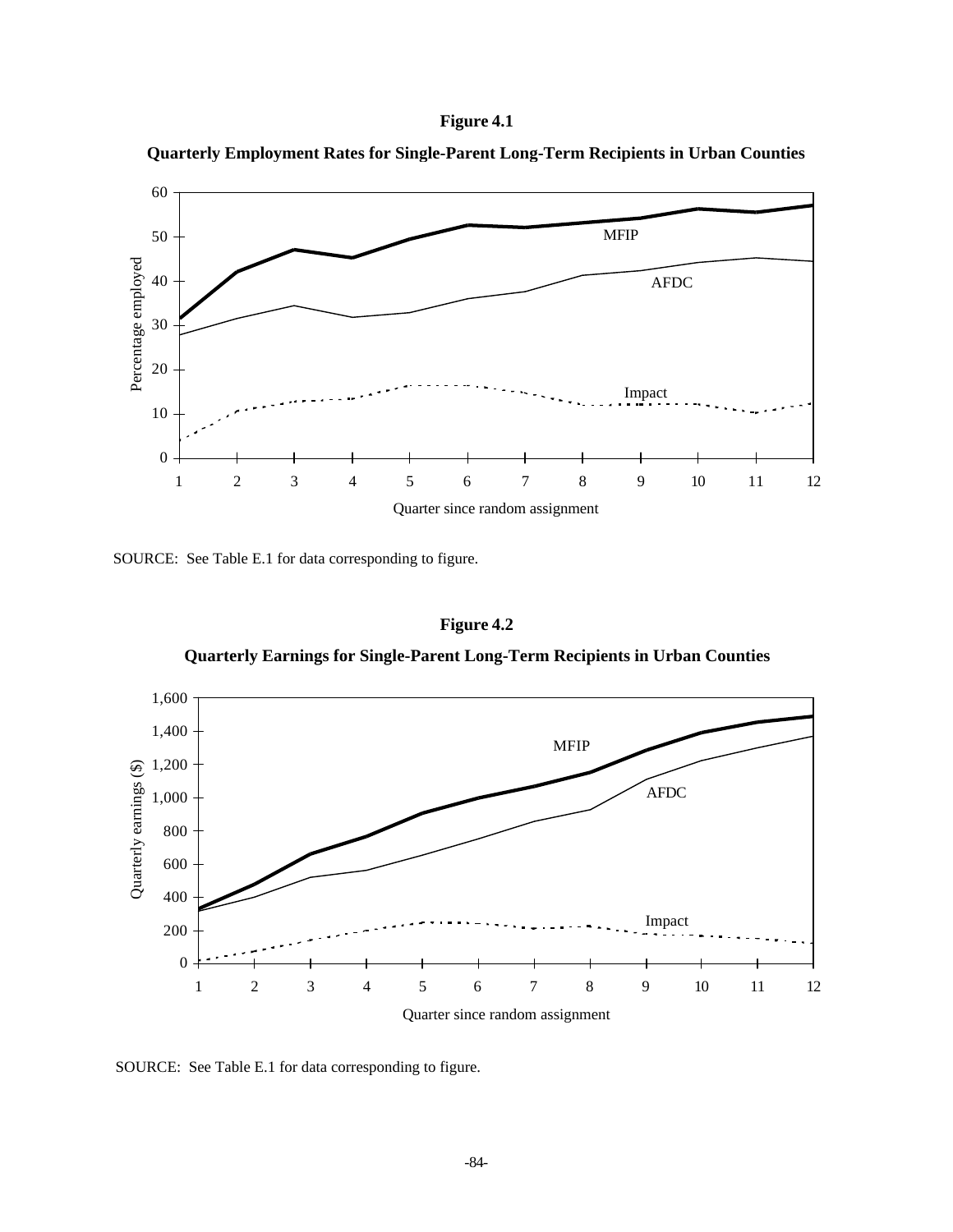**Figure 4.1**

**Quarterly Employment Rates for Single-Parent Long-Term Recipients in Urban Counties**

SOURCE: See Table E.1 for data corresponding to figure.

**Figure 4.2**

**Quarterly Earnings for Single-Parent Long-Term Recipients in Urban Counties**

SOURCE: See Table E.1 for data corresponding to figure.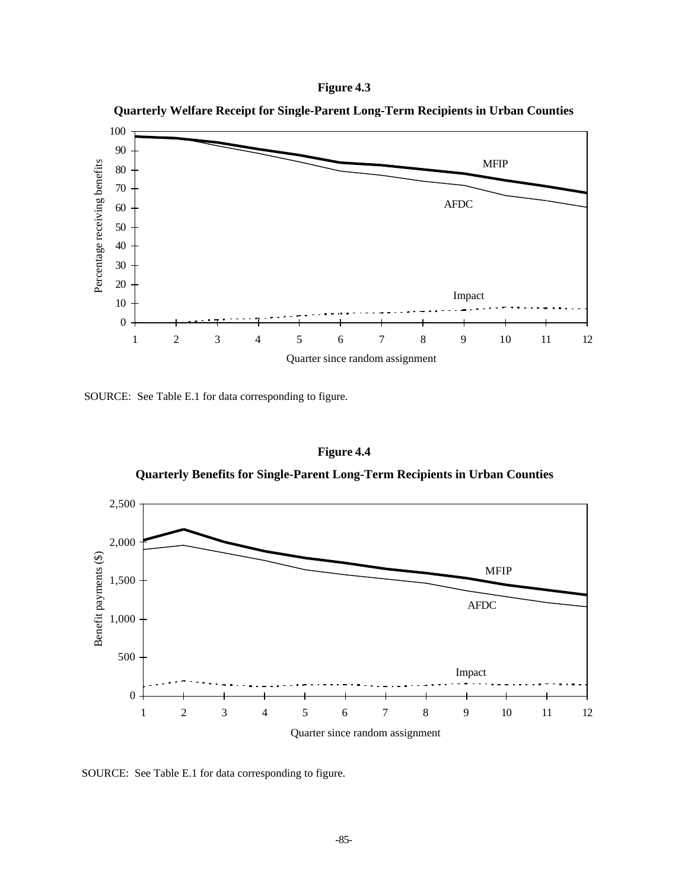**Figure 4.3**

**Quarterly Welfare Receipt for Single-Parent Long-Term Recipients in Urban Counties**

SOURCE: See Table E.1 for data corresponding to figure.

**Figure 4.4**

**Quarterly Benefits for Single-Parent Long-Term Recipients in Urban Counties**

SOURCE: See Table E.1 for data corresponding to figure.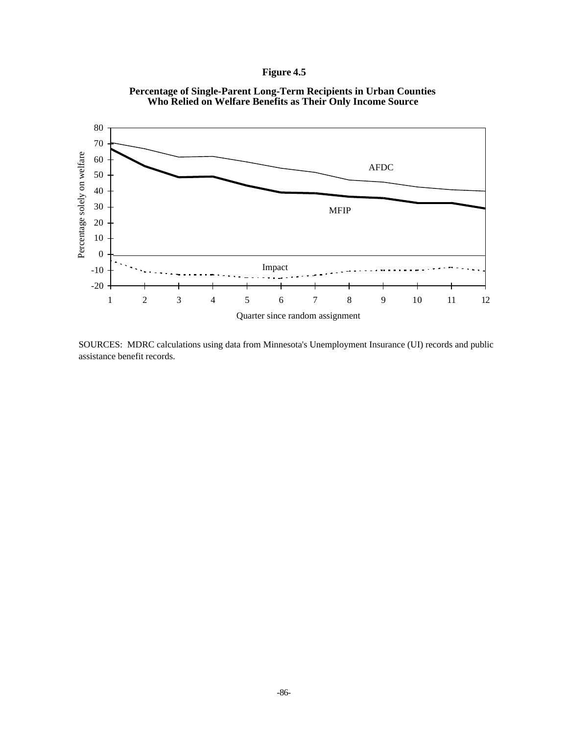**Figure 4.5**

**Percentage of Single-Parent Long-Term Recipients in Urban Counties Who Relied on Welfare Benefits as Their Only Income Source**

SOURCES: MDRC calculations using data from Minnesota's Unemployment Insurance (UI) records and public assistance benefit records.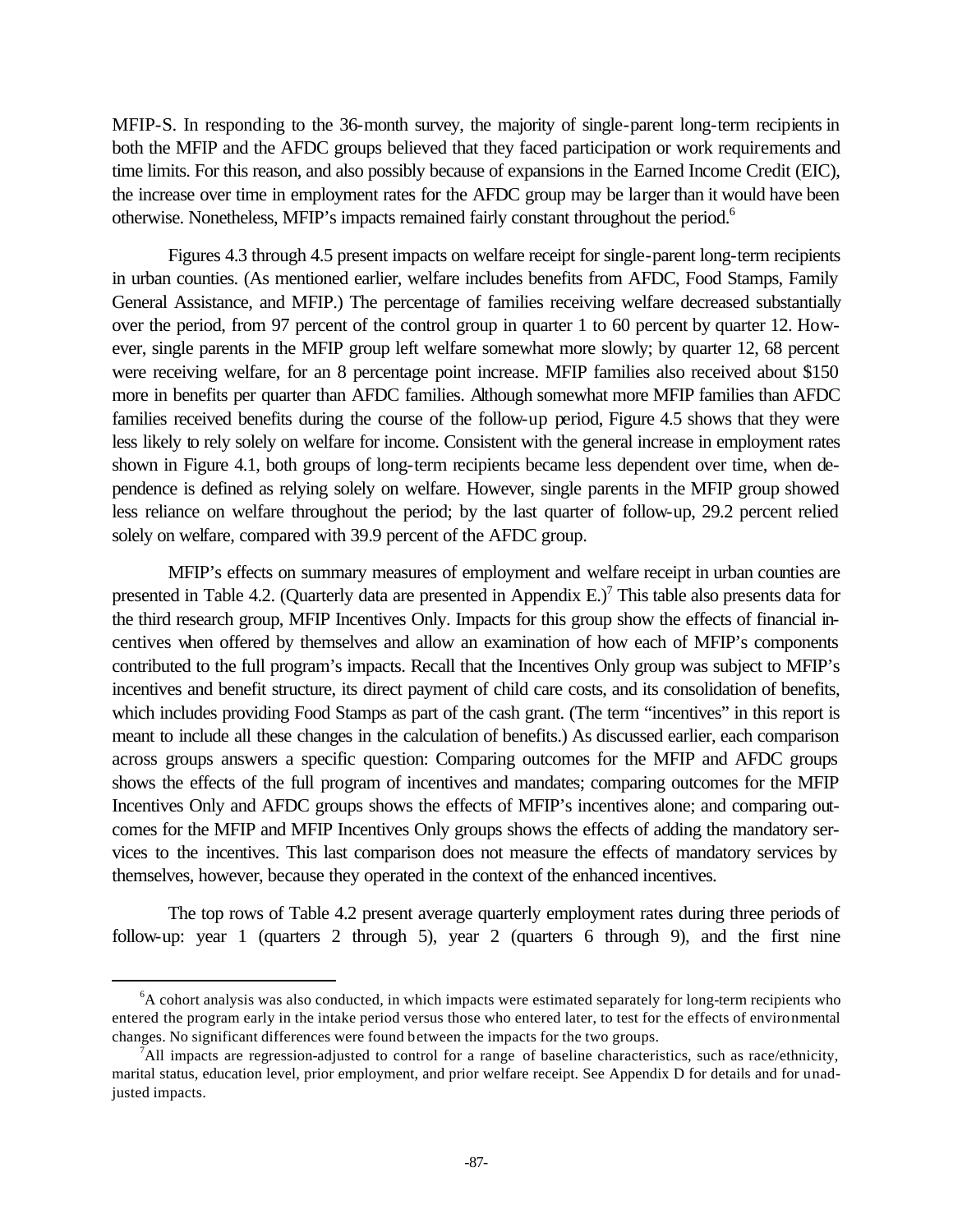MFIP-S. In responding to the 36-month survey, the majority of single-parent long-term recipients in both the MFIP and the AFDC groups believed that they faced participation or work requirements and time limits. For this reason, and also possibly because of expansions in the Earned Income Credit (EIC), the increase over time in employment rates for the AFDC group may be larger than it would have been otherwise. Nonetheless, MFIP's impacts remained fairly constant throughout the period.[6]

Figures 4.3 through 4.5 present impacts on welfare receipt for single-parent long-term recipients in urban counties. (As mentioned earlier, welfare includes benefits from AFDC, Food Stamps, Family General Assistance, and MFIP.) The percentage of families receiving welfare decreased substantially over the period, from 97 percent of the control group in quarter 1 to 60 percent by quarter 12. However, single parents in the MFIP group left welfare somewhat more slowly; by quarter 12, 68 percent were receiving welfare, for an 8 percentage point increase. MFIP families also received about $150 more in benefits per quarter than AFDC families. Although somewhat more MFIP families than AFDC families received benefits during the course of the follow-up period, Figure 4.5 shows that they were less likely to rely solely on welfare for income. Consistent with the general increase in employment rates shown in Figure 4.1, both groups of long-term recipients became less dependent over time, when dependence is defined as relying solely on welfare. However, single parents in the MFIP group showed less reliance on welfare throughout the period; by the last quarter of follow-up, 29.2 percent relied solely on welfare, compared with 39.9 percent of the AFDC group.

MFIP's effects on summary measures of employment and welfare receipt in urban counties are presented in Table 4.2. (Quarterly data are presented in Appendix E.)[7] This table also presents data for the third research group, MFIP Incentives Only. Impacts for this group show the effects of financial incentives when offered by themselves and allow an examination of how each of MFIP's components contributed to the full program's impacts. Recall that the Incentives Only group was subject to MFIP's incentives and benefit structure, its direct payment of child care costs, and its consolidation of benefits, which includes providing Food Stamps as part of the cash grant. (The term "incentives" in this report is meant to include all these changes in the calculation of benefits.) As discussed earlier, each comparison across groups answers a specific question: Comparing outcomes for the MFIP and AFDC groups shows the effects of the full program of incentives and mandates; comparing outcomes for the MFIP Incentives Only and AFDC groups shows the effects of MFIP's incentives alone; and comparing outcomes for the MFIP and MFIP Incentives Only groups shows the effects of adding the mandatory services to the incentives. This last comparison does not measure the effects of mandatory services by themselves, however, because they operated in the context of the enhanced incentives.

The top rows of Table 4.2 present average quarterly employment rates during three periods of follow-up: year 1 (quarters 2 through 5), year 2 (quarters 6 through 9), and the first nine

---

[6]A cohort analysis was also conducted, in which impacts were estimated separately for long-term recipients who entered the program early in the intake period versus those who entered later, to test for the effects of environmental changes. No significant differences were found between the impacts for the two groups.

[7]All impacts are regression-adjusted to control for a range of baseline characteristics, such as race/ethnicity, marital status, education level, prior employment, and prior welfare receipt. See Appendix D for details and for unadjusted impacts.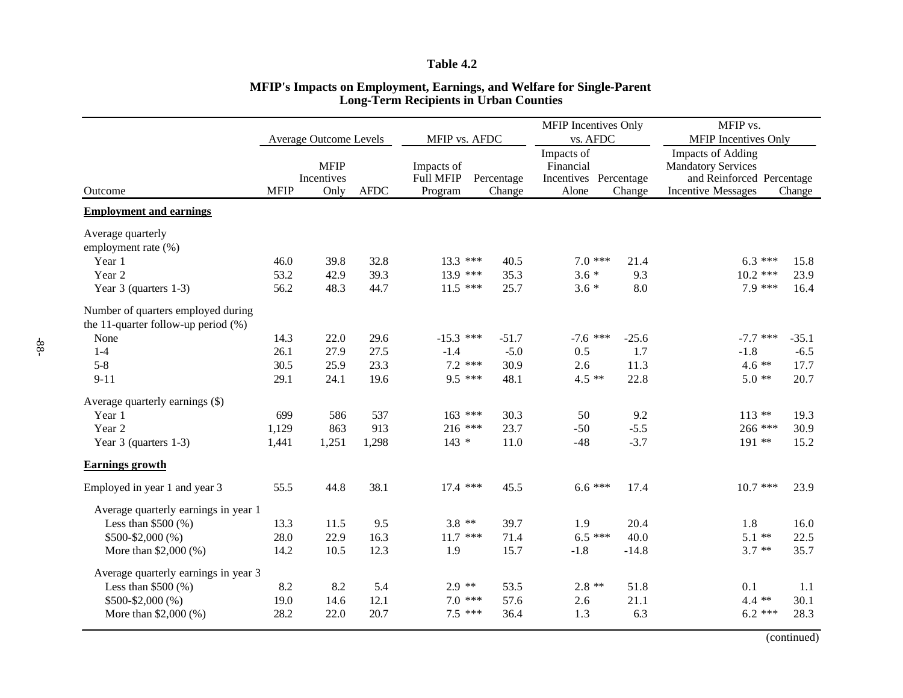**Table 4.2**

**MFIP's Impacts on Employment, Earnings, and Welfare for Single-Parent Long-Term Recipients in Urban Counties**

| | Average Outcome Levels | | | MFIP vs. AFDC | | MFIP Incentives Only vs. AFDC | | MFIP vs. MFIP Incentives Only | |
|---|---|---|---|---|---|---|---|---|---|
| Outcome | MFIP | MFIP Incentives Only | AFDC | Impacts of Full MFIP Program | Percentage Change | Impacts of Financial Incentives Alone | Percentage Change | Impacts of Adding Mandatory Services and Reinforced Incentive Messages | Percentage Change |
| **Employment and earnings** | | | | | | | | | |
| Average quarterly employment rate (%) | | | | | | | | | |
| Year 1 | 46.0 | 39.8 | 32.8 | 13.3 *** | 40.5 | 7.0 *** | 21.4 | 6.3 *** | 15.8 |
| Year 2 | 53.2 | 42.9 | 39.3 | 13.9 *** | 35.3 | 3.6 * | 9.3 | 10.2 *** | 23.9 |
| Year 3 (quarters 1-3) | 56.2 | 48.3 | 44.7 | 11.5 *** | 25.7 | 3.6 * | 8.0 | 7.9 *** | 16.4 |
| Number of quarters employed during the 11-quarter follow-up period (%) | | | | | | | | | |
| None | 14.3 | 22.0 | 29.6 | -15.3 *** | -51.7 | -7.6 *** | -25.6 | -7.7 *** | -35.1 |
| 1-4 | 26.1 | 27.9 | 27.5 | -1.4 | -5.0 | 0.5 | 1.7 | -1.8 | -6.5 |
| 5-8 | 30.5 | 25.9 | 23.3 | 7.2 *** | 30.9 | 2.6 | 11.3 | 4.6 ** | 17.7 |
| 9-11 | 29.1 | 24.1 | 19.6 | 9.5 *** | 48.1 | 4.5 ** | 22.8 | 5.0 ** | 20.7 |
| Average quarterly earnings ($) | | | | | | | | | |
| Year 1 | 699 | 586 | 537 | 163 *** | 30.3 | 50 | 9.2 | 113 ** | 19.3 |
| Year 2 | 1,129 | 863 | 913 | 216 *** | 23.7 | -50 | -5.5 | 266 *** | 30.9 |
| Year 3 (quarters 1-3) | 1,441 | 1,251 | 1,298 | 143 * | 11.0 | -48 | -3.7 | 191 ** | 15.2 |
| **Earnings growth** | | | | | | | | | |
| Employed in year 1 and year 3 | 55.5 | 44.8 | 38.1 | 17.4 *** | 45.5 | 6.6 *** | 17.4 | 10.7 *** | 23.9 |
| Average quarterly earnings in year 1 | | | | | | | | | |
| Less than $500 (%) | 13.3 | 11.5 | 9.5 | 3.8 ** | 39.7 | 1.9 | 20.4 | 1.8 | 16.0 |
| $500-$2,000 (%) | 28.0 | 22.9 | 16.3 | 11.7 *** | 71.4 | 6.5 *** | 40.0 | 5.1 ** | 22.5 |
| More than $2,000 (%) | 14.2 | 10.5 | 12.3 | 1.9 | 15.7 | -1.8 | -14.8 | 3.7 ** | 35.7 |
| Average quarterly earnings in year 3 | | | | | | | | | |
| Less than $500 (%) | 8.2 | 8.2 | 5.4 | 2.9 ** | 53.5 | 2.8 ** | 51.8 | 0.1 | 1.1 |
| $500-$2,000 (%) | 19.0 | 14.6 | 12.1 | 7.0 *** | 57.6 | 2.6 | 21.1 | 4.4 ** | 30.1 |
| More than $2,000 (%) | 28.2 | 22.0 | 20.7 | 7.5 *** | 36.4 | 1.3 | 6.3 | 6.2 *** | 28.3 |

(continued)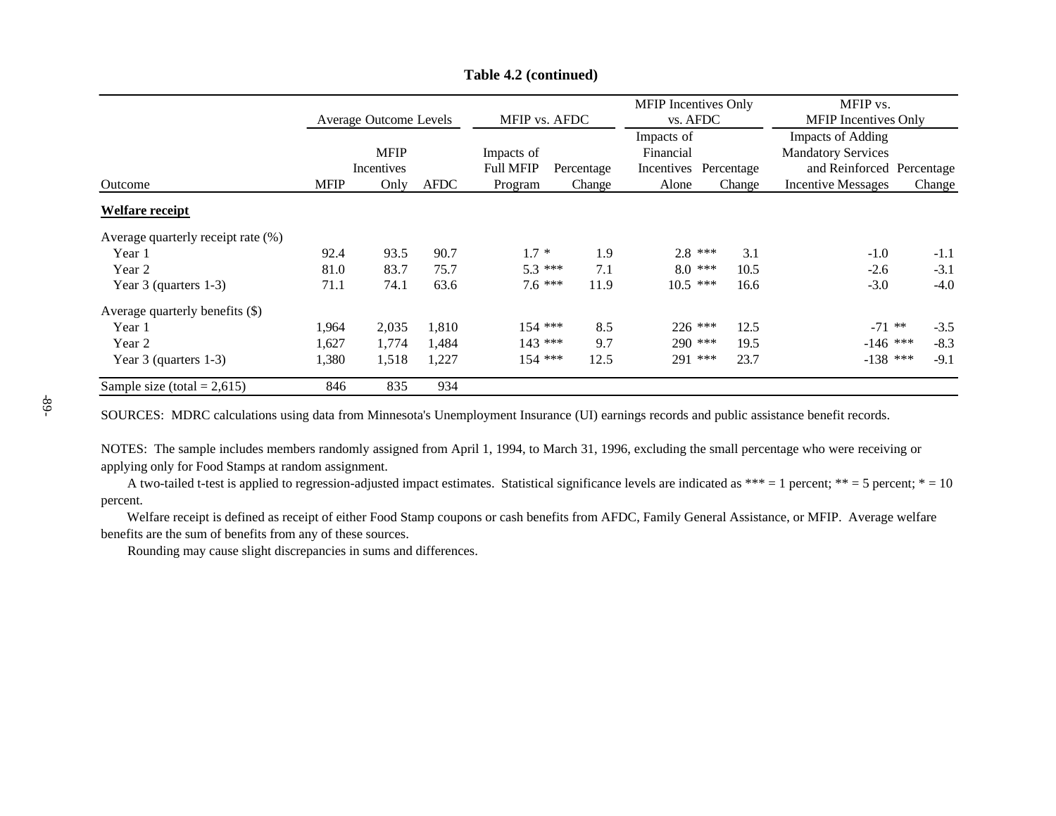**Table 4.2 (continued)**

| Outcome | Average Outcome Levels: MFIP | Average Outcome Levels: MFIP Incentives Only | Average Outcome Levels: AFDC | MFIP vs. AFDC: Impacts of Full MFIP Program | MFIP vs. AFDC: Percentage Change | MFIP Incentives Only vs. AFDC: Impacts of Financial Incentives Alone | MFIP Incentives Only vs. AFDC: Percentage Change | MFIP vs. MFIP Incentives Only: Impacts of Adding Mandatory Services and Reinforced Incentive Messages | MFIP vs. MFIP Incentives Only: Percentage Change |
|---|---|---|---|---|---|---|---|---|---|
| **Welfare receipt** | | | | | | | | | |
| Average quarterly receipt rate (%) | | | | | | | | | |
| Year 1 | 92.4 | 93.5 | 90.7 | 1.7 * | 1.9 | 2.8 *** | 3.1 | -1.0 | -1.1 |
| Year 2 | 81.0 | 83.7 | 75.7 | 5.3 *** | 7.1 | 8.0 *** | 10.5 | -2.6 | -3.1 |
| Year 3 (quarters 1-3) | 71.1 | 74.1 | 63.6 | 7.6 *** | 11.9 | 10.5 *** | 16.6 | -3.0 | -4.0 |
| Average quarterly benefits ($) | | | | | | | | | |
| Year 1 | 1,964 | 2,035 | 1,810 | 154 *** | 8.5 | 226 *** | 12.5 | -71 ** | -3.5 |
| Year 2 | 1,627 | 1,774 | 1,484 | 143 *** | 9.7 | 290 *** | 19.5 | -146 *** | -8.3 |
| Year 3 (quarters 1-3) | 1,380 | 1,518 | 1,227 | 154 *** | 12.5 | 291 *** | 23.7 | -138 *** | -9.1 |
| Sample size (total = 2,615) | 846 | 835 | 934 | | | | | | |

SOURCES: MDRC calculations using data from Minnesota's Unemployment Insurance (UI) earnings records and public assistance benefit records.

NOTES: The sample includes members randomly assigned from April 1, 1994, to March 31, 1996, excluding the small percentage who were receiving or applying only for Food Stamps at random assignment.

A two-tailed t-test is applied to regression-adjusted impact estimates. Statistical significance levels are indicated as *** = 1 percent; ** = 5 percent; * = 10 percent.

Welfare receipt is defined as receipt of either Food Stamp coupons or cash benefits from AFDC, Family General Assistance, or MFIP. Average welfare benefits are the sum of benefits from any of these sources.

Rounding may cause slight discrepancies in sums and differences.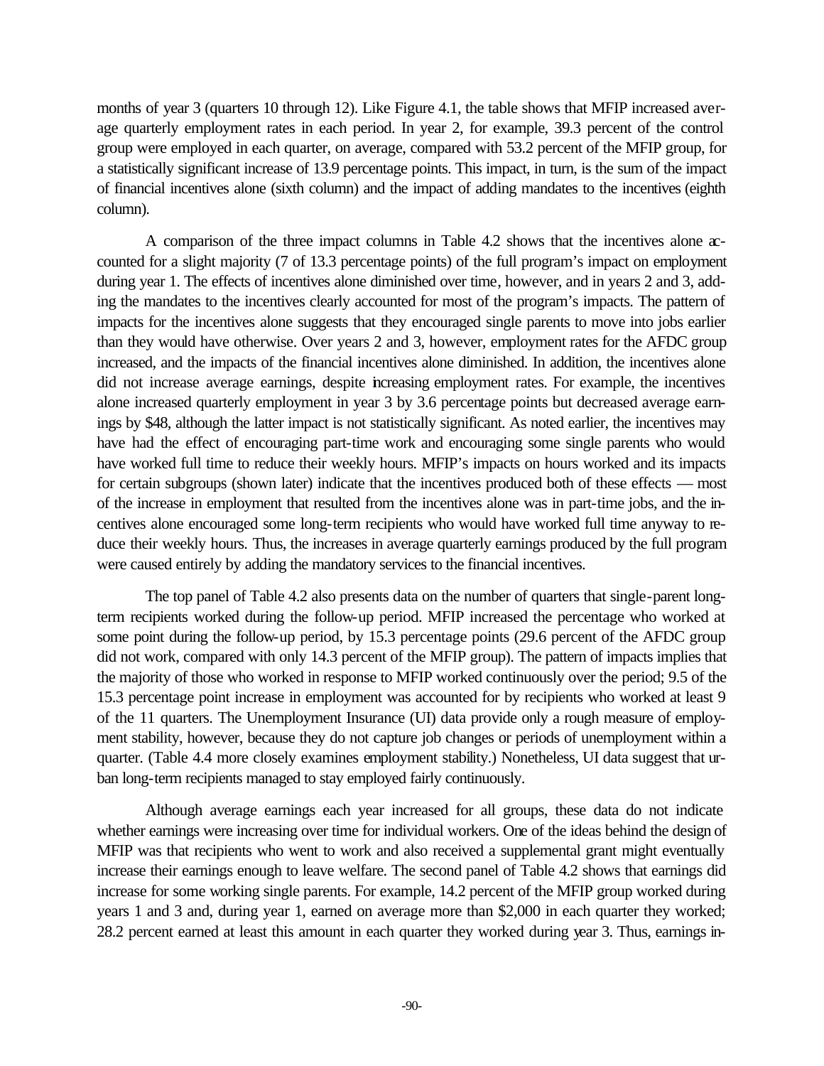months of year 3 (quarters 10 through 12). Like Figure 4.1, the table shows that MFIP increased average quarterly employment rates in each period. In year 2, for example, 39.3 percent of the control group were employed in each quarter, on average, compared with 53.2 percent of the MFIP group, for a statistically significant increase of 13.9 percentage points. This impact, in turn, is the sum of the impact of financial incentives alone (sixth column) and the impact of adding mandates to the incentives (eighth column).

A comparison of the three impact columns in Table 4.2 shows that the incentives alone accounted for a slight majority (7 of 13.3 percentage points) of the full program's impact on employment during year 1. The effects of incentives alone diminished over time, however, and in years 2 and 3, adding the mandates to the incentives clearly accounted for most of the program's impacts. The pattern of impacts for the incentives alone suggests that they encouraged single parents to move into jobs earlier than they would have otherwise. Over years 2 and 3, however, employment rates for the AFDC group increased, and the impacts of the financial incentives alone diminished. In addition, the incentives alone did not increase average earnings, despite increasing employment rates. For example, the incentives alone increased quarterly employment in year 3 by 3.6 percentage points but decreased average earnings by $48, although the latter impact is not statistically significant. As noted earlier, the incentives may have had the effect of encouraging part-time work and encouraging some single parents who would have worked full time to reduce their weekly hours. MFIP's impacts on hours worked and its impacts for certain subgroups (shown later) indicate that the incentives produced both of these effects — most of the increase in employment that resulted from the incentives alone was in part-time jobs, and the incentives alone encouraged some long-term recipients who would have worked full time anyway to reduce their weekly hours. Thus, the increases in average quarterly earnings produced by the full program were caused entirely by adding the mandatory services to the financial incentives.

The top panel of Table 4.2 also presents data on the number of quarters that single-parent long-term recipients worked during the follow-up period. MFIP increased the percentage who worked at some point during the follow-up period, by 15.3 percentage points (29.6 percent of the AFDC group did not work, compared with only 14.3 percent of the MFIP group). The pattern of impacts implies that the majority of those who worked in response to MFIP worked continuously over the period; 9.5 of the 15.3 percentage point increase in employment was accounted for by recipients who worked at least 9 of the 11 quarters. The Unemployment Insurance (UI) data provide only a rough measure of employment stability, however, because they do not capture job changes or periods of unemployment within a quarter. (Table 4.4 more closely examines employment stability.) Nonetheless, UI data suggest that urban long-term recipients managed to stay employed fairly continuously.

Although average earnings each year increased for all groups, these data do not indicate whether earnings were increasing over time for individual workers. One of the ideas behind the design of MFIP was that recipients who went to work and also received a supplemental grant might eventually increase their earnings enough to leave welfare. The second panel of Table 4.2 shows that earnings did increase for some working single parents. For example, 14.2 percent of the MFIP group worked during years 1 and 3 and, during year 1, earned on average more than $2,000 in each quarter they worked; 28.2 percent earned at least this amount in each quarter they worked during year 3. Thus, earnings in-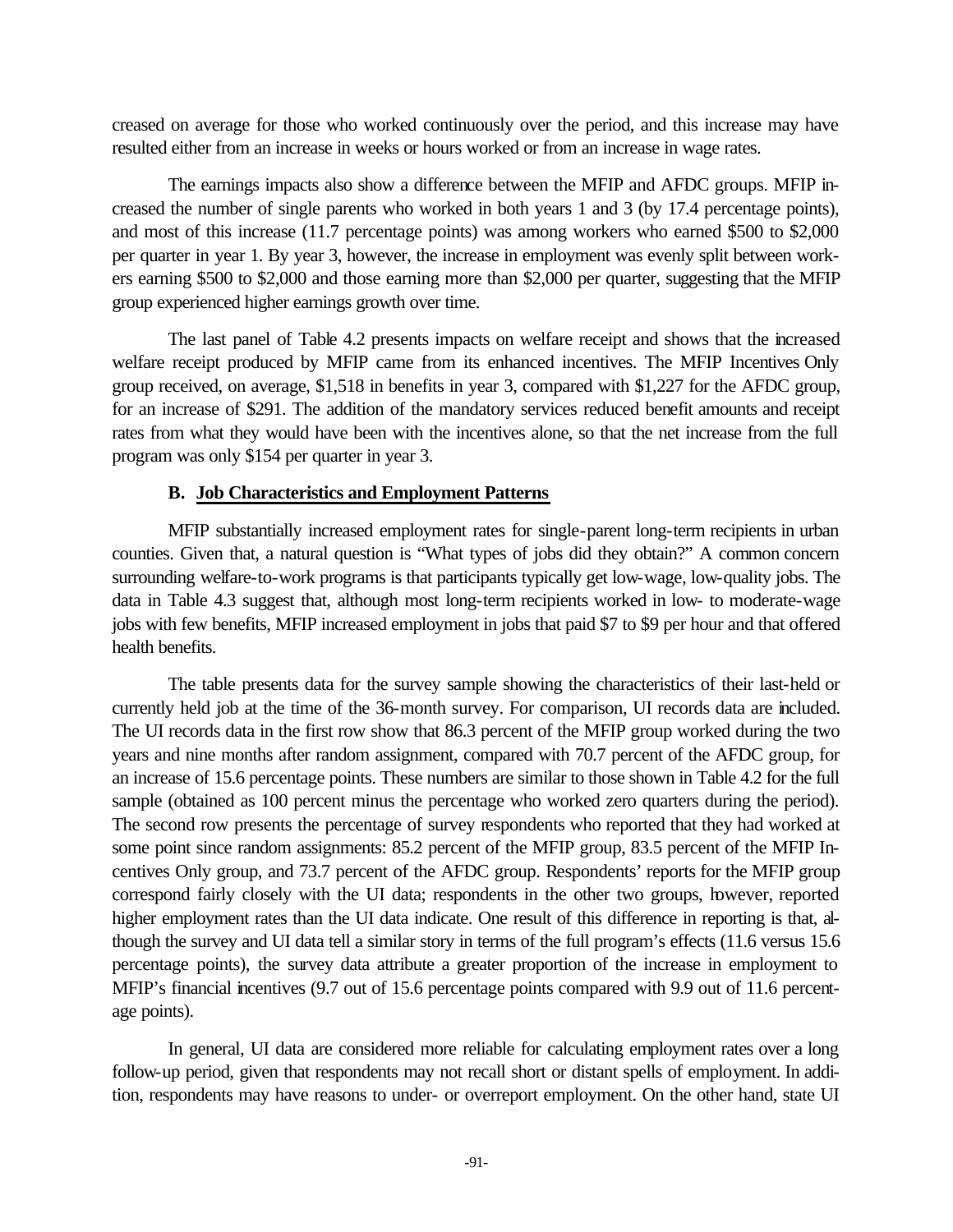creased on average for those who worked continuously over the period, and this increase may have resulted either from an increase in weeks or hours worked or from an increase in wage rates.

The earnings impacts also show a difference between the MFIP and AFDC groups. MFIP increased the number of single parents who worked in both years 1 and 3 (by 17.4 percentage points), and most of this increase (11.7 percentage points) was among workers who earned $500 to $2,000 per quarter in year 1. By year 3, however, the increase in employment was evenly split between workers earning $500 to $2,000 and those earning more than $2,000 per quarter, suggesting that the MFIP group experienced higher earnings growth over time.

The last panel of Table 4.2 presents impacts on welfare receipt and shows that the increased welfare receipt produced by MFIP came from its enhanced incentives. The MFIP Incentives Only group received, on average, $1,518 in benefits in year 3, compared with $1,227 for the AFDC group, for an increase of $291. The addition of the mandatory services reduced benefit amounts and receipt rates from what they would have been with the incentives alone, so that the net increase from the full program was only $154 per quarter in year 3.

### B. Job Characteristics and Employment Patterns

MFIP substantially increased employment rates for single-parent long-term recipients in urban counties. Given that, a natural question is "What types of jobs did they obtain?" A common concern surrounding welfare-to-work programs is that participants typically get low-wage, low-quality jobs. The data in Table 4.3 suggest that, although most long-term recipients worked in low- to moderate-wage jobs with few benefits, MFIP increased employment in jobs that paid $7 to $9 per hour and that offered health benefits.

The table presents data for the survey sample showing the characteristics of their last-held or currently held job at the time of the 36-month survey. For comparison, UI records data are included. The UI records data in the first row show that 86.3 percent of the MFIP group worked during the two years and nine months after random assignment, compared with 70.7 percent of the AFDC group, for an increase of 15.6 percentage points. These numbers are similar to those shown in Table 4.2 for the full sample (obtained as 100 percent minus the percentage who worked zero quarters during the period). The second row presents the percentage of survey respondents who reported that they had worked at some point since random assignments: 85.2 percent of the MFIP group, 83.5 percent of the MFIP Incentives Only group, and 73.7 percent of the AFDC group. Respondents' reports for the MFIP group correspond fairly closely with the UI data; respondents in the other two groups, however, reported higher employment rates than the UI data indicate. One result of this difference in reporting is that, although the survey and UI data tell a similar story in terms of the full program's effects (11.6 versus 15.6 percentage points), the survey data attribute a greater proportion of the increase in employment to MFIP's financial incentives (9.7 out of 15.6 percentage points compared with 9.9 out of 11.6 percentage points).

In general, UI data are considered more reliable for calculating employment rates over a long follow-up period, given that respondents may not recall short or distant spells of employment. In addition, respondents may have reasons to under- or overreport employment. On the other hand, state UI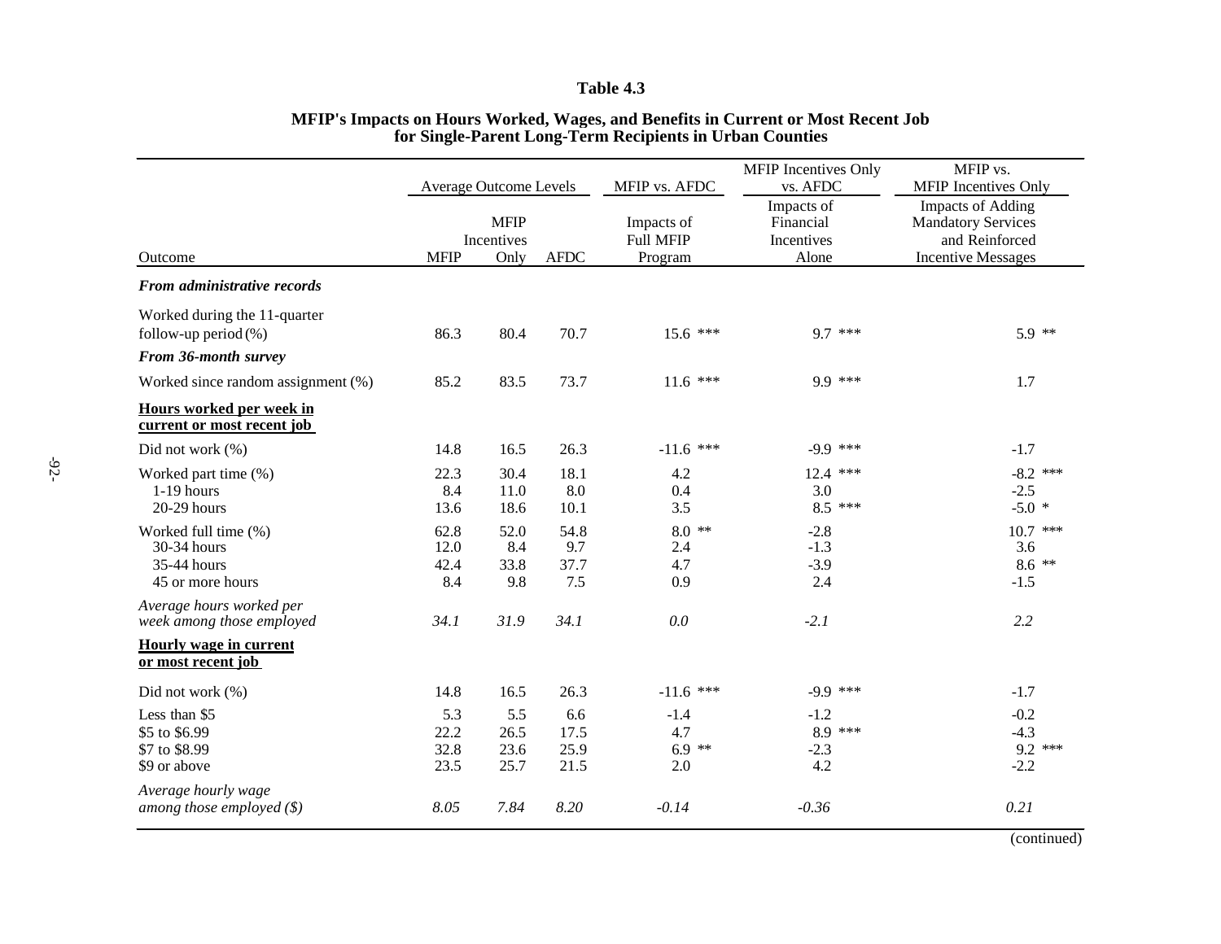**Table 4.3**

**MFIP's Impacts on Hours Worked, Wages, and Benefits in Current or Most Recent Job for Single-Parent Long-Term Recipients in Urban Counties**

| | Average Outcome Levels | | | MFIP vs. AFDC | MFIP Incentives Only vs. AFDC | MFIP vs. MFIP Incentives Only |
|---|---|---|---|---|---|---|
| Outcome | MFIP | MFIP Incentives Only | AFDC | Impacts of Full MFIP Program | Impacts of Financial Incentives Alone | Impacts of Adding Mandatory Services and Reinforced Incentive Messages |
| ***From administrative records*** | | | | | | |
| Worked during the 11-quarter follow-up period (%) | 86.3 | 80.4 | 70.7 | 15.6 *** | 9.7 *** | 5.9 ** |
| ***From 36-month survey*** | | | | | | |
| Worked since random assignment (%) | 85.2 | 83.5 | 73.7 | 11.6 *** | 9.9 *** | 1.7 |
| **Hours worked per week in current or most recent job** | | | | | | |
| Did not work (%) | 14.8 | 16.5 | 26.3 | -11.6 *** | -9.9 *** | -1.7 |
| Worked part time (%) | 22.3 | 30.4 | 18.1 | 4.2 | 12.4 *** | -8.2 *** |
| 1-19 hours | 8.4 | 11.0 | 8.0 | 0.4 | 3.0 | -2.5 |
| 20-29 hours | 13.6 | 18.6 | 10.1 | 3.5 | 8.5 *** | -5.0 * |
| Worked full time (%) | 62.8 | 52.0 | 54.8 | 8.0 ** | -2.8 | 10.7 *** |
| 30-34 hours | 12.0 | 8.4 | 9.7 | 2.4 | -1.3 | 3.6 |
| 35-44 hours | 42.4 | 33.8 | 37.7 | 4.7 | -3.9 | 8.6 ** |
| 45 or more hours | 8.4 | 9.8 | 7.5 | 0.9 | 2.4 | -1.5 |
| *Average hours worked per week among those employed* | *34.1* | *31.9* | *34.1* | *0.0* | *-2.1* | *2.2* |
| **Hourly wage in current or most recent job** | | | | | | |
| Did not work (%) | 14.8 | 16.5 | 26.3 | -11.6 *** | -9.9 *** | -1.7 |
| Less than $5 | 5.3 | 5.5 | 6.6 | -1.4 | -1.2 | -0.2 |
| $5 to $6.99 | 22.2 | 26.5 | 17.5 | 4.7 | 8.9 *** | -4.3 |
| $7 to $8.99 | 32.8 | 23.6 | 25.9 | 6.9 ** | -2.3 | 9.2 *** |
| $9 or above | 23.5 | 25.7 | 21.5 | 2.0 | 4.2 | -2.2 |
| *Average hourly wage among those employed ($)* | *8.05* | *7.84* | *8.20* | *-0.14* | *-0.36* | *0.21* |

(continued)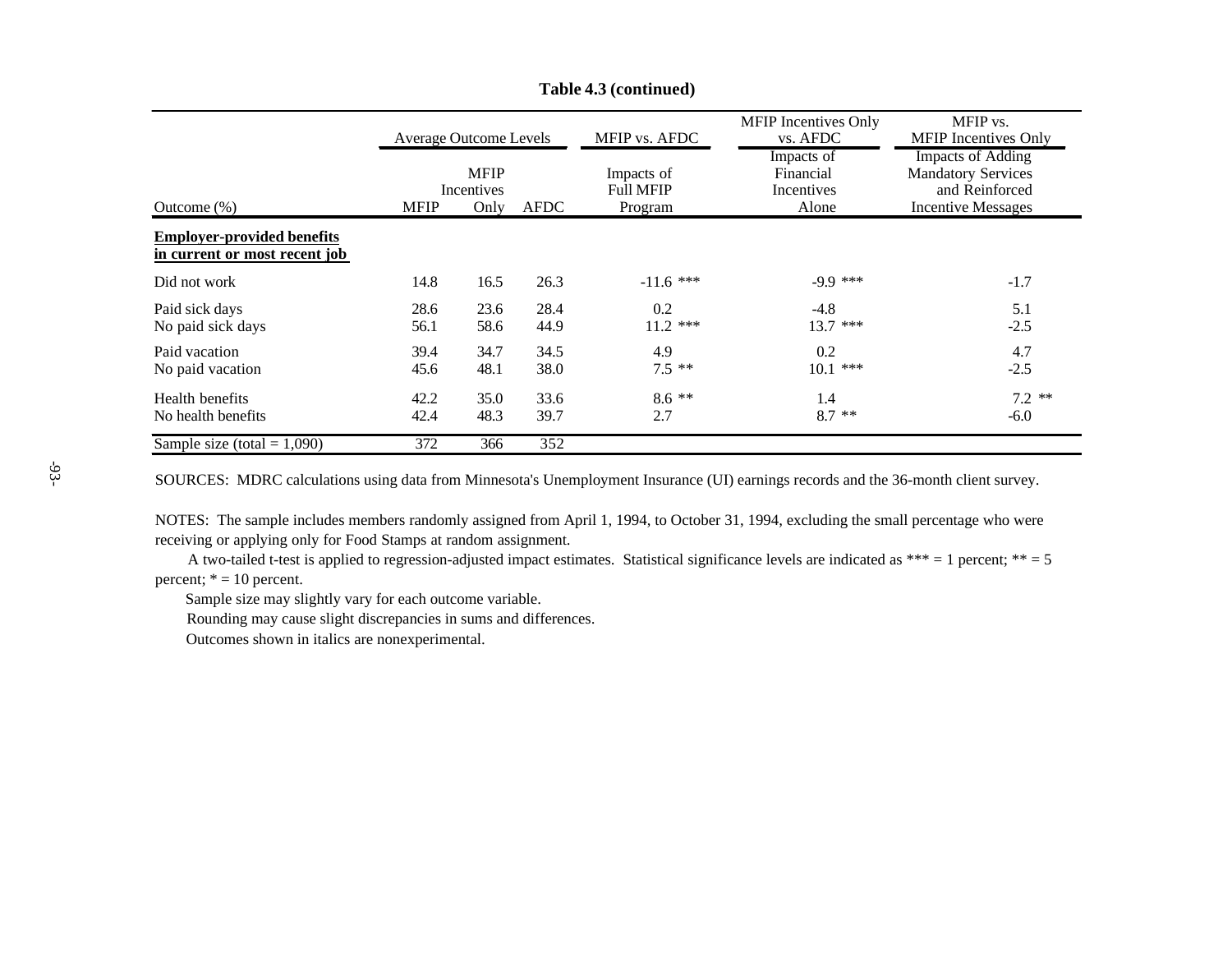**Table 4.3 (continued)**

| Outcome (%) | Average Outcome Levels | | | MFIP vs. AFDC | MFIP Incentives Only vs. AFDC | MFIP vs. MFIP Incentives Only |
|---|---|---|---|---|---|---|
| | MFIP | MFIP Incentives Only | AFDC | Impacts of Full MFIP Program | Impacts of Financial Incentives Alone | Impacts of Adding Mandatory Services and Reinforced Incentive Messages |
| **Employer-provided benefits in current or most recent job** | | | | | | |
| Did not work | 14.8 | 16.5 | 26.3 | -11.6 *** | -9.9 *** | -1.7 |
| Paid sick days | 28.6 | 23.6 | 28.4 | 0.2 | -4.8 | 5.1 |
| No paid sick days | 56.1 | 58.6 | 44.9 | 11.2 *** | 13.7 *** | -2.5 |
| Paid vacation | 39.4 | 34.7 | 34.5 | 4.9 | 0.2 | 4.7 |
| No paid vacation | 45.6 | 48.1 | 38.0 | 7.5 ** | 10.1 *** | -2.5 |
| Health benefits | 42.2 | 35.0 | 33.6 | 8.6 ** | 1.4 | 7.2 ** |
| No health benefits | 42.4 | 48.3 | 39.7 | 2.7 | 8.7 ** | -6.0 |
| Sample size (total = 1,090) | 372 | 366 | 352 | | | |

SOURCES: MDRC calculations using data from Minnesota's Unemployment Insurance (UI) earnings records and the 36-month client survey.

NOTES: The sample includes members randomly assigned from April 1, 1994, to October 31, 1994, excluding the small percentage who were receiving or applying only for Food Stamps at random assignment.

A two-tailed t-test is applied to regression-adjusted impact estimates. Statistical significance levels are indicated as *** = 1 percent; ** = 5 percent; * = 10 percent.

Sample size may slightly vary for each outcome variable.

Rounding may cause slight discrepancies in sums and differences.

Outcomes shown in italics are nonexperimental.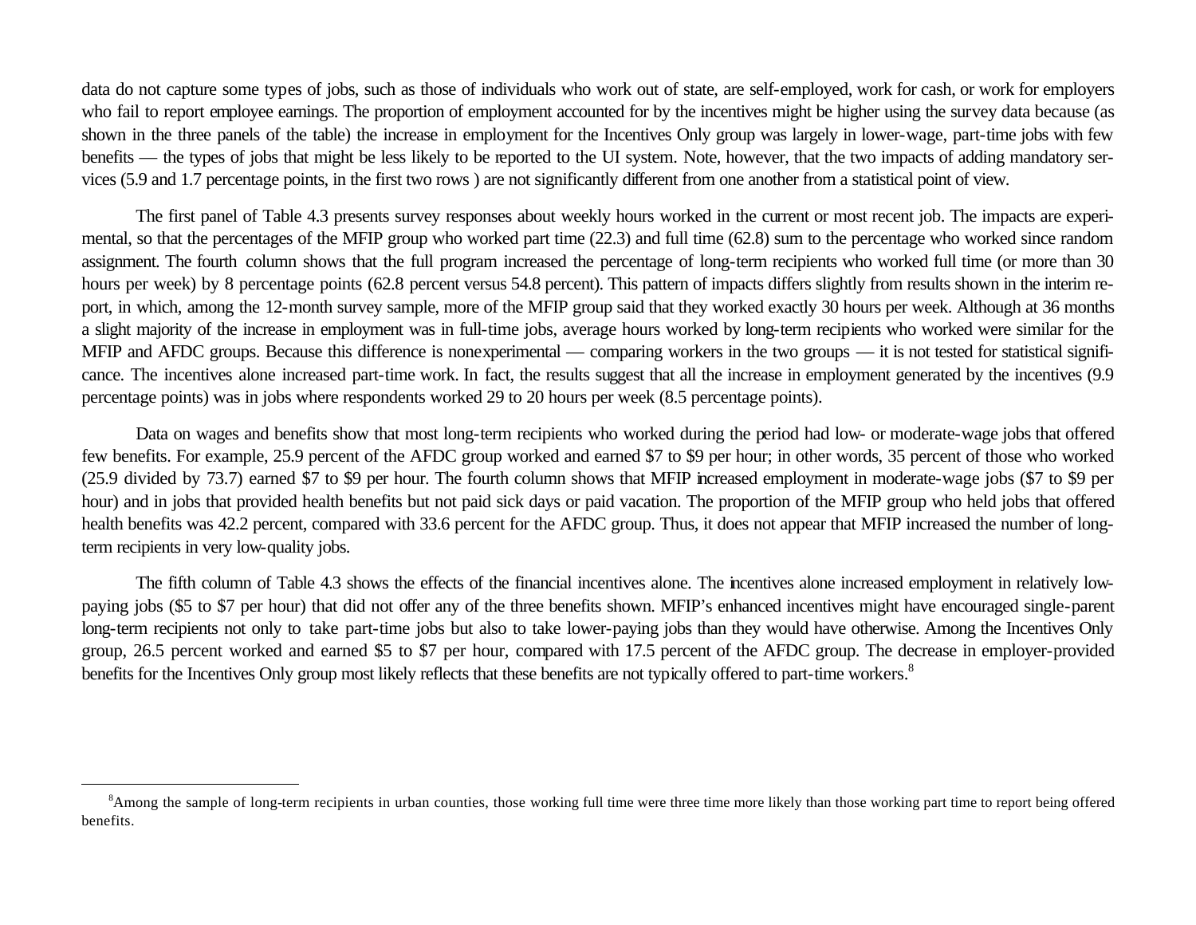data do not capture some types of jobs, such as those of individuals who work out of state, are self-employed, work for cash, or work for employers who fail to report employee earnings. The proportion of employment accounted for by the incentives might be higher using the survey data because (as shown in the three panels of the table) the increase in employment for the Incentives Only group was largely in lower-wage, part-time jobs with few benefits — the types of jobs that might be less likely to be reported to the UI system. Note, however, that the two impacts of adding mandatory services (5.9 and 1.7 percentage points, in the first two rows ) are not significantly different from one another from a statistical point of view.

The first panel of Table 4.3 presents survey responses about weekly hours worked in the current or most recent job. The impacts are experimental, so that the percentages of the MFIP group who worked part time (22.3) and full time (62.8) sum to the percentage who worked since random assignment. The fourth column shows that the full program increased the percentage of long-term recipients who worked full time (or more than 30 hours per week) by 8 percentage points (62.8 percent versus 54.8 percent). This pattern of impacts differs slightly from results shown in the interim report, in which, among the 12-month survey sample, more of the MFIP group said that they worked exactly 30 hours per week. Although at 36 months a slight majority of the increase in employment was in full-time jobs, average hours worked by long-term recipients who worked were similar for the MFIP and AFDC groups. Because this difference is nonexperimental — comparing workers in the two groups — it is not tested for statistical significance. The incentives alone increased part-time work. In fact, the results suggest that all the increase in employment generated by the incentives (9.9 percentage points) was in jobs where respondents worked 29 to 20 hours per week (8.5 percentage points).

Data on wages and benefits show that most long-term recipients who worked during the period had low- or moderate-wage jobs that offered few benefits. For example, 25.9 percent of the AFDC group worked and earned $7 to $9 per hour; in other words, 35 percent of those who worked (25.9 divided by 73.7) earned $7 to $9 per hour. The fourth column shows that MFIP increased employment in moderate-wage jobs ($7 to $9 per hour) and in jobs that provided health benefits but not paid sick days or paid vacation. The proportion of the MFIP group who held jobs that offered health benefits was 42.2 percent, compared with 33.6 percent for the AFDC group. Thus, it does not appear that MFIP increased the number of long-term recipients in very low-quality jobs.

The fifth column of Table 4.3 shows the effects of the financial incentives alone. The incentives alone increased employment in relatively low-paying jobs ($5 to $7 per hour) that did not offer any of the three benefits shown. MFIP's enhanced incentives might have encouraged single-parent long-term recipients not only to take part-time jobs but also to take lower-paying jobs than they would have otherwise. Among the Incentives Only group, 26.5 percent worked and earned $5 to $7 per hour, compared with 17.5 percent of the AFDC group. The decrease in employer-provided benefits for the Incentives Only group most likely reflects that these benefits are not typically offered to part-time workers.[8]

---

[8]Among the sample of long-term recipients in urban counties, those working full time were three time more likely than those working part time to report being offered benefits.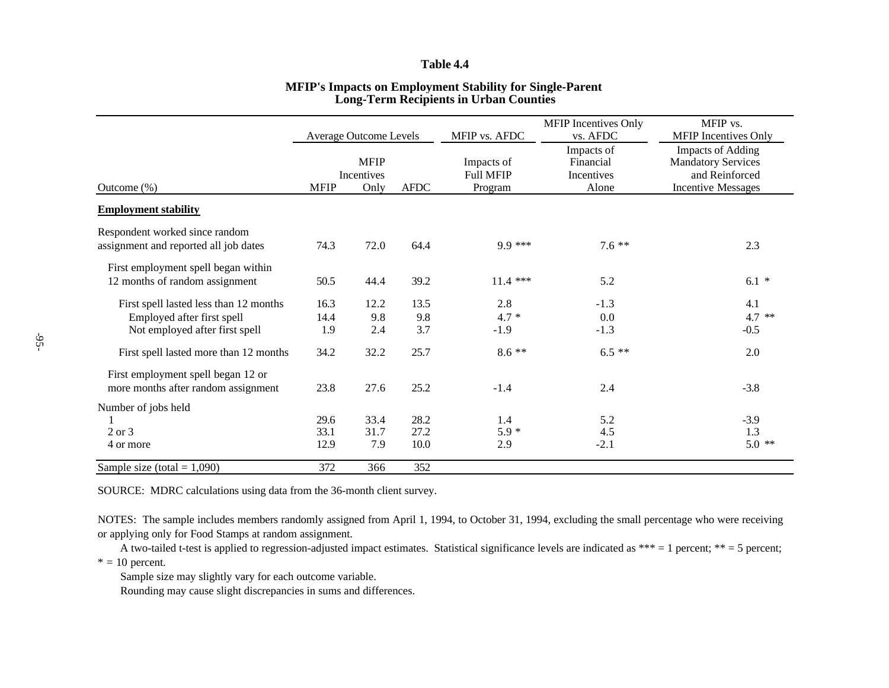**Table 4.4**

**MFIP's Impacts on Employment Stability for Single-Parent Long-Term Recipients in Urban Counties**

| | Average Outcome Levels | | | MFIP vs. AFDC | MFIP Incentives Only vs. AFDC | MFIP vs. MFIP Incentives Only |
|---|---|---|---|---|---|---|
| Outcome (%) | MFIP | MFIP Incentives Only | AFDC | Impacts of Full MFIP Program | Impacts of Financial Incentives Alone | Impacts of Adding Mandatory Services and Reinforced Incentive Messages |
| **Employment stability** | | | | | | |
| Respondent worked since random assignment and reported all job dates | 74.3 | 72.0 | 64.4 | 9.9 *** | 7.6 ** | 2.3 |
| First employment spell began within 12 months of random assignment | 50.5 | 44.4 | 39.2 | 11.4 *** | 5.2 | 6.1 * |
| First spell lasted less than 12 months | 16.3 | 12.2 | 13.5 | 2.8 | -1.3 | 4.1 |
| Employed after first spell | 14.4 | 9.8 | 9.8 | 4.7 * | 0.0 | 4.7 ** |
| Not employed after first spell | 1.9 | 2.4 | 3.7 | -1.9 | -1.3 | -0.5 |
| First spell lasted more than 12 months | 34.2 | 32.2 | 25.7 | 8.6 ** | 6.5 ** | 2.0 |
| First employment spell began 12 or more months after random assignment | 23.8 | 27.6 | 25.2 | -1.4 | 2.4 | -3.8 |
| Number of jobs held | | | | | | |
| 1 | 29.6 | 33.4 | 28.2 | 1.4 | 5.2 | -3.9 |
| 2 or 3 | 33.1 | 31.7 | 27.2 | 5.9 * | 4.5 | 1.3 |
| 4 or more | 12.9 | 7.9 | 10.0 | 2.9 | -2.1 | 5.0 ** |
| Sample size (total = 1,090) | 372 | 366 | 352 | | | |

SOURCE: MDRC calculations using data from the 36-month client survey.

NOTES: The sample includes members randomly assigned from April 1, 1994, to October 31, 1994, excluding the small percentage who were receiving or applying only for Food Stamps at random assignment.

A two-tailed t-test is applied to regression-adjusted impact estimates. Statistical significance levels are indicated as *** = 1 percent; ** = 5 percent; * = 10 percent.

Sample size may slightly vary for each outcome variable.

Rounding may cause slight discrepancies in sums and differences.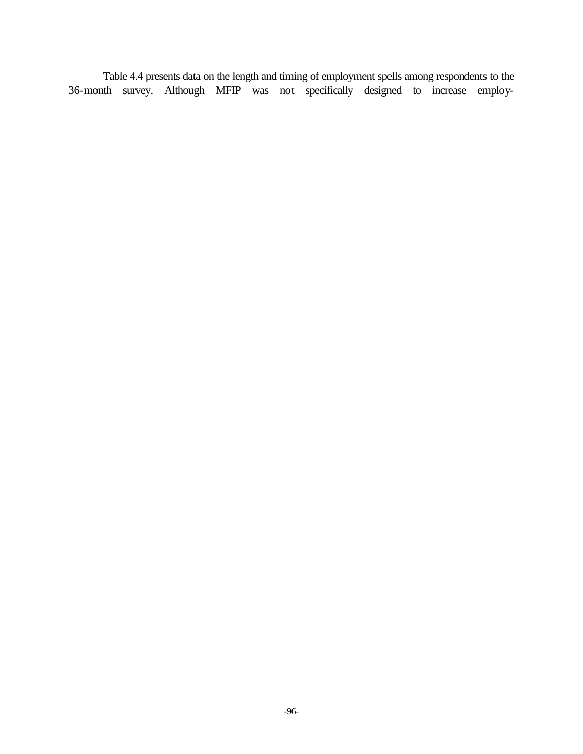Table 4.4 presents data on the length and timing of employment spells among respondents to the 36-month survey. Although MFIP was not specifically designed to increase employ-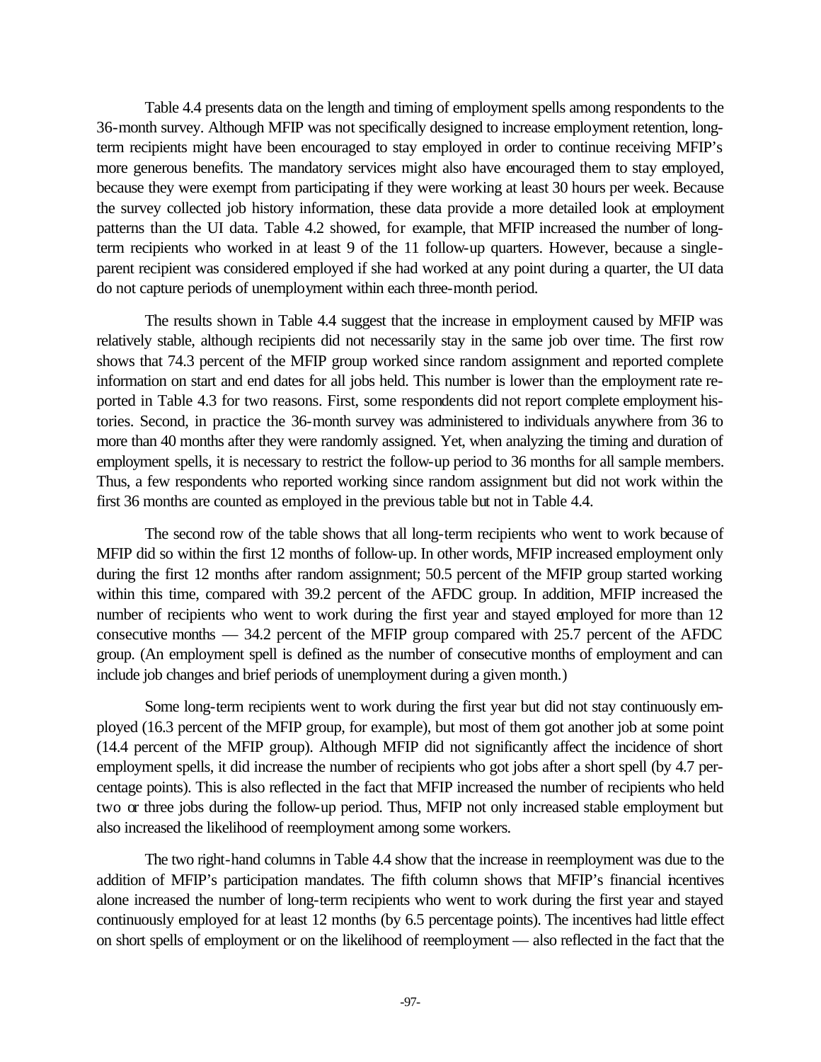Table 4.4 presents data on the length and timing of employment spells among respondents to the 36-month survey. Although MFIP was not specifically designed to increase employment retention, long-term recipients might have been encouraged to stay employed in order to continue receiving MFIP's more generous benefits. The mandatory services might also have encouraged them to stay employed, because they were exempt from participating if they were working at least 30 hours per week. Because the survey collected job history information, these data provide a more detailed look at employment patterns than the UI data. Table 4.2 showed, for example, that MFIP increased the number of long-term recipients who worked in at least 9 of the 11 follow-up quarters. However, because a single-parent recipient was considered employed if she had worked at any point during a quarter, the UI data do not capture periods of unemployment within each three-month period.

The results shown in Table 4.4 suggest that the increase in employment caused by MFIP was relatively stable, although recipients did not necessarily stay in the same job over time. The first row shows that 74.3 percent of the MFIP group worked since random assignment and reported complete information on start and end dates for all jobs held. This number is lower than the employment rate reported in Table 4.3 for two reasons. First, some respondents did not report complete employment histories. Second, in practice the 36-month survey was administered to individuals anywhere from 36 to more than 40 months after they were randomly assigned. Yet, when analyzing the timing and duration of employment spells, it is necessary to restrict the follow-up period to 36 months for all sample members. Thus, a few respondents who reported working since random assignment but did not work within the first 36 months are counted as employed in the previous table but not in Table 4.4.

The second row of the table shows that all long-term recipients who went to work because of MFIP did so within the first 12 months of follow-up. In other words, MFIP increased employment only during the first 12 months after random assignment; 50.5 percent of the MFIP group started working within this time, compared with 39.2 percent of the AFDC group. In addition, MFIP increased the number of recipients who went to work during the first year and stayed employed for more than 12 consecutive months — 34.2 percent of the MFIP group compared with 25.7 percent of the AFDC group. (An employment spell is defined as the number of consecutive months of employment and can include job changes and brief periods of unemployment during a given month.)

Some long-term recipients went to work during the first year but did not stay continuously employed (16.3 percent of the MFIP group, for example), but most of them got another job at some point (14.4 percent of the MFIP group). Although MFIP did not significantly affect the incidence of short employment spells, it did increase the number of recipients who got jobs after a short spell (by 4.7 percentage points). This is also reflected in the fact that MFIP increased the number of recipients who held two or three jobs during the follow-up period. Thus, MFIP not only increased stable employment but also increased the likelihood of reemployment among some workers.

The two right-hand columns in Table 4.4 show that the increase in reemployment was due to the addition of MFIP's participation mandates. The fifth column shows that MFIP's financial incentives alone increased the number of long-term recipients who went to work during the first year and stayed continuously employed for at least 12 months (by 6.5 percentage points). The incentives had little effect on short spells of employment or on the likelihood of reemployment — also reflected in the fact that the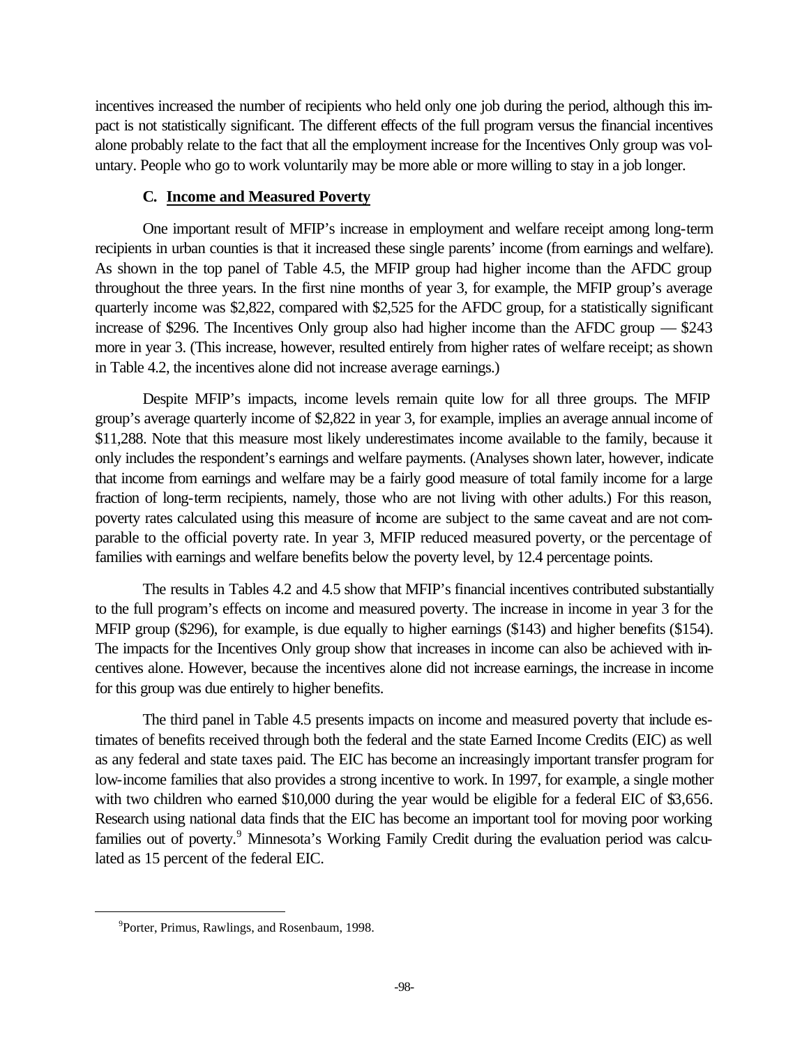incentives increased the number of recipients who held only one job during the period, although this impact is not statistically significant. The different effects of the full program versus the financial incentives alone probably relate to the fact that all the employment increase for the Incentives Only group was voluntary. People who go to work voluntarily may be more able or more willing to stay in a job longer.

### C. Income and Measured Poverty

One important result of MFIP's increase in employment and welfare receipt among long-term recipients in urban counties is that it increased these single parents' income (from earnings and welfare). As shown in the top panel of Table 4.5, the MFIP group had higher income than the AFDC group throughout the three years. In the first nine months of year 3, for example, the MFIP group's average quarterly income was $2,822, compared with $2,525 for the AFDC group, for a statistically significant increase of $296. The Incentives Only group also had higher income than the AFDC group — $243 more in year 3. (This increase, however, resulted entirely from higher rates of welfare receipt; as shown in Table 4.2, the incentives alone did not increase average earnings.)

Despite MFIP's impacts, income levels remain quite low for all three groups. The MFIP group's average quarterly income of $2,822 in year 3, for example, implies an average annual income of $11,288. Note that this measure most likely underestimates income available to the family, because it only includes the respondent's earnings and welfare payments. (Analyses shown later, however, indicate that income from earnings and welfare may be a fairly good measure of total family income for a large fraction of long-term recipients, namely, those who are not living with other adults.) For this reason, poverty rates calculated using this measure of income are subject to the same caveat and are not comparable to the official poverty rate. In year 3, MFIP reduced measured poverty, or the percentage of families with earnings and welfare benefits below the poverty level, by 12.4 percentage points.

The results in Tables 4.2 and 4.5 show that MFIP's financial incentives contributed substantially to the full program's effects on income and measured poverty. The increase in income in year 3 for the MFIP group ($296), for example, is due equally to higher earnings ($143) and higher benefits ($154). The impacts for the Incentives Only group show that increases in income can also be achieved with incentives alone. However, because the incentives alone did not increase earnings, the increase in income for this group was due entirely to higher benefits.

The third panel in Table 4.5 presents impacts on income and measured poverty that include estimates of benefits received through both the federal and the state Earned Income Credits (EIC) as well as any federal and state taxes paid. The EIC has become an increasingly important transfer program for low-income families that also provides a strong incentive to work. In 1997, for example, a single mother with two children who earned $10,000 during the year would be eligible for a federal EIC of $3,656. Research using national data finds that the EIC has become an important tool for moving poor working families out of poverty.[9] Minnesota's Working Family Credit during the evaluation period was calculated as 15 percent of the federal EIC.

---

[9]Porter, Primus, Rawlings, and Rosenbaum, 1998.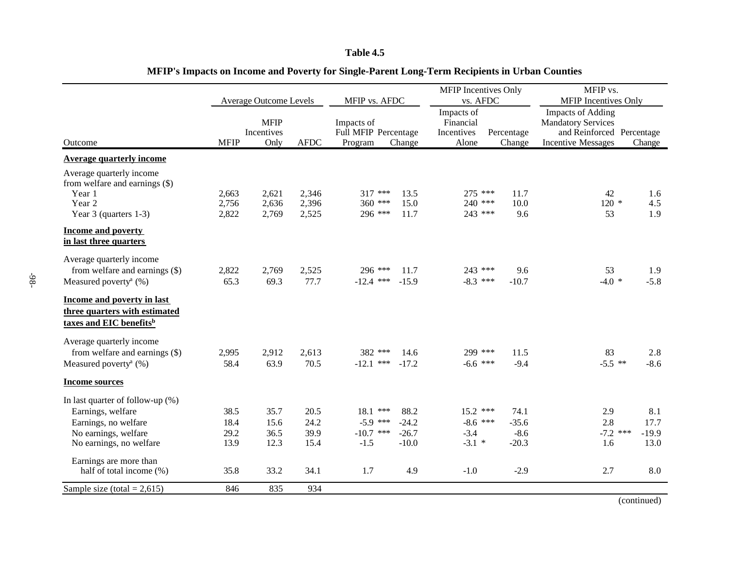**Table 4.5**

**MFIP's Impacts on Income and Poverty for Single-Parent Long-Term Recipients in Urban Counties**

| | Average Outcome Levels | | | MFIP vs. AFDC | | MFIP Incentives Only vs. AFDC | | MFIP vs. MFIP Incentives Only | |
|---|---|---|---|---|---|---|---|---|---|
| Outcome | MFIP | MFIP Incentives Only | AFDC | Impacts of Full MFIP Program | Percentage Change | Impacts of Financial Incentives Alone | Percentage Change | Impacts of Adding Mandatory Services and Reinforced Incentive Messages | Percentage Change |
| **Average quarterly income** | | | | | | | | | |
| Average quarterly income from welfare and earnings ($) | | | | | | | | | |
| Year 1 | 2,663 | 2,621 | 2,346 | 317 *** | 13.5 | 275 *** | 11.7 | 42 | 1.6 |
| Year 2 | 2,756 | 2,636 | 2,396 | 360 *** | 15.0 | 240 *** | 10.0 | 120 * | 4.5 |
| Year 3 (quarters 1-3) | 2,822 | 2,769 | 2,525 | 296 *** | 11.7 | 243 *** | 9.6 | 53 | 1.9 |
| **Income and poverty in last three quarters** | | | | | | | | | |
| Average quarterly income from welfare and earnings ($) | 2,822 | 2,769 | 2,525 | 296 *** | 11.7 | 243 *** | 9.6 | 53 | 1.9 |
| Measured poverty[a] (%) | 65.3 | 69.3 | 77.7 | -12.4 *** | -15.9 | -8.3 *** | -10.7 | -4.0 * | -5.8 |
| **Income and poverty in last three quarters with estimated taxes and EIC benefits[b]** | | | | | | | | | |
| Average quarterly income from welfare and earnings ($) | 2,995 | 2,912 | 2,613 | 382 *** | 14.6 | 299 *** | 11.5 | 83 | 2.8 |
| Measured poverty[a] (%) | 58.4 | 63.9 | 70.5 | -12.1 *** | -17.2 | -6.6 *** | -9.4 | -5.5 ** | -8.6 |
| **Income sources** | | | | | | | | | |
| In last quarter of follow-up (%) | | | | | | | | | |
| Earnings, welfare | 38.5 | 35.7 | 20.5 | 18.1 *** | 88.2 | 15.2 *** | 74.1 | 2.9 | 8.1 |
| Earnings, no welfare | 18.4 | 15.6 | 24.2 | -5.9 *** | -24.2 | -8.6 *** | -35.6 | 2.8 | 17.7 |
| No earnings, welfare | 29.2 | 36.5 | 39.9 | -10.7 *** | -26.7 | -3.4 | -8.6 | -7.2 *** | -19.9 |
| No earnings, no welfare | 13.9 | 12.3 | 15.4 | -1.5 | -10.0 | -3.1 * | -20.3 | 1.6 | 13.0 |
| Earnings are more than half of total income (%) | 35.8 | 33.2 | 34.1 | 1.7 | 4.9 | -1.0 | -2.9 | 2.7 | 8.0 |
| Sample size (total = 2,615) | 846 | 835 | 934 | | | | | | |

(continued)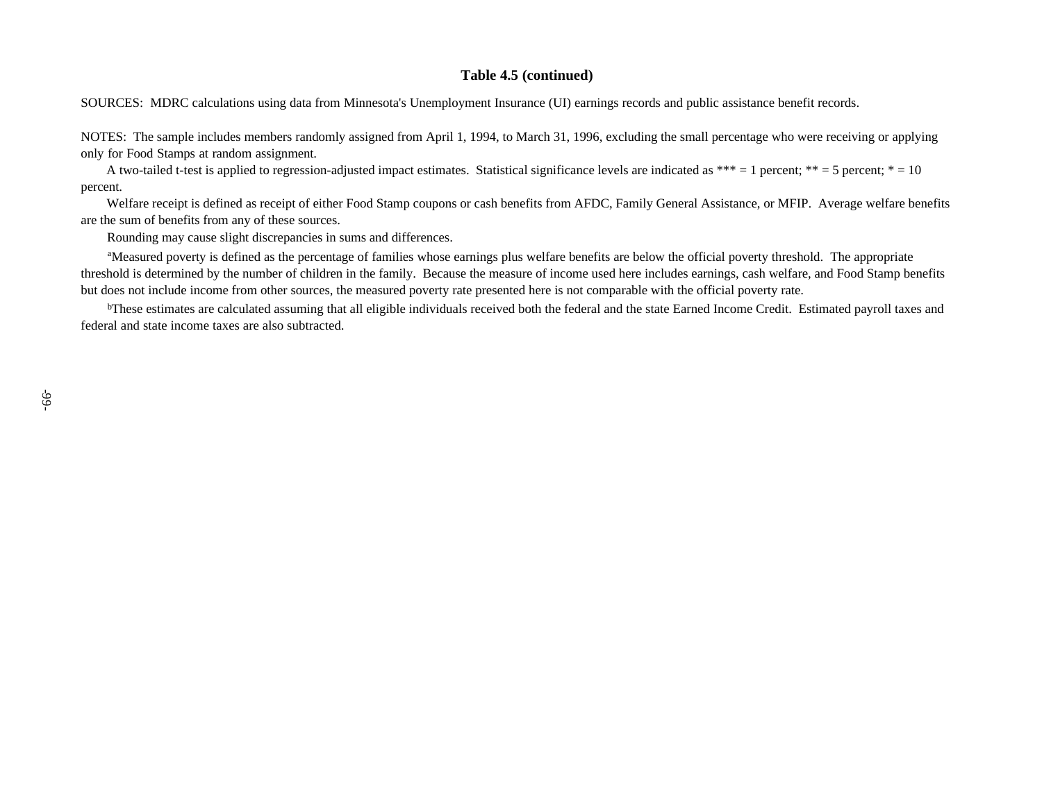**Table 4.5 (continued)**

SOURCES: MDRC calculations using data from Minnesota's Unemployment Insurance (UI) earnings records and public assistance benefit records.

NOTES: The sample includes members randomly assigned from April 1, 1994, to March 31, 1996, excluding the small percentage who were receiving or applying only for Food Stamps at random assignment.

A two-tailed t-test is applied to regression-adjusted impact estimates. Statistical significance levels are indicated as *** = 1 percent; ** = 5 percent; * = 10 percent.

Welfare receipt is defined as receipt of either Food Stamp coupons or cash benefits from AFDC, Family General Assistance, or MFIP. Average welfare benefits are the sum of benefits from any of these sources.

Rounding may cause slight discrepancies in sums and differences.

[a]Measured poverty is defined as the percentage of families whose earnings plus welfare benefits are below the official poverty threshold. The appropriate threshold is determined by the number of children in the family. Because the measure of income used here includes earnings, cash welfare, and Food Stamp benefits but does not include income from other sources, the measured poverty rate presented here is not comparable with the official poverty rate.

[b]These estimates are calculated assuming that all eligible individuals received both the federal and the state Earned Income Credit. Estimated payroll taxes and federal and state income taxes are also subtracted.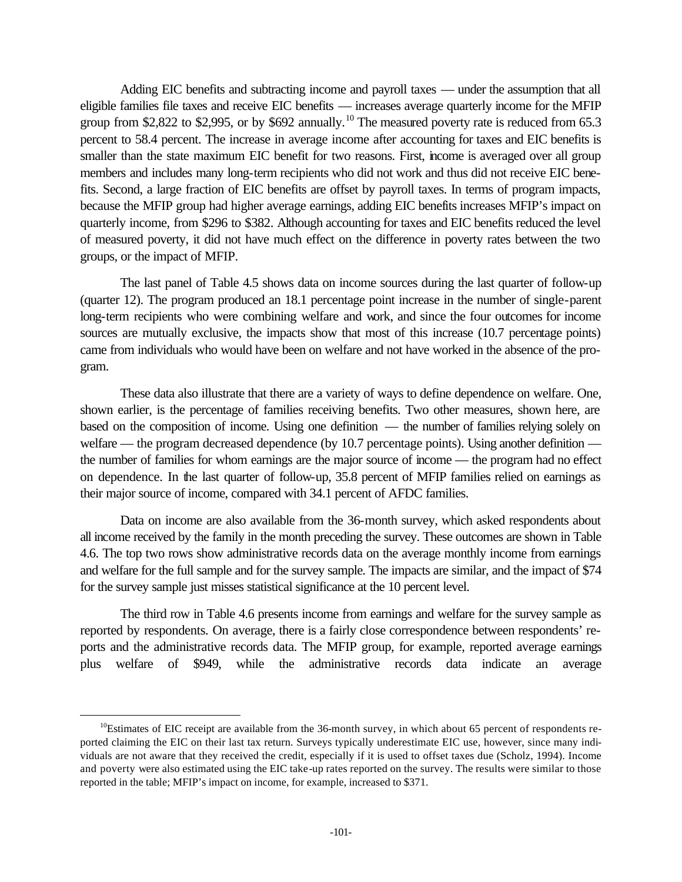Adding EIC benefits and subtracting income and payroll taxes — under the assumption that all eligible families file taxes and receive EIC benefits — increases average quarterly income for the MFIP group from $2,822 to $2,995, or by $692 annually.[10] The measured poverty rate is reduced from 65.3 percent to 58.4 percent. The increase in average income after accounting for taxes and EIC benefits is smaller than the state maximum EIC benefit for two reasons. First, income is averaged over all group members and includes many long-term recipients who did not work and thus did not receive EIC benefits. Second, a large fraction of EIC benefits are offset by payroll taxes. In terms of program impacts, because the MFIP group had higher average earnings, adding EIC benefits increases MFIP's impact on quarterly income, from $296 to $382. Although accounting for taxes and EIC benefits reduced the level of measured poverty, it did not have much effect on the difference in poverty rates between the two groups, or the impact of MFIP.

The last panel of Table 4.5 shows data on income sources during the last quarter of follow-up (quarter 12). The program produced an 18.1 percentage point increase in the number of single-parent long-term recipients who were combining welfare and work, and since the four outcomes for income sources are mutually exclusive, the impacts show that most of this increase (10.7 percentage points) came from individuals who would have been on welfare and not have worked in the absence of the program.

These data also illustrate that there are a variety of ways to define dependence on welfare. One, shown earlier, is the percentage of families receiving benefits. Two other measures, shown here, are based on the composition of income. Using one definition — the number of families relying solely on welfare — the program decreased dependence (by 10.7 percentage points). Using another definition — the number of families for whom earnings are the major source of income — the program had no effect on dependence. In the last quarter of follow-up, 35.8 percent of MFIP families relied on earnings as their major source of income, compared with 34.1 percent of AFDC families.

Data on income are also available from the 36-month survey, which asked respondents about all income received by the family in the month preceding the survey. These outcomes are shown in Table 4.6. The top two rows show administrative records data on the average monthly income from earnings and welfare for the full sample and for the survey sample. The impacts are similar, and the impact of $74 for the survey sample just misses statistical significance at the 10 percent level.

The third row in Table 4.6 presents income from earnings and welfare for the survey sample as reported by respondents. On average, there is a fairly close correspondence between respondents' reports and the administrative records data. The MFIP group, for example, reported average earnings plus welfare of $949, while the administrative records data indicate an average

[10] Estimates of EIC receipt are available from the 36-month survey, in which about 65 percent of respondents reported claiming the EIC on their last tax return. Surveys typically underestimate EIC use, however, since many individuals are not aware that they received the credit, especially if it is used to offset taxes due (Scholz, 1994). Income and poverty were also estimated using the EIC take-up rates reported on the survey. The results were similar to those reported in the table; MFIP's impact on income, for example, increased to $371.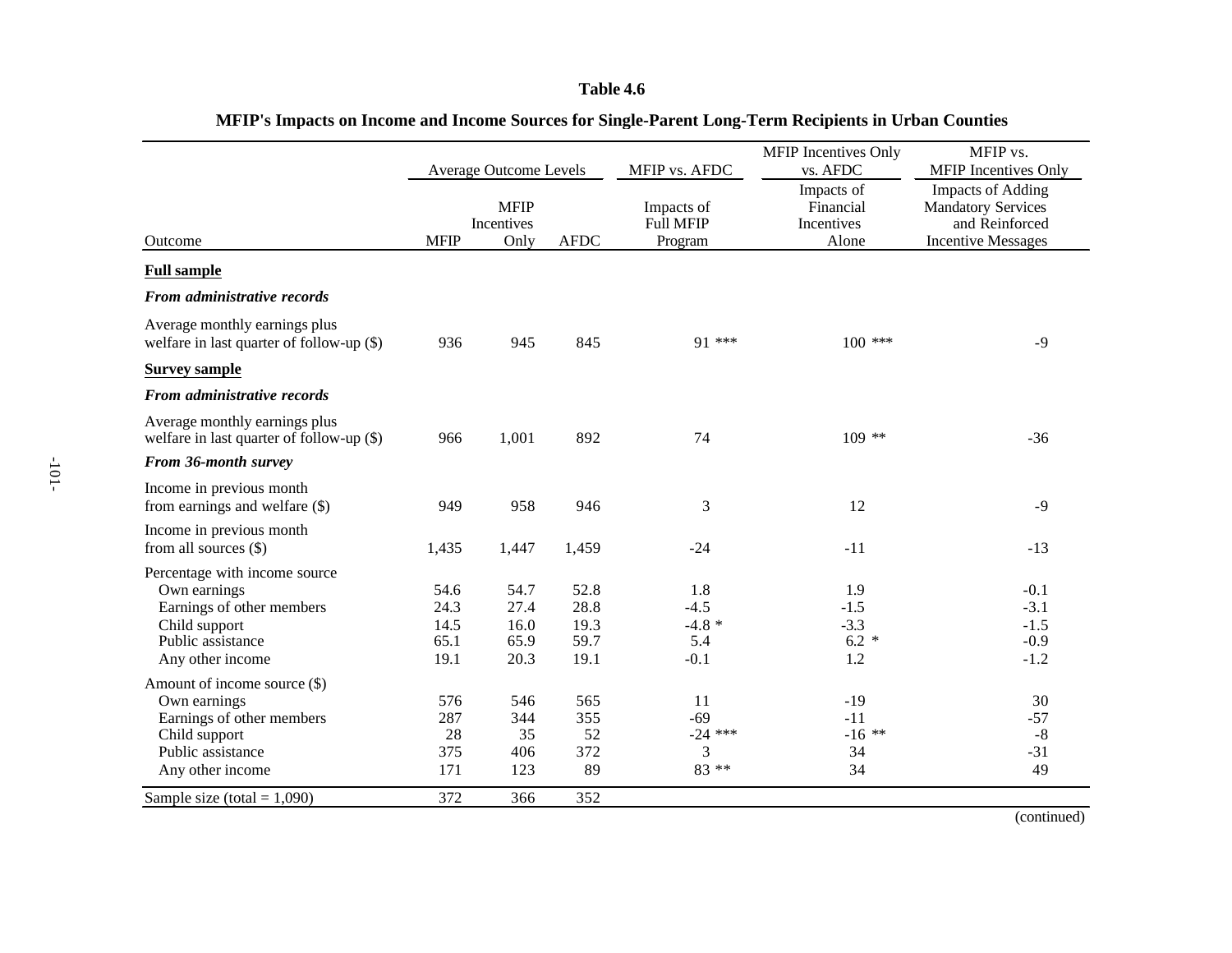**Table 4.6**

**MFIP's Impacts on Income and Income Sources for Single-Parent Long-Term Recipients in Urban Counties**

| Outcome | Average Outcome Levels | | | MFIP vs. AFDC | MFIP Incentives Only vs. AFDC | MFIP vs. MFIP Incentives Only |
|---|---|---|---|---|---|---|
| | MFIP | MFIP Incentives Only | AFDC | Impacts of Full MFIP Program | Impacts of Financial Incentives Alone | Impacts of Adding Mandatory Services and Reinforced Incentive Messages |
| **Full sample** | | | | | | |
| ***From administrative records*** | | | | | | |
| Average monthly earnings plus welfare in last quarter of follow-up ($) | 936 | 945 | 845 | 91 *** | 100 *** | -9 |
| **Survey sample** | | | | | | |
| ***From administrative records*** | | | | | | |
| Average monthly earnings plus welfare in last quarter of follow-up ($) | 966 | 1,001 | 892 | 74 | 109 ** | -36 |
| ***From 36-month survey*** | | | | | | |
| Income in previous month from earnings and welfare ($) | 949 | 958 | 946 | 3 | 12 | -9 |
| Income in previous month from all sources ($) | 1,435 | 1,447 | 1,459 | -24 | -11 | -13 |
| Percentage with income source | | | | | | |
| Own earnings | 54.6 | 54.7 | 52.8 | 1.8 | 1.9 | -0.1 |
| Earnings of other members | 24.3 | 27.4 | 28.8 | -4.5 | -1.5 | -3.1 |
| Child support | 14.5 | 16.0 | 19.3 | -4.8 * | -3.3 | -1.5 |
| Public assistance | 65.1 | 65.9 | 59.7 | 5.4 | 6.2 * | -0.9 |
| Any other income | 19.1 | 20.3 | 19.1 | -0.1 | 1.2 | -1.2 |
| Amount of income source ($) | | | | | | |
| Own earnings | 576 | 546 | 565 | 11 | -19 | 30 |
| Earnings of other members | 287 | 344 | 355 | -69 | -11 | -57 |
| Child support | 28 | 35 | 52 | -24 *** | -16 ** | -8 |
| Public assistance | 375 | 406 | 372 | 3 | 34 | -31 |
| Any other income | 171 | 123 | 89 | 83 ** | 34 | 49 |
| Sample size (total = 1,090) | 372 | 366 | 352 | | | |

(continued)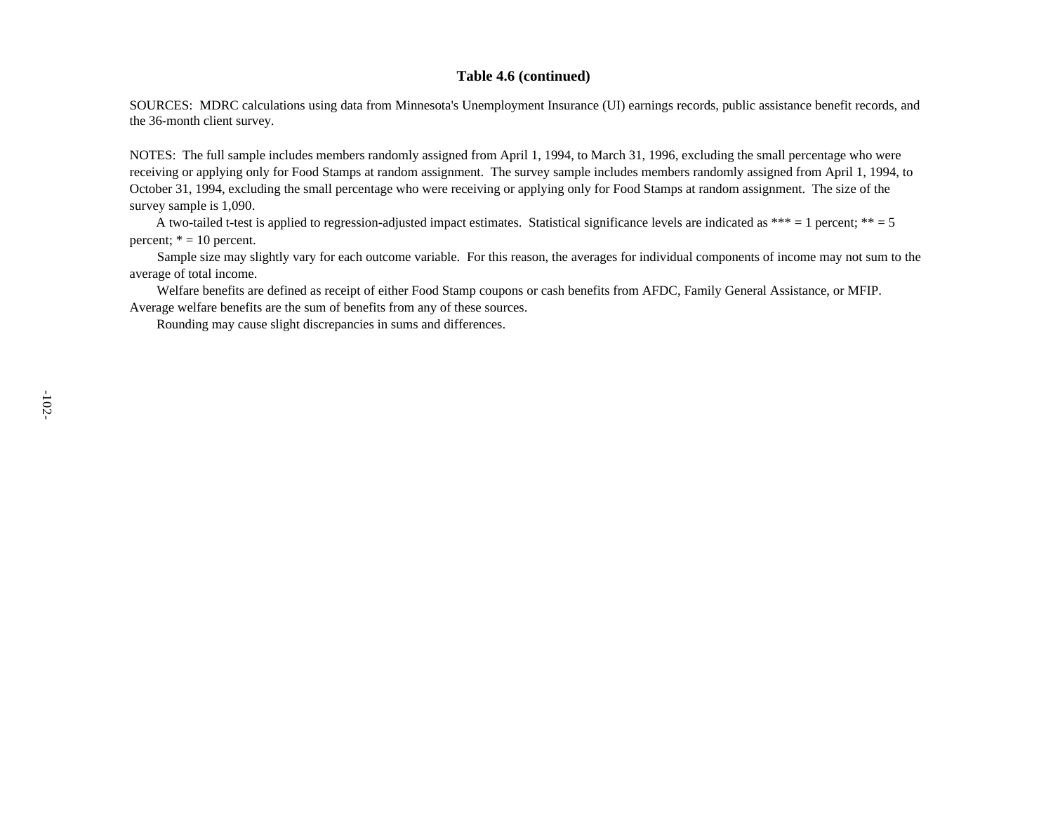**Table 4.6 (continued)**

SOURCES: MDRC calculations using data from Minnesota's Unemployment Insurance (UI) earnings records, public assistance benefit records, and the 36-month client survey.

NOTES: The full sample includes members randomly assigned from April 1, 1994, to March 31, 1996, excluding the small percentage who were receiving or applying only for Food Stamps at random assignment. The survey sample includes members randomly assigned from April 1, 1994, to October 31, 1994, excluding the small percentage who were receiving or applying only for Food Stamps at random assignment. The size of the survey sample is 1,090.

A two-tailed t-test is applied to regression-adjusted impact estimates. Statistical significance levels are indicated as *** = 1 percent; ** = 5 percent; * = 10 percent.

Sample size may slightly vary for each outcome variable. For this reason, the averages for individual components of income may not sum to the average of total income.

Welfare benefits are defined as receipt of either Food Stamp coupons or cash benefits from AFDC, Family General Assistance, or MFIP. Average welfare benefits are the sum of benefits from any of these sources.

Rounding may cause slight discrepancies in sums and differences.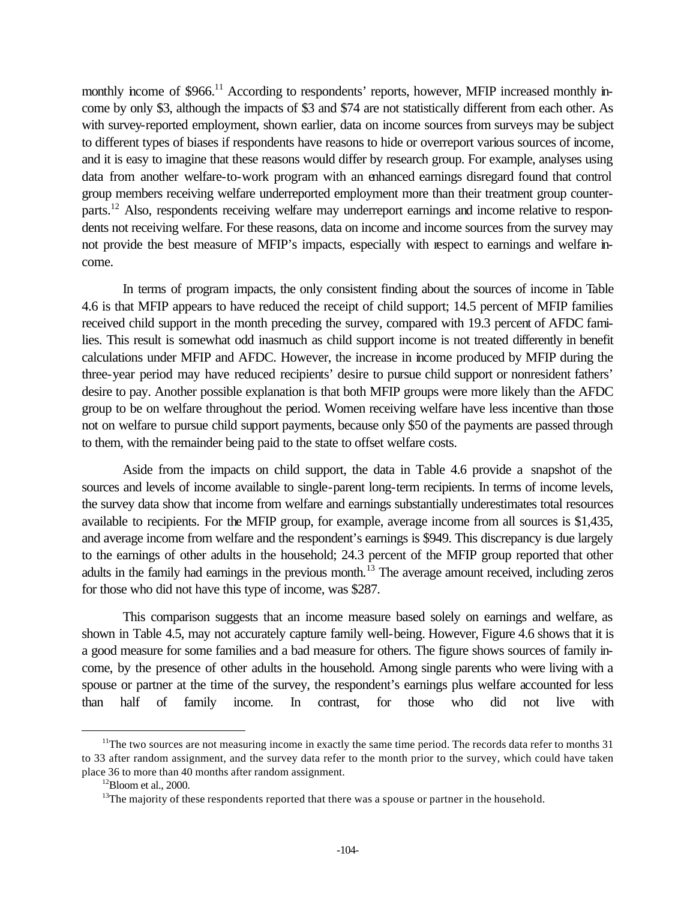monthly income of $966.[11] According to respondents' reports, however, MFIP increased monthly income by only $3, although the impacts of $3 and $74 are not statistically different from each other. As with survey-reported employment, shown earlier, data on income sources from surveys may be subject to different types of biases if respondents have reasons to hide or overreport various sources of income, and it is easy to imagine that these reasons would differ by research group. For example, analyses using data from another welfare-to-work program with an enhanced earnings disregard found that control group members receiving welfare underreported employment more than their treatment group counterparts.[12] Also, respondents receiving welfare may underreport earnings and income relative to respondents not receiving welfare. For these reasons, data on income and income sources from the survey may not provide the best measure of MFIP's impacts, especially with respect to earnings and welfare income.

In terms of program impacts, the only consistent finding about the sources of income in Table 4.6 is that MFIP appears to have reduced the receipt of child support; 14.5 percent of MFIP families received child support in the month preceding the survey, compared with 19.3 percent of AFDC families. This result is somewhat odd inasmuch as child support income is not treated differently in benefit calculations under MFIP and AFDC. However, the increase in income produced by MFIP during the three-year period may have reduced recipients' desire to pursue child support or nonresident fathers' desire to pay. Another possible explanation is that both MFIP groups were more likely than the AFDC group to be on welfare throughout the period. Women receiving welfare have less incentive than those not on welfare to pursue child support payments, because only $50 of the payments are passed through to them, with the remainder being paid to the state to offset welfare costs.

Aside from the impacts on child support, the data in Table 4.6 provide a snapshot of the sources and levels of income available to single-parent long-term recipients. In terms of income levels, the survey data show that income from welfare and earnings substantially underestimates total resources available to recipients. For the MFIP group, for example, average income from all sources is $1,435, and average income from welfare and the respondent's earnings is $949. This discrepancy is due largely to the earnings of other adults in the household; 24.3 percent of the MFIP group reported that other adults in the family had earnings in the previous month.[13] The average amount received, including zeros for those who did not have this type of income, was $287.

This comparison suggests that an income measure based solely on earnings and welfare, as shown in Table 4.5, may not accurately capture family well-being. However, Figure 4.6 shows that it is a good measure for some families and a bad measure for others. The figure shows sources of family income, by the presence of other adults in the household. Among single parents who were living with a spouse or partner at the time of the survey, the respondent's earnings plus welfare accounted for less than half of family income. In contrast, for those who did not live with

---

[11]The two sources are not measuring income in exactly the same time period. The records data refer to months 31 to 33 after random assignment, and the survey data refer to the month prior to the survey, which could have taken place 36 to more than 40 months after random assignment.

[12]Bloom et al., 2000.

[13]The majority of these respondents reported that there was a spouse or partner in the household.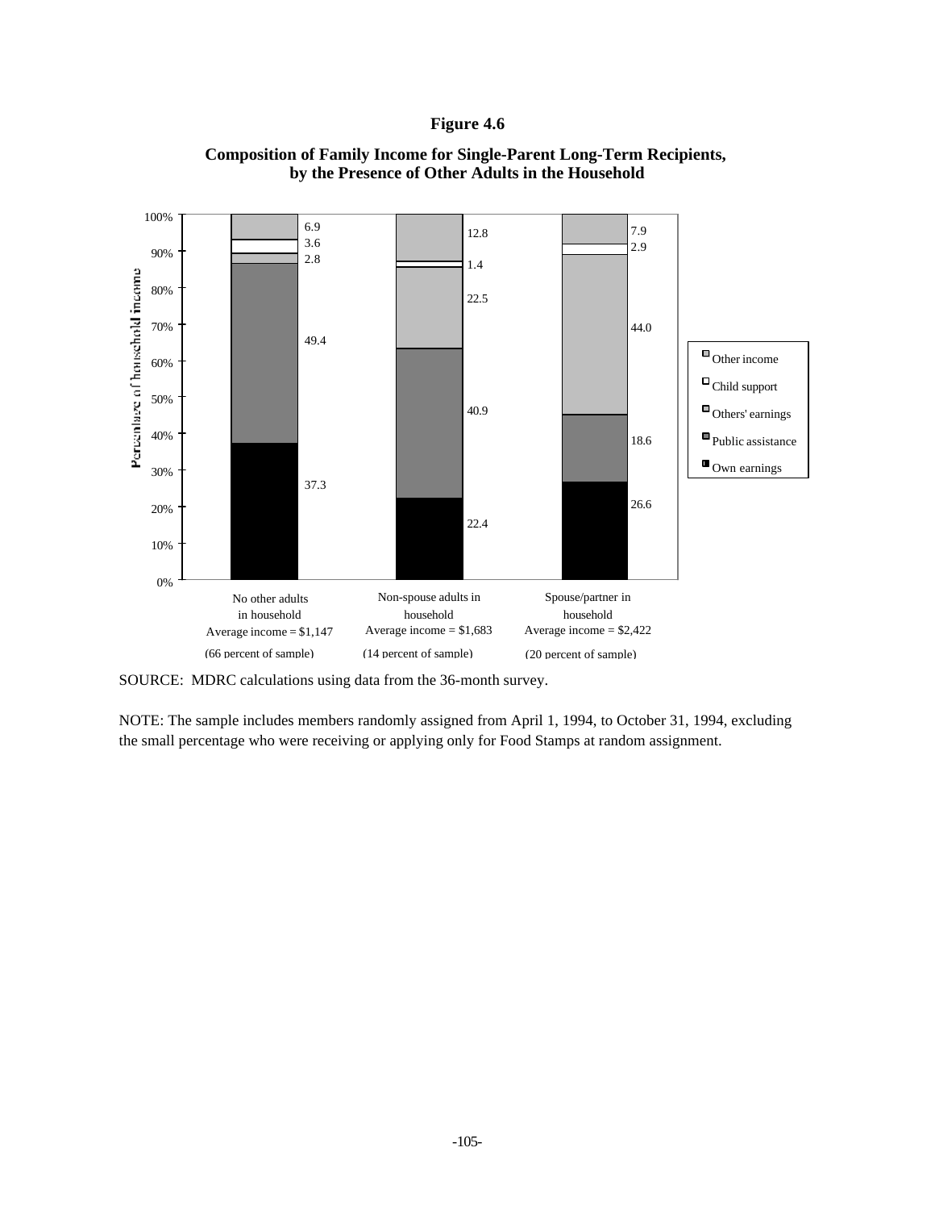**Figure 4.6**

**Composition of Family Income for Single-Parent Long-Term Recipients, by the Presence of Other Adults in the Household**

| | No other adults in household Average income = $1,147 (66 percent of sample) | Non-spouse adults in household Average income = $1,683 (14 percent of sample) | Spouse/partner in household Average income = $2,422 (20 percent of sample) |
|---|---|---|---|
| Other income | 6.9 | 12.8 | 7.9 |
| Child support | 3.6 | 1.4 | 2.9 |
| Others' earnings | 2.8 | 22.5 | 44.0 |
| Public assistance | 49.4 | 40.9 | 18.6 |
| Own earnings | 37.3 | 22.4 | 26.6 |

SOURCE: MDRC calculations using data from the 36-month survey.

NOTE: The sample includes members randomly assigned from April 1, 1994, to October 31, 1994, excluding the small percentage who were receiving or applying only for Food Stamps at random assignment.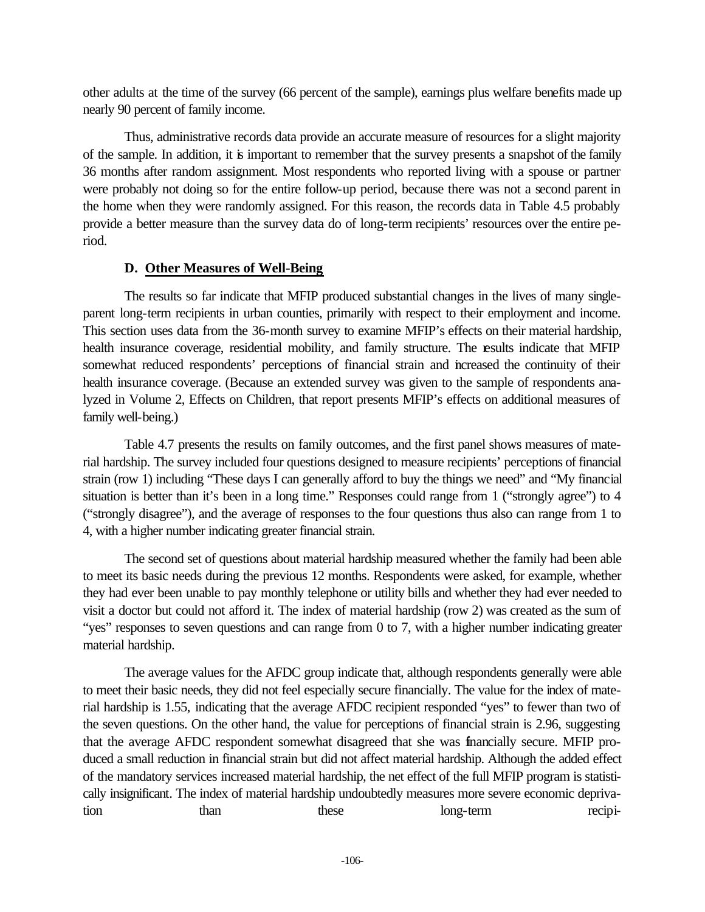other adults at the time of the survey (66 percent of the sample), earnings plus welfare benefits made up nearly 90 percent of family income.

Thus, administrative records data provide an accurate measure of resources for a slight majority of the sample. In addition, it is important to remember that the survey presents a snapshot of the family 36 months after random assignment. Most respondents who reported living with a spouse or partner were probably not doing so for the entire follow-up period, because there was not a second parent in the home when they were randomly assigned. For this reason, the records data in Table 4.5 probably provide a better measure than the survey data do of long-term recipients' resources over the entire period.

### D. Other Measures of Well-Being

The results so far indicate that MFIP produced substantial changes in the lives of many single-parent long-term recipients in urban counties, primarily with respect to their employment and income. This section uses data from the 36-month survey to examine MFIP's effects on their material hardship, health insurance coverage, residential mobility, and family structure. The results indicate that MFIP somewhat reduced respondents' perceptions of financial strain and increased the continuity of their health insurance coverage. (Because an extended survey was given to the sample of respondents analyzed in Volume 2, Effects on Children, that report presents MFIP's effects on additional measures of family well-being.)

Table 4.7 presents the results on family outcomes, and the first panel shows measures of material hardship. The survey included four questions designed to measure recipients' perceptions of financial strain (row 1) including "These days I can generally afford to buy the things we need" and "My financial situation is better than it's been in a long time." Responses could range from 1 ("strongly agree") to 4 ("strongly disagree"), and the average of responses to the four questions thus also can range from 1 to 4, with a higher number indicating greater financial strain.

The second set of questions about material hardship measured whether the family had been able to meet its basic needs during the previous 12 months. Respondents were asked, for example, whether they had ever been unable to pay monthly telephone or utility bills and whether they had ever needed to visit a doctor but could not afford it. The index of material hardship (row 2) was created as the sum of "yes" responses to seven questions and can range from 0 to 7, with a higher number indicating greater material hardship.

The average values for the AFDC group indicate that, although respondents generally were able to meet their basic needs, they did not feel especially secure financially. The value for the index of material hardship is 1.55, indicating that the average AFDC recipient responded "yes" to fewer than two of the seven questions. On the other hand, the value for perceptions of financial strain is 2.96, suggesting that the average AFDC respondent somewhat disagreed that she was financially secure. MFIP produced a small reduction in financial strain but did not affect material hardship. Although the added effect of the mandatory services increased material hardship, the net effect of the full MFIP program is statistically insignificant. The index of material hardship undoubtedly measures more severe economic deprivation than these long-term recipi-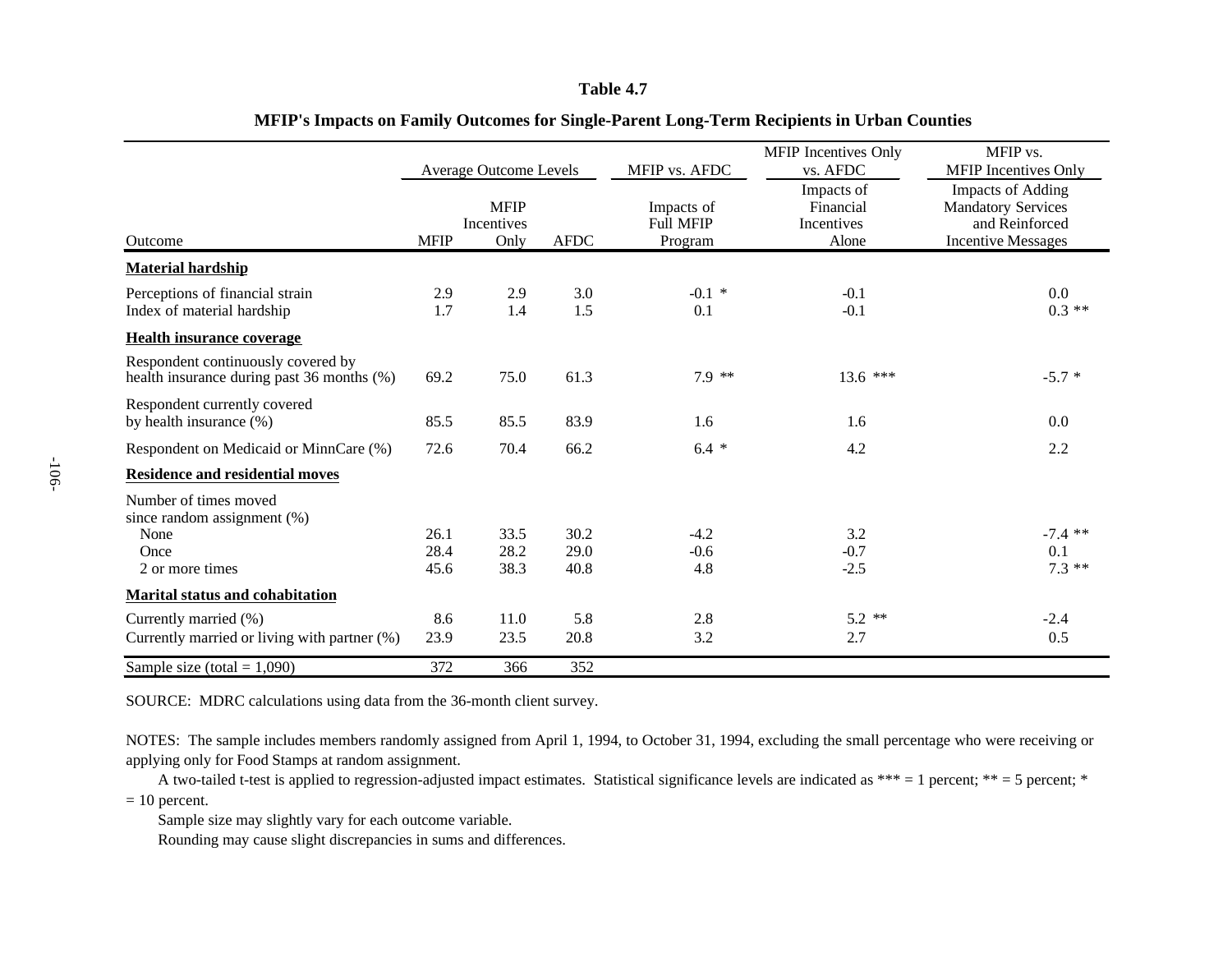**Table 4.7**

**MFIP's Impacts on Family Outcomes for Single-Parent Long-Term Recipients in Urban Counties**

| | Average Outcome Levels | | | MFIP vs. AFDC | MFIP Incentives Only vs. AFDC | MFIP vs. MFIP Incentives Only |
|---|---|---|---|---|---|---|
| Outcome | MFIP | MFIP Incentives Only | AFDC | Impacts of Full MFIP Program | Impacts of Financial Incentives Alone | Impacts of Adding Mandatory Services and Reinforced Incentive Messages |
| **Material hardship** | | | | | | |
| Perceptions of financial strain | 2.9 | 2.9 | 3.0 | -0.1 * | -0.1 | 0.0 |
| Index of material hardship | 1.7 | 1.4 | 1.5 | 0.1 | -0.1 | 0.3 ** |
| **Health insurance coverage** | | | | | | |
| Respondent continuously covered by health insurance during past 36 months (%) | 69.2 | 75.0 | 61.3 | 7.9 ** | 13.6 *** | -5.7 * |
| Respondent currently covered by health insurance (%) | 85.5 | 85.5 | 83.9 | 1.6 | 1.6 | 0.0 |
| Respondent on Medicaid or MinnCare (%) | 72.6 | 70.4 | 66.2 | 6.4 * | 4.2 | 2.2 |
| **Residence and residential moves** | | | | | | |
| Number of times moved since random assignment (%) | | | | | | |
| None | 26.1 | 33.5 | 30.2 | -4.2 | 3.2 | -7.4 ** |
| Once | 28.4 | 28.2 | 29.0 | -0.6 | -0.7 | 0.1 |
| 2 or more times | 45.6 | 38.3 | 40.8 | 4.8 | -2.5 | 7.3 ** |
| **Marital status and cohabitation** | | | | | | |
| Currently married (%) | 8.6 | 11.0 | 5.8 | 2.8 | 5.2 ** | -2.4 |
| Currently married or living with partner (%) | 23.9 | 23.5 | 20.8 | 3.2 | 2.7 | 0.5 |
| Sample size (total = 1,090) | 372 | 366 | 352 | | | |

SOURCE: MDRC calculations using data from the 36-month client survey.

NOTES: The sample includes members randomly assigned from April 1, 1994, to October 31, 1994, excluding the small percentage who were receiving or applying only for Food Stamps at random assignment.

A two-tailed t-test is applied to regression-adjusted impact estimates. Statistical significance levels are indicated as *** = 1 percent; ** = 5 percent; * = 10 percent.

Sample size may slightly vary for each outcome variable.

Rounding may cause slight discrepancies in sums and differences.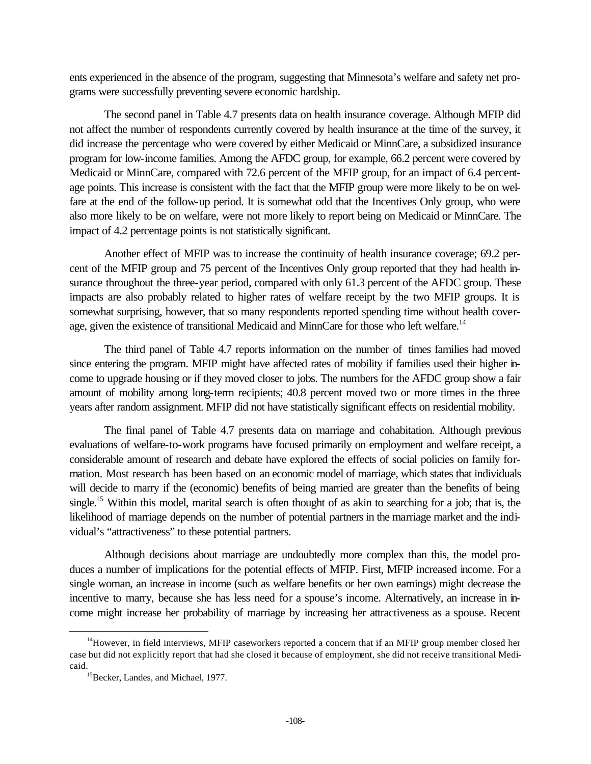ents experienced in the absence of the program, suggesting that Minnesota's welfare and safety net programs were successfully preventing severe economic hardship.

The second panel in Table 4.7 presents data on health insurance coverage. Although MFIP did not affect the number of respondents currently covered by health insurance at the time of the survey, it did increase the percentage who were covered by either Medicaid or MinnCare, a subsidized insurance program for low-income families. Among the AFDC group, for example, 66.2 percent were covered by Medicaid or MinnCare, compared with 72.6 percent of the MFIP group, for an impact of 6.4 percentage points. This increase is consistent with the fact that the MFIP group were more likely to be on welfare at the end of the follow-up period. It is somewhat odd that the Incentives Only group, who were also more likely to be on welfare, were not more likely to report being on Medicaid or MinnCare. The impact of 4.2 percentage points is not statistically significant.

Another effect of MFIP was to increase the continuity of health insurance coverage; 69.2 percent of the MFIP group and 75 percent of the Incentives Only group reported that they had health insurance throughout the three-year period, compared with only 61.3 percent of the AFDC group. These impacts are also probably related to higher rates of welfare receipt by the two MFIP groups. It is somewhat surprising, however, that so many respondents reported spending time without health coverage, given the existence of transitional Medicaid and MinnCare for those who left welfare.[14]

The third panel of Table 4.7 reports information on the number of times families had moved since entering the program. MFIP might have affected rates of mobility if families used their higher income to upgrade housing or if they moved closer to jobs. The numbers for the AFDC group show a fair amount of mobility among long-term recipients; 40.8 percent moved two or more times in the three years after random assignment. MFIP did not have statistically significant effects on residential mobility.

The final panel of Table 4.7 presents data on marriage and cohabitation. Although previous evaluations of welfare-to-work programs have focused primarily on employment and welfare receipt, a considerable amount of research and debate have explored the effects of social policies on family formation. Most research has been based on an economic model of marriage, which states that individuals will decide to marry if the (economic) benefits of being married are greater than the benefits of being single.[15] Within this model, marital search is often thought of as akin to searching for a job; that is, the likelihood of marriage depends on the number of potential partners in the marriage market and the individual's "attractiveness" to these potential partners.

Although decisions about marriage are undoubtedly more complex than this, the model produces a number of implications for the potential effects of MFIP. First, MFIP increased income. For a single woman, an increase in income (such as welfare benefits or her own earnings) might decrease the incentive to marry, because she has less need for a spouse's income. Alternatively, an increase in income might increase her probability of marriage by increasing her attractiveness as a spouse. Recent

---

[14]However, in field interviews, MFIP caseworkers reported a concern that if an MFIP group member closed her case but did not explicitly report that had she closed it because of employment, she did not receive transitional Medicaid.

[15]Becker, Landes, and Michael, 1977.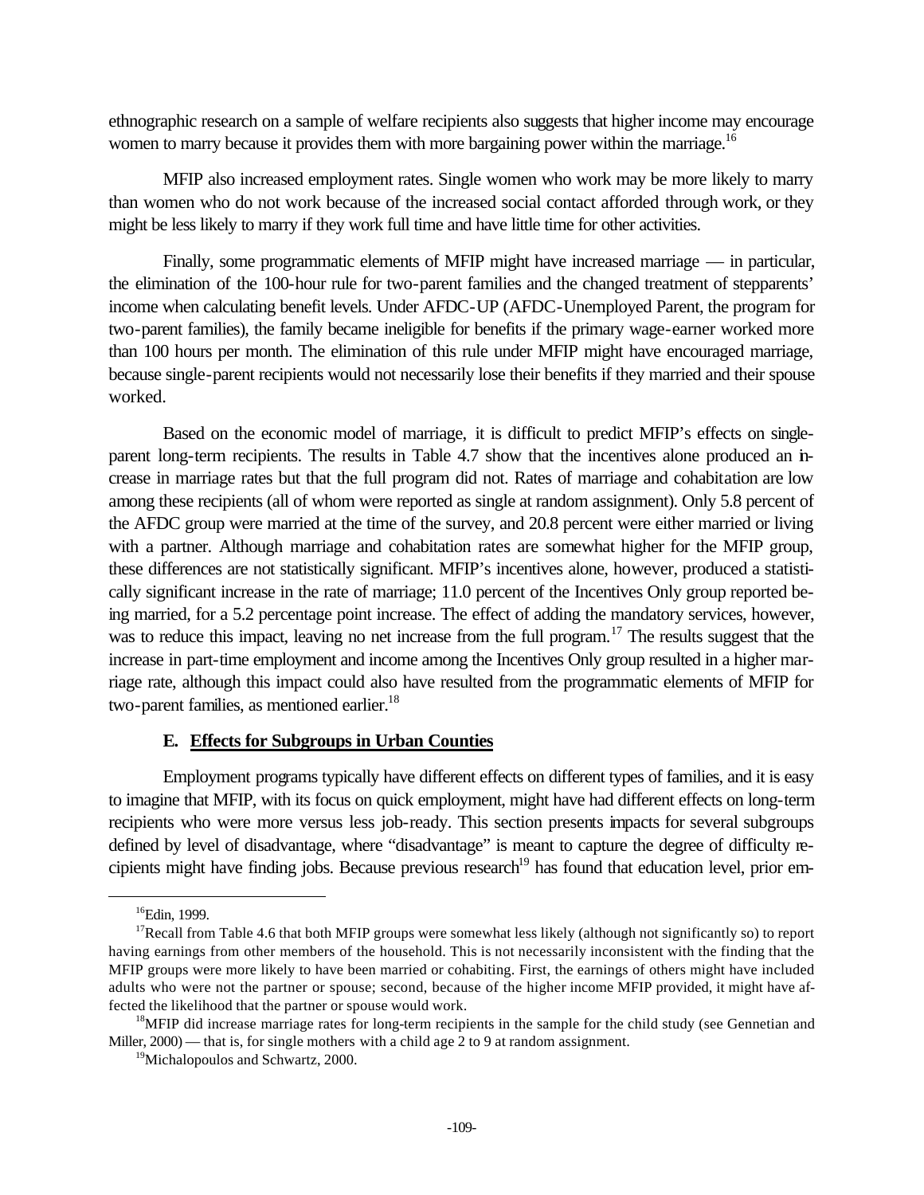ethnographic research on a sample of welfare recipients also suggests that higher income may encourage women to marry because it provides them with more bargaining power within the marriage.[16]

MFIP also increased employment rates. Single women who work may be more likely to marry than women who do not work because of the increased social contact afforded through work, or they might be less likely to marry if they work full time and have little time for other activities.

Finally, some programmatic elements of MFIP might have increased marriage — in particular, the elimination of the 100-hour rule for two-parent families and the changed treatment of stepparents' income when calculating benefit levels. Under AFDC-UP (AFDC-Unemployed Parent, the program for two-parent families), the family became ineligible for benefits if the primary wage-earner worked more than 100 hours per month. The elimination of this rule under MFIP might have encouraged marriage, because single-parent recipients would not necessarily lose their benefits if they married and their spouse worked.

Based on the economic model of marriage, it is difficult to predict MFIP's effects on single-parent long-term recipients. The results in Table 4.7 show that the incentives alone produced an increase in marriage rates but that the full program did not. Rates of marriage and cohabitation are low among these recipients (all of whom were reported as single at random assignment). Only 5.8 percent of the AFDC group were married at the time of the survey, and 20.8 percent were either married or living with a partner. Although marriage and cohabitation rates are somewhat higher for the MFIP group, these differences are not statistically significant. MFIP's incentives alone, however, produced a statistically significant increase in the rate of marriage; 11.0 percent of the Incentives Only group reported being married, for a 5.2 percentage point increase. The effect of adding the mandatory services, however, was to reduce this impact, leaving no net increase from the full program.[17] The results suggest that the increase in part-time employment and income among the Incentives Only group resulted in a higher marriage rate, although this impact could also have resulted from the programmatic elements of MFIP for two-parent families, as mentioned earlier.[18]

### E. Effects for Subgroups in Urban Counties

Employment programs typically have different effects on different types of families, and it is easy to imagine that MFIP, with its focus on quick employment, might have had different effects on long-term recipients who were more versus less job-ready. This section presents impacts for several subgroups defined by level of disadvantage, where "disadvantage" is meant to capture the degree of difficulty recipients might have finding jobs. Because previous research[19] has found that education level, prior em-

---

[16] Edin, 1999.

[17] Recall from Table 4.6 that both MFIP groups were somewhat less likely (although not significantly so) to report having earnings from other members of the household. This is not necessarily inconsistent with the finding that the MFIP groups were more likely to have been married or cohabiting. First, the earnings of others might have included adults who were not the partner or spouse; second, because of the higher income MFIP provided, it might have affected the likelihood that the partner or spouse would work.

[18] MFIP did increase marriage rates for long-term recipients in the sample for the child study (see Gennetian and Miller, 2000) — that is, for single mothers with a child age 2 to 9 at random assignment.

[19] Michalopoulos and Schwartz, 2000.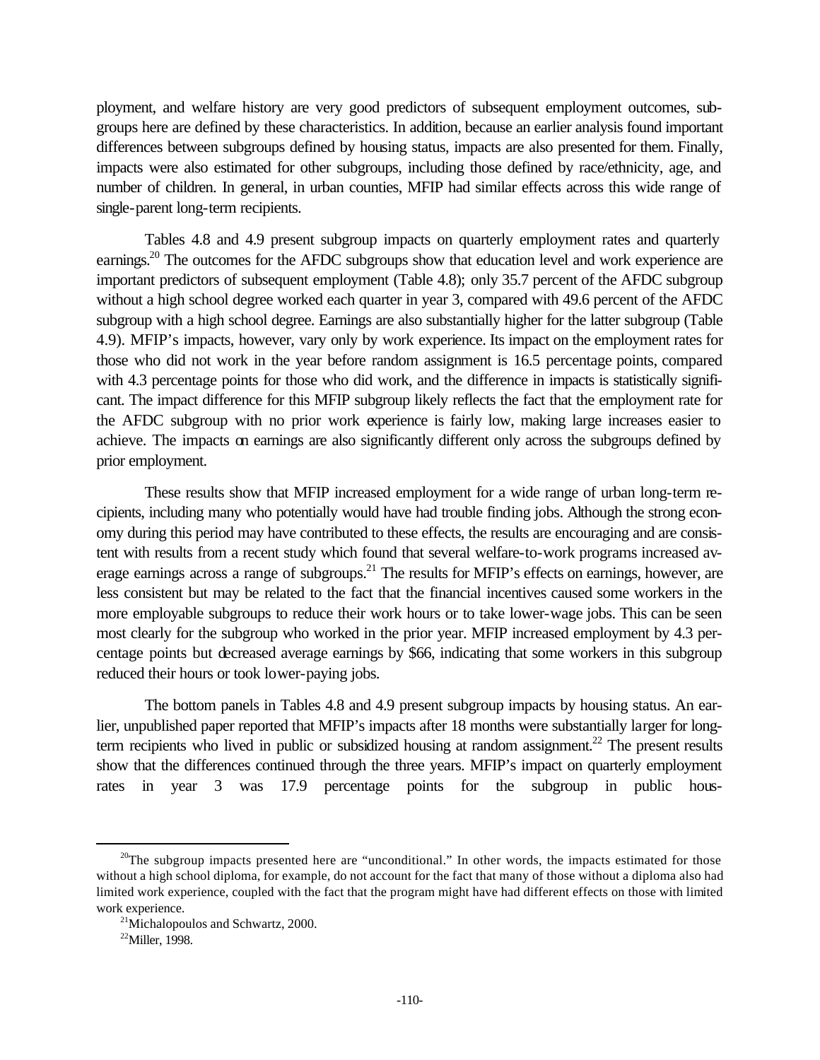ployment, and welfare history are very good predictors of subsequent employment outcomes, subgroups here are defined by these characteristics. In addition, because an earlier analysis found important differences between subgroups defined by housing status, impacts are also presented for them. Finally, impacts were also estimated for other subgroups, including those defined by race/ethnicity, age, and number of children. In general, in urban counties, MFIP had similar effects across this wide range of single-parent long-term recipients.

Tables 4.8 and 4.9 present subgroup impacts on quarterly employment rates and quarterly earnings.[20] The outcomes for the AFDC subgroups show that education level and work experience are important predictors of subsequent employment (Table 4.8); only 35.7 percent of the AFDC subgroup without a high school degree worked each quarter in year 3, compared with 49.6 percent of the AFDC subgroup with a high school degree. Earnings are also substantially higher for the latter subgroup (Table 4.9). MFIP's impacts, however, vary only by work experience. Its impact on the employment rates for those who did not work in the year before random assignment is 16.5 percentage points, compared with 4.3 percentage points for those who did work, and the difference in impacts is statistically significant. The impact difference for this MFIP subgroup likely reflects the fact that the employment rate for the AFDC subgroup with no prior work experience is fairly low, making large increases easier to achieve. The impacts on earnings are also significantly different only across the subgroups defined by prior employment.

These results show that MFIP increased employment for a wide range of urban long-term recipients, including many who potentially would have had trouble finding jobs. Although the strong economy during this period may have contributed to these effects, the results are encouraging and are consistent with results from a recent study which found that several welfare-to-work programs increased average earnings across a range of subgroups.[21] The results for MFIP's effects on earnings, however, are less consistent but may be related to the fact that the financial incentives caused some workers in the more employable subgroups to reduce their work hours or to take lower-wage jobs. This can be seen most clearly for the subgroup who worked in the prior year. MFIP increased employment by 4.3 percentage points but decreased average earnings by $66, indicating that some workers in this subgroup reduced their hours or took lower-paying jobs.

The bottom panels in Tables 4.8 and 4.9 present subgroup impacts by housing status. An earlier, unpublished paper reported that MFIP's impacts after 18 months were substantially larger for long-term recipients who lived in public or subsidized housing at random assignment.[22] The present results show that the differences continued through the three years. MFIP's impact on quarterly employment rates in year 3 was 17.9 percentage points for the subgroup in public hous-

---

[20]The subgroup impacts presented here are "unconditional." In other words, the impacts estimated for those without a high school diploma, for example, do not account for the fact that many of those without a diploma also had limited work experience, coupled with the fact that the program might have had different effects on those with limited work experience.

[21]Michalopoulos and Schwartz, 2000.

[22]Miller, 1998.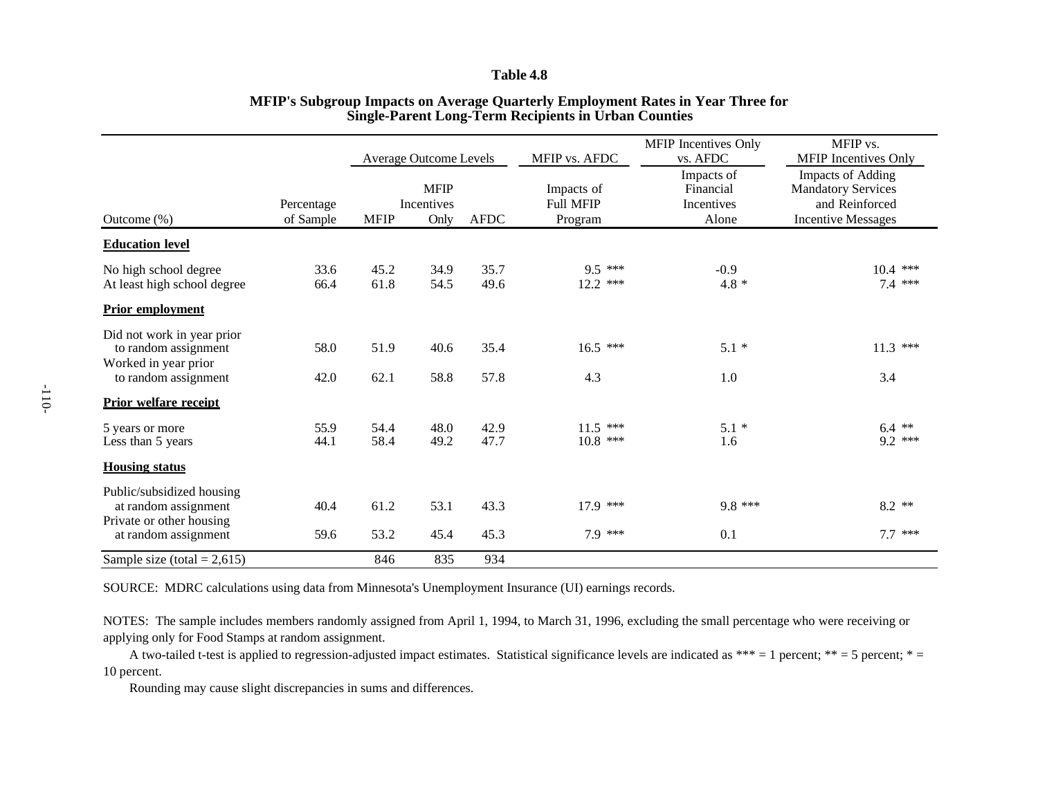**Table 4.8**

**MFIP's Subgroup Impacts on Average Quarterly Employment Rates in Year Three for Single-Parent Long-Term Recipients in Urban Counties**

| | | Average Outcome Levels | | | MFIP vs. AFDC | MFIP Incentives Only vs. AFDC | MFIP vs. MFIP Incentives Only |
|---|---|---|---|---|---|---|---|
| Outcome (%) | Percentage of Sample | MFIP | MFIP Incentives Only | AFDC | Impacts of Full MFIP Program | Impacts of Financial Incentives Alone | Impacts of Adding Mandatory Services and Reinforced Incentive Messages |
| **Education level** | | | | | | | |
| No high school degree | 33.6 | 45.2 | 34.9 | 35.7 | 9.5 *** | -0.9 | 10.4 *** |
| At least high school degree | 66.4 | 61.8 | 54.5 | 49.6 | 12.2 *** | 4.8 * | 7.4 *** |
| **Prior employment** | | | | | | | |
| Did not work in year prior to random assignment | 58.0 | 51.9 | 40.6 | 35.4 | 16.5 *** | 5.1 * | 11.3 *** |
| Worked in year prior to random assignment | 42.0 | 62.1 | 58.8 | 57.8 | 4.3 | 1.0 | 3.4 |
| **Prior welfare receipt** | | | | | | | |
| 5 years or more | 55.9 | 54.4 | 48.0 | 42.9 | 11.5 *** | 5.1 * | 6.4 ** |
| Less than 5 years | 44.1 | 58.4 | 49.2 | 47.7 | 10.8 *** | 1.6 | 9.2 *** |
| **Housing status** | | | | | | | |
| Public/subsidized housing at random assignment | 40.4 | 61.2 | 53.1 | 43.3 | 17.9 *** | 9.8 *** | 8.2 ** |
| Private or other housing at random assignment | 59.6 | 53.2 | 45.4 | 45.3 | 7.9 *** | 0.1 | 7.7 *** |
| Sample size (total = 2,615) | | 846 | 835 | 934 | | | |

SOURCE: MDRC calculations using data from Minnesota's Unemployment Insurance (UI) earnings records.

NOTES: The sample includes members randomly assigned from April 1, 1994, to March 31, 1996, excluding the small percentage who were receiving or applying only for Food Stamps at random assignment.

A two-tailed t-test is applied to regression-adjusted impact estimates. Statistical significance levels are indicated as *** = 1 percent; ** = 5 percent; * = 10 percent.

Rounding may cause slight discrepancies in sums and differences.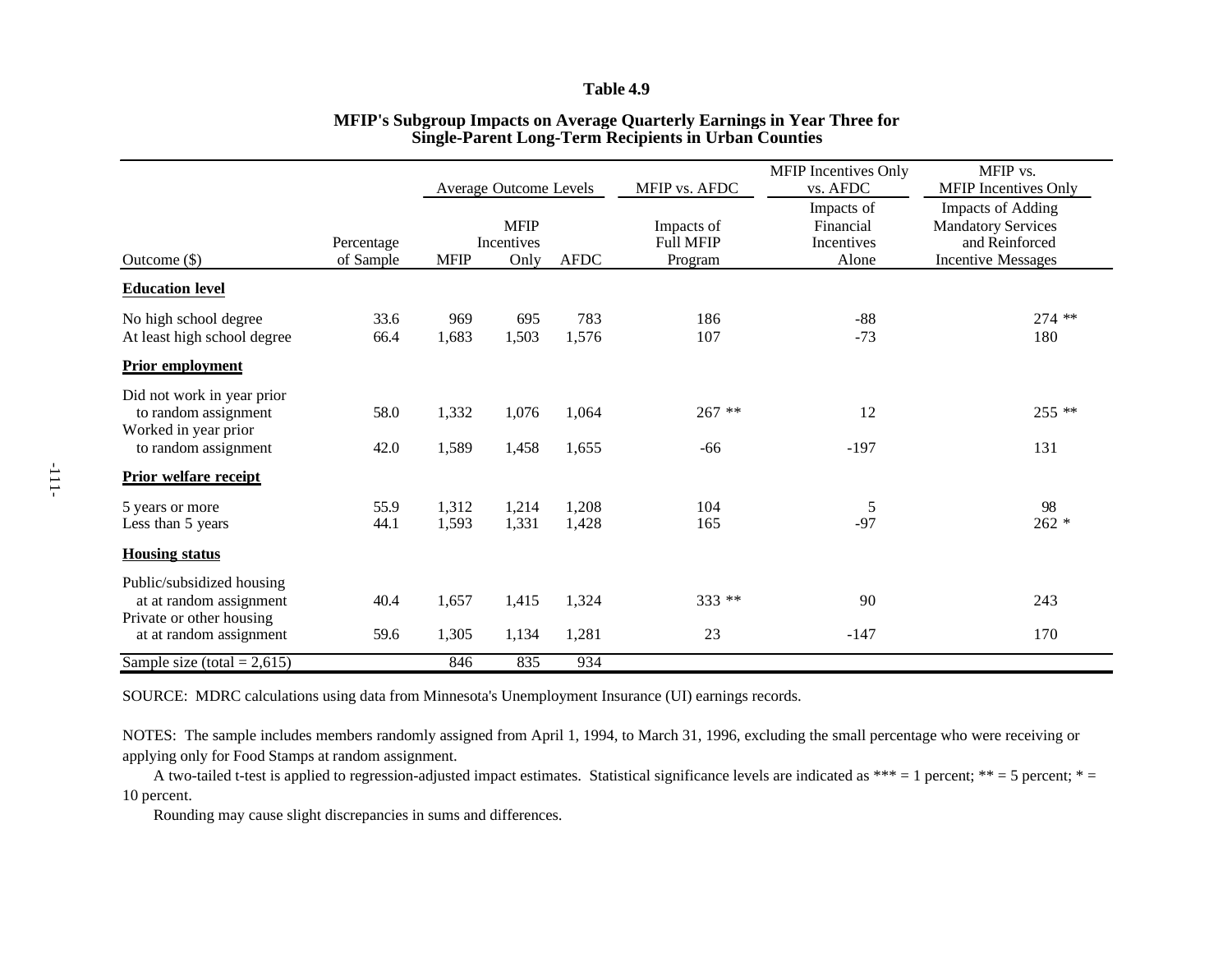**Table 4.9**

**MFIP's Subgroup Impacts on Average Quarterly Earnings in Year Three for Single-Parent Long-Term Recipients in Urban Counties**

| | | Average Outcome Levels | | | MFIP vs. AFDC | MFIP Incentives Only vs. AFDC | MFIP vs. MFIP Incentives Only |
|---|---|---|---|---|---|---|---|
| Outcome ($) | Percentage of Sample | MFIP | MFIP Incentives Only | AFDC | Impacts of Full MFIP Program | Impacts of Financial Incentives Alone | Impacts of Adding Mandatory Services and Reinforced Incentive Messages |
| **Education level** | | | | | | | |
| No high school degree | 33.6 | 969 | 695 | 783 | 186 | -88 | 274 ** |
| At least high school degree | 66.4 | 1,683 | 1,503 | 1,576 | 107 | -73 | 180 |
| **Prior employment** | | | | | | | |
| Did not work in year prior to random assignment | 58.0 | 1,332 | 1,076 | 1,064 | 267 ** | 12 | 255 ** |
| Worked in year prior to random assignment | 42.0 | 1,589 | 1,458 | 1,655 | -66 | -197 | 131 |
| **Prior welfare receipt** | | | | | | | |
| 5 years or more | 55.9 | 1,312 | 1,214 | 1,208 | 104 | 5 | 98 |
| Less than 5 years | 44.1 | 1,593 | 1,331 | 1,428 | 165 | -97 | 262 * |
| **Housing status** | | | | | | | |
| Public/subsidized housing at at random assignment | 40.4 | 1,657 | 1,415 | 1,324 | 333 ** | 90 | 243 |
| Private or other housing at at random assignment | 59.6 | 1,305 | 1,134 | 1,281 | 23 | -147 | 170 |
| Sample size (total = 2,615) | | 846 | 835 | 934 | | | |

SOURCE: MDRC calculations using data from Minnesota's Unemployment Insurance (UI) earnings records.

NOTES: The sample includes members randomly assigned from April 1, 1994, to March 31, 1996, excluding the small percentage who were receiving or applying only for Food Stamps at random assignment.

A two-tailed t-test is applied to regression-adjusted impact estimates. Statistical significance levels are indicated as *** = 1 percent; ** = 5 percent; * = 10 percent.

Rounding may cause slight discrepancies in sums and differences.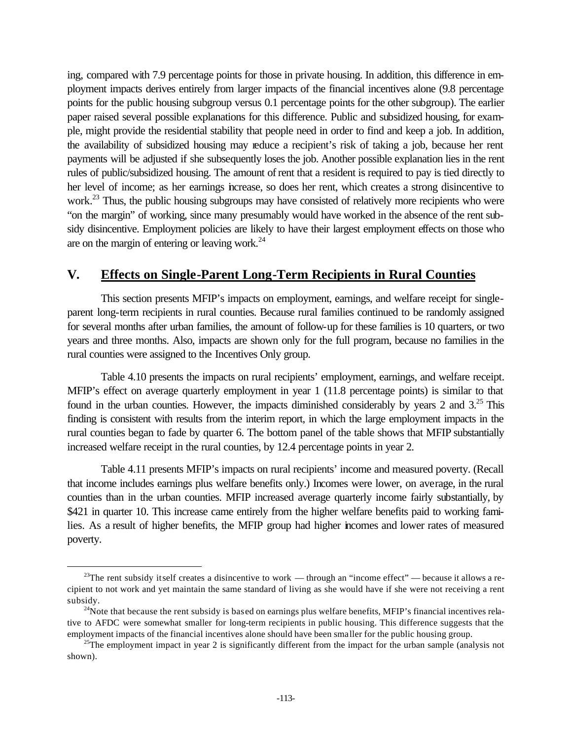ing, compared with 7.9 percentage points for those in private housing. In addition, this difference in employment impacts derives entirely from larger impacts of the financial incentives alone (9.8 percentage points for the public housing subgroup versus 0.1 percentage points for the other subgroup). The earlier paper raised several possible explanations for this difference. Public and subsidized housing, for example, might provide the residential stability that people need in order to find and keep a job. In addition, the availability of subsidized housing may reduce a recipient's risk of taking a job, because her rent payments will be adjusted if she subsequently loses the job. Another possible explanation lies in the rent rules of public/subsidized housing. The amount of rent that a resident is required to pay is tied directly to her level of income; as her earnings increase, so does her rent, which creates a strong disincentive to work.[23] Thus, the public housing subgroups may have consisted of relatively more recipients who were "on the margin" of working, since many presumably would have worked in the absence of the rent subsidy disincentive. Employment policies are likely to have their largest employment effects on those who are on the margin of entering or leaving work.[24]

## V. Effects on Single-Parent Long-Term Recipients in Rural Counties

This section presents MFIP's impacts on employment, earnings, and welfare receipt for single-parent long-term recipients in rural counties. Because rural families continued to be randomly assigned for several months after urban families, the amount of follow-up for these families is 10 quarters, or two years and three months. Also, impacts are shown only for the full program, because no families in the rural counties were assigned to the Incentives Only group.

Table 4.10 presents the impacts on rural recipients' employment, earnings, and welfare receipt. MFIP's effect on average quarterly employment in year 1 (11.8 percentage points) is similar to that found in the urban counties. However, the impacts diminished considerably by years 2 and 3.[25] This finding is consistent with results from the interim report, in which the large employment impacts in the rural counties began to fade by quarter 6. The bottom panel of the table shows that MFIP substantially increased welfare receipt in the rural counties, by 12.4 percentage points in year 2.

Table 4.11 presents MFIP's impacts on rural recipients' income and measured poverty. (Recall that income includes earnings plus welfare benefits only.) Incomes were lower, on average, in the rural counties than in the urban counties. MFIP increased average quarterly income fairly substantially, by $421 in quarter 10. This increase came entirely from the higher welfare benefits paid to working families. As a result of higher benefits, the MFIP group had higher incomes and lower rates of measured poverty.

---

[23] The rent subsidy itself creates a disincentive to work — through an "income effect" — because it allows a recipient to not work and yet maintain the same standard of living as she would have if she were not receiving a rent subsidy.

[24] Note that because the rent subsidy is based on earnings plus welfare benefits, MFIP's financial incentives relative to AFDC were somewhat smaller for long-term recipients in public housing. This difference suggests that the employment impacts of the financial incentives alone should have been smaller for the public housing group.

[25] The employment impact in year 2 is significantly different from the impact for the urban sample (analysis not shown).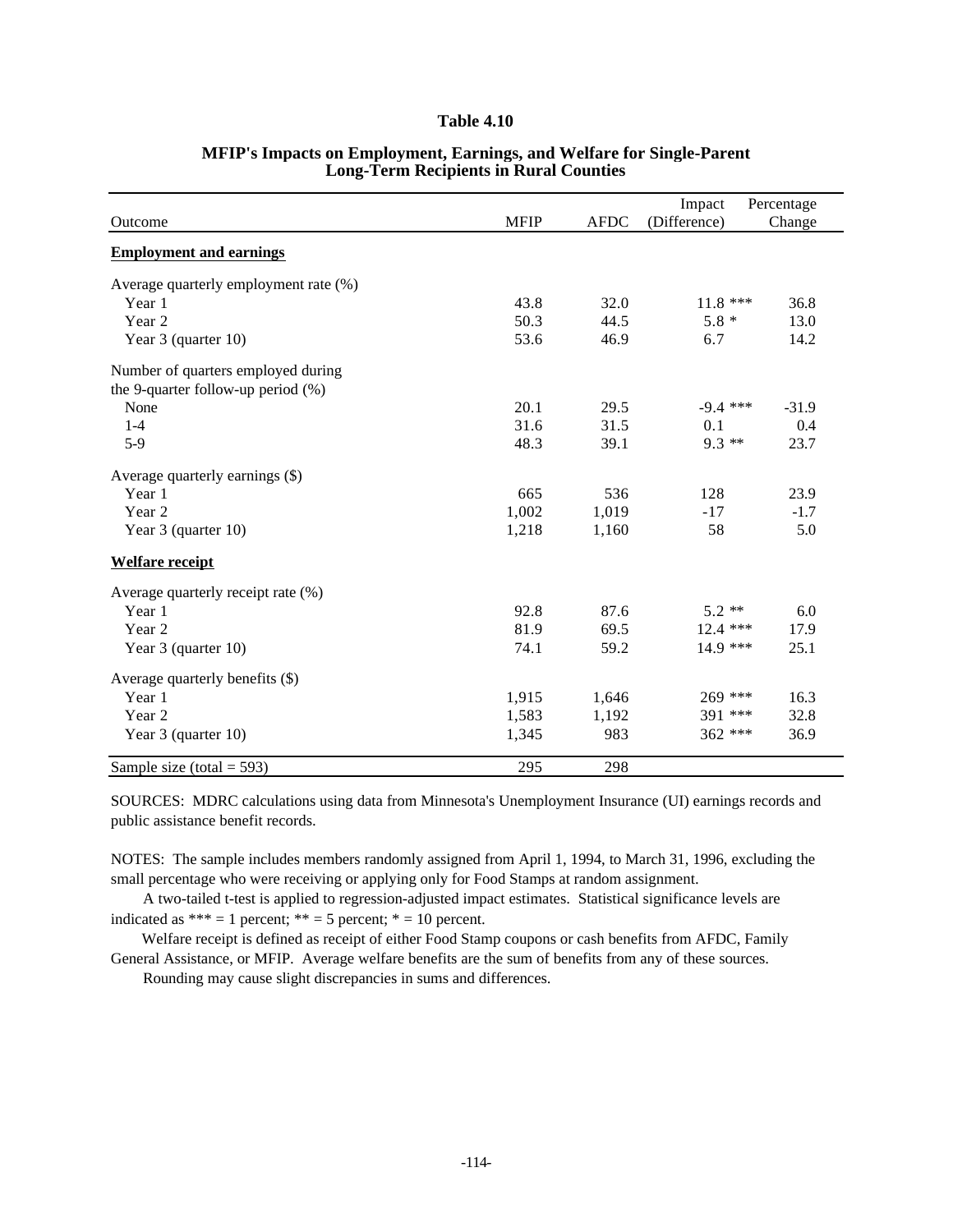**Table 4.10**

**MFIP's Impacts on Employment, Earnings, and Welfare for Single-Parent Long-Term Recipients in Rural Counties**

| Outcome | MFIP | AFDC | Impact (Difference) | Percentage Change |
|---|---|---|---|---|
| **Employment and earnings** | | | | |
| Average quarterly employment rate (%) | | | | |
| Year 1 | 43.8 | 32.0 | 11.8 *** | 36.8 |
| Year 2 | 50.3 | 44.5 | 5.8 * | 13.0 |
| Year 3 (quarter 10) | 53.6 | 46.9 | 6.7 | 14.2 |
| Number of quarters employed during the 9-quarter follow-up period (%) | | | | |
| None | 20.1 | 29.5 | -9.4 *** | -31.9 |
| 1-4 | 31.6 | 31.5 | 0.1 | 0.4 |
| 5-9 | 48.3 | 39.1 | 9.3 ** | 23.7 |
| Average quarterly earnings ($) | | | | |
| Year 1 | 665 | 536 | 128 | 23.9 |
| Year 2 | 1,002 | 1,019 | -17 | -1.7 |
| Year 3 (quarter 10) | 1,218 | 1,160 | 58 | 5.0 |
| **Welfare receipt** | | | | |
| Average quarterly receipt rate (%) | | | | |
| Year 1 | 92.8 | 87.6 | 5.2 ** | 6.0 |
| Year 2 | 81.9 | 69.5 | 12.4 *** | 17.9 |
| Year 3 (quarter 10) | 74.1 | 59.2 | 14.9 *** | 25.1 |
| Average quarterly benefits ($) | | | | |
| Year 1 | 1,915 | 1,646 | 269 *** | 16.3 |
| Year 2 | 1,583 | 1,192 | 391 *** | 32.8 |
| Year 3 (quarter 10) | 1,345 | 983 | 362 *** | 36.9 |
| Sample size (total = 593) | 295 | 298 | | |

SOURCES: MDRC calculations using data from Minnesota's Unemployment Insurance (UI) earnings records and public assistance benefit records.

NOTES: The sample includes members randomly assigned from April 1, 1994, to March 31, 1996, excluding the small percentage who were receiving or applying only for Food Stamps at random assignment.

A two-tailed t-test is applied to regression-adjusted impact estimates. Statistical significance levels are indicated as *** = 1 percent; ** = 5 percent; * = 10 percent.

Welfare receipt is defined as receipt of either Food Stamp coupons or cash benefits from AFDC, Family General Assistance, or MFIP. Average welfare benefits are the sum of benefits from any of these sources.

Rounding may cause slight discrepancies in sums and differences.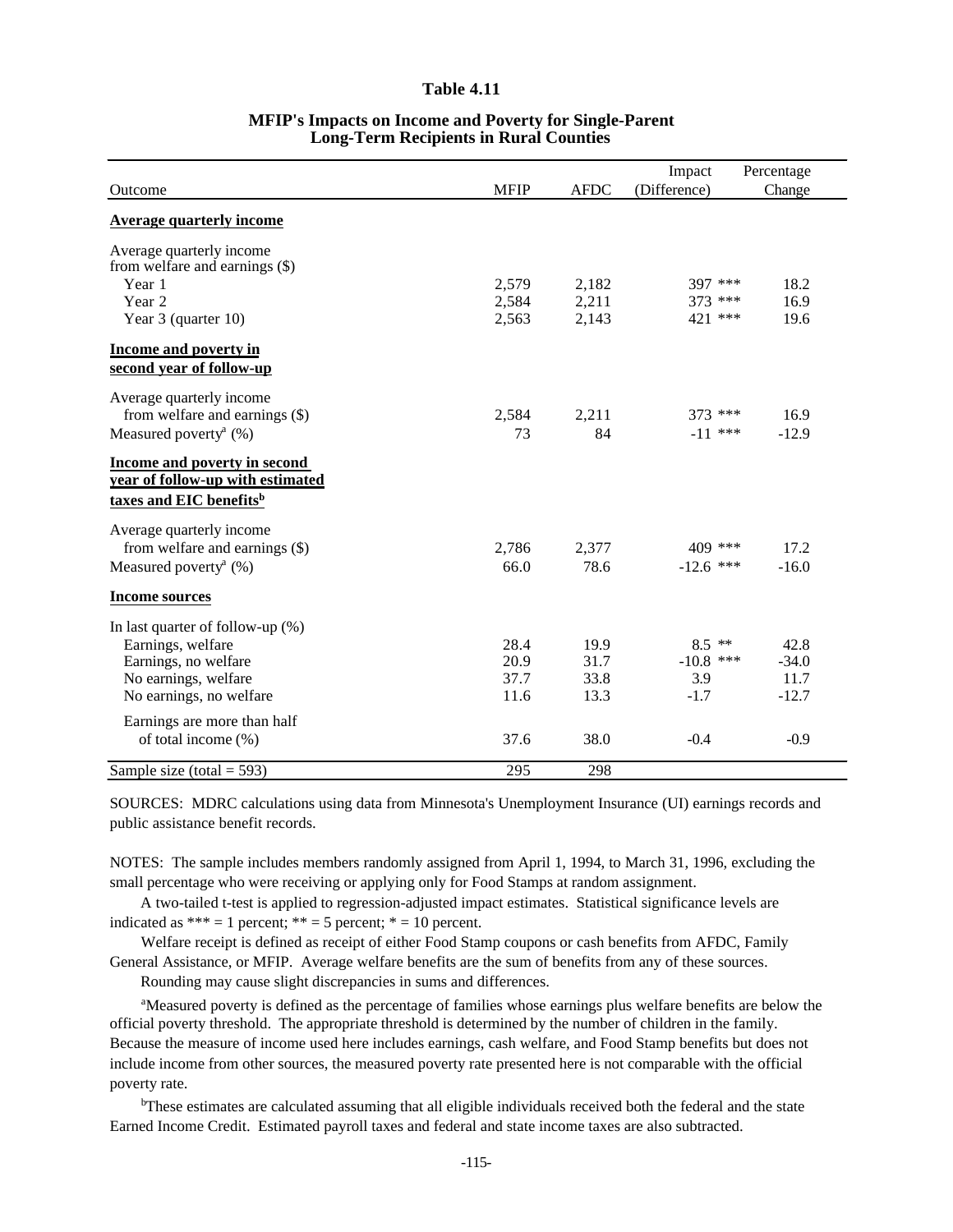**Table 4.11**

**MFIP's Impacts on Income and Poverty for Single-Parent Long-Term Recipients in Rural Counties**

| Outcome | MFIP | AFDC | Impact (Difference) | Percentage Change |
|---|---|---|---|---|
| **Average quarterly income** | | | | |
| Average quarterly income from welfare and earnings ($) | | | | |
| Year 1 | 2,579 | 2,182 | 397 *** | 18.2 |
| Year 2 | 2,584 | 2,211 | 373 *** | 16.9 |
| Year 3 (quarter 10) | 2,563 | 2,143 | 421 *** | 19.6 |
| **Income and poverty in second year of follow-up** | | | | |
| Average quarterly income from welfare and earnings ($) | 2,584 | 2,211 | 373 *** | 16.9 |
| Measured poverty[a] (%) | 73 | 84 | -11 *** | -12.9 |
| **Income and poverty in second year of follow-up with estimated taxes and EIC benefits[b]** | | | | |
| Average quarterly income from welfare and earnings ($) | 2,786 | 2,377 | 409 *** | 17.2 |
| Measured poverty[a] (%) | 66.0 | 78.6 | -12.6 *** | -16.0 |
| **Income sources** | | | | |
| In last quarter of follow-up (%) | | | | |
| Earnings, welfare | 28.4 | 19.9 | 8.5 ** | 42.8 |
| Earnings, no welfare | 20.9 | 31.7 | -10.8 *** | -34.0 |
| No earnings, welfare | 37.7 | 33.8 | 3.9 | 11.7 |
| No earnings, no welfare | 11.6 | 13.3 | -1.7 | -12.7 |
| Earnings are more than half of total income (%) | 37.6 | 38.0 | -0.4 | -0.9 |
| Sample size (total = 593) | 295 | 298 | | |

SOURCES: MDRC calculations using data from Minnesota's Unemployment Insurance (UI) earnings records and public assistance benefit records.

NOTES: The sample includes members randomly assigned from April 1, 1994, to March 31, 1996, excluding the small percentage who were receiving or applying only for Food Stamps at random assignment.

A two-tailed t-test is applied to regression-adjusted impact estimates. Statistical significance levels are indicated as *** = 1 percent; ** = 5 percent; * = 10 percent.

Welfare receipt is defined as receipt of either Food Stamp coupons or cash benefits from AFDC, Family General Assistance, or MFIP. Average welfare benefits are the sum of benefits from any of these sources.

Rounding may cause slight discrepancies in sums and differences.

[a]Measured poverty is defined as the percentage of families whose earnings plus welfare benefits are below the official poverty threshold. The appropriate threshold is determined by the number of children in the family. Because the measure of income used here includes earnings, cash welfare, and Food Stamp benefits but does not include income from other sources, the measured poverty rate presented here is not comparable with the official poverty rate.

[b]These estimates are calculated assuming that all eligible individuals received both the federal and the state Earned Income Credit. Estimated payroll taxes and federal and state income taxes are also subtracted.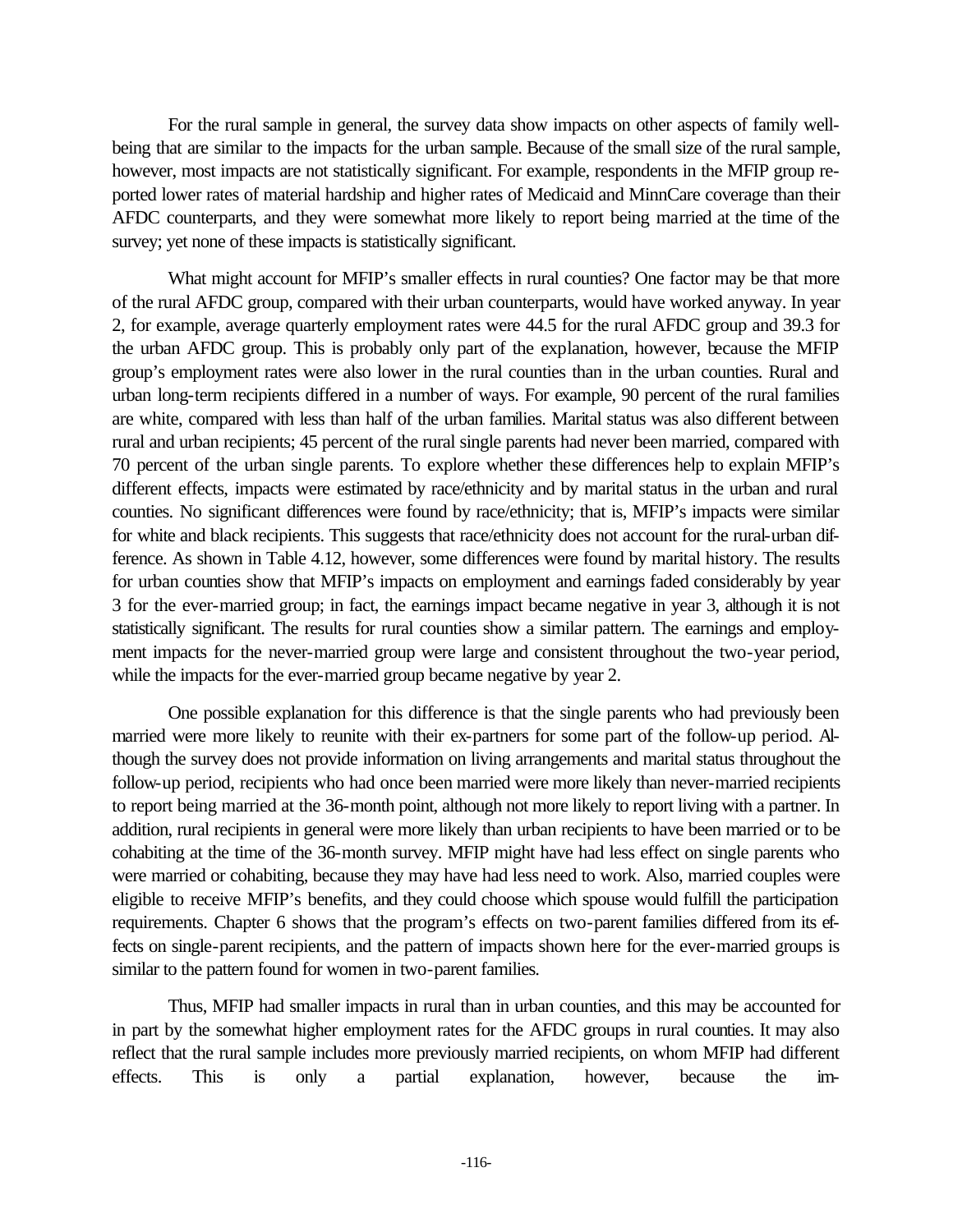For the rural sample in general, the survey data show impacts on other aspects of family well-being that are similar to the impacts for the urban sample. Because of the small size of the rural sample, however, most impacts are not statistically significant. For example, respondents in the MFIP group reported lower rates of material hardship and higher rates of Medicaid and MinnCare coverage than their AFDC counterparts, and they were somewhat more likely to report being married at the time of the survey; yet none of these impacts is statistically significant.

What might account for MFIP's smaller effects in rural counties? One factor may be that more of the rural AFDC group, compared with their urban counterparts, would have worked anyway. In year 2, for example, average quarterly employment rates were 44.5 for the rural AFDC group and 39.3 for the urban AFDC group. This is probably only part of the explanation, however, because the MFIP group's employment rates were also lower in the rural counties than in the urban counties. Rural and urban long-term recipients differed in a number of ways. For example, 90 percent of the rural families are white, compared with less than half of the urban families. Marital status was also different between rural and urban recipients; 45 percent of the rural single parents had never been married, compared with 70 percent of the urban single parents. To explore whether these differences help to explain MFIP's different effects, impacts were estimated by race/ethnicity and by marital status in the urban and rural counties. No significant differences were found by race/ethnicity; that is, MFIP's impacts were similar for white and black recipients. This suggests that race/ethnicity does not account for the rural-urban difference. As shown in Table 4.12, however, some differences were found by marital history. The results for urban counties show that MFIP's impacts on employment and earnings faded considerably by year 3 for the ever-married group; in fact, the earnings impact became negative in year 3, although it is not statistically significant. The results for rural counties show a similar pattern. The earnings and employment impacts for the never-married group were large and consistent throughout the two-year period, while the impacts for the ever-married group became negative by year 2.

One possible explanation for this difference is that the single parents who had previously been married were more likely to reunite with their ex-partners for some part of the follow-up period. Although the survey does not provide information on living arrangements and marital status throughout the follow-up period, recipients who had once been married were more likely than never-married recipients to report being married at the 36-month point, although not more likely to report living with a partner. In addition, rural recipients in general were more likely than urban recipients to have been married or to be cohabiting at the time of the 36-month survey. MFIP might have had less effect on single parents who were married or cohabiting, because they may have had less need to work. Also, married couples were eligible to receive MFIP's benefits, and they could choose which spouse would fulfill the participation requirements. Chapter 6 shows that the program's effects on two-parent families differed from its effects on single-parent recipients, and the pattern of impacts shown here for the ever-married groups is similar to the pattern found for women in two-parent families.

Thus, MFIP had smaller impacts in rural than in urban counties, and this may be accounted for in part by the somewhat higher employment rates for the AFDC groups in rural counties. It may also reflect that the rural sample includes more previously married recipients, on whom MFIP had different effects. This is only a partial explanation, however, because the im-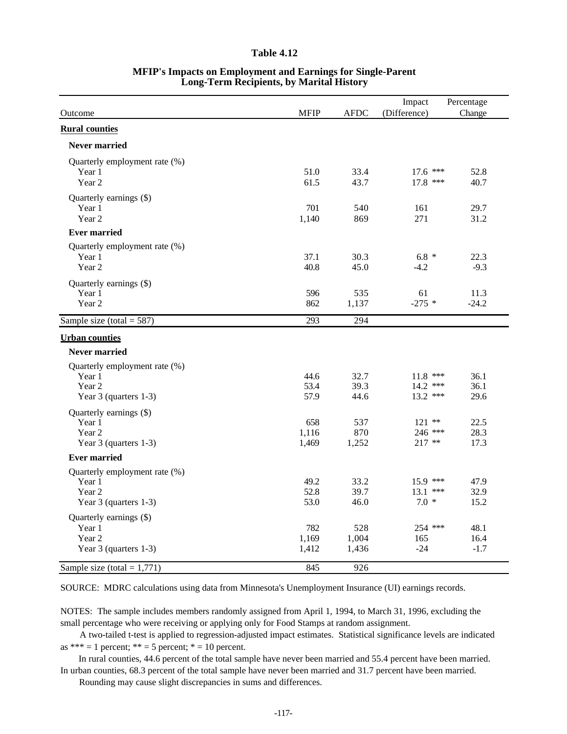**Table 4.12**

**MFIP's Impacts on Employment and Earnings for Single-Parent Long-Term Recipients, by Marital History**

| Outcome | MFIP | AFDC | Impact (Difference) | Percentage Change |
|---|---|---|---|---|
| **Rural counties** | | | | |
| **Never married** | | | | |
| Quarterly employment rate (%) | | | | |
| Year 1 | 51.0 | 33.4 | 17.6 *** | 52.8 |
| Year 2 | 61.5 | 43.7 | 17.8 *** | 40.7 |
| Quarterly earnings ($) | | | | |
| Year 1 | 701 | 540 | 161 | 29.7 |
| Year 2 | 1,140 | 869 | 271 | 31.2 |
| **Ever married** | | | | |
| Quarterly employment rate (%) | | | | |
| Year 1 | 37.1 | 30.3 | 6.8 * | 22.3 |
| Year 2 | 40.8 | 45.0 | -4.2 | -9.3 |
| Quarterly earnings ($) | | | | |
| Year 1 | 596 | 535 | 61 | 11.3 |
| Year 2 | 862 | 1,137 | -275 * | -24.2 |
| Sample size (total = 587) | 293 | 294 | | |
| **Urban counties** | | | | |
| **Never married** | | | | |
| Quarterly employment rate (%) | | | | |
| Year 1 | 44.6 | 32.7 | 11.8 *** | 36.1 |
| Year 2 | 53.4 | 39.3 | 14.2 *** | 36.1 |
| Year 3 (quarters 1-3) | 57.9 | 44.6 | 13.2 *** | 29.6 |
| Quarterly earnings ($) | | | | |
| Year 1 | 658 | 537 | 121 ** | 22.5 |
| Year 2 | 1,116 | 870 | 246 *** | 28.3 |
| Year 3 (quarters 1-3) | 1,469 | 1,252 | 217 ** | 17.3 |
| **Ever married** | | | | |
| Quarterly employment rate (%) | | | | |
| Year 1 | 49.2 | 33.2 | 15.9 *** | 47.9 |
| Year 2 | 52.8 | 39.7 | 13.1 *** | 32.9 |
| Year 3 (quarters 1-3) | 53.0 | 46.0 | 7.0 * | 15.2 |
| Quarterly earnings ($) | | | | |
| Year 1 | 782 | 528 | 254 *** | 48.1 |
| Year 2 | 1,169 | 1,004 | 165 | 16.4 |
| Year 3 (quarters 1-3) | 1,412 | 1,436 | -24 | -1.7 |
| Sample size (total = 1,771) | 845 | 926 | | |

SOURCE: MDRC calculations using data from Minnesota's Unemployment Insurance (UI) earnings records.

NOTES: The sample includes members randomly assigned from April 1, 1994, to March 31, 1996, excluding the small percentage who were receiving or applying only for Food Stamps at random assignment.

A two-tailed t-test is applied to regression-adjusted impact estimates. Statistical significance levels are indicated as *** = 1 percent; ** = 5 percent; * = 10 percent.

In rural counties, 44.6 percent of the total sample have never been married and 55.4 percent have been married. In urban counties, 68.3 percent of the total sample have never been married and 31.7 percent have been married.

Rounding may cause slight discrepancies in sums and differences.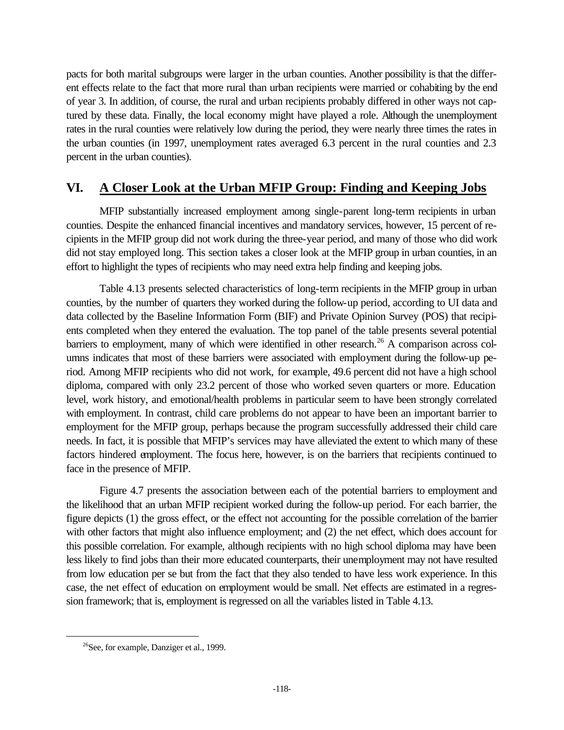pacts for both marital subgroups were larger in the urban counties. Another possibility is that the different effects relate to the fact that more rural than urban recipients were married or cohabiting by the end of year 3. In addition, of course, the rural and urban recipients probably differed in other ways not captured by these data. Finally, the local economy might have played a role. Although the unemployment rates in the rural counties were relatively low during the period, they were nearly three times the rates in the urban counties (in 1997, unemployment rates averaged 6.3 percent in the rural counties and 2.3 percent in the urban counties).

## VI. A Closer Look at the Urban MFIP Group: Finding and Keeping Jobs

MFIP substantially increased employment among single-parent long-term recipients in urban counties. Despite the enhanced financial incentives and mandatory services, however, 15 percent of recipients in the MFIP group did not work during the three-year period, and many of those who did work did not stay employed long. This section takes a closer look at the MFIP group in urban counties, in an effort to highlight the types of recipients who may need extra help finding and keeping jobs.

Table 4.13 presents selected characteristics of long-term recipients in the MFIP group in urban counties, by the number of quarters they worked during the follow-up period, according to UI data and data collected by the Baseline Information Form (BIF) and Private Opinion Survey (POS) that recipients completed when they entered the evaluation. The top panel of the table presents several potential barriers to employment, many of which were identified in other research.[26] A comparison across columns indicates that most of these barriers were associated with employment during the follow-up period. Among MFIP recipients who did not work, for example, 49.6 percent did not have a high school diploma, compared with only 23.2 percent of those who worked seven quarters or more. Education level, work history, and emotional/health problems in particular seem to have been strongly correlated with employment. In contrast, child care problems do not appear to have been an important barrier to employment for the MFIP group, perhaps because the program successfully addressed their child care needs. In fact, it is possible that MFIP's services may have alleviated the extent to which many of these factors hindered employment. The focus here, however, is on the barriers that recipients continued to face in the presence of MFIP.

Figure 4.7 presents the association between each of the potential barriers to employment and the likelihood that an urban MFIP recipient worked during the follow-up period. For each barrier, the figure depicts (1) the gross effect, or the effect not accounting for the possible correlation of the barrier with other factors that might also influence employment; and (2) the net effect, which does account for this possible correlation. For example, although recipients with no high school diploma may have been less likely to find jobs than their more educated counterparts, their unemployment may not have resulted from low education per se but from the fact that they also tended to have less work experience. In this case, the net effect of education on employment would be small. Net effects are estimated in a regression framework; that is, employment is regressed on all the variables listed in Table 4.13.

[26] See, for example, Danziger et al., 1999.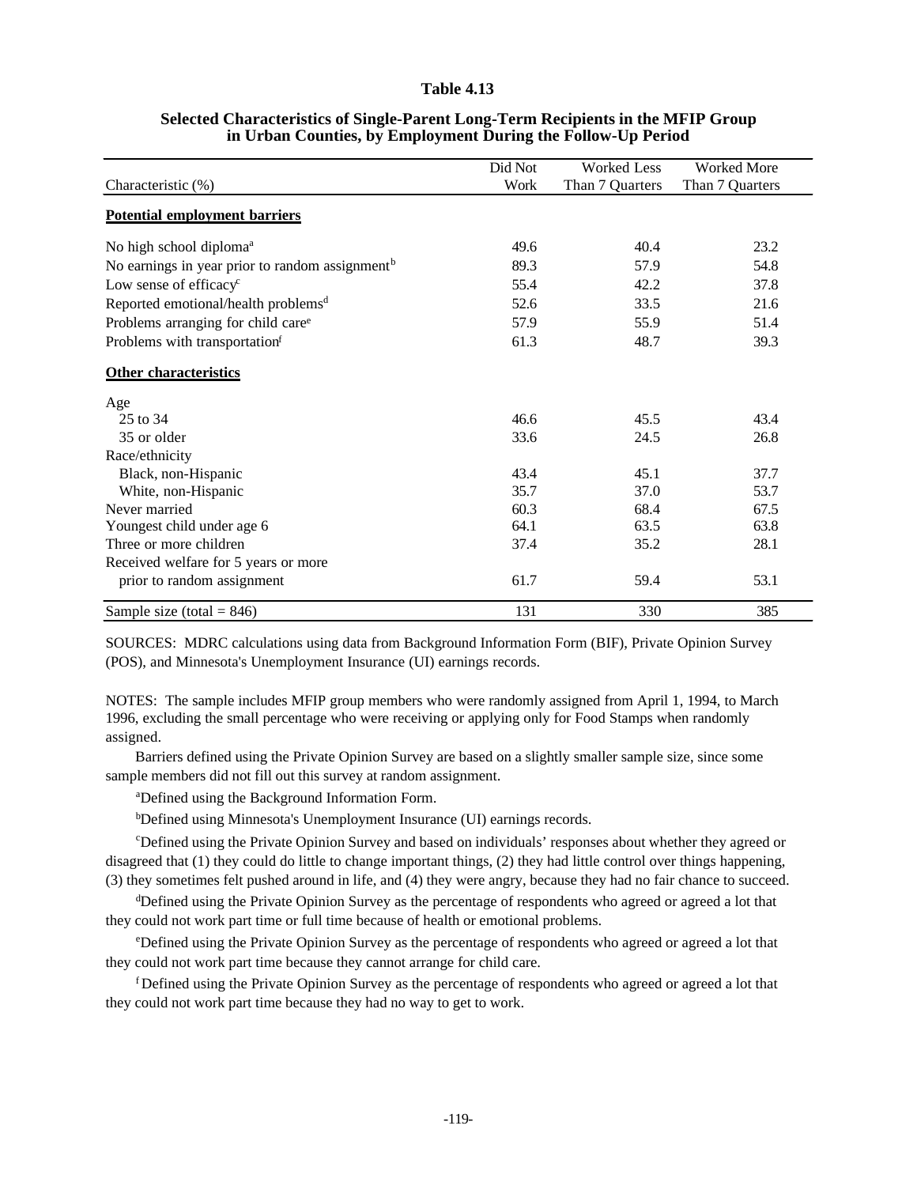**Table 4.13**

**Selected Characteristics of Single-Parent Long-Term Recipients in the MFIP Group in Urban Counties, by Employment During the Follow-Up Period**

| Characteristic (%) | Did Not Work | Worked Less Than 7 Quarters | Worked More Than 7 Quarters |
|---|---|---|---|
| **Potential employment barriers** | | | |
| No high school diploma[a] | 49.6 | 40.4 | 23.2 |
| No earnings in year prior to random assignment[b] | 89.3 | 57.9 | 54.8 |
| Low sense of efficacy[c] | 55.4 | 42.2 | 37.8 |
| Reported emotional/health problems[d] | 52.6 | 33.5 | 21.6 |
| Problems arranging for child care[e] | 57.9 | 55.9 | 51.4 |
| Problems with transportation[f] | 61.3 | 48.7 | 39.3 |
| **Other characteristics** | | | |
| Age | | | |
| 25 to 34 | 46.6 | 45.5 | 43.4 |
| 35 or older | 33.6 | 24.5 | 26.8 |
| Race/ethnicity | | | |
| Black, non-Hispanic | 43.4 | 45.1 | 37.7 |
| White, non-Hispanic | 35.7 | 37.0 | 53.7 |
| Never married | 60.3 | 68.4 | 67.5 |
| Youngest child under age 6 | 64.1 | 63.5 | 63.8 |
| Three or more children | 37.4 | 35.2 | 28.1 |
| Received welfare for 5 years or more prior to random assignment | 61.7 | 59.4 | 53.1 |
| Sample size (total = 846) | 131 | 330 | 385 |

SOURCES: MDRC calculations using data from Background Information Form (BIF), Private Opinion Survey (POS), and Minnesota's Unemployment Insurance (UI) earnings records.

NOTES: The sample includes MFIP group members who were randomly assigned from April 1, 1994, to March 1996, excluding the small percentage who were receiving or applying only for Food Stamps when randomly assigned.

Barriers defined using the Private Opinion Survey are based on a slightly smaller sample size, since some sample members did not fill out this survey at random assignment.

[a]Defined using the Background Information Form.

[b]Defined using Minnesota's Unemployment Insurance (UI) earnings records.

[c]Defined using the Private Opinion Survey and based on individuals' responses about whether they agreed or disagreed that (1) they could do little to change important things, (2) they had little control over things happening, (3) they sometimes felt pushed around in life, and (4) they were angry, because they had no fair chance to succeed.

[d]Defined using the Private Opinion Survey as the percentage of respondents who agreed or agreed a lot that they could not work part time or full time because of health or emotional problems.

[e]Defined using the Private Opinion Survey as the percentage of respondents who agreed or agreed a lot that they could not work part time because they cannot arrange for child care.

[f]Defined using the Private Opinion Survey as the percentage of respondents who agreed or agreed a lot that they could not work part time because they had no way to get to work.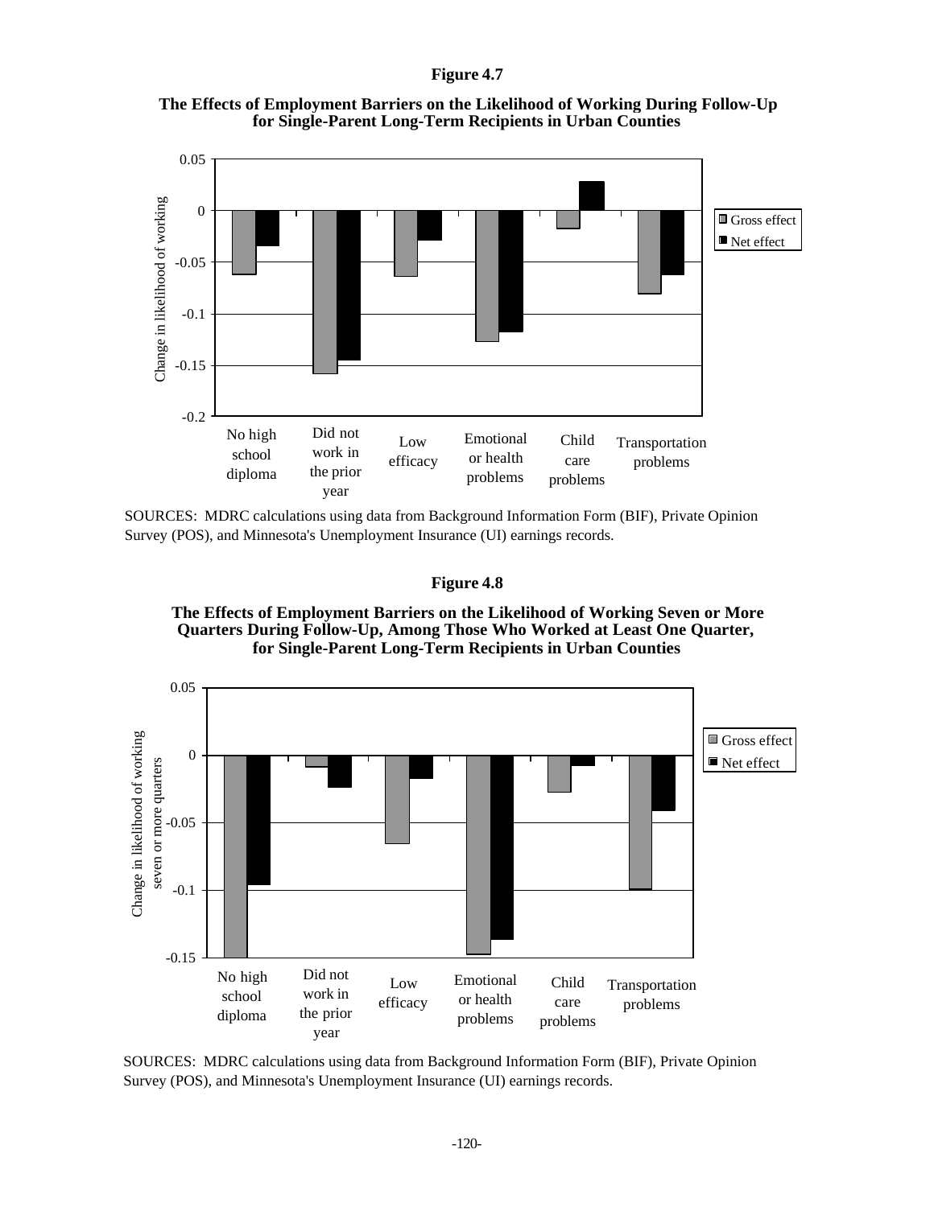**Figure 4.7**

**The Effects of Employment Barriers on the Likelihood of Working During Follow-Up for Single-Parent Long-Term Recipients in Urban Counties**

SOURCES: MDRC calculations using data from Background Information Form (BIF), Private Opinion Survey (POS), and Minnesota's Unemployment Insurance (UI) earnings records.

**Figure 4.8**

**The Effects of Employment Barriers on the Likelihood of Working Seven or More Quarters During Follow-Up, Among Those Who Worked at Least One Quarter, for Single-Parent Long-Term Recipients in Urban Counties**

SOURCES: MDRC calculations using data from Background Information Form (BIF), Private Opinion Survey (POS), and Minnesota's Unemployment Insurance (UI) earnings records.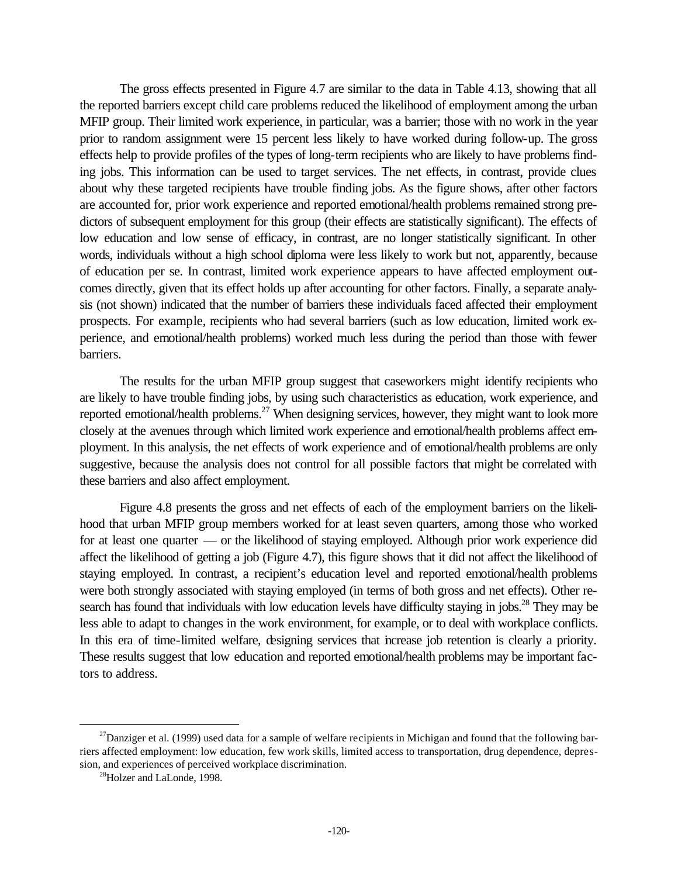The gross effects presented in Figure 4.7 are similar to the data in Table 4.13, showing that all the reported barriers except child care problems reduced the likelihood of employment among the urban MFIP group. Their limited work experience, in particular, was a barrier; those with no work in the year prior to random assignment were 15 percent less likely to have worked during follow-up. The gross effects help to provide profiles of the types of long-term recipients who are likely to have problems finding jobs. This information can be used to target services. The net effects, in contrast, provide clues about why these targeted recipients have trouble finding jobs. As the figure shows, after other factors are accounted for, prior work experience and reported emotional/health problems remained strong predictors of subsequent employment for this group (their effects are statistically significant). The effects of low education and low sense of efficacy, in contrast, are no longer statistically significant. In other words, individuals without a high school diploma were less likely to work but not, apparently, because of education per se. In contrast, limited work experience appears to have affected employment outcomes directly, given that its effect holds up after accounting for other factors. Finally, a separate analysis (not shown) indicated that the number of barriers these individuals faced affected their employment prospects. For example, recipients who had several barriers (such as low education, limited work experience, and emotional/health problems) worked much less during the period than those with fewer barriers.

The results for the urban MFIP group suggest that caseworkers might identify recipients who are likely to have trouble finding jobs, by using such characteristics as education, work experience, and reported emotional/health problems.[27] When designing services, however, they might want to look more closely at the avenues through which limited work experience and emotional/health problems affect employment. In this analysis, the net effects of work experience and of emotional/health problems are only suggestive, because the analysis does not control for all possible factors that might be correlated with these barriers and also affect employment.

Figure 4.8 presents the gross and net effects of each of the employment barriers on the likelihood that urban MFIP group members worked for at least seven quarters, among those who worked for at least one quarter — or the likelihood of staying employed. Although prior work experience did affect the likelihood of getting a job (Figure 4.7), this figure shows that it did not affect the likelihood of staying employed. In contrast, a recipient's education level and reported emotional/health problems were both strongly associated with staying employed (in terms of both gross and net effects). Other research has found that individuals with low education levels have difficulty staying in jobs.[28] They may be less able to adapt to changes in the work environment, for example, or to deal with workplace conflicts. In this era of time-limited welfare, designing services that increase job retention is clearly a priority. These results suggest that low education and reported emotional/health problems may be important factors to address.

---

[27] Danziger et al. (1999) used data for a sample of welfare recipients in Michigan and found that the following barriers affected employment: low education, few work skills, limited access to transportation, drug dependence, depression, and experiences of perceived workplace discrimination.

[28] Holzer and LaLonde, 1998.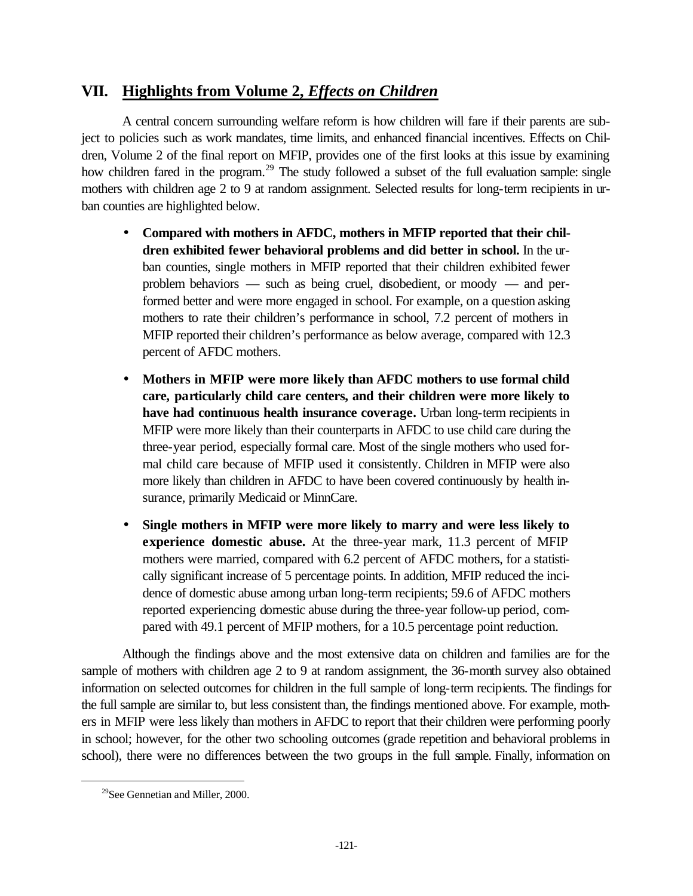## VII. Highlights from Volume 2, *Effects on Children*

A central concern surrounding welfare reform is how children will fare if their parents are subject to policies such as work mandates, time limits, and enhanced financial incentives. Effects on Children, Volume 2 of the final report on MFIP, provides one of the first looks at this issue by examining how children fared in the program.[29] The study followed a subset of the full evaluation sample: single mothers with children age 2 to 9 at random assignment. Selected results for long-term recipients in urban counties are highlighted below.

- **Compared with mothers in AFDC, mothers in MFIP reported that their children exhibited fewer behavioral problems and did better in school.** In the urban counties, single mothers in MFIP reported that their children exhibited fewer problem behaviors — such as being cruel, disobedient, or moody — and performed better and were more engaged in school. For example, on a question asking mothers to rate their children's performance in school, 7.2 percent of mothers in MFIP reported their children's performance as below average, compared with 12.3 percent of AFDC mothers.

- **Mothers in MFIP were more likely than AFDC mothers to use formal child care, particularly child care centers, and their children were more likely to have had continuous health insurance coverage.** Urban long-term recipients in MFIP were more likely than their counterparts in AFDC to use child care during the three-year period, especially formal care. Most of the single mothers who used formal child care because of MFIP used it consistently. Children in MFIP were also more likely than children in AFDC to have been covered continuously by health insurance, primarily Medicaid or MinnCare.

- **Single mothers in MFIP were more likely to marry and were less likely to experience domestic abuse.** At the three-year mark, 11.3 percent of MFIP mothers were married, compared with 6.2 percent of AFDC mothers, for a statistically significant increase of 5 percentage points. In addition, MFIP reduced the incidence of domestic abuse among urban long-term recipients; 59.6 of AFDC mothers reported experiencing domestic abuse during the three-year follow-up period, compared with 49.1 percent of MFIP mothers, for a 10.5 percentage point reduction.

Although the findings above and the most extensive data on children and families are for the sample of mothers with children age 2 to 9 at random assignment, the 36-month survey also obtained information on selected outcomes for children in the full sample of long-term recipients. The findings for the full sample are similar to, but less consistent than, the findings mentioned above. For example, mothers in MFIP were less likely than mothers in AFDC to report that their children were performing poorly in school; however, for the other two schooling outcomes (grade repetition and behavioral problems in school), there were no differences between the two groups in the full sample. Finally, information on

[29] See Gennetian and Miller, 2000.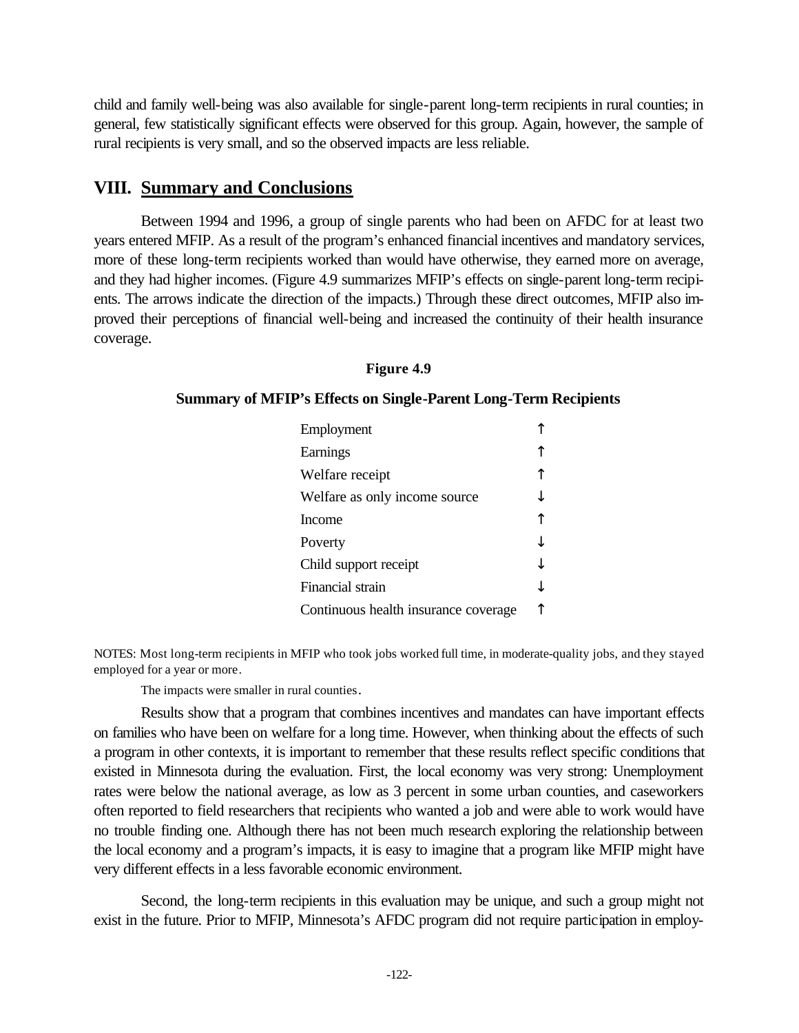child and family well-being was also available for single-parent long-term recipients in rural counties; in general, few statistically significant effects were observed for this group. Again, however, the sample of rural recipients is very small, and so the observed impacts are less reliable.

## VIII. Summary and Conclusions

Between 1994 and 1996, a group of single parents who had been on AFDC for at least two years entered MFIP. As a result of the program's enhanced financial incentives and mandatory services, more of these long-term recipients worked than would have otherwise, they earned more on average, and they had higher incomes. (Figure 4.9 summarizes MFIP's effects on single-parent long-term recipients. The arrows indicate the direction of the impacts.) Through these direct outcomes, MFIP also improved their perceptions of financial well-being and increased the continuity of their health insurance coverage.

**Figure 4.9**

**Summary of MFIP's Effects on Single-Parent Long-Term Recipients**

| | |
|---|---|
| Employment | ↑ |
| Earnings | ↑ |
| Welfare receipt | ↑ |
| Welfare as only income source | ↓ |
| Income | ↑ |
| Poverty | ↓ |
| Child support receipt | ↓ |
| Financial strain | ↓ |
| Continuous health insurance coverage | ↑ |

NOTES: Most long-term recipients in MFIP who took jobs worked full time, in moderate-quality jobs, and they stayed employed for a year or more.

The impacts were smaller in rural counties.

Results show that a program that combines incentives and mandates can have important effects on families who have been on welfare for a long time. However, when thinking about the effects of such a program in other contexts, it is important to remember that these results reflect specific conditions that existed in Minnesota during the evaluation. First, the local economy was very strong: Unemployment rates were below the national average, as low as 3 percent in some urban counties, and caseworkers often reported to field researchers that recipients who wanted a job and were able to work would have no trouble finding one. Although there has not been much research exploring the relationship between the local economy and a program's impacts, it is easy to imagine that a program like MFIP might have very different effects in a less favorable economic environment.

Second, the long-term recipients in this evaluation may be unique, and such a group might not exist in the future. Prior to MFIP, Minnesota's AFDC program did not require participation in employ-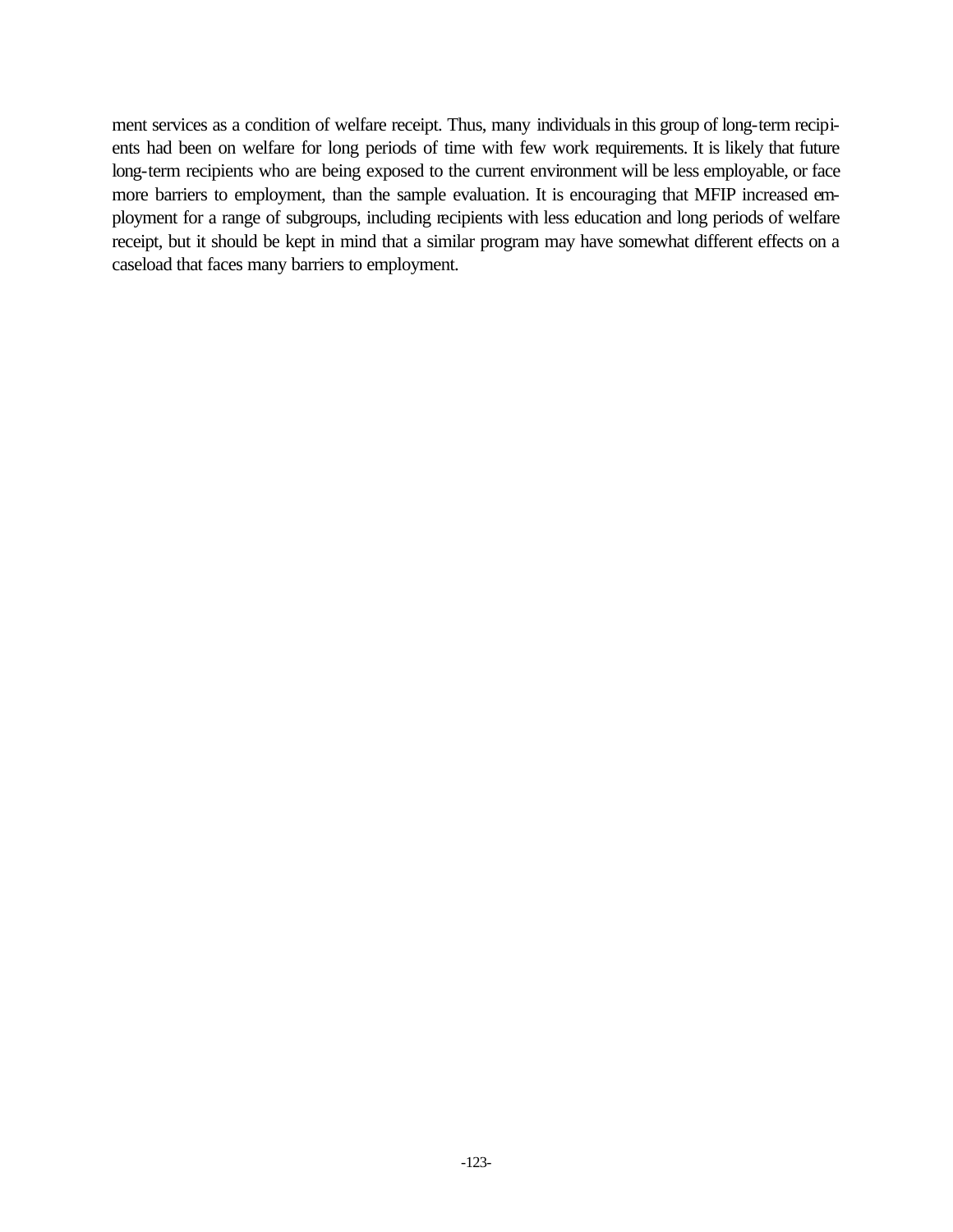ment services as a condition of welfare receipt. Thus, many individuals in this group of long-term recipients had been on welfare for long periods of time with few work requirements. It is likely that future long-term recipients who are being exposed to the current environment will be less employable, or face more barriers to employment, than the sample evaluation. It is encouraging that MFIP increased employment for a range of subgroups, including recipients with less education and long periods of welfare receipt, but it should be kept in mind that a similar program may have somewhat different effects on a caseload that faces many barriers to employment.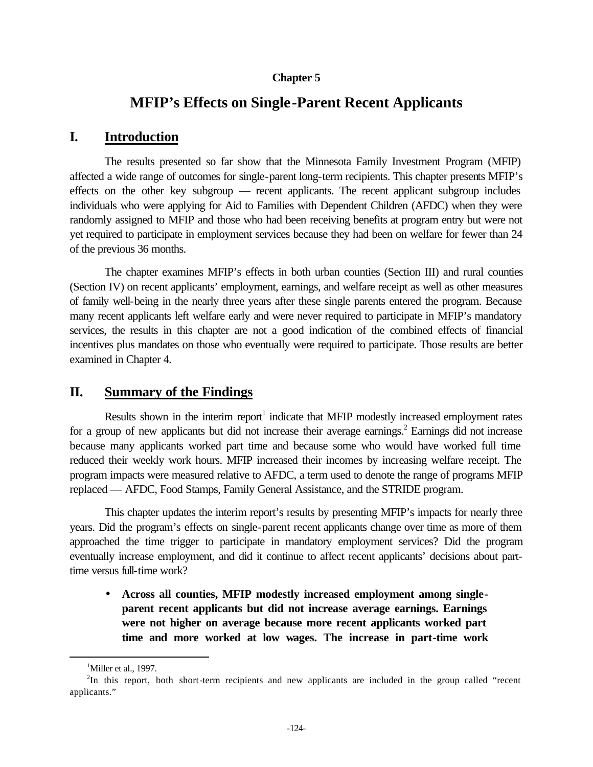**Chapter 5**

# MFIP's Effects on Single-Parent Recent Applicants

## I. Introduction

The results presented so far show that the Minnesota Family Investment Program (MFIP) affected a wide range of outcomes for single-parent long-term recipients. This chapter presents MFIP's effects on the other key subgroup — recent applicants. The recent applicant subgroup includes individuals who were applying for Aid to Families with Dependent Children (AFDC) when they were randomly assigned to MFIP and those who had been receiving benefits at program entry but were not yet required to participate in employment services because they had been on welfare for fewer than 24 of the previous 36 months.

The chapter examines MFIP's effects in both urban counties (Section III) and rural counties (Section IV) on recent applicants' employment, earnings, and welfare receipt as well as other measures of family well-being in the nearly three years after these single parents entered the program. Because many recent applicants left welfare early and were never required to participate in MFIP's mandatory services, the results in this chapter are not a good indication of the combined effects of financial incentives plus mandates on those who eventually were required to participate. Those results are better examined in Chapter 4.

## II. Summary of the Findings

Results shown in the interim report[1] indicate that MFIP modestly increased employment rates for a group of new applicants but did not increase their average earnings.[2] Earnings did not increase because many applicants worked part time and because some who would have worked full time reduced their weekly work hours. MFIP increased their incomes by increasing welfare receipt. The program impacts were measured relative to AFDC, a term used to denote the range of programs MFIP replaced — AFDC, Food Stamps, Family General Assistance, and the STRIDE program.

This chapter updates the interim report's results by presenting MFIP's impacts for nearly three years. Did the program's effects on single-parent recent applicants change over time as more of them approached the time trigger to participate in mandatory employment services? Did the program eventually increase employment, and did it continue to affect recent applicants' decisions about part-time versus full-time work?

- **Across all counties, MFIP modestly increased employment among single-parent recent applicants but did not increase average earnings. Earnings were not higher on average because more recent applicants worked part time and more worked at low wages. The increase in part-time work**

---

[1] Miller et al., 1997.

[2] In this report, both short-term recipients and new applicants are included in the group called "recent applicants."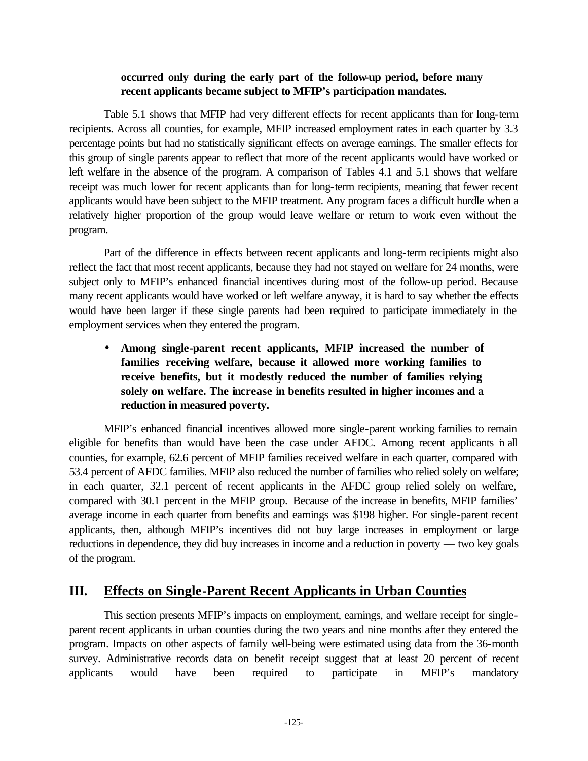**occurred only during the early part of the follow-up period, before many recent applicants became subject to MFIP's participation mandates.**

Table 5.1 shows that MFIP had very different effects for recent applicants than for long-term recipients. Across all counties, for example, MFIP increased employment rates in each quarter by 3.3 percentage points but had no statistically significant effects on average earnings. The smaller effects for this group of single parents appear to reflect that more of the recent applicants would have worked or left welfare in the absence of the program. A comparison of Tables 4.1 and 5.1 shows that welfare receipt was much lower for recent applicants than for long-term recipients, meaning that fewer recent applicants would have been subject to the MFIP treatment. Any program faces a difficult hurdle when a relatively higher proportion of the group would leave welfare or return to work even without the program.

Part of the difference in effects between recent applicants and long-term recipients might also reflect the fact that most recent applicants, because they had not stayed on welfare for 24 months, were subject only to MFIP's enhanced financial incentives during most of the follow-up period. Because many recent applicants would have worked or left welfare anyway, it is hard to say whether the effects would have been larger if these single parents had been required to participate immediately in the employment services when they entered the program.

- **Among single-parent recent applicants, MFIP increased the number of families receiving welfare, because it allowed more working families to receive benefits, but it modestly reduced the number of families relying solely on welfare. The increase in benefits resulted in higher incomes and a reduction in measured poverty.**

MFIP's enhanced financial incentives allowed more single-parent working families to remain eligible for benefits than would have been the case under AFDC. Among recent applicants in all counties, for example, 62.6 percent of MFIP families received welfare in each quarter, compared with 53.4 percent of AFDC families. MFIP also reduced the number of families who relied solely on welfare; in each quarter, 32.1 percent of recent applicants in the AFDC group relied solely on welfare, compared with 30.1 percent in the MFIP group. Because of the increase in benefits, MFIP families' average income in each quarter from benefits and earnings was $198 higher. For single-parent recent applicants, then, although MFIP's incentives did not buy large increases in employment or large reductions in dependence, they did buy increases in income and a reduction in poverty — two key goals of the program.

## III. Effects on Single-Parent Recent Applicants in Urban Counties

This section presents MFIP's impacts on employment, earnings, and welfare receipt for single-parent recent applicants in urban counties during the two years and nine months after they entered the program. Impacts on other aspects of family well-being were estimated using data from the 36-month survey. Administrative records data on benefit receipt suggest that at least 20 percent of recent applicants would have been required to participate in MFIP's mandatory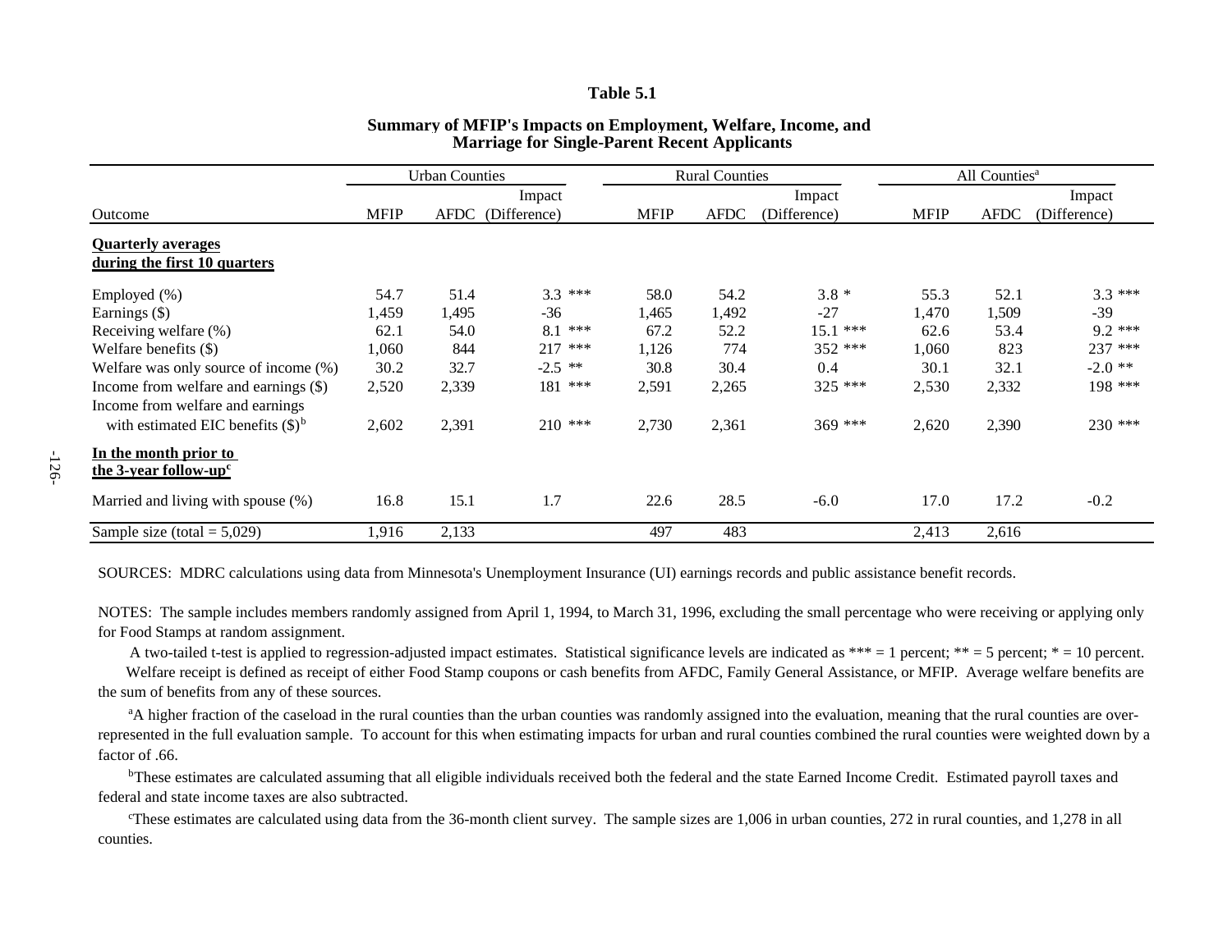**Table 5.1**

**Summary of MFIP's Impacts on Employment, Welfare, Income, and Marriage for Single-Parent Recent Applicants**

| | Urban Counties | | | Rural Counties | | | All Counties[a] | | |
|---|---|---|---|---|---|---|---|---|---|
| Outcome | MFIP | AFDC | Impact (Difference) | MFIP | AFDC | Impact (Difference) | MFIP | AFDC | Impact (Difference) |
| **Quarterly averages during the first 10 quarters** | | | | | | | | | |
| Employed (%) | 54.7 | 51.4 | 3.3 *** | 58.0 | 54.2 | 3.8 * | 55.3 | 52.1 | 3.3 *** |
| Earnings ($) | 1,459 | 1,495 | -36 | 1,465 | 1,492 | -27 | 1,470 | 1,509 | -39 |
| Receiving welfare (%) | 62.1 | 54.0 | 8.1 *** | 67.2 | 52.2 | 15.1 *** | 62.6 | 53.4 | 9.2 *** |
| Welfare benefits ($) | 1,060 | 844 | 217 *** | 1,126 | 774 | 352 *** | 1,060 | 823 | 237 *** |
| Welfare was only source of income (%) | 30.2 | 32.7 | -2.5 ** | 30.8 | 30.4 | 0.4 | 30.1 | 32.1 | -2.0 ** |
| Income from welfare and earnings ($) | 2,520 | 2,339 | 181 *** | 2,591 | 2,265 | 325 *** | 2,530 | 2,332 | 198 *** |
| Income from welfare and earnings with estimated EIC benefits ($)[b] | 2,602 | 2,391 | 210 *** | 2,730 | 2,361 | 369 *** | 2,620 | 2,390 | 230 *** |
| **In the month prior to the 3-year follow-up**[c] | | | | | | | | | |
| Married and living with spouse (%) | 16.8 | 15.1 | 1.7 | 22.6 | 28.5 | -6.0 | 17.0 | 17.2 | -0.2 |
| Sample size (total = 5,029) | 1,916 | 2,133 | | 497 | 483 | | 2,413 | 2,616 | |

SOURCES: MDRC calculations using data from Minnesota's Unemployment Insurance (UI) earnings records and public assistance benefit records.

NOTES: The sample includes members randomly assigned from April 1, 1994, to March 31, 1996, excluding the small percentage who were receiving or applying only for Food Stamps at random assignment.

A two-tailed t-test is applied to regression-adjusted impact estimates. Statistical significance levels are indicated as *** = 1 percent; ** = 5 percent; * = 10 percent.

Welfare receipt is defined as receipt of either Food Stamp coupons or cash benefits from AFDC, Family General Assistance, or MFIP. Average welfare benefits are the sum of benefits from any of these sources.

[a]A higher fraction of the caseload in the rural counties than the urban counties was randomly assigned into the evaluation, meaning that the rural counties are over-represented in the full evaluation sample. To account for this when estimating impacts for urban and rural counties combined the rural counties were weighted down by a factor of .66.

[b]These estimates are calculated assuming that all eligible individuals received both the federal and the state Earned Income Credit. Estimated payroll taxes and federal and state income taxes are also subtracted.

[c]These estimates are calculated using data from the 36-month client survey. The sample sizes are 1,006 in urban counties, 272 in rural counties, and 1,278 in all counties.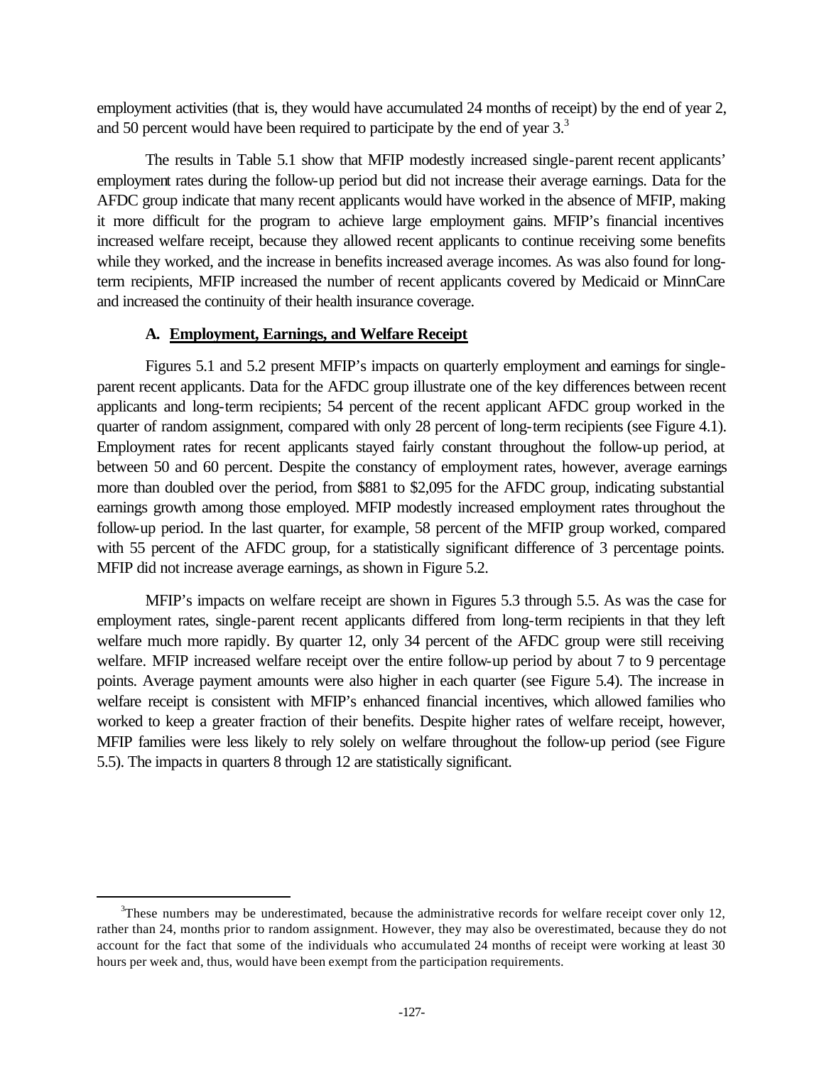employment activities (that is, they would have accumulated 24 months of receipt) by the end of year 2, and 50 percent would have been required to participate by the end of year 3.[3]

The results in Table 5.1 show that MFIP modestly increased single-parent recent applicants' employment rates during the follow-up period but did not increase their average earnings. Data for the AFDC group indicate that many recent applicants would have worked in the absence of MFIP, making it more difficult for the program to achieve large employment gains. MFIP's financial incentives increased welfare receipt, because they allowed recent applicants to continue receiving some benefits while they worked, and the increase in benefits increased average incomes. As was also found for long-term recipients, MFIP increased the number of recent applicants covered by Medicaid or MinnCare and increased the continuity of their health insurance coverage.

### A. Employment, Earnings, and Welfare Receipt

Figures 5.1 and 5.2 present MFIP's impacts on quarterly employment and earnings for single-parent recent applicants. Data for the AFDC group illustrate one of the key differences between recent applicants and long-term recipients; 54 percent of the recent applicant AFDC group worked in the quarter of random assignment, compared with only 28 percent of long-term recipients (see Figure 4.1). Employment rates for recent applicants stayed fairly constant throughout the follow-up period, at between 50 and 60 percent. Despite the constancy of employment rates, however, average earnings more than doubled over the period, from $881 to $2,095 for the AFDC group, indicating substantial earnings growth among those employed. MFIP modestly increased employment rates throughout the follow-up period. In the last quarter, for example, 58 percent of the MFIP group worked, compared with 55 percent of the AFDC group, for a statistically significant difference of 3 percentage points. MFIP did not increase average earnings, as shown in Figure 5.2.

MFIP's impacts on welfare receipt are shown in Figures 5.3 through 5.5. As was the case for employment rates, single-parent recent applicants differed from long-term recipients in that they left welfare much more rapidly. By quarter 12, only 34 percent of the AFDC group were still receiving welfare. MFIP increased welfare receipt over the entire follow-up period by about 7 to 9 percentage points. Average payment amounts were also higher in each quarter (see Figure 5.4). The increase in welfare receipt is consistent with MFIP's enhanced financial incentives, which allowed families who worked to keep a greater fraction of their benefits. Despite higher rates of welfare receipt, however, MFIP families were less likely to rely solely on welfare throughout the follow-up period (see Figure 5.5). The impacts in quarters 8 through 12 are statistically significant.

---

[3]These numbers may be underestimated, because the administrative records for welfare receipt cover only 12, rather than 24, months prior to random assignment. However, they may also be overestimated, because they do not account for the fact that some of the individuals who accumulated 24 months of receipt were working at least 30 hours per week and, thus, would have been exempt from the participation requirements.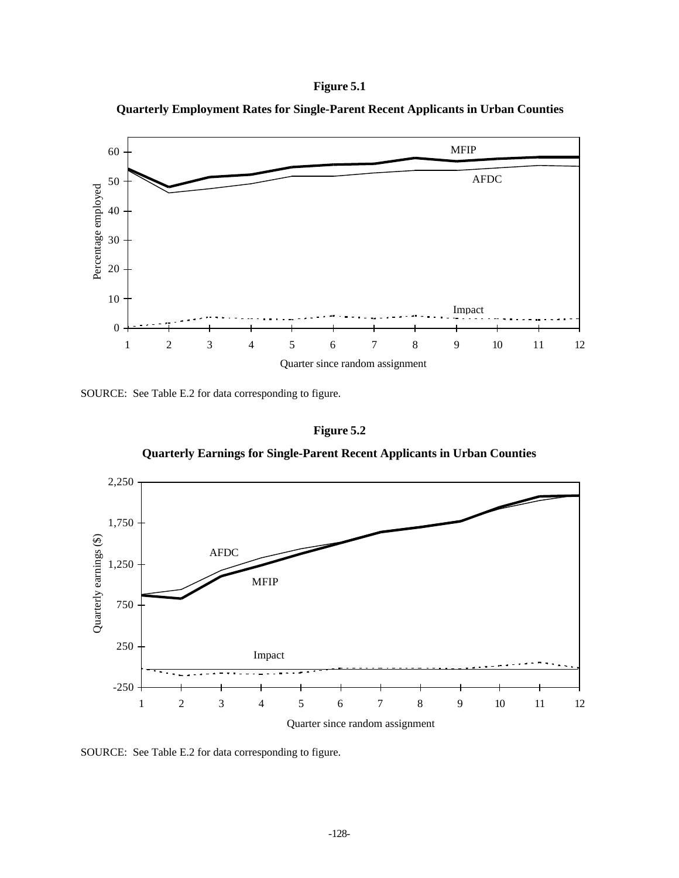**Figure 5.1**

**Quarterly Employment Rates for Single-Parent Recent Applicants in Urban Counties**

SOURCE: See Table E.2 for data corresponding to figure.

**Figure 5.2**

**Quarterly Earnings for Single-Parent Recent Applicants in Urban Counties**

SOURCE: See Table E.2 for data corresponding to figure.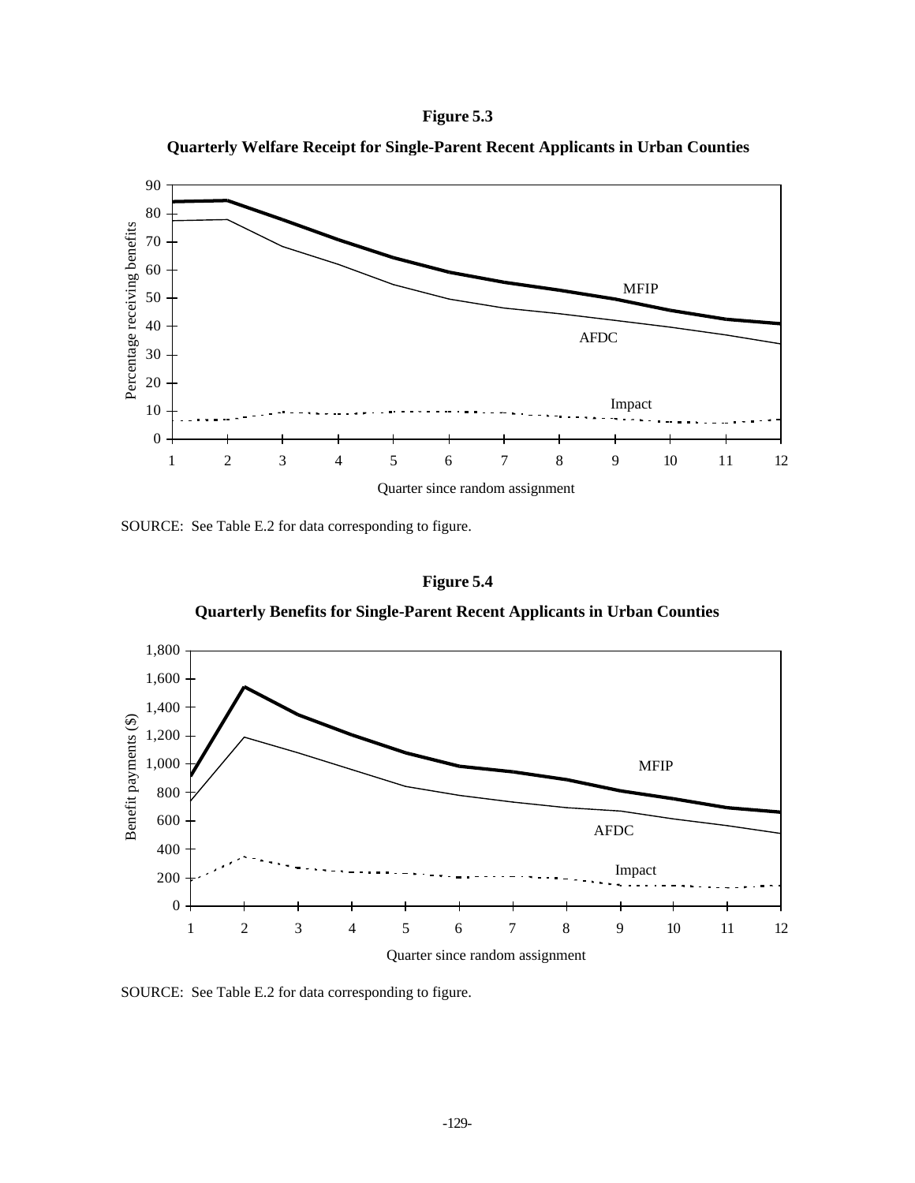**Figure 5.3**

**Quarterly Welfare Receipt for Single-Parent Recent Applicants in Urban Counties**

SOURCE: See Table E.2 for data corresponding to figure.

**Figure 5.4**

**Quarterly Benefits for Single-Parent Recent Applicants in Urban Counties**

SOURCE: See Table E.2 for data corresponding to figure.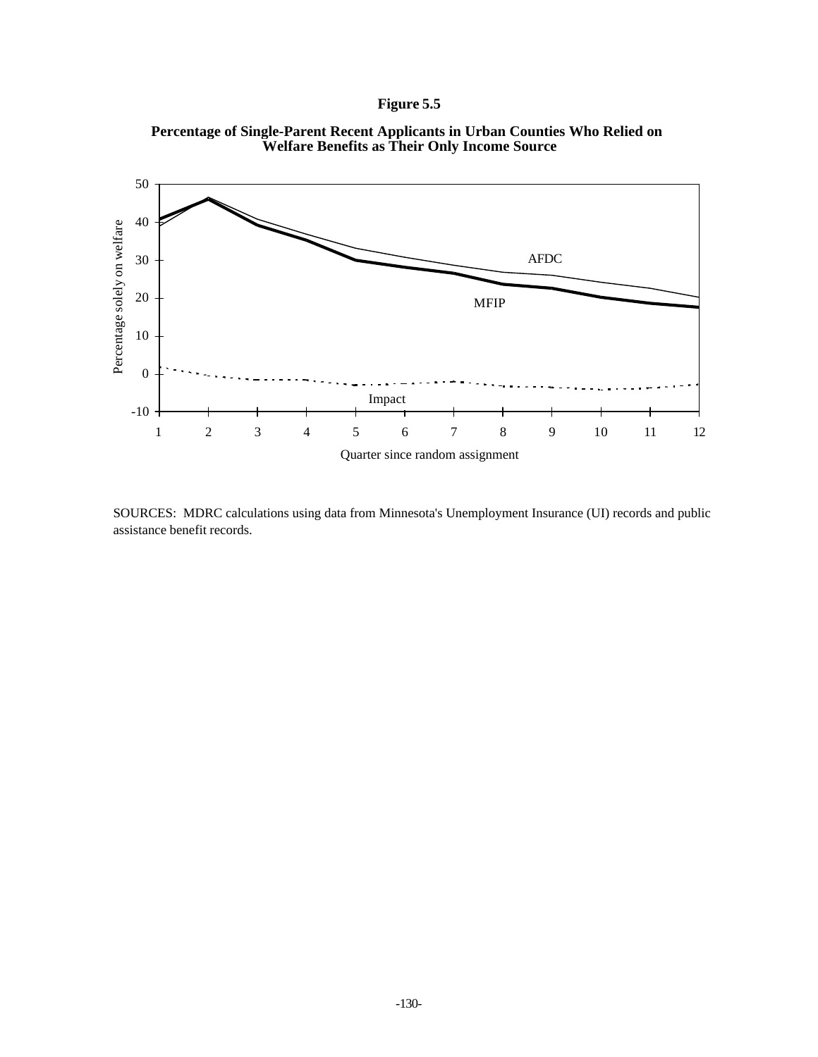**Figure 5.5**

**Percentage of Single-Parent Recent Applicants in Urban Counties Who Relied on Welfare Benefits as Their Only Income Source**

SOURCES: MDRC calculations using data from Minnesota's Unemployment Insurance (UI) records and public assistance benefit records.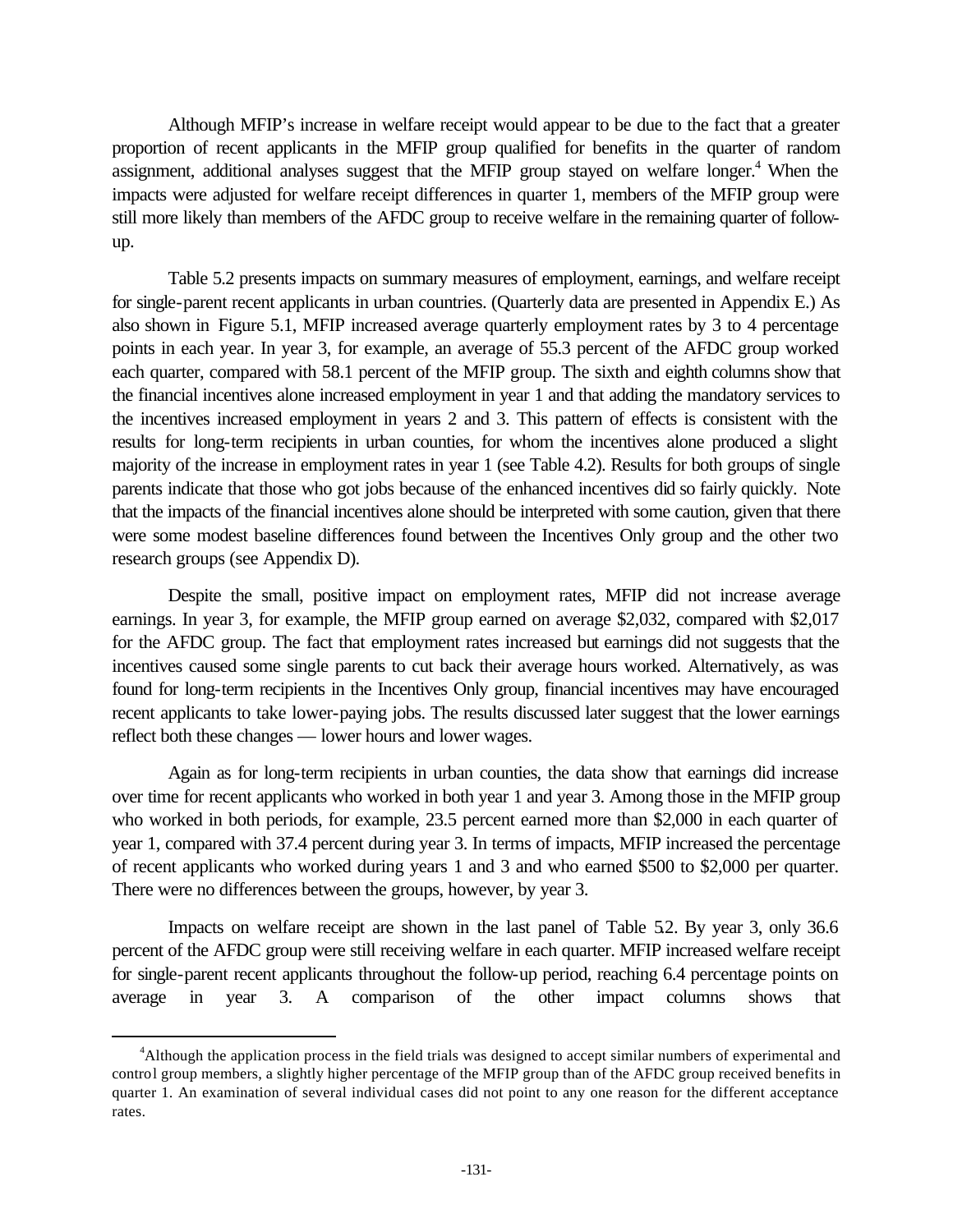Although MFIP's increase in welfare receipt would appear to be due to the fact that a greater proportion of recent applicants in the MFIP group qualified for benefits in the quarter of random assignment, additional analyses suggest that the MFIP group stayed on welfare longer.[4] When the impacts were adjusted for welfare receipt differences in quarter 1, members of the MFIP group were still more likely than members of the AFDC group to receive welfare in the remaining quarter of follow-up.

Table 5.2 presents impacts on summary measures of employment, earnings, and welfare receipt for single-parent recent applicants in urban countries. (Quarterly data are presented in Appendix E.) As also shown in Figure 5.1, MFIP increased average quarterly employment rates by 3 to 4 percentage points in each year. In year 3, for example, an average of 55.3 percent of the AFDC group worked each quarter, compared with 58.1 percent of the MFIP group. The sixth and eighth columns show that the financial incentives alone increased employment in year 1 and that adding the mandatory services to the incentives increased employment in years 2 and 3. This pattern of effects is consistent with the results for long-term recipients in urban counties, for whom the incentives alone produced a slight majority of the increase in employment rates in year 1 (see Table 4.2). Results for both groups of single parents indicate that those who got jobs because of the enhanced incentives did so fairly quickly. Note that the impacts of the financial incentives alone should be interpreted with some caution, given that there were some modest baseline differences found between the Incentives Only group and the other two research groups (see Appendix D).

Despite the small, positive impact on employment rates, MFIP did not increase average earnings. In year 3, for example, the MFIP group earned on average $2,032, compared with $2,017 for the AFDC group. The fact that employment rates increased but earnings did not suggests that the incentives caused some single parents to cut back their average hours worked. Alternatively, as was found for long-term recipients in the Incentives Only group, financial incentives may have encouraged recent applicants to take lower-paying jobs. The results discussed later suggest that the lower earnings reflect both these changes — lower hours and lower wages.

Again as for long-term recipients in urban counties, the data show that earnings did increase over time for recent applicants who worked in both year 1 and year 3. Among those in the MFIP group who worked in both periods, for example, 23.5 percent earned more than $2,000 in each quarter of year 1, compared with 37.4 percent during year 3. In terms of impacts, MFIP increased the percentage of recent applicants who worked during years 1 and 3 and who earned $500 to $2,000 per quarter. There were no differences between the groups, however, by year 3.

Impacts on welfare receipt are shown in the last panel of Table 5.2. By year 3, only 36.6 percent of the AFDC group were still receiving welfare in each quarter. MFIP increased welfare receipt for single-parent recent applicants throughout the follow-up period, reaching 6.4 percentage points on average in year 3. A comparison of the other impact columns shows that

---

[4] Although the application process in the field trials was designed to accept similar numbers of experimental and control group members, a slightly higher percentage of the MFIP group than of the AFDC group received benefits in quarter 1. An examination of several individual cases did not point to any one reason for the different acceptance rates.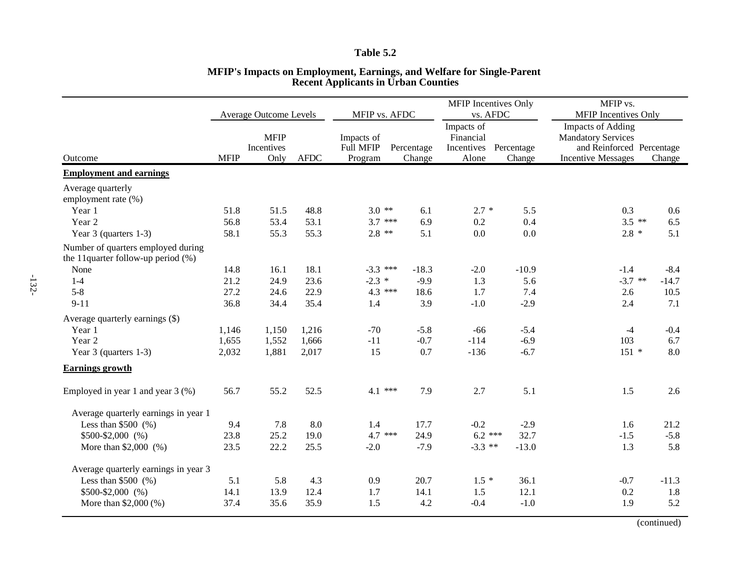**Table 5.2**

**MFIP's Impacts on Employment, Earnings, and Welfare for Single-Parent Recent Applicants in Urban Counties**

| Outcome | Average Outcome Levels | | | MFIP vs. AFDC | | MFIP Incentives Only vs. AFDC | | MFIP vs. MFIP Incentives Only | |
|---|---|---|---|---|---|---|---|---|---|
| | MFIP | MFIP Incentives Only | AFDC | Impacts of Full MFIP Program | Percentage Change | Impacts of Financial Incentives Alone | Percentage Change | Impacts of Adding Mandatory Services and Reinforced Incentive Messages | Percentage Change |
| **Employment and earnings** | | | | | | | | | |
| Average quarterly employment rate (%) | | | | | | | | | |
| Year 1 | 51.8 | 51.5 | 48.8 | 3.0 ** | 6.1 | 2.7 * | 5.5 | 0.3 | 0.6 |
| Year 2 | 56.8 | 53.4 | 53.1 | 3.7 *** | 6.9 | 0.2 | 0.4 | 3.5 ** | 6.5 |
| Year 3 (quarters 1-3) | 58.1 | 55.3 | 55.3 | 2.8 ** | 5.1 | 0.0 | 0.0 | 2.8 * | 5.1 |
| Number of quarters employed during the 11quarter follow-up period (%) | | | | | | | | | |
| None | 14.8 | 16.1 | 18.1 | -3.3 *** | -18.3 | -2.0 | -10.9 | -1.4 | -8.4 |
| 1-4 | 21.2 | 24.9 | 23.6 | -2.3 * | -9.9 | 1.3 | 5.6 | -3.7 ** | -14.7 |
| 5-8 | 27.2 | 24.6 | 22.9 | 4.3 *** | 18.6 | 1.7 | 7.4 | 2.6 | 10.5 |
| 9-11 | 36.8 | 34.4 | 35.4 | 1.4 | 3.9 | -1.0 | -2.9 | 2.4 | 7.1 |
| Average quarterly earnings ($) | | | | | | | | | |
| Year 1 | 1,146 | 1,150 | 1,216 | -70 | -5.8 | -66 | -5.4 | -4 | -0.4 |
| Year 2 | 1,655 | 1,552 | 1,666 | -11 | -0.7 | -114 | -6.9 | 103 | 6.7 |
| Year 3 (quarters 1-3) | 2,032 | 1,881 | 2,017 | 15 | 0.7 | -136 | -6.7 | 151 * | 8.0 |
| **Earnings growth** | | | | | | | | | |
| Employed in year 1 and year 3 (%) | 56.7 | 55.2 | 52.5 | 4.1 *** | 7.9 | 2.7 | 5.1 | 1.5 | 2.6 |
| Average quarterly earnings in year 1 | | | | | | | | | |
| Less than $500 (%) | 9.4 | 7.8 | 8.0 | 1.4 | 17.7 | -0.2 | -2.9 | 1.6 | 21.2 |
| $500-$2,000 (%) | 23.8 | 25.2 | 19.0 | 4.7 *** | 24.9 | 6.2 *** | 32.7 | -1.5 | -5.8 |
| More than $2,000 (%) | 23.5 | 22.2 | 25.5 | -2.0 | -7.9 | -3.3 ** | -13.0 | 1.3 | 5.8 |
| Average quarterly earnings in year 3 | | | | | | | | | |
| Less than $500 (%) | 5.1 | 5.8 | 4.3 | 0.9 | 20.7 | 1.5 * | 36.1 | -0.7 | -11.3 |
| $500-$2,000 (%) | 14.1 | 13.9 | 12.4 | 1.7 | 14.1 | 1.5 | 12.1 | 0.2 | 1.8 |
| More than $2,000 (%) | 37.4 | 35.6 | 35.9 | 1.5 | 4.2 | -0.4 | -1.0 | 1.9 | 5.2 |

(continued)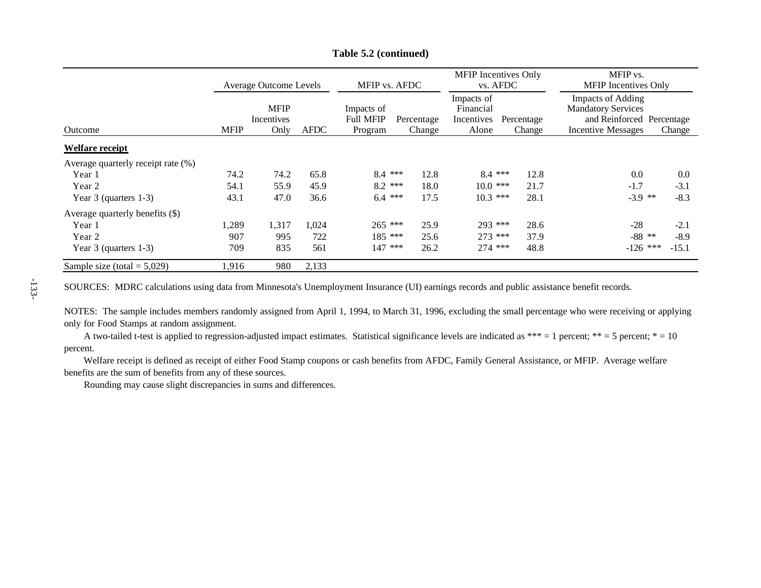**Table 5.2 (continued)**

| | Average Outcome Levels | | | MFIP vs. AFDC | | MFIP Incentives Only vs. AFDC | | MFIP vs. MFIP Incentives Only | |
|---|---|---|---|---|---|---|---|---|---|
| Outcome | MFIP | MFIP Incentives Only | AFDC | Impacts of Full MFIP Program | Percentage Change | Impacts of Financial Incentives Alone | Percentage Change | Impacts of Adding Mandatory Services and Reinforced Incentive Messages | Percentage Change |
| **Welfare receipt** | | | | | | | | | |
| Average quarterly receipt rate (%) | | | | | | | | | |
| Year 1 | 74.2 | 74.2 | 65.8 | 8.4 *** | 12.8 | 8.4 *** | 12.8 | 0.0 | 0.0 |
| Year 2 | 54.1 | 55.9 | 45.9 | 8.2 *** | 18.0 | 10.0 *** | 21.7 | -1.7 | -3.1 |
| Year 3 (quarters 1-3) | 43.1 | 47.0 | 36.6 | 6.4 *** | 17.5 | 10.3 *** | 28.1 | -3.9 ** | -8.3 |
| Average quarterly benefits ($) | | | | | | | | | |
| Year 1 | 1,289 | 1,317 | 1,024 | 265 *** | 25.9 | 293 *** | 28.6 | -28 | -2.1 |
| Year 2 | 907 | 995 | 722 | 185 *** | 25.6 | 273 *** | 37.9 | -88 ** | -8.9 |
| Year 3 (quarters 1-3) | 709 | 835 | 561 | 147 *** | 26.2 | 274 *** | 48.8 | -126 *** | -15.1 |
| Sample size (total = 5,029) | 1,916 | 980 | 2,133 | | | | | | |

SOURCES: MDRC calculations using data from Minnesota's Unemployment Insurance (UI) earnings records and public assistance benefit records.

NOTES: The sample includes members randomly assigned from April 1, 1994, to March 31, 1996, excluding the small percentage who were receiving or applying only for Food Stamps at random assignment.

A two-tailed t-test is applied to regression-adjusted impact estimates. Statistical significance levels are indicated as *** = 1 percent; ** = 5 percent; * = 10 percent.

Welfare receipt is defined as receipt of either Food Stamp coupons or cash benefits from AFDC, Family General Assistance, or MFIP. Average welfare benefits are the sum of benefits from any of these sources.

Rounding may cause slight discrepancies in sums and differences.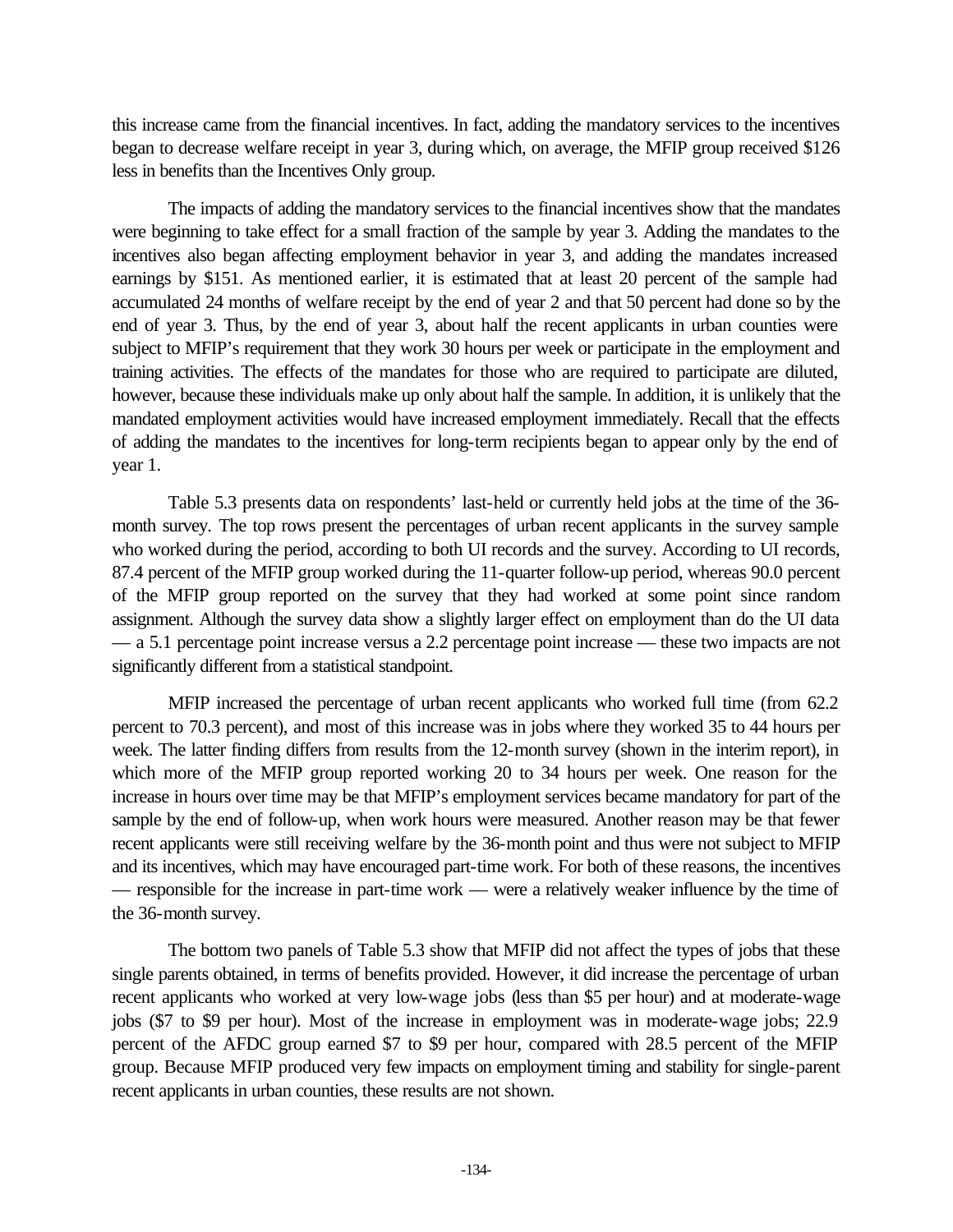this increase came from the financial incentives. In fact, adding the mandatory services to the incentives began to decrease welfare receipt in year 3, during which, on average, the MFIP group received $126 less in benefits than the Incentives Only group.

The impacts of adding the mandatory services to the financial incentives show that the mandates were beginning to take effect for a small fraction of the sample by year 3. Adding the mandates to the incentives also began affecting employment behavior in year 3, and adding the mandates increased earnings by $151. As mentioned earlier, it is estimated that at least 20 percent of the sample had accumulated 24 months of welfare receipt by the end of year 2 and that 50 percent had done so by the end of year 3. Thus, by the end of year 3, about half the recent applicants in urban counties were subject to MFIP's requirement that they work 30 hours per week or participate in the employment and training activities. The effects of the mandates for those who are required to participate are diluted, however, because these individuals make up only about half the sample. In addition, it is unlikely that the mandated employment activities would have increased employment immediately. Recall that the effects of adding the mandates to the incentives for long-term recipients began to appear only by the end of year 1.

Table 5.3 presents data on respondents' last-held or currently held jobs at the time of the 36-month survey. The top rows present the percentages of urban recent applicants in the survey sample who worked during the period, according to both UI records and the survey. According to UI records, 87.4 percent of the MFIP group worked during the 11-quarter follow-up period, whereas 90.0 percent of the MFIP group reported on the survey that they had worked at some point since random assignment. Although the survey data show a slightly larger effect on employment than do the UI data — a 5.1 percentage point increase versus a 2.2 percentage point increase — these two impacts are not significantly different from a statistical standpoint.

MFIP increased the percentage of urban recent applicants who worked full time (from 62.2 percent to 70.3 percent), and most of this increase was in jobs where they worked 35 to 44 hours per week. The latter finding differs from results from the 12-month survey (shown in the interim report), in which more of the MFIP group reported working 20 to 34 hours per week. One reason for the increase in hours over time may be that MFIP's employment services became mandatory for part of the sample by the end of follow-up, when work hours were measured. Another reason may be that fewer recent applicants were still receiving welfare by the 36-month point and thus were not subject to MFIP and its incentives, which may have encouraged part-time work. For both of these reasons, the incentives — responsible for the increase in part-time work — were a relatively weaker influence by the time of the 36-month survey.

The bottom two panels of Table 5.3 show that MFIP did not affect the types of jobs that these single parents obtained, in terms of benefits provided. However, it did increase the percentage of urban recent applicants who worked at very low-wage jobs (less than $5 per hour) and at moderate-wage jobs ($7 to $9 per hour). Most of the increase in employment was in moderate-wage jobs; 22.9 percent of the AFDC group earned $7 to $9 per hour, compared with 28.5 percent of the MFIP group. Because MFIP produced very few impacts on employment timing and stability for single-parent recent applicants in urban counties, these results are not shown.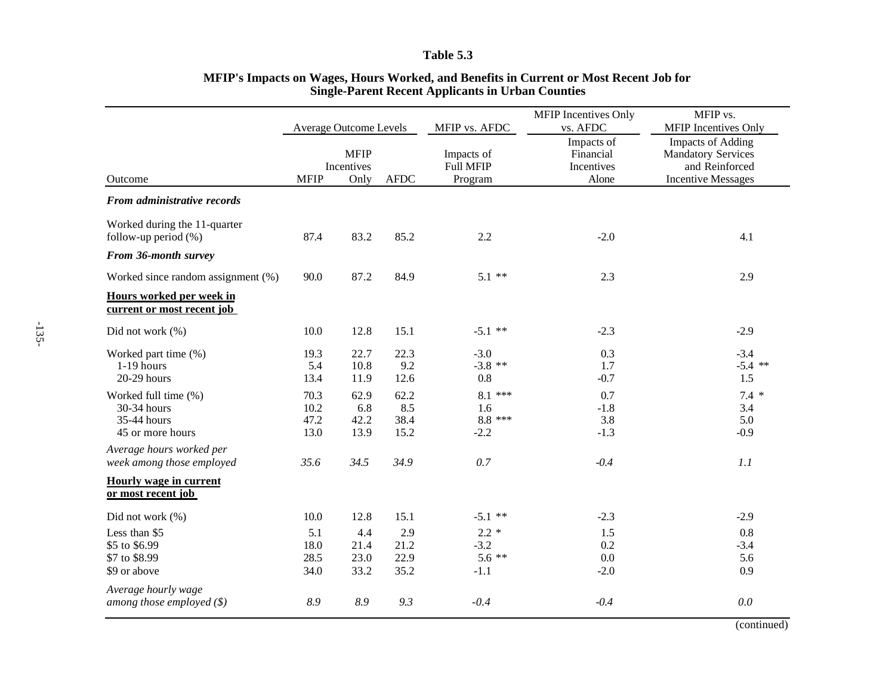**Table 5.3**

**MFIP's Impacts on Wages, Hours Worked, and Benefits in Current or Most Recent Job for Single-Parent Recent Applicants in Urban Counties**

| | Average Outcome Levels | | | MFIP vs. AFDC | MFIP Incentives Only vs. AFDC | MFIP vs. MFIP Incentives Only |
|---|---|---|---|---|---|---|
| Outcome | MFIP | MFIP Incentives Only | AFDC | Impacts of Full MFIP Program | Impacts of Financial Incentives Alone | Impacts of Adding Mandatory Services and Reinforced Incentive Messages |
| ***From administrative records*** | | | | | | |
| Worked during the 11-quarter follow-up period (%) | 87.4 | 83.2 | 85.2 | 2.2 | -2.0 | 4.1 |
| ***From 36-month survey*** | | | | | | |
| Worked since random assignment (%) | 90.0 | 87.2 | 84.9 | 5.1 ** | 2.3 | 2.9 |
| **Hours worked per week in current or most recent job** | | | | | | |
| Did not work (%) | 10.0 | 12.8 | 15.1 | -5.1 ** | -2.3 | -2.9 |
| Worked part time (%) | 19.3 | 22.7 | 22.3 | -3.0 | 0.3 | -3.4 |
| 1-19 hours | 5.4 | 10.8 | 9.2 | -3.8 ** | 1.7 | -5.4 ** |
| 20-29 hours | 13.4 | 11.9 | 12.6 | 0.8 | -0.7 | 1.5 |
| Worked full time (%) | 70.3 | 62.9 | 62.2 | 8.1 *** | 0.7 | 7.4 * |
| 30-34 hours | 10.2 | 6.8 | 8.5 | 1.6 | -1.8 | 3.4 |
| 35-44 hours | 47.2 | 42.2 | 38.4 | 8.8 *** | 3.8 | 5.0 |
| 45 or more hours | 13.0 | 13.9 | 15.2 | -2.2 | -1.3 | -0.9 |
| *Average hours worked per week among those employed* | *35.6* | *34.5* | *34.9* | *0.7* | *-0.4* | *1.1* |
| **Hourly wage in current or most recent job** | | | | | | |
| Did not work (%) | 10.0 | 12.8 | 15.1 | -5.1 ** | -2.3 | -2.9 |
| Less than $5 | 5.1 | 4.4 | 2.9 | 2.2 * | 1.5 | 0.8 |
| $5 to $6.99 | 18.0 | 21.4 | 21.2 | -3.2 | 0.2 | -3.4 |
| $7 to $8.99 | 28.5 | 23.0 | 22.9 | 5.6 ** | 0.0 | 5.6 |
| $9 or above | 34.0 | 33.2 | 35.2 | -1.1 | -2.0 | 0.9 |
| *Average hourly wage among those employed ($)* | *8.9* | *8.9* | *9.3* | *-0.4* | *-0.4* | *0.0* |

(continued)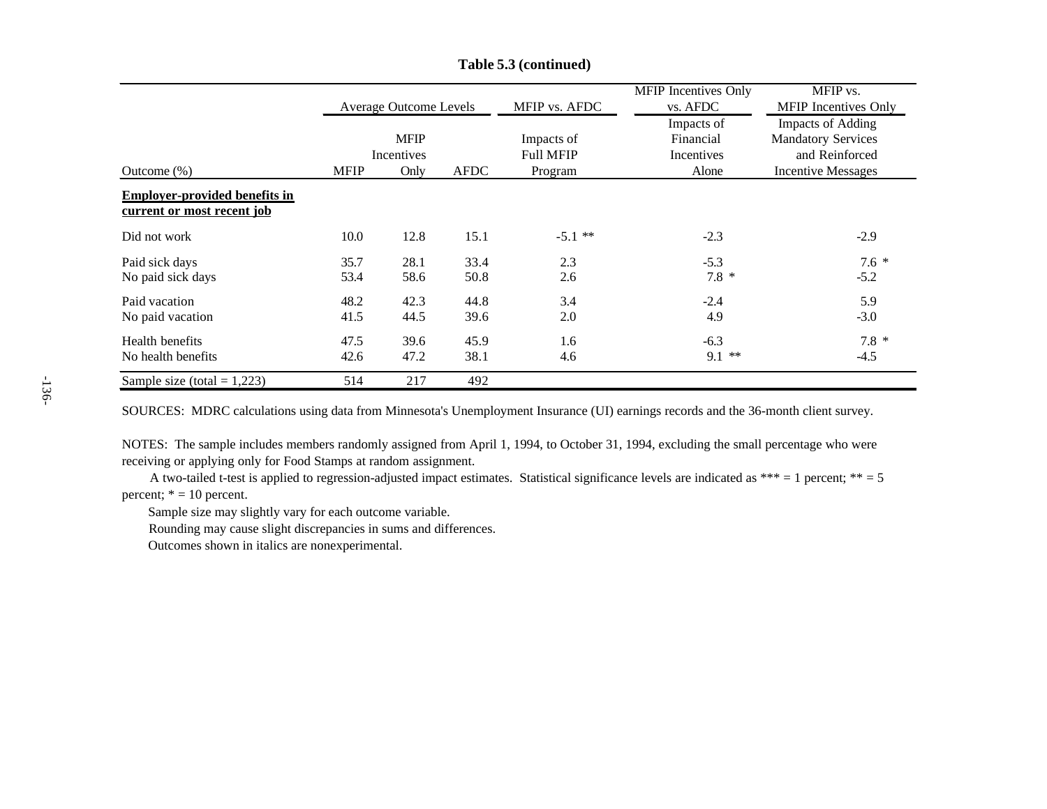**Table 5.3 (continued)**

| Outcome (%) | Average Outcome Levels: MFIP | Average Outcome Levels: MFIP Incentives Only | Average Outcome Levels: AFDC | MFIP vs. AFDC: Impacts of Full MFIP Program | MFIP Incentives Only vs. AFDC: Impacts of Financial Incentives Alone | MFIP vs. MFIP Incentives Only: Impacts of Adding Mandatory Services and Reinforced Incentive Messages |
|---|---|---|---|---|---|---|
| **Employer-provided benefits in current or most recent job** | | | | | | |
| Did not work | 10.0 | 12.8 | 15.1 | -5.1 ** | -2.3 | -2.9 |
| Paid sick days | 35.7 | 28.1 | 33.4 | 2.3 | -5.3 | 7.6 * |
| No paid sick days | 53.4 | 58.6 | 50.8 | 2.6 | 7.8 * | -5.2 |
| Paid vacation | 48.2 | 42.3 | 44.8 | 3.4 | -2.4 | 5.9 |
| No paid vacation | 41.5 | 44.5 | 39.6 | 2.0 | 4.9 | -3.0 |
| Health benefits | 47.5 | 39.6 | 45.9 | 1.6 | -6.3 | 7.8 * |
| No health benefits | 42.6 | 47.2 | 38.1 | 4.6 | 9.1 ** | -4.5 |
| Sample size (total = 1,223) | 514 | 217 | 492 | | | |

SOURCES: MDRC calculations using data from Minnesota's Unemployment Insurance (UI) earnings records and the 36-month client survey.

NOTES: The sample includes members randomly assigned from April 1, 1994, to October 31, 1994, excluding the small percentage who were receiving or applying only for Food Stamps at random assignment.

A two-tailed t-test is applied to regression-adjusted impact estimates. Statistical significance levels are indicated as *** = 1 percent; ** = 5 percent; * = 10 percent.

Sample size may slightly vary for each outcome variable.

Rounding may cause slight discrepancies in sums and differences.

Outcomes shown in italics are nonexperimental.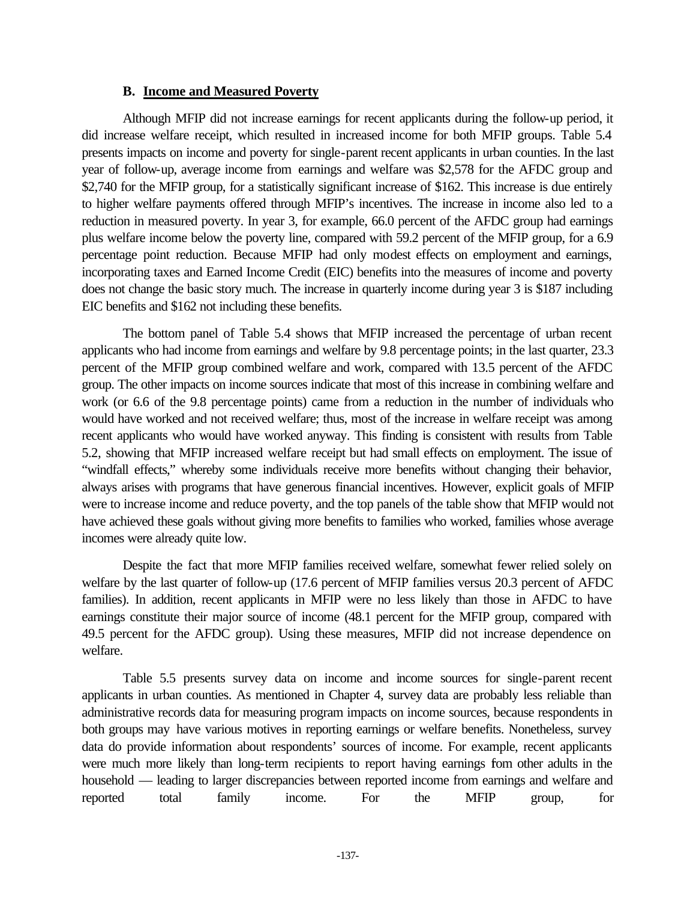### B. Income and Measured Poverty

Although MFIP did not increase earnings for recent applicants during the follow-up period, it did increase welfare receipt, which resulted in increased income for both MFIP groups. Table 5.4 presents impacts on income and poverty for single-parent recent applicants in urban counties. In the last year of follow-up, average income from earnings and welfare was $2,578 for the AFDC group and $2,740 for the MFIP group, for a statistically significant increase of $162. This increase is due entirely to higher welfare payments offered through MFIP's incentives. The increase in income also led to a reduction in measured poverty. In year 3, for example, 66.0 percent of the AFDC group had earnings plus welfare income below the poverty line, compared with 59.2 percent of the MFIP group, for a 6.9 percentage point reduction. Because MFIP had only modest effects on employment and earnings, incorporating taxes and Earned Income Credit (EIC) benefits into the measures of income and poverty does not change the basic story much. The increase in quarterly income during year 3 is $187 including EIC benefits and $162 not including these benefits.

The bottom panel of Table 5.4 shows that MFIP increased the percentage of urban recent applicants who had income from earnings and welfare by 9.8 percentage points; in the last quarter, 23.3 percent of the MFIP group combined welfare and work, compared with 13.5 percent of the AFDC group. The other impacts on income sources indicate that most of this increase in combining welfare and work (or 6.6 of the 9.8 percentage points) came from a reduction in the number of individuals who would have worked and not received welfare; thus, most of the increase in welfare receipt was among recent applicants who would have worked anyway. This finding is consistent with results from Table 5.2, showing that MFIP increased welfare receipt but had small effects on employment. The issue of "windfall effects," whereby some individuals receive more benefits without changing their behavior, always arises with programs that have generous financial incentives. However, explicit goals of MFIP were to increase income and reduce poverty, and the top panels of the table show that MFIP would not have achieved these goals without giving more benefits to families who worked, families whose average incomes were already quite low.

Despite the fact that more MFIP families received welfare, somewhat fewer relied solely on welfare by the last quarter of follow-up (17.6 percent of MFIP families versus 20.3 percent of AFDC families). In addition, recent applicants in MFIP were no less likely than those in AFDC to have earnings constitute their major source of income (48.1 percent for the MFIP group, compared with 49.5 percent for the AFDC group). Using these measures, MFIP did not increase dependence on welfare.

Table 5.5 presents survey data on income and income sources for single-parent recent applicants in urban counties. As mentioned in Chapter 4, survey data are probably less reliable than administrative records data for measuring program impacts on income sources, because respondents in both groups may have various motives in reporting earnings or welfare benefits. Nonetheless, survey data do provide information about respondents' sources of income. For example, recent applicants were much more likely than long-term recipients to report having earnings fom other adults in the household — leading to larger discrepancies between reported income from earnings and welfare and reported total family income. For the MFIP group, for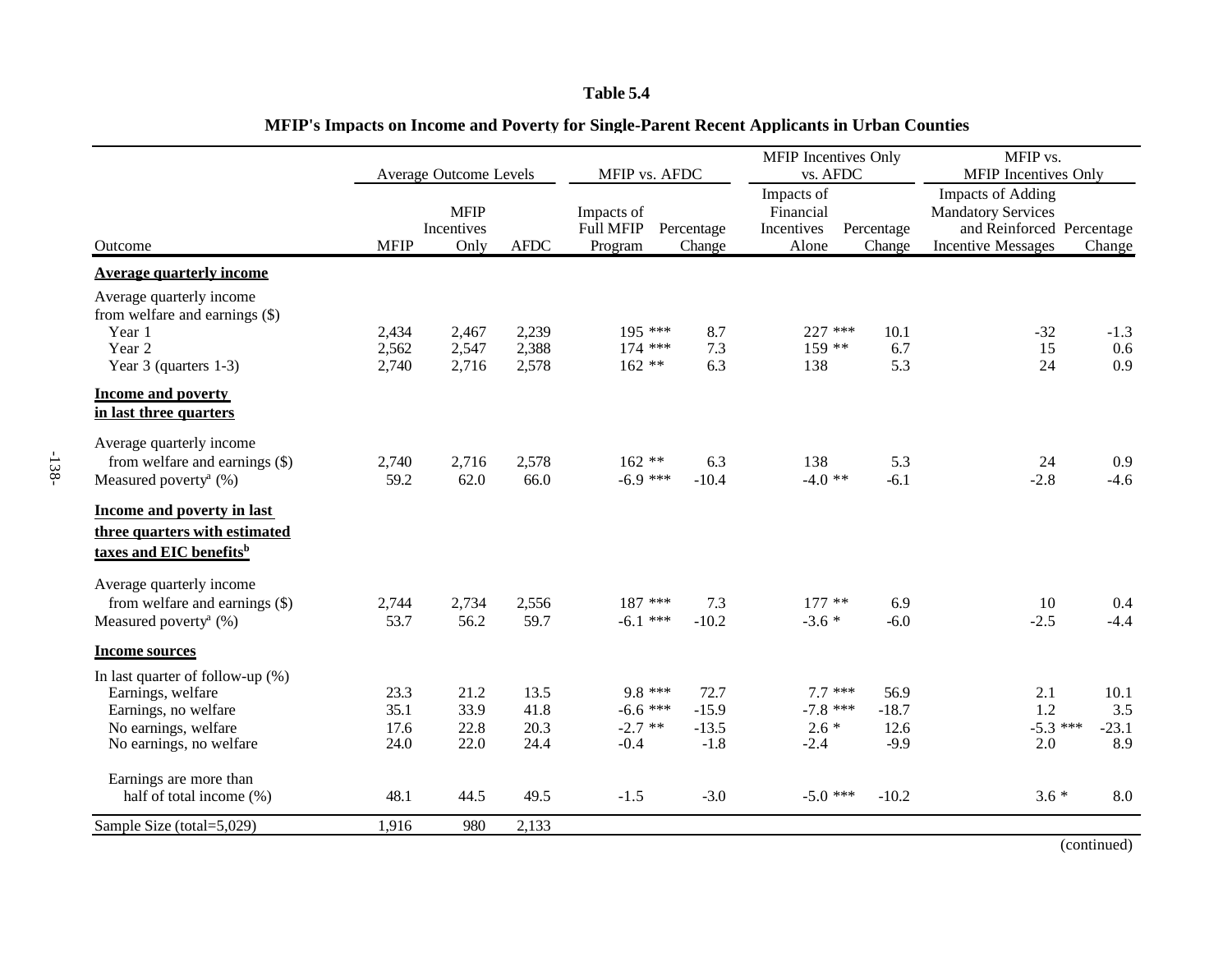# Table 5.4

## MFIP's Impacts on Income and Poverty for Single-Parent Recent Applicants in Urban Counties

| Outcome | Average Outcome Levels | | | MFIP vs. AFDC | | MFIP Incentives Only vs. AFDC | | MFIP vs. MFIP Incentives Only | |
|---|---|---|---|---|---|---|---|---|---|
| | MFIP | MFIP Incentives Only | AFDC | Impacts of Full MFIP Program | Percentage Change | Impacts of Financial Incentives Alone | Percentage Change | Impacts of Adding Mandatory Services and Reinforced Incentive Messages | Percentage Change |
| **Average quarterly income** | | | | | | | | | |
| Average quarterly income from welfare and earnings ($) | | | | | | | | | |
| Year 1 | 2,434 | 2,467 | 2,239 | 195 *** | 8.7 | 227 *** | 10.1 | -32 | -1.3 |
| Year 2 | 2,562 | 2,547 | 2,388 | 174 *** | 7.3 | 159 ** | 6.7 | 15 | 0.6 |
| Year 3 (quarters 1-3) | 2,740 | 2,716 | 2,578 | 162 ** | 6.3 | 138 | 5.3 | 24 | 0.9 |
| **Income and poverty in last three quarters** | | | | | | | | | |
| Average quarterly income from welfare and earnings ($) | 2,740 | 2,716 | 2,578 | 162 ** | 6.3 | 138 | 5.3 | 24 | 0.9 |
| Measured poverty[a] (%) | 59.2 | 62.0 | 66.0 | -6.9 *** | -10.4 | -4.0 ** | -6.1 | -2.8 | -4.6 |
| **Income and poverty in last three quarters with estimated taxes and EIC benefits[b]** | | | | | | | | | |
| Average quarterly income from welfare and earnings ($) | 2,744 | 2,734 | 2,556 | 187 *** | 7.3 | 177 ** | 6.9 | 10 | 0.4 |
| Measured poverty[a] (%) | 53.7 | 56.2 | 59.7 | -6.1 *** | -10.2 | -3.6 * | -6.0 | -2.5 | -4.4 |
| **Income sources** | | | | | | | | | |
| In last quarter of follow-up (%) | | | | | | | | | |
| Earnings, welfare | 23.3 | 21.2 | 13.5 | 9.8 *** | 72.7 | 7.7 *** | 56.9 | 2.1 | 10.1 |
| Earnings, no welfare | 35.1 | 33.9 | 41.8 | -6.6 *** | -15.9 | -7.8 *** | -18.7 | 1.2 | 3.5 |
| No earnings, welfare | 17.6 | 22.8 | 20.3 | -2.7 ** | -13.5 | 2.6 * | 12.6 | -5.3 *** | -23.1 |
| No earnings, no welfare | 24.0 | 22.0 | 24.4 | -0.4 | -1.8 | -2.4 | -9.9 | 2.0 | 8.9 |
| Earnings are more than half of total income (%) | 48.1 | 44.5 | 49.5 | -1.5 | -3.0 | -5.0 *** | -10.2 | 3.6 * | 8.0 |
| Sample Size (total=5,029) | 1,916 | 980 | 2,133 | | | | | | |

(continued)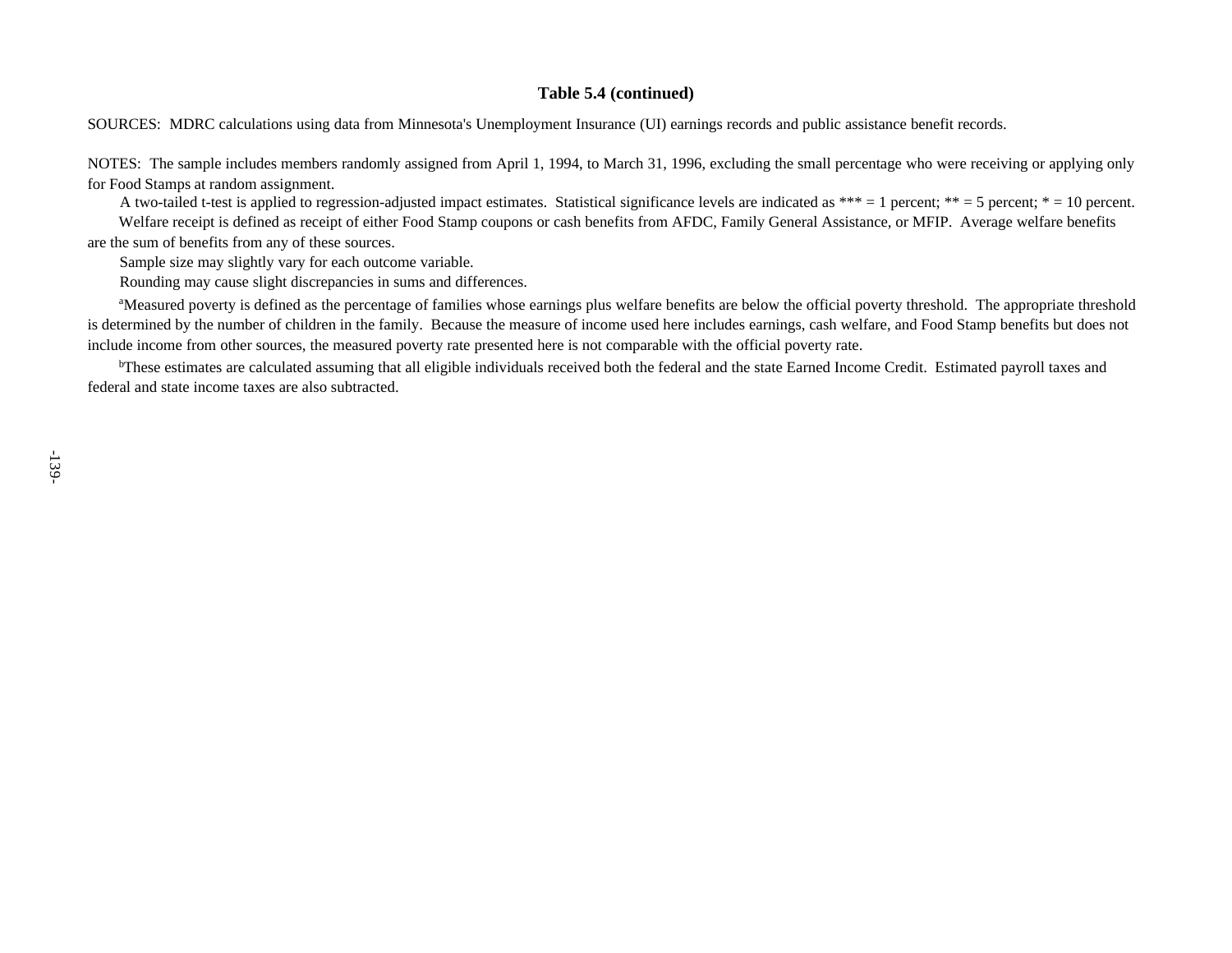**Table 5.4 (continued)**

SOURCES: MDRC calculations using data from Minnesota's Unemployment Insurance (UI) earnings records and public assistance benefit records.

NOTES: The sample includes members randomly assigned from April 1, 1994, to March 31, 1996, excluding the small percentage who were receiving or applying only for Food Stamps at random assignment.

A two-tailed t-test is applied to regression-adjusted impact estimates. Statistical significance levels are indicated as *** = 1 percent; ** = 5 percent; * = 10 percent.

Welfare receipt is defined as receipt of either Food Stamp coupons or cash benefits from AFDC, Family General Assistance, or MFIP. Average welfare benefits are the sum of benefits from any of these sources.

Sample size may slightly vary for each outcome variable.

Rounding may cause slight discrepancies in sums and differences.

[a]Measured poverty is defined as the percentage of families whose earnings plus welfare benefits are below the official poverty threshold. The appropriate threshold is determined by the number of children in the family. Because the measure of income used here includes earnings, cash welfare, and Food Stamp benefits but does not include income from other sources, the measured poverty rate presented here is not comparable with the official poverty rate.

[b]These estimates are calculated assuming that all eligible individuals received both the federal and the state Earned Income Credit. Estimated payroll taxes and federal and state income taxes are also subtracted.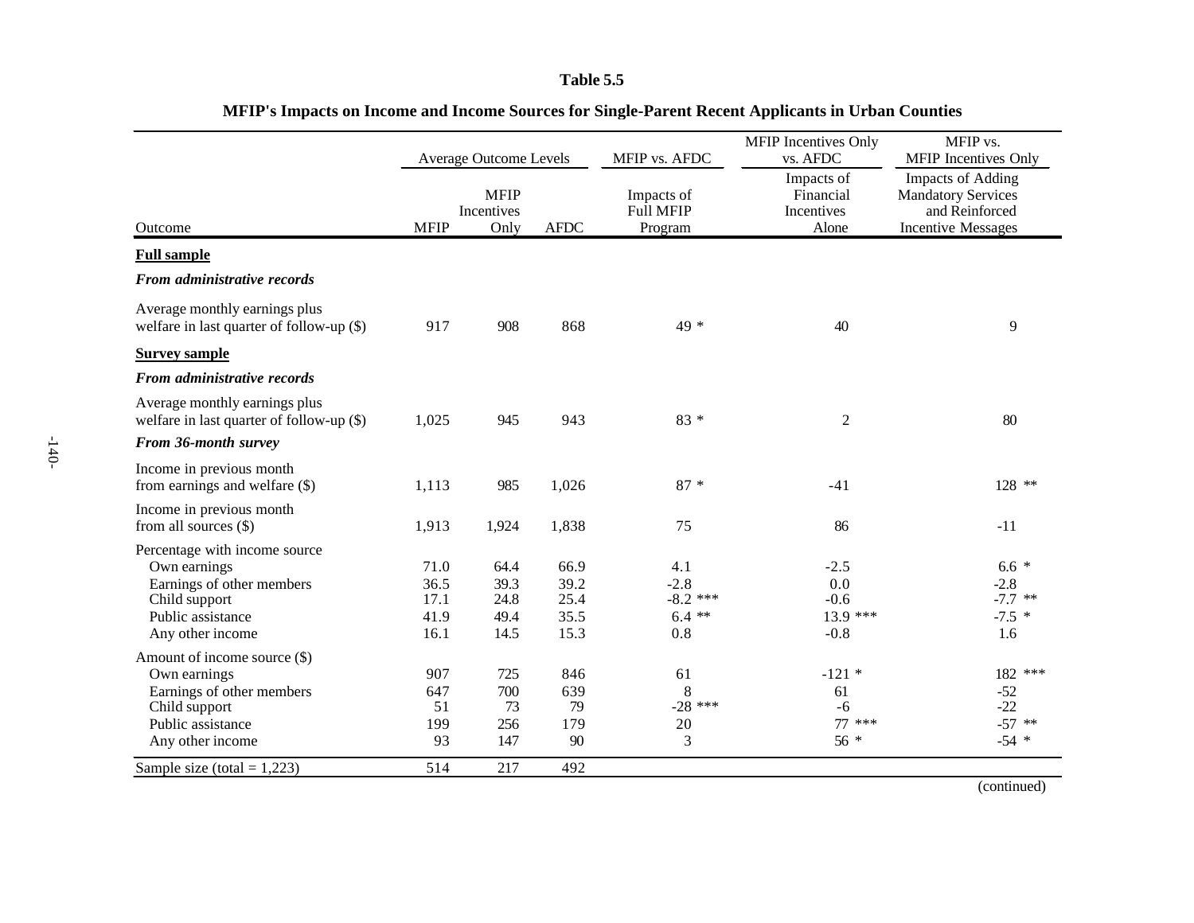# Table 5.5

## MFIP's Impacts on Income and Income Sources for Single-Parent Recent Applicants in Urban Counties

| Outcome | Average Outcome Levels | | | MFIP vs. AFDC | MFIP Incentives Only vs. AFDC | MFIP vs. MFIP Incentives Only |
|---|---|---|---|---|---|---|
| | MFIP | MFIP Incentives Only | AFDC | Impacts of Full MFIP Program | Impacts of Financial Incentives Alone | Impacts of Adding Mandatory Services and Reinforced Incentive Messages |
| **Full sample** | | | | | | |
| ***From administrative records*** | | | | | | |
| Average monthly earnings plus welfare in last quarter of follow-up ($) | 917 | 908 | 868 | 49 * | 40 | 9 |
| **Survey sample** | | | | | | |
| ***From administrative records*** | | | | | | |
| Average monthly earnings plus welfare in last quarter of follow-up ($) | 1,025 | 945 | 943 | 83 * | 2 | 80 |
| ***From 36-month survey*** | | | | | | |
| Income in previous month from earnings and welfare ($) | 1,113 | 985 | 1,026 | 87 * | -41 | 128 ** |
| Income in previous month from all sources ($) | 1,913 | 1,924 | 1,838 | 75 | 86 | -11 |
| Percentage with income source | | | | | | |
| Own earnings | 71.0 | 64.4 | 66.9 | 4.1 | -2.5 | 6.6 * |
| Earnings of other members | 36.5 | 39.3 | 39.2 | -2.8 | 0.0 | -2.8 |
| Child support | 17.1 | 24.8 | 25.4 | -8.2 *** | -0.6 | -7.7 ** |
| Public assistance | 41.9 | 49.4 | 35.5 | 6.4 ** | 13.9 *** | -7.5 * |
| Any other income | 16.1 | 14.5 | 15.3 | 0.8 | -0.8 | 1.6 |
| Amount of income source ($) | | | | | | |
| Own earnings | 907 | 725 | 846 | 61 | -121 * | 182 *** |
| Earnings of other members | 647 | 700 | 639 | 8 | 61 | -52 |
| Child support | 51 | 73 | 79 | -28 *** | -6 | -22 |
| Public assistance | 199 | 256 | 179 | 20 | 77 *** | -57 ** |
| Any other income | 93 | 147 | 90 | 3 | 56 * | -54 * |
| Sample size (total = 1,223) | 514 | 217 | 492 | | | |

(continued)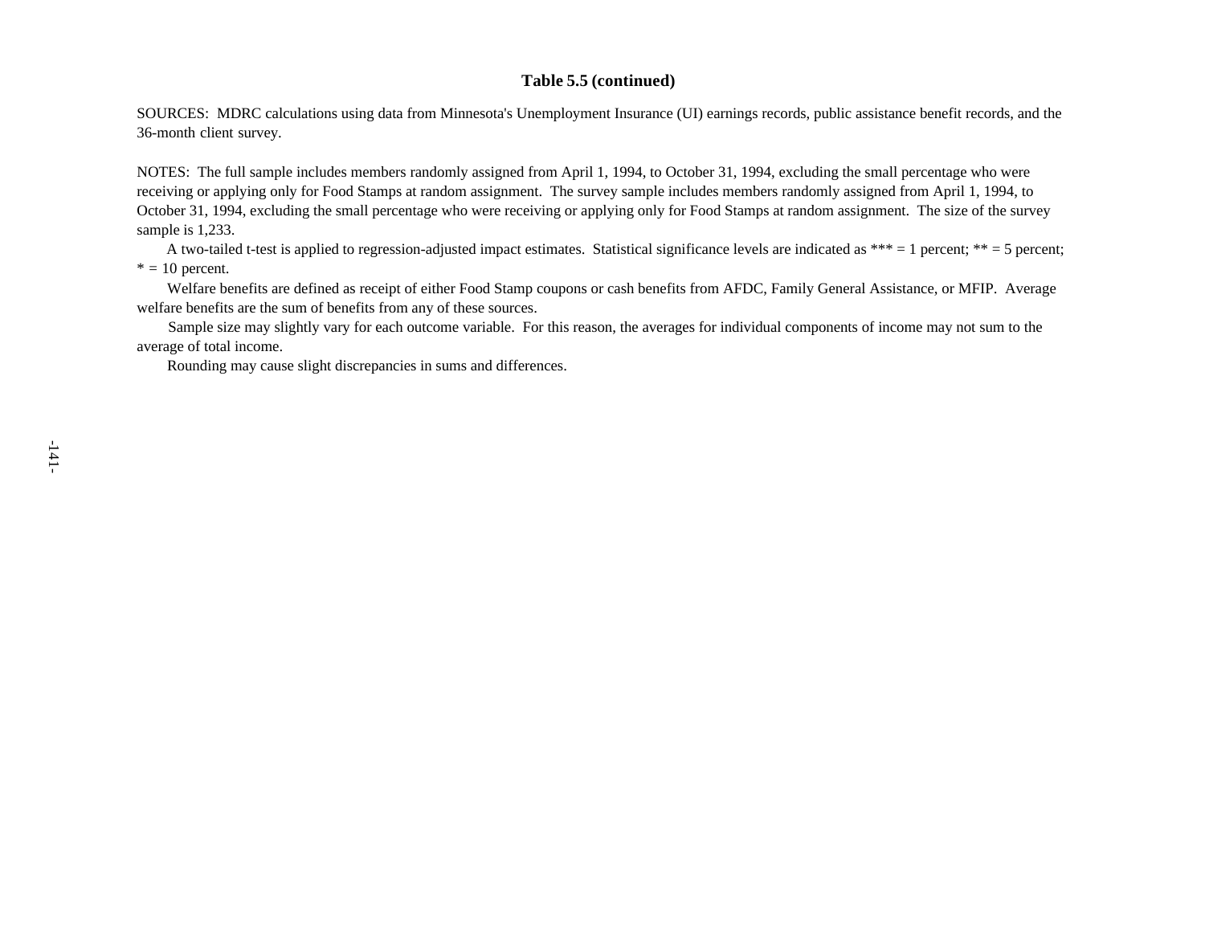**Table 5.5 (continued)**

SOURCES: MDRC calculations using data from Minnesota's Unemployment Insurance (UI) earnings records, public assistance benefit records, and the 36-month client survey.

NOTES: The full sample includes members randomly assigned from April 1, 1994, to October 31, 1994, excluding the small percentage who were receiving or applying only for Food Stamps at random assignment. The survey sample includes members randomly assigned from April 1, 1994, to October 31, 1994, excluding the small percentage who were receiving or applying only for Food Stamps at random assignment. The size of the survey sample is 1,233.

A two-tailed t-test is applied to regression-adjusted impact estimates. Statistical significance levels are indicated as *** = 1 percent; ** = 5 percent; * = 10 percent.

Welfare benefits are defined as receipt of either Food Stamp coupons or cash benefits from AFDC, Family General Assistance, or MFIP. Average welfare benefits are the sum of benefits from any of these sources.

Sample size may slightly vary for each outcome variable. For this reason, the averages for individual components of income may not sum to the average of total income.

Rounding may cause slight discrepancies in sums and differences.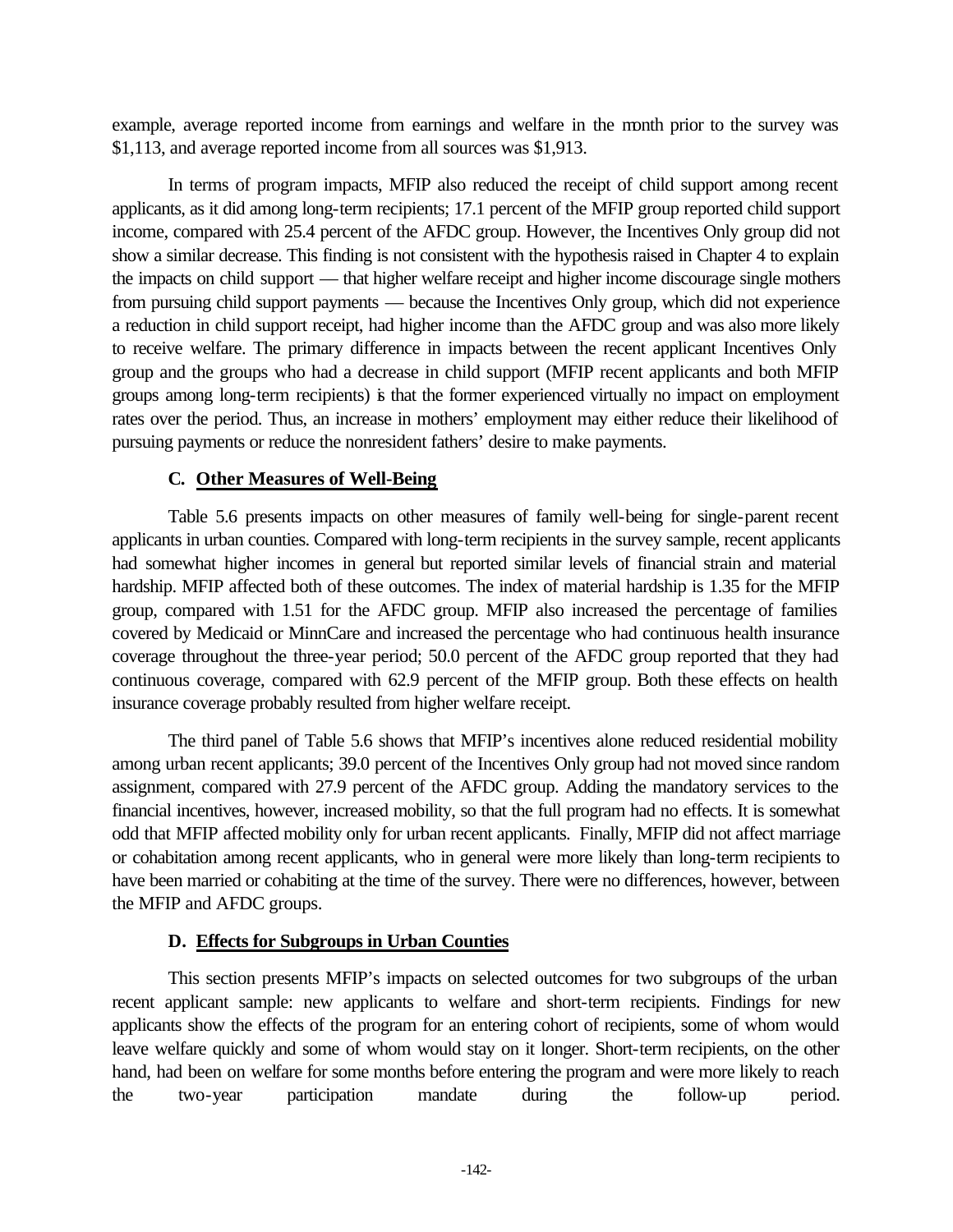example, average reported income from earnings and welfare in the month prior to the survey was \$1,113, and average reported income from all sources was \$1,913.

In terms of program impacts, MFIP also reduced the receipt of child support among recent applicants, as it did among long-term recipients; 17.1 percent of the MFIP group reported child support income, compared with 25.4 percent of the AFDC group. However, the Incentives Only group did not show a similar decrease. This finding is not consistent with the hypothesis raised in Chapter 4 to explain the impacts on child support — that higher welfare receipt and higher income discourage single mothers from pursuing child support payments — because the Incentives Only group, which did not experience a reduction in child support receipt, had higher income than the AFDC group and was also more likely to receive welfare. The primary difference in impacts between the recent applicant Incentives Only group and the groups who had a decrease in child support (MFIP recent applicants and both MFIP groups among long-term recipients) is that the former experienced virtually no impact on employment rates over the period. Thus, an increase in mothers' employment may either reduce their likelihood of pursuing payments or reduce the nonresident fathers' desire to make payments.

### C. Other Measures of Well-Being

Table 5.6 presents impacts on other measures of family well-being for single-parent recent applicants in urban counties. Compared with long-term recipients in the survey sample, recent applicants had somewhat higher incomes in general but reported similar levels of financial strain and material hardship. MFIP affected both of these outcomes. The index of material hardship is 1.35 for the MFIP group, compared with 1.51 for the AFDC group. MFIP also increased the percentage of families covered by Medicaid or MinnCare and increased the percentage who had continuous health insurance coverage throughout the three-year period; 50.0 percent of the AFDC group reported that they had continuous coverage, compared with 62.9 percent of the MFIP group. Both these effects on health insurance coverage probably resulted from higher welfare receipt.

The third panel of Table 5.6 shows that MFIP's incentives alone reduced residential mobility among urban recent applicants; 39.0 percent of the Incentives Only group had not moved since random assignment, compared with 27.9 percent of the AFDC group. Adding the mandatory services to the financial incentives, however, increased mobility, so that the full program had no effects. It is somewhat odd that MFIP affected mobility only for urban recent applicants. Finally, MFIP did not affect marriage or cohabitation among recent applicants, who in general were more likely than long-term recipients to have been married or cohabiting at the time of the survey. There were no differences, however, between the MFIP and AFDC groups.

### D. Effects for Subgroups in Urban Counties

This section presents MFIP's impacts on selected outcomes for two subgroups of the urban recent applicant sample: new applicants to welfare and short-term recipients. Findings for new applicants show the effects of the program for an entering cohort of recipients, some of whom would leave welfare quickly and some of whom would stay on it longer. Short-term recipients, on the other hand, had been on welfare for some months before entering the program and were more likely to reach the two-year participation mandate during the follow-up period.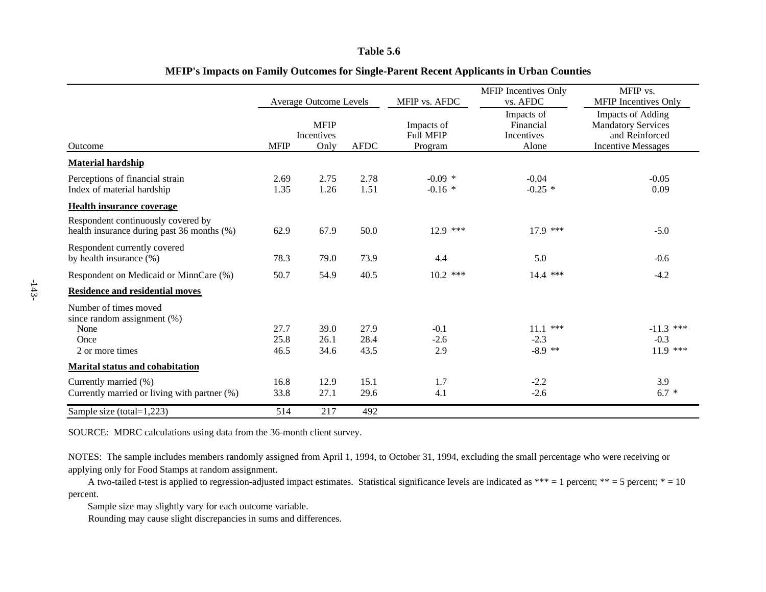**Table 5.6**

**MFIP's Impacts on Family Outcomes for Single-Parent Recent Applicants in Urban Counties**

| Outcome | Average Outcome Levels | | | MFIP vs. AFDC | MFIP Incentives Only vs. AFDC | MFIP vs. MFIP Incentives Only |
|---|---|---|---|---|---|---|
| | MFIP | MFIP Incentives Only | AFDC | Impacts of Full MFIP Program | Impacts of Financial Incentives Alone | Impacts of Adding Mandatory Services and Reinforced Incentive Messages |
| **Material hardship** | | | | | | |
| Perceptions of financial strain | 2.69 | 2.75 | 2.78 | -0.09 * | -0.04 | -0.05 |
| Index of material hardship | 1.35 | 1.26 | 1.51 | -0.16 * | -0.25 * | 0.09 |
| **Health insurance coverage** | | | | | | |
| Respondent continuously covered by health insurance during past 36 months (%) | 62.9 | 67.9 | 50.0 | 12.9 *** | 17.9 *** | -5.0 |
| Respondent currently covered by health insurance (%) | 78.3 | 79.0 | 73.9 | 4.4 | 5.0 | -0.6 |
| Respondent on Medicaid or MinnCare (%) | 50.7 | 54.9 | 40.5 | 10.2 *** | 14.4 *** | -4.2 |
| **Residence and residential moves** | | | | | | |
| Number of times moved since random assignment (%) | | | | | | |
| None | 27.7 | 39.0 | 27.9 | -0.1 | 11.1 *** | -11.3 *** |
| Once | 25.8 | 26.1 | 28.4 | -2.6 | -2.3 | -0.3 |
| 2 or more times | 46.5 | 34.6 | 43.5 | 2.9 | -8.9 ** | 11.9 *** |
| **Marital status and cohabitation** | | | | | | |
| Currently married (%) | 16.8 | 12.9 | 15.1 | 1.7 | -2.2 | 3.9 |
| Currently married or living with partner (%) | 33.8 | 27.1 | 29.6 | 4.1 | -2.6 | 6.7 * |
| Sample size (total=1,223) | 514 | 217 | 492 | | | |

SOURCE: MDRC calculations using data from the 36-month client survey.

NOTES: The sample includes members randomly assigned from April 1, 1994, to October 31, 1994, excluding the small percentage who were receiving or applying only for Food Stamps at random assignment.

A two-tailed t-test is applied to regression-adjusted impact estimates. Statistical significance levels are indicated as *** = 1 percent; ** = 5 percent; * = 10 percent.

Sample size may slightly vary for each outcome variable.

Rounding may cause slight discrepancies in sums and differences.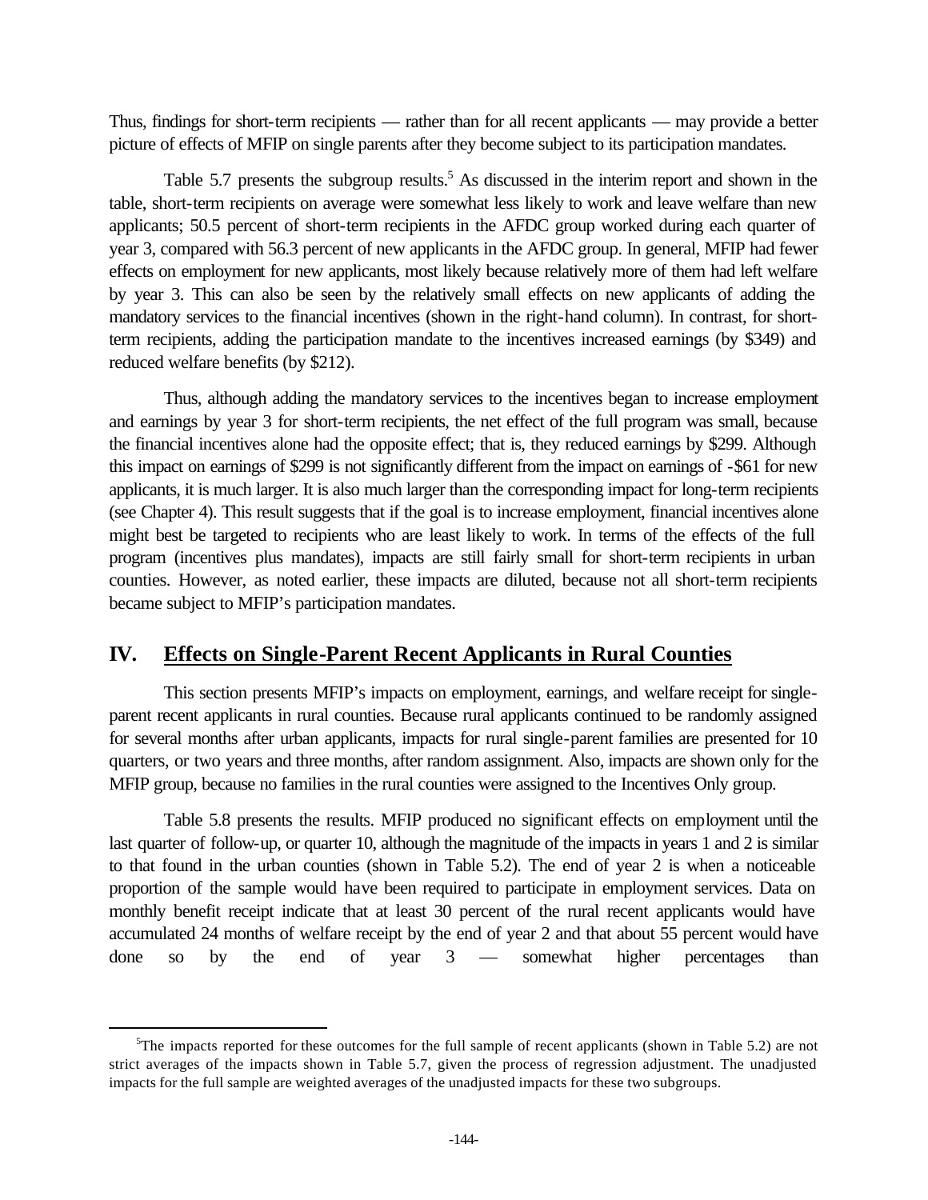Thus, findings for short-term recipients — rather than for all recent applicants — may provide a better picture of effects of MFIP on single parents after they become subject to its participation mandates.

Table 5.7 presents the subgroup results.[5] As discussed in the interim report and shown in the table, short-term recipients on average were somewhat less likely to work and leave welfare than new applicants; 50.5 percent of short-term recipients in the AFDC group worked during each quarter of year 3, compared with 56.3 percent of new applicants in the AFDC group. In general, MFIP had fewer effects on employment for new applicants, most likely because relatively more of them had left welfare by year 3. This can also be seen by the relatively small effects on new applicants of adding the mandatory services to the financial incentives (shown in the right-hand column). In contrast, for short-term recipients, adding the participation mandate to the incentives increased earnings (by $349) and reduced welfare benefits (by $212).

Thus, although adding the mandatory services to the incentives began to increase employment and earnings by year 3 for short-term recipients, the net effect of the full program was small, because the financial incentives alone had the opposite effect; that is, they reduced earnings by $299. Although this impact on earnings of $299 is not significantly different from the impact on earnings of -$61 for new applicants, it is much larger. It is also much larger than the corresponding impact for long-term recipients (see Chapter 4). This result suggests that if the goal is to increase employment, financial incentives alone might best be targeted to recipients who are least likely to work. In terms of the effects of the full program (incentives plus mandates), impacts are still fairly small for short-term recipients in urban counties. However, as noted earlier, these impacts are diluted, because not all short-term recipients became subject to MFIP's participation mandates.

## IV. Effects on Single-Parent Recent Applicants in Rural Counties

This section presents MFIP's impacts on employment, earnings, and welfare receipt for single-parent recent applicants in rural counties. Because rural applicants continued to be randomly assigned for several months after urban applicants, impacts for rural single-parent families are presented for 10 quarters, or two years and three months, after random assignment. Also, impacts are shown only for the MFIP group, because no families in the rural counties were assigned to the Incentives Only group.

Table 5.8 presents the results. MFIP produced no significant effects on employment until the last quarter of follow-up, or quarter 10, although the magnitude of the impacts in years 1 and 2 is similar to that found in the urban counties (shown in Table 5.2). The end of year 2 is when a noticeable proportion of the sample would have been required to participate in employment services. Data on monthly benefit receipt indicate that at least 30 percent of the rural recent applicants would have accumulated 24 months of welfare receipt by the end of year 2 and that about 55 percent would have done so by the end of year 3 — somewhat higher percentages than

[5]The impacts reported for these outcomes for the full sample of recent applicants (shown in Table 5.2) are not strict averages of the impacts shown in Table 5.7, given the process of regression adjustment. The unadjusted impacts for the full sample are weighted averages of the unadjusted impacts for these two subgroups.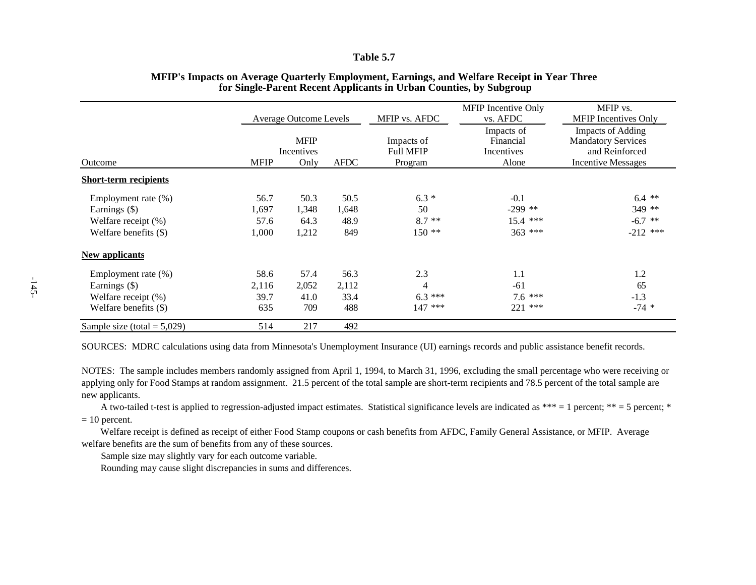**Table 5.7**

**MFIP's Impacts on Average Quarterly Employment, Earnings, and Welfare Receipt in Year Three for Single-Parent Recent Applicants in Urban Counties, by Subgroup**

| | Average Outcome Levels | | | MFIP vs. AFDC | MFIP Incentive Only vs. AFDC | MFIP vs. MFIP Incentives Only |
|---|---|---|---|---|---|---|
| Outcome | MFIP | MFIP Incentives Only | AFDC | Impacts of Full MFIP Program | Impacts of Financial Incentives Alone | Impacts of Adding Mandatory Services and Reinforced Incentive Messages |
| **Short-term recipients** | | | | | | |
| Employment rate (%) | 56.7 | 50.3 | 50.5 | 6.3 * | -0.1 | 6.4 ** |
| Earnings ($) | 1,697 | 1,348 | 1,648 | 50 | -299 ** | 349 ** |
| Welfare receipt (%) | 57.6 | 64.3 | 48.9 | 8.7 ** | 15.4 *** | -6.7 ** |
| Welfare benefits ($) | 1,000 | 1,212 | 849 | 150 ** | 363 *** | -212 *** |
| **New applicants** | | | | | | |
| Employment rate (%) | 58.6 | 57.4 | 56.3 | 2.3 | 1.1 | 1.2 |
| Earnings ($) | 2,116 | 2,052 | 2,112 | 4 | -61 | 65 |
| Welfare receipt (%) | 39.7 | 41.0 | 33.4 | 6.3 *** | 7.6 *** | -1.3 |
| Welfare benefits ($) | 635 | 709 | 488 | 147 *** | 221 *** | -74 * |
| Sample size (total = 5,029) | 514 | 217 | 492 | | | |

SOURCES: MDRC calculations using data from Minnesota's Unemployment Insurance (UI) earnings records and public assistance benefit records.

NOTES: The sample includes members randomly assigned from April 1, 1994, to March 31, 1996, excluding the small percentage who were receiving or applying only for Food Stamps at random assignment. 21.5 percent of the total sample are short-term recipients and 78.5 percent of the total sample are new applicants.

A two-tailed t-test is applied to regression-adjusted impact estimates. Statistical significance levels are indicated as *** = 1 percent; ** = 5 percent; * = 10 percent.

Welfare receipt is defined as receipt of either Food Stamp coupons or cash benefits from AFDC, Family General Assistance, or MFIP. Average welfare benefits are the sum of benefits from any of these sources.

Sample size may slightly vary for each outcome variable.

Rounding may cause slight discrepancies in sums and differences.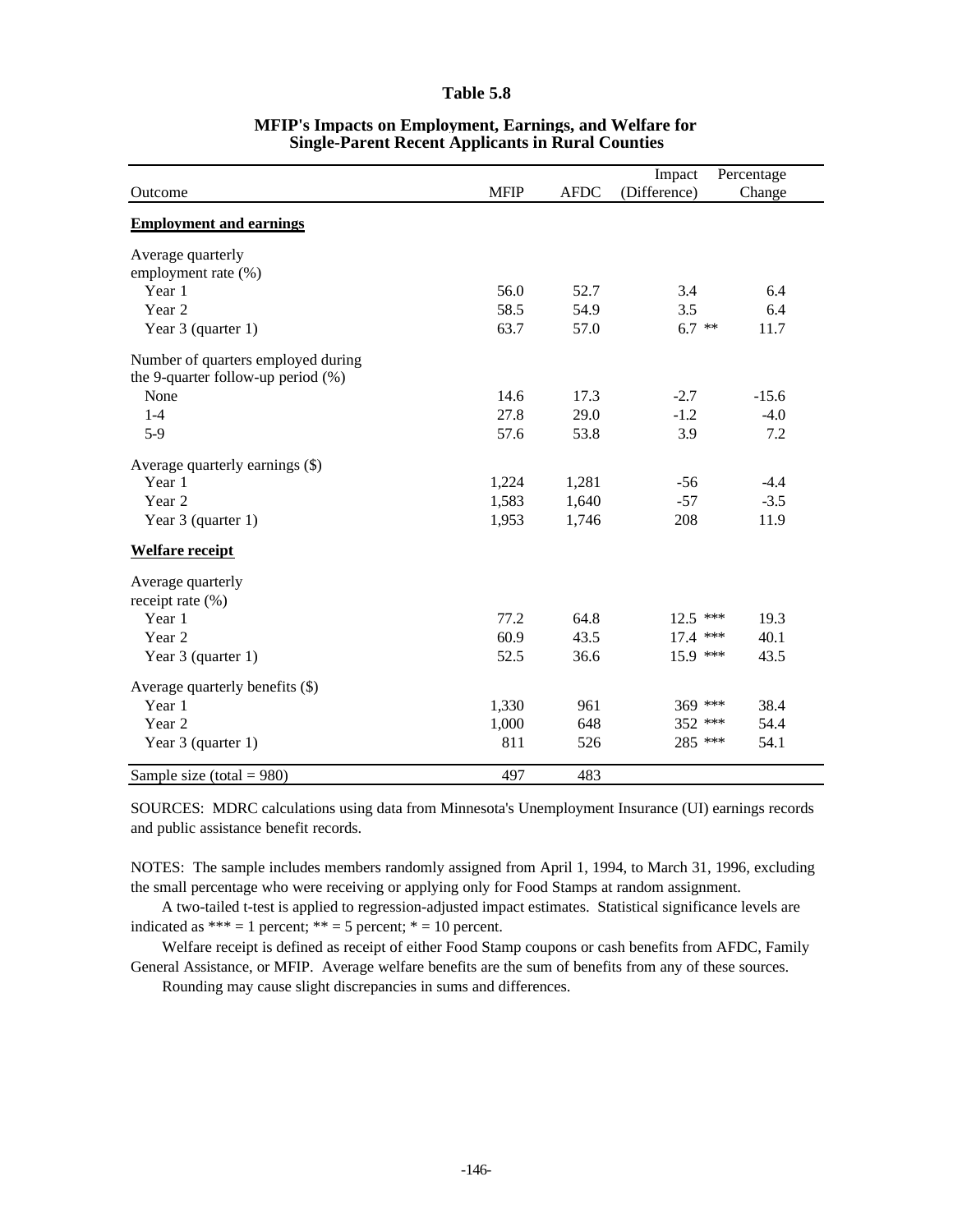# Table 5.8

## MFIP's Impacts on Employment, Earnings, and Welfare for Single-Parent Recent Applicants in Rural Counties

| Outcome | MFIP | AFDC | Impact (Difference) | Percentage Change |
|---|---|---|---|---|
| **Employment and earnings** | | | | |
| Average quarterly employment rate (%) | | | | |
| Year 1 | 56.0 | 52.7 | 3.4 | 6.4 |
| Year 2 | 58.5 | 54.9 | 3.5 | 6.4 |
| Year 3 (quarter 1) | 63.7 | 57.0 | 6.7 ** | 11.7 |
| Number of quarters employed during the 9-quarter follow-up period (%) | | | | |
| None | 14.6 | 17.3 | -2.7 | -15.6 |
| 1-4 | 27.8 | 29.0 | -1.2 | -4.0 |
| 5-9 | 57.6 | 53.8 | 3.9 | 7.2 |
| Average quarterly earnings ($) | | | | |
| Year 1 | 1,224 | 1,281 | -56 | -4.4 |
| Year 2 | 1,583 | 1,640 | -57 | -3.5 |
| Year 3 (quarter 1) | 1,953 | 1,746 | 208 | 11.9 |
| **Welfare receipt** | | | | |
| Average quarterly receipt rate (%) | | | | |
| Year 1 | 77.2 | 64.8 | 12.5 *** | 19.3 |
| Year 2 | 60.9 | 43.5 | 17.4 *** | 40.1 |
| Year 3 (quarter 1) | 52.5 | 36.6 | 15.9 *** | 43.5 |
| Average quarterly benefits ($) | | | | |
| Year 1 | 1,330 | 961 | 369 *** | 38.4 |
| Year 2 | 1,000 | 648 | 352 *** | 54.4 |
| Year 3 (quarter 1) | 811 | 526 | 285 *** | 54.1 |
| Sample size (total = 980) | 497 | 483 | | |

SOURCES: MDRC calculations using data from Minnesota's Unemployment Insurance (UI) earnings records and public assistance benefit records.

NOTES: The sample includes members randomly assigned from April 1, 1994, to March 31, 1996, excluding the small percentage who were receiving or applying only for Food Stamps at random assignment.

A two-tailed t-test is applied to regression-adjusted impact estimates. Statistical significance levels are indicated as *** = 1 percent; ** = 5 percent; * = 10 percent.

Welfare receipt is defined as receipt of either Food Stamp coupons or cash benefits from AFDC, Family General Assistance, or MFIP. Average welfare benefits are the sum of benefits from any of these sources.

Rounding may cause slight discrepancies in sums and differences.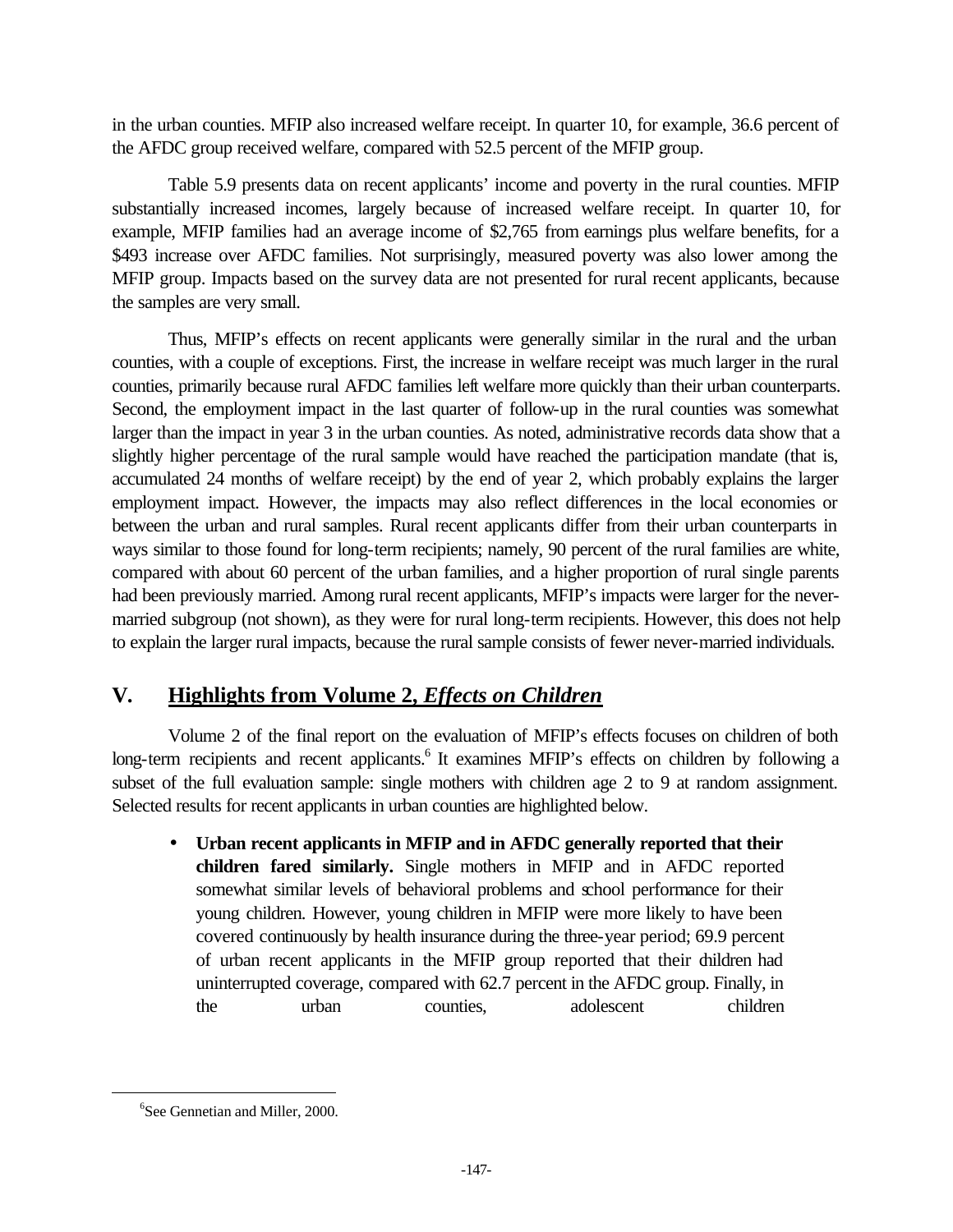in the urban counties. MFIP also increased welfare receipt. In quarter 10, for example, 36.6 percent of the AFDC group received welfare, compared with 52.5 percent of the MFIP group.

Table 5.9 presents data on recent applicants' income and poverty in the rural counties. MFIP substantially increased incomes, largely because of increased welfare receipt. In quarter 10, for example, MFIP families had an average income of $2,765 from earnings plus welfare benefits, for a $493 increase over AFDC families. Not surprisingly, measured poverty was also lower among the MFIP group. Impacts based on the survey data are not presented for rural recent applicants, because the samples are very small.

Thus, MFIP's effects on recent applicants were generally similar in the rural and the urban counties, with a couple of exceptions. First, the increase in welfare receipt was much larger in the rural counties, primarily because rural AFDC families left welfare more quickly than their urban counterparts. Second, the employment impact in the last quarter of follow-up in the rural counties was somewhat larger than the impact in year 3 in the urban counties. As noted, administrative records data show that a slightly higher percentage of the rural sample would have reached the participation mandate (that is, accumulated 24 months of welfare receipt) by the end of year 2, which probably explains the larger employment impact. However, the impacts may also reflect differences in the local economies or between the urban and rural samples. Rural recent applicants differ from their urban counterparts in ways similar to those found for long-term recipients; namely, 90 percent of the rural families are white, compared with about 60 percent of the urban families, and a higher proportion of rural single parents had been previously married. Among rural recent applicants, MFIP's impacts were larger for the never-married subgroup (not shown), as they were for rural long-term recipients. However, this does not help to explain the larger rural impacts, because the rural sample consists of fewer never-married individuals.

## V. Highlights from Volume 2, *Effects on Children*

Volume 2 of the final report on the evaluation of MFIP's effects focuses on children of both long-term recipients and recent applicants.[6] It examines MFIP's effects on children by following a subset of the full evaluation sample: single mothers with children age 2 to 9 at random assignment. Selected results for recent applicants in urban counties are highlighted below.

- **Urban recent applicants in MFIP and in AFDC generally reported that their children fared similarly.** Single mothers in MFIP and in AFDC reported somewhat similar levels of behavioral problems and school performance for their young children. However, young children in MFIP were more likely to have been covered continuously by health insurance during the three-year period; 69.9 percent of urban recent applicants in the MFIP group reported that their children had uninterrupted coverage, compared with 62.7 percent in the AFDC group. Finally, in the urban counties, adolescent children

[6] See Gennetian and Miller, 2000.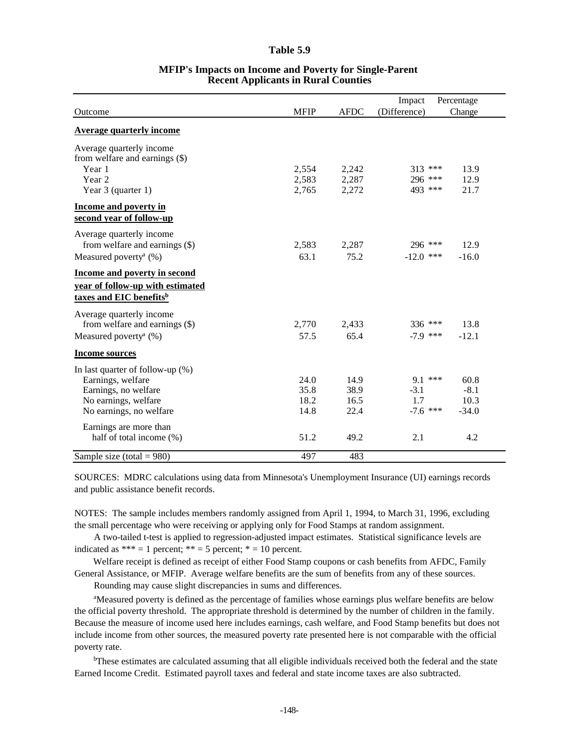**Table 5.9**

**MFIP's Impacts on Income and Poverty for Single-Parent Recent Applicants in Rural Counties**

| Outcome | MFIP | AFDC | Impact (Difference) | Percentage Change |
|---|---|---|---|---|
| **Average quarterly income** | | | | |
| Average quarterly income from welfare and earnings ($) | | | | |
| Year 1 | 2,554 | 2,242 | 313 *** | 13.9 |
| Year 2 | 2,583 | 2,287 | 296 *** | 12.9 |
| Year 3 (quarter 1) | 2,765 | 2,272 | 493 *** | 21.7 |
| **Income and poverty in second year of follow-up** | | | | |
| Average quarterly income from welfare and earnings ($) | 2,583 | 2,287 | 296 *** | 12.9 |
| Measured poverty[a] (%) | 63.1 | 75.2 | -12.0 *** | -16.0 |
| **Income and poverty in second year of follow-up with estimated taxes and EIC benefits[b]** | | | | |
| Average quarterly income from welfare and earnings ($) | 2,770 | 2,433 | 336 *** | 13.8 |
| Measured poverty[a] (%) | 57.5 | 65.4 | -7.9 *** | -12.1 |
| **Income sources** | | | | |
| In last quarter of follow-up (%) | | | | |
| Earnings, welfare | 24.0 | 14.9 | 9.1 *** | 60.8 |
| Earnings, no welfare | 35.8 | 38.9 | -3.1 | -8.1 |
| No earnings, welfare | 18.2 | 16.5 | 1.7 | 10.3 |
| No earnings, no welfare | 14.8 | 22.4 | -7.6 *** | -34.0 |
| Earnings are more than half of total income (%) | 51.2 | 49.2 | 2.1 | 4.2 |
| Sample size (total = 980) | 497 | 483 | | |

SOURCES: MDRC calculations using data from Minnesota's Unemployment Insurance (UI) earnings records and public assistance benefit records.

NOTES: The sample includes members randomly assigned from April 1, 1994, to March 31, 1996, excluding the small percentage who were receiving or applying only for Food Stamps at random assignment.

A two-tailed t-test is applied to regression-adjusted impact estimates. Statistical significance levels are indicated as *** = 1 percent; ** = 5 percent; * = 10 percent.

Welfare receipt is defined as receipt of either Food Stamp coupons or cash benefits from AFDC, Family General Assistance, or MFIP. Average welfare benefits are the sum of benefits from any of these sources.

Rounding may cause slight discrepancies in sums and differences.

[a]Measured poverty is defined as the percentage of families whose earnings plus welfare benefits are below the official poverty threshold. The appropriate threshold is determined by the number of children in the family. Because the measure of income used here includes earnings, cash welfare, and Food Stamp benefits but does not include income from other sources, the measured poverty rate presented here is not comparable with the official poverty rate.

[b]These estimates are calculated assuming that all eligible individuals received both the federal and the state Earned Income Credit. Estimated payroll taxes and federal and state income taxes are also subtracted.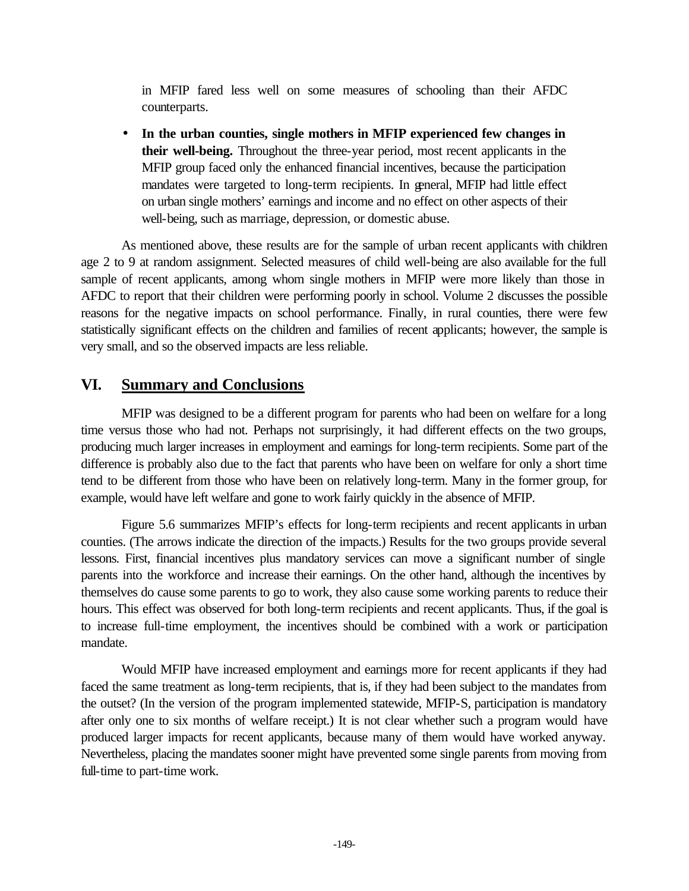in MFIP fared less well on some measures of schooling than their AFDC counterparts.

- **In the urban counties, single mothers in MFIP experienced few changes in their well-being.** Throughout the three-year period, most recent applicants in the MFIP group faced only the enhanced financial incentives, because the participation mandates were targeted to long-term recipients. In general, MFIP had little effect on urban single mothers' earnings and income and no effect on other aspects of their well-being, such as marriage, depression, or domestic abuse.

As mentioned above, these results are for the sample of urban recent applicants with children age 2 to 9 at random assignment. Selected measures of child well-being are also available for the full sample of recent applicants, among whom single mothers in MFIP were more likely than those in AFDC to report that their children were performing poorly in school. Volume 2 discusses the possible reasons for the negative impacts on school performance. Finally, in rural counties, there were few statistically significant effects on the children and families of recent applicants; however, the sample is very small, and so the observed impacts are less reliable.

## VI. Summary and Conclusions

MFIP was designed to be a different program for parents who had been on welfare for a long time versus those who had not. Perhaps not surprisingly, it had different effects on the two groups, producing much larger increases in employment and earnings for long-term recipients. Some part of the difference is probably also due to the fact that parents who have been on welfare for only a short time tend to be different from those who have been on relatively long-term. Many in the former group, for example, would have left welfare and gone to work fairly quickly in the absence of MFIP.

Figure 5.6 summarizes MFIP's effects for long-term recipients and recent applicants in urban counties. (The arrows indicate the direction of the impacts.) Results for the two groups provide several lessons. First, financial incentives plus mandatory services can move a significant number of single parents into the workforce and increase their earnings. On the other hand, although the incentives by themselves do cause some parents to go to work, they also cause some working parents to reduce their hours. This effect was observed for both long-term recipients and recent applicants. Thus, if the goal is to increase full-time employment, the incentives should be combined with a work or participation mandate.

Would MFIP have increased employment and earnings more for recent applicants if they had faced the same treatment as long-term recipients, that is, if they had been subject to the mandates from the outset? (In the version of the program implemented statewide, MFIP-S, participation is mandatory after only one to six months of welfare receipt.) It is not clear whether such a program would have produced larger impacts for recent applicants, because many of them would have worked anyway. Nevertheless, placing the mandates sooner might have prevented some single parents from moving from full-time to part-time work.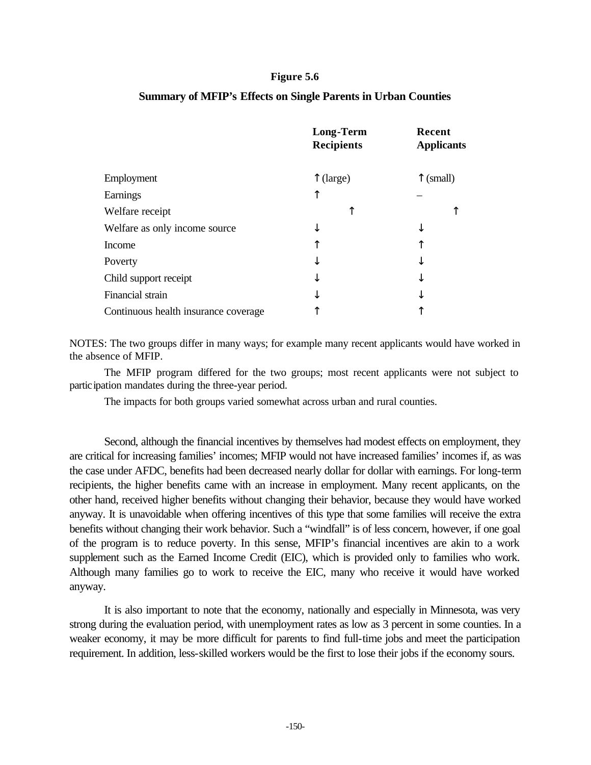**Figure 5.6**

**Summary of MFIP's Effects on Single Parents in Urban Counties**

| | Long-Term Recipients | Recent Applicants |
|---|---|---|
| Employment | ↑ (large) | ↑ (small) |
| Earnings | ↑ | – |
| Welfare receipt | ↑ | ↑ |
| Welfare as only income source | ↓ | ↓ |
| Income | ↑ | ↑ |
| Poverty | ↓ | ↓ |
| Child support receipt | ↓ | ↓ |
| Financial strain | ↓ | ↓ |
| Continuous health insurance coverage | ↑ | ↑ |

NOTES: The two groups differ in many ways; for example many recent applicants would have worked in the absence of MFIP.

The MFIP program differed for the two groups; most recent applicants were not subject to participation mandates during the three-year period.

The impacts for both groups varied somewhat across urban and rural counties.

Second, although the financial incentives by themselves had modest effects on employment, they are critical for increasing families' incomes; MFIP would not have increased families' incomes if, as was the case under AFDC, benefits had been decreased nearly dollar for dollar with earnings. For long-term recipients, the higher benefits came with an increase in employment. Many recent applicants, on the other hand, received higher benefits without changing their behavior, because they would have worked anyway. It is unavoidable when offering incentives of this type that some families will receive the extra benefits without changing their work behavior. Such a "windfall" is of less concern, however, if one goal of the program is to reduce poverty. In this sense, MFIP's financial incentives are akin to a work supplement such as the Earned Income Credit (EIC), which is provided only to families who work. Although many families go to work to receive the EIC, many who receive it would have worked anyway.

It is also important to note that the economy, nationally and especially in Minnesota, was very strong during the evaluation period, with unemployment rates as low as 3 percent in some counties. In a weaker economy, it may be more difficult for parents to find full-time jobs and meet the participation requirement. In addition, less-skilled workers would be the first to lose their jobs if the economy sours.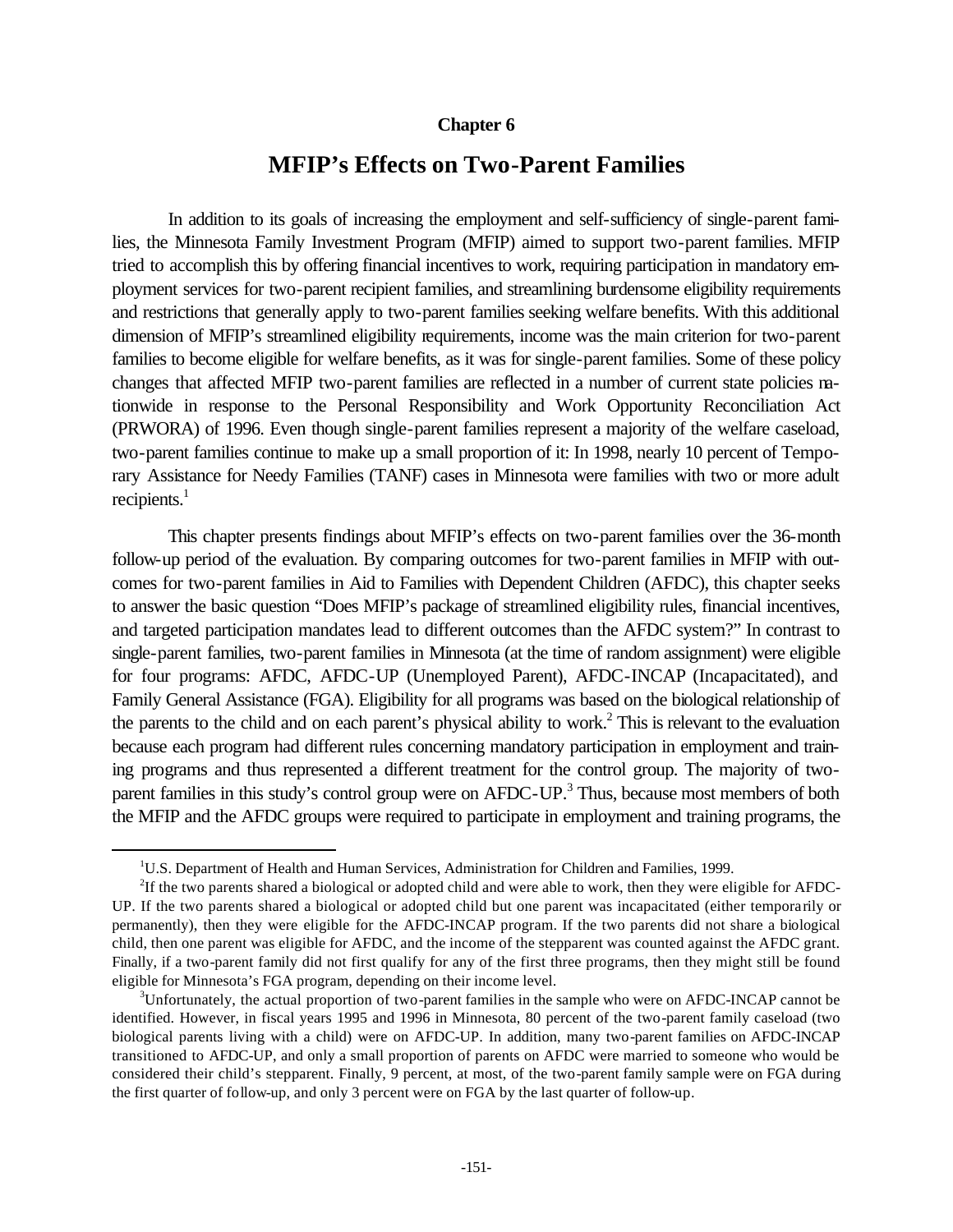Chapter 6

# MFIP's Effects on Two-Parent Families

In addition to its goals of increasing the employment and self-sufficiency of single-parent families, the Minnesota Family Investment Program (MFIP) aimed to support two-parent families. MFIP tried to accomplish this by offering financial incentives to work, requiring participation in mandatory employment services for two-parent recipient families, and streamlining burdensome eligibility requirements and restrictions that generally apply to two-parent families seeking welfare benefits. With this additional dimension of MFIP's streamlined eligibility requirements, income was the main criterion for two-parent families to become eligible for welfare benefits, as it was for single-parent families. Some of these policy changes that affected MFIP two-parent families are reflected in a number of current state policies nationwide in response to the Personal Responsibility and Work Opportunity Reconciliation Act (PRWORA) of 1996. Even though single-parent families represent a majority of the welfare caseload, two-parent families continue to make up a small proportion of it: In 1998, nearly 10 percent of Temporary Assistance for Needy Families (TANF) cases in Minnesota were families with two or more adult recipients.[1]

This chapter presents findings about MFIP's effects on two-parent families over the 36-month follow-up period of the evaluation. By comparing outcomes for two-parent families in MFIP with outcomes for two-parent families in Aid to Families with Dependent Children (AFDC), this chapter seeks to answer the basic question "Does MFIP's package of streamlined eligibility rules, financial incentives, and targeted participation mandates lead to different outcomes than the AFDC system?" In contrast to single-parent families, two-parent families in Minnesota (at the time of random assignment) were eligible for four programs: AFDC, AFDC-UP (Unemployed Parent), AFDC-INCAP (Incapacitated), and Family General Assistance (FGA). Eligibility for all programs was based on the biological relationship of the parents to the child and on each parent's physical ability to work.[2] This is relevant to the evaluation because each program had different rules concerning mandatory participation in employment and training programs and thus represented a different treatment for the control group. The majority of two-parent families in this study's control group were on AFDC-UP.[3] Thus, because most members of both the MFIP and the AFDC groups were required to participate in employment and training programs, the

---

[1] U.S. Department of Health and Human Services, Administration for Children and Families, 1999.

[2] If the two parents shared a biological or adopted child and were able to work, then they were eligible for AFDC-UP. If the two parents shared a biological or adopted child but one parent was incapacitated (either temporarily or permanently), then they were eligible for the AFDC-INCAP program. If the two parents did not share a biological child, then one parent was eligible for AFDC, and the income of the stepparent was counted against the AFDC grant. Finally, if a two-parent family did not first qualify for any of the first three programs, then they might still be found eligible for Minnesota's FGA program, depending on their income level.

[3] Unfortunately, the actual proportion of two-parent families in the sample who were on AFDC-INCAP cannot be identified. However, in fiscal years 1995 and 1996 in Minnesota, 80 percent of the two-parent family caseload (two biological parents living with a child) were on AFDC-UP. In addition, many two-parent families on AFDC-INCAP transitioned to AFDC-UP, and only a small proportion of parents on AFDC were married to someone who would be considered their child's stepparent. Finally, 9 percent, at most, of the two-parent family sample were on FGA during the first quarter of follow-up, and only 3 percent were on FGA by the last quarter of follow-up.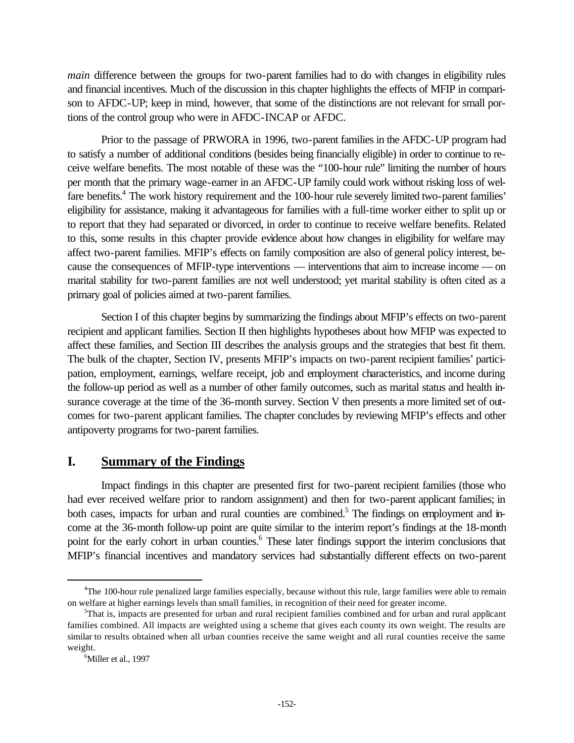*main* difference between the groups for two-parent families had to do with changes in eligibility rules and financial incentives. Much of the discussion in this chapter highlights the effects of MFIP in comparison to AFDC-UP; keep in mind, however, that some of the distinctions are not relevant for small portions of the control group who were in AFDC-INCAP or AFDC.

Prior to the passage of PRWORA in 1996, two-parent families in the AFDC-UP program had to satisfy a number of additional conditions (besides being financially eligible) in order to continue to receive welfare benefits. The most notable of these was the "100-hour rule" limiting the number of hours per month that the primary wage-earner in an AFDC-UP family could work without risking loss of welfare benefits.[4] The work history requirement and the 100-hour rule severely limited two-parent families' eligibility for assistance, making it advantageous for families with a full-time worker either to split up or to report that they had separated or divorced, in order to continue to receive welfare benefits. Related to this, some results in this chapter provide evidence about how changes in eligibility for welfare may affect two-parent families. MFIP's effects on family composition are also of general policy interest, because the consequences of MFIP-type interventions — interventions that aim to increase income — on marital stability for two-parent families are not well understood; yet marital stability is often cited as a primary goal of policies aimed at two-parent families.

Section I of this chapter begins by summarizing the findings about MFIP's effects on two-parent recipient and applicant families. Section II then highlights hypotheses about how MFIP was expected to affect these families, and Section III describes the analysis groups and the strategies that best fit them. The bulk of the chapter, Section IV, presents MFIP's impacts on two-parent recipient families' participation, employment, earnings, welfare receipt, job and employment characteristics, and income during the follow-up period as well as a number of other family outcomes, such as marital status and health insurance coverage at the time of the 36-month survey. Section V then presents a more limited set of outcomes for two-parent applicant families. The chapter concludes by reviewing MFIP's effects and other antipoverty programs for two-parent families.

## I. Summary of the Findings

Impact findings in this chapter are presented first for two-parent recipient families (those who had ever received welfare prior to random assignment) and then for two-parent applicant families; in both cases, impacts for urban and rural counties are combined.[5] The findings on employment and income at the 36-month follow-up point are quite similar to the interim report's findings at the 18-month point for the early cohort in urban counties.[6] These later findings support the interim conclusions that MFIP's financial incentives and mandatory services had substantially different effects on two-parent

---

[4]The 100-hour rule penalized large families especially, because without this rule, large families were able to remain on welfare at higher earnings levels than small families, in recognition of their need for greater income.

[5]That is, impacts are presented for urban and rural recipient families combined and for urban and rural applicant families combined. All impacts are weighted using a scheme that gives each county its own weight. The results are similar to results obtained when all urban counties receive the same weight and all rural counties receive the same weight.

[6]Miller et al., 1997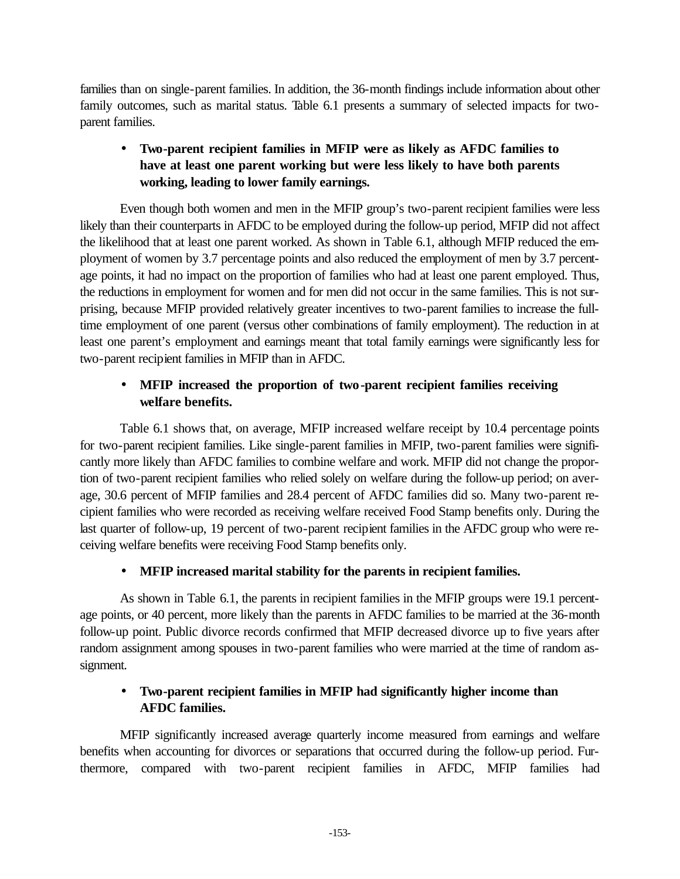families than on single-parent families. In addition, the 36-month findings include information about other family outcomes, such as marital status. Table 6.1 presents a summary of selected impacts for two-parent families.

- **Two-parent recipient families in MFIP were as likely as AFDC families to have at least one parent working but were less likely to have both parents working, leading to lower family earnings.**

Even though both women and men in the MFIP group's two-parent recipient families were less likely than their counterparts in AFDC to be employed during the follow-up period, MFIP did not affect the likelihood that at least one parent worked. As shown in Table 6.1, although MFIP reduced the employment of women by 3.7 percentage points and also reduced the employment of men by 3.7 percentage points, it had no impact on the proportion of families who had at least one parent employed. Thus, the reductions in employment for women and for men did not occur in the same families. This is not surprising, because MFIP provided relatively greater incentives to two-parent families to increase the full-time employment of one parent (versus other combinations of family employment). The reduction in at least one parent's employment and earnings meant that total family earnings were significantly less for two-parent recipient families in MFIP than in AFDC.

- **MFIP increased the proportion of two-parent recipient families receiving welfare benefits.**

Table 6.1 shows that, on average, MFIP increased welfare receipt by 10.4 percentage points for two-parent recipient families. Like single-parent families in MFIP, two-parent families were significantly more likely than AFDC families to combine welfare and work. MFIP did not change the proportion of two-parent recipient families who relied solely on welfare during the follow-up period; on average, 30.6 percent of MFIP families and 28.4 percent of AFDC families did so. Many two-parent recipient families who were recorded as receiving welfare received Food Stamp benefits only. During the last quarter of follow-up, 19 percent of two-parent recipient families in the AFDC group who were receiving welfare benefits were receiving Food Stamp benefits only.

- **MFIP increased marital stability for the parents in recipient families.**

As shown in Table 6.1, the parents in recipient families in the MFIP groups were 19.1 percentage points, or 40 percent, more likely than the parents in AFDC families to be married at the 36-month follow-up point. Public divorce records confirmed that MFIP decreased divorce up to five years after random assignment among spouses in two-parent families who were married at the time of random assignment.

- **Two-parent recipient families in MFIP had significantly higher income than AFDC families.**

MFIP significantly increased average quarterly income measured from earnings and welfare benefits when accounting for divorces or separations that occurred during the follow-up period. Furthermore, compared with two-parent recipient families in AFDC, MFIP families had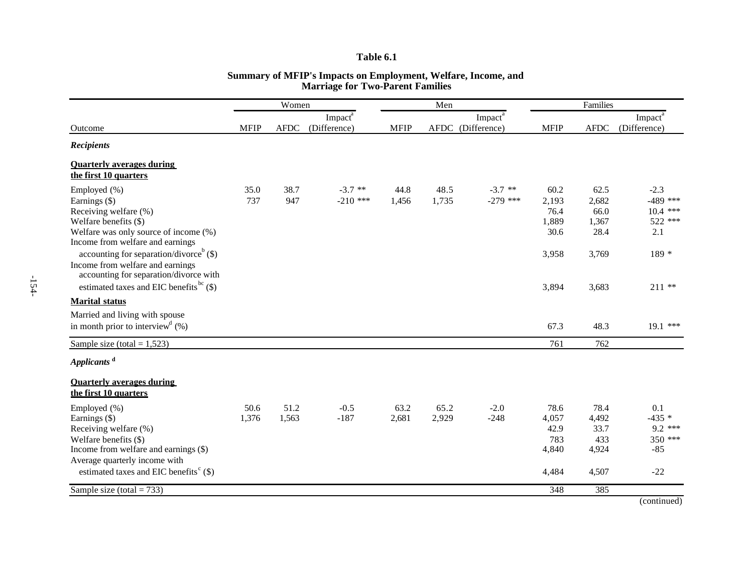**Table 6.1**

**Summary of MFIP's Impacts on Employment, Welfare, Income, and Marriage for Two-Parent Families**

| | Women | | | Men | | | Families | | |
|---|---|---|---|---|---|---|---|---|---|
| Outcome | MFIP | AFDC | Impact[a] (Difference) | MFIP | AFDC | Impact[a] (Difference) | MFIP | AFDC | Impact[a] (Difference) |
| ***Recipients*** | | | | | | | | | |
| **Quarterly averages during the first 10 quarters** | | | | | | | | | |
| Employed (%) | 35.0 | 38.7 | -3.7 ** | 44.8 | 48.5 | -3.7 ** | 60.2 | 62.5 | -2.3 |
| Earnings ($) | 737 | 947 | -210 *** | 1,456 | 1,735 | -279 *** | 2,193 | 2,682 | -489 *** |
| Receiving welfare (%) | | | | | | | 76.4 | 66.0 | 10.4 *** |
| Welfare benefits ($) | | | | | | | 1,889 | 1,367 | 522 *** |
| Welfare was only source of income (%) | | | | | | | 30.6 | 28.4 | 2.1 |
| Income from welfare and earnings accounting for separation/divorce[b] ($) | | | | | | | 3,958 | 3,769 | 189 * |
| Income from welfare and earnings accounting for separation/divorce with estimated taxes and EIC benefits[bc] ($) | | | | | | | 3,894 | 3,683 | 211 ** |
| **Marital status** | | | | | | | | | |
| Married and living with spouse in month prior to interview[d] (%) | | | | | | | 67.3 | 48.3 | 19.1 *** |
| Sample size (total = 1,523) | | | | | | | 761 | 762 | |
| ***Applicants*** [d] | | | | | | | | | |
| **Quarterly averages during the first 10 quarters** | | | | | | | | | |
| Employed (%) | 50.6 | 51.2 | -0.5 | 63.2 | 65.2 | -2.0 | 78.6 | 78.4 | 0.1 |
| Earnings ($) | 1,376 | 1,563 | -187 | 2,681 | 2,929 | -248 | 4,057 | 4,492 | -435 * |
| Receiving welfare (%) | | | | | | | 42.9 | 33.7 | 9.2 *** |
| Welfare benefits ($) | | | | | | | 783 | 433 | 350 *** |
| Income from welfare and earnings ($) | | | | | | | 4,840 | 4,924 | -85 |
| Average quarterly income with estimated taxes and EIC benefits[c] ($) | | | | | | | 4,484 | 4,507 | -22 |
| Sample size (total = 733) | | | | | | | 348 | 385 | |

(continued)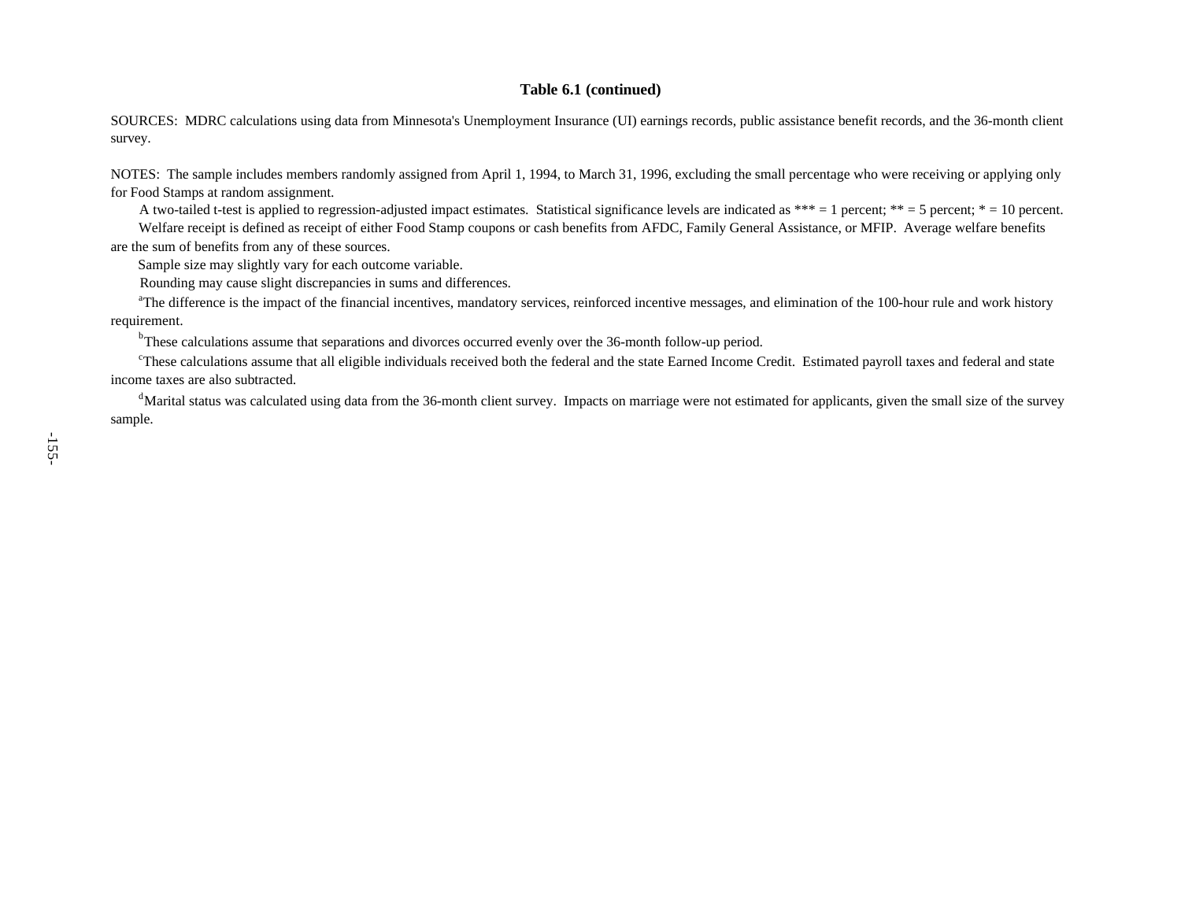**Table 6.1 (continued)**

SOURCES: MDRC calculations using data from Minnesota's Unemployment Insurance (UI) earnings records, public assistance benefit records, and the 36-month client survey.

NOTES: The sample includes members randomly assigned from April 1, 1994, to March 31, 1996, excluding the small percentage who were receiving or applying only for Food Stamps at random assignment.

A two-tailed t-test is applied to regression-adjusted impact estimates. Statistical significance levels are indicated as *** = 1 percent; ** = 5 percent; * = 10 percent.

Welfare receipt is defined as receipt of either Food Stamp coupons or cash benefits from AFDC, Family General Assistance, or MFIP. Average welfare benefits are the sum of benefits from any of these sources.

Sample size may slightly vary for each outcome variable.

Rounding may cause slight discrepancies in sums and differences.

[a]The difference is the impact of the financial incentives, mandatory services, reinforced incentive messages, and elimination of the 100-hour rule and work history requirement.

[b]These calculations assume that separations and divorces occurred evenly over the 36-month follow-up period.

[c]These calculations assume that all eligible individuals received both the federal and the state Earned Income Credit. Estimated payroll taxes and federal and state income taxes are also subtracted.

[d]Marital status was calculated using data from the 36-month client survey. Impacts on marriage were not estimated for applicants, given the small size of the survey sample.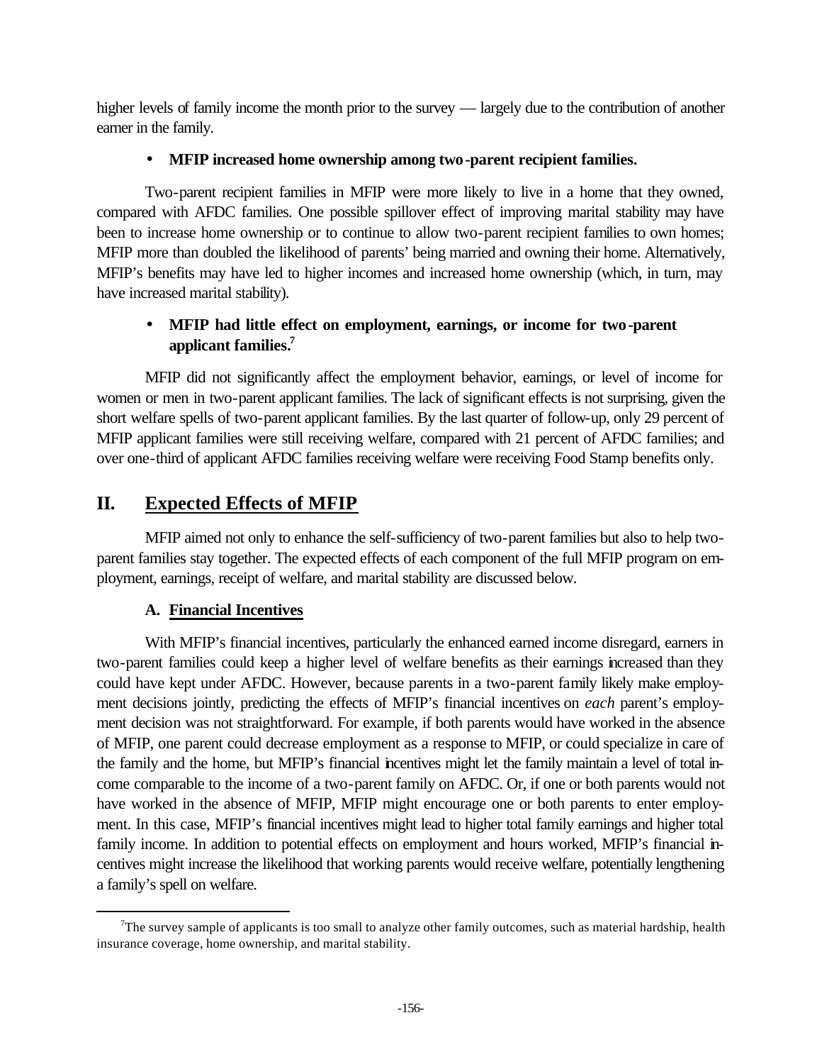higher levels of family income the month prior to the survey — largely due to the contribution of another earner in the family.

- **MFIP increased home ownership among two-parent recipient families.**

Two-parent recipient families in MFIP were more likely to live in a home that they owned, compared with AFDC families. One possible spillover effect of improving marital stability may have been to increase home ownership or to continue to allow two-parent recipient families to own homes; MFIP more than doubled the likelihood of parents' being married and owning their home. Alternatively, MFIP's benefits may have led to higher incomes and increased home ownership (which, in turn, may have increased marital stability).

- **MFIP had little effect on employment, earnings, or income for two-parent applicant families.**[7]

MFIP did not significantly affect the employment behavior, earnings, or level of income for women or men in two-parent applicant families. The lack of significant effects is not surprising, given the short welfare spells of two-parent applicant families. By the last quarter of follow-up, only 29 percent of MFIP applicant families were still receiving welfare, compared with 21 percent of AFDC families; and over one-third of applicant AFDC families receiving welfare were receiving Food Stamp benefits only.

## II. Expected Effects of MFIP

MFIP aimed not only to enhance the self-sufficiency of two-parent families but also to help two-parent families stay together. The expected effects of each component of the full MFIP program on employment, earnings, receipt of welfare, and marital stability are discussed below.

### A. Financial Incentives

With MFIP's financial incentives, particularly the enhanced earned income disregard, earners in two-parent families could keep a higher level of welfare benefits as their earnings increased than they could have kept under AFDC. However, because parents in a two-parent family likely make employment decisions jointly, predicting the effects of MFIP's financial incentives on *each* parent's employment decision was not straightforward. For example, if both parents would have worked in the absence of MFIP, one parent could decrease employment as a response to MFIP, or could specialize in care of the family and the home, but MFIP's financial incentives might let the family maintain a level of total income comparable to the income of a two-parent family on AFDC. Or, if one or both parents would not have worked in the absence of MFIP, MFIP might encourage one or both parents to enter employment. In this case, MFIP's financial incentives might lead to higher total family earnings and higher total family income. In addition to potential effects on employment and hours worked, MFIP's financial incentives might increase the likelihood that working parents would receive welfare, potentially lengthening a family's spell on welfare.

---

[7]The survey sample of applicants is too small to analyze other family outcomes, such as material hardship, health insurance coverage, home ownership, and marital stability.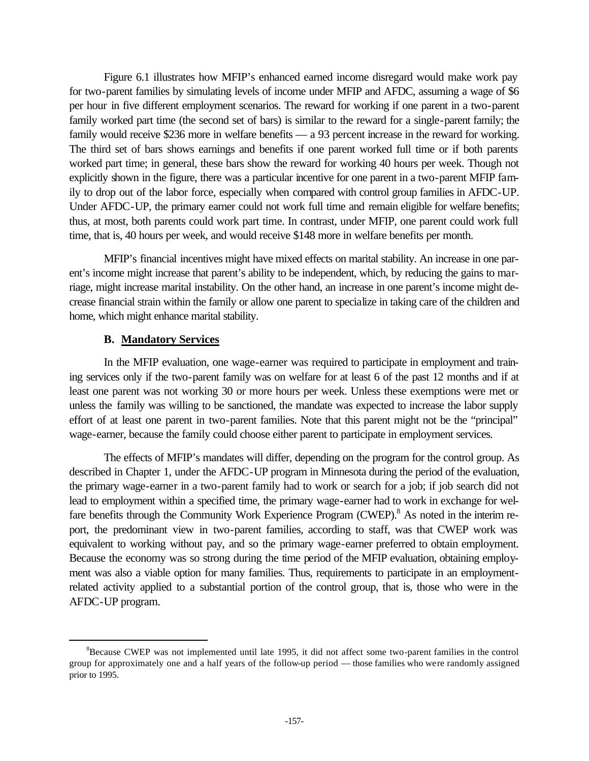Figure 6.1 illustrates how MFIP's enhanced earned income disregard would make work pay for two-parent families by simulating levels of income under MFIP and AFDC, assuming a wage of $6 per hour in five different employment scenarios. The reward for working if one parent in a two-parent family worked part time (the second set of bars) is similar to the reward for a single-parent family; the family would receive $236 more in welfare benefits — a 93 percent increase in the reward for working. The third set of bars shows earnings and benefits if one parent worked full time or if both parents worked part time; in general, these bars show the reward for working 40 hours per week. Though not explicitly shown in the figure, there was a particular incentive for one parent in a two-parent MFIP family to drop out of the labor force, especially when compared with control group families in AFDC-UP. Under AFDC-UP, the primary earner could not work full time and remain eligible for welfare benefits; thus, at most, both parents could work part time. In contrast, under MFIP, one parent could work full time, that is, 40 hours per week, and would receive $148 more in welfare benefits per month.

MFIP's financial incentives might have mixed effects on marital stability. An increase in one parent's income might increase that parent's ability to be independent, which, by reducing the gains to marriage, might increase marital instability. On the other hand, an increase in one parent's income might decrease financial strain within the family or allow one parent to specialize in taking care of the children and home, which might enhance marital stability.

### B. Mandatory Services

In the MFIP evaluation, one wage-earner was required to participate in employment and training services only if the two-parent family was on welfare for at least 6 of the past 12 months and if at least one parent was not working 30 or more hours per week. Unless these exemptions were met or unless the family was willing to be sanctioned, the mandate was expected to increase the labor supply effort of at least one parent in two-parent families. Note that this parent might not be the "principal" wage-earner, because the family could choose either parent to participate in employment services.

The effects of MFIP's mandates will differ, depending on the program for the control group. As described in Chapter 1, under the AFDC-UP program in Minnesota during the period of the evaluation, the primary wage-earner in a two-parent family had to work or search for a job; if job search did not lead to employment within a specified time, the primary wage-earner had to work in exchange for welfare benefits through the Community Work Experience Program (CWEP).[8] As noted in the interim report, the predominant view in two-parent families, according to staff, was that CWEP work was equivalent to working without pay, and so the primary wage-earner preferred to obtain employment. Because the economy was so strong during the time period of the MFIP evaluation, obtaining employment was also a viable option for many families. Thus, requirements to participate in an employment-related activity applied to a substantial portion of the control group, that is, those who were in the AFDC-UP program.

[8]Because CWEP was not implemented until late 1995, it did not affect some two-parent families in the control group for approximately one and a half years of the follow-up period — those families who were randomly assigned prior to 1995.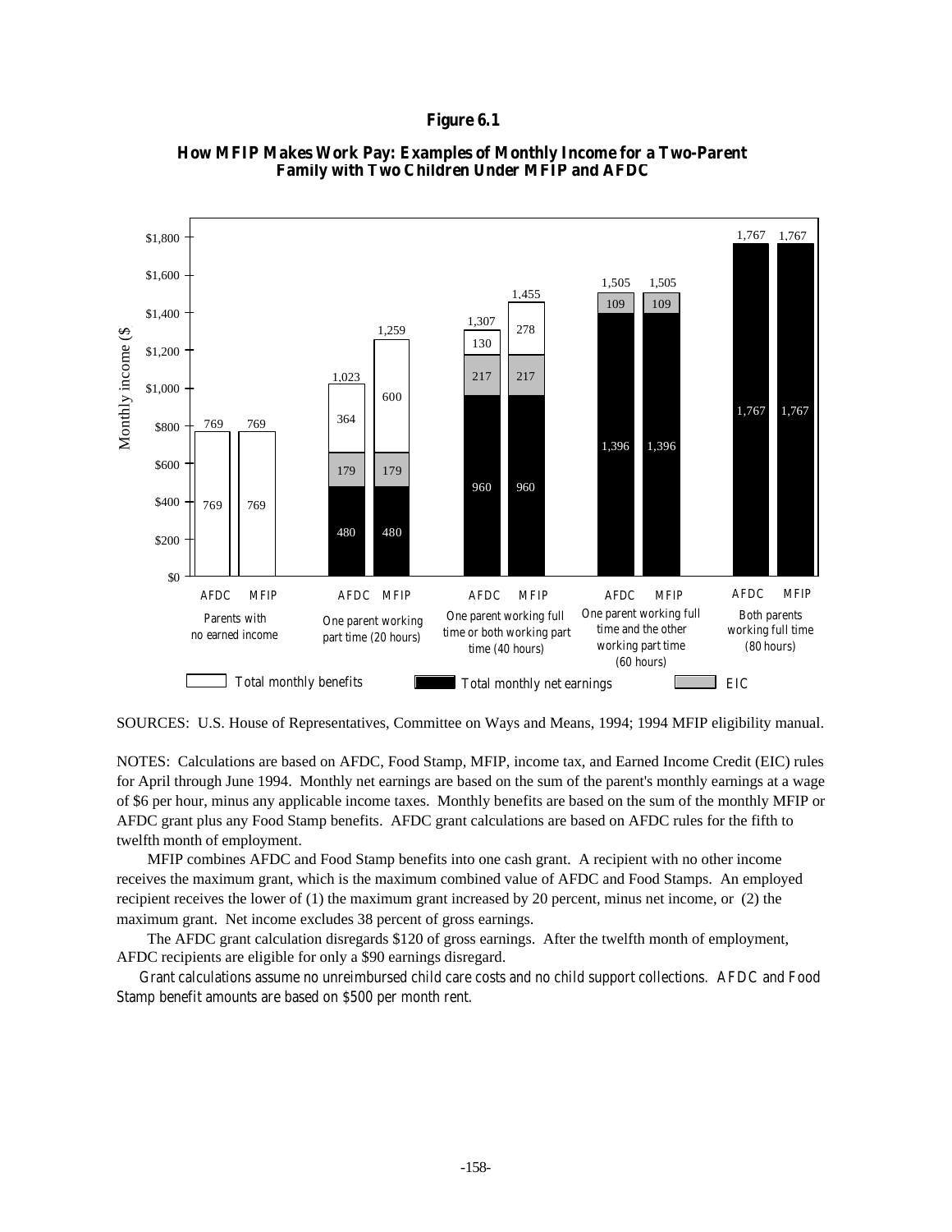**Figure 6.1**

**How MFIP Makes Work Pay: Examples of Monthly Income for a Two-Parent Family with Two Children Under MFIP and AFDC**

| Scenario | Program | Total monthly net earnings | EIC | Total monthly benefits | Total |
|---|---|---|---|---|---|
| Parents with no earned income | AFDC | | | 769 | 769 |
| | MFIP | | | 769 | 769 |
| One parent working part time (20 hours) | AFDC | 480 | 179 | 364 | 1,023 |
| | MFIP | 480 | 179 | 600 | 1,259 |
| One parent working full time or both working part time (40 hours) | AFDC | 960 | 217 | 130 | 1,307 |
| | MFIP | 960 | 217 | 278 | 1,455 |
| One parent working full time and the other working part time (60 hours) | AFDC | 1,396 | 109 | | 1,505 |
| | MFIP | 1,396 | 109 | | 1,505 |
| Both parents working full time (80 hours) | AFDC | 1,767 | | | 1,767 |
| | MFIP | 1,767 | | | 1,767 |

SOURCES: U.S. House of Representatives, Committee on Ways and Means, 1994; 1994 MFIP eligibility manual.

NOTES: Calculations are based on AFDC, Food Stamp, MFIP, income tax, and Earned Income Credit (EIC) rules for April through June 1994. Monthly net earnings are based on the sum of the parent's monthly earnings at a wage of $6 per hour, minus any applicable income taxes. Monthly benefits are based on the sum of the monthly MFIP or AFDC grant plus any Food Stamp benefits. AFDC grant calculations are based on AFDC rules for the fifth to twelfth month of employment.

MFIP combines AFDC and Food Stamp benefits into one cash grant. A recipient with no other income receives the maximum grant, which is the maximum combined value of AFDC and Food Stamps. An employed recipient receives the lower of (1) the maximum grant increased by 20 percent, minus net income, or (2) the maximum grant. Net income excludes 38 percent of gross earnings.

The AFDC grant calculation disregards $120 of gross earnings. After the twelfth month of employment, AFDC recipients are eligible for only a $90 earnings disregard.

Grant calculations assume no unreimbursed child care costs and no child support collections. AFDC and Food Stamp benefit amounts are based on $500 per month rent.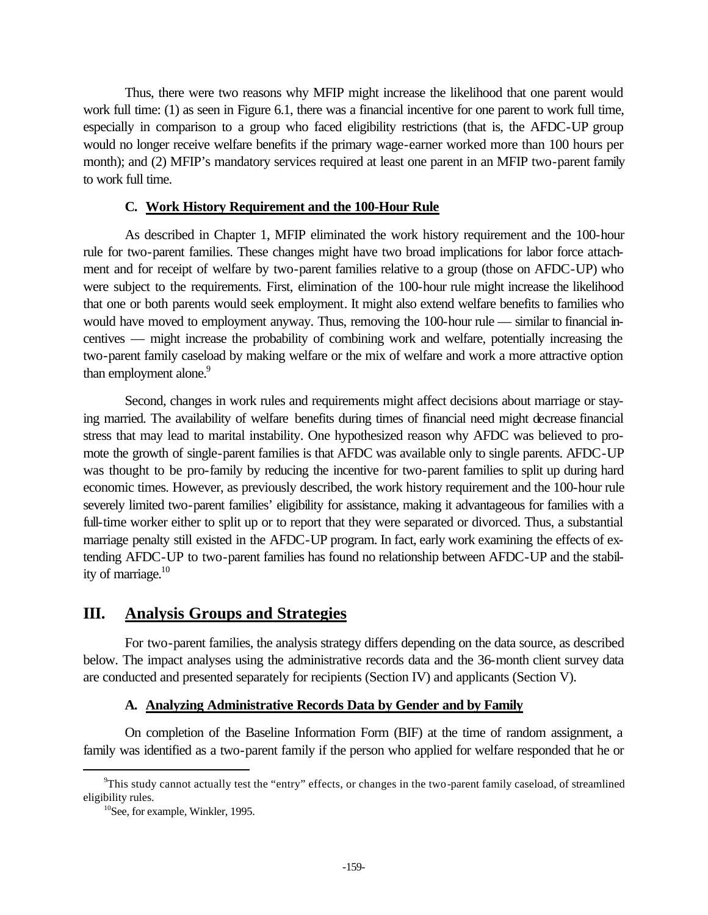Thus, there were two reasons why MFIP might increase the likelihood that one parent would work full time: (1) as seen in Figure 6.1, there was a financial incentive for one parent to work full time, especially in comparison to a group who faced eligibility restrictions (that is, the AFDC-UP group would no longer receive welfare benefits if the primary wage-earner worked more than 100 hours per month); and (2) MFIP's mandatory services required at least one parent in an MFIP two-parent family to work full time.

### C. Work History Requirement and the 100-Hour Rule

As described in Chapter 1, MFIP eliminated the work history requirement and the 100-hour rule for two-parent families. These changes might have two broad implications for labor force attachment and for receipt of welfare by two-parent families relative to a group (those on AFDC-UP) who were subject to the requirements. First, elimination of the 100-hour rule might increase the likelihood that one or both parents would seek employment. It might also extend welfare benefits to families who would have moved to employment anyway. Thus, removing the 100-hour rule — similar to financial incentives — might increase the probability of combining work and welfare, potentially increasing the two-parent family caseload by making welfare or the mix of welfare and work a more attractive option than employment alone.[9]

Second, changes in work rules and requirements might affect decisions about marriage or staying married. The availability of welfare benefits during times of financial need might decrease financial stress that may lead to marital instability. One hypothesized reason why AFDC was believed to promote the growth of single-parent families is that AFDC was available only to single parents. AFDC-UP was thought to be pro-family by reducing the incentive for two-parent families to split up during hard economic times. However, as previously described, the work history requirement and the 100-hour rule severely limited two-parent families' eligibility for assistance, making it advantageous for families with a full-time worker either to split up or to report that they were separated or divorced. Thus, a substantial marriage penalty still existed in the AFDC-UP program. In fact, early work examining the effects of extending AFDC-UP to two-parent families has found no relationship between AFDC-UP and the stability of marriage.[10]

## III. Analysis Groups and Strategies

For two-parent families, the analysis strategy differs depending on the data source, as described below. The impact analyses using the administrative records data and the 36-month client survey data are conducted and presented separately for recipients (Section IV) and applicants (Section V).

### A. Analyzing Administrative Records Data by Gender and by Family

On completion of the Baseline Information Form (BIF) at the time of random assignment, a family was identified as a two-parent family if the person who applied for welfare responded that he or

---

[9]This study cannot actually test the "entry" effects, or changes in the two-parent family caseload, of streamlined eligibility rules.

[10]See, for example, Winkler, 1995.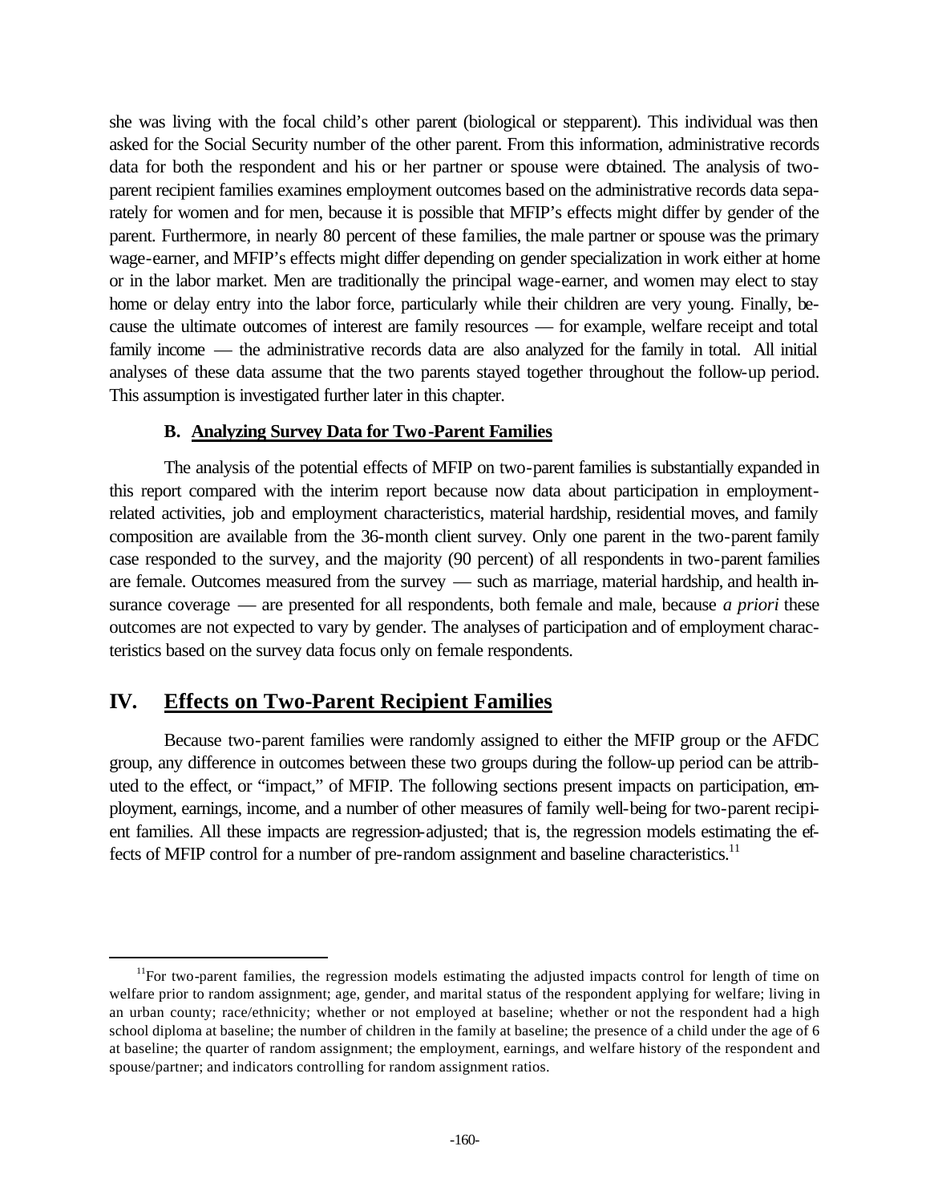she was living with the focal child's other parent (biological or stepparent). This individual was then asked for the Social Security number of the other parent. From this information, administrative records data for both the respondent and his or her partner or spouse were obtained. The analysis of two-parent recipient families examines employment outcomes based on the administrative records data separately for women and for men, because it is possible that MFIP's effects might differ by gender of the parent. Furthermore, in nearly 80 percent of these families, the male partner or spouse was the primary wage-earner, and MFIP's effects might differ depending on gender specialization in work either at home or in the labor market. Men are traditionally the principal wage-earner, and women may elect to stay home or delay entry into the labor force, particularly while their children are very young. Finally, because the ultimate outcomes of interest are family resources — for example, welfare receipt and total family income — the administrative records data are also analyzed for the family in total. All initial analyses of these data assume that the two parents stayed together throughout the follow-up period. This assumption is investigated further later in this chapter.

### B. Analyzing Survey Data for Two-Parent Families

The analysis of the potential effects of MFIP on two-parent families is substantially expanded in this report compared with the interim report because now data about participation in employment-related activities, job and employment characteristics, material hardship, residential moves, and family composition are available from the 36-month client survey. Only one parent in the two-parent family case responded to the survey, and the majority (90 percent) of all respondents in two-parent families are female. Outcomes measured from the survey — such as marriage, material hardship, and health insurance coverage — are presented for all respondents, both female and male, because *a priori* these outcomes are not expected to vary by gender. The analyses of participation and of employment characteristics based on the survey data focus only on female respondents.

## IV. Effects on Two-Parent Recipient Families

Because two-parent families were randomly assigned to either the MFIP group or the AFDC group, any difference in outcomes between these two groups during the follow-up period can be attributed to the effect, or "impact," of MFIP. The following sections present impacts on participation, employment, earnings, income, and a number of other measures of family well-being for two-parent recipient families. All these impacts are regression-adjusted; that is, the regression models estimating the effects of MFIP control for a number of pre-random assignment and baseline characteristics.[11]

---

[11] For two-parent families, the regression models estimating the adjusted impacts control for length of time on welfare prior to random assignment; age, gender, and marital status of the respondent applying for welfare; living in an urban county; race/ethnicity; whether or not employed at baseline; whether or not the respondent had a high school diploma at baseline; the number of children in the family at baseline; the presence of a child under the age of 6 at baseline; the quarter of random assignment; the employment, earnings, and welfare history of the respondent and spouse/partner; and indicators controlling for random assignment ratios.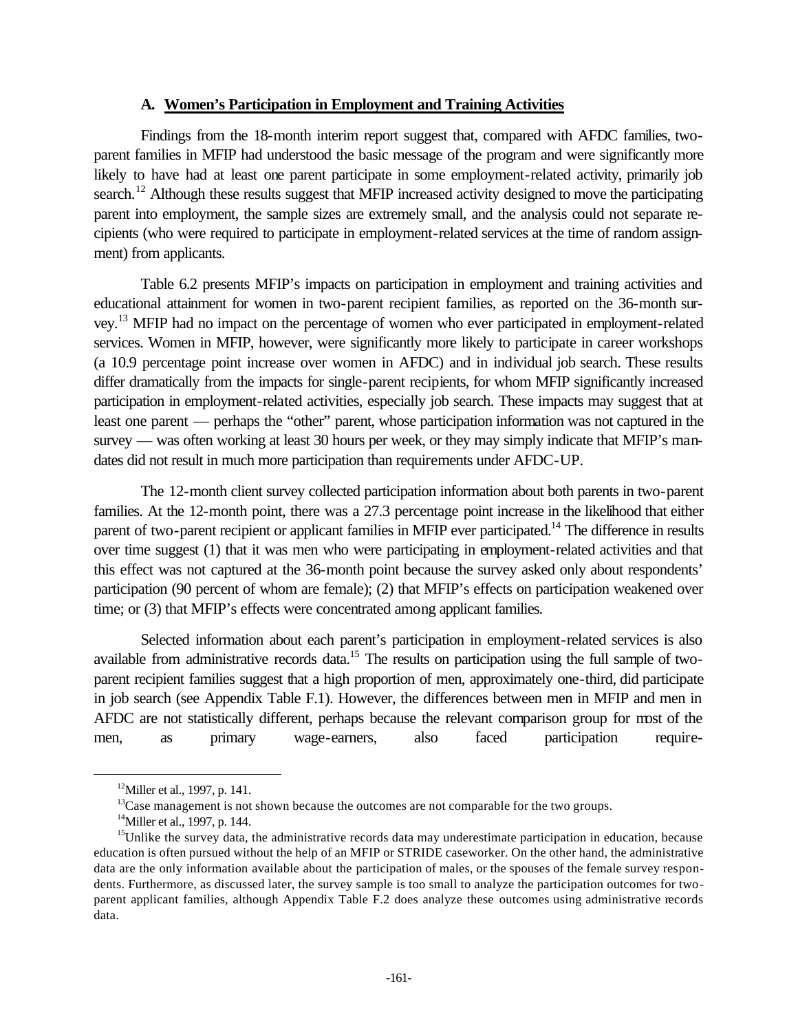### A. Women's Participation in Employment and Training Activities

Findings from the 18-month interim report suggest that, compared with AFDC families, two-parent families in MFIP had understood the basic message of the program and were significantly more likely to have had at least one parent participate in some employment-related activity, primarily job search.[12] Although these results suggest that MFIP increased activity designed to move the participating parent into employment, the sample sizes are extremely small, and the analysis could not separate recipients (who were required to participate in employment-related services at the time of random assignment) from applicants.

Table 6.2 presents MFIP's impacts on participation in employment and training activities and educational attainment for women in two-parent recipient families, as reported on the 36-month survey.[13] MFIP had no impact on the percentage of women who ever participated in employment-related services. Women in MFIP, however, were significantly more likely to participate in career workshops (a 10.9 percentage point increase over women in AFDC) and in individual job search. These results differ dramatically from the impacts for single-parent recipients, for whom MFIP significantly increased participation in employment-related activities, especially job search. These impacts may suggest that at least one parent — perhaps the "other" parent, whose participation information was not captured in the survey — was often working at least 30 hours per week, or they may simply indicate that MFIP's mandates did not result in much more participation than requirements under AFDC-UP.

The 12-month client survey collected participation information about both parents in two-parent families. At the 12-month point, there was a 27.3 percentage point increase in the likelihood that either parent of two-parent recipient or applicant families in MFIP ever participated.[14] The difference in results over time suggest (1) that it was men who were participating in employment-related activities and that this effect was not captured at the 36-month point because the survey asked only about respondents' participation (90 percent of whom are female); (2) that MFIP's effects on participation weakened over time; or (3) that MFIP's effects were concentrated among applicant families.

Selected information about each parent's participation in employment-related services is also available from administrative records data.[15] The results on participation using the full sample of two-parent recipient families suggest that a high proportion of men, approximately one-third, did participate in job search (see Appendix Table F.1). However, the differences between men in MFIP and men in AFDC are not statistically different, perhaps because the relevant comparison group for most of the men, as primary wage-earners, also faced participation require-

---

[12] Miller et al., 1997, p. 141.

[13] Case management is not shown because the outcomes are not comparable for the two groups.

[14] Miller et al., 1997, p. 144.

[15] Unlike the survey data, the administrative records data may underestimate participation in education, because education is often pursued without the help of an MFIP or STRIDE caseworker. On the other hand, the administrative data are the only information available about the participation of males, or the spouses of the female survey respondents. Furthermore, as discussed later, the survey sample is too small to analyze the participation outcomes for two-parent applicant families, although Appendix Table F.2 does analyze these outcomes using administrative records data.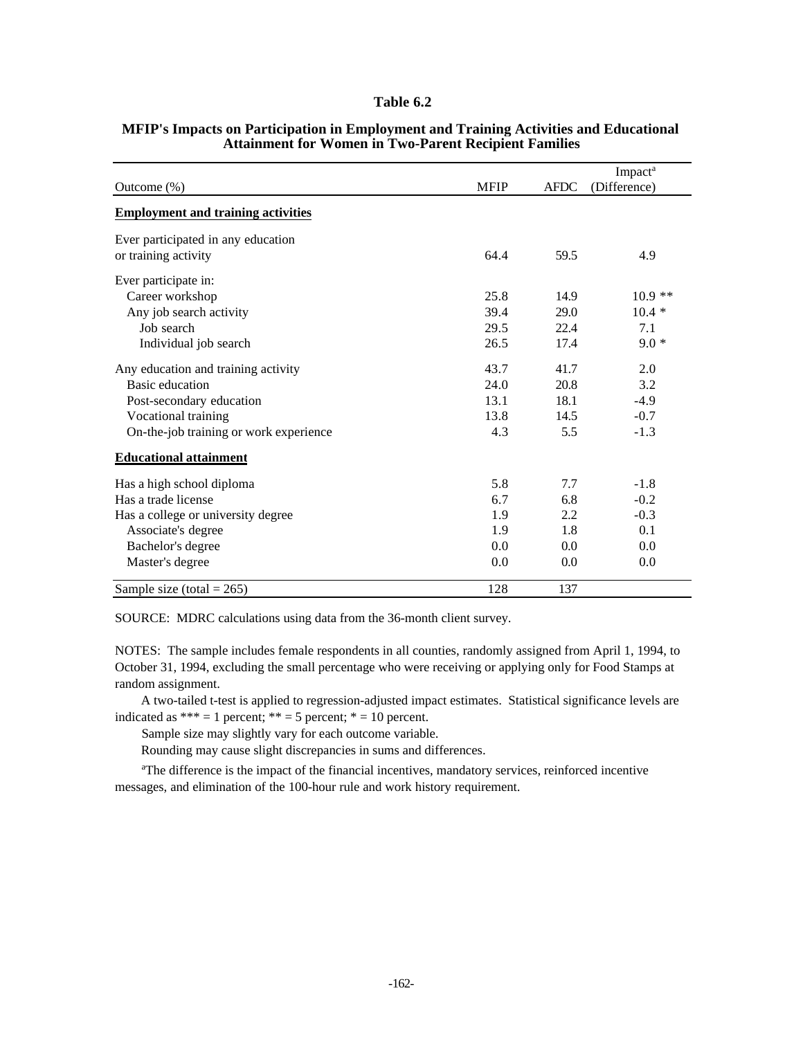**Table 6.2**

**MFIP's Impacts on Participation in Employment and Training Activities and Educational Attainment for Women in Two-Parent Recipient Families**

| Outcome (%) | MFIP | AFDC | Impact[a] (Difference) |
|---|---|---|---|
| **Employment and training activities** | | | |
| Ever participated in any education or training activity | 64.4 | 59.5 | 4.9 |
| Ever participate in: | | | |
| Career workshop | 25.8 | 14.9 | 10.9 ** |
| Any job search activity | 39.4 | 29.0 | 10.4 * |
| Job search | 29.5 | 22.4 | 7.1 |
| Individual job search | 26.5 | 17.4 | 9.0 * |
| Any education and training activity | 43.7 | 41.7 | 2.0 |
| Basic education | 24.0 | 20.8 | 3.2 |
| Post-secondary education | 13.1 | 18.1 | -4.9 |
| Vocational training | 13.8 | 14.5 | -0.7 |
| On-the-job training or work experience | 4.3 | 5.5 | -1.3 |
| **Educational attainment** | | | |
| Has a high school diploma | 5.8 | 7.7 | -1.8 |
| Has a trade license | 6.7 | 6.8 | -0.2 |
| Has a college or university degree | 1.9 | 2.2 | -0.3 |
| Associate's degree | 1.9 | 1.8 | 0.1 |
| Bachelor's degree | 0.0 | 0.0 | 0.0 |
| Master's degree | 0.0 | 0.0 | 0.0 |
| Sample size (total = 265) | 128 | 137 | |

SOURCE: MDRC calculations using data from the 36-month client survey.

NOTES: The sample includes female respondents in all counties, randomly assigned from April 1, 1994, to October 31, 1994, excluding the small percentage who were receiving or applying only for Food Stamps at random assignment.

A two-tailed t-test is applied to regression-adjusted impact estimates. Statistical significance levels are indicated as *** = 1 percent; ** = 5 percent; * = 10 percent.

Sample size may slightly vary for each outcome variable.

Rounding may cause slight discrepancies in sums and differences.

[a]The difference is the impact of the financial incentives, mandatory services, reinforced incentive messages, and elimination of the 100-hour rule and work history requirement.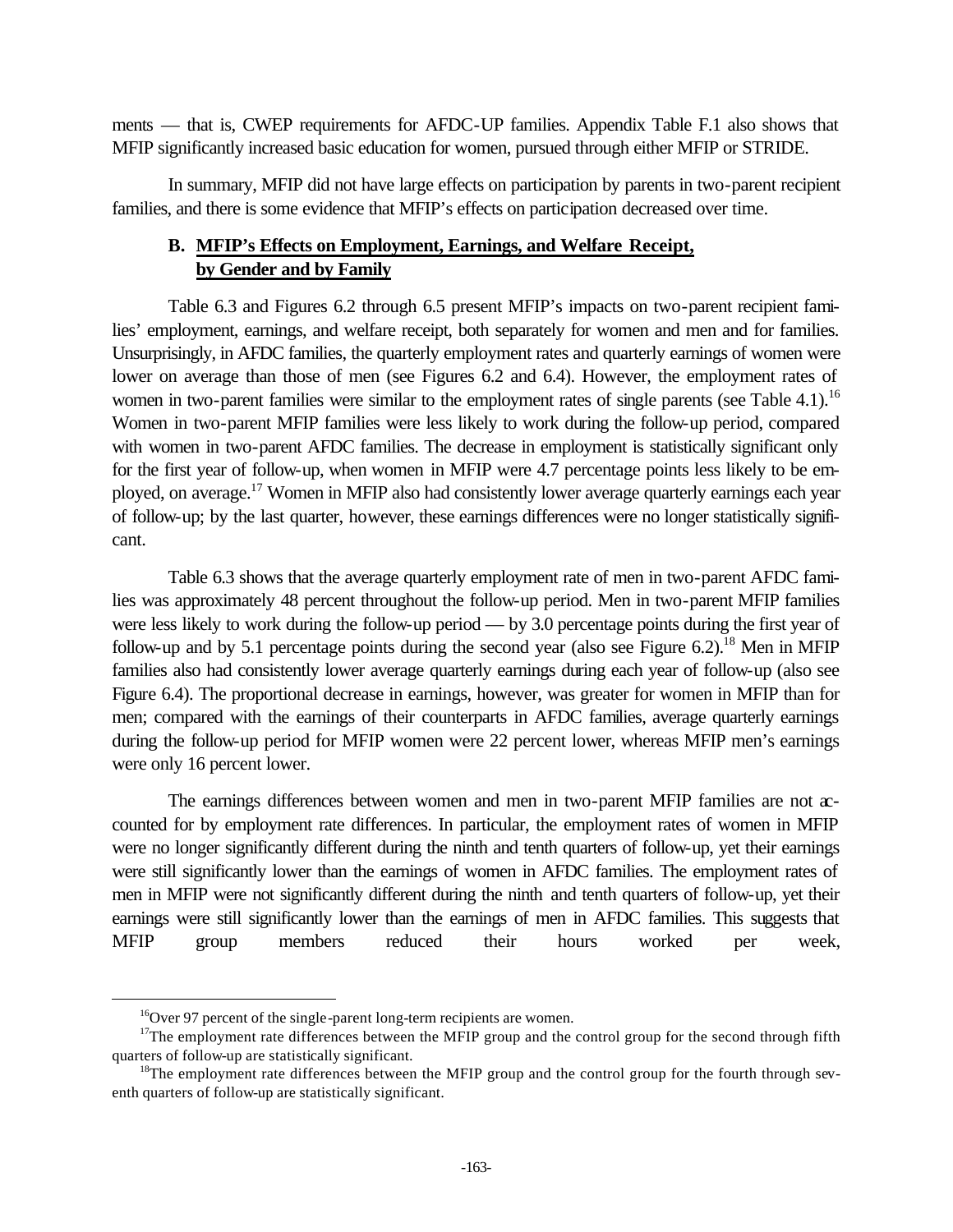ments — that is, CWEP requirements for AFDC-UP families. Appendix Table F.1 also shows that MFIP significantly increased basic education for women, pursued through either MFIP or STRIDE.

In summary, MFIP did not have large effects on participation by parents in two-parent recipient families, and there is some evidence that MFIP's effects on participation decreased over time.

### B. MFIP's Effects on Employment, Earnings, and Welfare Receipt, by Gender and by Family

Table 6.3 and Figures 6.2 through 6.5 present MFIP's impacts on two-parent recipient families' employment, earnings, and welfare receipt, both separately for women and men and for families. Unsurprisingly, in AFDC families, the quarterly employment rates and quarterly earnings of women were lower on average than those of men (see Figures 6.2 and 6.4). However, the employment rates of women in two-parent families were similar to the employment rates of single parents (see Table 4.1).[16] Women in two-parent MFIP families were less likely to work during the follow-up period, compared with women in two-parent AFDC families. The decrease in employment is statistically significant only for the first year of follow-up, when women in MFIP were 4.7 percentage points less likely to be employed, on average.[17] Women in MFIP also had consistently lower average quarterly earnings each year of follow-up; by the last quarter, however, these earnings differences were no longer statistically significant.

Table 6.3 shows that the average quarterly employment rate of men in two-parent AFDC families was approximately 48 percent throughout the follow-up period. Men in two-parent MFIP families were less likely to work during the follow-up period — by 3.0 percentage points during the first year of follow-up and by 5.1 percentage points during the second year (also see Figure 6.2).[18] Men in MFIP families also had consistently lower average quarterly earnings during each year of follow-up (also see Figure 6.4). The proportional decrease in earnings, however, was greater for women in MFIP than for men; compared with the earnings of their counterparts in AFDC families, average quarterly earnings during the follow-up period for MFIP women were 22 percent lower, whereas MFIP men's earnings were only 16 percent lower.

The earnings differences between women and men in two-parent MFIP families are not accounted for by employment rate differences. In particular, the employment rates of women in MFIP were no longer significantly different during the ninth and tenth quarters of follow-up, yet their earnings were still significantly lower than the earnings of women in AFDC families. The employment rates of men in MFIP were not significantly different during the ninth and tenth quarters of follow-up, yet their earnings were still significantly lower than the earnings of men in AFDC families. This suggests that MFIP group members reduced their hours worked per week,

---

[16]Over 97 percent of the single-parent long-term recipients are women.

[17]The employment rate differences between the MFIP group and the control group for the second through fifth quarters of follow-up are statistically significant.

[18]The employment rate differences between the MFIP group and the control group for the fourth through seventh quarters of follow-up are statistically significant.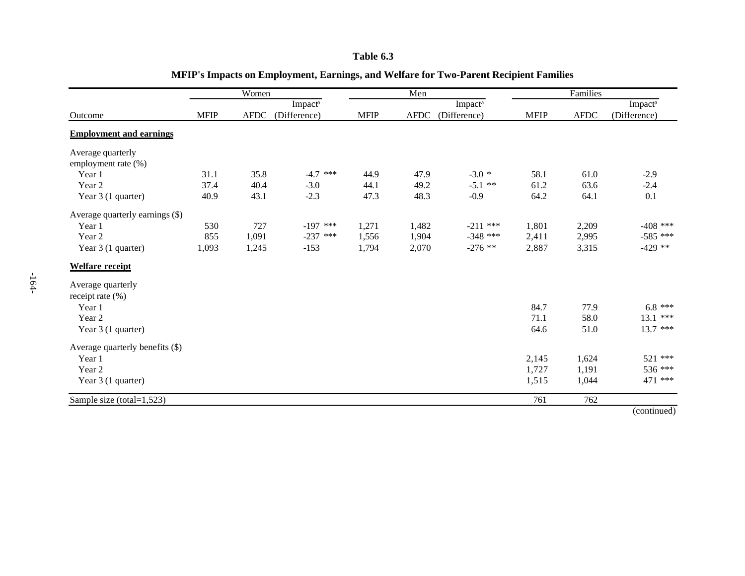**Table 6.3**

**MFIP's Impacts on Employment, Earnings, and Welfare for Two-Parent Recipient Families**

| Outcome | Women | | | Men | | | Families | | |
|---|---|---|---|---|---|---|---|---|---|
| | MFIP | AFDC | Impact[a] (Difference) | MFIP | AFDC | Impact[a] (Difference) | MFIP | AFDC | Impact[a] (Difference) |
| **Employment and earnings** | | | | | | | | | |
| Average quarterly employment rate (%) | | | | | | | | | |
| Year 1 | 31.1 | 35.8 | -4.7 *** | 44.9 | 47.9 | -3.0 * | 58.1 | 61.0 | -2.9 |
| Year 2 | 37.4 | 40.4 | -3.0 | 44.1 | 49.2 | -5.1 ** | 61.2 | 63.6 | -2.4 |
| Year 3 (1 quarter) | 40.9 | 43.1 | -2.3 | 47.3 | 48.3 | -0.9 | 64.2 | 64.1 | 0.1 |
| Average quarterly earnings ($) | | | | | | | | | |
| Year 1 | 530 | 727 | -197 *** | 1,271 | 1,482 | -211 *** | 1,801 | 2,209 | -408 *** |
| Year 2 | 855 | 1,091 | -237 *** | 1,556 | 1,904 | -348 *** | 2,411 | 2,995 | -585 *** |
| Year 3 (1 quarter) | 1,093 | 1,245 | -153 | 1,794 | 2,070 | -276 ** | 2,887 | 3,315 | -429 ** |
| **Welfare receipt** | | | | | | | | | |
| Average quarterly receipt rate (%) | | | | | | | | | |
| Year 1 | | | | | | | 84.7 | 77.9 | 6.8 *** |
| Year 2 | | | | | | | 71.1 | 58.0 | 13.1 *** |
| Year 3 (1 quarter) | | | | | | | 64.6 | 51.0 | 13.7 *** |
| Average quarterly benefits ($) | | | | | | | | | |
| Year 1 | | | | | | | 2,145 | 1,624 | 521 *** |
| Year 2 | | | | | | | 1,727 | 1,191 | 536 *** |
| Year 3 (1 quarter) | | | | | | | 1,515 | 1,044 | 471 *** |
| Sample size (total=1,523) | | | | | | | 761 | 762 | |

(continued)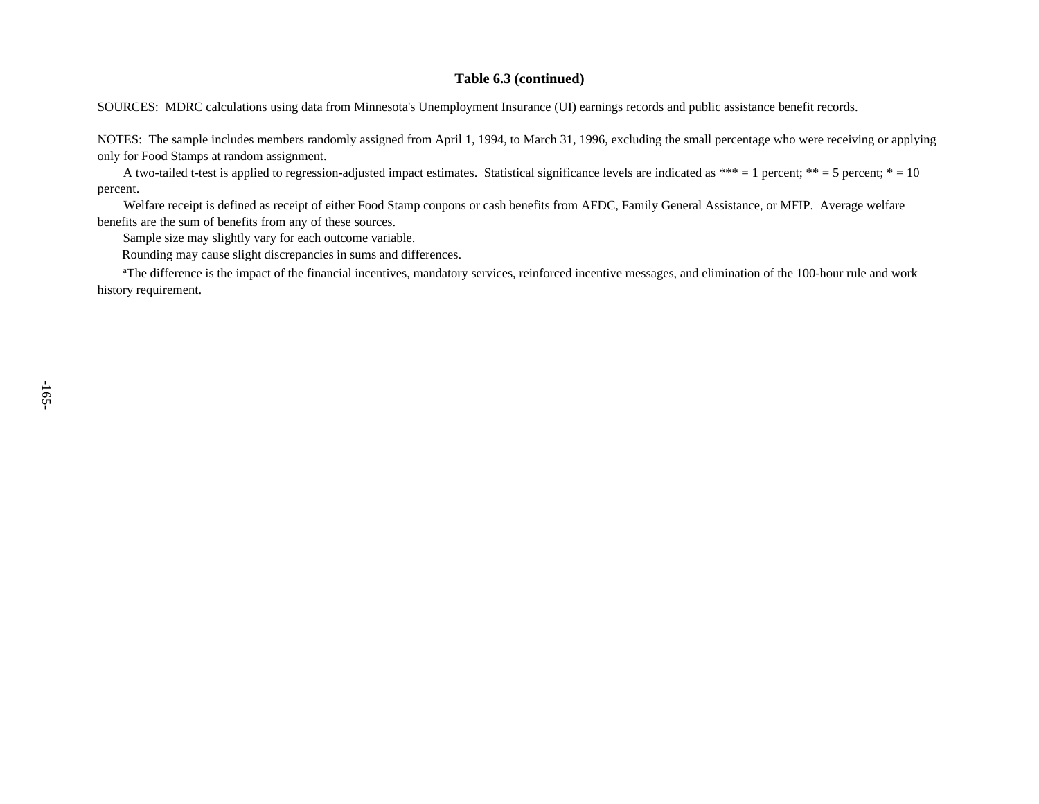**Table 6.3 (continued)**

SOURCES: MDRC calculations using data from Minnesota's Unemployment Insurance (UI) earnings records and public assistance benefit records.

NOTES: The sample includes members randomly assigned from April 1, 1994, to March 31, 1996, excluding the small percentage who were receiving or applying only for Food Stamps at random assignment.

A two-tailed t-test is applied to regression-adjusted impact estimates. Statistical significance levels are indicated as *** = 1 percent; ** = 5 percent; * = 10 percent.

Welfare receipt is defined as receipt of either Food Stamp coupons or cash benefits from AFDC, Family General Assistance, or MFIP. Average welfare benefits are the sum of benefits from any of these sources.

Sample size may slightly vary for each outcome variable.

Rounding may cause slight discrepancies in sums and differences.

[a]The difference is the impact of the financial incentives, mandatory services, reinforced incentive messages, and elimination of the 100-hour rule and work history requirement.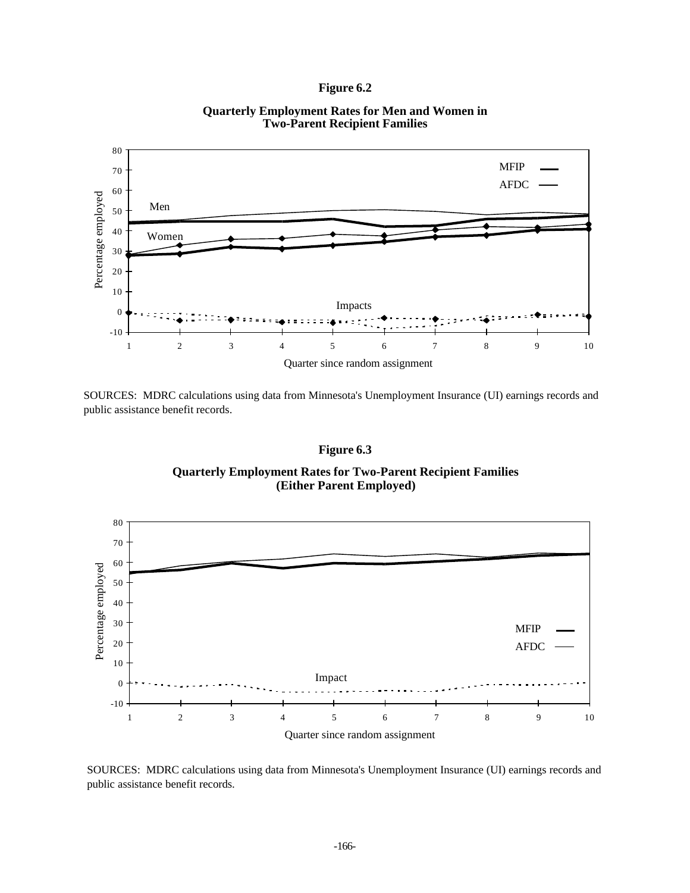**Figure 6.2**

**Quarterly Employment Rates for Men and Women in Two-Parent Recipient Families**

SOURCES: MDRC calculations using data from Minnesota's Unemployment Insurance (UI) earnings records and public assistance benefit records.

**Figure 6.3**

**Quarterly Employment Rates for Two-Parent Recipient Families (Either Parent Employed)**

SOURCES: MDRC calculations using data from Minnesota's Unemployment Insurance (UI) earnings records and public assistance benefit records.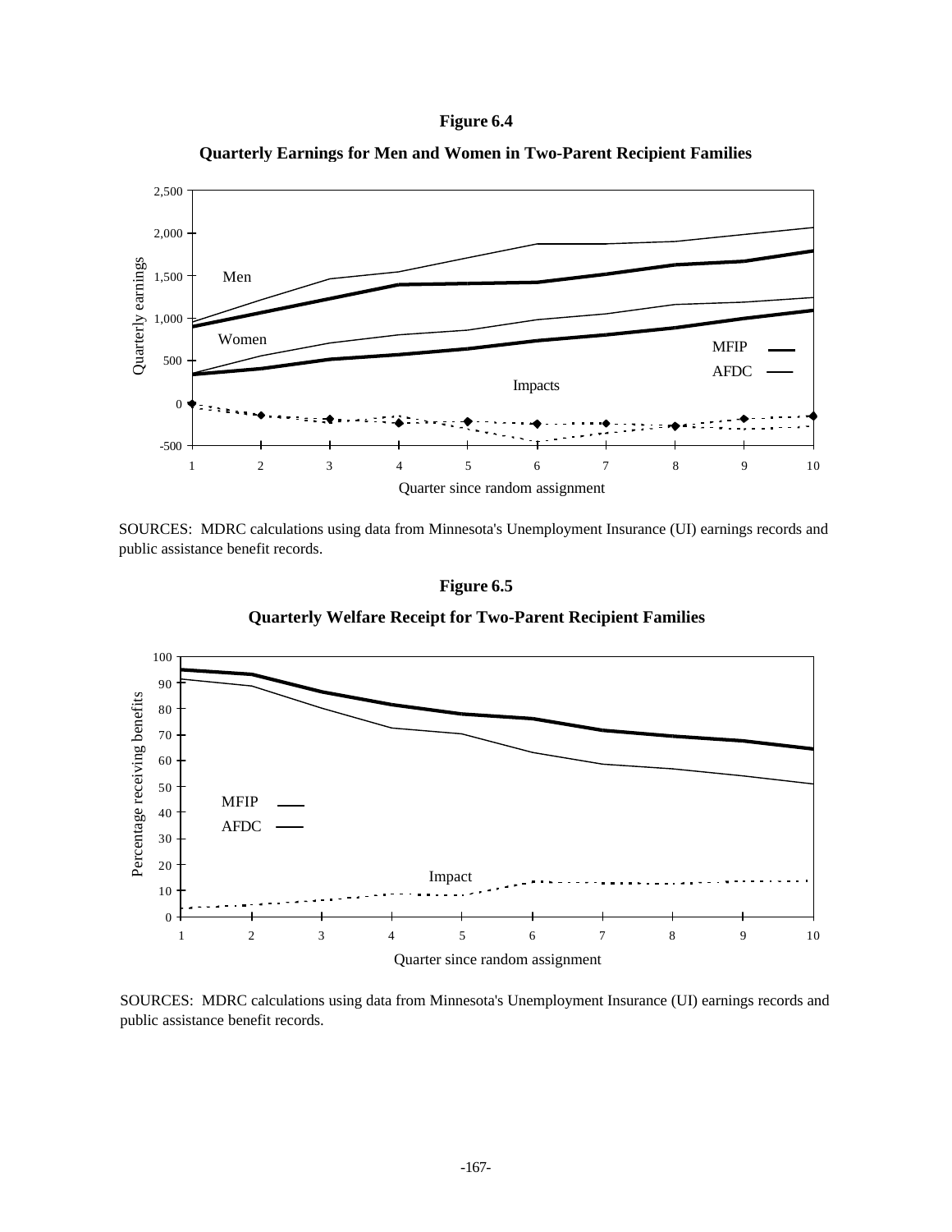**Figure 6.4**

**Quarterly Earnings for Men and Women in Two-Parent Recipient Families**

SOURCES: MDRC calculations using data from Minnesota's Unemployment Insurance (UI) earnings records and public assistance benefit records.

**Figure 6.5**

**Quarterly Welfare Receipt for Two-Parent Recipient Families**

SOURCES: MDRC calculations using data from Minnesota's Unemployment Insurance (UI) earnings records and public assistance benefit records.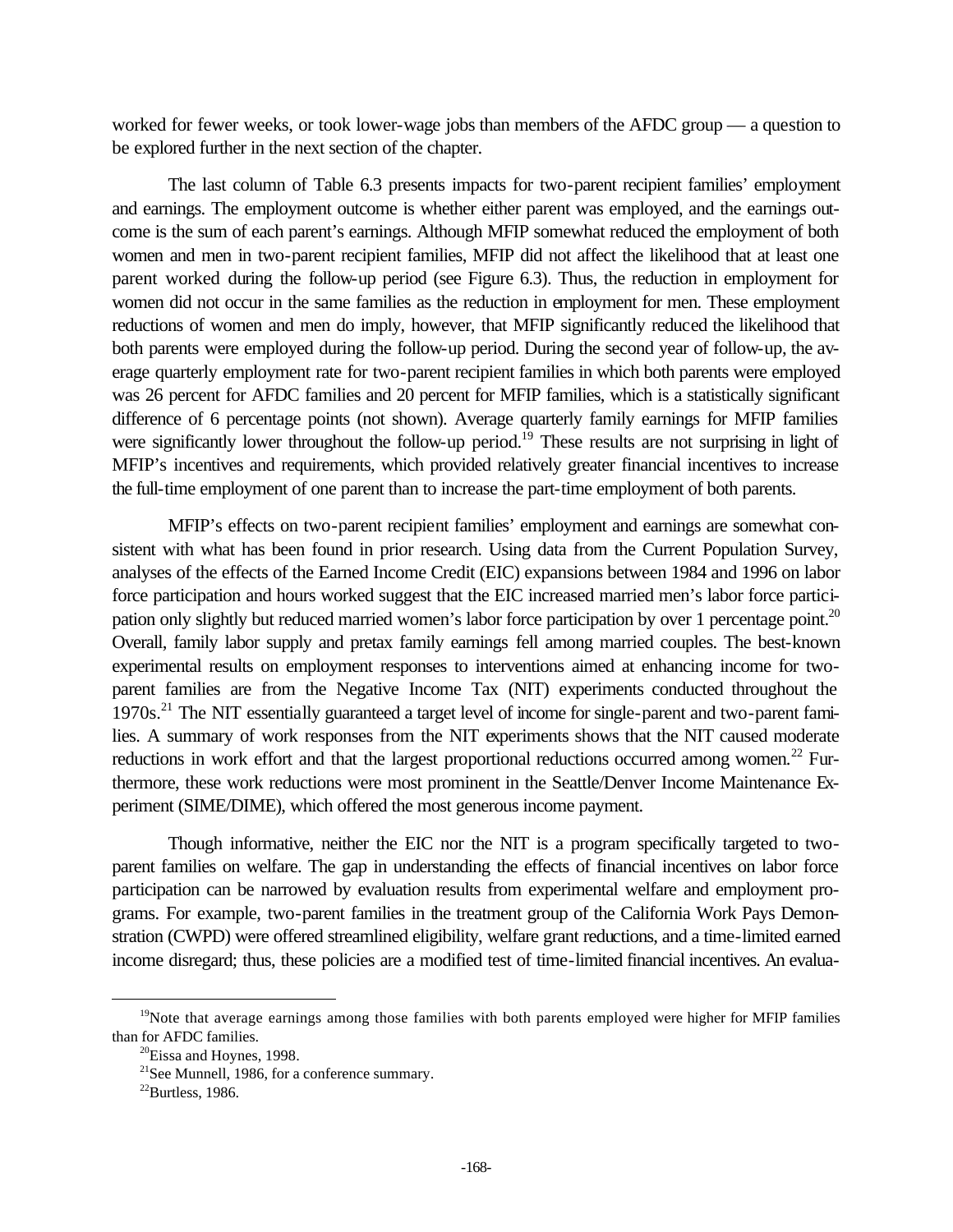worked for fewer weeks, or took lower-wage jobs than members of the AFDC group — a question to be explored further in the next section of the chapter.

The last column of Table 6.3 presents impacts for two-parent recipient families' employment and earnings. The employment outcome is whether either parent was employed, and the earnings outcome is the sum of each parent's earnings. Although MFIP somewhat reduced the employment of both women and men in two-parent recipient families, MFIP did not affect the likelihood that at least one parent worked during the follow-up period (see Figure 6.3). Thus, the reduction in employment for women did not occur in the same families as the reduction in employment for men. These employment reductions of women and men do imply, however, that MFIP significantly reduced the likelihood that both parents were employed during the follow-up period. During the second year of follow-up, the average quarterly employment rate for two-parent recipient families in which both parents were employed was 26 percent for AFDC families and 20 percent for MFIP families, which is a statistically significant difference of 6 percentage points (not shown). Average quarterly family earnings for MFIP families were significantly lower throughout the follow-up period.[19] These results are not surprising in light of MFIP's incentives and requirements, which provided relatively greater financial incentives to increase the full-time employment of one parent than to increase the part-time employment of both parents.

MFIP's effects on two-parent recipient families' employment and earnings are somewhat consistent with what has been found in prior research. Using data from the Current Population Survey, analyses of the effects of the Earned Income Credit (EIC) expansions between 1984 and 1996 on labor force participation and hours worked suggest that the EIC increased married men's labor force participation only slightly but reduced married women's labor force participation by over 1 percentage point.[20] Overall, family labor supply and pretax family earnings fell among married couples. The best-known experimental results on employment responses to interventions aimed at enhancing income for two-parent families are from the Negative Income Tax (NIT) experiments conducted throughout the 1970s.[21] The NIT essentially guaranteed a target level of income for single-parent and two-parent families. A summary of work responses from the NIT experiments shows that the NIT caused moderate reductions in work effort and that the largest proportional reductions occurred among women.[22] Furthermore, these work reductions were most prominent in the Seattle/Denver Income Maintenance Experiment (SIME/DIME), which offered the most generous income payment.

Though informative, neither the EIC nor the NIT is a program specifically targeted to two-parent families on welfare. The gap in understanding the effects of financial incentives on labor force participation can be narrowed by evaluation results from experimental welfare and employment programs. For example, two-parent families in the treatment group of the California Work Pays Demonstration (CWPD) were offered streamlined eligibility, welfare grant reductions, and a time-limited earned income disregard; thus, these policies are a modified test of time-limited financial incentives. An evalua-

---

[19]Note that average earnings among those families with both parents employed were higher for MFIP families than for AFDC families.

[20]Eissa and Hoynes, 1998.

[21]See Munnell, 1986, for a conference summary.

[22]Burtless, 1986.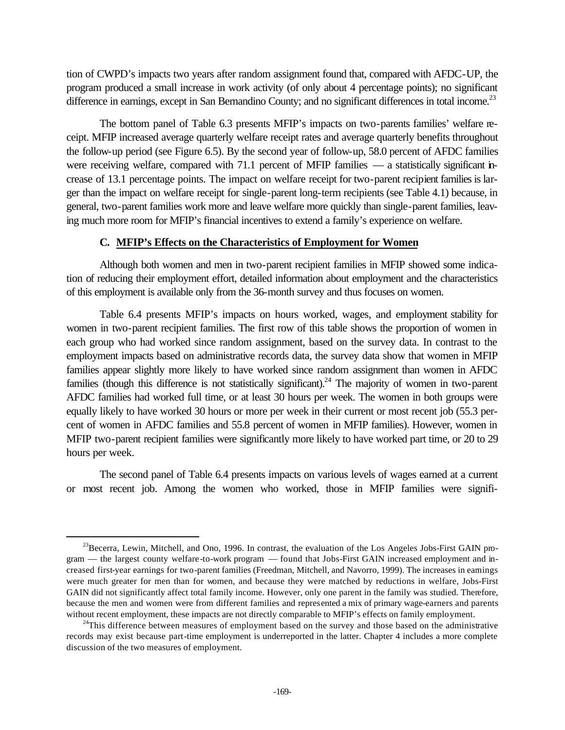tion of CWPD's impacts two years after random assignment found that, compared with AFDC-UP, the program produced a small increase in work activity (of only about 4 percentage points); no significant difference in earnings, except in San Bernandino County; and no significant differences in total income.[23]

The bottom panel of Table 6.3 presents MFIP's impacts on two-parents families' welfare receipt. MFIP increased average quarterly welfare receipt rates and average quarterly benefits throughout the follow-up period (see Figure 6.5). By the second year of follow-up, 58.0 percent of AFDC families were receiving welfare, compared with 71.1 percent of MFIP families — a statistically significant increase of 13.1 percentage points. The impact on welfare receipt for two-parent recipient families is larger than the impact on welfare receipt for single-parent long-term recipients (see Table 4.1) because, in general, two-parent families work more and leave welfare more quickly than single-parent families, leaving much more room for MFIP's financial incentives to extend a family's experience on welfare.

### C. MFIP's Effects on the Characteristics of Employment for Women

Although both women and men in two-parent recipient families in MFIP showed some indication of reducing their employment effort, detailed information about employment and the characteristics of this employment is available only from the 36-month survey and thus focuses on women.

Table 6.4 presents MFIP's impacts on hours worked, wages, and employment stability for women in two-parent recipient families. The first row of this table shows the proportion of women in each group who had worked since random assignment, based on the survey data. In contrast to the employment impacts based on administrative records data, the survey data show that women in MFIP families appear slightly more likely to have worked since random assignment than women in AFDC families (though this difference is not statistically significant).[24] The majority of women in two-parent AFDC families had worked full time, or at least 30 hours per week. The women in both groups were equally likely to have worked 30 hours or more per week in their current or most recent job (55.3 percent of women in AFDC families and 55.8 percent of women in MFIP families). However, women in MFIP two-parent recipient families were significantly more likely to have worked part time, or 20 to 29 hours per week.

The second panel of Table 6.4 presents impacts on various levels of wages earned at a current or most recent job. Among the women who worked, those in MFIP families were signifi-

---

[23]Becerra, Lewin, Mitchell, and Ono, 1996. In contrast, the evaluation of the Los Angeles Jobs-First GAIN program — the largest county welfare-to-work program — found that Jobs-First GAIN increased employment and increased first-year earnings for two-parent families (Freedman, Mitchell, and Navorro, 1999). The increases in earnings were much greater for men than for women, and because they were matched by reductions in welfare, Jobs-First GAIN did not significantly affect total family income. However, only one parent in the family was studied. Therefore, because the men and women were from different families and represented a mix of primary wage-earners and parents without recent employment, these impacts are not directly comparable to MFIP's effects on family employment.

[24]This difference between measures of employment based on the survey and those based on the administrative records may exist because part-time employment is underreported in the latter. Chapter 4 includes a more complete discussion of the two measures of employment.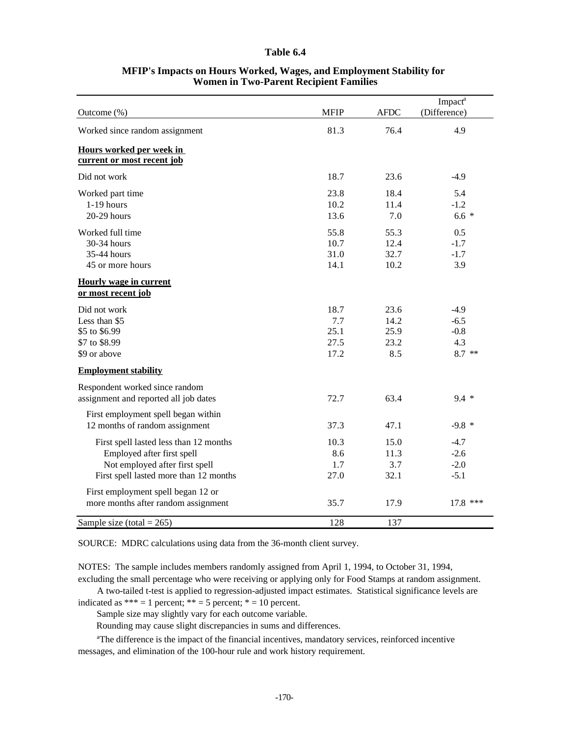**Table 6.4**

**MFIP's Impacts on Hours Worked, Wages, and Employment Stability for Women in Two-Parent Recipient Families**

| Outcome (%) | MFIP | AFDC | Impact[a] (Difference) |
|---|---|---|---|
| Worked since random assignment | 81.3 | 76.4 | 4.9 |
| **Hours worked per week in current or most recent job** | | | |
| Did not work | 18.7 | 23.6 | -4.9 |
| Worked part time | 23.8 | 18.4 | 5.4 |
| 1-19 hours | 10.2 | 11.4 | -1.2 |
| 20-29 hours | 13.6 | 7.0 | 6.6 * |
| Worked full time | 55.8 | 55.3 | 0.5 |
| 30-34 hours | 10.7 | 12.4 | -1.7 |
| 35-44 hours | 31.0 | 32.7 | -1.7 |
| 45 or more hours | 14.1 | 10.2 | 3.9 |
| **Hourly wage in current or most recent job** | | | |
| Did not work | 18.7 | 23.6 | -4.9 |
| Less than $5 | 7.7 | 14.2 | -6.5 |
| $5 to $6.99 | 25.1 | 25.9 | -0.8 |
| $7 to $8.99 | 27.5 | 23.2 | 4.3 |
| $9 or above | 17.2 | 8.5 | 8.7 ** |
| **Employment stability** | | | |
| Respondent worked since random assignment and reported all job dates | 72.7 | 63.4 | 9.4 * |
| First employment spell began within 12 months of random assignment | 37.3 | 47.1 | -9.8 * |
| First spell lasted less than 12 months | 10.3 | 15.0 | -4.7 |
| Employed after first spell | 8.6 | 11.3 | -2.6 |
| Not employed after first spell | 1.7 | 3.7 | -2.0 |
| First spell lasted more than 12 months | 27.0 | 32.1 | -5.1 |
| First employment spell began 12 or more months after random assignment | 35.7 | 17.9 | 17.8 *** |
| Sample size (total = 265) | 128 | 137 | |

SOURCE: MDRC calculations using data from the 36-month client survey.

NOTES: The sample includes members randomly assigned from April 1, 1994, to October 31, 1994, excluding the small percentage who were receiving or applying only for Food Stamps at random assignment.

A two-tailed t-test is applied to regression-adjusted impact estimates. Statistical significance levels are indicated as *** = 1 percent; ** = 5 percent; * = 10 percent.

Sample size may slightly vary for each outcome variable.

Rounding may cause slight discrepancies in sums and differences.

[a]The difference is the impact of the financial incentives, mandatory services, reinforced incentive messages, and elimination of the 100-hour rule and work history requirement.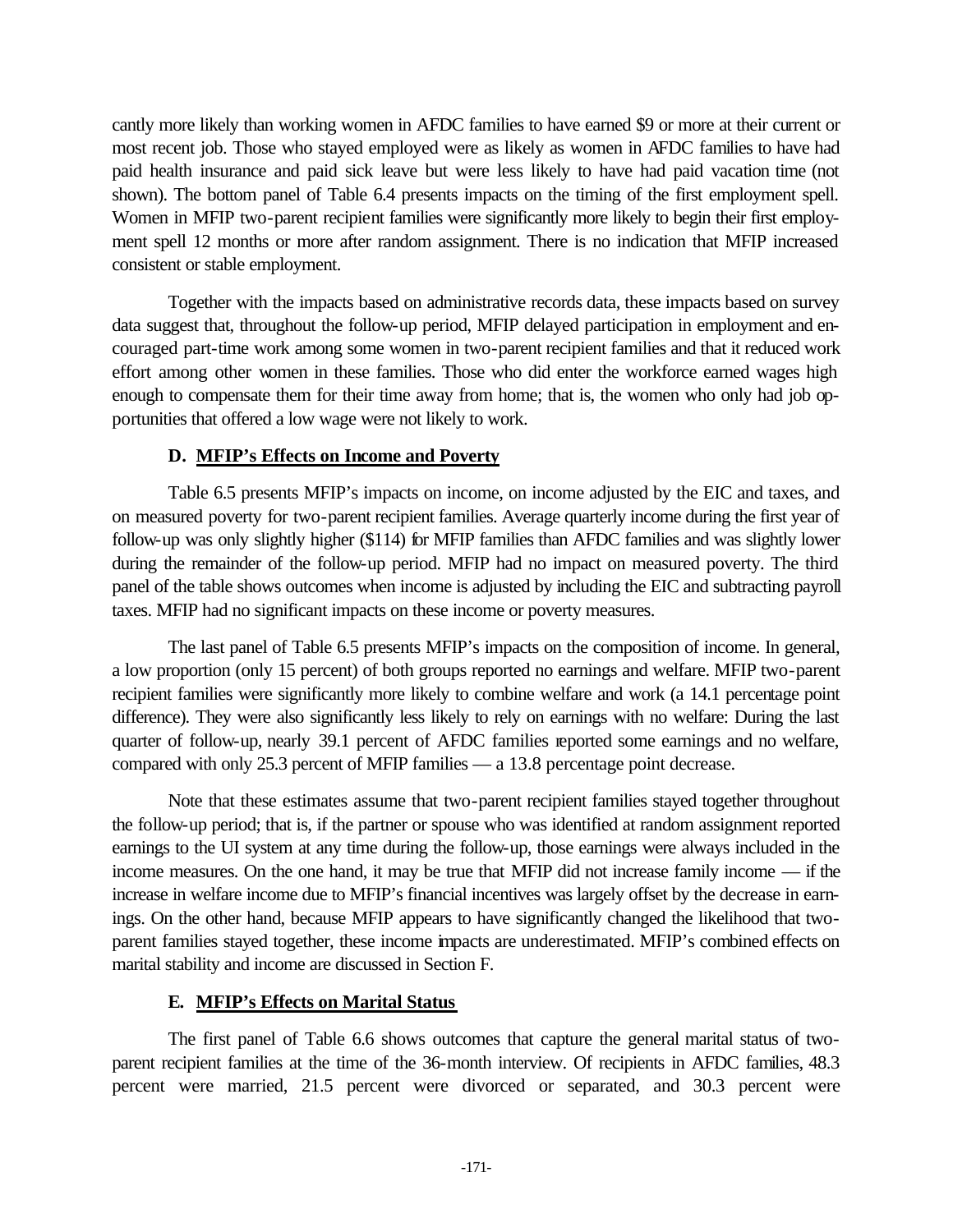cantly more likely than working women in AFDC families to have earned $9 or more at their current or most recent job. Those who stayed employed were as likely as women in AFDC families to have had paid health insurance and paid sick leave but were less likely to have had paid vacation time (not shown). The bottom panel of Table 6.4 presents impacts on the timing of the first employment spell. Women in MFIP two-parent recipient families were significantly more likely to begin their first employment spell 12 months or more after random assignment. There is no indication that MFIP increased consistent or stable employment.

Together with the impacts based on administrative records data, these impacts based on survey data suggest that, throughout the follow-up period, MFIP delayed participation in employment and encouraged part-time work among some women in two-parent recipient families and that it reduced work effort among other women in these families. Those who did enter the workforce earned wages high enough to compensate them for their time away from home; that is, the women who only had job opportunities that offered a low wage were not likely to work.

### D. MFIP's Effects on Income and Poverty

Table 6.5 presents MFIP's impacts on income, on income adjusted by the EIC and taxes, and on measured poverty for two-parent recipient families. Average quarterly income during the first year of follow-up was only slightly higher ($114) for MFIP families than AFDC families and was slightly lower during the remainder of the follow-up period. MFIP had no impact on measured poverty. The third panel of the table shows outcomes when income is adjusted by including the EIC and subtracting payroll taxes. MFIP had no significant impacts on these income or poverty measures.

The last panel of Table 6.5 presents MFIP's impacts on the composition of income. In general, a low proportion (only 15 percent) of both groups reported no earnings and welfare. MFIP two-parent recipient families were significantly more likely to combine welfare and work (a 14.1 percentage point difference). They were also significantly less likely to rely on earnings with no welfare: During the last quarter of follow-up, nearly 39.1 percent of AFDC families reported some earnings and no welfare, compared with only 25.3 percent of MFIP families — a 13.8 percentage point decrease.

Note that these estimates assume that two-parent recipient families stayed together throughout the follow-up period; that is, if the partner or spouse who was identified at random assignment reported earnings to the UI system at any time during the follow-up, those earnings were always included in the income measures. On the one hand, it may be true that MFIP did not increase family income — if the increase in welfare income due to MFIP's financial incentives was largely offset by the decrease in earnings. On the other hand, because MFIP appears to have significantly changed the likelihood that two-parent families stayed together, these income impacts are underestimated. MFIP's combined effects on marital stability and income are discussed in Section F.

### E. MFIP's Effects on Marital Status

The first panel of Table 6.6 shows outcomes that capture the general marital status of two-parent recipient families at the time of the 36-month interview. Of recipients in AFDC families, 48.3 percent were married, 21.5 percent were divorced or separated, and 30.3 percent were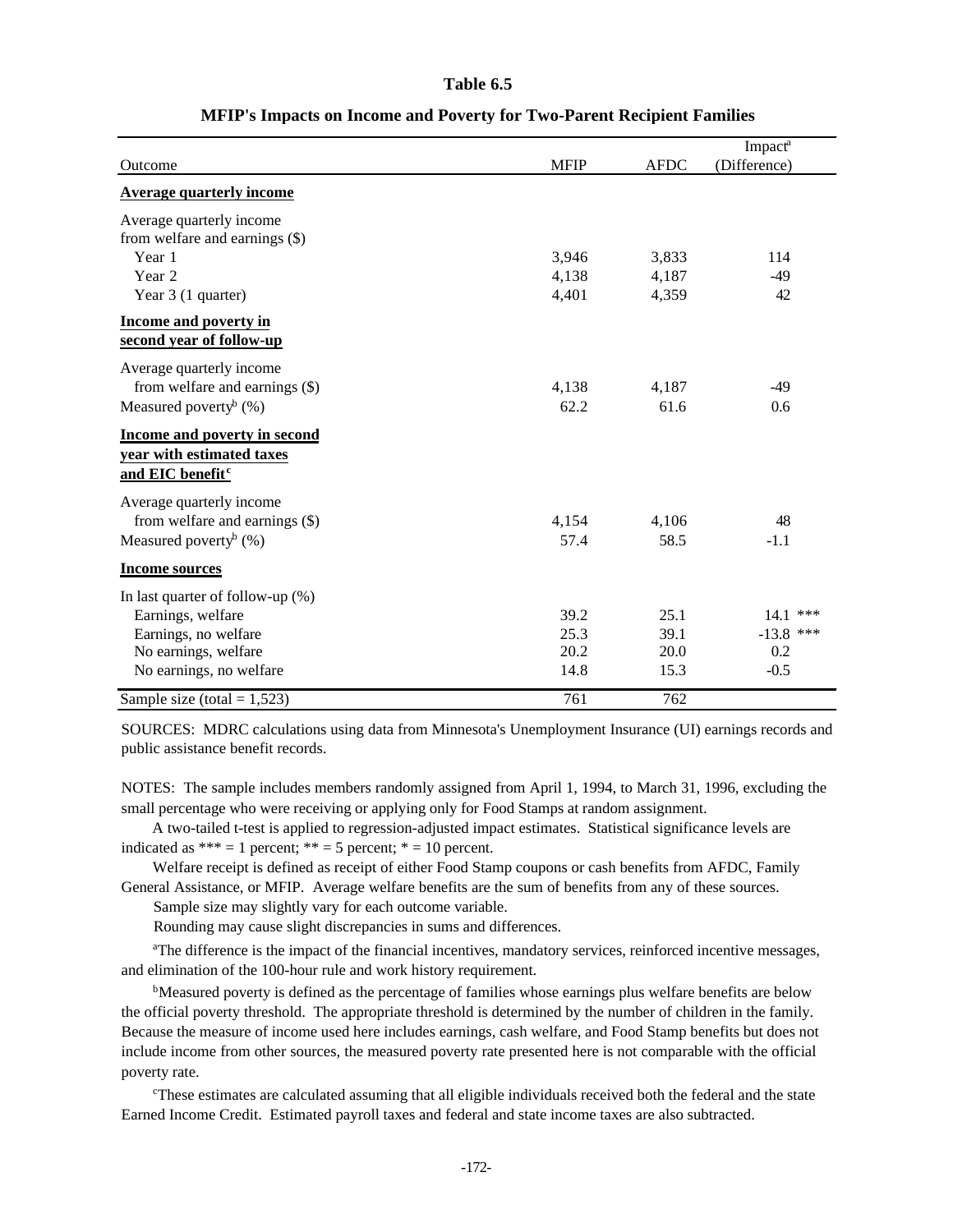**Table 6.5**

**MFIP's Impacts on Income and Poverty for Two-Parent Recipient Families**

| Outcome | MFIP | AFDC | Impact[a] (Difference) |
|---|---|---|---|
| **Average quarterly income** | | | |
| Average quarterly income from welfare and earnings ($) | | | |
| Year 1 | 3,946 | 3,833 | 114 |
| Year 2 | 4,138 | 4,187 | -49 |
| Year 3 (1 quarter) | 4,401 | 4,359 | 42 |
| **Income and poverty in second year of follow-up** | | | |
| Average quarterly income from welfare and earnings ($) | 4,138 | 4,187 | -49 |
| Measured poverty[b] (%) | 62.2 | 61.6 | 0.6 |
| **Income and poverty in second year with estimated taxes and EIC benefit[c]** | | | |
| Average quarterly income from welfare and earnings ($) | 4,154 | 4,106 | 48 |
| Measured poverty[b] (%) | 57.4 | 58.5 | -1.1 |
| **Income sources** | | | |
| In last quarter of follow-up (%) | | | |
| Earnings, welfare | 39.2 | 25.1 | 14.1 *** |
| Earnings, no welfare | 25.3 | 39.1 | -13.8 *** |
| No earnings, welfare | 20.2 | 20.0 | 0.2 |
| No earnings, no welfare | 14.8 | 15.3 | -0.5 |
| Sample size (total = 1,523) | 761 | 762 | |

SOURCES: MDRC calculations using data from Minnesota's Unemployment Insurance (UI) earnings records and public assistance benefit records.

NOTES: The sample includes members randomly assigned from April 1, 1994, to March 31, 1996, excluding the small percentage who were receiving or applying only for Food Stamps at random assignment.

A two-tailed t-test is applied to regression-adjusted impact estimates. Statistical significance levels are indicated as *** = 1 percent; ** = 5 percent; * = 10 percent.

Welfare receipt is defined as receipt of either Food Stamp coupons or cash benefits from AFDC, Family General Assistance, or MFIP. Average welfare benefits are the sum of benefits from any of these sources.

Sample size may slightly vary for each outcome variable.

Rounding may cause slight discrepancies in sums and differences.

[a]The difference is the impact of the financial incentives, mandatory services, reinforced incentive messages, and elimination of the 100-hour rule and work history requirement.

[b]Measured poverty is defined as the percentage of families whose earnings plus welfare benefits are below the official poverty threshold. The appropriate threshold is determined by the number of children in the family. Because the measure of income used here includes earnings, cash welfare, and Food Stamp benefits but does not include income from other sources, the measured poverty rate presented here is not comparable with the official poverty rate.

[c]These estimates are calculated assuming that all eligible individuals received both the federal and the state Earned Income Credit. Estimated payroll taxes and federal and state income taxes are also subtracted.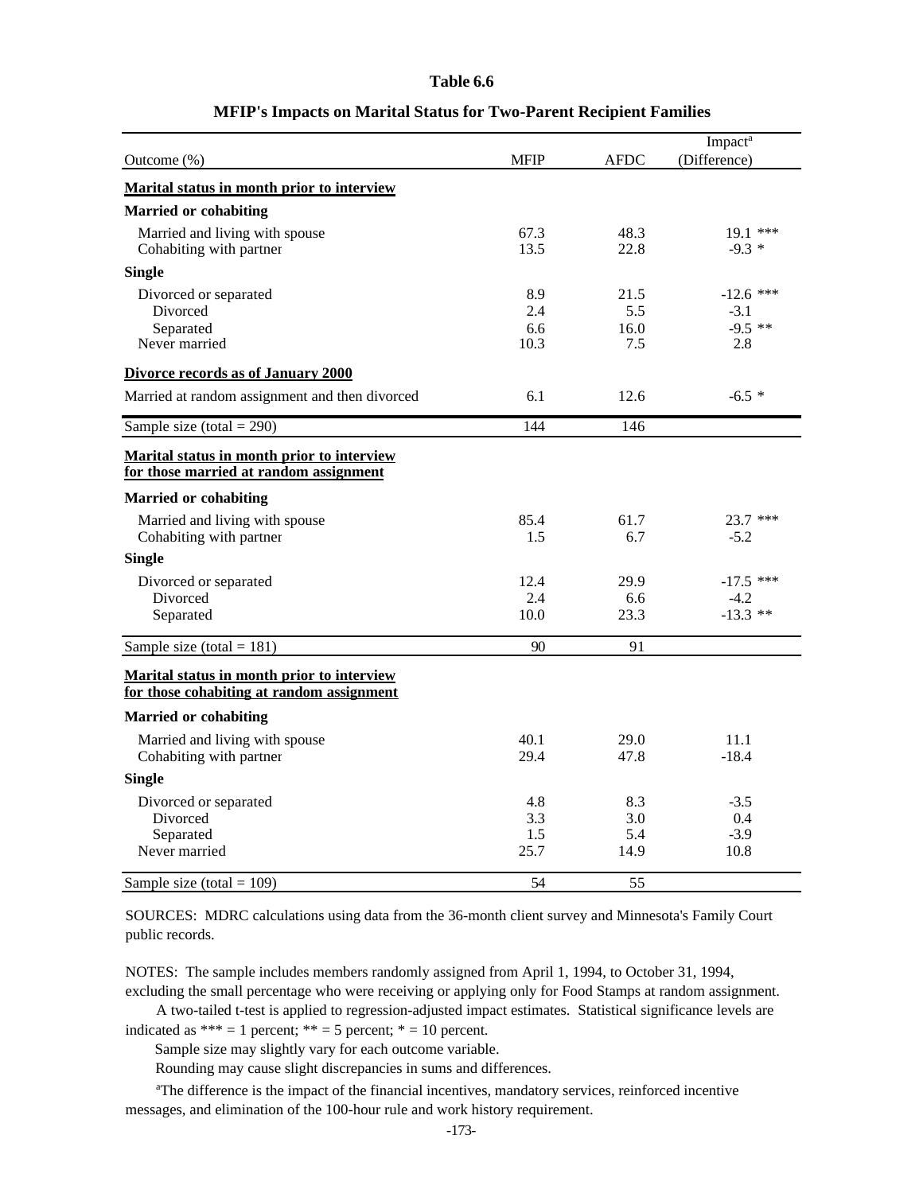**Table 6.6**

**MFIP's Impacts on Marital Status for Two-Parent Recipient Families**

| Outcome (%) | MFIP | AFDC | Impact[a] (Difference) |
|---|---|---|---|
| **Marital status in month prior to interview** | | | |
| **Married or cohabiting** | | | |
| Married and living with spouse | 67.3 | 48.3 | 19.1 *** |
| Cohabiting with partner | 13.5 | 22.8 | -9.3 * |
| **Single** | | | |
| Divorced or separated | 8.9 | 21.5 | -12.6 *** |
| Divorced | 2.4 | 5.5 | -3.1 |
| Separated | 6.6 | 16.0 | -9.5 ** |
| Never married | 10.3 | 7.5 | 2.8 |
| **Divorce records as of January 2000** | | | |
| Married at random assignment and then divorced | 6.1 | 12.6 | -6.5 * |
| Sample size (total = 290) | 144 | 146 | |
| **Marital status in month prior to interview for those married at random assignment** | | | |
| **Married or cohabiting** | | | |
| Married and living with spouse | 85.4 | 61.7 | 23.7 *** |
| Cohabiting with partner | 1.5 | 6.7 | -5.2 |
| **Single** | | | |
| Divorced or separated | 12.4 | 29.9 | -17.5 *** |
| Divorced | 2.4 | 6.6 | -4.2 |
| Separated | 10.0 | 23.3 | -13.3 ** |
| Sample size (total = 181) | 90 | 91 | |
| **Marital status in month prior to interview for those cohabiting at random assignment** | | | |
| **Married or cohabiting** | | | |
| Married and living with spouse | 40.1 | 29.0 | 11.1 |
| Cohabiting with partner | 29.4 | 47.8 | -18.4 |
| **Single** | | | |
| Divorced or separated | 4.8 | 8.3 | -3.5 |
| Divorced | 3.3 | 3.0 | 0.4 |
| Separated | 1.5 | 5.4 | -3.9 |
| Never married | 25.7 | 14.9 | 10.8 |
| Sample size (total = 109) | 54 | 55 | |

SOURCES: MDRC calculations using data from the 36-month client survey and Minnesota's Family Court public records.

NOTES: The sample includes members randomly assigned from April 1, 1994, to October 31, 1994, excluding the small percentage who were receiving or applying only for Food Stamps at random assignment.

A two-tailed t-test is applied to regression-adjusted impact estimates. Statistical significance levels are indicated as *** = 1 percent; ** = 5 percent; * = 10 percent.

Sample size may slightly vary for each outcome variable.

Rounding may cause slight discrepancies in sums and differences.

[a]The difference is the impact of the financial incentives, mandatory services, reinforced incentive messages, and elimination of the 100-hour rule and work history requirement.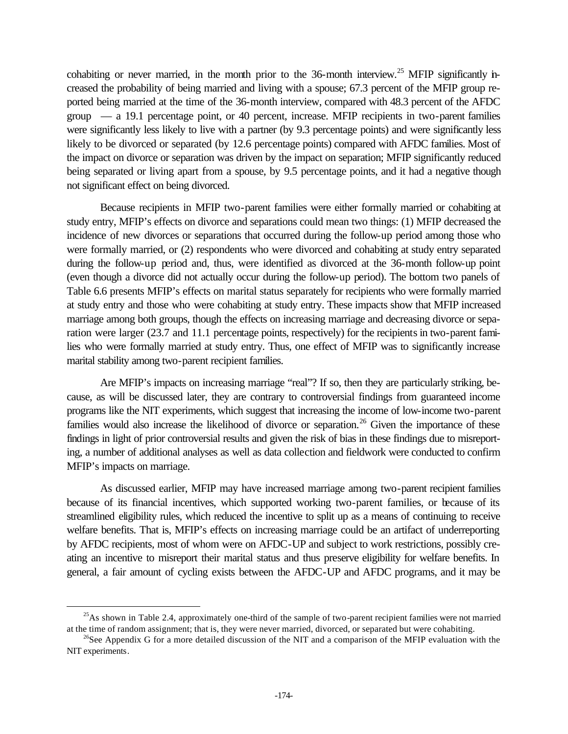cohabiting or never married, in the month prior to the 36-month interview.[25] MFIP significantly increased the probability of being married and living with a spouse; 67.3 percent of the MFIP group reported being married at the time of the 36-month interview, compared with 48.3 percent of the AFDC group — a 19.1 percentage point, or 40 percent, increase. MFIP recipients in two-parent families were significantly less likely to live with a partner (by 9.3 percentage points) and were significantly less likely to be divorced or separated (by 12.6 percentage points) compared with AFDC families. Most of the impact on divorce or separation was driven by the impact on separation; MFIP significantly reduced being separated or living apart from a spouse, by 9.5 percentage points, and it had a negative though not significant effect on being divorced.

Because recipients in MFIP two-parent families were either formally married or cohabiting at study entry, MFIP's effects on divorce and separations could mean two things: (1) MFIP decreased the incidence of new divorces or separations that occurred during the follow-up period among those who were formally married, or (2) respondents who were divorced and cohabiting at study entry separated during the follow-up period and, thus, were identified as divorced at the 36-month follow-up point (even though a divorce did not actually occur during the follow-up period). The bottom two panels of Table 6.6 presents MFIP's effects on marital status separately for recipients who were formally married at study entry and those who were cohabiting at study entry. These impacts show that MFIP increased marriage among both groups, though the effects on increasing marriage and decreasing divorce or separation were larger (23.7 and 11.1 percentage points, respectively) for the recipients in two-parent families who were formally married at study entry. Thus, one effect of MFIP was to significantly increase marital stability among two-parent recipient families.

Are MFIP's impacts on increasing marriage "real"? If so, then they are particularly striking, because, as will be discussed later, they are contrary to controversial findings from guaranteed income programs like the NIT experiments, which suggest that increasing the income of low-income two-parent families would also increase the likelihood of divorce or separation.[26] Given the importance of these findings in light of prior controversial results and given the risk of bias in these findings due to misreporting, a number of additional analyses as well as data collection and fieldwork were conducted to confirm MFIP's impacts on marriage.

As discussed earlier, MFIP may have increased marriage among two-parent recipient families because of its financial incentives, which supported working two-parent families, or because of its streamlined eligibility rules, which reduced the incentive to split up as a means of continuing to receive welfare benefits. That is, MFIP's effects on increasing marriage could be an artifact of underreporting by AFDC recipients, most of whom were on AFDC-UP and subject to work restrictions, possibly creating an incentive to misreport their marital status and thus preserve eligibility for welfare benefits. In general, a fair amount of cycling exists between the AFDC-UP and AFDC programs, and it may be

[25] As shown in Table 2.4, approximately one-third of the sample of two-parent recipient families were not married at the time of random assignment; that is, they were never married, divorced, or separated but were cohabiting.

[26] See Appendix G for a more detailed discussion of the NIT and a comparison of the MFIP evaluation with the NIT experiments.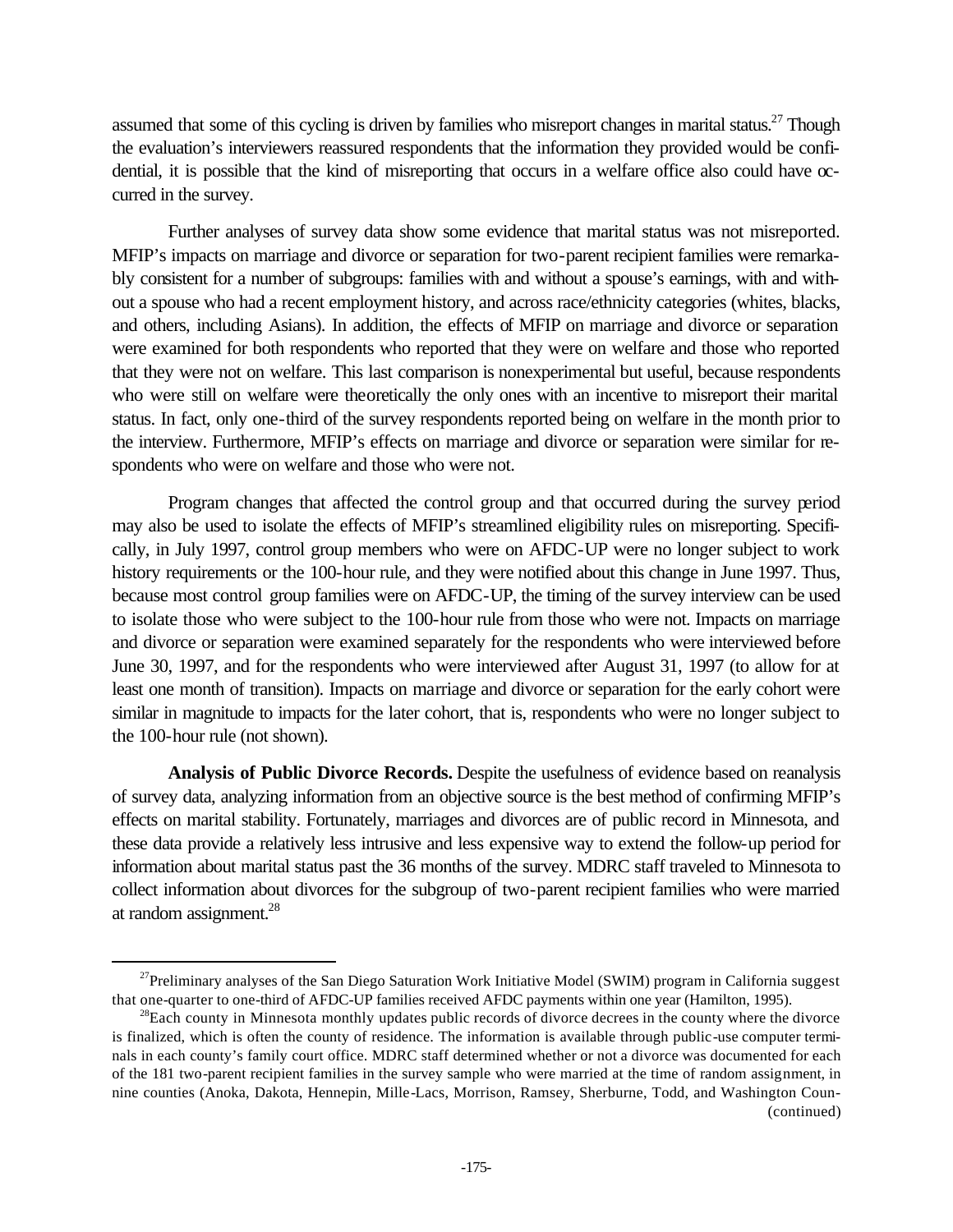assumed that some of this cycling is driven by families who misreport changes in marital status.[27] Though the evaluation's interviewers reassured respondents that the information they provided would be confidential, it is possible that the kind of misreporting that occurs in a welfare office also could have occurred in the survey.

Further analyses of survey data show some evidence that marital status was not misreported. MFIP's impacts on marriage and divorce or separation for two-parent recipient families were remarkably consistent for a number of subgroups: families with and without a spouse's earnings, with and without a spouse who had a recent employment history, and across race/ethnicity categories (whites, blacks, and others, including Asians). In addition, the effects of MFIP on marriage and divorce or separation were examined for both respondents who reported that they were on welfare and those who reported that they were not on welfare. This last comparison is nonexperimental but useful, because respondents who were still on welfare were theoretically the only ones with an incentive to misreport their marital status. In fact, only one-third of the survey respondents reported being on welfare in the month prior to the interview. Furthermore, MFIP's effects on marriage and divorce or separation were similar for respondents who were on welfare and those who were not.

Program changes that affected the control group and that occurred during the survey period may also be used to isolate the effects of MFIP's streamlined eligibility rules on misreporting. Specifically, in July 1997, control group members who were on AFDC-UP were no longer subject to work history requirements or the 100-hour rule, and they were notified about this change in June 1997. Thus, because most control group families were on AFDC-UP, the timing of the survey interview can be used to isolate those who were subject to the 100-hour rule from those who were not. Impacts on marriage and divorce or separation were examined separately for the respondents who were interviewed before June 30, 1997, and for the respondents who were interviewed after August 31, 1997 (to allow for at least one month of transition). Impacts on marriage and divorce or separation for the early cohort were similar in magnitude to impacts for the later cohort, that is, respondents who were no longer subject to the 100-hour rule (not shown).

**Analysis of Public Divorce Records.** Despite the usefulness of evidence based on reanalysis of survey data, analyzing information from an objective source is the best method of confirming MFIP's effects on marital stability. Fortunately, marriages and divorces are of public record in Minnesota, and these data provide a relatively less intrusive and less expensive way to extend the follow-up period for information about marital status past the 36 months of the survey. MDRC staff traveled to Minnesota to collect information about divorces for the subgroup of two-parent recipient families who were married at random assignment.[28]

---

[27]Preliminary analyses of the San Diego Saturation Work Initiative Model (SWIM) program in California suggest that one-quarter to one-third of AFDC-UP families received AFDC payments within one year (Hamilton, 1995).

[28]Each county in Minnesota monthly updates public records of divorce decrees in the county where the divorce is finalized, which is often the county of residence. The information is available through public-use computer terminals in each county's family court office. MDRC staff determined whether or not a divorce was documented for each of the 181 two-parent recipient families in the survey sample who were married at the time of random assignment, in nine counties (Anoka, Dakota, Hennepin, Mille-Lacs, Morrison, Ramsey, Sherburne, Todd, and Washington Coun-

(continued)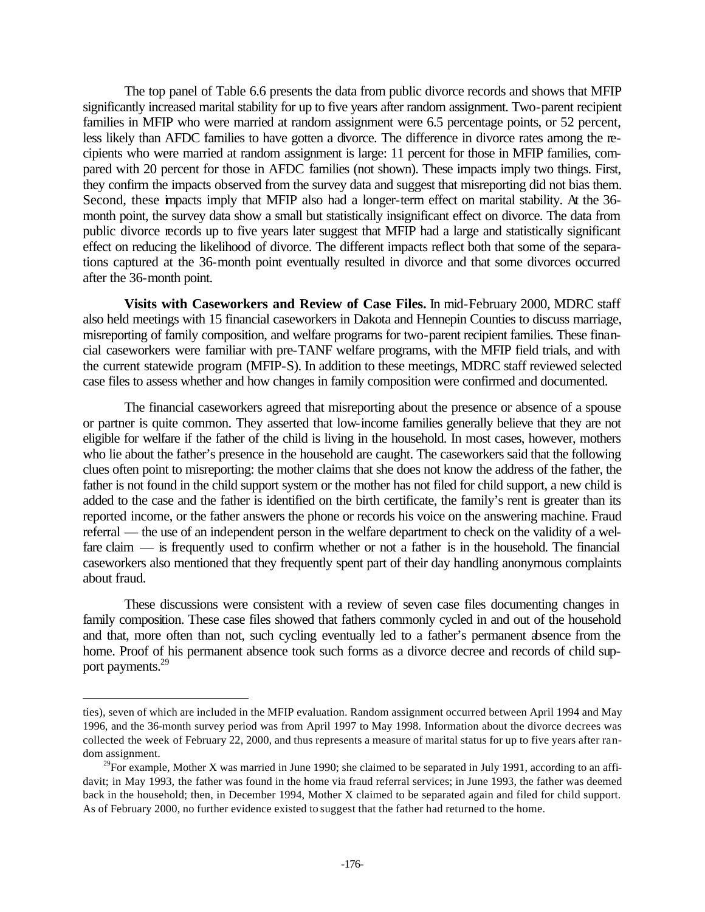The top panel of Table 6.6 presents the data from public divorce records and shows that MFIP significantly increased marital stability for up to five years after random assignment. Two-parent recipient families in MFIP who were married at random assignment were 6.5 percentage points, or 52 percent, less likely than AFDC families to have gotten a divorce. The difference in divorce rates among the recipients who were married at random assignment is large: 11 percent for those in MFIP families, compared with 20 percent for those in AFDC families (not shown). These impacts imply two things. First, they confirm the impacts observed from the survey data and suggest that misreporting did not bias them. Second, these impacts imply that MFIP also had a longer-term effect on marital stability. At the 36-month point, the survey data show a small but statistically insignificant effect on divorce. The data from public divorce records up to five years later suggest that MFIP had a large and statistically significant effect on reducing the likelihood of divorce. The different impacts reflect both that some of the separations captured at the 36-month point eventually resulted in divorce and that some divorces occurred after the 36-month point.

**Visits with Caseworkers and Review of Case Files.** In mid-February 2000, MDRC staff also held meetings with 15 financial caseworkers in Dakota and Hennepin Counties to discuss marriage, misreporting of family composition, and welfare programs for two-parent recipient families. These financial caseworkers were familiar with pre-TANF welfare programs, with the MFIP field trials, and with the current statewide program (MFIP-S). In addition to these meetings, MDRC staff reviewed selected case files to assess whether and how changes in family composition were confirmed and documented.

The financial caseworkers agreed that misreporting about the presence or absence of a spouse or partner is quite common. They asserted that low-income families generally believe that they are not eligible for welfare if the father of the child is living in the household. In most cases, however, mothers who lie about the father's presence in the household are caught. The caseworkers said that the following clues often point to misreporting: the mother claims that she does not know the address of the father, the father is not found in the child support system or the mother has not filed for child support, a new child is added to the case and the father is identified on the birth certificate, the family's rent is greater than its reported income, or the father answers the phone or records his voice on the answering machine. Fraud referral — the use of an independent person in the welfare department to check on the validity of a welfare claim — is frequently used to confirm whether or not a father is in the household. The financial caseworkers also mentioned that they frequently spent part of their day handling anonymous complaints about fraud.

These discussions were consistent with a review of seven case files documenting changes in family composition. These case files showed that fathers commonly cycled in and out of the household and that, more often than not, such cycling eventually led to a father's permanent absence from the home. Proof of his permanent absence took such forms as a divorce decree and records of child support payments.[29]

---

ties), seven of which are included in the MFIP evaluation. Random assignment occurred between April 1994 and May 1996, and the 36-month survey period was from April 1997 to May 1998. Information about the divorce decrees was collected the week of February 22, 2000, and thus represents a measure of marital status for up to five years after random assignment.

[29]For example, Mother X was married in June 1990; she claimed to be separated in July 1991, according to an affidavit; in May 1993, the father was found in the home via fraud referral services; in June 1993, the father was deemed back in the household; then, in December 1994, Mother X claimed to be separated again and filed for child support. As of February 2000, no further evidence existed to suggest that the father had returned to the home.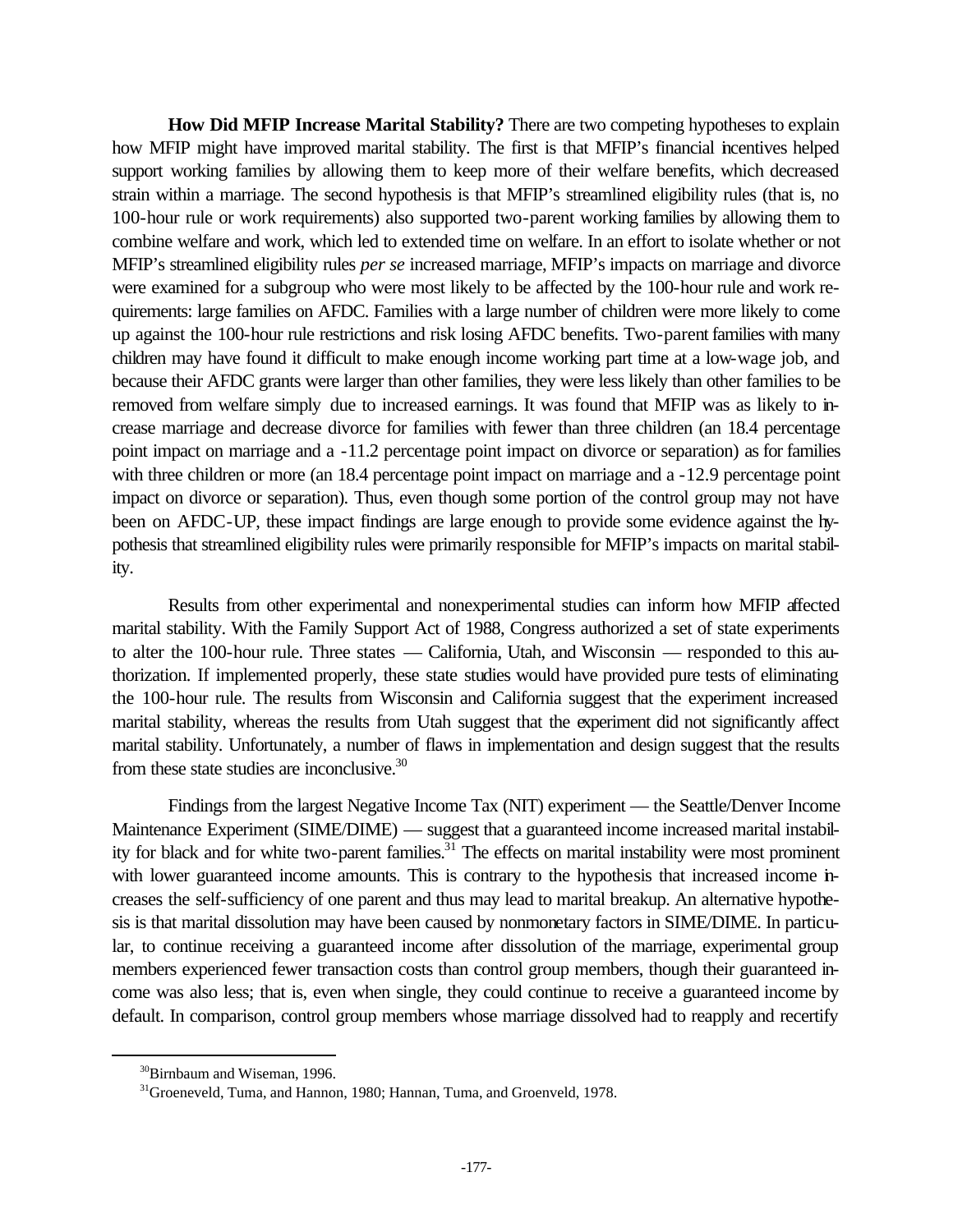**How Did MFIP Increase Marital Stability?** There are two competing hypotheses to explain how MFIP might have improved marital stability. The first is that MFIP's financial incentives helped support working families by allowing them to keep more of their welfare benefits, which decreased strain within a marriage. The second hypothesis is that MFIP's streamlined eligibility rules (that is, no 100-hour rule or work requirements) also supported two-parent working families by allowing them to combine welfare and work, which led to extended time on welfare. In an effort to isolate whether or not MFIP's streamlined eligibility rules *per se* increased marriage, MFIP's impacts on marriage and divorce were examined for a subgroup who were most likely to be affected by the 100-hour rule and work requirements: large families on AFDC. Families with a large number of children were more likely to come up against the 100-hour rule restrictions and risk losing AFDC benefits. Two-parent families with many children may have found it difficult to make enough income working part time at a low-wage job, and because their AFDC grants were larger than other families, they were less likely than other families to be removed from welfare simply due to increased earnings. It was found that MFIP was as likely to increase marriage and decrease divorce for families with fewer than three children (an 18.4 percentage point impact on marriage and a -11.2 percentage point impact on divorce or separation) as for families with three children or more (an 18.4 percentage point impact on marriage and a -12.9 percentage point impact on divorce or separation). Thus, even though some portion of the control group may not have been on AFDC-UP, these impact findings are large enough to provide some evidence against the hypothesis that streamlined eligibility rules were primarily responsible for MFIP's impacts on marital stability.

Results from other experimental and nonexperimental studies can inform how MFIP affected marital stability. With the Family Support Act of 1988, Congress authorized a set of state experiments to alter the 100-hour rule. Three states — California, Utah, and Wisconsin — responded to this authorization. If implemented properly, these state studies would have provided pure tests of eliminating the 100-hour rule. The results from Wisconsin and California suggest that the experiment increased marital stability, whereas the results from Utah suggest that the experiment did not significantly affect marital stability. Unfortunately, a number of flaws in implementation and design suggest that the results from these state studies are inconclusive.[30]

Findings from the largest Negative Income Tax (NIT) experiment — the Seattle/Denver Income Maintenance Experiment (SIME/DIME) — suggest that a guaranteed income increased marital instability for black and for white two-parent families.[31] The effects on marital instability were most prominent with lower guaranteed income amounts. This is contrary to the hypothesis that increased income increases the self-sufficiency of one parent and thus may lead to marital breakup. An alternative hypothesis is that marital dissolution may have been caused by nonmonetary factors in SIME/DIME. In particular, to continue receiving a guaranteed income after dissolution of the marriage, experimental group members experienced fewer transaction costs than control group members, though their guaranteed income was also less; that is, even when single, they could continue to receive a guaranteed income by default. In comparison, control group members whose marriage dissolved had to reapply and recertify

[30] Birnbaum and Wiseman, 1996.

[31] Groeneveld, Tuma, and Hannon, 1980; Hannan, Tuma, and Groenveld, 1978.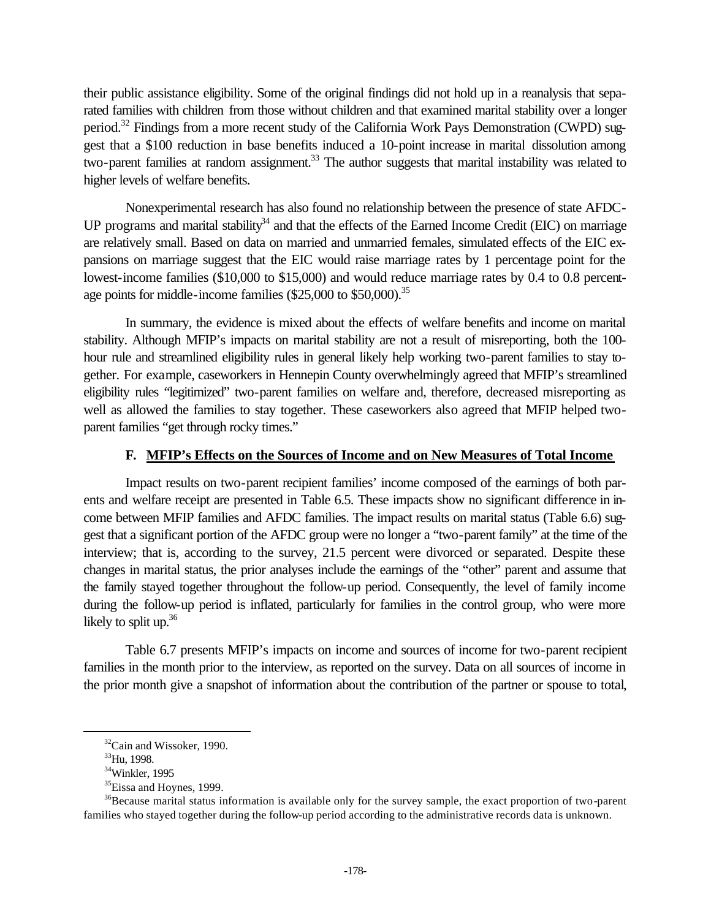their public assistance eligibility. Some of the original findings did not hold up in a reanalysis that separated families with children from those without children and that examined marital stability over a longer period.[32] Findings from a more recent study of the California Work Pays Demonstration (CWPD) suggest that a $100 reduction in base benefits induced a 10-point increase in marital dissolution among two-parent families at random assignment.[33] The author suggests that marital instability was related to higher levels of welfare benefits.

Nonexperimental research has also found no relationship between the presence of state AFDC-UP programs and marital stability[34] and that the effects of the Earned Income Credit (EIC) on marriage are relatively small. Based on data on married and unmarried females, simulated effects of the EIC expansions on marriage suggest that the EIC would raise marriage rates by 1 percentage point for the lowest-income families ($10,000 to $15,000) and would reduce marriage rates by 0.4 to 0.8 percentage points for middle-income families ($25,000 to $50,000).[35]

In summary, the evidence is mixed about the effects of welfare benefits and income on marital stability. Although MFIP's impacts on marital stability are not a result of misreporting, both the 100-hour rule and streamlined eligibility rules in general likely help working two-parent families to stay together. For example, caseworkers in Hennepin County overwhelmingly agreed that MFIP's streamlined eligibility rules "legitimized" two-parent families on welfare and, therefore, decreased misreporting as well as allowed the families to stay together. These caseworkers also agreed that MFIP helped two-parent families "get through rocky times."

### F. MFIP's Effects on the Sources of Income and on New Measures of Total Income

Impact results on two-parent recipient families' income composed of the earnings of both parents and welfare receipt are presented in Table 6.5. These impacts show no significant difference in income between MFIP families and AFDC families. The impact results on marital status (Table 6.6) suggest that a significant portion of the AFDC group were no longer a "two-parent family" at the time of the interview; that is, according to the survey, 21.5 percent were divorced or separated. Despite these changes in marital status, the prior analyses include the earnings of the "other" parent and assume that the family stayed together throughout the follow-up period. Consequently, the level of family income during the follow-up period is inflated, particularly for families in the control group, who were more likely to split up.[36]

Table 6.7 presents MFIP's impacts on income and sources of income for two-parent recipient families in the month prior to the interview, as reported on the survey. Data on all sources of income in the prior month give a snapshot of information about the contribution of the partner or spouse to total,

---

[32] Cain and Wissoker, 1990.

[33] Hu, 1998.

[34] Winkler, 1995

[35] Eissa and Hoynes, 1999.

[36] Because marital status information is available only for the survey sample, the exact proportion of two-parent families who stayed together during the follow-up period according to the administrative records data is unknown.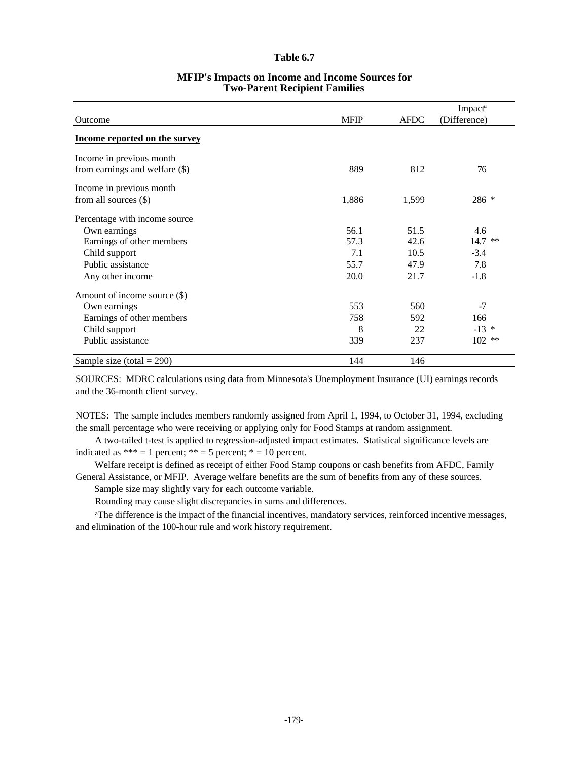# Table 6.7

## MFIP's Impacts on Income and Income Sources for Two-Parent Recipient Families

| Outcome | MFIP | AFDC | Impact[a] (Difference) |
|---|---|---|---|
| **Income reported on the survey** | | | |
| Income in previous month from earnings and welfare ($) | 889 | 812 | 76 |
| Income in previous month from all sources ($) | 1,886 | 1,599 | 286 * |
| Percentage with income source | | | |
| Own earnings | 56.1 | 51.5 | 4.6 |
| Earnings of other members | 57.3 | 42.6 | 14.7 ** |
| Child support | 7.1 | 10.5 | -3.4 |
| Public assistance | 55.7 | 47.9 | 7.8 |
| Any other income | 20.0 | 21.7 | -1.8 |
| Amount of income source ($) | | | |
| Own earnings | 553 | 560 | -7 |
| Earnings of other members | 758 | 592 | 166 |
| Child support | 8 | 22 | -13 * |
| Public assistance | 339 | 237 | 102 ** |
| Sample size (total = 290) | 144 | 146 | |

SOURCES: MDRC calculations using data from Minnesota's Unemployment Insurance (UI) earnings records and the 36-month client survey.

NOTES: The sample includes members randomly assigned from April 1, 1994, to October 31, 1994, excluding the small percentage who were receiving or applying only for Food Stamps at random assignment.

A two-tailed t-test is applied to regression-adjusted impact estimates. Statistical significance levels are indicated as *** = 1 percent; ** = 5 percent; * = 10 percent.

Welfare receipt is defined as receipt of either Food Stamp coupons or cash benefits from AFDC, Family General Assistance, or MFIP. Average welfare benefits are the sum of benefits from any of these sources.

Sample size may slightly vary for each outcome variable.

Rounding may cause slight discrepancies in sums and differences.

[a]The difference is the impact of the financial incentives, mandatory services, reinforced incentive messages, and elimination of the 100-hour rule and work history requirement.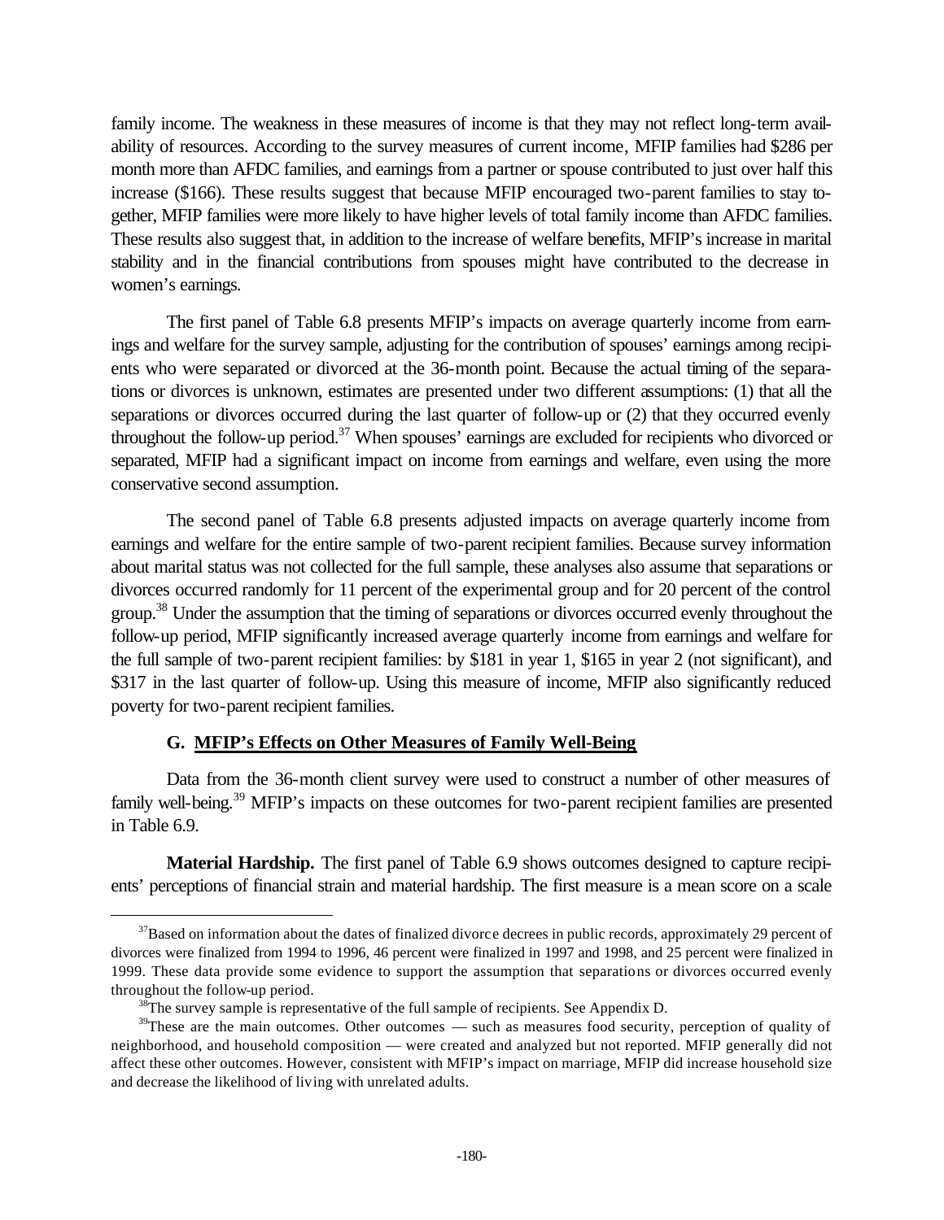family income. The weakness in these measures of income is that they may not reflect long-term availability of resources. According to the survey measures of current income, MFIP families had $286 per month more than AFDC families, and earnings from a partner or spouse contributed to just over half this increase ($166). These results suggest that because MFIP encouraged two-parent families to stay together, MFIP families were more likely to have higher levels of total family income than AFDC families. These results also suggest that, in addition to the increase of welfare benefits, MFIP's increase in marital stability and in the financial contributions from spouses might have contributed to the decrease in women's earnings.

The first panel of Table 6.8 presents MFIP's impacts on average quarterly income from earnings and welfare for the survey sample, adjusting for the contribution of spouses' earnings among recipients who were separated or divorced at the 36-month point. Because the actual timing of the separations or divorces is unknown, estimates are presented under two different assumptions: (1) that all the separations or divorces occurred during the last quarter of follow-up or (2) that they occurred evenly throughout the follow-up period.[37] When spouses' earnings are excluded for recipients who divorced or separated, MFIP had a significant impact on income from earnings and welfare, even using the more conservative second assumption.

The second panel of Table 6.8 presents adjusted impacts on average quarterly income from earnings and welfare for the entire sample of two-parent recipient families. Because survey information about marital status was not collected for the full sample, these analyses also assume that separations or divorces occurred randomly for 11 percent of the experimental group and for 20 percent of the control group.[38] Under the assumption that the timing of separations or divorces occurred evenly throughout the follow-up period, MFIP significantly increased average quarterly income from earnings and welfare for the full sample of two-parent recipient families: by $181 in year 1, $165 in year 2 (not significant), and $317 in the last quarter of follow-up. Using this measure of income, MFIP also significantly reduced poverty for two-parent recipient families.

### G. MFIP's Effects on Other Measures of Family Well-Being

Data from the 36-month client survey were used to construct a number of other measures of family well-being.[39] MFIP's impacts on these outcomes for two-parent recipient families are presented in Table 6.9.

**Material Hardship.** The first panel of Table 6.9 shows outcomes designed to capture recipients' perceptions of financial strain and material hardship. The first measure is a mean score on a scale

---

[37]Based on information about the dates of finalized divorce decrees in public records, approximately 29 percent of divorces were finalized from 1994 to 1996, 46 percent were finalized in 1997 and 1998, and 25 percent were finalized in 1999. These data provide some evidence to support the assumption that separations or divorces occurred evenly throughout the follow-up period.

[38]The survey sample is representative of the full sample of recipients. See Appendix D.

[39]These are the main outcomes. Other outcomes — such as measures food security, perception of quality of neighborhood, and household composition — were created and analyzed but not reported. MFIP generally did not affect these other outcomes. However, consistent with MFIP's impact on marriage, MFIP did increase household size and decrease the likelihood of living with unrelated adults.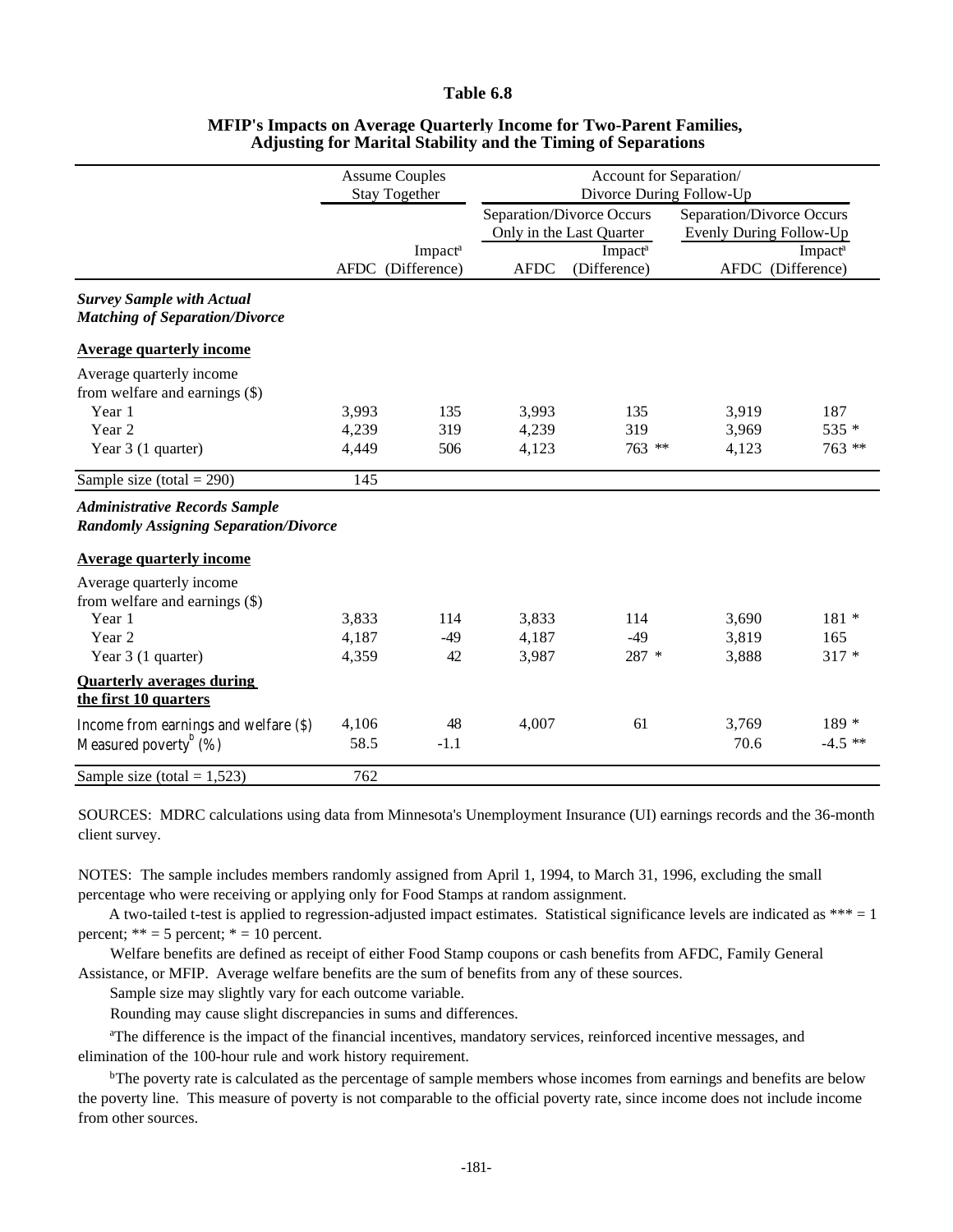# Table 6.8

## MFIP's Impacts on Average Quarterly Income for Two-Parent Families, Adjusting for Marital Stability and the Timing of Separations

| | Assume Couples Stay Together | | Account for Separation/ Divorce During Follow-Up | | | |
|---|---|---|---|---|---|---|
| | | | Separation/Divorce Occurs Only in the Last Quarter | | Separation/Divorce Occurs Evenly During Follow-Up | |
| | AFDC | Impact[a] (Difference) | AFDC | Impact[a] (Difference) | AFDC | Impact[a] (Difference) |
| ***Survey Sample with Actual Matching of Separation/Divorce*** | | | | | | |
| **Average quarterly income** | | | | | | |
| Average quarterly income from welfare and earnings ($) | | | | | | |
| Year 1 | 3,993 | 135 | 3,993 | 135 | 3,919 | 187 |
| Year 2 | 4,239 | 319 | 4,239 | 319 | 3,969 | 535 * |
| Year 3 (1 quarter) | 4,449 | 506 | 4,123 | 763 ** | 4,123 | 763 ** |
| Sample size (total = 290) | 145 | | | | | |
| ***Administrative Records Sample Randomly Assigning Separation/Divorce*** | | | | | | |
| **Average quarterly income** | | | | | | |
| Average quarterly income from welfare and earnings ($) | | | | | | |
| Year 1 | 3,833 | 114 | 3,833 | 114 | 3,690 | 181 * |
| Year 2 | 4,187 | -49 | 4,187 | -49 | 3,819 | 165 |
| Year 3 (1 quarter) | 4,359 | 42 | 3,987 | 287 * | 3,888 | 317 * |
| **Quarterly averages during the first 10 quarters** | | | | | | |
| Income from earnings and welfare ($) | 4,106 | 48 | 4,007 | 61 | 3,769 | 189 * |
| Measured poverty[b] (%) | 58.5 | -1.1 | | | 70.6 | -4.5 ** |
| Sample size (total = 1,523) | 762 | | | | | |

SOURCES: MDRC calculations using data from Minnesota's Unemployment Insurance (UI) earnings records and the 36-month client survey.

NOTES: The sample includes members randomly assigned from April 1, 1994, to March 31, 1996, excluding the small percentage who were receiving or applying only for Food Stamps at random assignment.

A two-tailed t-test is applied to regression-adjusted impact estimates. Statistical significance levels are indicated as *** = 1 percent; ** = 5 percent; * = 10 percent.

Welfare benefits are defined as receipt of either Food Stamp coupons or cash benefits from AFDC, Family General Assistance, or MFIP. Average welfare benefits are the sum of benefits from any of these sources.

Sample size may slightly vary for each outcome variable.

Rounding may cause slight discrepancies in sums and differences.

[a]The difference is the impact of the financial incentives, mandatory services, reinforced incentive messages, and elimination of the 100-hour rule and work history requirement.

[b]The poverty rate is calculated as the percentage of sample members whose incomes from earnings and benefits are below the poverty line. This measure of poverty is not comparable to the official poverty rate, since income does not include income from other sources.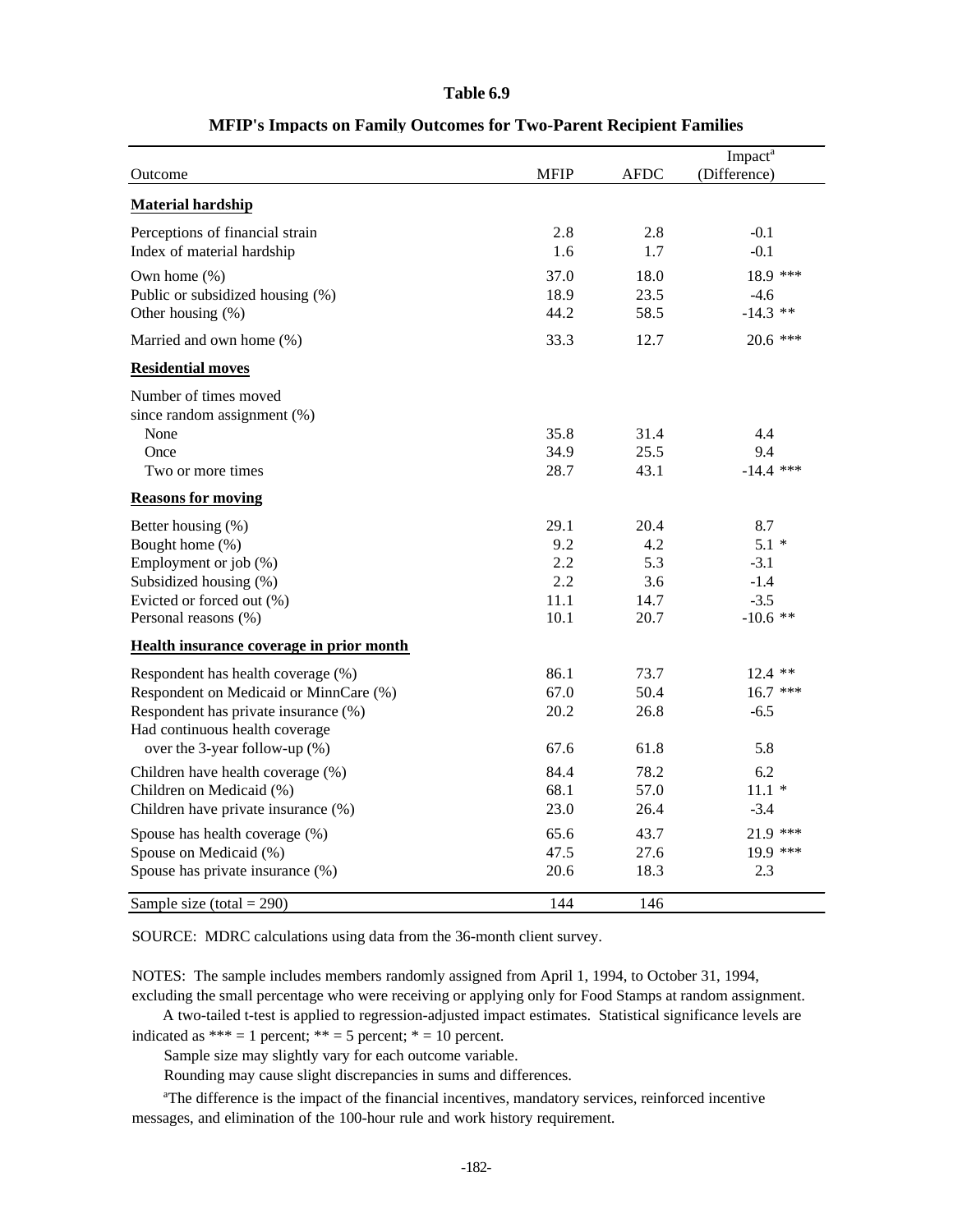**Table 6.9**

**MFIP's Impacts on Family Outcomes for Two-Parent Recipient Families**

| Outcome | MFIP | AFDC | Impact[a] (Difference) |
|---|---|---|---|
| **Material hardship** | | | |
| Perceptions of financial strain | 2.8 | 2.8 | -0.1 |
| Index of material hardship | 1.6 | 1.7 | -0.1 |
| Own home (%) | 37.0 | 18.0 | 18.9 *** |
| Public or subsidized housing (%) | 18.9 | 23.5 | -4.6 |
| Other housing (%) | 44.2 | 58.5 | -14.3 ** |
| Married and own home (%) | 33.3 | 12.7 | 20.6 *** |
| **Residential moves** | | | |
| Number of times moved since random assignment (%) | | | |
| None | 35.8 | 31.4 | 4.4 |
| Once | 34.9 | 25.5 | 9.4 |
| Two or more times | 28.7 | 43.1 | -14.4 *** |
| **Reasons for moving** | | | |
| Better housing (%) | 29.1 | 20.4 | 8.7 |
| Bought home (%) | 9.2 | 4.2 | 5.1 * |
| Employment or job (%) | 2.2 | 5.3 | -3.1 |
| Subsidized housing (%) | 2.2 | 3.6 | -1.4 |
| Evicted or forced out (%) | 11.1 | 14.7 | -3.5 |
| Personal reasons (%) | 10.1 | 20.7 | -10.6 ** |
| **Health insurance coverage in prior month** | | | |
| Respondent has health coverage (%) | 86.1 | 73.7 | 12.4 ** |
| Respondent on Medicaid or MinnCare (%) | 67.0 | 50.4 | 16.7 *** |
| Respondent has private insurance (%) | 20.2 | 26.8 | -6.5 |
| Had continuous health coverage over the 3-year follow-up (%) | 67.6 | 61.8 | 5.8 |
| Children have health coverage (%) | 84.4 | 78.2 | 6.2 |
| Children on Medicaid (%) | 68.1 | 57.0 | 11.1 * |
| Children have private insurance (%) | 23.0 | 26.4 | -3.4 |
| Spouse has health coverage (%) | 65.6 | 43.7 | 21.9 *** |
| Spouse on Medicaid (%) | 47.5 | 27.6 | 19.9 *** |
| Spouse has private insurance (%) | 20.6 | 18.3 | 2.3 |
| Sample size (total = 290) | 144 | 146 | |

SOURCE: MDRC calculations using data from the 36-month client survey.

NOTES: The sample includes members randomly assigned from April 1, 1994, to October 31, 1994, excluding the small percentage who were receiving or applying only for Food Stamps at random assignment.

A two-tailed t-test is applied to regression-adjusted impact estimates. Statistical significance levels are indicated as *** = 1 percent; ** = 5 percent; * = 10 percent.

Sample size may slightly vary for each outcome variable.

Rounding may cause slight discrepancies in sums and differences.

[a]The difference is the impact of the financial incentives, mandatory services, reinforced incentive messages, and elimination of the 100-hour rule and work history requirement.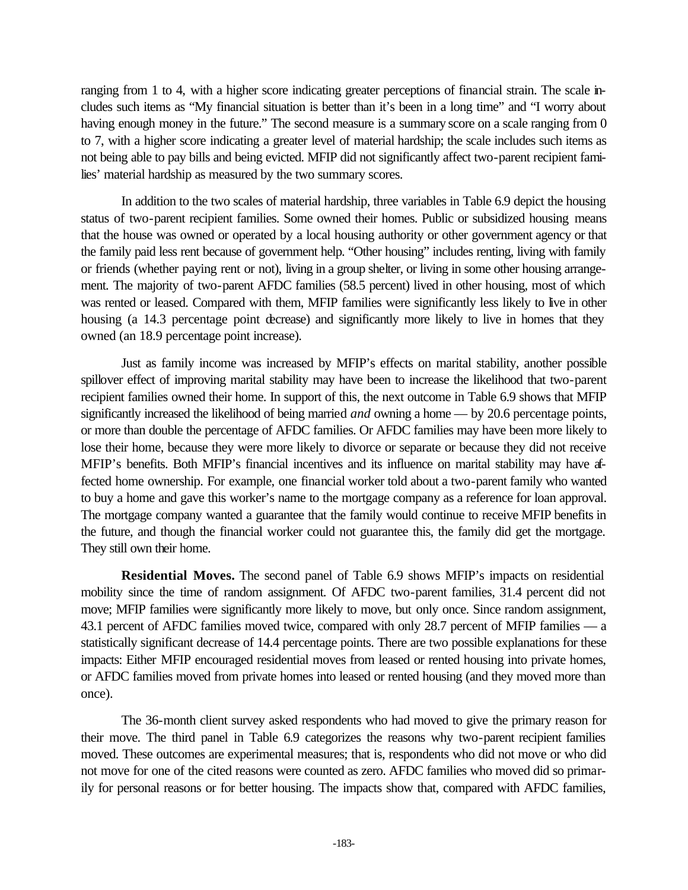ranging from 1 to 4, with a higher score indicating greater perceptions of financial strain. The scale includes such items as "My financial situation is better than it's been in a long time" and "I worry about having enough money in the future." The second measure is a summary score on a scale ranging from 0 to 7, with a higher score indicating a greater level of material hardship; the scale includes such items as not being able to pay bills and being evicted. MFIP did not significantly affect two-parent recipient families' material hardship as measured by the two summary scores.

In addition to the two scales of material hardship, three variables in Table 6.9 depict the housing status of two-parent recipient families. Some owned their homes. Public or subsidized housing means that the house was owned or operated by a local housing authority or other government agency or that the family paid less rent because of government help. "Other housing" includes renting, living with family or friends (whether paying rent or not), living in a group shelter, or living in some other housing arrangement. The majority of two-parent AFDC families (58.5 percent) lived in other housing, most of which was rented or leased. Compared with them, MFIP families were significantly less likely to live in other housing (a 14.3 percentage point decrease) and significantly more likely to live in homes that they owned (an 18.9 percentage point increase).

Just as family income was increased by MFIP's effects on marital stability, another possible spillover effect of improving marital stability may have been to increase the likelihood that two-parent recipient families owned their home. In support of this, the next outcome in Table 6.9 shows that MFIP significantly increased the likelihood of being married *and* owning a home — by 20.6 percentage points, or more than double the percentage of AFDC families. Or AFDC families may have been more likely to lose their home, because they were more likely to divorce or separate or because they did not receive MFIP's benefits. Both MFIP's financial incentives and its influence on marital stability may have affected home ownership. For example, one financial worker told about a two-parent family who wanted to buy a home and gave this worker's name to the mortgage company as a reference for loan approval. The mortgage company wanted a guarantee that the family would continue to receive MFIP benefits in the future, and though the financial worker could not guarantee this, the family did get the mortgage. They still own their home.

**Residential Moves.** The second panel of Table 6.9 shows MFIP's impacts on residential mobility since the time of random assignment. Of AFDC two-parent families, 31.4 percent did not move; MFIP families were significantly more likely to move, but only once. Since random assignment, 43.1 percent of AFDC families moved twice, compared with only 28.7 percent of MFIP families — a statistically significant decrease of 14.4 percentage points. There are two possible explanations for these impacts: Either MFIP encouraged residential moves from leased or rented housing into private homes, or AFDC families moved from private homes into leased or rented housing (and they moved more than once).

The 36-month client survey asked respondents who had moved to give the primary reason for their move. The third panel in Table 6.9 categorizes the reasons why two-parent recipient families moved. These outcomes are experimental measures; that is, respondents who did not move or who did not move for one of the cited reasons were counted as zero. AFDC families who moved did so primarily for personal reasons or for better housing. The impacts show that, compared with AFDC families,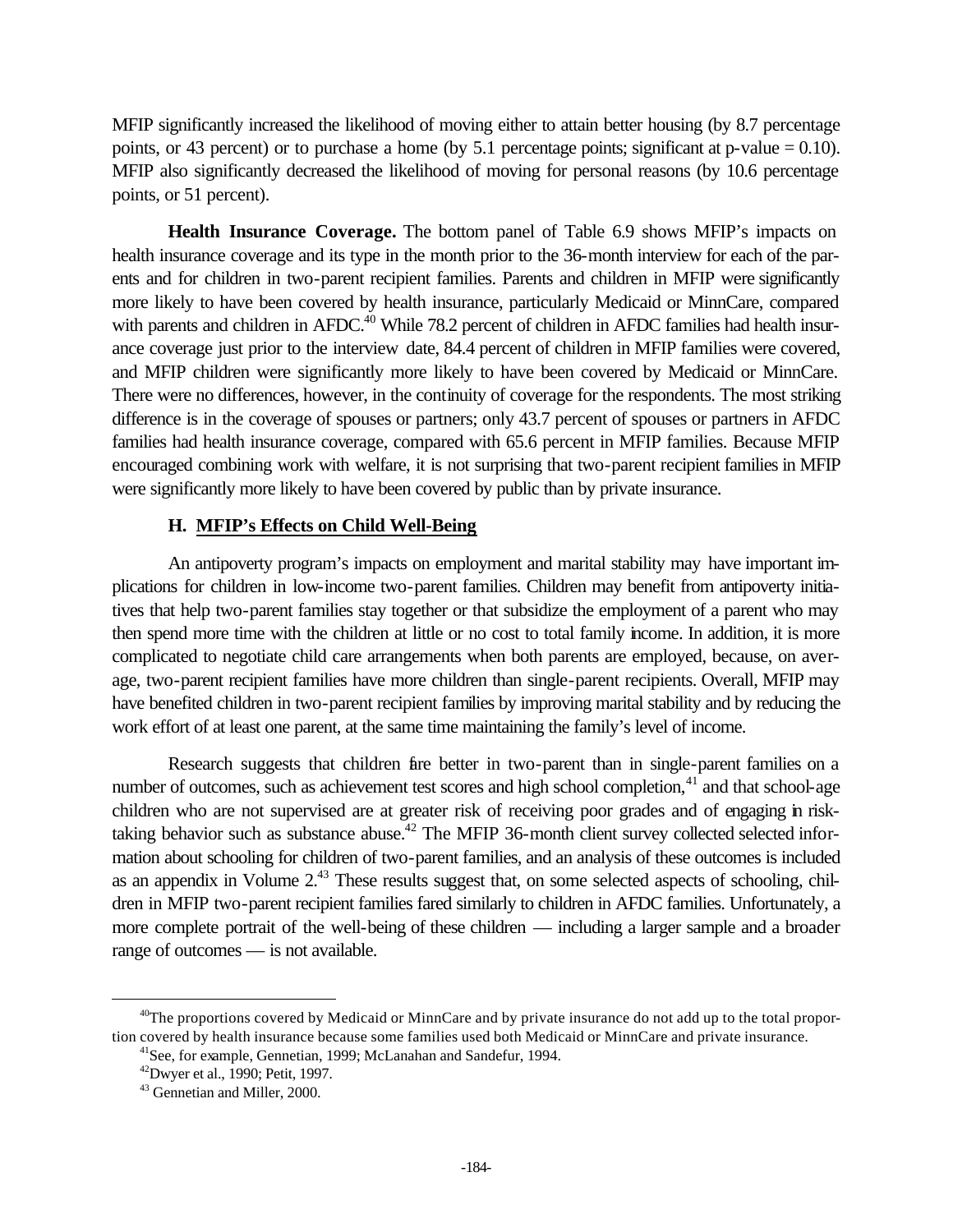MFIP significantly increased the likelihood of moving either to attain better housing (by 8.7 percentage points, or 43 percent) or to purchase a home (by 5.1 percentage points; significant at p-value = 0.10). MFIP also significantly decreased the likelihood of moving for personal reasons (by 10.6 percentage points, or 51 percent).

**Health Insurance Coverage.** The bottom panel of Table 6.9 shows MFIP's impacts on health insurance coverage and its type in the month prior to the 36-month interview for each of the parents and for children in two-parent recipient families. Parents and children in MFIP were significantly more likely to have been covered by health insurance, particularly Medicaid or MinnCare, compared with parents and children in AFDC.[40] While 78.2 percent of children in AFDC families had health insurance coverage just prior to the interview date, 84.4 percent of children in MFIP families were covered, and MFIP children were significantly more likely to have been covered by Medicaid or MinnCare. There were no differences, however, in the continuity of coverage for the respondents. The most striking difference is in the coverage of spouses or partners; only 43.7 percent of spouses or partners in AFDC families had health insurance coverage, compared with 65.6 percent in MFIP families. Because MFIP encouraged combining work with welfare, it is not surprising that two-parent recipient families in MFIP were significantly more likely to have been covered by public than by private insurance.

### H. MFIP's Effects on Child Well-Being

An antipoverty program's impacts on employment and marital stability may have important implications for children in low-income two-parent families. Children may benefit from antipoverty initiatives that help two-parent families stay together or that subsidize the employment of a parent who may then spend more time with the children at little or no cost to total family income. In addition, it is more complicated to negotiate child care arrangements when both parents are employed, because, on average, two-parent recipient families have more children than single-parent recipients. Overall, MFIP may have benefited children in two-parent recipient families by improving marital stability and by reducing the work effort of at least one parent, at the same time maintaining the family's level of income.

Research suggests that children fare better in two-parent than in single-parent families on a number of outcomes, such as achievement test scores and high school completion,[41] and that school-age children who are not supervised are at greater risk of receiving poor grades and of engaging in risk-taking behavior such as substance abuse.[42] The MFIP 36-month client survey collected selected information about schooling for children of two-parent families, and an analysis of these outcomes is included as an appendix in Volume 2.[43] These results suggest that, on some selected aspects of schooling, children in MFIP two-parent recipient families fared similarly to children in AFDC families. Unfortunately, a more complete portrait of the well-being of these children — including a larger sample and a broader range of outcomes — is not available.

---

[40]The proportions covered by Medicaid or MinnCare and by private insurance do not add up to the total proportion covered by health insurance because some families used both Medicaid or MinnCare and private insurance.

[41]See, for example, Gennetian, 1999; McLanahan and Sandefur, 1994.

[42]Dwyer et al., 1990; Petit, 1997.

[43]Gennetian and Miller, 2000.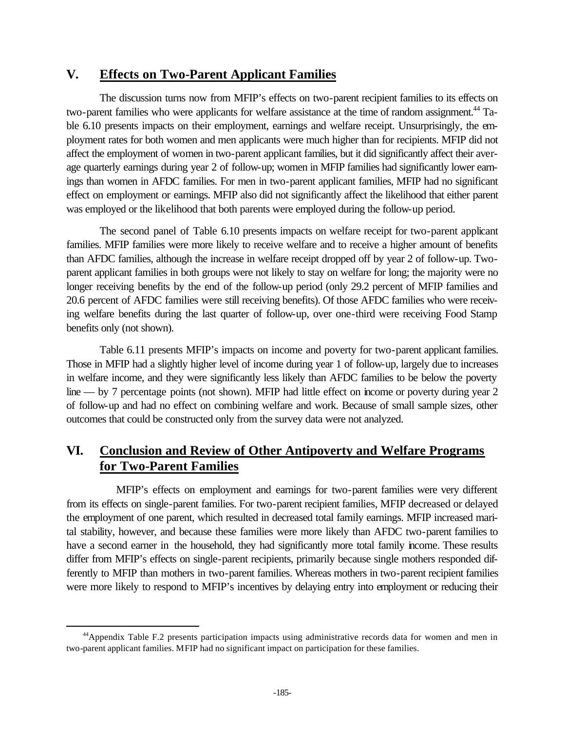## V. Effects on Two-Parent Applicant Families

The discussion turns now from MFIP's effects on two-parent recipient families to its effects on two-parent families who were applicants for welfare assistance at the time of random assignment.[44] Table 6.10 presents impacts on their employment, earnings and welfare receipt. Unsurprisingly, the employment rates for both women and men applicants were much higher than for recipients. MFIP did not affect the employment of women in two-parent applicant families, but it did significantly affect their average quarterly earnings during year 2 of follow-up; women in MFIP families had significantly lower earnings than women in AFDC families. For men in two-parent applicant families, MFIP had no significant effect on employment or earnings. MFIP also did not significantly affect the likelihood that either parent was employed or the likelihood that both parents were employed during the follow-up period.

The second panel of Table 6.10 presents impacts on welfare receipt for two-parent applicant families. MFIP families were more likely to receive welfare and to receive a higher amount of benefits than AFDC families, although the increase in welfare receipt dropped off by year 2 of follow-up. Two-parent applicant families in both groups were not likely to stay on welfare for long; the majority were no longer receiving benefits by the end of the follow-up period (only 29.2 percent of MFIP families and 20.6 percent of AFDC families were still receiving benefits). Of those AFDC families who were receiving welfare benefits during the last quarter of follow-up, over one-third were receiving Food Stamp benefits only (not shown).

Table 6.11 presents MFIP's impacts on income and poverty for two-parent applicant families. Those in MFIP had a slightly higher level of income during year 1 of follow-up, largely due to increases in welfare income, and they were significantly less likely than AFDC families to be below the poverty line — by 7 percentage points (not shown). MFIP had little effect on income or poverty during year 2 of follow-up and had no effect on combining welfare and work. Because of small sample sizes, other outcomes that could be constructed only from the survey data were not analyzed.

## VI. Conclusion and Review of Other Antipoverty and Welfare Programs for Two-Parent Families

MFIP's effects on employment and earnings for two-parent families were very different from its effects on single-parent families. For two-parent recipient families, MFIP decreased or delayed the employment of one parent, which resulted in decreased total family earnings. MFIP increased marital stability, however, and because these families were more likely than AFDC two-parent families to have a second earner in the household, they had significantly more total family income. These results differ from MFIP's effects on single-parent recipients, primarily because single mothers responded differently to MFIP than mothers in two-parent families. Whereas mothers in two-parent recipient families were more likely to respond to MFIP's incentives by delaying entry into employment or reducing their

[44] Appendix Table F.2 presents participation impacts using administrative records data for women and men in two-parent applicant families. MFIP had no significant impact on participation for these families.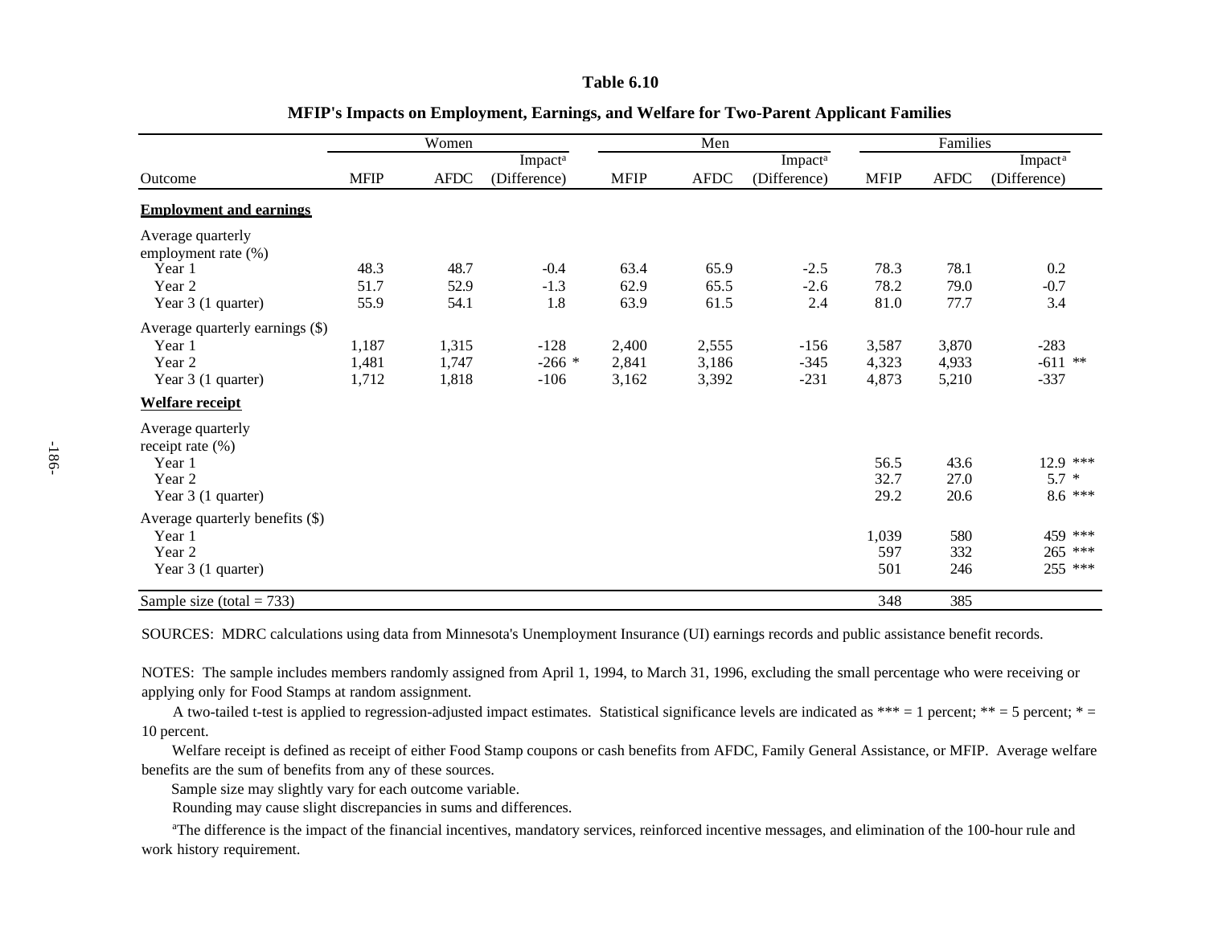**Table 6.10**

**MFIP's Impacts on Employment, Earnings, and Welfare for Two-Parent Applicant Families**

| | Women | | | Men | | | Families | | |
|---|---|---|---|---|---|---|---|---|---|
| Outcome | MFIP | AFDC | Impact[a] (Difference) | MFIP | AFDC | Impact[a] (Difference) | MFIP | AFDC | Impact[a] (Difference) |
| **Employment and earnings** | | | | | | | | | |
| Average quarterly employment rate (%) | | | | | | | | | |
| Year 1 | 48.3 | 48.7 | -0.4 | 63.4 | 65.9 | -2.5 | 78.3 | 78.1 | 0.2 |
| Year 2 | 51.7 | 52.9 | -1.3 | 62.9 | 65.5 | -2.6 | 78.2 | 79.0 | -0.7 |
| Year 3 (1 quarter) | 55.9 | 54.1 | 1.8 | 63.9 | 61.5 | 2.4 | 81.0 | 77.7 | 3.4 |
| Average quarterly earnings ($) | | | | | | | | | |
| Year 1 | 1,187 | 1,315 | -128 | 2,400 | 2,555 | -156 | 3,587 | 3,870 | -283 |
| Year 2 | 1,481 | 1,747 | -266 * | 2,841 | 3,186 | -345 | 4,323 | 4,933 | -611 ** |
| Year 3 (1 quarter) | 1,712 | 1,818 | -106 | 3,162 | 3,392 | -231 | 4,873 | 5,210 | -337 |
| **Welfare receipt** | | | | | | | | | |
| Average quarterly receipt rate (%) | | | | | | | | | |
| Year 1 | | | | | | | 56.5 | 43.6 | 12.9 *** |
| Year 2 | | | | | | | 32.7 | 27.0 | 5.7 * |
| Year 3 (1 quarter) | | | | | | | 29.2 | 20.6 | 8.6 *** |
| Average quarterly benefits ($) | | | | | | | | | |
| Year 1 | | | | | | | 1,039 | 580 | 459 *** |
| Year 2 | | | | | | | 597 | 332 | 265 *** |
| Year 3 (1 quarter) | | | | | | | 501 | 246 | 255 *** |
| Sample size (total = 733) | | | | | | | 348 | 385 | |

SOURCES: MDRC calculations using data from Minnesota's Unemployment Insurance (UI) earnings records and public assistance benefit records.

NOTES: The sample includes members randomly assigned from April 1, 1994, to March 31, 1996, excluding the small percentage who were receiving or applying only for Food Stamps at random assignment.

A two-tailed t-test is applied to regression-adjusted impact estimates. Statistical significance levels are indicated as *** = 1 percent; ** = 5 percent; * = 10 percent.

Welfare receipt is defined as receipt of either Food Stamp coupons or cash benefits from AFDC, Family General Assistance, or MFIP. Average welfare benefits are the sum of benefits from any of these sources.

Sample size may slightly vary for each outcome variable.

Rounding may cause slight discrepancies in sums and differences.

[a]The difference is the impact of the financial incentives, mandatory services, reinforced incentive messages, and elimination of the 100-hour rule and work history requirement.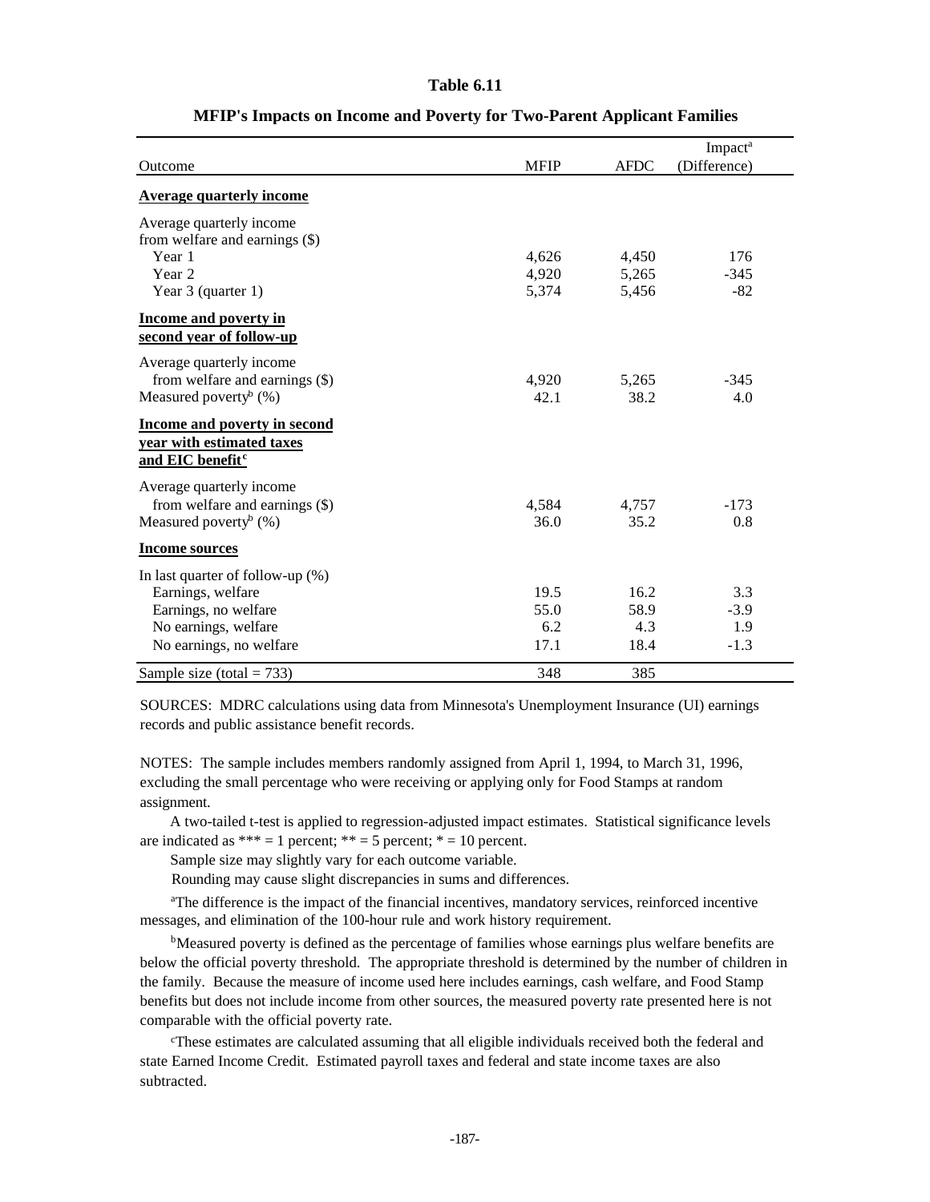**Table 6.11**

**MFIP's Impacts on Income and Poverty for Two-Parent Applicant Families**

| Outcome | MFIP | AFDC | Impact[a] (Difference) |
|---|---|---|---|
| **Average quarterly income** | | | |
| Average quarterly income from welfare and earnings ($) | | | |
| Year 1 | 4,626 | 4,450 | 176 |
| Year 2 | 4,920 | 5,265 | -345 |
| Year 3 (quarter 1) | 5,374 | 5,456 | -82 |
| **Income and poverty in second year of follow-up** | | | |
| Average quarterly income from welfare and earnings ($) | 4,920 | 5,265 | -345 |
| Measured poverty[b] (%) | 42.1 | 38.2 | 4.0 |
| **Income and poverty in second year with estimated taxes and EIC benefit[c]** | | | |
| Average quarterly income from welfare and earnings ($) | 4,584 | 4,757 | -173 |
| Measured poverty[b] (%) | 36.0 | 35.2 | 0.8 |
| **Income sources** | | | |
| In last quarter of follow-up (%) | | | |
| Earnings, welfare | 19.5 | 16.2 | 3.3 |
| Earnings, no welfare | 55.0 | 58.9 | -3.9 |
| No earnings, welfare | 6.2 | 4.3 | 1.9 |
| No earnings, no welfare | 17.1 | 18.4 | -1.3 |
| Sample size (total = 733) | 348 | 385 | |

SOURCES: MDRC calculations using data from Minnesota's Unemployment Insurance (UI) earnings records and public assistance benefit records.

NOTES: The sample includes members randomly assigned from April 1, 1994, to March 31, 1996, excluding the small percentage who were receiving or applying only for Food Stamps at random assignment.

A two-tailed t-test is applied to regression-adjusted impact estimates. Statistical significance levels are indicated as *** = 1 percent; ** = 5 percent; * = 10 percent.

Sample size may slightly vary for each outcome variable.

Rounding may cause slight discrepancies in sums and differences.

[a]The difference is the impact of the financial incentives, mandatory services, reinforced incentive messages, and elimination of the 100-hour rule and work history requirement.

[b]Measured poverty is defined as the percentage of families whose earnings plus welfare benefits are below the official poverty threshold. The appropriate threshold is determined by the number of children in the family. Because the measure of income used here includes earnings, cash welfare, and Food Stamp benefits but does not include income from other sources, the measured poverty rate presented here is not comparable with the official poverty rate.

[c]These estimates are calculated assuming that all eligible individuals received both the federal and state Earned Income Credit. Estimated payroll taxes and federal and state income taxes are also subtracted.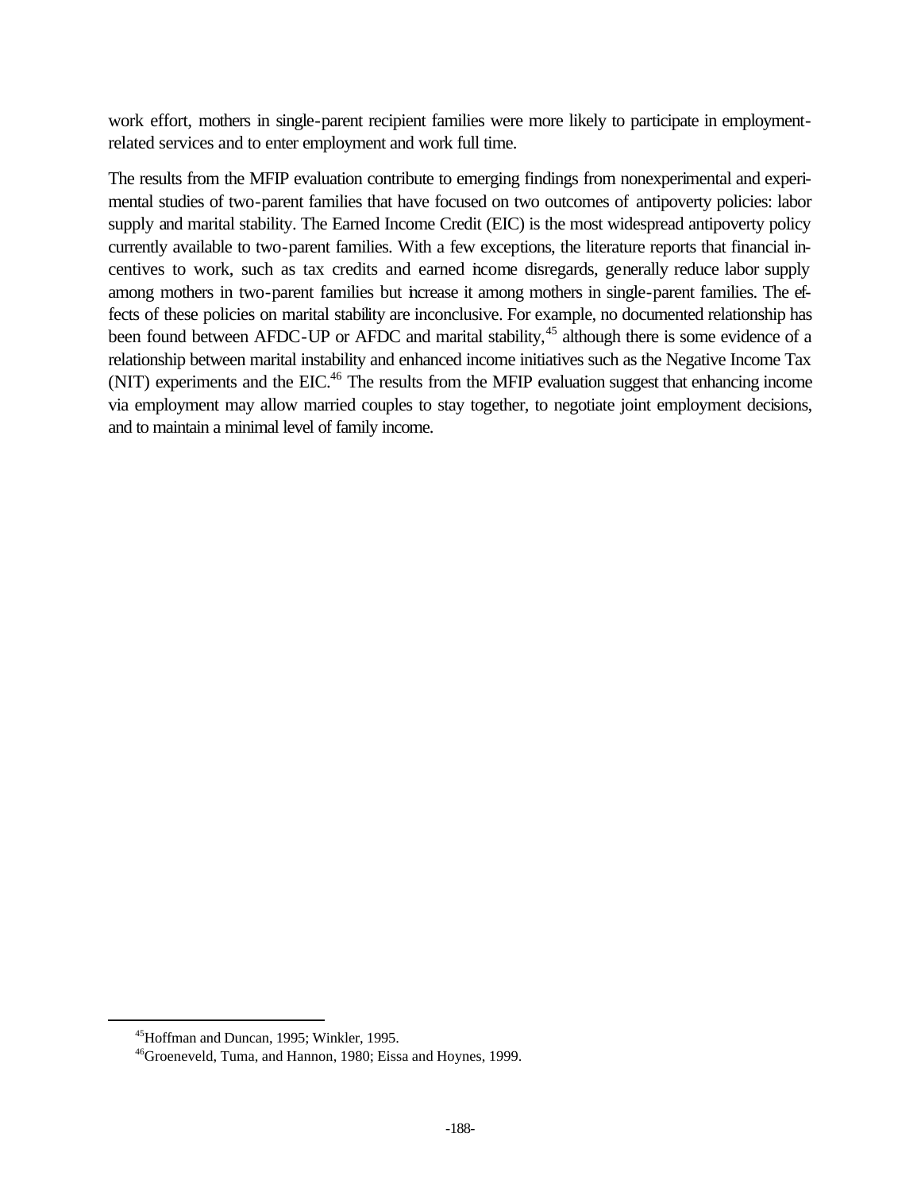work effort, mothers in single-parent recipient families were more likely to participate in employment-related services and to enter employment and work full time.

The results from the MFIP evaluation contribute to emerging findings from nonexperimental and experimental studies of two-parent families that have focused on two outcomes of antipoverty policies: labor supply and marital stability. The Earned Income Credit (EIC) is the most widespread antipoverty policy currently available to two-parent families. With a few exceptions, the literature reports that financial incentives to work, such as tax credits and earned income disregards, generally reduce labor supply among mothers in two-parent families but increase it among mothers in single-parent families. The effects of these policies on marital stability are inconclusive. For example, no documented relationship has been found between AFDC-UP or AFDC and marital stability,[45] although there is some evidence of a relationship between marital instability and enhanced income initiatives such as the Negative Income Tax (NIT) experiments and the EIC.[46] The results from the MFIP evaluation suggest that enhancing income via employment may allow married couples to stay together, to negotiate joint employment decisions, and to maintain a minimal level of family income.

[45] Hoffman and Duncan, 1995; Winkler, 1995.

[46] Groeneveld, Tuma, and Hannon, 1980; Eissa and Hoynes, 1999.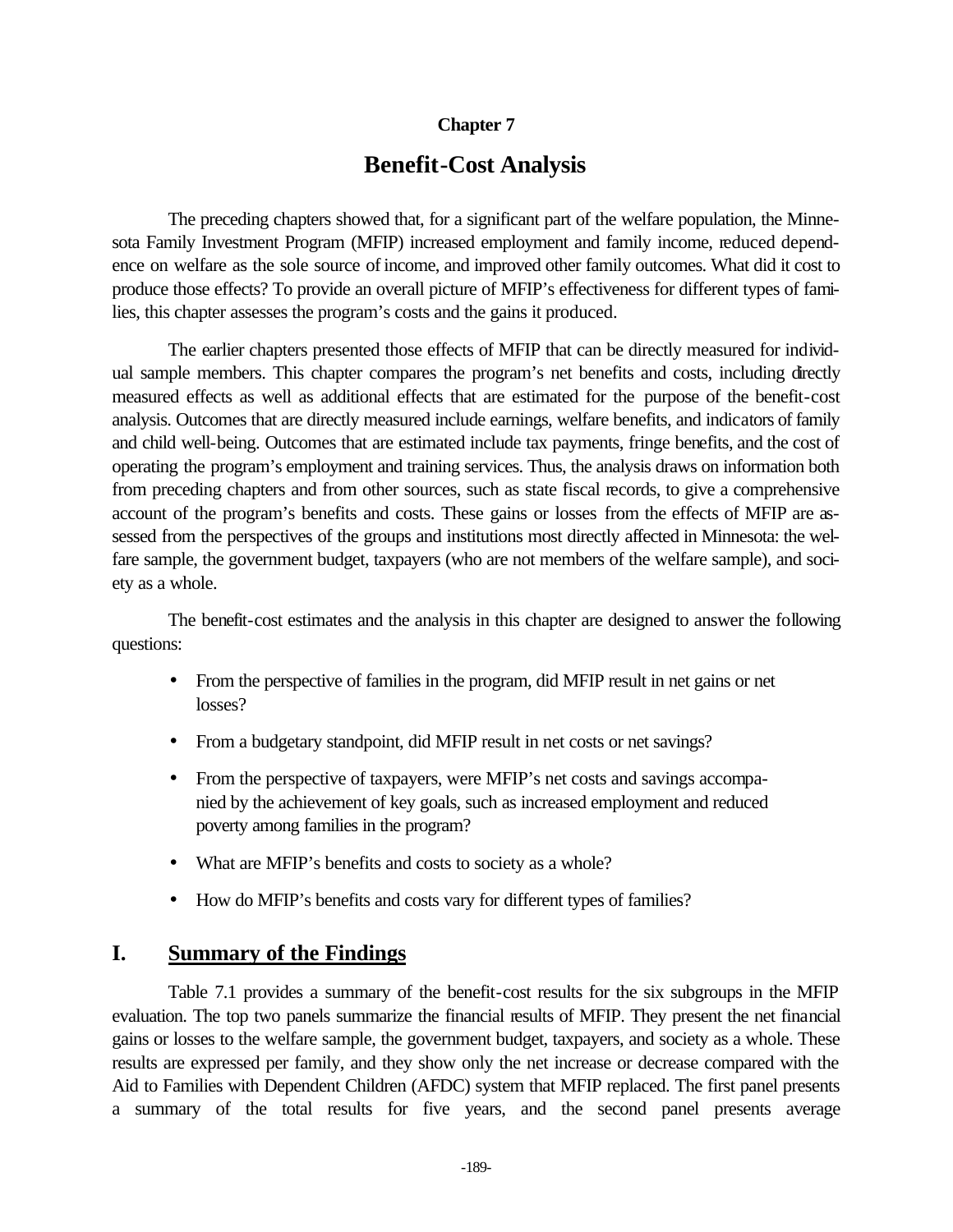**Chapter 7**

# Benefit-Cost Analysis

The preceding chapters showed that, for a significant part of the welfare population, the Minnesota Family Investment Program (MFIP) increased employment and family income, reduced dependence on welfare as the sole source of income, and improved other family outcomes. What did it cost to produce those effects? To provide an overall picture of MFIP's effectiveness for different types of families, this chapter assesses the program's costs and the gains it produced.

The earlier chapters presented those effects of MFIP that can be directly measured for individual sample members. This chapter compares the program's net benefits and costs, including directly measured effects as well as additional effects that are estimated for the purpose of the benefit-cost analysis. Outcomes that are directly measured include earnings, welfare benefits, and indicators of family and child well-being. Outcomes that are estimated include tax payments, fringe benefits, and the cost of operating the program's employment and training services. Thus, the analysis draws on information both from preceding chapters and from other sources, such as state fiscal records, to give a comprehensive account of the program's benefits and costs. These gains or losses from the effects of MFIP are assessed from the perspectives of the groups and institutions most directly affected in Minnesota: the welfare sample, the government budget, taxpayers (who are not members of the welfare sample), and society as a whole.

The benefit-cost estimates and the analysis in this chapter are designed to answer the following questions:

- From the perspective of families in the program, did MFIP result in net gains or net losses?
- From a budgetary standpoint, did MFIP result in net costs or net savings?
- From the perspective of taxpayers, were MFIP's net costs and savings accompanied by the achievement of key goals, such as increased employment and reduced poverty among families in the program?
- What are MFIP's benefits and costs to society as a whole?
- How do MFIP's benefits and costs vary for different types of families?

## I. Summary of the Findings

Table 7.1 provides a summary of the benefit-cost results for the six subgroups in the MFIP evaluation. The top two panels summarize the financial results of MFIP. They present the net financial gains or losses to the welfare sample, the government budget, taxpayers, and society as a whole. These results are expressed per family, and they show only the net increase or decrease compared with the Aid to Families with Dependent Children (AFDC) system that MFIP replaced. The first panel presents a summary of the total results for five years, and the second panel presents average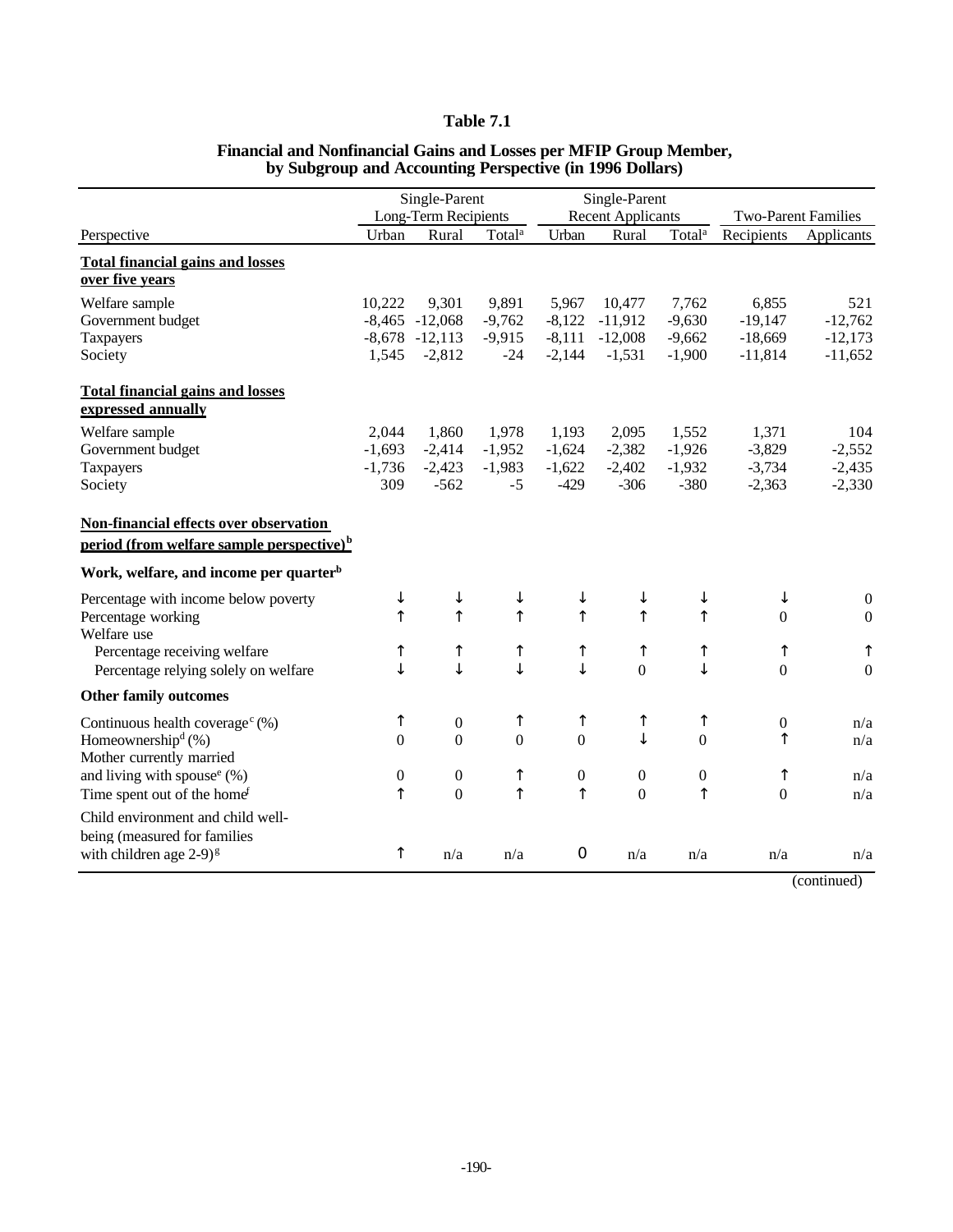# Table 7.1

## Financial and Nonfinancial Gains and Losses per MFIP Group Member, by Subgroup and Accounting Perspective (in 1996 Dollars)

| | Single-Parent Long-Term Recipients | | | Single-Parent Recent Applicants | | | Two-Parent Families | |
|---|---|---|---|---|---|---|---|---|
| Perspective | Urban | Rural | Total[a] | Urban | Rural | Total[a] | Recipients | Applicants |
| **Total financial gains and losses over five years** | | | | | | | | |
| Welfare sample | 10,222 | 9,301 | 9,891 | 5,967 | 10,477 | 7,762 | 6,855 | 521 |
| Government budget | -8,465 | -12,068 | -9,762 | -8,122 | -11,912 | -9,630 | -19,147 | -12,762 |
| Taxpayers | -8,678 | -12,113 | -9,915 | -8,111 | -12,008 | -9,662 | -18,669 | -12,173 |
| Society | 1,545 | -2,812 | -24 | -2,144 | -1,531 | -1,900 | -11,814 | -11,652 |
| **Total financial gains and losses expressed annually** | | | | | | | | |
| Welfare sample | 2,044 | 1,860 | 1,978 | 1,193 | 2,095 | 1,552 | 1,371 | 104 |
| Government budget | -1,693 | -2,414 | -1,952 | -1,624 | -2,382 | -1,926 | -3,829 | -2,552 |
| Taxpayers | -1,736 | -2,423 | -1,983 | -1,622 | -2,402 | -1,932 | -3,734 | -2,435 |
| Society | 309 | -562 | -5 | -429 | -306 | -380 | -2,363 | -2,330 |
| **Non-financial effects over observation period (from welfare sample perspective)[b]** | | | | | | | | |
| **Work, welfare, and income per quarter[b]** | | | | | | | | |
| Percentage with income below poverty | ↓ | ↓ | ↓ | ↓ | ↓ | ↓ | ↓ | 0 |
| Percentage working | ↑ | ↑ | ↑ | ↑ | ↑ | ↑ | 0 | 0 |
| Welfare use | | | | | | | | |
| Percentage receiving welfare | ↑ | ↑ | ↑ | ↑ | ↑ | ↑ | ↑ | ↑ |
| Percentage relying solely on welfare | ↓ | ↓ | ↓ | ↓ | 0 | ↓ | 0 | 0 |
| **Other family outcomes** | | | | | | | | |
| Continuous health coverage[c] (%) | ↑ | 0 | ↑ | ↑ | ↑ | ↑ | 0 | n/a |
| Homeownership[d] (%) | 0 | 0 | 0 | 0 | ↓ | 0 | ↑ | n/a |
| Mother currently married and living with spouse[e] (%) | 0 | 0 | ↑ | 0 | 0 | 0 | ↑ | n/a |
| Time spent out of the home[f] | ↑ | 0 | ↑ | ↑ | 0 | ↑ | 0 | n/a |
| Child environment and child well-being (measured for families with children age 2-9)[g] | ↑ | n/a | n/a | 0 | n/a | n/a | n/a | n/a |

(continued)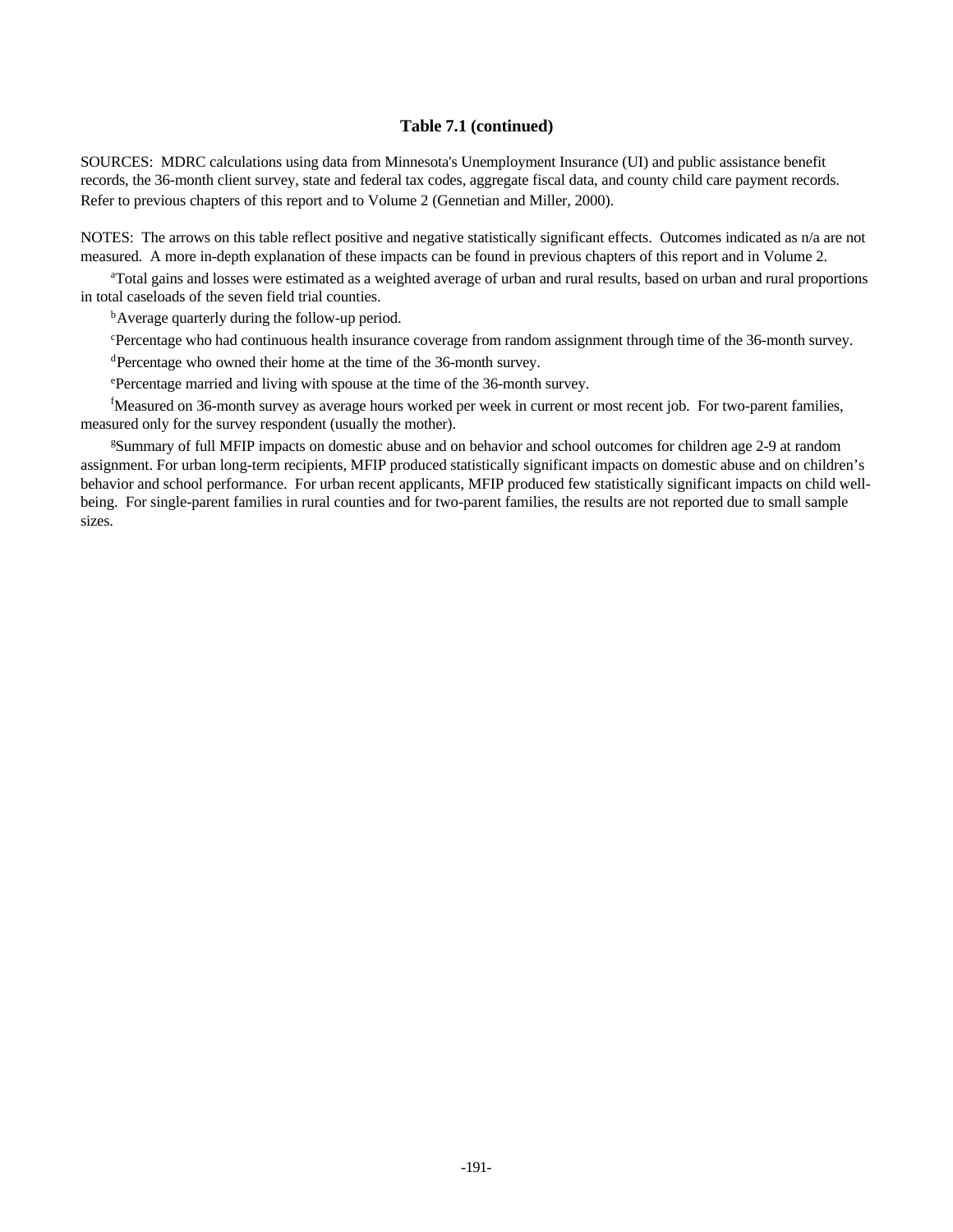**Table 7.1 (continued)**

SOURCES: MDRC calculations using data from Minnesota's Unemployment Insurance (UI) and public assistance benefit records, the 36-month client survey, state and federal tax codes, aggregate fiscal data, and county child care payment records. Refer to previous chapters of this report and to Volume 2 (Gennetian and Miller, 2000).

NOTES: The arrows on this table reflect positive and negative statistically significant effects. Outcomes indicated as n/a are not measured. A more in-depth explanation of these impacts can be found in previous chapters of this report and in Volume 2.

[a]Total gains and losses were estimated as a weighted average of urban and rural results, based on urban and rural proportions in total caseloads of the seven field trial counties.

[b]Average quarterly during the follow-up period.

[c]Percentage who had continuous health insurance coverage from random assignment through time of the 36-month survey.

[d]Percentage who owned their home at the time of the 36-month survey.

[e]Percentage married and living with spouse at the time of the 36-month survey.

[f]Measured on 36-month survey as average hours worked per week in current or most recent job. For two-parent families, measured only for the survey respondent (usually the mother).

[g]Summary of full MFIP impacts on domestic abuse and on behavior and school outcomes for children age 2-9 at random assignment. For urban long-term recipients, MFIP produced statistically significant impacts on domestic abuse and on children's behavior and school performance. For urban recent applicants, MFIP produced few statistically significant impacts on child well-being. For single-parent families in rural counties and for two-parent families, the results are not reported due to small sample sizes.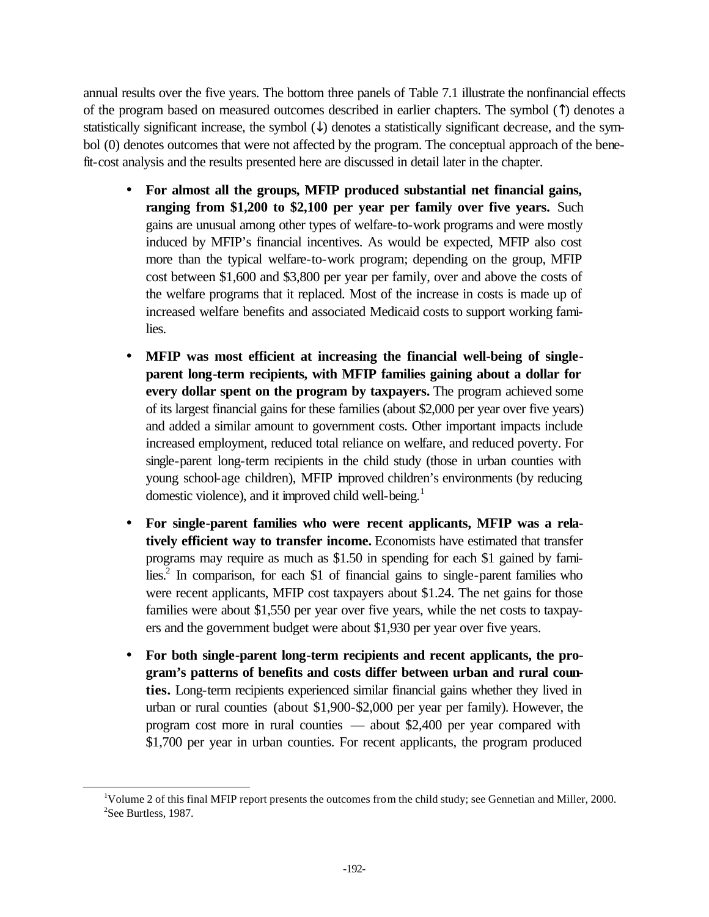annual results over the five years. The bottom three panels of Table 7.1 illustrate the nonfinancial effects of the program based on measured outcomes described in earlier chapters. The symbol (↑) denotes a statistically significant increase, the symbol (↓) denotes a statistically significant decrease, and the symbol (0) denotes outcomes that were not affected by the program. The conceptual approach of the benefit-cost analysis and the results presented here are discussed in detail later in the chapter.

- **For almost all the groups, MFIP produced substantial net financial gains, ranging from $1,200 to $2,100 per year per family over five years.** Such gains are unusual among other types of welfare-to-work programs and were mostly induced by MFIP's financial incentives. As would be expected, MFIP also cost more than the typical welfare-to-work program; depending on the group, MFIP cost between $1,600 and $3,800 per year per family, over and above the costs of the welfare programs that it replaced. Most of the increase in costs is made up of increased welfare benefits and associated Medicaid costs to support working families.

- **MFIP was most efficient at increasing the financial well-being of single-parent long-term recipients, with MFIP families gaining about a dollar for every dollar spent on the program by taxpayers.** The program achieved some of its largest financial gains for these families (about $2,000 per year over five years) and added a similar amount to government costs. Other important impacts include increased employment, reduced total reliance on welfare, and reduced poverty. For single-parent long-term recipients in the child study (those in urban counties with young school-age children), MFIP improved children's environments (by reducing domestic violence), and it improved child well-being.[1]

- **For single-parent families who were recent applicants, MFIP was a relatively efficient way to transfer income.** Economists have estimated that transfer programs may require as much as $1.50 in spending for each $1 gained by families.[2] In comparison, for each $1 of financial gains to single-parent families who were recent applicants, MFIP cost taxpayers about $1.24. The net gains for those families were about $1,550 per year over five years, while the net costs to taxpayers and the government budget were about $1,930 per year over five years.

- **For both single-parent long-term recipients and recent applicants, the program's patterns of benefits and costs differ between urban and rural counties.** Long-term recipients experienced similar financial gains whether they lived in urban or rural counties (about $1,900-$2,000 per year per family). However, the program cost more in rural counties — about $2,400 per year compared with $1,700 per year in urban counties. For recent applicants, the program produced

---

[1]Volume 2 of this final MFIP report presents the outcomes from the child study; see Gennetian and Miller, 2000.

[2]See Burtless, 1987.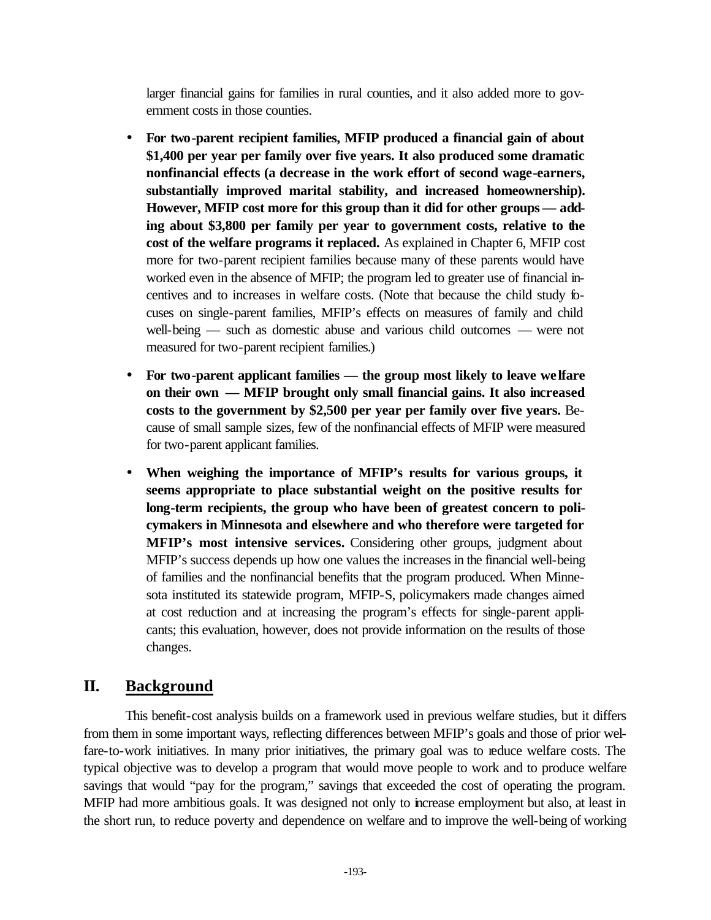larger financial gains for families in rural counties, and it also added more to government costs in those counties.

- **For two-parent recipient families, MFIP produced a financial gain of about \$1,400 per year per family over five years. It also produced some dramatic nonfinancial effects (a decrease in the work effort of second wage-earners, substantially improved marital stability, and increased homeownership). However, MFIP cost more for this group than it did for other groups — adding about \$3,800 per family per year to government costs, relative to the cost of the welfare programs it replaced.** As explained in Chapter 6, MFIP cost more for two-parent recipient families because many of these parents would have worked even in the absence of MFIP; the program led to greater use of financial incentives and to increases in welfare costs. (Note that because the child study focuses on single-parent families, MFIP's effects on measures of family and child well-being — such as domestic abuse and various child outcomes — were not measured for two-parent recipient families.)

- **For two-parent applicant families — the group most likely to leave welfare on their own — MFIP brought only small financial gains. It also increased costs to the government by \$2,500 per year per family over five years.** Because of small sample sizes, few of the nonfinancial effects of MFIP were measured for two-parent applicant families.

- **When weighing the importance of MFIP's results for various groups, it seems appropriate to place substantial weight on the positive results for long-term recipients, the group who have been of greatest concern to policymakers in Minnesota and elsewhere and who therefore were targeted for MFIP's most intensive services.** Considering other groups, judgment about MFIP's success depends up how one values the increases in the financial well-being of families and the nonfinancial benefits that the program produced. When Minnesota instituted its statewide program, MFIP-S, policymakers made changes aimed at cost reduction and at increasing the program's effects for single-parent applicants; this evaluation, however, does not provide information on the results of those changes.

## II. Background

This benefit-cost analysis builds on a framework used in previous welfare studies, but it differs from them in some important ways, reflecting differences between MFIP's goals and those of prior welfare-to-work initiatives. In many prior initiatives, the primary goal was to reduce welfare costs. The typical objective was to develop a program that would move people to work and to produce welfare savings that would "pay for the program," savings that exceeded the cost of operating the program. MFIP had more ambitious goals. It was designed not only to increase employment but also, at least in the short run, to reduce poverty and dependence on welfare and to improve the well-being of working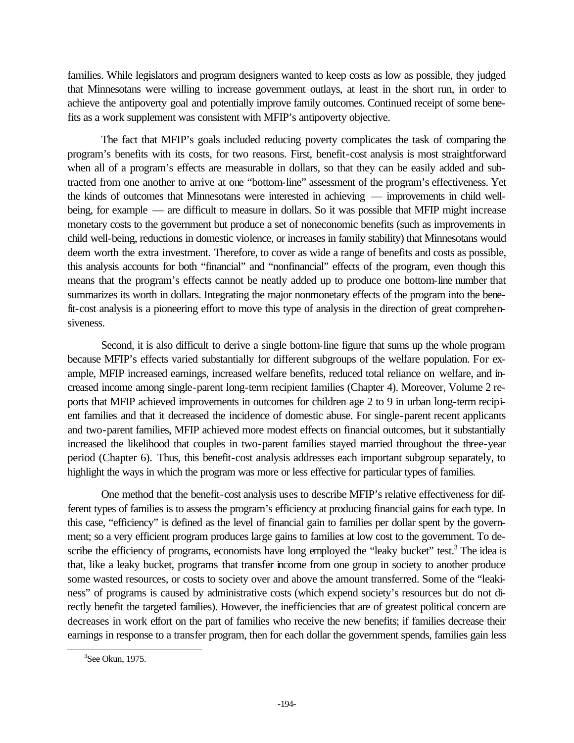families. While legislators and program designers wanted to keep costs as low as possible, they judged that Minnesotans were willing to increase government outlays, at least in the short run, in order to achieve the antipoverty goal and potentially improve family outcomes. Continued receipt of some benefits as a work supplement was consistent with MFIP's antipoverty objective.

The fact that MFIP's goals included reducing poverty complicates the task of comparing the program's benefits with its costs, for two reasons. First, benefit-cost analysis is most straightforward when all of a program's effects are measurable in dollars, so that they can be easily added and subtracted from one another to arrive at one "bottom-line" assessment of the program's effectiveness. Yet the kinds of outcomes that Minnesotans were interested in achieving — improvements in child well-being, for example — are difficult to measure in dollars. So it was possible that MFIP might increase monetary costs to the government but produce a set of noneconomic benefits (such as improvements in child well-being, reductions in domestic violence, or increases in family stability) that Minnesotans would deem worth the extra investment. Therefore, to cover as wide a range of benefits and costs as possible, this analysis accounts for both "financial" and "nonfinancial" effects of the program, even though this means that the program's effects cannot be neatly added up to produce one bottom-line number that summarizes its worth in dollars. Integrating the major nonmonetary effects of the program into the benefit-cost analysis is a pioneering effort to move this type of analysis in the direction of great comprehensiveness.

Second, it is also difficult to derive a single bottom-line figure that sums up the whole program because MFIP's effects varied substantially for different subgroups of the welfare population. For example, MFIP increased earnings, increased welfare benefits, reduced total reliance on welfare, and increased income among single-parent long-term recipient families (Chapter 4). Moreover, Volume 2 reports that MFIP achieved improvements in outcomes for children age 2 to 9 in urban long-term recipient families and that it decreased the incidence of domestic abuse. For single-parent recent applicants and two-parent families, MFIP achieved more modest effects on financial outcomes, but it substantially increased the likelihood that couples in two-parent families stayed married throughout the three-year period (Chapter 6). Thus, this benefit-cost analysis addresses each important subgroup separately, to highlight the ways in which the program was more or less effective for particular types of families.

One method that the benefit-cost analysis uses to describe MFIP's relative effectiveness for different types of families is to assess the program's efficiency at producing financial gains for each type. In this case, "efficiency" is defined as the level of financial gain to families per dollar spent by the government; so a very efficient program produces large gains to families at low cost to the government. To describe the efficiency of programs, economists have long employed the "leaky bucket" test.[3] The idea is that, like a leaky bucket, programs that transfer income from one group in society to another produce some wasted resources, or costs to society over and above the amount transferred. Some of the "leakiness" of programs is caused by administrative costs (which expend society's resources but do not directly benefit the targeted families). However, the inefficiencies that are of greatest political concern are decreases in work effort on the part of families who receive the new benefits; if families decrease their earnings in response to a transfer program, then for each dollar the government spends, families gain less

[3]See Okun, 1975.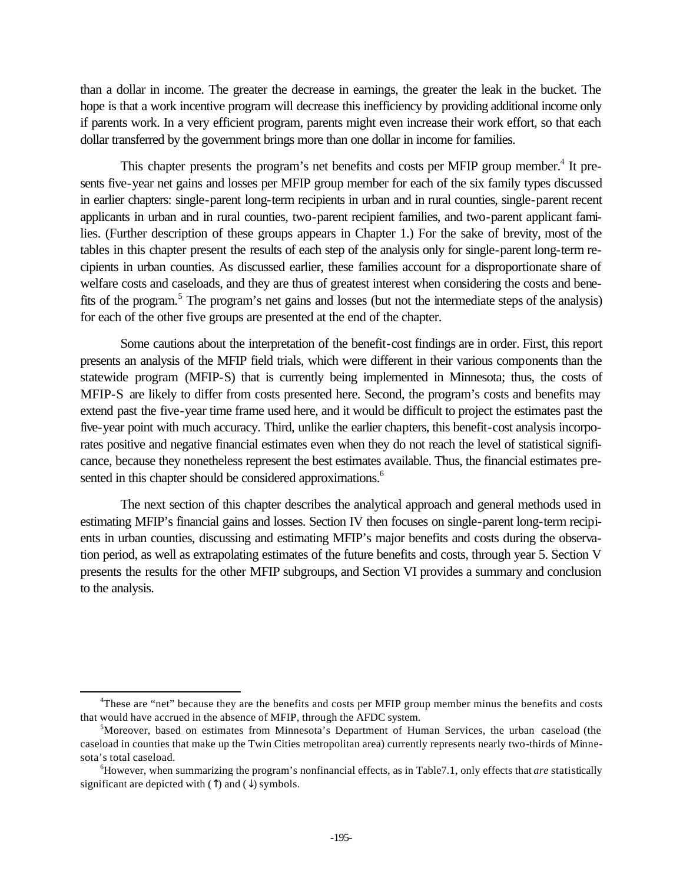than a dollar in income. The greater the decrease in earnings, the greater the leak in the bucket. The hope is that a work incentive program will decrease this inefficiency by providing additional income only if parents work. In a very efficient program, parents might even increase their work effort, so that each dollar transferred by the government brings more than one dollar in income for families.

This chapter presents the program's net benefits and costs per MFIP group member.[4] It presents five-year net gains and losses per MFIP group member for each of the six family types discussed in earlier chapters: single-parent long-term recipients in urban and in rural counties, single-parent recent applicants in urban and in rural counties, two-parent recipient families, and two-parent applicant families. (Further description of these groups appears in Chapter 1.) For the sake of brevity, most of the tables in this chapter present the results of each step of the analysis only for single-parent long-term recipients in urban counties. As discussed earlier, these families account for a disproportionate share of welfare costs and caseloads, and they are thus of greatest interest when considering the costs and benefits of the program.[5] The program's net gains and losses (but not the intermediate steps of the analysis) for each of the other five groups are presented at the end of the chapter.

Some cautions about the interpretation of the benefit-cost findings are in order. First, this report presents an analysis of the MFIP field trials, which were different in their various components than the statewide program (MFIP-S) that is currently being implemented in Minnesota; thus, the costs of MFIP-S are likely to differ from costs presented here. Second, the program's costs and benefits may extend past the five-year time frame used here, and it would be difficult to project the estimates past the five-year point with much accuracy. Third, unlike the earlier chapters, this benefit-cost analysis incorporates positive and negative financial estimates even when they do not reach the level of statistical significance, because they nonetheless represent the best estimates available. Thus, the financial estimates presented in this chapter should be considered approximations.[6]

The next section of this chapter describes the analytical approach and general methods used in estimating MFIP's financial gains and losses. Section IV then focuses on single-parent long-term recipients in urban counties, discussing and estimating MFIP's major benefits and costs during the observation period, as well as extrapolating estimates of the future benefits and costs, through year 5. Section V presents the results for the other MFIP subgroups, and Section VI provides a summary and conclusion to the analysis.

---

[4]These are "net" because they are the benefits and costs per MFIP group member minus the benefits and costs that would have accrued in the absence of MFIP, through the AFDC system.

[5]Moreover, based on estimates from Minnesota's Department of Human Services, the urban caseload (the caseload in counties that make up the Twin Cities metropolitan area) currently represents nearly two-thirds of Minnesota's total caseload.

[6]However, when summarizing the program's nonfinancial effects, as in Table7.1, only effects that *are* statistically significant are depicted with (↑) and (↓) symbols.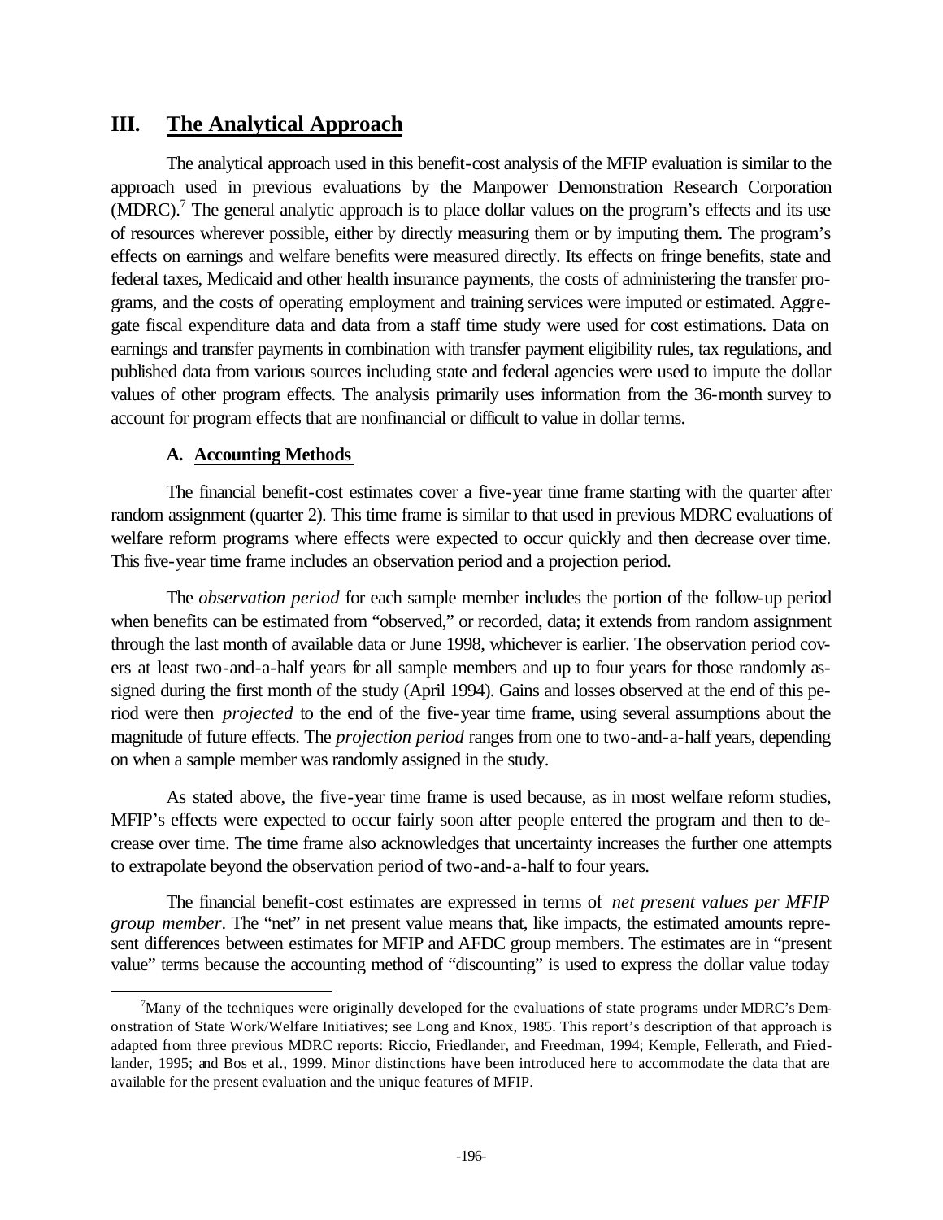# III. The Analytical Approach

The analytical approach used in this benefit-cost analysis of the MFIP evaluation is similar to the approach used in previous evaluations by the Manpower Demonstration Research Corporation (MDRC).[7] The general analytic approach is to place dollar values on the program's effects and its use of resources wherever possible, either by directly measuring them or by imputing them. The program's effects on earnings and welfare benefits were measured directly. Its effects on fringe benefits, state and federal taxes, Medicaid and other health insurance payments, the costs of administering the transfer programs, and the costs of operating employment and training services were imputed or estimated. Aggregate fiscal expenditure data and data from a staff time study were used for cost estimations. Data on earnings and transfer payments in combination with transfer payment eligibility rules, tax regulations, and published data from various sources including state and federal agencies were used to impute the dollar values of other program effects. The analysis primarily uses information from the 36-month survey to account for program effects that are nonfinancial or difficult to value in dollar terms.

## A. Accounting Methods

The financial benefit-cost estimates cover a five-year time frame starting with the quarter after random assignment (quarter 2). This time frame is similar to that used in previous MDRC evaluations of welfare reform programs where effects were expected to occur quickly and then decrease over time. This five-year time frame includes an observation period and a projection period.

The *observation period* for each sample member includes the portion of the follow-up period when benefits can be estimated from "observed," or recorded, data; it extends from random assignment through the last month of available data or June 1998, whichever is earlier. The observation period covers at least two-and-a-half years for all sample members and up to four years for those randomly assigned during the first month of the study (April 1994). Gains and losses observed at the end of this period were then *projected* to the end of the five-year time frame, using several assumptions about the magnitude of future effects. The *projection period* ranges from one to two-and-a-half years, depending on when a sample member was randomly assigned in the study.

As stated above, the five-year time frame is used because, as in most welfare reform studies, MFIP's effects were expected to occur fairly soon after people entered the program and then to decrease over time. The time frame also acknowledges that uncertainty increases the further one attempts to extrapolate beyond the observation period of two-and-a-half to four years.

The financial benefit-cost estimates are expressed in terms of *net present values per MFIP group member*. The "net" in net present value means that, like impacts, the estimated amounts represent differences between estimates for MFIP and AFDC group members. The estimates are in "present value" terms because the accounting method of "discounting" is used to express the dollar value today

---

[7] Many of the techniques were originally developed for the evaluations of state programs under MDRC's Demonstration of State Work/Welfare Initiatives; see Long and Knox, 1985. This report's description of that approach is adapted from three previous MDRC reports: Riccio, Friedlander, and Freedman, 1994; Kemple, Fellerath, and Friedlander, 1995; and Bos et al., 1999. Minor distinctions have been introduced here to accommodate the data that are available for the present evaluation and the unique features of MFIP.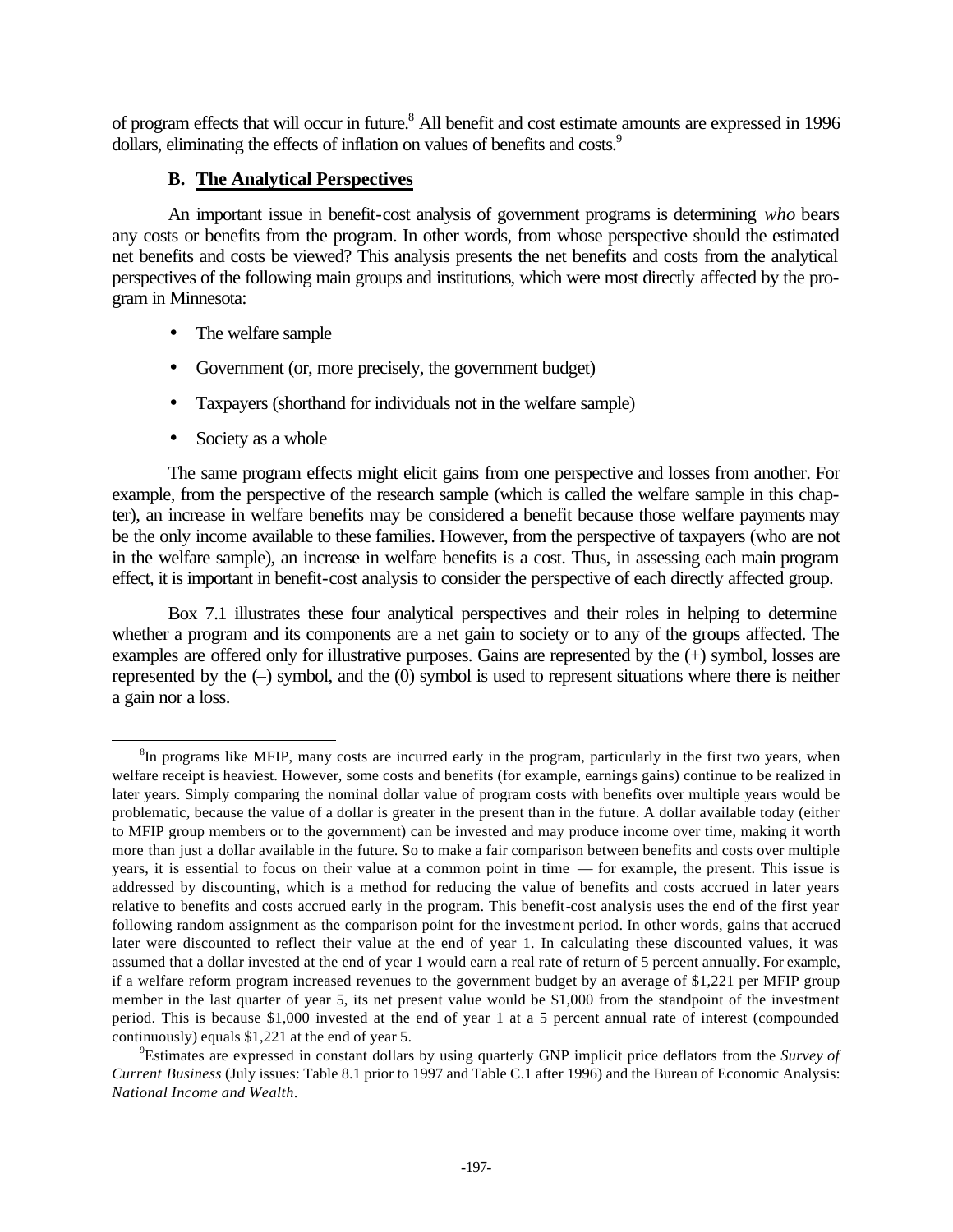of program effects that will occur in future.[8] All benefit and cost estimate amounts are expressed in 1996 dollars, eliminating the effects of inflation on values of benefits and costs.[9]

### B. The Analytical Perspectives

An important issue in benefit-cost analysis of government programs is determining *who* bears any costs or benefits from the program. In other words, from whose perspective should the estimated net benefits and costs be viewed? This analysis presents the net benefits and costs from the analytical perspectives of the following main groups and institutions, which were most directly affected by the program in Minnesota:

- The welfare sample
- Government (or, more precisely, the government budget)
- Taxpayers (shorthand for individuals not in the welfare sample)
- Society as a whole

The same program effects might elicit gains from one perspective and losses from another. For example, from the perspective of the research sample (which is called the welfare sample in this chapter), an increase in welfare benefits may be considered a benefit because those welfare payments may be the only income available to these families. However, from the perspective of taxpayers (who are not in the welfare sample), an increase in welfare benefits is a cost. Thus, in assessing each main program effect, it is important in benefit-cost analysis to consider the perspective of each directly affected group.

Box 7.1 illustrates these four analytical perspectives and their roles in helping to determine whether a program and its components are a net gain to society or to any of the groups affected. The examples are offered only for illustrative purposes. Gains are represented by the (+) symbol, losses are represented by the (–) symbol, and the (0) symbol is used to represent situations where there is neither a gain nor a loss.

---

[8]In programs like MFIP, many costs are incurred early in the program, particularly in the first two years, when welfare receipt is heaviest. However, some costs and benefits (for example, earnings gains) continue to be realized in later years. Simply comparing the nominal dollar value of program costs with benefits over multiple years would be problematic, because the value of a dollar is greater in the present than in the future. A dollar available today (either to MFIP group members or to the government) can be invested and may produce income over time, making it worth more than just a dollar available in the future. So to make a fair comparison between benefits and costs over multiple years, it is essential to focus on their value at a common point in time — for example, the present. This issue is addressed by discounting, which is a method for reducing the value of benefits and costs accrued in later years relative to benefits and costs accrued early in the program. This benefit-cost analysis uses the end of the first year following random assignment as the comparison point for the investment period. In other words, gains that accrued later were discounted to reflect their value at the end of year 1. In calculating these discounted values, it was assumed that a dollar invested at the end of year 1 would earn a real rate of return of 5 percent annually. For example, if a welfare reform program increased revenues to the government budget by an average of $1,221 per MFIP group member in the last quarter of year 5, its net present value would be $1,000 from the standpoint of the investment period. This is because $1,000 invested at the end of year 1 at a 5 percent annual rate of interest (compounded continuously) equals $1,221 at the end of year 5.

[9]Estimates are expressed in constant dollars by using quarterly GNP implicit price deflators from the *Survey of Current Business* (July issues: Table 8.1 prior to 1997 and Table C.1 after 1996) and the Bureau of Economic Analysis: *National Income and Wealth*.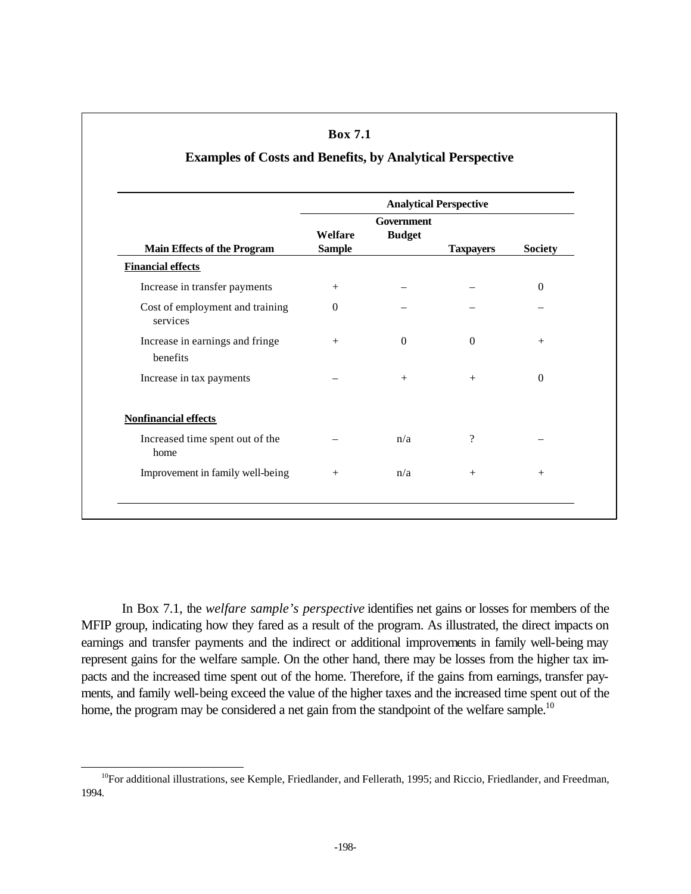**Box 7.1**

**Examples of Costs and Benefits, by Analytical Perspective**

| | Analytical Perspective | | | |
|---|---|---|---|---|
| **Main Effects of the Program** | **Welfare Sample** | **Government Budget** | **Taxpayers** | **Society** |
| **Financial effects** | | | | |
| Increase in transfer payments | + | – | – | 0 |
| Cost of employment and training services | 0 | – | – | – |
| Increase in earnings and fringe benefits | + | 0 | 0 | + |
| Increase in tax payments | – | + | + | 0 |
| **Nonfinancial effects** | | | | |
| Increased time spent out of the home | – | n/a | ? | – |
| Improvement in family well-being | + | n/a | + | + |

In Box 7.1, the *welfare sample's perspective* identifies net gains or losses for members of the MFIP group, indicating how they fared as a result of the program. As illustrated, the direct impacts on earnings and transfer payments and the indirect or additional improvements in family well-being may represent gains for the welfare sample. On the other hand, there may be losses from the higher tax impacts and the increased time spent out of the home. Therefore, if the gains from earnings, transfer payments, and family well-being exceed the value of the higher taxes and the increased time spent out of the home, the program may be considered a net gain from the standpoint of the welfare sample.[10]

[10]For additional illustrations, see Kemple, Friedlander, and Fellerath, 1995; and Riccio, Friedlander, and Freedman, 1994.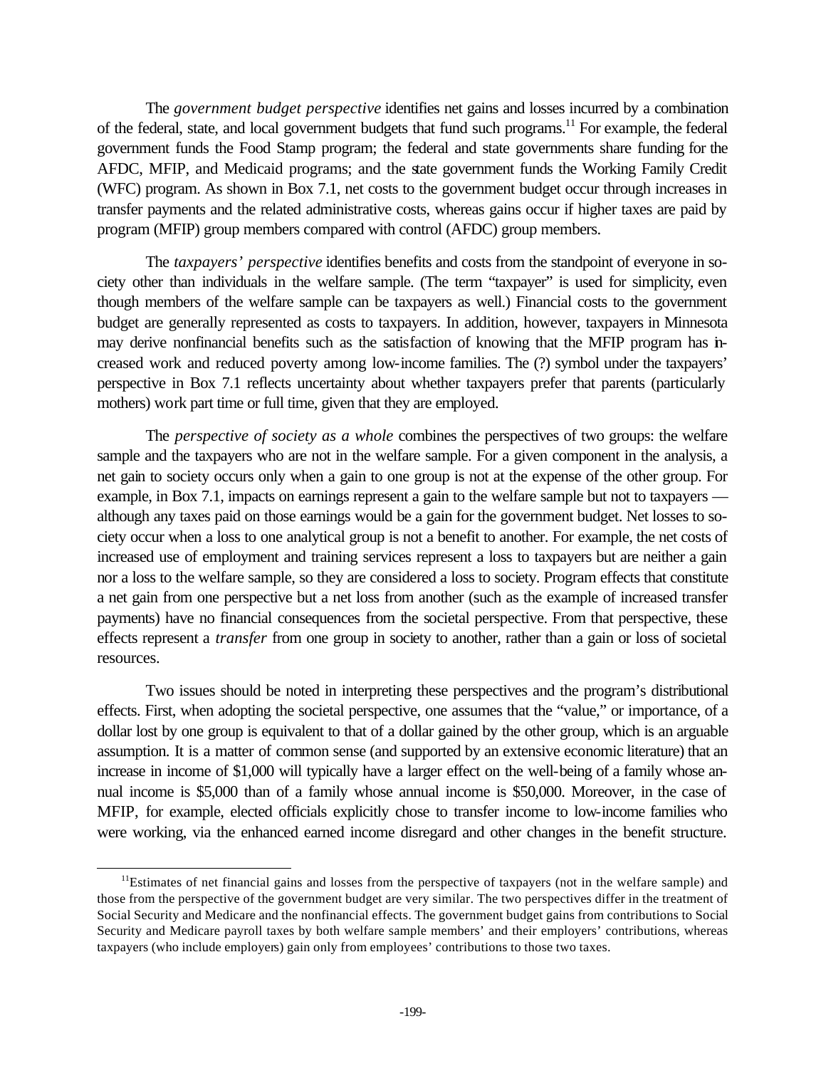The *government budget perspective* identifies net gains and losses incurred by a combination of the federal, state, and local government budgets that fund such programs.[11] For example, the federal government funds the Food Stamp program; the federal and state governments share funding for the AFDC, MFIP, and Medicaid programs; and the state government funds the Working Family Credit (WFC) program. As shown in Box 7.1, net costs to the government budget occur through increases in transfer payments and the related administrative costs, whereas gains occur if higher taxes are paid by program (MFIP) group members compared with control (AFDC) group members.

The *taxpayers' perspective* identifies benefits and costs from the standpoint of everyone in society other than individuals in the welfare sample. (The term "taxpayer" is used for simplicity, even though members of the welfare sample can be taxpayers as well.) Financial costs to the government budget are generally represented as costs to taxpayers. In addition, however, taxpayers in Minnesota may derive nonfinancial benefits such as the satisfaction of knowing that the MFIP program has increased work and reduced poverty among low-income families. The (?) symbol under the taxpayers' perspective in Box 7.1 reflects uncertainty about whether taxpayers prefer that parents (particularly mothers) work part time or full time, given that they are employed.

The *perspective of society as a whole* combines the perspectives of two groups: the welfare sample and the taxpayers who are not in the welfare sample. For a given component in the analysis, a net gain to society occurs only when a gain to one group is not at the expense of the other group. For example, in Box 7.1, impacts on earnings represent a gain to the welfare sample but not to taxpayers — although any taxes paid on those earnings would be a gain for the government budget. Net losses to society occur when a loss to one analytical group is not a benefit to another. For example, the net costs of increased use of employment and training services represent a loss to taxpayers but are neither a gain nor a loss to the welfare sample, so they are considered a loss to society. Program effects that constitute a net gain from one perspective but a net loss from another (such as the example of increased transfer payments) have no financial consequences from the societal perspective. From that perspective, these effects represent a *transfer* from one group in society to another, rather than a gain or loss of societal resources.

Two issues should be noted in interpreting these perspectives and the program's distributional effects. First, when adopting the societal perspective, one assumes that the "value," or importance, of a dollar lost by one group is equivalent to that of a dollar gained by the other group, which is an arguable assumption. It is a matter of common sense (and supported by an extensive economic literature) that an increase in income of $1,000 will typically have a larger effect on the well-being of a family whose annual income is $5,000 than of a family whose annual income is $50,000. Moreover, in the case of MFIP, for example, elected officials explicitly chose to transfer income to low-income families who were working, via the enhanced earned income disregard and other changes in the benefit structure.

[11]Estimates of net financial gains and losses from the perspective of taxpayers (not in the welfare sample) and those from the perspective of the government budget are very similar. The two perspectives differ in the treatment of Social Security and Medicare and the nonfinancial effects. The government budget gains from contributions to Social Security and Medicare payroll taxes by both welfare sample members' and their employers' contributions, whereas taxpayers (who include employers) gain only from employees' contributions to those two taxes.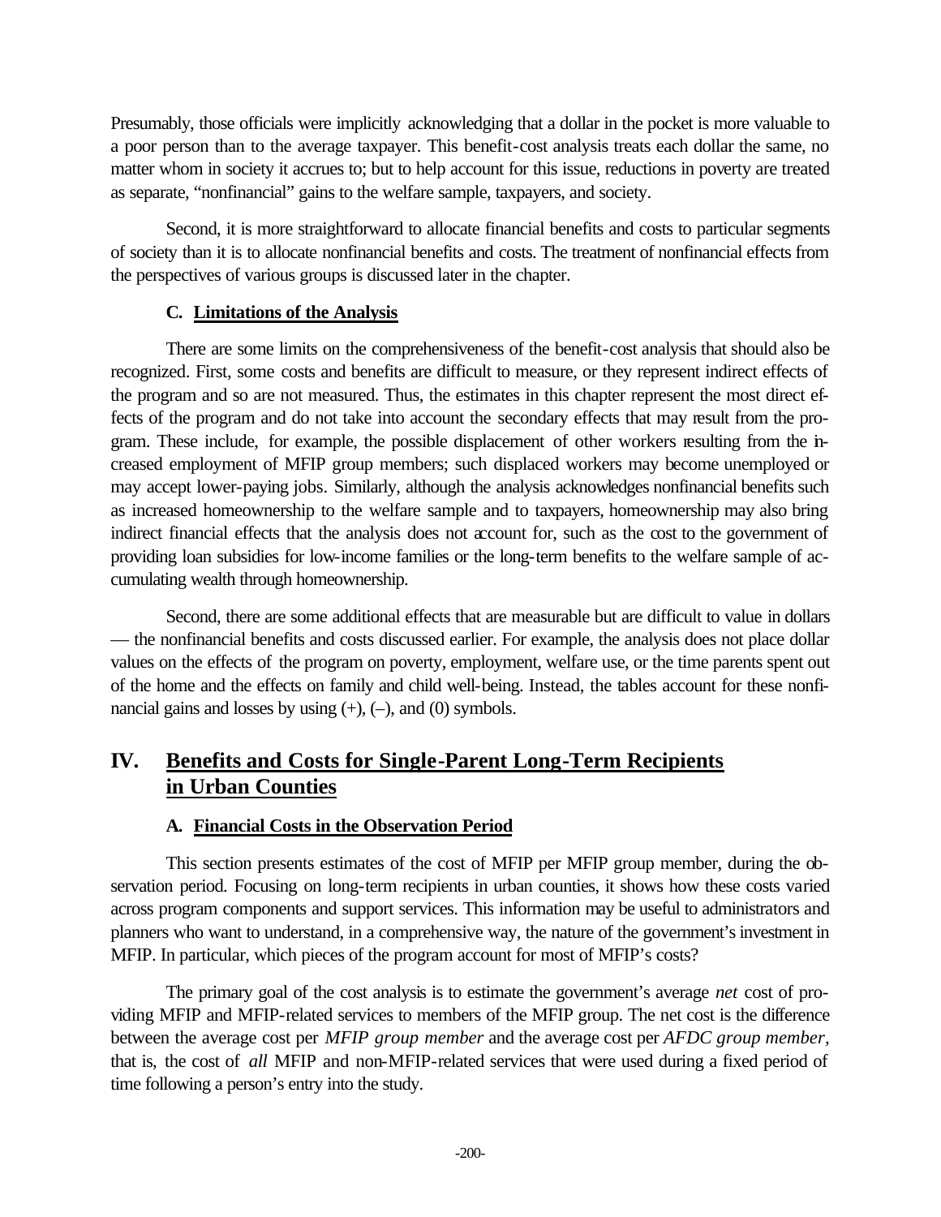Presumably, those officials were implicitly acknowledging that a dollar in the pocket is more valuable to a poor person than to the average taxpayer. This benefit-cost analysis treats each dollar the same, no matter whom in society it accrues to; but to help account for this issue, reductions in poverty are treated as separate, "nonfinancial" gains to the welfare sample, taxpayers, and society.

Second, it is more straightforward to allocate financial benefits and costs to particular segments of society than it is to allocate nonfinancial benefits and costs. The treatment of nonfinancial effects from the perspectives of various groups is discussed later in the chapter.

### C. Limitations of the Analysis

There are some limits on the comprehensiveness of the benefit-cost analysis that should also be recognized. First, some costs and benefits are difficult to measure, or they represent indirect effects of the program and so are not measured. Thus, the estimates in this chapter represent the most direct effects of the program and do not take into account the secondary effects that may result from the program. These include, for example, the possible displacement of other workers resulting from the increased employment of MFIP group members; such displaced workers may become unemployed or may accept lower-paying jobs. Similarly, although the analysis acknowledges nonfinancial benefits such as increased homeownership to the welfare sample and to taxpayers, homeownership may also bring indirect financial effects that the analysis does not account for, such as the cost to the government of providing loan subsidies for low-income families or the long-term benefits to the welfare sample of accumulating wealth through homeownership.

Second, there are some additional effects that are measurable but are difficult to value in dollars — the nonfinancial benefits and costs discussed earlier. For example, the analysis does not place dollar values on the effects of the program on poverty, employment, welfare use, or the time parents spent out of the home and the effects on family and child well-being. Instead, the tables account for these nonfinancial gains and losses by using (+), (–), and (0) symbols.

## IV. Benefits and Costs for Single-Parent Long-Term Recipients in Urban Counties

### A. Financial Costs in the Observation Period

This section presents estimates of the cost of MFIP per MFIP group member, during the observation period. Focusing on long-term recipients in urban counties, it shows how these costs varied across program components and support services. This information may be useful to administrators and planners who want to understand, in a comprehensive way, the nature of the government's investment in MFIP. In particular, which pieces of the program account for most of MFIP's costs?

The primary goal of the cost analysis is to estimate the government's average *net* cost of providing MFIP and MFIP-related services to members of the MFIP group. The net cost is the difference between the average cost per *MFIP group member* and the average cost per *AFDC group member*, that is, the cost of *all* MFIP and non-MFIP-related services that were used during a fixed period of time following a person's entry into the study.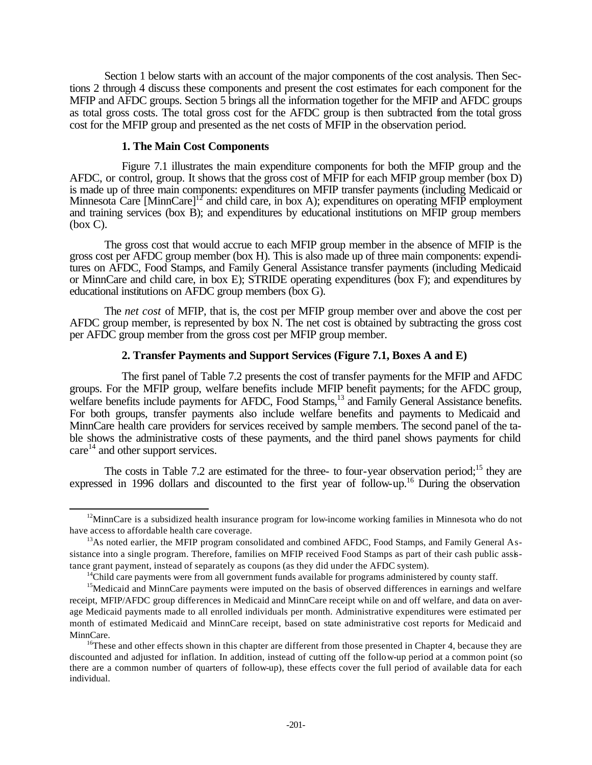Section 1 below starts with an account of the major components of the cost analysis. Then Sections 2 through 4 discuss these components and present the cost estimates for each component for the MFIP and AFDC groups. Section 5 brings all the information together for the MFIP and AFDC groups as total gross costs. The total gross cost for the AFDC group is then subtracted from the total gross cost for the MFIP group and presented as the net costs of MFIP in the observation period.

### 1. The Main Cost Components

Figure 7.1 illustrates the main expenditure components for both the MFIP group and the AFDC, or control, group. It shows that the gross cost of MFIP for each MFIP group member (box D) is made up of three main components: expenditures on MFIP transfer payments (including Medicaid or Minnesota Care [MinnCare][12] and child care, in box A); expenditures on operating MFIP employment and training services (box B); and expenditures by educational institutions on MFIP group members (box C).

The gross cost that would accrue to each MFIP group member in the absence of MFIP is the gross cost per AFDC group member (box H). This is also made up of three main components: expenditures on AFDC, Food Stamps, and Family General Assistance transfer payments (including Medicaid or MinnCare and child care, in box E); STRIDE operating expenditures (box F); and expenditures by educational institutions on AFDC group members (box G).

The *net cost* of MFIP, that is, the cost per MFIP group member over and above the cost per AFDC group member, is represented by box N. The net cost is obtained by subtracting the gross cost per AFDC group member from the gross cost per MFIP group member.

### 2. Transfer Payments and Support Services (Figure 7.1, Boxes A and E)

The first panel of Table 7.2 presents the cost of transfer payments for the MFIP and AFDC groups. For the MFIP group, welfare benefits include MFIP benefit payments; for the AFDC group, welfare benefits include payments for AFDC, Food Stamps,[13] and Family General Assistance benefits. For both groups, transfer payments also include welfare benefits and payments to Medicaid and MinnCare health care providers for services received by sample members. The second panel of the table shows the administrative costs of these payments, and the third panel shows payments for child care[14] and other support services.

The costs in Table 7.2 are estimated for the three- to four-year observation period;[15] they are expressed in 1996 dollars and discounted to the first year of follow-up.[16] During the observation

---

[12]MinnCare is a subsidized health insurance program for low-income working families in Minnesota who do not have access to affordable health care coverage.

[13]As noted earlier, the MFIP program consolidated and combined AFDC, Food Stamps, and Family General Assistance into a single program. Therefore, families on MFIP received Food Stamps as part of their cash public assistance grant payment, instead of separately as coupons (as they did under the AFDC system).

[14]Child care payments were from all government funds available for programs administered by county staff.

[15]Medicaid and MinnCare payments were imputed on the basis of observed differences in earnings and welfare receipt, MFIP/AFDC group differences in Medicaid and MinnCare receipt while on and off welfare, and data on average Medicaid payments made to all enrolled individuals per month. Administrative expenditures were estimated per month of estimated Medicaid and MinnCare receipt, based on state administrative cost reports for Medicaid and MinnCare.

[16]These and other effects shown in this chapter are different from those presented in Chapter 4, because they are discounted and adjusted for inflation. In addition, instead of cutting off the follow-up period at a common point (so there are a common number of quarters of follow-up), these effects cover the full period of available data for each individual.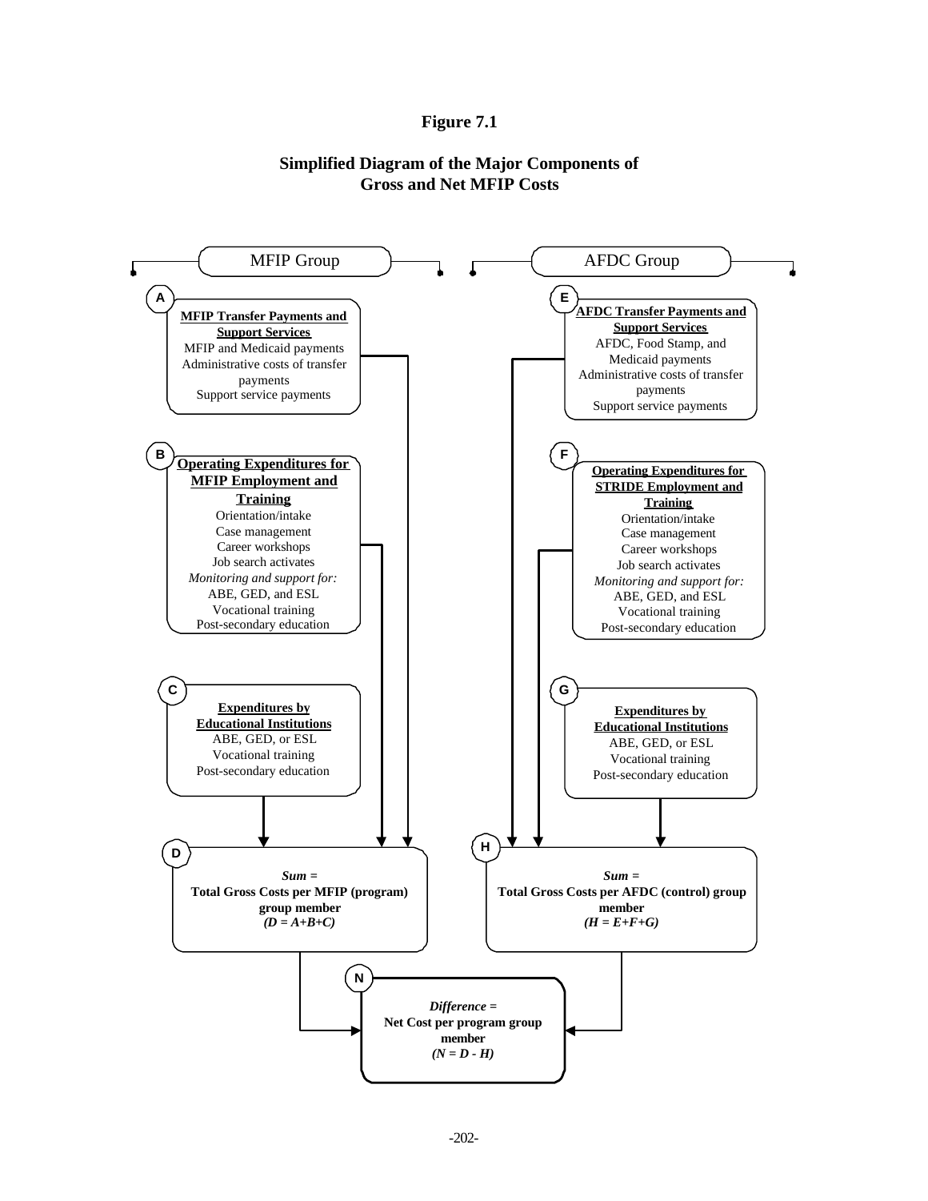# Figure 7.1

## Simplified Diagram of the Major Components of Gross and Net MFIP Costs

**MFIP Group**

**A**
**MFIP Transfer Payments and Support Services**
MFIP and Medicaid payments
Administrative costs of transfer payments
Support service payments

**B**
**Operating Expenditures for MFIP Employment and Training**
Orientation/intake
Case management
Career workshops
Job search activates
*Monitoring and support for:*
ABE, GED, and ESL
Vocational training
Post-secondary education

**C**
**Expenditures by Educational Institutions**
ABE, GED, or ESL
Vocational training
Post-secondary education

**D**
***Sum =***
**Total Gross Costs per MFIP (program) group member**
***(D = A+B+C)***

**AFDC Group**

**E**
**AFDC Transfer Payments and Support Services**
AFDC, Food Stamp, and Medicaid payments
Administrative costs of transfer payments
Support service payments

**F**
**Operating Expenditures for STRIDE Employment and Training**
Orientation/intake
Case management
Career workshops
Job search activates
*Monitoring and support for:*
ABE, GED, and ESL
Vocational training
Post-secondary education

**G**
**Expenditures by Educational Institutions**
ABE, GED, or ESL
Vocational training
Post-secondary education

**H**
***Sum =***
**Total Gross Costs per AFDC (control) group member**
***(H = E+F+G)***

**N**
***Difference =***
**Net Cost per program group member**
***(N = D - H)***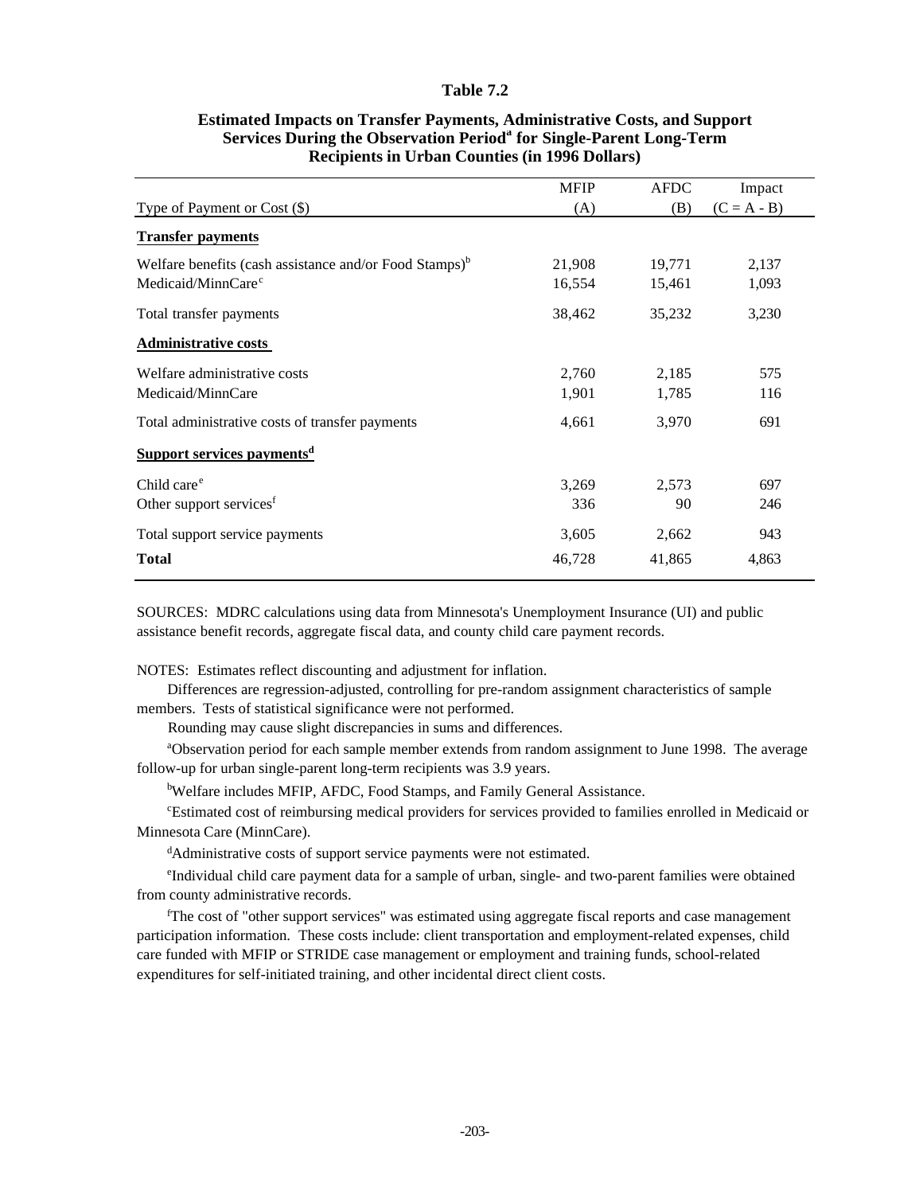**Table 7.2**

**Estimated Impacts on Transfer Payments, Administrative Costs, and Support Services During the Observation Period[a] for Single-Parent Long-Term Recipients in Urban Counties (in 1996 Dollars)**

| Type of Payment or Cost ($) | MFIP (A) | AFDC (B) | Impact (C = A - B) |
|---|---|---|---|
| **Transfer payments** | | | |
| Welfare benefits (cash assistance and/or Food Stamps)[b] | 21,908 | 19,771 | 2,137 |
| Medicaid/MinnCare[c] | 16,554 | 15,461 | 1,093 |
| Total transfer payments | 38,462 | 35,232 | 3,230 |
| **Administrative costs** | | | |
| Welfare administrative costs | 2,760 | 2,185 | 575 |
| Medicaid/MinnCare | 1,901 | 1,785 | 116 |
| Total administrative costs of transfer payments | 4,661 | 3,970 | 691 |
| **Support services payments[d]** | | | |
| Child care[e] | 3,269 | 2,573 | 697 |
| Other support services[f] | 336 | 90 | 246 |
| Total support service payments | 3,605 | 2,662 | 943 |
| **Total** | 46,728 | 41,865 | 4,863 |

SOURCES: MDRC calculations using data from Minnesota's Unemployment Insurance (UI) and public assistance benefit records, aggregate fiscal data, and county child care payment records.

NOTES: Estimates reflect discounting and adjustment for inflation.

Differences are regression-adjusted, controlling for pre-random assignment characteristics of sample members. Tests of statistical significance were not performed.

Rounding may cause slight discrepancies in sums and differences.

[a]Observation period for each sample member extends from random assignment to June 1998. The average follow-up for urban single-parent long-term recipients was 3.9 years.

[b]Welfare includes MFIP, AFDC, Food Stamps, and Family General Assistance.

[c]Estimated cost of reimbursing medical providers for services provided to families enrolled in Medicaid or Minnesota Care (MinnCare).

[d]Administrative costs of support service payments were not estimated.

[e]Individual child care payment data for a sample of urban, single- and two-parent families were obtained from county administrative records.

[f]The cost of "other support services" was estimated using aggregate fiscal reports and case management participation information. These costs include: client transportation and employment-related expenses, child care funded with MFIP or STRIDE case management or employment and training funds, school-related expenditures for self-initiated training, and other incidental direct client costs.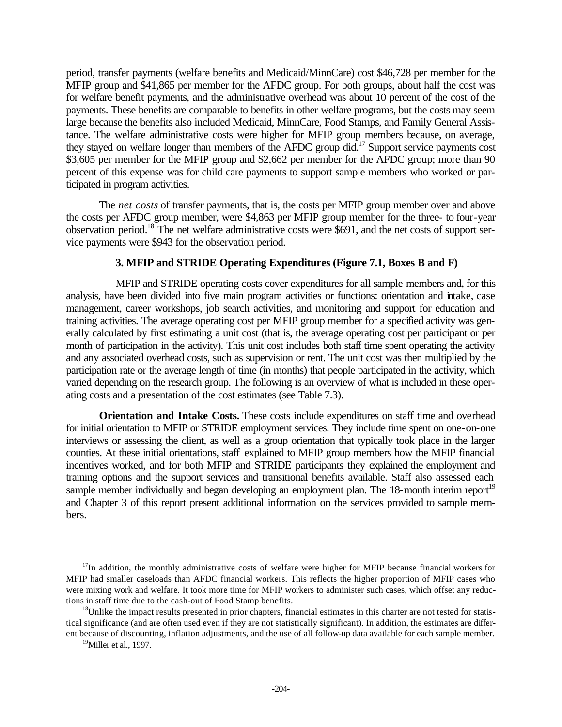period, transfer payments (welfare benefits and Medicaid/MinnCare) cost $46,728 per member for the MFIP group and $41,865 per member for the AFDC group. For both groups, about half the cost was for welfare benefit payments, and the administrative overhead was about 10 percent of the cost of the payments. These benefits are comparable to benefits in other welfare programs, but the costs may seem large because the benefits also included Medicaid, MinnCare, Food Stamps, and Family General Assistance. The welfare administrative costs were higher for MFIP group members because, on average, they stayed on welfare longer than members of the AFDC group did.[17] Support service payments cost $3,605 per member for the MFIP group and $2,662 per member for the AFDC group; more than 90 percent of this expense was for child care payments to support sample members who worked or participated in program activities.

The *net costs* of transfer payments, that is, the costs per MFIP group member over and above the costs per AFDC group member, were $4,863 per MFIP group member for the three- to four-year observation period.[18] The net welfare administrative costs were $691, and the net costs of support service payments were $943 for the observation period.

### 3. MFIP and STRIDE Operating Expenditures (Figure 7.1, Boxes B and F)

MFIP and STRIDE operating costs cover expenditures for all sample members and, for this analysis, have been divided into five main program activities or functions: orientation and intake, case management, career workshops, job search activities, and monitoring and support for education and training activities. The average operating cost per MFIP group member for a specified activity was generally calculated by first estimating a unit cost (that is, the average operating cost per participant or per month of participation in the activity). This unit cost includes both staff time spent operating the activity and any associated overhead costs, such as supervision or rent. The unit cost was then multiplied by the participation rate or the average length of time (in months) that people participated in the activity, which varied depending on the research group. The following is an overview of what is included in these operating costs and a presentation of the cost estimates (see Table 7.3).

**Orientation and Intake Costs.** These costs include expenditures on staff time and overhead for initial orientation to MFIP or STRIDE employment services. They include time spent on one-on-one interviews or assessing the client, as well as a group orientation that typically took place in the larger counties. At these initial orientations, staff explained to MFIP group members how the MFIP financial incentives worked, and for both MFIP and STRIDE participants they explained the employment and training options and the support services and transitional benefits available. Staff also assessed each sample member individually and began developing an employment plan. The 18-month interim report[19] and Chapter 3 of this report present additional information on the services provided to sample members.

[17] In addition, the monthly administrative costs of welfare were higher for MFIP because financial workers for MFIP had smaller caseloads than AFDC financial workers. This reflects the higher proportion of MFIP cases who were mixing work and welfare. It took more time for MFIP workers to administer such cases, which offset any reductions in staff time due to the cash-out of Food Stamp benefits.

[18] Unlike the impact results presented in prior chapters, financial estimates in this charter are not tested for statistical significance (and are often used even if they are not statistically significant). In addition, the estimates are different because of discounting, inflation adjustments, and the use of all follow-up data available for each sample member.

[19] Miller et al., 1997.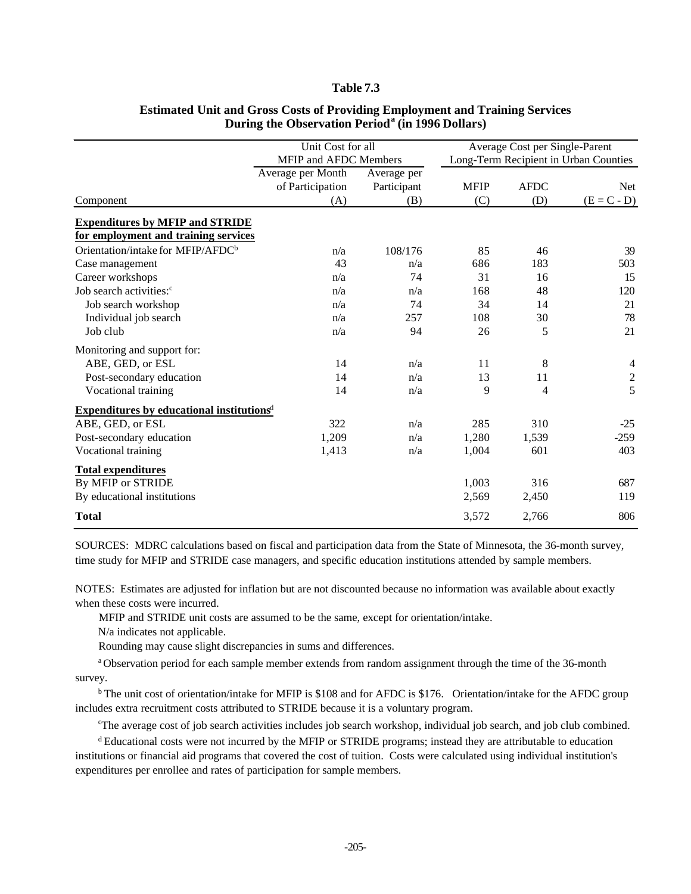**Table 7.3**

**Estimated Unit and Gross Costs of Providing Employment and Training Services During the Observation Period[a] (in 1996 Dollars)**

| | Unit Cost for all MFIP and AFDC Members | | Average Cost per Single-Parent Long-Term Recipient in Urban Counties | | |
|---|---|---|---|---|---|
| Component | Average per Month of Participation (A) | Average per Participant (B) | MFIP (C) | AFDC (D) | Net (E = C - D) |
| **Expenditures by MFIP and STRIDE for employment and training services** | | | | | |
| Orientation/intake for MFIP/AFDC[b] | n/a | 108/176 | 85 | 46 | 39 |
| Case management | 43 | n/a | 686 | 183 | 503 |
| Career workshops | n/a | 74 | 31 | 16 | 15 |
| Job search activities:[c] | n/a | n/a | 168 | 48 | 120 |
| Job search workshop | n/a | 74 | 34 | 14 | 21 |
| Individual job search | n/a | 257 | 108 | 30 | 78 |
| Job club | n/a | 94 | 26 | 5 | 21 |
| Monitoring and support for: | | | | | |
| ABE, GED, or ESL | 14 | n/a | 11 | 8 | 4 |
| Post-secondary education | 14 | n/a | 13 | 11 | 2 |
| Vocational training | 14 | n/a | 9 | 4 | 5 |
| **Expenditures by educational institutions[d]** | | | | | |
| ABE, GED, or ESL | 322 | n/a | 285 | 310 | -25 |
| Post-secondary education | 1,209 | n/a | 1,280 | 1,539 | -259 |
| Vocational training | 1,413 | n/a | 1,004 | 601 | 403 |
| **Total expenditures** | | | | | |
| By MFIP or STRIDE | | | 1,003 | 316 | 687 |
| By educational institutions | | | 2,569 | 2,450 | 119 |
| **Total** | | | 3,572 | 2,766 | 806 |

SOURCES: MDRC calculations based on fiscal and participation data from the State of Minnesota, the 36-month survey, time study for MFIP and STRIDE case managers, and specific education institutions attended by sample members.

NOTES: Estimates are adjusted for inflation but are not discounted because no information was available about exactly when these costs were incurred.

MFIP and STRIDE unit costs are assumed to be the same, except for orientation/intake.

N/a indicates not applicable.

Rounding may cause slight discrepancies in sums and differences.

[a] Observation period for each sample member extends from random assignment through the time of the 36-month survey.

[b] The unit cost of orientation/intake for MFIP is $108 and for AFDC is $176. Orientation/intake for the AFDC group includes extra recruitment costs attributed to STRIDE because it is a voluntary program.

[c] The average cost of job search activities includes job search workshop, individual job search, and job club combined.

[d] Educational costs were not incurred by the MFIP or STRIDE programs; instead they are attributable to education institutions or financial aid programs that covered the cost of tuition. Costs were calculated using individual institution's expenditures per enrollee and rates of participation for sample members.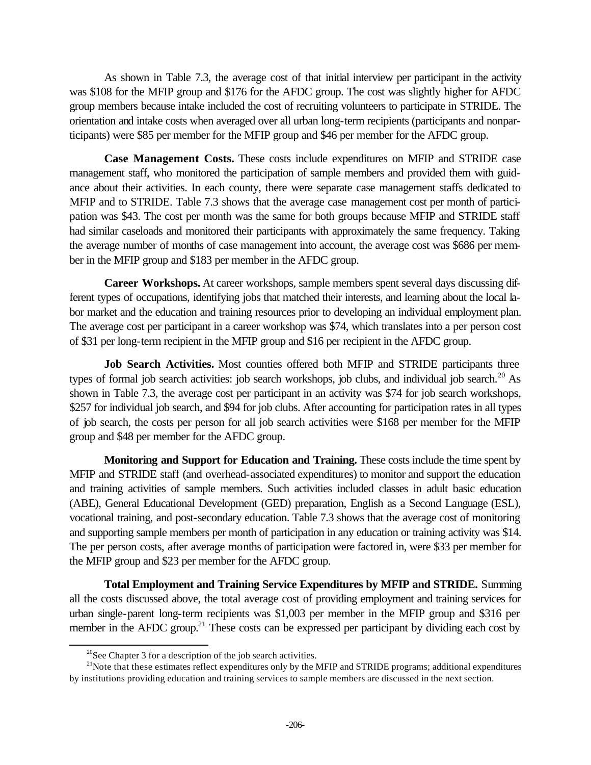As shown in Table 7.3, the average cost of that initial interview per participant in the activity was $108 for the MFIP group and $176 for the AFDC group. The cost was slightly higher for AFDC group members because intake included the cost of recruiting volunteers to participate in STRIDE. The orientation and intake costs when averaged over all urban long-term recipients (participants and nonparticipants) were $85 per member for the MFIP group and $46 per member for the AFDC group.

**Case Management Costs.** These costs include expenditures on MFIP and STRIDE case management staff, who monitored the participation of sample members and provided them with guidance about their activities. In each county, there were separate case management staffs dedicated to MFIP and to STRIDE. Table 7.3 shows that the average case management cost per month of participation was $43. The cost per month was the same for both groups because MFIP and STRIDE staff had similar caseloads and monitored their participants with approximately the same frequency. Taking the average number of months of case management into account, the average cost was $686 per member in the MFIP group and $183 per member in the AFDC group.

**Career Workshops.** At career workshops, sample members spent several days discussing different types of occupations, identifying jobs that matched their interests, and learning about the local labor market and the education and training resources prior to developing an individual employment plan. The average cost per participant in a career workshop was $74, which translates into a per person cost of $31 per long-term recipient in the MFIP group and $16 per recipient in the AFDC group.

**Job Search Activities.** Most counties offered both MFIP and STRIDE participants three types of formal job search activities: job search workshops, job clubs, and individual job search.[20] As shown in Table 7.3, the average cost per participant in an activity was $74 for job search workshops, $257 for individual job search, and $94 for job clubs. After accounting for participation rates in all types of job search, the costs per person for all job search activities were $168 per member for the MFIP group and $48 per member for the AFDC group.

**Monitoring and Support for Education and Training.** These costs include the time spent by MFIP and STRIDE staff (and overhead-associated expenditures) to monitor and support the education and training activities of sample members. Such activities included classes in adult basic education (ABE), General Educational Development (GED) preparation, English as a Second Language (ESL), vocational training, and post-secondary education. Table 7.3 shows that the average cost of monitoring and supporting sample members per month of participation in any education or training activity was $14. The per person costs, after average months of participation were factored in, were $33 per member for the MFIP group and $23 per member for the AFDC group.

**Total Employment and Training Service Expenditures by MFIP and STRIDE.** Summing all the costs discussed above, the total average cost of providing employment and training services for urban single-parent long-term recipients was $1,003 per member in the MFIP group and $316 per member in the AFDC group.[21] These costs can be expressed per participant by dividing each cost by

---

[20] See Chapter 3 for a description of the job search activities.

[21] Note that these estimates reflect expenditures only by the MFIP and STRIDE programs; additional expenditures by institutions providing education and training services to sample members are discussed in the next section.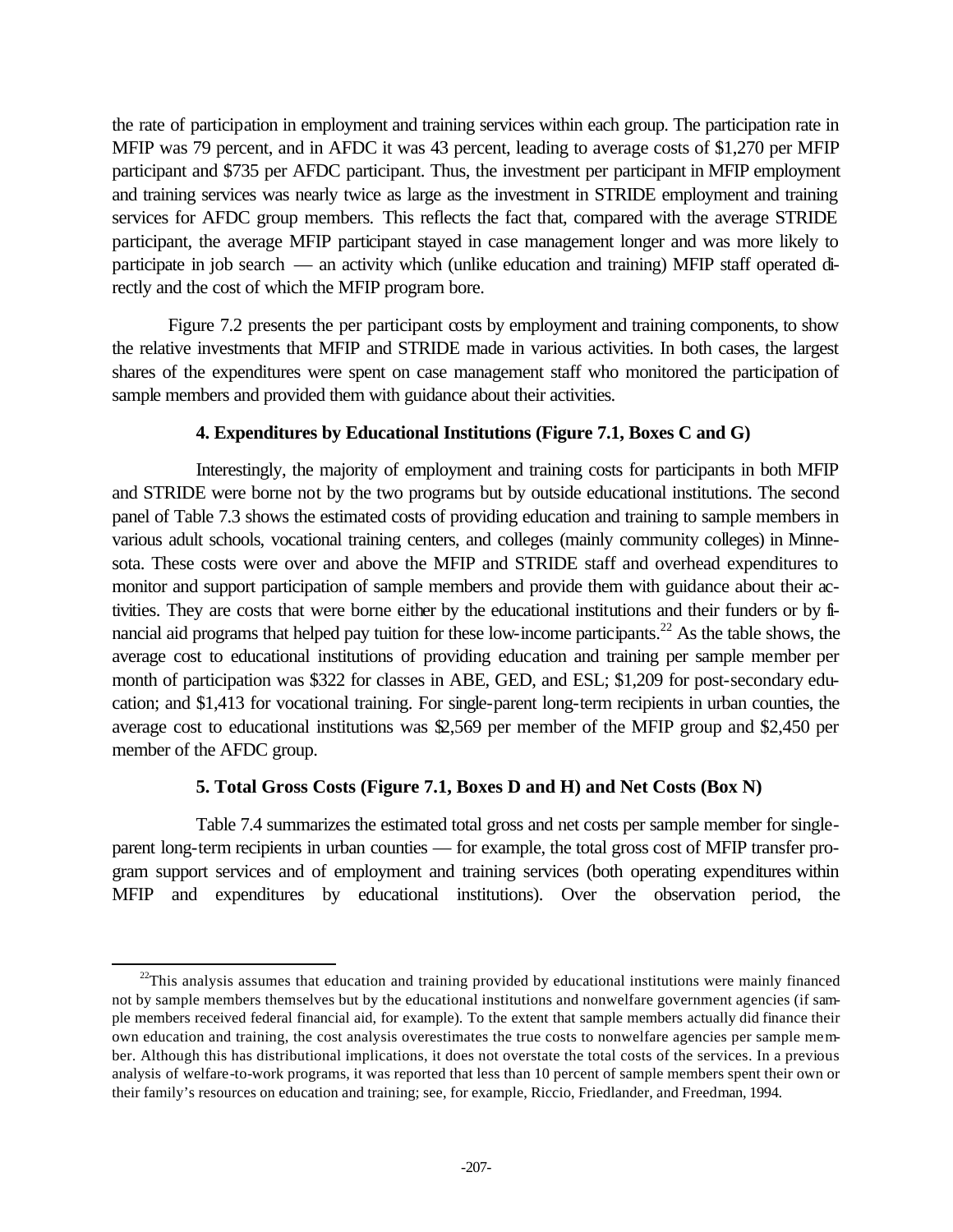the rate of participation in employment and training services within each group. The participation rate in MFIP was 79 percent, and in AFDC it was 43 percent, leading to average costs of $1,270 per MFIP participant and $735 per AFDC participant. Thus, the investment per participant in MFIP employment and training services was nearly twice as large as the investment in STRIDE employment and training services for AFDC group members. This reflects the fact that, compared with the average STRIDE participant, the average MFIP participant stayed in case management longer and was more likely to participate in job search — an activity which (unlike education and training) MFIP staff operated directly and the cost of which the MFIP program bore.

Figure 7.2 presents the per participant costs by employment and training components, to show the relative investments that MFIP and STRIDE made in various activities. In both cases, the largest shares of the expenditures were spent on case management staff who monitored the participation of sample members and provided them with guidance about their activities.

#### 4. Expenditures by Educational Institutions (Figure 7.1, Boxes C and G)

Interestingly, the majority of employment and training costs for participants in both MFIP and STRIDE were borne not by the two programs but by outside educational institutions. The second panel of Table 7.3 shows the estimated costs of providing education and training to sample members in various adult schools, vocational training centers, and colleges (mainly community colleges) in Minnesota. These costs were over and above the MFIP and STRIDE staff and overhead expenditures to monitor and support participation of sample members and provide them with guidance about their activities. They are costs that were borne either by the educational institutions and their funders or by financial aid programs that helped pay tuition for these low-income participants.[22] As the table shows, the average cost to educational institutions of providing education and training per sample member per month of participation was $322 for classes in ABE, GED, and ESL; $1,209 for post-secondary education; and $1,413 for vocational training. For single-parent long-term recipients in urban counties, the average cost to educational institutions was $2,569 per member of the MFIP group and $2,450 per member of the AFDC group.

#### 5. Total Gross Costs (Figure 7.1, Boxes D and H) and Net Costs (Box N)

Table 7.4 summarizes the estimated total gross and net costs per sample member for single-parent long-term recipients in urban counties — for example, the total gross cost of MFIP transfer program support services and of employment and training services (both operating expenditures within MFIP and expenditures by educational institutions). Over the observation period, the

---

[22]This analysis assumes that education and training provided by educational institutions were mainly financed not by sample members themselves but by the educational institutions and nonwelfare government agencies (if sample members received federal financial aid, for example). To the extent that sample members actually did finance their own education and training, the cost analysis overestimates the true costs to nonwelfare agencies per sample member. Although this has distributional implications, it does not overstate the total costs of the services. In a previous analysis of welfare-to-work programs, it was reported that less than 10 percent of sample members spent their own or their family's resources on education and training; see, for example, Riccio, Friedlander, and Freedman, 1994.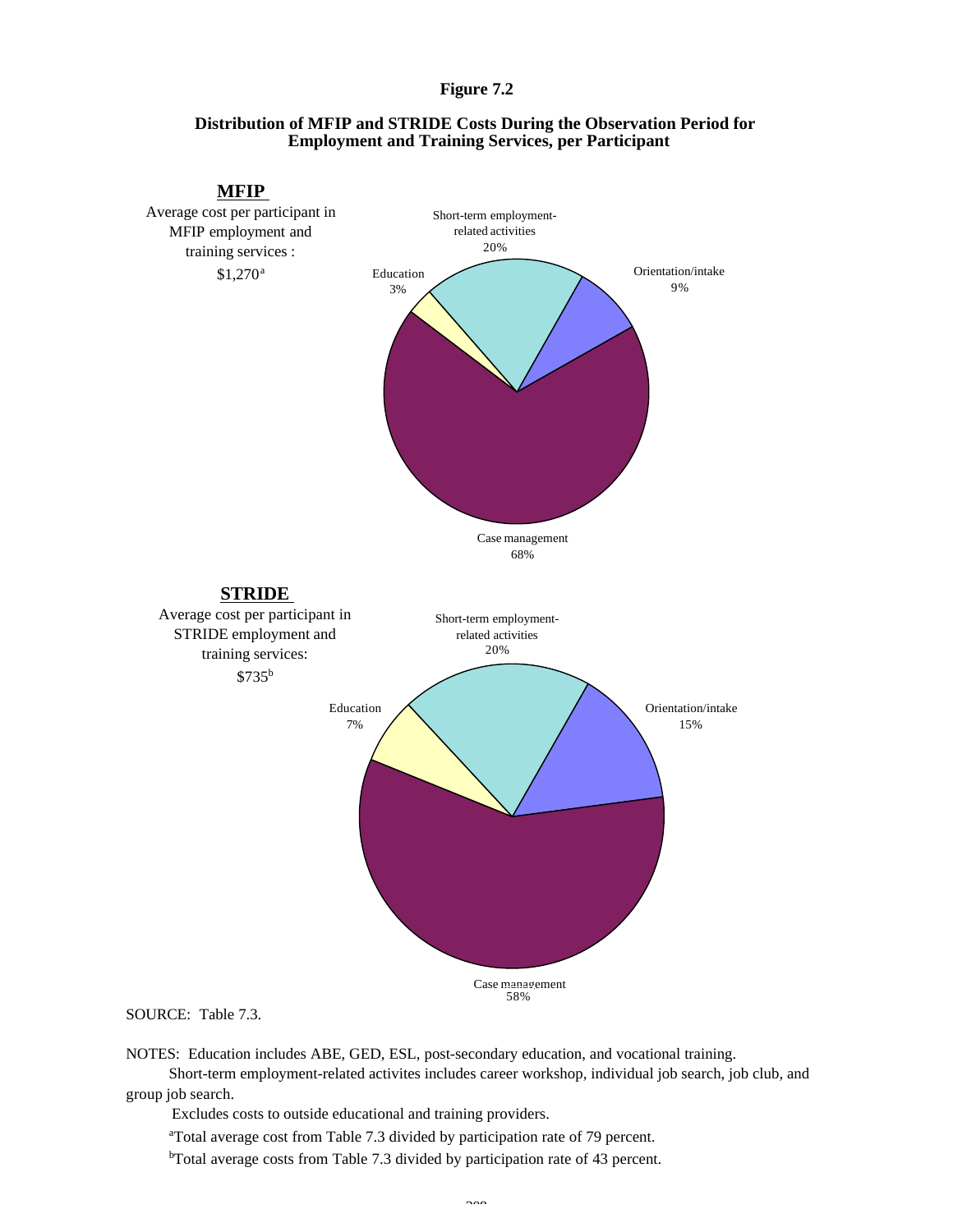**Figure 7.2**

**Distribution of MFIP and STRIDE Costs During the Observation Period for Employment and Training Services, per Participant**

**MFIP**

Average cost per participant in MFIP employment and training services : $1,270[a]

Short-term employment-related activities 20%

Orientation/intake 9%

Education 3%

Case management 68%

**STRIDE**

Average cost per participant in STRIDE employment and training services: $735[b]

Short-term employment-related activities 20%

Orientation/intake 15%

Education 7%

Case management 58%

SOURCE: Table 7.3.

NOTES: Education includes ABE, GED, ESL, post-secondary education, and vocational training.

Short-term employment-related activites includes career workshop, individual job search, job club, and group job search.

Excludes costs to outside educational and training providers.

[a]Total average cost from Table 7.3 divided by participation rate of 79 percent.

[b]Total average costs from Table 7.3 divided by participation rate of 43 percent.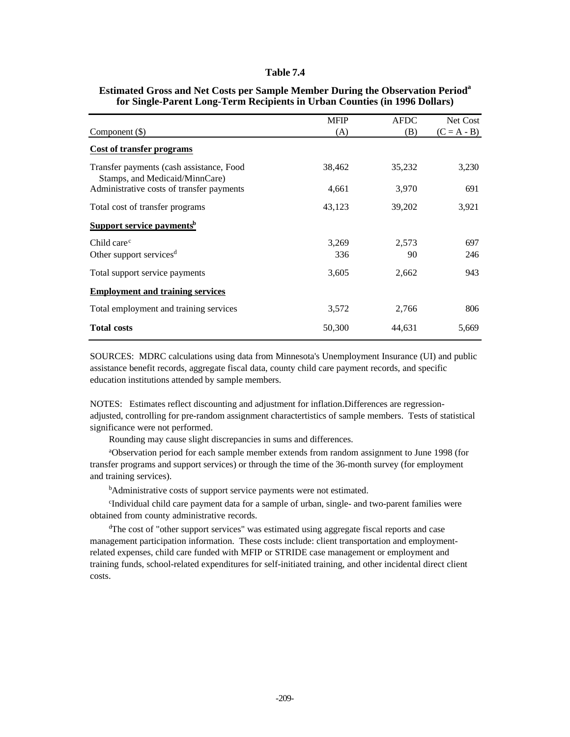**Table 7.4**

**Estimated Gross and Net Costs per Sample Member During the Observation Period[a] for Single-Parent Long-Term Recipients in Urban Counties (in 1996 Dollars)**

| Component ($) | MFIP (A) | AFDC (B) | Net Cost (C = A - B) |
|---|---|---|---|
| **Cost of transfer programs** | | | |
| Transfer payments (cash assistance, Food Stamps, and Medicaid/MinnCare) | 38,462 | 35,232 | 3,230 |
| Administrative costs of transfer payments | 4,661 | 3,970 | 691 |
| Total cost of transfer programs | 43,123 | 39,202 | 3,921 |
| **Support service payments[b]** | | | |
| Child care[c] | 3,269 | 2,573 | 697 |
| Other support services[d] | 336 | 90 | 246 |
| Total support service payments | 3,605 | 2,662 | 943 |
| **Employment and training services** | | | |
| Total employment and training services | 3,572 | 2,766 | 806 |
| **Total costs** | 50,300 | 44,631 | 5,669 |

SOURCES: MDRC calculations using data from Minnesota's Unemployment Insurance (UI) and public assistance benefit records, aggregate fiscal data, county child care payment records, and specific education institutions attended by sample members.

NOTES: Estimates reflect discounting and adjustment for inflation.Differences are regression-adjusted, controlling for pre-random assignment charactertistics of sample members. Tests of statistical significance were not performed.

Rounding may cause slight discrepancies in sums and differences.

[a]Observation period for each sample member extends from random assignment to June 1998 (for transfer programs and support services) or through the time of the 36-month survey (for employment and training services).

[b]Administrative costs of support service payments were not estimated.

[c]Individual child care payment data for a sample of urban, single- and two-parent families were obtained from county administrative records.

[d]The cost of "other support services" was estimated using aggregate fiscal reports and case management participation information. These costs include: client transportation and employment-related expenses, child care funded with MFIP or STRIDE case management or employment and training funds, school-related expenditures for self-initiated training, and other incidental direct client costs.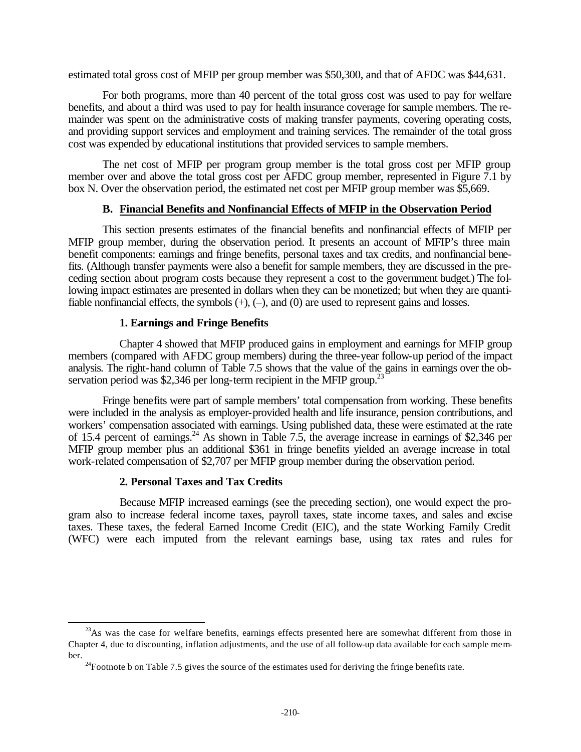estimated total gross cost of MFIP per group member was $50,300, and that of AFDC was $44,631.

For both programs, more than 40 percent of the total gross cost was used to pay for welfare benefits, and about a third was used to pay for health insurance coverage for sample members. The remainder was spent on the administrative costs of making transfer payments, covering operating costs, and providing support services and employment and training services. The remainder of the total gross cost was expended by educational institutions that provided services to sample members.

The net cost of MFIP per program group member is the total gross cost per MFIP group member over and above the total gross cost per AFDC group member, represented in Figure 7.1 by box N. Over the observation period, the estimated net cost per MFIP group member was $5,669.

### B. Financial Benefits and Nonfinancial Effects of MFIP in the Observation Period

This section presents estimates of the financial benefits and nonfinancial effects of MFIP per MFIP group member, during the observation period. It presents an account of MFIP's three main benefit components: earnings and fringe benefits, personal taxes and tax credits, and nonfinancial benefits. (Although transfer payments were also a benefit for sample members, they are discussed in the preceding section about program costs because they represent a cost to the government budget.) The following impact estimates are presented in dollars when they can be monetized; but when they are quantifiable nonfinancial effects, the symbols (+), (–), and (0) are used to represent gains and losses.

#### 1. Earnings and Fringe Benefits

Chapter 4 showed that MFIP produced gains in employment and earnings for MFIP group members (compared with AFDC group members) during the three-year follow-up period of the impact analysis. The right-hand column of Table 7.5 shows that the value of the gains in earnings over the observation period was $2,346 per long-term recipient in the MFIP group.[23]

Fringe benefits were part of sample members' total compensation from working. These benefits were included in the analysis as employer-provided health and life insurance, pension contributions, and workers' compensation associated with earnings. Using published data, these were estimated at the rate of 15.4 percent of earnings.[24] As shown in Table 7.5, the average increase in earnings of $2,346 per MFIP group member plus an additional $361 in fringe benefits yielded an average increase in total work-related compensation of $2,707 per MFIP group member during the observation period.

#### 2. Personal Taxes and Tax Credits

Because MFIP increased earnings (see the preceding section), one would expect the program also to increase federal income taxes, payroll taxes, state income taxes, and sales and excise taxes. These taxes, the federal Earned Income Credit (EIC), and the state Working Family Credit (WFC) were each imputed from the relevant earnings base, using tax rates and rules for

---

[23]As was the case for welfare benefits, earnings effects presented here are somewhat different from those in Chapter 4, due to discounting, inflation adjustments, and the use of all follow-up data available for each sample member.

[24]Footnote b on Table 7.5 gives the source of the estimates used for deriving the fringe benefits rate.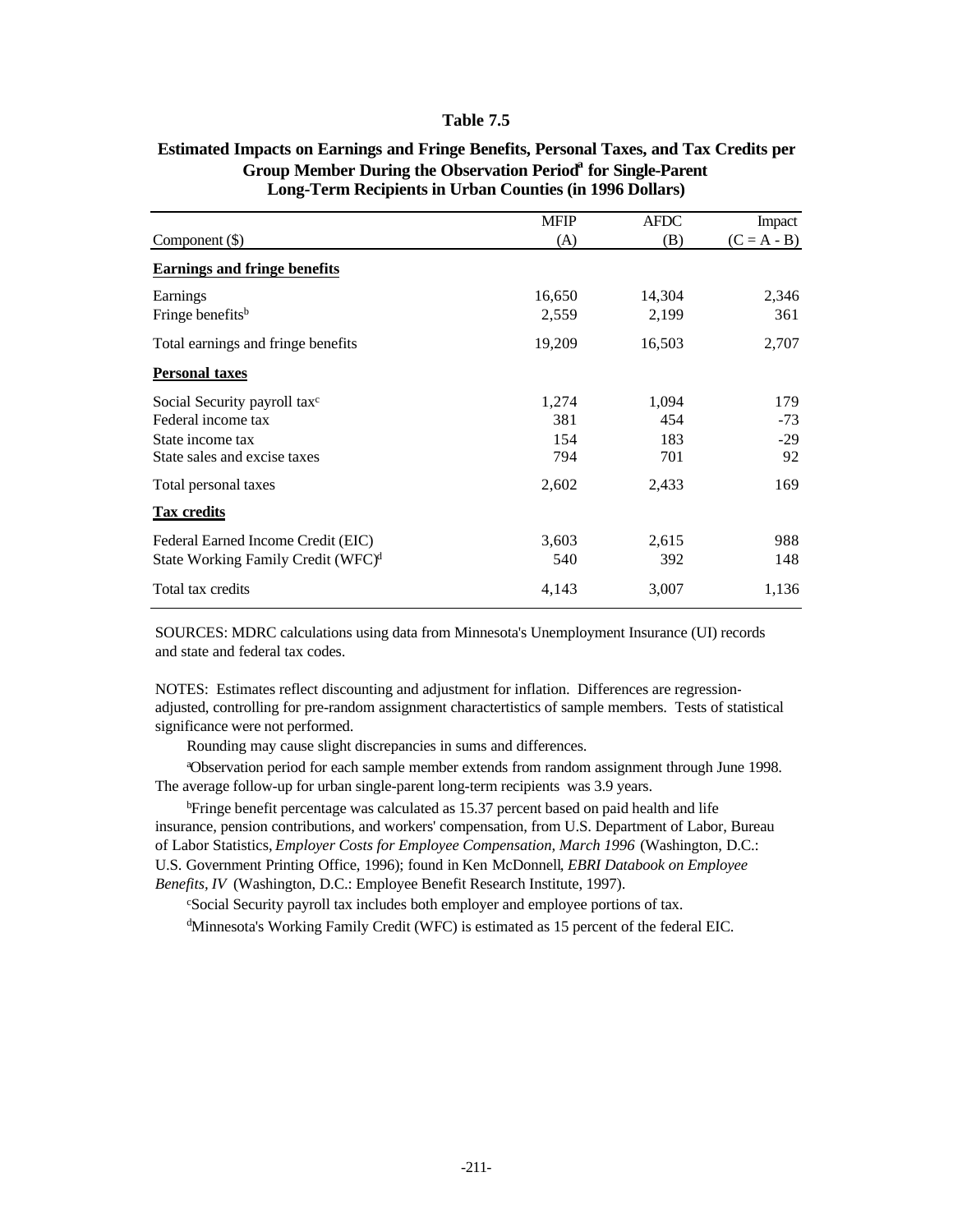**Table 7.5**

**Estimated Impacts on Earnings and Fringe Benefits, Personal Taxes, and Tax Credits per Group Member During the Observation Period[a] for Single-Parent Long-Term Recipients in Urban Counties (in 1996 Dollars)**

| Component ($) | MFIP (A) | AFDC (B) | Impact (C = A - B) |
|---|---|---|---|
| **Earnings and fringe benefits** | | | |
| Earnings | 16,650 | 14,304 | 2,346 |
| Fringe benefits[b] | 2,559 | 2,199 | 361 |
| Total earnings and fringe benefits | 19,209 | 16,503 | 2,707 |
| **Personal taxes** | | | |
| Social Security payroll tax[c] | 1,274 | 1,094 | 179 |
| Federal income tax | 381 | 454 | -73 |
| State income tax | 154 | 183 | -29 |
| State sales and excise taxes | 794 | 701 | 92 |
| Total personal taxes | 2,602 | 2,433 | 169 |
| **Tax credits** | | | |
| Federal Earned Income Credit (EIC) | 3,603 | 2,615 | 988 |
| State Working Family Credit (WFC)[d] | 540 | 392 | 148 |
| Total tax credits | 4,143 | 3,007 | 1,136 |

SOURCES: MDRC calculations using data from Minnesota's Unemployment Insurance (UI) records and state and federal tax codes.

NOTES: Estimates reflect discounting and adjustment for inflation. Differences are regression-adjusted, controlling for pre-random assignment charactertistics of sample members. Tests of statistical significance were not performed.

Rounding may cause slight discrepancies in sums and differences.

[a]Observation period for each sample member extends from random assignment through June 1998. The average follow-up for urban single-parent long-term recipients was 3.9 years.

[b]Fringe benefit percentage was calculated as 15.37 percent based on paid health and life insurance, pension contributions, and workers' compensation, from U.S. Department of Labor, Bureau of Labor Statistics, *Employer Costs for Employee Compensation, March 1996* (Washington, D.C.: U.S. Government Printing Office, 1996); found in Ken McDonnell, *EBRI Databook on Employee Benefits, IV* (Washington, D.C.: Employee Benefit Research Institute, 1997).

[c]Social Security payroll tax includes both employer and employee portions of tax.

[d]Minnesota's Working Family Credit (WFC) is estimated as 15 percent of the federal EIC.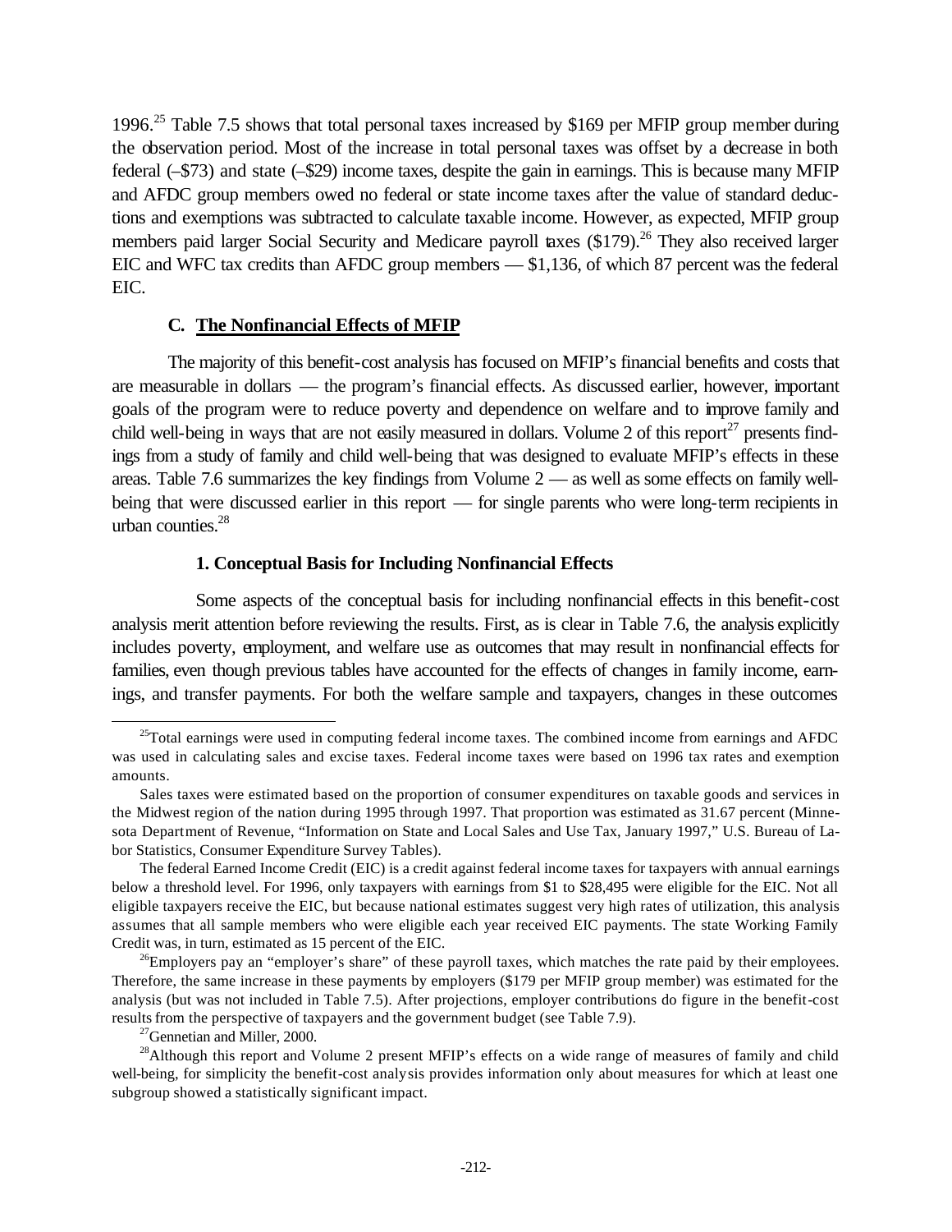1996.[25] Table 7.5 shows that total personal taxes increased by $169 per MFIP group member during the observation period. Most of the increase in total personal taxes was offset by a decrease in both federal (–$73) and state (–$29) income taxes, despite the gain in earnings. This is because many MFIP and AFDC group members owed no federal or state income taxes after the value of standard deductions and exemptions was subtracted to calculate taxable income. However, as expected, MFIP group members paid larger Social Security and Medicare payroll taxes ($179).[26] They also received larger EIC and WFC tax credits than AFDC group members — $1,136, of which 87 percent was the federal EIC.

### C. The Nonfinancial Effects of MFIP

The majority of this benefit-cost analysis has focused on MFIP's financial benefits and costs that are measurable in dollars — the program's financial effects. As discussed earlier, however, important goals of the program were to reduce poverty and dependence on welfare and to improve family and child well-being in ways that are not easily measured in dollars. Volume 2 of this report[27] presents findings from a study of family and child well-being that was designed to evaluate MFIP's effects in these areas. Table 7.6 summarizes the key findings from Volume 2 — as well as some effects on family well-being that were discussed earlier in this report — for single parents who were long-term recipients in urban counties.[28]

#### 1. Conceptual Basis for Including Nonfinancial Effects

Some aspects of the conceptual basis for including nonfinancial effects in this benefit-cost analysis merit attention before reviewing the results. First, as is clear in Table 7.6, the analysis explicitly includes poverty, employment, and welfare use as outcomes that may result in nonfinancial effects for families, even though previous tables have accounted for the effects of changes in family income, earnings, and transfer payments. For both the welfare sample and taxpayers, changes in these outcomes

---

[25]Total earnings were used in computing federal income taxes. The combined income from earnings and AFDC was used in calculating sales and excise taxes. Federal income taxes were based on 1996 tax rates and exemption amounts.

Sales taxes were estimated based on the proportion of consumer expenditures on taxable goods and services in the Midwest region of the nation during 1995 through 1997. That proportion was estimated as 31.67 percent (Minnesota Department of Revenue, "Information on State and Local Sales and Use Tax, January 1997," U.S. Bureau of Labor Statistics, Consumer Expenditure Survey Tables).

The federal Earned Income Credit (EIC) is a credit against federal income taxes for taxpayers with annual earnings below a threshold level. For 1996, only taxpayers with earnings from $1 to $28,495 were eligible for the EIC. Not all eligible taxpayers receive the EIC, but because national estimates suggest very high rates of utilization, this analysis assumes that all sample members who were eligible each year received EIC payments. The state Working Family Credit was, in turn, estimated as 15 percent of the EIC.

[26]Employers pay an "employer's share" of these payroll taxes, which matches the rate paid by their employees. Therefore, the same increase in these payments by employers ($179 per MFIP group member) was estimated for the analysis (but was not included in Table 7.5). After projections, employer contributions do figure in the benefit-cost results from the perspective of taxpayers and the government budget (see Table 7.9).

[27]Gennetian and Miller, 2000.

[28]Although this report and Volume 2 present MFIP's effects on a wide range of measures of family and child well-being, for simplicity the benefit-cost analysis provides information only about measures for which at least one subgroup showed a statistically significant impact.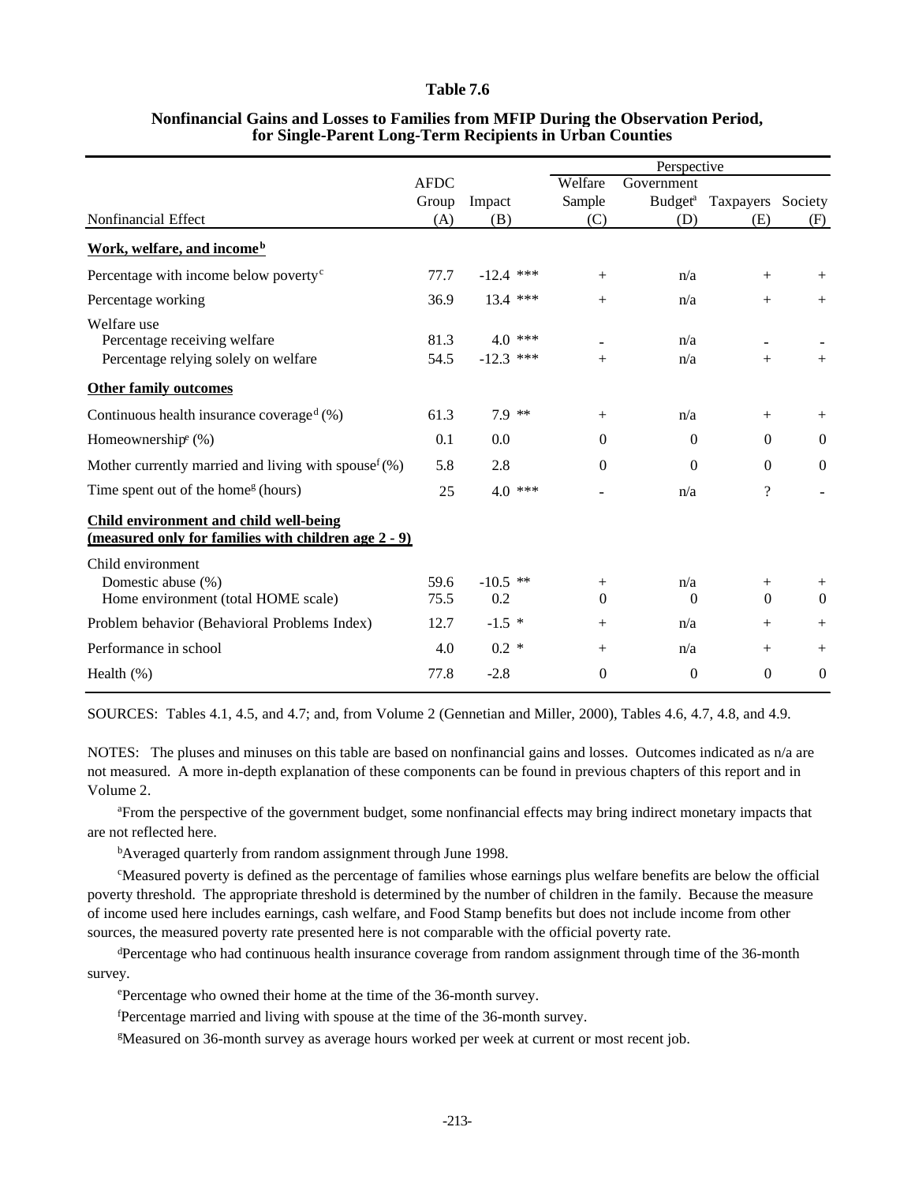**Table 7.6**

**Nonfinancial Gains and Losses to Families from MFIP During the Observation Period, for Single-Parent Long-Term Recipients in Urban Counties**

| | | | Perspective | | | |
|---|---|---|---|---|---|---|
| Nonfinancial Effect | AFDC Group (A) | Impact (B) | Welfare Sample (C) | Government Budget[a] (D) | Taxpayers (E) | Society (F) |
| **Work, welfare, and income[b]** | | | | | | |
| Percentage with income below poverty[c] | 77.7 | -12.4 *** | + | n/a | + | + |
| Percentage working | 36.9 | 13.4 *** | + | n/a | + | + |
| Welfare use | | | | | | |
| Percentage receiving welfare | 81.3 | 4.0 *** | - | n/a | - | - |
| Percentage relying solely on welfare | 54.5 | -12.3 *** | + | n/a | + | + |
| **Other family outcomes** | | | | | | |
| Continuous health insurance coverage[d] (%) | 61.3 | 7.9 ** | + | n/a | + | + |
| Homeownership[e] (%) | 0.1 | 0.0 | 0 | 0 | 0 | 0 |
| Mother currently married and living with spouse[f] (%) | 5.8 | 2.8 | 0 | 0 | 0 | 0 |
| Time spent out of the home[g] (hours) | 25 | 4.0 *** | - | n/a | ? | - |
| **Child environment and child well-being (measured only for families with children age 2 - 9)** | | | | | | |
| Child environment | | | | | | |
| Domestic abuse (%) | 59.6 | -10.5 ** | + | n/a | + | + |
| Home environment (total HOME scale) | 75.5 | 0.2 | 0 | 0 | 0 | 0 |
| Problem behavior (Behavioral Problems Index) | 12.7 | -1.5 * | + | n/a | + | + |
| Performance in school | 4.0 | 0.2 * | + | n/a | + | + |
| Health (%) | 77.8 | -2.8 | 0 | 0 | 0 | 0 |

SOURCES: Tables 4.1, 4.5, and 4.7; and, from Volume 2 (Gennetian and Miller, 2000), Tables 4.6, 4.7, 4.8, and 4.9.

NOTES: The pluses and minuses on this table are based on nonfinancial gains and losses. Outcomes indicated as n/a are not measured. A more in-depth explanation of these components can be found in previous chapters of this report and in Volume 2.

[a]From the perspective of the government budget, some nonfinancial effects may bring indirect monetary impacts that are not reflected here.

[b]Averaged quarterly from random assignment through June 1998.

[c]Measured poverty is defined as the percentage of families whose earnings plus welfare benefits are below the official poverty threshold. The appropriate threshold is determined by the number of children in the family. Because the measure of income used here includes earnings, cash welfare, and Food Stamp benefits but does not include income from other sources, the measured poverty rate presented here is not comparable with the official poverty rate.

[d]Percentage who had continuous health insurance coverage from random assignment through time of the 36-month survey.

[e]Percentage who owned their home at the time of the 36-month survey.

[f]Percentage married and living with spouse at the time of the 36-month survey.

[g]Measured on 36-month survey as average hours worked per week at current or most recent job.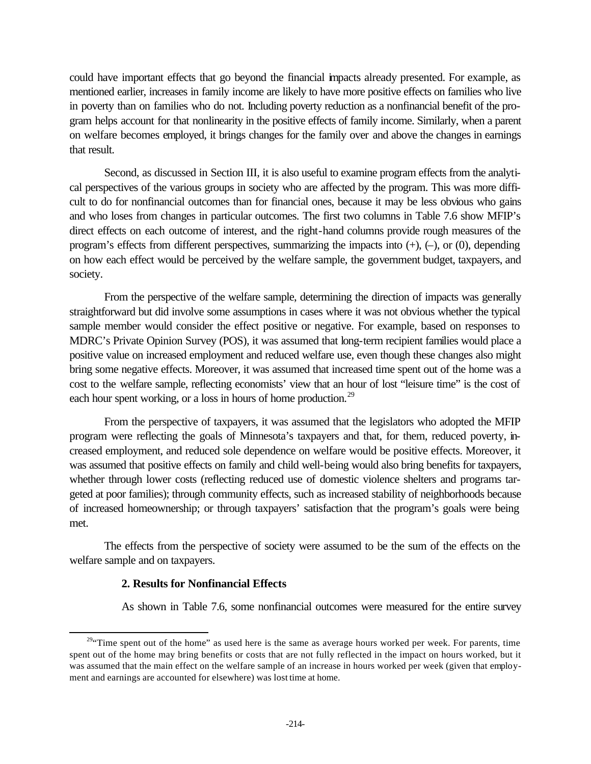could have important effects that go beyond the financial impacts already presented. For example, as mentioned earlier, increases in family income are likely to have more positive effects on families who live in poverty than on families who do not. Including poverty reduction as a nonfinancial benefit of the program helps account for that nonlinearity in the positive effects of family income. Similarly, when a parent on welfare becomes employed, it brings changes for the family over and above the changes in earnings that result.

Second, as discussed in Section III, it is also useful to examine program effects from the analytical perspectives of the various groups in society who are affected by the program. This was more difficult to do for nonfinancial outcomes than for financial ones, because it may be less obvious who gains and who loses from changes in particular outcomes. The first two columns in Table 7.6 show MFIP's direct effects on each outcome of interest, and the right-hand columns provide rough measures of the program's effects from different perspectives, summarizing the impacts into (+), (–), or (0), depending on how each effect would be perceived by the welfare sample, the government budget, taxpayers, and society.

From the perspective of the welfare sample, determining the direction of impacts was generally straightforward but did involve some assumptions in cases where it was not obvious whether the typical sample member would consider the effect positive or negative. For example, based on responses to MDRC's Private Opinion Survey (POS), it was assumed that long-term recipient families would place a positive value on increased employment and reduced welfare use, even though these changes also might bring some negative effects. Moreover, it was assumed that increased time spent out of the home was a cost to the welfare sample, reflecting economists' view that an hour of lost "leisure time" is the cost of each hour spent working, or a loss in hours of home production.[29]

From the perspective of taxpayers, it was assumed that the legislators who adopted the MFIP program were reflecting the goals of Minnesota's taxpayers and that, for them, reduced poverty, increased employment, and reduced sole dependence on welfare would be positive effects. Moreover, it was assumed that positive effects on family and child well-being would also bring benefits for taxpayers, whether through lower costs (reflecting reduced use of domestic violence shelters and programs targeted at poor families); through community effects, such as increased stability of neighborhoods because of increased homeownership; or through taxpayers' satisfaction that the program's goals were being met.

The effects from the perspective of society were assumed to be the sum of the effects on the welfare sample and on taxpayers.

### 2. Results for Nonfinancial Effects

As shown in Table 7.6, some nonfinancial outcomes were measured for the entire survey

---

[29]"Time spent out of the home" as used here is the same as average hours worked per week. For parents, time spent out of the home may bring benefits or costs that are not fully reflected in the impact on hours worked, but it was assumed that the main effect on the welfare sample of an increase in hours worked per week (given that employment and earnings are accounted for elsewhere) was lost time at home.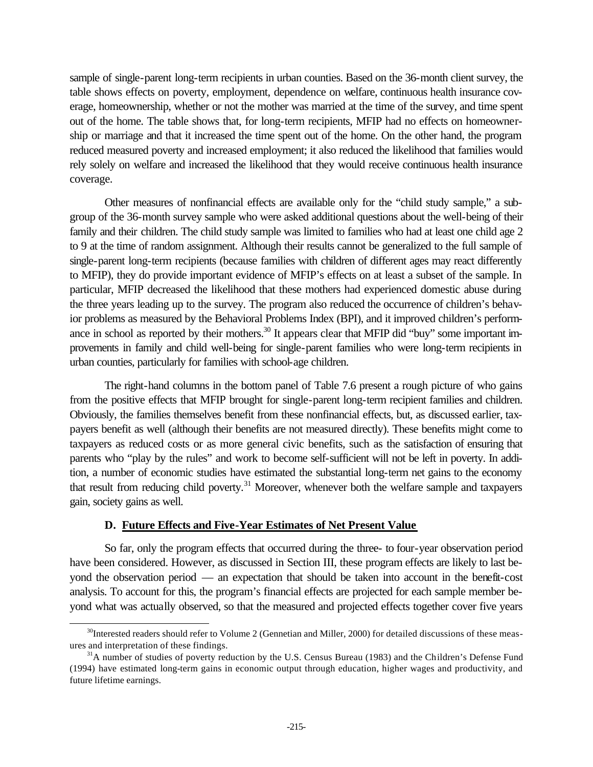sample of single-parent long-term recipients in urban counties. Based on the 36-month client survey, the table shows effects on poverty, employment, dependence on welfare, continuous health insurance coverage, homeownership, whether or not the mother was married at the time of the survey, and time spent out of the home. The table shows that, for long-term recipients, MFIP had no effects on homeownership or marriage and that it increased the time spent out of the home. On the other hand, the program reduced measured poverty and increased employment; it also reduced the likelihood that families would rely solely on welfare and increased the likelihood that they would receive continuous health insurance coverage.

Other measures of nonfinancial effects are available only for the "child study sample," a subgroup of the 36-month survey sample who were asked additional questions about the well-being of their family and their children. The child study sample was limited to families who had at least one child age 2 to 9 at the time of random assignment. Although their results cannot be generalized to the full sample of single-parent long-term recipients (because families with children of different ages may react differently to MFIP), they do provide important evidence of MFIP's effects on at least a subset of the sample. In particular, MFIP decreased the likelihood that these mothers had experienced domestic abuse during the three years leading up to the survey. The program also reduced the occurrence of children's behavior problems as measured by the Behavioral Problems Index (BPI), and it improved children's performance in school as reported by their mothers.[30] It appears clear that MFIP did "buy" some important improvements in family and child well-being for single-parent families who were long-term recipients in urban counties, particularly for families with school-age children.

The right-hand columns in the bottom panel of Table 7.6 present a rough picture of who gains from the positive effects that MFIP brought for single-parent long-term recipient families and children. Obviously, the families themselves benefit from these nonfinancial effects, but, as discussed earlier, taxpayers benefit as well (although their benefits are not measured directly). These benefits might come to taxpayers as reduced costs or as more general civic benefits, such as the satisfaction of ensuring that parents who "play by the rules" and work to become self-sufficient will not be left in poverty. In addition, a number of economic studies have estimated the substantial long-term net gains to the economy that result from reducing child poverty.[31] Moreover, whenever both the welfare sample and taxpayers gain, society gains as well.

### D. Future Effects and Five-Year Estimates of Net Present Value

So far, only the program effects that occurred during the three- to four-year observation period have been considered. However, as discussed in Section III, these program effects are likely to last beyond the observation period — an expectation that should be taken into account in the benefit-cost analysis. To account for this, the program's financial effects are projected for each sample member beyond what was actually observed, so that the measured and projected effects together cover five years

---

[30] Interested readers should refer to Volume 2 (Gennetian and Miller, 2000) for detailed discussions of these measures and interpretation of these findings.

[31] A number of studies of poverty reduction by the U.S. Census Bureau (1983) and the Children's Defense Fund (1994) have estimated long-term gains in economic output through education, higher wages and productivity, and future lifetime earnings.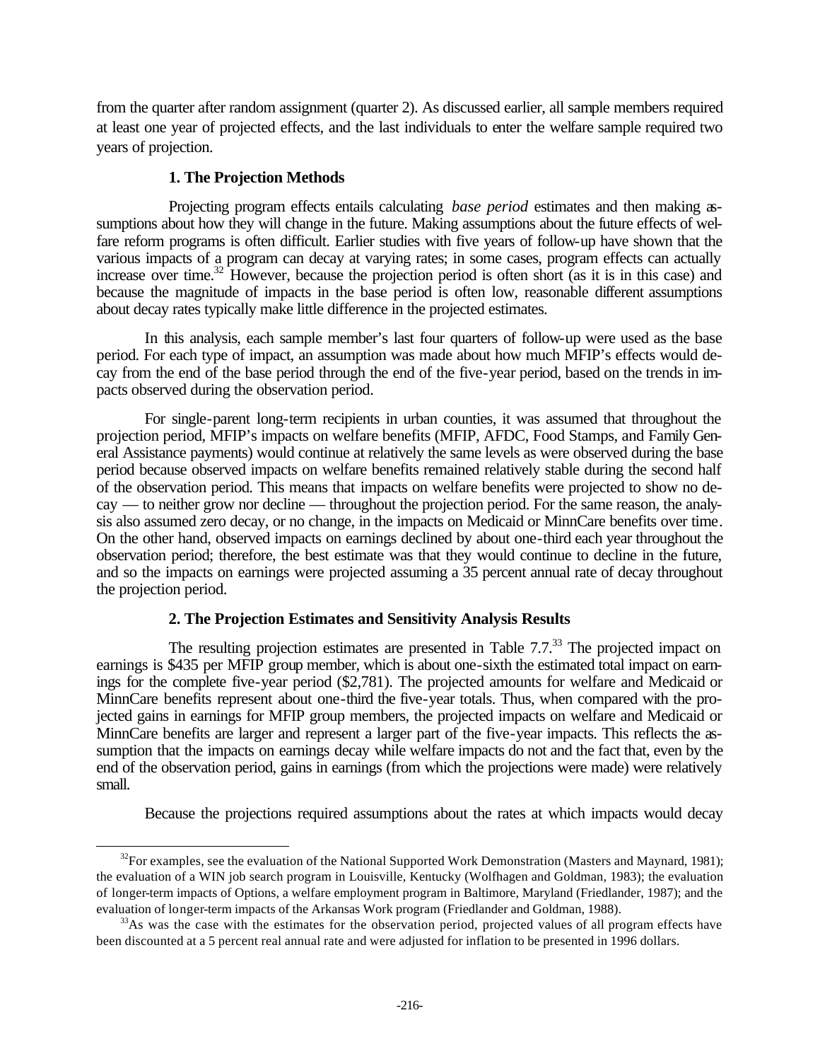from the quarter after random assignment (quarter 2). As discussed earlier, all sample members required at least one year of projected effects, and the last individuals to enter the welfare sample required two years of projection.

### 1. The Projection Methods

Projecting program effects entails calculating *base period* estimates and then making assumptions about how they will change in the future. Making assumptions about the future effects of welfare reform programs is often difficult. Earlier studies with five years of follow-up have shown that the various impacts of a program can decay at varying rates; in some cases, program effects can actually increase over time.[32] However, because the projection period is often short (as it is in this case) and because the magnitude of impacts in the base period is often low, reasonable different assumptions about decay rates typically make little difference in the projected estimates.

In this analysis, each sample member's last four quarters of follow-up were used as the base period. For each type of impact, an assumption was made about how much MFIP's effects would decay from the end of the base period through the end of the five-year period, based on the trends in impacts observed during the observation period.

For single-parent long-term recipients in urban counties, it was assumed that throughout the projection period, MFIP's impacts on welfare benefits (MFIP, AFDC, Food Stamps, and Family General Assistance payments) would continue at relatively the same levels as were observed during the base period because observed impacts on welfare benefits remained relatively stable during the second half of the observation period. This means that impacts on welfare benefits were projected to show no decay — to neither grow nor decline — throughout the projection period. For the same reason, the analysis also assumed zero decay, or no change, in the impacts on Medicaid or MinnCare benefits over time. On the other hand, observed impacts on earnings declined by about one-third each year throughout the observation period; therefore, the best estimate was that they would continue to decline in the future, and so the impacts on earnings were projected assuming a 35 percent annual rate of decay throughout the projection period.

### 2. The Projection Estimates and Sensitivity Analysis Results

The resulting projection estimates are presented in Table 7.7.[33] The projected impact on earnings is $435 per MFIP group member, which is about one-sixth the estimated total impact on earnings for the complete five-year period ($2,781). The projected amounts for welfare and Medicaid or MinnCare benefits represent about one-third the five-year totals. Thus, when compared with the projected gains in earnings for MFIP group members, the projected impacts on welfare and Medicaid or MinnCare benefits are larger and represent a larger part of the five-year impacts. This reflects the assumption that the impacts on earnings decay while welfare impacts do not and the fact that, even by the end of the observation period, gains in earnings (from which the projections were made) were relatively small.

Because the projections required assumptions about the rates at which impacts would decay

---

[32] For examples, see the evaluation of the National Supported Work Demonstration (Masters and Maynard, 1981); the evaluation of a WIN job search program in Louisville, Kentucky (Wolfhagen and Goldman, 1983); the evaluation of longer-term impacts of Options, a welfare employment program in Baltimore, Maryland (Friedlander, 1987); and the evaluation of longer-term impacts of the Arkansas Work program (Friedlander and Goldman, 1988).

[33] As was the case with the estimates for the observation period, projected values of all program effects have been discounted at a 5 percent real annual rate and were adjusted for inflation to be presented in 1996 dollars.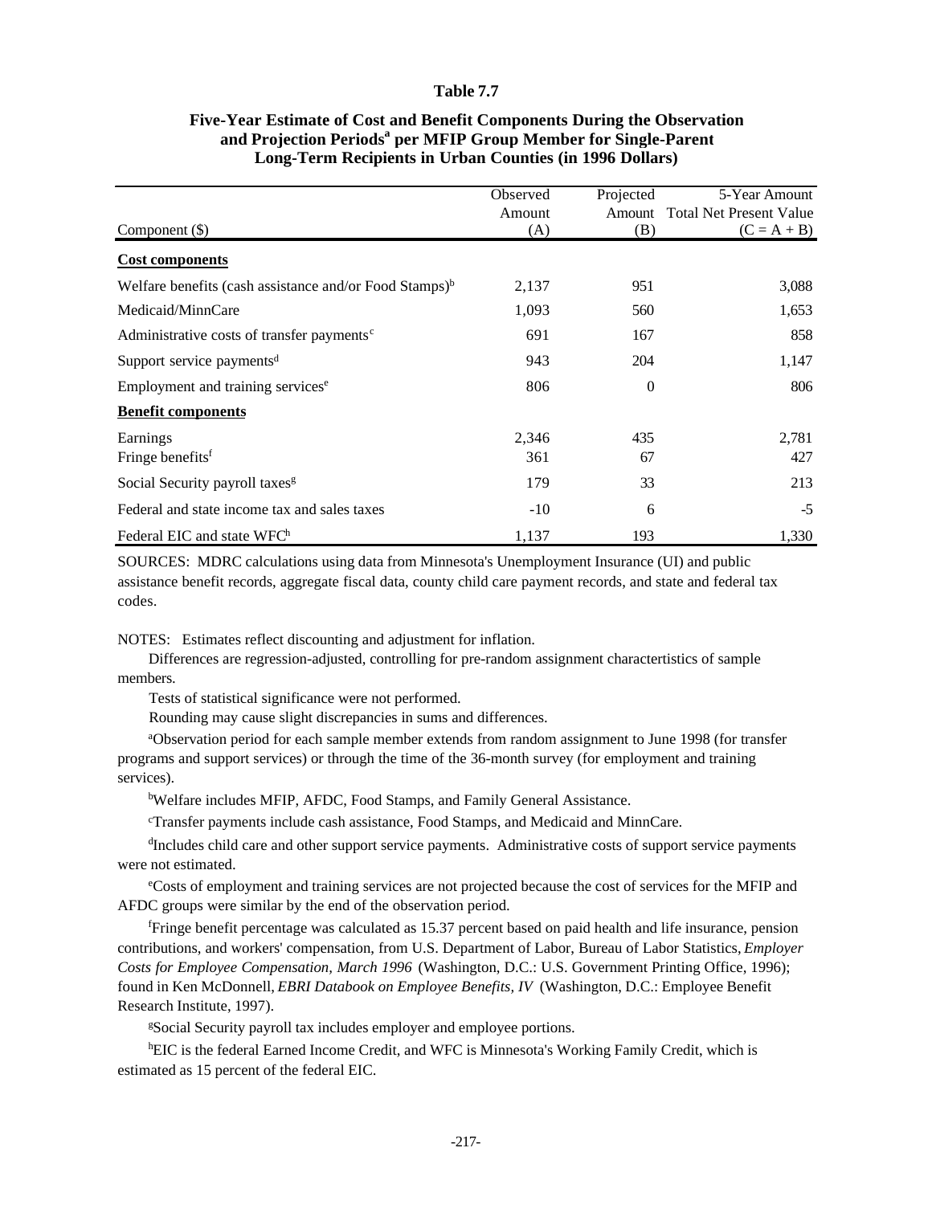**Table 7.7**

**Five-Year Estimate of Cost and Benefit Components During the Observation and Projection Periods[a] per MFIP Group Member for Single-Parent Long-Term Recipients in Urban Counties (in 1996 Dollars)**

| Component ($) | Observed Amount (A) | Projected Amount (B) | 5-Year Amount Total Net Present Value (C = A + B) |
|---|---|---|---|
| **Cost components** | | | |
| Welfare benefits (cash assistance and/or Food Stamps)[b] | 2,137 | 951 | 3,088 |
| Medicaid/MinnCare | 1,093 | 560 | 1,653 |
| Administrative costs of transfer payments[c] | 691 | 167 | 858 |
| Support service payments[d] | 943 | 204 | 1,147 |
| Employment and training services[e] | 806 | 0 | 806 |
| **Benefit components** | | | |
| Earnings | 2,346 | 435 | 2,781 |
| Fringe benefits[f] | 361 | 67 | 427 |
| Social Security payroll taxes[g] | 179 | 33 | 213 |
| Federal and state income tax and sales taxes | -10 | 6 | -5 |
| Federal EIC and state WFC[h] | 1,137 | 193 | 1,330 |

SOURCES: MDRC calculations using data from Minnesota's Unemployment Insurance (UI) and public assistance benefit records, aggregate fiscal data, county child care payment records, and state and federal tax codes.

NOTES: Estimates reflect discounting and adjustment for inflation.

Differences are regression-adjusted, controlling for pre-random assignment charactertistics of sample members.

Tests of statistical significance were not performed.

Rounding may cause slight discrepancies in sums and differences.

[a]Observation period for each sample member extends from random assignment to June 1998 (for transfer programs and support services) or through the time of the 36-month survey (for employment and training services).

[b]Welfare includes MFIP, AFDC, Food Stamps, and Family General Assistance.

[c]Transfer payments include cash assistance, Food Stamps, and Medicaid and MinnCare.

[d]Includes child care and other support service payments. Administrative costs of support service payments were not estimated.

[e]Costs of employment and training services are not projected because the cost of services for the MFIP and AFDC groups were similar by the end of the observation period.

[f]Fringe benefit percentage was calculated as 15.37 percent based on paid health and life insurance, pension contributions, and workers' compensation, from U.S. Department of Labor, Bureau of Labor Statistics, *Employer Costs for Employee Compensation, March 1996* (Washington, D.C.: U.S. Government Printing Office, 1996); found in Ken McDonnell, *EBRI Databook on Employee Benefits, IV* (Washington, D.C.: Employee Benefit Research Institute, 1997).

[g]Social Security payroll tax includes employer and employee portions.

[h]EIC is the federal Earned Income Credit, and WFC is Minnesota's Working Family Credit, which is estimated as 15 percent of the federal EIC.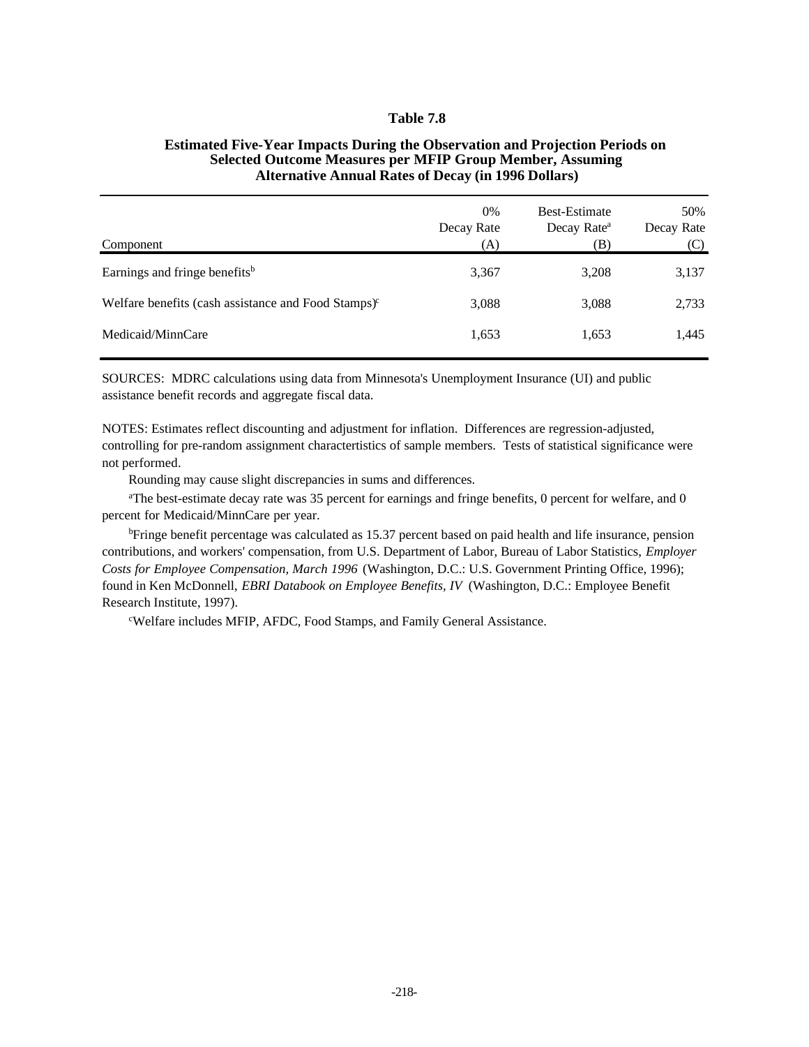## Table 7.8

**Estimated Five-Year Impacts During the Observation and Projection Periods on Selected Outcome Measures per MFIP Group Member, Assuming Alternative Annual Rates of Decay (in 1996 Dollars)**

| Component | 0% Decay Rate (A) | Best-Estimate Decay Rate[a] (B) | 50% Decay Rate (C) |
|---|---|---|---|
| Earnings and fringe benefits[b] | 3,367 | 3,208 | 3,137 |
| Welfare benefits (cash assistance and Food Stamps)[c] | 3,088 | 3,088 | 2,733 |
| Medicaid/MinnCare | 1,653 | 1,653 | 1,445 |

SOURCES: MDRC calculations using data from Minnesota's Unemployment Insurance (UI) and public assistance benefit records and aggregate fiscal data.

NOTES: Estimates reflect discounting and adjustment for inflation. Differences are regression-adjusted, controlling for pre-random assignment charactertistics of sample members. Tests of statistical significance were not performed.

Rounding may cause slight discrepancies in sums and differences.

[a]The best-estimate decay rate was 35 percent for earnings and fringe benefits, 0 percent for welfare, and 0 percent for Medicaid/MinnCare per year.

[b]Fringe benefit percentage was calculated as 15.37 percent based on paid health and life insurance, pension contributions, and workers' compensation, from U.S. Department of Labor, Bureau of Labor Statistics, *Employer Costs for Employee Compensation, March 1996* (Washington, D.C.: U.S. Government Printing Office, 1996); found in Ken McDonnell, *EBRI Databook on Employee Benefits, IV* (Washington, D.C.: Employee Benefit Research Institute, 1997).

[c]Welfare includes MFIP, AFDC, Food Stamps, and Family General Assistance.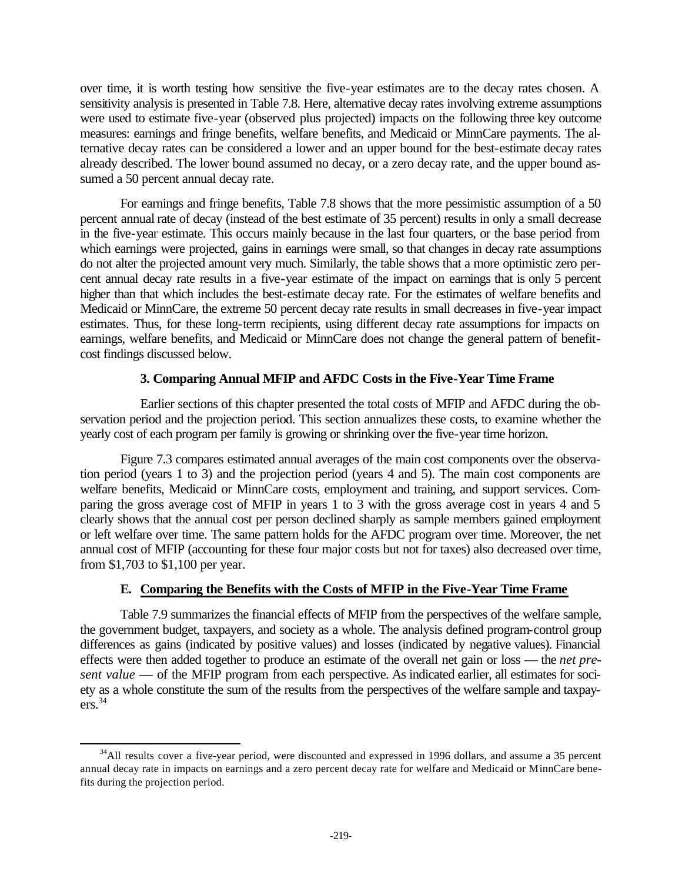over time, it is worth testing how sensitive the five-year estimates are to the decay rates chosen. A sensitivity analysis is presented in Table 7.8. Here, alternative decay rates involving extreme assumptions were used to estimate five-year (observed plus projected) impacts on the following three key outcome measures: earnings and fringe benefits, welfare benefits, and Medicaid or MinnCare payments. The alternative decay rates can be considered a lower and an upper bound for the best-estimate decay rates already described. The lower bound assumed no decay, or a zero decay rate, and the upper bound assumed a 50 percent annual decay rate.

For earnings and fringe benefits, Table 7.8 shows that the more pessimistic assumption of a 50 percent annual rate of decay (instead of the best estimate of 35 percent) results in only a small decrease in the five-year estimate. This occurs mainly because in the last four quarters, or the base period from which earnings were projected, gains in earnings were small, so that changes in decay rate assumptions do not alter the projected amount very much. Similarly, the table shows that a more optimistic zero percent annual decay rate results in a five-year estimate of the impact on earnings that is only 5 percent higher than that which includes the best-estimate decay rate. For the estimates of welfare benefits and Medicaid or MinnCare, the extreme 50 percent decay rate results in small decreases in five-year impact estimates. Thus, for these long-term recipients, using different decay rate assumptions for impacts on earnings, welfare benefits, and Medicaid or MinnCare does not change the general pattern of benefit-cost findings discussed below.

### 3. Comparing Annual MFIP and AFDC Costs in the Five-Year Time Frame

Earlier sections of this chapter presented the total costs of MFIP and AFDC during the observation period and the projection period. This section annualizes these costs, to examine whether the yearly cost of each program per family is growing or shrinking over the five-year time horizon.

Figure 7.3 compares estimated annual averages of the main cost components over the observation period (years 1 to 3) and the projection period (years 4 and 5). The main cost components are welfare benefits, Medicaid or MinnCare costs, employment and training, and support services. Comparing the gross average cost of MFIP in years 1 to 3 with the gross average cost in years 4 and 5 clearly shows that the annual cost per person declined sharply as sample members gained employment or left welfare over time. The same pattern holds for the AFDC program over time. Moreover, the net annual cost of MFIP (accounting for these four major costs but not for taxes) also decreased over time, from $1,703 to $1,100 per year.

## E. Comparing the Benefits with the Costs of MFIP in the Five-Year Time Frame

Table 7.9 summarizes the financial effects of MFIP from the perspectives of the welfare sample, the government budget, taxpayers, and society as a whole. The analysis defined program-control group differences as gains (indicated by positive values) and losses (indicated by negative values). Financial effects were then added together to produce an estimate of the overall net gain or loss — the *net present value* — of the MFIP program from each perspective. As indicated earlier, all estimates for society as a whole constitute the sum of the results from the perspectives of the welfare sample and taxpayers.[34]

---

[34]All results cover a five-year period, were discounted and expressed in 1996 dollars, and assume a 35 percent annual decay rate in impacts on earnings and a zero percent decay rate for welfare and Medicaid or MinnCare benefits during the projection period.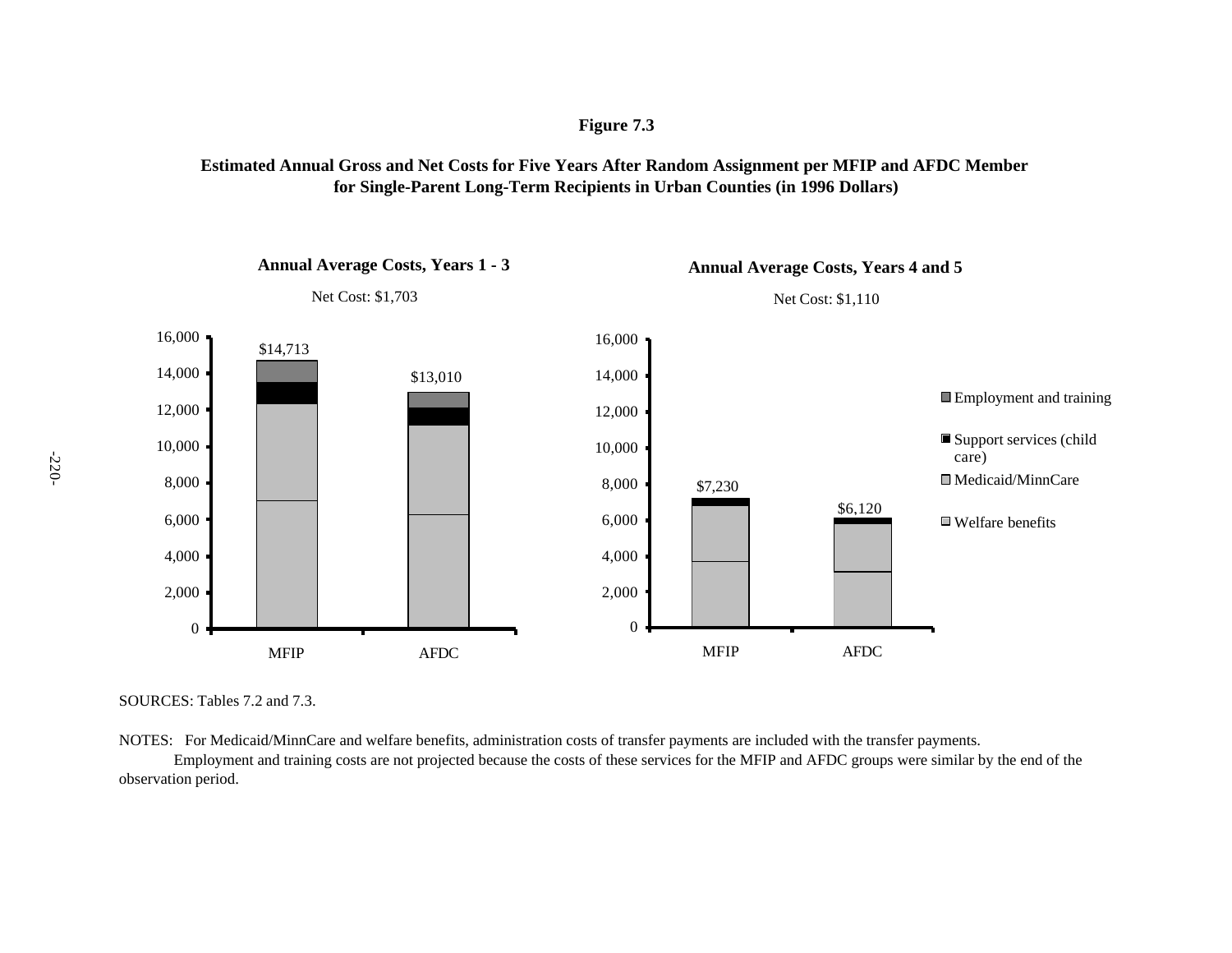**Figure 7.3**

**Estimated Annual Gross and Net Costs for Five Years After Random Assignment per MFIP and AFDC Member for Single-Parent Long-Term Recipients in Urban Counties (in 1996 Dollars)**

**Annual Average Costs, Years 1 - 3**

Net Cost: $1,703

MFIP: $14,713
AFDC: $13,010

**Annual Average Costs, Years 4 and 5**

Net Cost: $1,110

MFIP: $7,230
AFDC: $6,120

Legend: Employment and training; Support services (child care); Medicaid/MinnCare; Welfare benefits

SOURCES: Tables 7.2 and 7.3.

NOTES: For Medicaid/MinnCare and welfare benefits, administration costs of transfer payments are included with the transfer payments.

Employment and training costs are not projected because the costs of these services for the MFIP and AFDC groups were similar by the end of the observation period.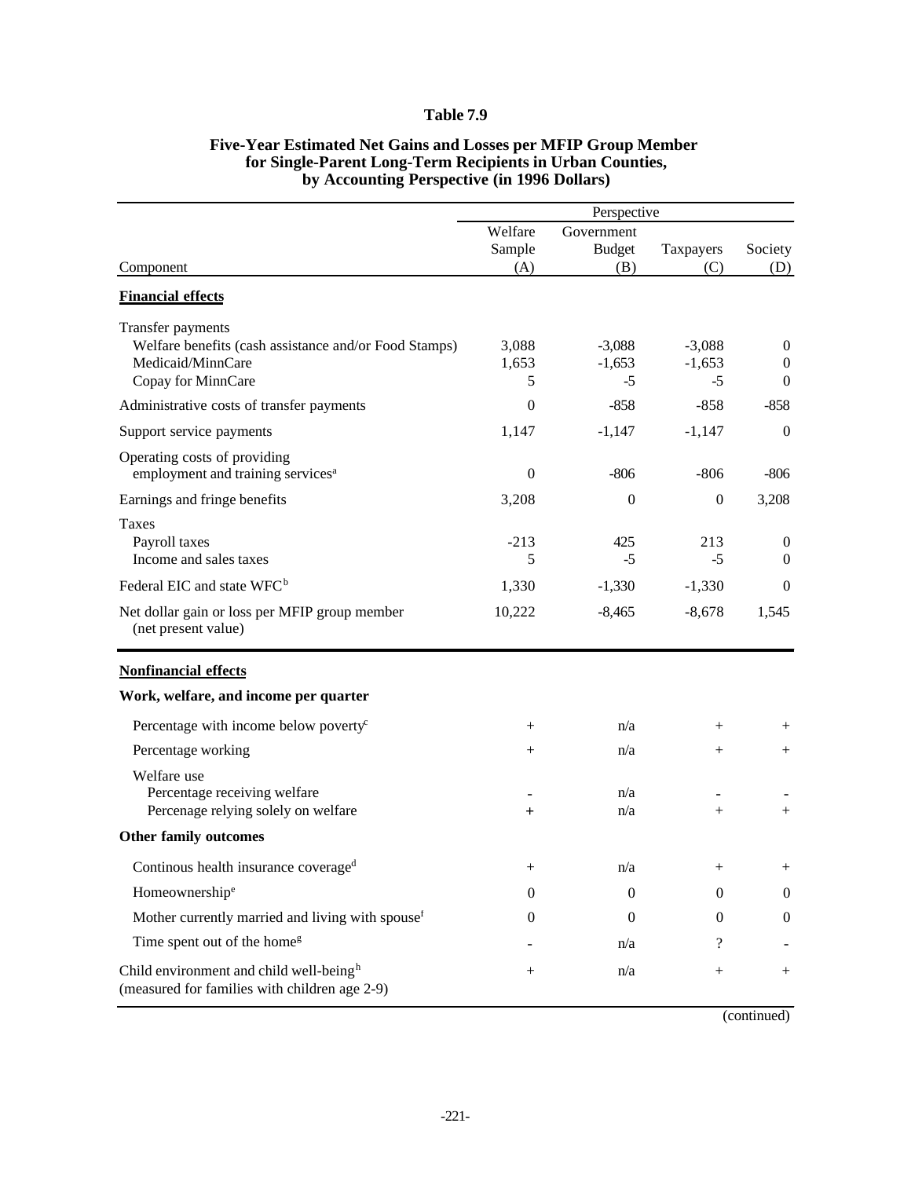**Table 7.9**

**Five-Year Estimated Net Gains and Losses per MFIP Group Member for Single-Parent Long-Term Recipients in Urban Counties, by Accounting Perspective (in 1996 Dollars)**

| | Perspective | | | |
|---|---|---|---|---|
| Component | Welfare Sample (A) | Government Budget (B) | Taxpayers (C) | Society (D) |
| **Financial effects** | | | | |
| Transfer payments | | | | |
| Welfare benefits (cash assistance and/or Food Stamps) | 3,088 | -3,088 | -3,088 | 0 |
| Medicaid/MinnCare | 1,653 | -1,653 | -1,653 | 0 |
| Copay for MinnCare | 5 | -5 | -5 | 0 |
| Administrative costs of transfer payments | 0 | -858 | -858 | -858 |
| Support service payments | 1,147 | -1,147 | -1,147 | 0 |
| Operating costs of providing employment and training services[a] | 0 | -806 | -806 | -806 |
| Earnings and fringe benefits | 3,208 | 0 | 0 | 3,208 |
| Taxes | | | | |
| Payroll taxes | -213 | 425 | 213 | 0 |
| Income and sales taxes | 5 | -5 | -5 | 0 |
| Federal EIC and state WFC[b] | 1,330 | -1,330 | -1,330 | 0 |
| Net dollar gain or loss per MFIP group member (net present value) | 10,222 | -8,465 | -8,678 | 1,545 |
| **Nonfinancial effects** | | | | |
| **Work, welfare, and income per quarter** | | | | |
| Percentage with income below poverty[c] | + | n/a | + | + |
| Percentage working | + | n/a | + | + |
| Welfare use | | | | |
| Percentage receiving welfare | - | n/a | - | - |
| Percenage relying solely on welfare | + | n/a | + | + |
| **Other family outcomes** | | | | |
| Continous health insurance coverage[d] | + | n/a | + | + |
| Homeownership[e] | 0 | 0 | 0 | 0 |
| Mother currently married and living with spouse[f] | 0 | 0 | 0 | 0 |
| Time spent out of the home[g] | - | n/a | ? | - |
| Child environment and child well-being[h] (measured for families with children age 2-9) | + | n/a | + | + |

(continued)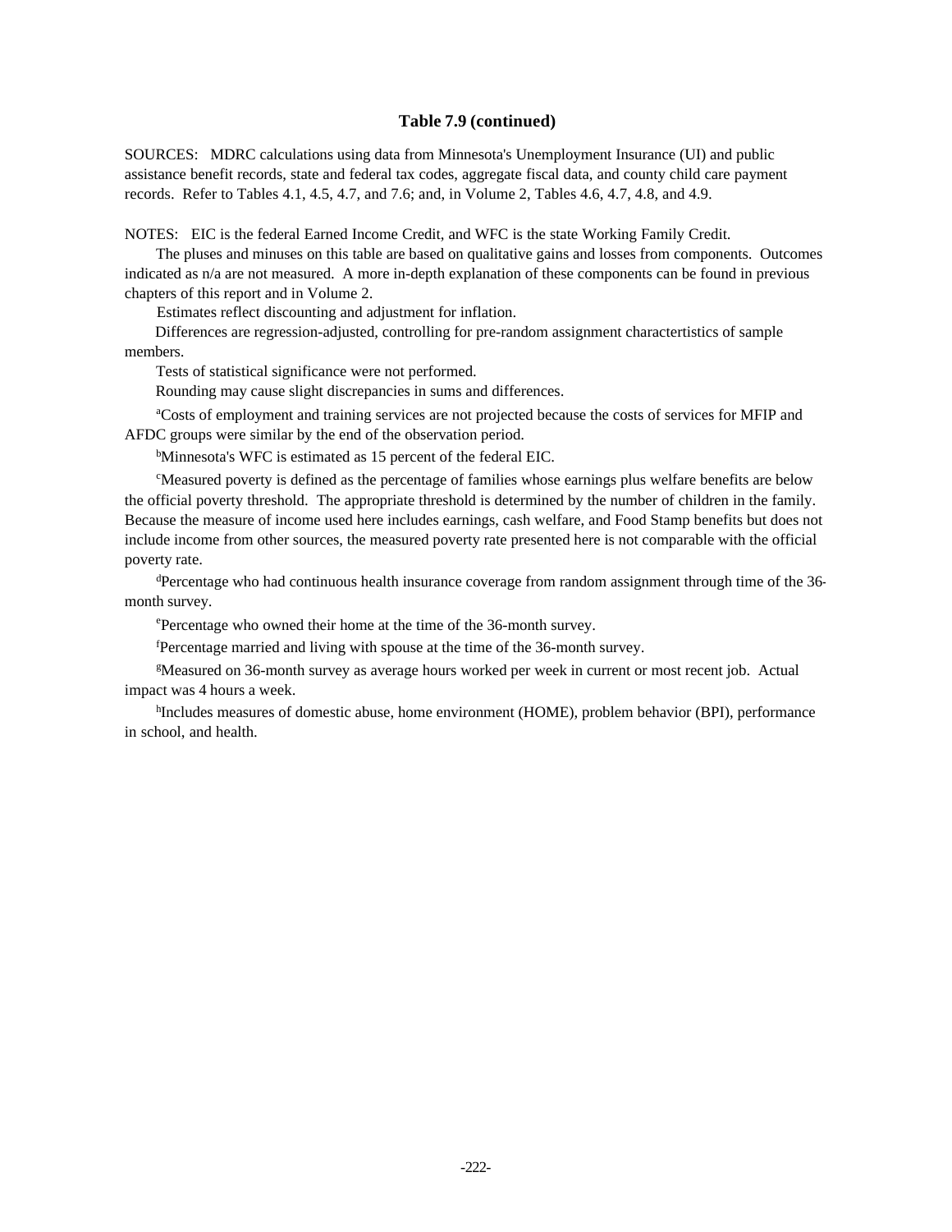**Table 7.9 (continued)**

SOURCES: MDRC calculations using data from Minnesota's Unemployment Insurance (UI) and public assistance benefit records, state and federal tax codes, aggregate fiscal data, and county child care payment records. Refer to Tables 4.1, 4.5, 4.7, and 7.6; and, in Volume 2, Tables 4.6, 4.7, 4.8, and 4.9.

NOTES: EIC is the federal Earned Income Credit, and WFC is the state Working Family Credit.

The pluses and minuses on this table are based on qualitative gains and losses from components. Outcomes indicated as n/a are not measured. A more in-depth explanation of these components can be found in previous chapters of this report and in Volume 2.

Estimates reflect discounting and adjustment for inflation.

Differences are regression-adjusted, controlling for pre-random assignment charactertistics of sample members.

Tests of statistical significance were not performed.

Rounding may cause slight discrepancies in sums and differences.

[a]Costs of employment and training services are not projected because the costs of services for MFIP and AFDC groups were similar by the end of the observation period.

[b]Minnesota's WFC is estimated as 15 percent of the federal EIC.

[c]Measured poverty is defined as the percentage of families whose earnings plus welfare benefits are below the official poverty threshold. The appropriate threshold is determined by the number of children in the family. Because the measure of income used here includes earnings, cash welfare, and Food Stamp benefits but does not include income from other sources, the measured poverty rate presented here is not comparable with the official poverty rate.

[d]Percentage who had continuous health insurance coverage from random assignment through time of the 36-month survey.

[e]Percentage who owned their home at the time of the 36-month survey.

[f]Percentage married and living with spouse at the time of the 36-month survey.

[g]Measured on 36-month survey as average hours worked per week in current or most recent job. Actual impact was 4 hours a week.

[h]Includes measures of domestic abuse, home environment (HOME), problem behavior (BPI), performance in school, and health.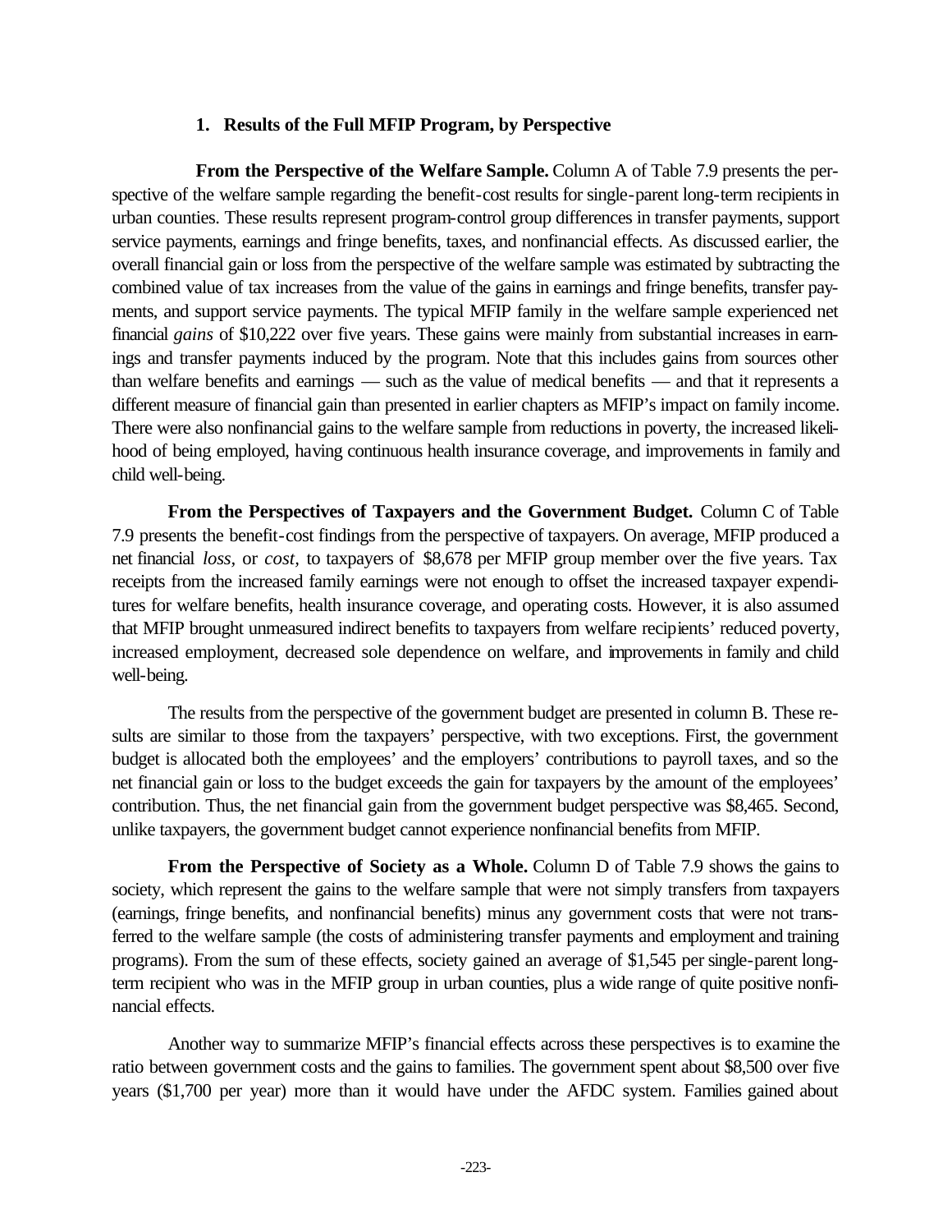### 1. Results of the Full MFIP Program, by Perspective

**From the Perspective of the Welfare Sample.** Column A of Table 7.9 presents the perspective of the welfare sample regarding the benefit-cost results for single-parent long-term recipients in urban counties. These results represent program-control group differences in transfer payments, support service payments, earnings and fringe benefits, taxes, and nonfinancial effects. As discussed earlier, the overall financial gain or loss from the perspective of the welfare sample was estimated by subtracting the combined value of tax increases from the value of the gains in earnings and fringe benefits, transfer payments, and support service payments. The typical MFIP family in the welfare sample experienced net financial *gains* of $10,222 over five years. These gains were mainly from substantial increases in earnings and transfer payments induced by the program. Note that this includes gains from sources other than welfare benefits and earnings — such as the value of medical benefits — and that it represents a different measure of financial gain than presented in earlier chapters as MFIP's impact on family income. There were also nonfinancial gains to the welfare sample from reductions in poverty, the increased likelihood of being employed, having continuous health insurance coverage, and improvements in family and child well-being.

**From the Perspectives of Taxpayers and the Government Budget.** Column C of Table 7.9 presents the benefit-cost findings from the perspective of taxpayers. On average, MFIP produced a net financial *loss*, or *cost*, to taxpayers of $8,678 per MFIP group member over the five years. Tax receipts from the increased family earnings were not enough to offset the increased taxpayer expenditures for welfare benefits, health insurance coverage, and operating costs. However, it is also assumed that MFIP brought unmeasured indirect benefits to taxpayers from welfare recipients' reduced poverty, increased employment, decreased sole dependence on welfare, and improvements in family and child well-being.

The results from the perspective of the government budget are presented in column B. These results are similar to those from the taxpayers' perspective, with two exceptions. First, the government budget is allocated both the employees' and the employers' contributions to payroll taxes, and so the net financial gain or loss to the budget exceeds the gain for taxpayers by the amount of the employees' contribution. Thus, the net financial gain from the government budget perspective was $8,465. Second, unlike taxpayers, the government budget cannot experience nonfinancial benefits from MFIP.

**From the Perspective of Society as a Whole.** Column D of Table 7.9 shows the gains to society, which represent the gains to the welfare sample that were not simply transfers from taxpayers (earnings, fringe benefits, and nonfinancial benefits) minus any government costs that were not transferred to the welfare sample (the costs of administering transfer payments and employment and training programs). From the sum of these effects, society gained an average of $1,545 per single-parent long-term recipient who was in the MFIP group in urban counties, plus a wide range of quite positive nonfinancial effects.

Another way to summarize MFIP's financial effects across these perspectives is to examine the ratio between government costs and the gains to families. The government spent about $8,500 over five years ($1,700 per year) more than it would have under the AFDC system. Families gained about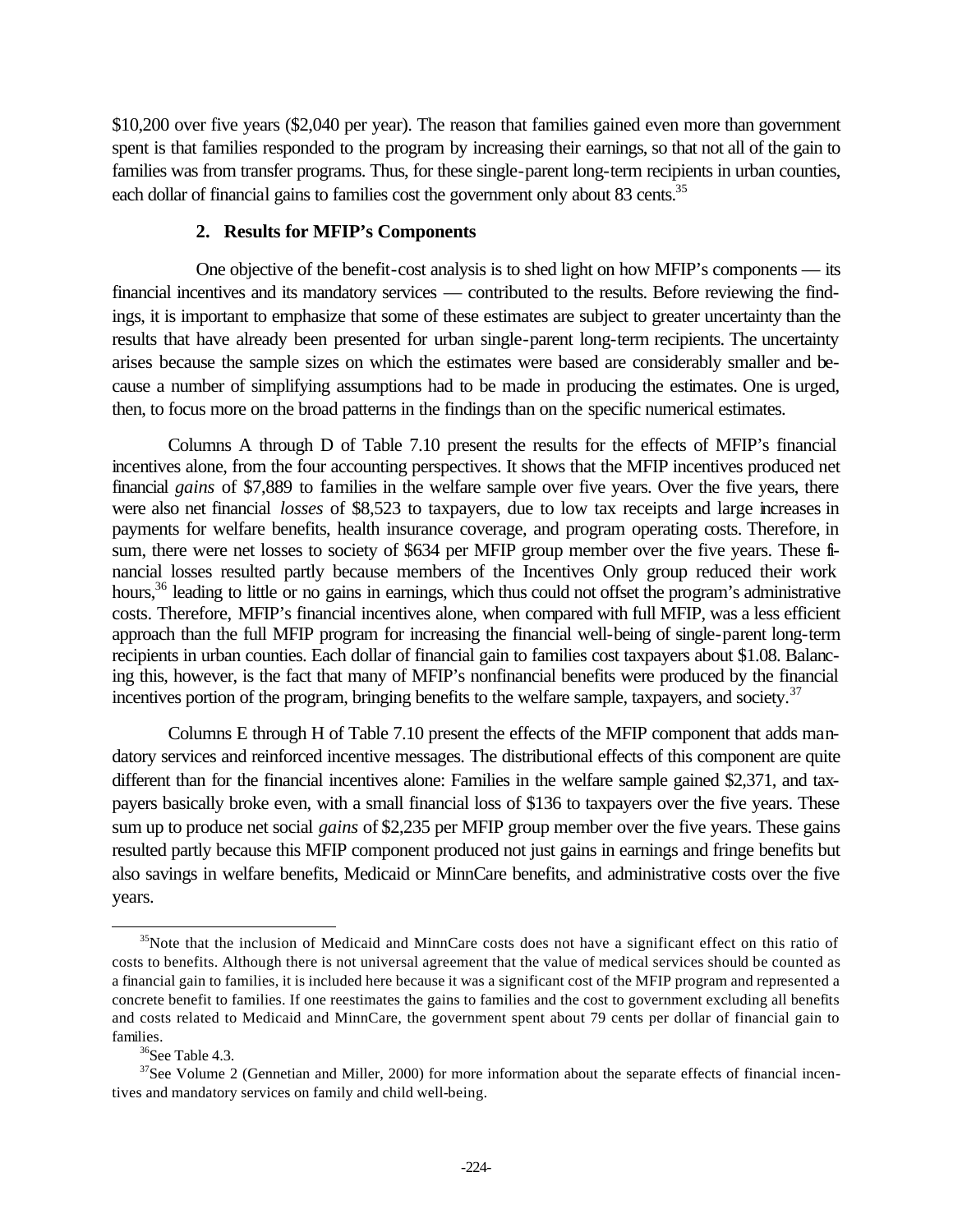$10,200 over five years ($2,040 per year). The reason that families gained even more than government spent is that families responded to the program by increasing their earnings, so that not all of the gain to families was from transfer programs. Thus, for these single-parent long-term recipients in urban counties, each dollar of financial gains to families cost the government only about 83 cents.[35]

### 2. Results for MFIP's Components

One objective of the benefit-cost analysis is to shed light on how MFIP's components — its financial incentives and its mandatory services — contributed to the results. Before reviewing the findings, it is important to emphasize that some of these estimates are subject to greater uncertainty than the results that have already been presented for urban single-parent long-term recipients. The uncertainty arises because the sample sizes on which the estimates were based are considerably smaller and because a number of simplifying assumptions had to be made in producing the estimates. One is urged, then, to focus more on the broad patterns in the findings than on the specific numerical estimates.

Columns A through D of Table 7.10 present the results for the effects of MFIP's financial incentives alone, from the four accounting perspectives. It shows that the MFIP incentives produced net financial *gains* of $7,889 to families in the welfare sample over five years. Over the five years, there were also net financial *losses* of $8,523 to taxpayers, due to low tax receipts and large increases in payments for welfare benefits, health insurance coverage, and program operating costs. Therefore, in sum, there were net losses to society of $634 per MFIP group member over the five years. These financial losses resulted partly because members of the Incentives Only group reduced their work hours,[36] leading to little or no gains in earnings, which thus could not offset the program's administrative costs. Therefore, MFIP's financial incentives alone, when compared with full MFIP, was a less efficient approach than the full MFIP program for increasing the financial well-being of single-parent long-term recipients in urban counties. Each dollar of financial gain to families cost taxpayers about $1.08. Balancing this, however, is the fact that many of MFIP's nonfinancial benefits were produced by the financial incentives portion of the program, bringing benefits to the welfare sample, taxpayers, and society.[37]

Columns E through H of Table 7.10 present the effects of the MFIP component that adds mandatory services and reinforced incentive messages. The distributional effects of this component are quite different than for the financial incentives alone: Families in the welfare sample gained $2,371, and taxpayers basically broke even, with a small financial loss of $136 to taxpayers over the five years. These sum up to produce net social *gains* of $2,235 per MFIP group member over the five years. These gains resulted partly because this MFIP component produced not just gains in earnings and fringe benefits but also savings in welfare benefits, Medicaid or MinnCare benefits, and administrative costs over the five years.

---

[35]Note that the inclusion of Medicaid and MinnCare costs does not have a significant effect on this ratio of costs to benefits. Although there is not universal agreement that the value of medical services should be counted as a financial gain to families, it is included here because it was a significant cost of the MFIP program and represented a concrete benefit to families. If one reestimates the gains to families and the cost to government excluding all benefits and costs related to Medicaid and MinnCare, the government spent about 79 cents per dollar of financial gain to families.

[36]See Table 4.3.

[37]See Volume 2 (Gennetian and Miller, 2000) for more information about the separate effects of financial incentives and mandatory services on family and child well-being.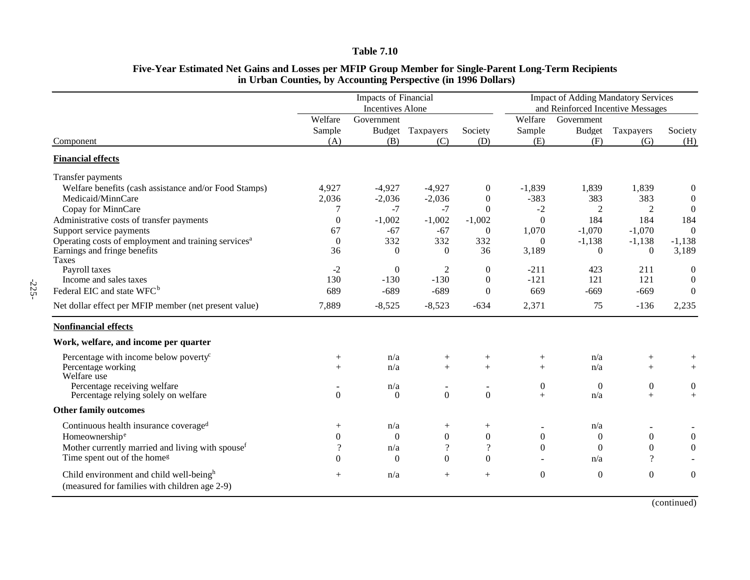**Table 7.10**

**Five-Year Estimated Net Gains and Losses per MFIP Group Member for Single-Parent Long-Term Recipients in Urban Counties, by Accounting Perspective (in 1996 Dollars)**

| Component | Impacts of Financial Incentives Alone | | | | Impact of Adding Mandatory Services and Reinforced Incentive Messages | | | |
|---|---|---|---|---|---|---|---|---|
| | Welfare Sample (A) | Government Budget (B) | Taxpayers (C) | Society (D) | Welfare Sample (E) | Government Budget (F) | Taxpayers (G) | Society (H) |
| **Financial effects** | | | | | | | | |
| Transfer payments | | | | | | | | |
| Welfare benefits (cash assistance and/or Food Stamps) | 4,927 | -4,927 | -4,927 | 0 | -1,839 | 1,839 | 1,839 | 0 |
| Medicaid/MinnCare | 2,036 | -2,036 | -2,036 | 0 | -383 | 383 | 383 | 0 |
| Copay for MinnCare | 7 | -7 | -7 | 0 | -2 | 2 | 2 | 0 |
| Administrative costs of transfer payments | 0 | -1,002 | -1,002 | -1,002 | 0 | 184 | 184 | 184 |
| Support service payments | 67 | -67 | -67 | 0 | 1,070 | -1,070 | -1,070 | 0 |
| Operating costs of employment and training services[a] | 0 | 332 | 332 | 332 | 0 | -1,138 | -1,138 | -1,138 |
| Earnings and fringe benefits | 36 | 0 | 0 | 36 | 3,189 | 0 | 0 | 3,189 |
| Taxes | | | | | | | | |
| Payroll taxes | -2 | 0 | 2 | 0 | -211 | 423 | 211 | 0 |
| Income and sales taxes | 130 | -130 | -130 | 0 | -121 | 121 | 121 | 0 |
| Federal EIC and state WFC[b] | 689 | -689 | -689 | 0 | 669 | -669 | -669 | 0 |
| Net dollar effect per MFIP member (net present value) | 7,889 | -8,525 | -8,523 | -634 | 2,371 | 75 | -136 | 2,235 |
| **Nonfinancial effects** | | | | | | | | |
| **Work, welfare, and income per quarter** | | | | | | | | |
| Percentage with income below poverty[c] | + | n/a | + | + | + | n/a | + | + |
| Percentage working | + | n/a | + | + | + | n/a | + | + |
| Welfare use | | | | | | | | |
| Percentage receiving welfare | - | n/a | - | - | 0 | 0 | 0 | 0 |
| Percentage relying solely on welfare | 0 | 0 | 0 | 0 | + | n/a | + | + |
| **Other family outcomes** | | | | | | | | |
| Continuous health insurance coverage[d] | + | n/a | + | + | - | n/a | - | - |
| Homeownership[e] | 0 | 0 | 0 | 0 | 0 | 0 | 0 | 0 |
| Mother currently married and living with spouse[f] | ? | n/a | ? | ? | 0 | 0 | 0 | 0 |
| Time spent out of the home[g] | 0 | 0 | 0 | 0 | - | n/a | ? | - |
| Child environment and child well-being[h] (measured for families with children age 2-9) | + | n/a | + | + | 0 | 0 | 0 | 0 |

(continued)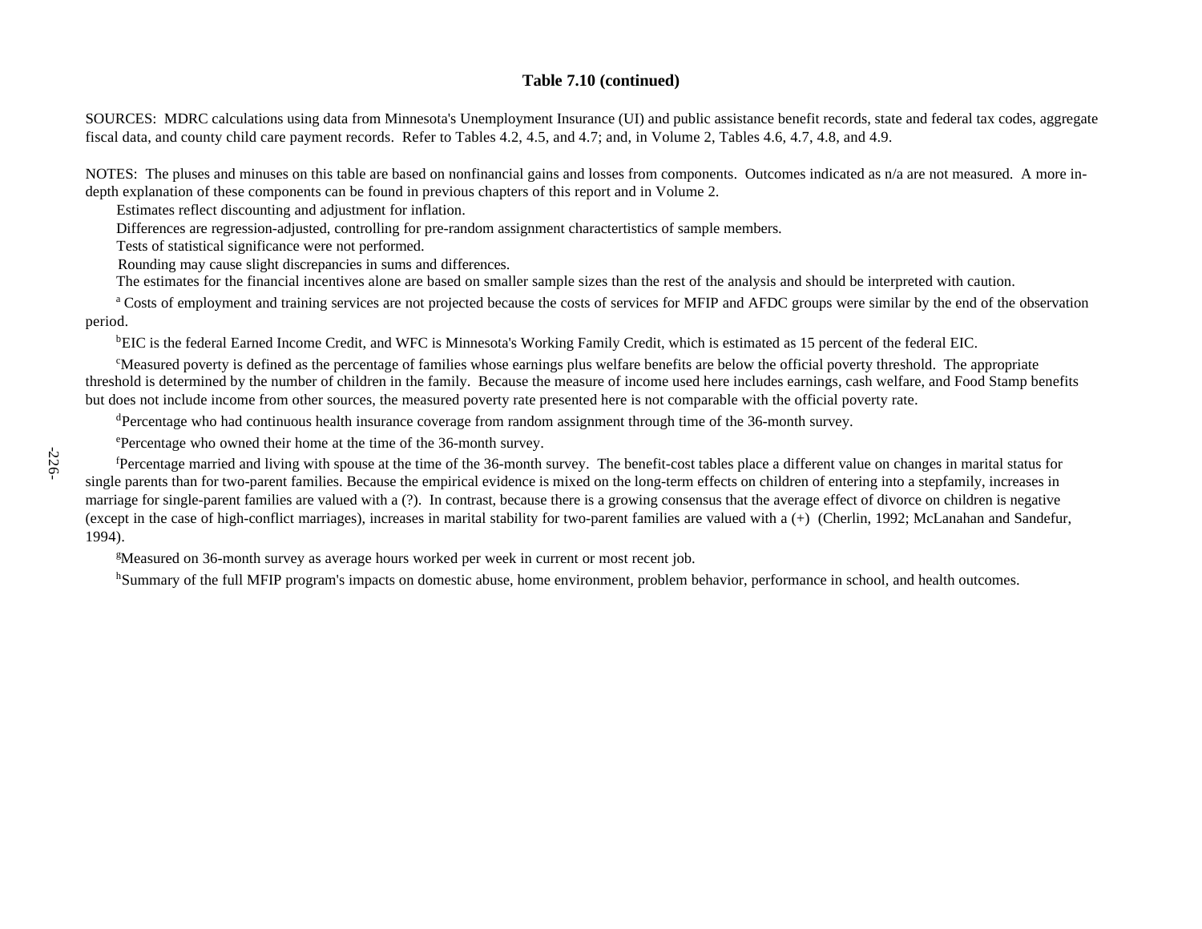**Table 7.10 (continued)**

SOURCES: MDRC calculations using data from Minnesota's Unemployment Insurance (UI) and public assistance benefit records, state and federal tax codes, aggregate fiscal data, and county child care payment records. Refer to Tables 4.2, 4.5, and 4.7; and, in Volume 2, Tables 4.6, 4.7, 4.8, and 4.9.

NOTES: The pluses and minuses on this table are based on nonfinancial gains and losses from components. Outcomes indicated as n/a are not measured. A more in-depth explanation of these components can be found in previous chapters of this report and in Volume 2.

Estimates reflect discounting and adjustment for inflation.

Differences are regression-adjusted, controlling for pre-random assignment charactertistics of sample members.

Tests of statistical significance were not performed.

Rounding may cause slight discrepancies in sums and differences.

The estimates for the financial incentives alone are based on smaller sample sizes than the rest of the analysis and should be interpreted with caution.

[a] Costs of employment and training services are not projected because the costs of services for MFIP and AFDC groups were similar by the end of the observation period.

[b]EIC is the federal Earned Income Credit, and WFC is Minnesota's Working Family Credit, which is estimated as 15 percent of the federal EIC.

[c]Measured poverty is defined as the percentage of families whose earnings plus welfare benefits are below the official poverty threshold. The appropriate threshold is determined by the number of children in the family. Because the measure of income used here includes earnings, cash welfare, and Food Stamp benefits but does not include income from other sources, the measured poverty rate presented here is not comparable with the official poverty rate.

[d]Percentage who had continuous health insurance coverage from random assignment through time of the 36-month survey.

[e]Percentage who owned their home at the time of the 36-month survey.

[f]Percentage married and living with spouse at the time of the 36-month survey. The benefit-cost tables place a different value on changes in marital status for single parents than for two-parent families. Because the empirical evidence is mixed on the long-term effects on children of entering into a stepfamily, increases in marriage for single-parent families are valued with a (?). In contrast, because there is a growing consensus that the average effect of divorce on children is negative (except in the case of high-conflict marriages), increases in marital stability for two-parent families are valued with a (+) (Cherlin, 1992; McLanahan and Sandefur, 1994).

[g]Measured on 36-month survey as average hours worked per week in current or most recent job.

[h]Summary of the full MFIP program's impacts on domestic abuse, home environment, problem behavior, performance in school, and health outcomes.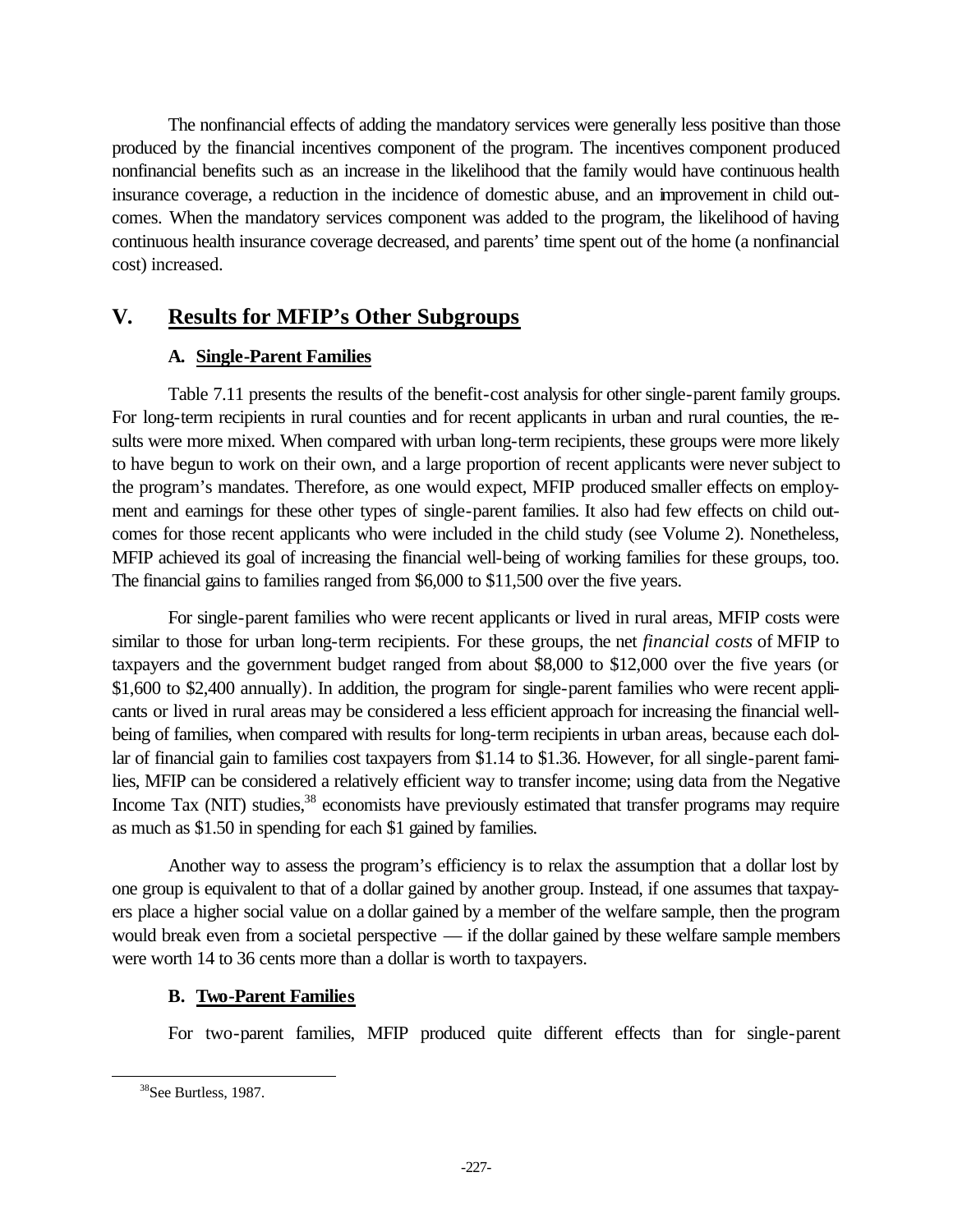The nonfinancial effects of adding the mandatory services were generally less positive than those produced by the financial incentives component of the program. The incentives component produced nonfinancial benefits such as an increase in the likelihood that the family would have continuous health insurance coverage, a reduction in the incidence of domestic abuse, and an improvement in child outcomes. When the mandatory services component was added to the program, the likelihood of having continuous health insurance coverage decreased, and parents' time spent out of the home (a nonfinancial cost) increased.

## V. Results for MFIP's Other Subgroups

### A. Single-Parent Families

Table 7.11 presents the results of the benefit-cost analysis for other single-parent family groups. For long-term recipients in rural counties and for recent applicants in urban and rural counties, the results were more mixed. When compared with urban long-term recipients, these groups were more likely to have begun to work on their own, and a large proportion of recent applicants were never subject to the program's mandates. Therefore, as one would expect, MFIP produced smaller effects on employment and earnings for these other types of single-parent families. It also had few effects on child outcomes for those recent applicants who were included in the child study (see Volume 2). Nonetheless, MFIP achieved its goal of increasing the financial well-being of working families for these groups, too. The financial gains to families ranged from $6,000 to $11,500 over the five years.

For single-parent families who were recent applicants or lived in rural areas, MFIP costs were similar to those for urban long-term recipients. For these groups, the net *financial costs* of MFIP to taxpayers and the government budget ranged from about $8,000 to $12,000 over the five years (or $1,600 to $2,400 annually). In addition, the program for single-parent families who were recent applicants or lived in rural areas may be considered a less efficient approach for increasing the financial well-being of families, when compared with results for long-term recipients in urban areas, because each dollar of financial gain to families cost taxpayers from $1.14 to $1.36. However, for all single-parent families, MFIP can be considered a relatively efficient way to transfer income; using data from the Negative Income Tax (NIT) studies,[38] economists have previously estimated that transfer programs may require as much as $1.50 in spending for each $1 gained by families.

Another way to assess the program's efficiency is to relax the assumption that a dollar lost by one group is equivalent to that of a dollar gained by another group. Instead, if one assumes that taxpayers place a higher social value on a dollar gained by a member of the welfare sample, then the program would break even from a societal perspective — if the dollar gained by these welfare sample members were worth 14 to 36 cents more than a dollar is worth to taxpayers.

### B. Two-Parent Families

For two-parent families, MFIP produced quite different effects than for single-parent

[38] See Burtless, 1987.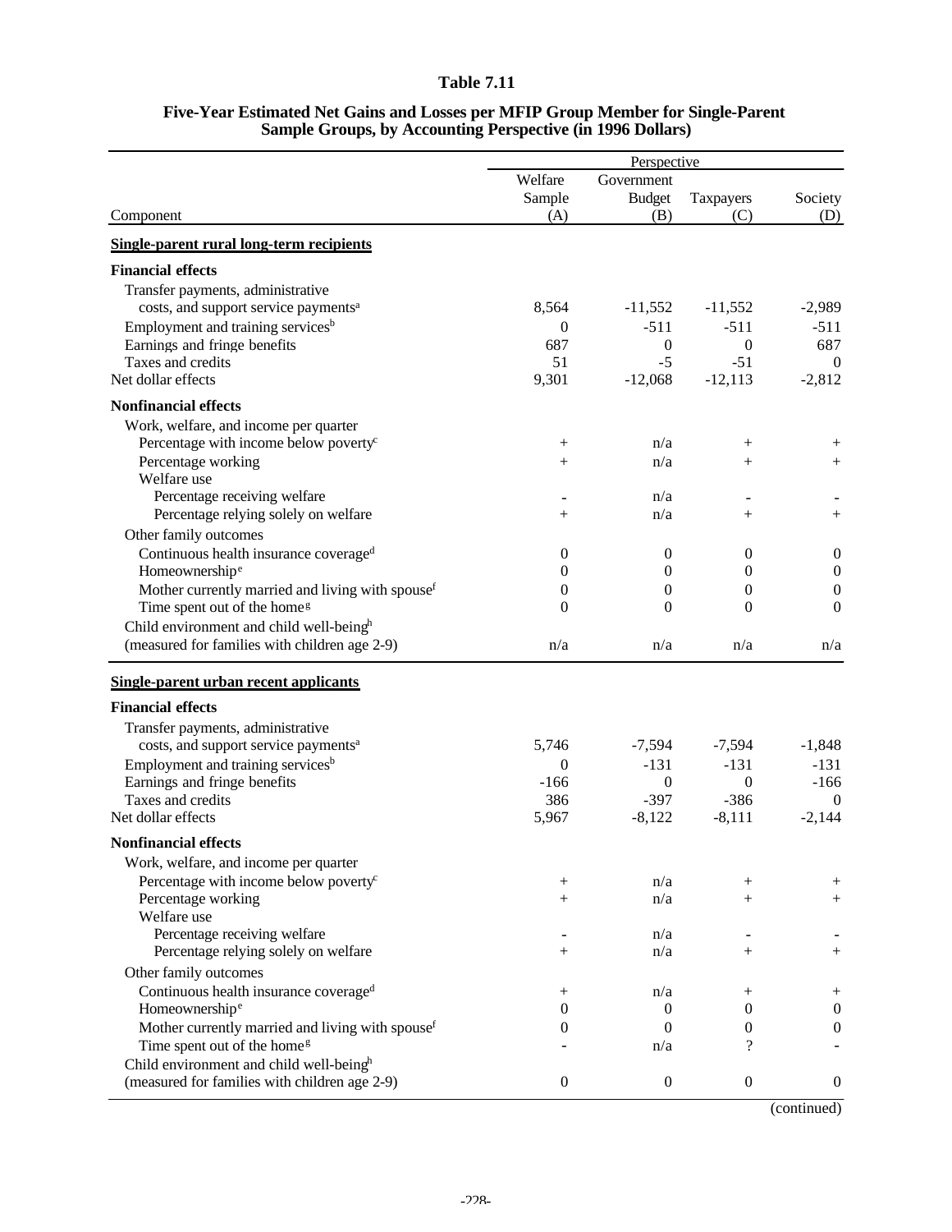# Table 7.11

## Five-Year Estimated Net Gains and Losses per MFIP Group Member for Single-Parent Sample Groups, by Accounting Perspective (in 1996 Dollars)

| Component | Perspective | | | |
|---|---|---|---|---|
| | Welfare Sample (A) | Government Budget (B) | Taxpayers (C) | Society (D) |
| **Single-parent rural long-term recipients** | | | | |
| **Financial effects** | | | | |
| Transfer payments, administrative costs, and support service payments[a] | 8,564 | -11,552 | -11,552 | -2,989 |
| Employment and training services[b] | 0 | -511 | -511 | -511 |
| Earnings and fringe benefits | 687 | 0 | 0 | 687 |
| Taxes and credits | 51 | -5 | -51 | 0 |
| Net dollar effects | 9,301 | -12,068 | -12,113 | -2,812 |
| **Nonfinancial effects** | | | | |
| Work, welfare, and income per quarter | | | | |
| Percentage with income below poverty[c] | + | n/a | + | + |
| Percentage working | + | n/a | + | + |
| Welfare use | | | | |
| Percentage receiving welfare | - | n/a | - | - |
| Percentage relying solely on welfare | + | n/a | + | + |
| Other family outcomes | | | | |
| Continuous health insurance coverage[d] | 0 | 0 | 0 | 0 |
| Homeownership[e] | 0 | 0 | 0 | 0 |
| Mother currently married and living with spouse[f] | 0 | 0 | 0 | 0 |
| Time spent out of the home[g] | 0 | 0 | 0 | 0 |
| Child environment and child well-being[h] (measured for families with children age 2-9) | n/a | n/a | n/a | n/a |
| **Single-parent urban recent applicants** | | | | |
| **Financial effects** | | | | |
| Transfer payments, administrative costs, and support service payments[a] | 5,746 | -7,594 | -7,594 | -1,848 |
| Employment and training services[b] | 0 | -131 | -131 | -131 |
| Earnings and fringe benefits | -166 | 0 | 0 | -166 |
| Taxes and credits | 386 | -397 | -386 | 0 |
| Net dollar effects | 5,967 | -8,122 | -8,111 | -2,144 |
| **Nonfinancial effects** | | | | |
| Work, welfare, and income per quarter | | | | |
| Percentage with income below poverty[c] | + | n/a | + | + |
| Percentage working | + | n/a | + | + |
| Welfare use | | | | |
| Percentage receiving welfare | - | n/a | - | - |
| Percentage relying solely on welfare | + | n/a | + | + |
| Other family outcomes | | | | |
| Continuous health insurance coverage[d] | + | n/a | + | + |
| Homeownership[e] | 0 | 0 | 0 | 0 |
| Mother currently married and living with spouse[f] | 0 | 0 | 0 | 0 |
| Time spent out of the home[g] | - | n/a | ? | - |
| Child environment and child well-being[h] (measured for families with children age 2-9) | 0 | 0 | 0 | 0 |

(continued)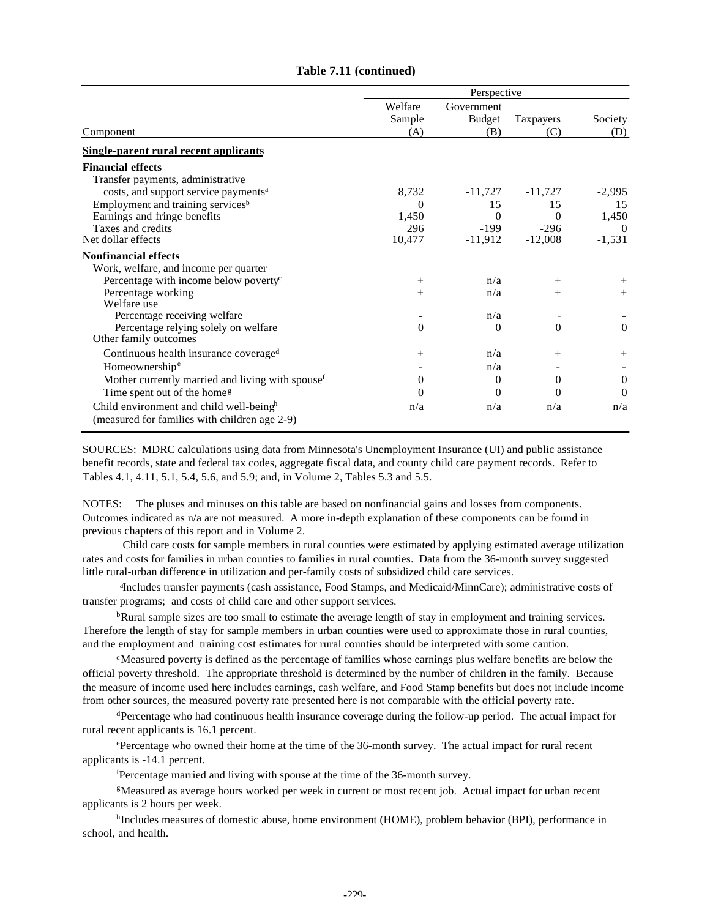**Table 7.11 (continued)**

| Component | Perspective | | | |
|---|---|---|---|---|
| | Welfare Sample (A) | Government Budget (B) | Taxpayers (C) | Society (D) |
| **Single-parent rural recent applicants** | | | | |
| **Financial effects** | | | | |
| Transfer payments, administrative costs, and support service payments[a] | 8,732 | -11,727 | -11,727 | -2,995 |
| Employment and training services[b] | 0 | 15 | 15 | 15 |
| Earnings and fringe benefits | 1,450 | 0 | 0 | 1,450 |
| Taxes and credits | 296 | -199 | -296 | 0 |
| Net dollar effects | 10,477 | -11,912 | -12,008 | -1,531 |
| **Nonfinancial effects** | | | | |
| Work, welfare, and income per quarter | | | | |
| Percentage with income below poverty[c] | + | n/a | + | + |
| Percentage working | + | n/a | + | + |
| Welfare use | | | | |
| Percentage receiving welfare | - | n/a | - | - |
| Percentage relying solely on welfare | 0 | 0 | 0 | 0 |
| Other family outcomes | | | | |
| Continuous health insurance coverage[d] | + | n/a | + | + |
| Homeownership[e] | - | n/a | - | - |
| Mother currently married and living with spouse[f] | 0 | 0 | 0 | 0 |
| Time spent out of the home[g] | 0 | 0 | 0 | 0 |
| Child environment and child well-being[h] (measured for families with children age 2-9) | n/a | n/a | n/a | n/a |

SOURCES: MDRC calculations using data from Minnesota's Unemployment Insurance (UI) and public assistance benefit records, state and federal tax codes, aggregate fiscal data, and county child care payment records. Refer to Tables 4.1, 4.11, 5.1, 5.4, 5.6, and 5.9; and, in Volume 2, Tables 5.3 and 5.5.

NOTES: The pluses and minuses on this table are based on nonfinancial gains and losses from components. Outcomes indicated as n/a are not measured. A more in-depth explanation of these components can be found in previous chapters of this report and in Volume 2.

Child care costs for sample members in rural counties were estimated by applying estimated average utilization rates and costs for families in urban counties to families in rural counties. Data from the 36-month survey suggested little rural-urban difference in utilization and per-family costs of subsidized child care services.

[a]Includes transfer payments (cash assistance, Food Stamps, and Medicaid/MinnCare); administrative costs of transfer programs; and costs of child care and other support services.

[b]Rural sample sizes are too small to estimate the average length of stay in employment and training services. Therefore the length of stay for sample members in urban counties were used to approximate those in rural counties, and the employment and training cost estimates for rural counties should be interpreted with some caution.

[c]Measured poverty is defined as the percentage of families whose earnings plus welfare benefits are below the official poverty threshold. The appropriate threshold is determined by the number of children in the family. Because the measure of income used here includes earnings, cash welfare, and Food Stamp benefits but does not include income from other sources, the measured poverty rate presented here is not comparable with the official poverty rate.

[d]Percentage who had continuous health insurance coverage during the follow-up period. The actual impact for rural recent applicants is 16.1 percent.

[e]Percentage who owned their home at the time of the 36-month survey. The actual impact for rural recent applicants is -14.1 percent.

[f]Percentage married and living with spouse at the time of the 36-month survey.

[g]Measured as average hours worked per week in current or most recent job. Actual impact for urban recent applicants is 2 hours per week.

[h]Includes measures of domestic abuse, home environment (HOME), problem behavior (BPI), performance in school, and health.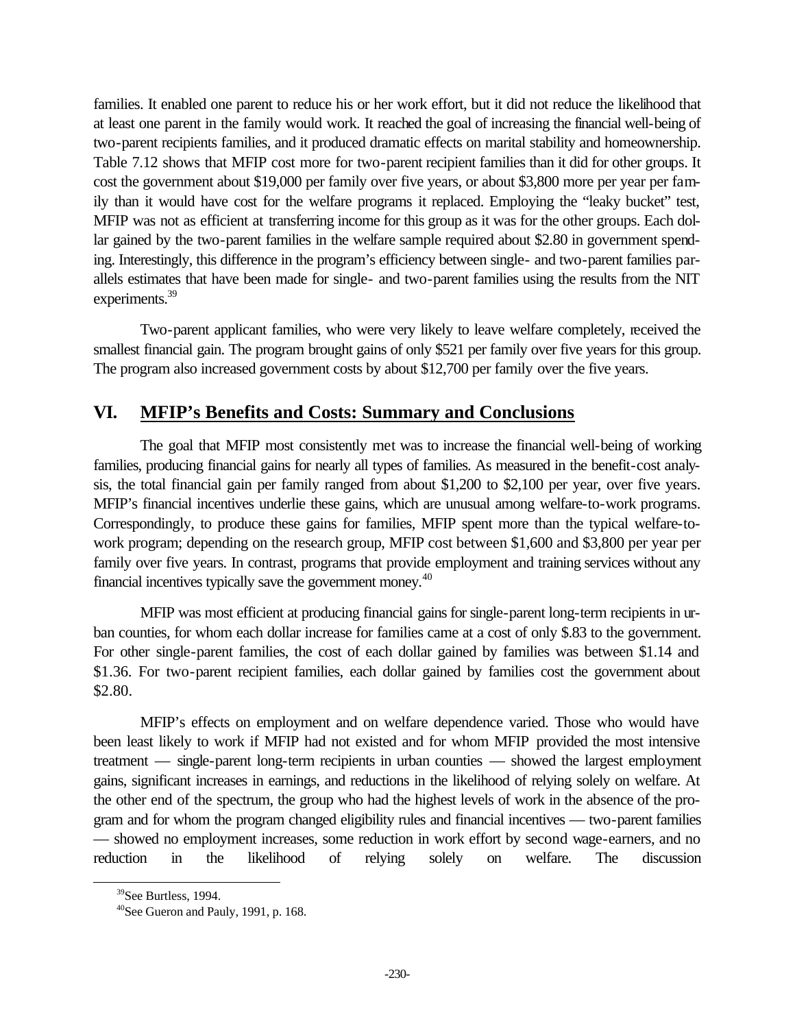families. It enabled one parent to reduce his or her work effort, but it did not reduce the likelihood that at least one parent in the family would work. It reached the goal of increasing the financial well-being of two-parent recipients families, and it produced dramatic effects on marital stability and homeownership. Table 7.12 shows that MFIP cost more for two-parent recipient families than it did for other groups. It cost the government about $19,000 per family over five years, or about $3,800 more per year per family than it would have cost for the welfare programs it replaced. Employing the "leaky bucket" test, MFIP was not as efficient at transferring income for this group as it was for the other groups. Each dollar gained by the two-parent families in the welfare sample required about $2.80 in government spending. Interestingly, this difference in the program's efficiency between single- and two-parent families parallels estimates that have been made for single- and two-parent families using the results from the NIT experiments.[39]

Two-parent applicant families, who were very likely to leave welfare completely, received the smallest financial gain. The program brought gains of only $521 per family over five years for this group. The program also increased government costs by about $12,700 per family over the five years.

## VI. MFIP's Benefits and Costs: Summary and Conclusions

The goal that MFIP most consistently met was to increase the financial well-being of working families, producing financial gains for nearly all types of families. As measured in the benefit-cost analysis, the total financial gain per family ranged from about $1,200 to $2,100 per year, over five years. MFIP's financial incentives underlie these gains, which are unusual among welfare-to-work programs. Correspondingly, to produce these gains for families, MFIP spent more than the typical welfare-to-work program; depending on the research group, MFIP cost between $1,600 and $3,800 per year per family over five years. In contrast, programs that provide employment and training services without any financial incentives typically save the government money.[40]

MFIP was most efficient at producing financial gains for single-parent long-term recipients in urban counties, for whom each dollar increase for families came at a cost of only $.83 to the government. For other single-parent families, the cost of each dollar gained by families was between $1.14 and $1.36. For two-parent recipient families, each dollar gained by families cost the government about $2.80.

MFIP's effects on employment and on welfare dependence varied. Those who would have been least likely to work if MFIP had not existed and for whom MFIP provided the most intensive treatment — single-parent long-term recipients in urban counties — showed the largest employment gains, significant increases in earnings, and reductions in the likelihood of relying solely on welfare. At the other end of the spectrum, the group who had the highest levels of work in the absence of the program and for whom the program changed eligibility rules and financial incentives — two-parent families — showed no employment increases, some reduction in work effort by second wage-earners, and no reduction in the likelihood of relying solely on welfare. The discussion

[39]See Burtless, 1994.

[40]See Gueron and Pauly, 1991, p. 168.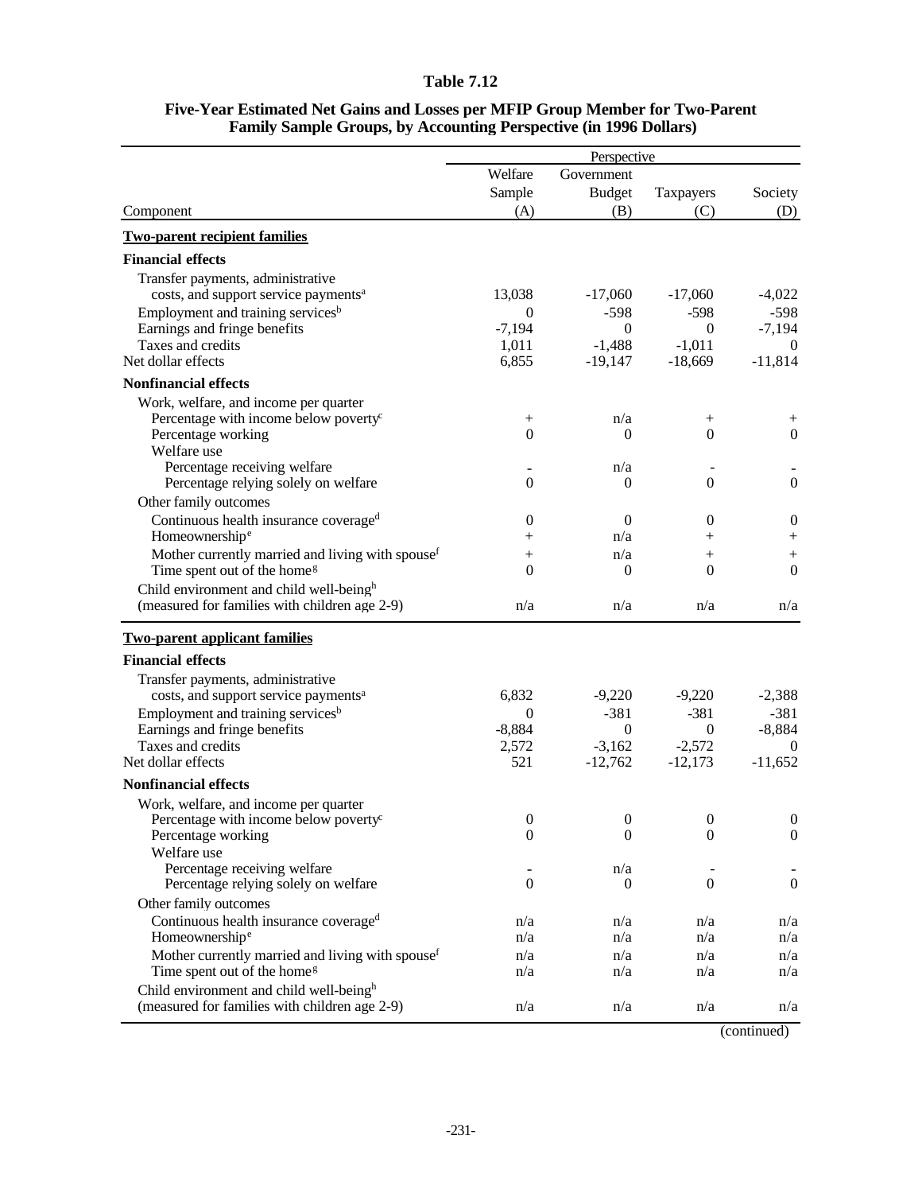**Table 7.12**

**Five-Year Estimated Net Gains and Losses per MFIP Group Member for Two-Parent Family Sample Groups, by Accounting Perspective (in 1996 Dollars)**

| | Perspective | | | |
|---|---|---|---|---|
| Component | Welfare Sample (A) | Government Budget (B) | Taxpayers (C) | Society (D) |
| **Two-parent recipient families** | | | | |
| **Financial effects** | | | | |
| Transfer payments, administrative costs, and support service payments[a] | 13,038 | -17,060 | -17,060 | -4,022 |
| Employment and training services[b] | 0 | -598 | -598 | -598 |
| Earnings and fringe benefits | -7,194 | 0 | 0 | -7,194 |
| Taxes and credits | 1,011 | -1,488 | -1,011 | 0 |
| Net dollar effects | 6,855 | -19,147 | -18,669 | -11,814 |
| **Nonfinancial effects** | | | | |
| Work, welfare, and income per quarter | | | | |
| Percentage with income below poverty[c] | + | n/a | + | + |
| Percentage working | 0 | 0 | 0 | 0 |
| Welfare use | | | | |
| Percentage receiving welfare | - | n/a | - | - |
| Percentage relying solely on welfare | 0 | 0 | 0 | 0 |
| Other family outcomes | | | | |
| Continuous health insurance coverage[d] | 0 | 0 | 0 | 0 |
| Homeownership[e] | + | n/a | + | + |
| Mother currently married and living with spouse[f] | + | n/a | + | + |
| Time spent out of the home[g] | 0 | 0 | 0 | 0 |
| Child environment and child well-being[h] (measured for families with children age 2-9) | n/a | n/a | n/a | n/a |
| **Two-parent applicant families** | | | | |
| **Financial effects** | | | | |
| Transfer payments, administrative costs, and support service payments[a] | 6,832 | -9,220 | -9,220 | -2,388 |
| Employment and training services[b] | 0 | -381 | -381 | -381 |
| Earnings and fringe benefits | -8,884 | 0 | 0 | -8,884 |
| Taxes and credits | 2,572 | -3,162 | -2,572 | 0 |
| Net dollar effects | 521 | -12,762 | -12,173 | -11,652 |
| **Nonfinancial effects** | | | | |
| Work, welfare, and income per quarter | | | | |
| Percentage with income below poverty[c] | 0 | 0 | 0 | 0 |
| Percentage working | 0 | 0 | 0 | 0 |
| Welfare use | | | | |
| Percentage receiving welfare | - | n/a | - | - |
| Percentage relying solely on welfare | 0 | 0 | 0 | 0 |
| Other family outcomes | | | | |
| Continuous health insurance coverage[d] | n/a | n/a | n/a | n/a |
| Homeownership[e] | n/a | n/a | n/a | n/a |
| Mother currently married and living with spouse[f] | n/a | n/a | n/a | n/a |
| Time spent out of the home[g] | n/a | n/a | n/a | n/a |
| Child environment and child well-being[h] (measured for families with children age 2-9) | n/a | n/a | n/a | n/a |

(continued)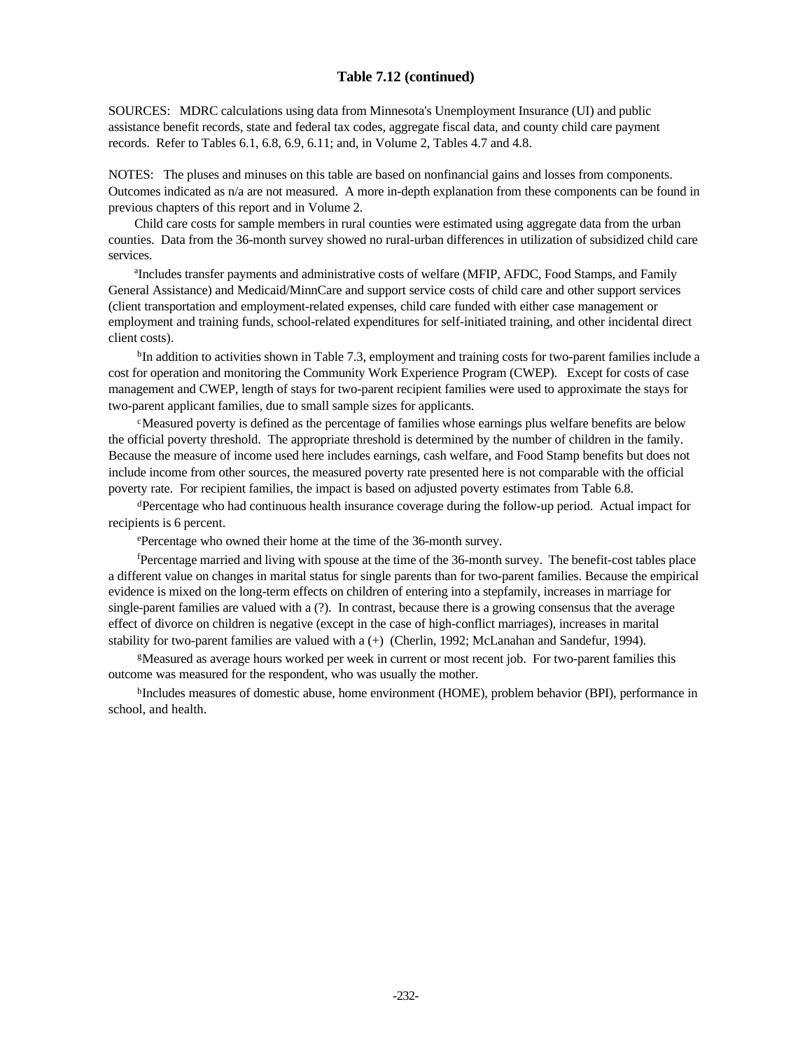**Table 7.12 (continued)**

SOURCES: MDRC calculations using data from Minnesota's Unemployment Insurance (UI) and public assistance benefit records, state and federal tax codes, aggregate fiscal data, and county child care payment records. Refer to Tables 6.1, 6.8, 6.9, 6.11; and, in Volume 2, Tables 4.7 and 4.8.

NOTES: The pluses and minuses on this table are based on nonfinancial gains and losses from components. Outcomes indicated as n/a are not measured. A more in-depth explanation from these components can be found in previous chapters of this report and in Volume 2.

Child care costs for sample members in rural counties were estimated using aggregate data from the urban counties. Data from the 36-month survey showed no rural-urban differences in utilization of subsidized child care services.

[a]Includes transfer payments and administrative costs of welfare (MFIP, AFDC, Food Stamps, and Family General Assistance) and Medicaid/MinnCare and support service costs of child care and other support services (client transportation and employment-related expenses, child care funded with either case management or employment and training funds, school-related expenditures for self-initiated training, and other incidental direct client costs).

[b]In addition to activities shown in Table 7.3, employment and training costs for two-parent families include a cost for operation and monitoring the Community Work Experience Program (CWEP). Except for costs of case management and CWEP, length of stays for two-parent recipient families were used to approximate the stays for two-parent applicant families, due to small sample sizes for applicants.

[c]Measured poverty is defined as the percentage of families whose earnings plus welfare benefits are below the official poverty threshold. The appropriate threshold is determined by the number of children in the family. Because the measure of income used here includes earnings, cash welfare, and Food Stamp benefits but does not include income from other sources, the measured poverty rate presented here is not comparable with the official poverty rate. For recipient families, the impact is based on adjusted poverty estimates from Table 6.8.

[d]Percentage who had continuous health insurance coverage during the follow-up period. Actual impact for recipients is 6 percent.

[e]Percentage who owned their home at the time of the 36-month survey.

[f]Percentage married and living with spouse at the time of the 36-month survey. The benefit-cost tables place a different value on changes in marital status for single parents than for two-parent families. Because the empirical evidence is mixed on the long-term effects on children of entering into a stepfamily, increases in marriage for single-parent families are valued with a (?). In contrast, because there is a growing consensus that the average effect of divorce on children is negative (except in the case of high-conflict marriages), increases in marital stability for two-parent families are valued with a (+) (Cherlin, 1992; McLanahan and Sandefur, 1994).

[g]Measured as average hours worked per week in current or most recent job. For two-parent families this outcome was measured for the respondent, who was usually the mother.

[h]Includes measures of domestic abuse, home environment (HOME), problem behavior (BPI), performance in school, and health.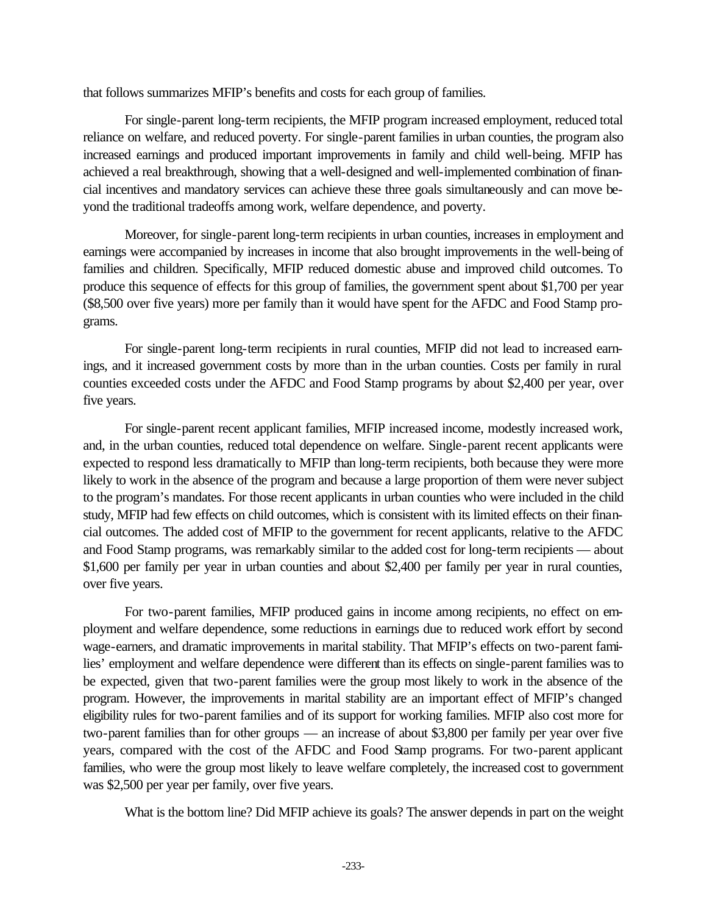that follows summarizes MFIP's benefits and costs for each group of families.

For single-parent long-term recipients, the MFIP program increased employment, reduced total reliance on welfare, and reduced poverty. For single-parent families in urban counties, the program also increased earnings and produced important improvements in family and child well-being. MFIP has achieved a real breakthrough, showing that a well-designed and well-implemented combination of financial incentives and mandatory services can achieve these three goals simultaneously and can move beyond the traditional tradeoffs among work, welfare dependence, and poverty.

Moreover, for single-parent long-term recipients in urban counties, increases in employment and earnings were accompanied by increases in income that also brought improvements in the well-being of families and children. Specifically, MFIP reduced domestic abuse and improved child outcomes. To produce this sequence of effects for this group of families, the government spent about $1,700 per year ($8,500 over five years) more per family than it would have spent for the AFDC and Food Stamp programs.

For single-parent long-term recipients in rural counties, MFIP did not lead to increased earnings, and it increased government costs by more than in the urban counties. Costs per family in rural counties exceeded costs under the AFDC and Food Stamp programs by about $2,400 per year, over five years.

For single-parent recent applicant families, MFIP increased income, modestly increased work, and, in the urban counties, reduced total dependence on welfare. Single-parent recent applicants were expected to respond less dramatically to MFIP than long-term recipients, both because they were more likely to work in the absence of the program and because a large proportion of them were never subject to the program's mandates. For those recent applicants in urban counties who were included in the child study, MFIP had few effects on child outcomes, which is consistent with its limited effects on their financial outcomes. The added cost of MFIP to the government for recent applicants, relative to the AFDC and Food Stamp programs, was remarkably similar to the added cost for long-term recipients — about $1,600 per family per year in urban counties and about $2,400 per family per year in rural counties, over five years.

For two-parent families, MFIP produced gains in income among recipients, no effect on employment and welfare dependence, some reductions in earnings due to reduced work effort by second wage-earners, and dramatic improvements in marital stability. That MFIP's effects on two-parent families' employment and welfare dependence were different than its effects on single-parent families was to be expected, given that two-parent families were the group most likely to work in the absence of the program. However, the improvements in marital stability are an important effect of MFIP's changed eligibility rules for two-parent families and of its support for working families. MFIP also cost more for two-parent families than for other groups — an increase of about $3,800 per family per year over five years, compared with the cost of the AFDC and Food Stamp programs. For two-parent applicant families, who were the group most likely to leave welfare completely, the increased cost to government was $2,500 per year per family, over five years.

What is the bottom line? Did MFIP achieve its goals? The answer depends in part on the weight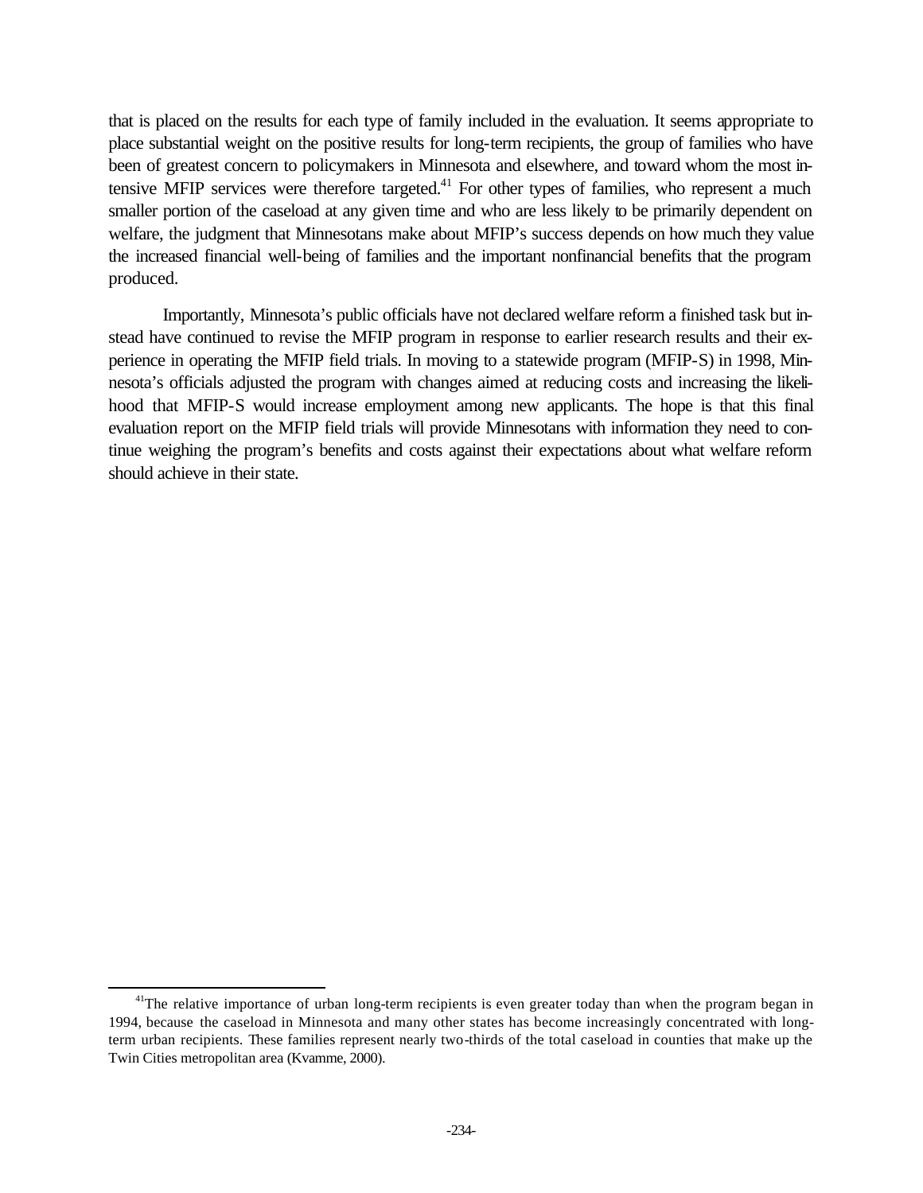that is placed on the results for each type of family included in the evaluation. It seems appropriate to place substantial weight on the positive results for long-term recipients, the group of families who have been of greatest concern to policymakers in Minnesota and elsewhere, and toward whom the most intensive MFIP services were therefore targeted.[41] For other types of families, who represent a much smaller portion of the caseload at any given time and who are less likely to be primarily dependent on welfare, the judgment that Minnesotans make about MFIP's success depends on how much they value the increased financial well-being of families and the important nonfinancial benefits that the program produced.

Importantly, Minnesota's public officials have not declared welfare reform a finished task but instead have continued to revise the MFIP program in response to earlier research results and their experience in operating the MFIP field trials. In moving to a statewide program (MFIP-S) in 1998, Minnesota's officials adjusted the program with changes aimed at reducing costs and increasing the likelihood that MFIP-S would increase employment among new applicants. The hope is that this final evaluation report on the MFIP field trials will provide Minnesotans with information they need to continue weighing the program's benefits and costs against their expectations about what welfare reform should achieve in their state.

---

[41]The relative importance of urban long-term recipients is even greater today than when the program began in 1994, because the caseload in Minnesota and many other states has become increasingly concentrated with long-term urban recipients. These families represent nearly two-thirds of the total caseload in counties that make up the Twin Cities metropolitan area (Kvamme, 2000).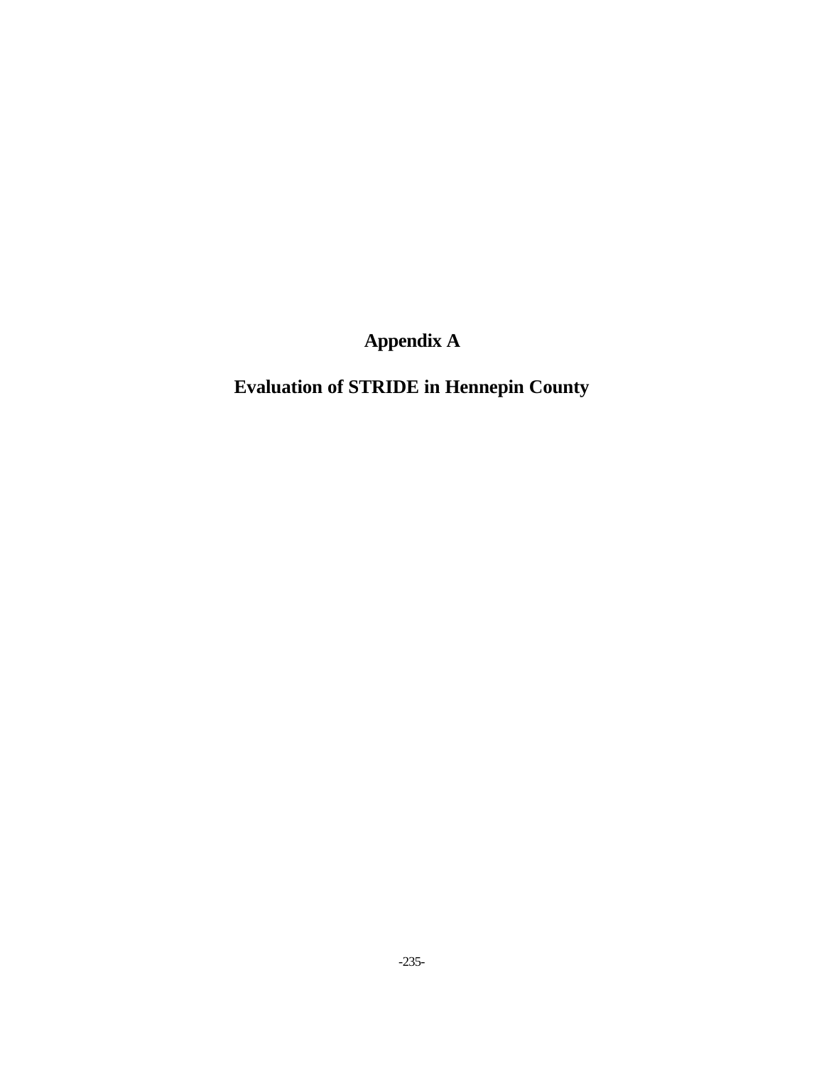# Appendix A

# Evaluation of STRIDE in Hennepin County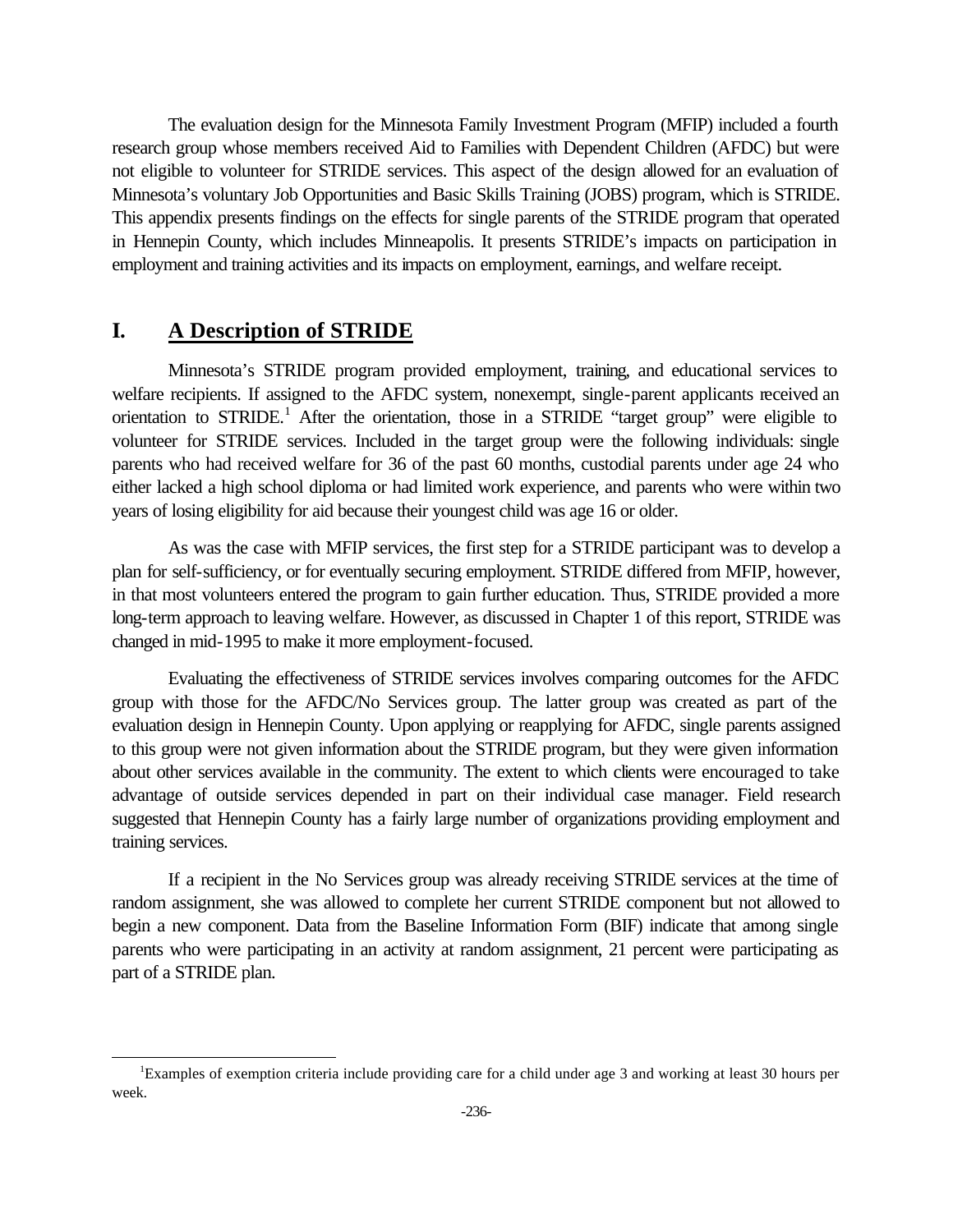The evaluation design for the Minnesota Family Investment Program (MFIP) included a fourth research group whose members received Aid to Families with Dependent Children (AFDC) but were not eligible to volunteer for STRIDE services. This aspect of the design allowed for an evaluation of Minnesota's voluntary Job Opportunities and Basic Skills Training (JOBS) program, which is STRIDE. This appendix presents findings on the effects for single parents of the STRIDE program that operated in Hennepin County, which includes Minneapolis. It presents STRIDE's impacts on participation in employment and training activities and its impacts on employment, earnings, and welfare receipt.

## I. A Description of STRIDE

Minnesota's STRIDE program provided employment, training, and educational services to welfare recipients. If assigned to the AFDC system, nonexempt, single-parent applicants received an orientation to STRIDE.[1] After the orientation, those in a STRIDE "target group" were eligible to volunteer for STRIDE services. Included in the target group were the following individuals: single parents who had received welfare for 36 of the past 60 months, custodial parents under age 24 who either lacked a high school diploma or had limited work experience, and parents who were within two years of losing eligibility for aid because their youngest child was age 16 or older.

As was the case with MFIP services, the first step for a STRIDE participant was to develop a plan for self-sufficiency, or for eventually securing employment. STRIDE differed from MFIP, however, in that most volunteers entered the program to gain further education. Thus, STRIDE provided a more long-term approach to leaving welfare. However, as discussed in Chapter 1 of this report, STRIDE was changed in mid-1995 to make it more employment-focused.

Evaluating the effectiveness of STRIDE services involves comparing outcomes for the AFDC group with those for the AFDC/No Services group. The latter group was created as part of the evaluation design in Hennepin County. Upon applying or reapplying for AFDC, single parents assigned to this group were not given information about the STRIDE program, but they were given information about other services available in the community. The extent to which clients were encouraged to take advantage of outside services depended in part on their individual case manager. Field research suggested that Hennepin County has a fairly large number of organizations providing employment and training services.

If a recipient in the No Services group was already receiving STRIDE services at the time of random assignment, she was allowed to complete her current STRIDE component but not allowed to begin a new component. Data from the Baseline Information Form (BIF) indicate that among single parents who were participating in an activity at random assignment, 21 percent were participating as part of a STRIDE plan.

[1]Examples of exemption criteria include providing care for a child under age 3 and working at least 30 hours per week.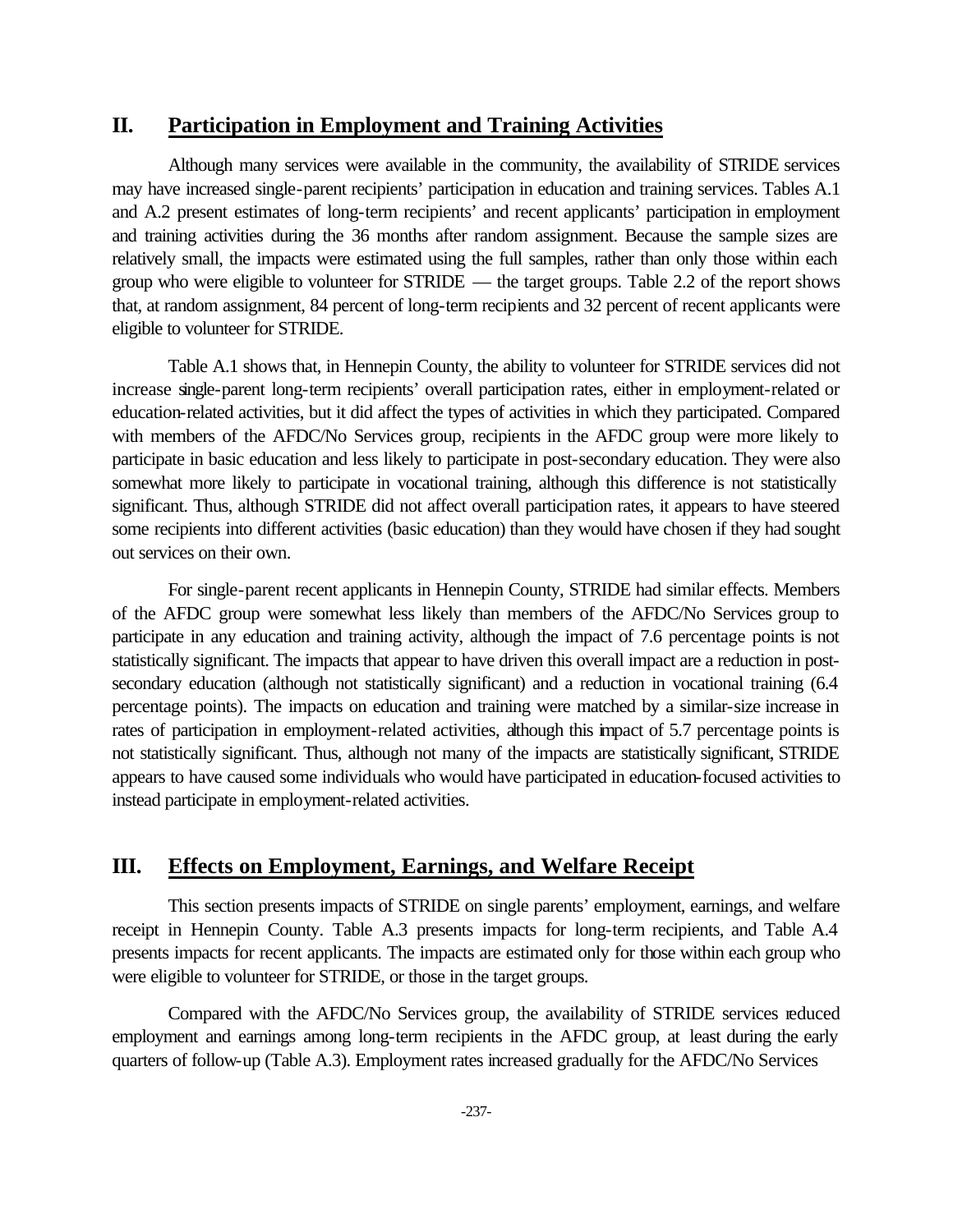## II. Participation in Employment and Training Activities

Although many services were available in the community, the availability of STRIDE services may have increased single-parent recipients' participation in education and training services. Tables A.1 and A.2 present estimates of long-term recipients' and recent applicants' participation in employment and training activities during the 36 months after random assignment. Because the sample sizes are relatively small, the impacts were estimated using the full samples, rather than only those within each group who were eligible to volunteer for STRIDE — the target groups. Table 2.2 of the report shows that, at random assignment, 84 percent of long-term recipients and 32 percent of recent applicants were eligible to volunteer for STRIDE.

Table A.1 shows that, in Hennepin County, the ability to volunteer for STRIDE services did not increase single-parent long-term recipients' overall participation rates, either in employment-related or education-related activities, but it did affect the types of activities in which they participated. Compared with members of the AFDC/No Services group, recipients in the AFDC group were more likely to participate in basic education and less likely to participate in post-secondary education. They were also somewhat more likely to participate in vocational training, although this difference is not statistically significant. Thus, although STRIDE did not affect overall participation rates, it appears to have steered some recipients into different activities (basic education) than they would have chosen if they had sought out services on their own.

For single-parent recent applicants in Hennepin County, STRIDE had similar effects. Members of the AFDC group were somewhat less likely than members of the AFDC/No Services group to participate in any education and training activity, although the impact of 7.6 percentage points is not statistically significant. The impacts that appear to have driven this overall impact are a reduction in post-secondary education (although not statistically significant) and a reduction in vocational training (6.4 percentage points). The impacts on education and training were matched by a similar-size increase in rates of participation in employment-related activities, although this impact of 5.7 percentage points is not statistically significant. Thus, although not many of the impacts are statistically significant, STRIDE appears to have caused some individuals who would have participated in education-focused activities to instead participate in employment-related activities.

## III. Effects on Employment, Earnings, and Welfare Receipt

This section presents impacts of STRIDE on single parents' employment, earnings, and welfare receipt in Hennepin County. Table A.3 presents impacts for long-term recipients, and Table A.4 presents impacts for recent applicants. The impacts are estimated only for those within each group who were eligible to volunteer for STRIDE, or those in the target groups.

Compared with the AFDC/No Services group, the availability of STRIDE services reduced employment and earnings among long-term recipients in the AFDC group, at least during the early quarters of follow-up (Table A.3). Employment rates increased gradually for the AFDC/No Services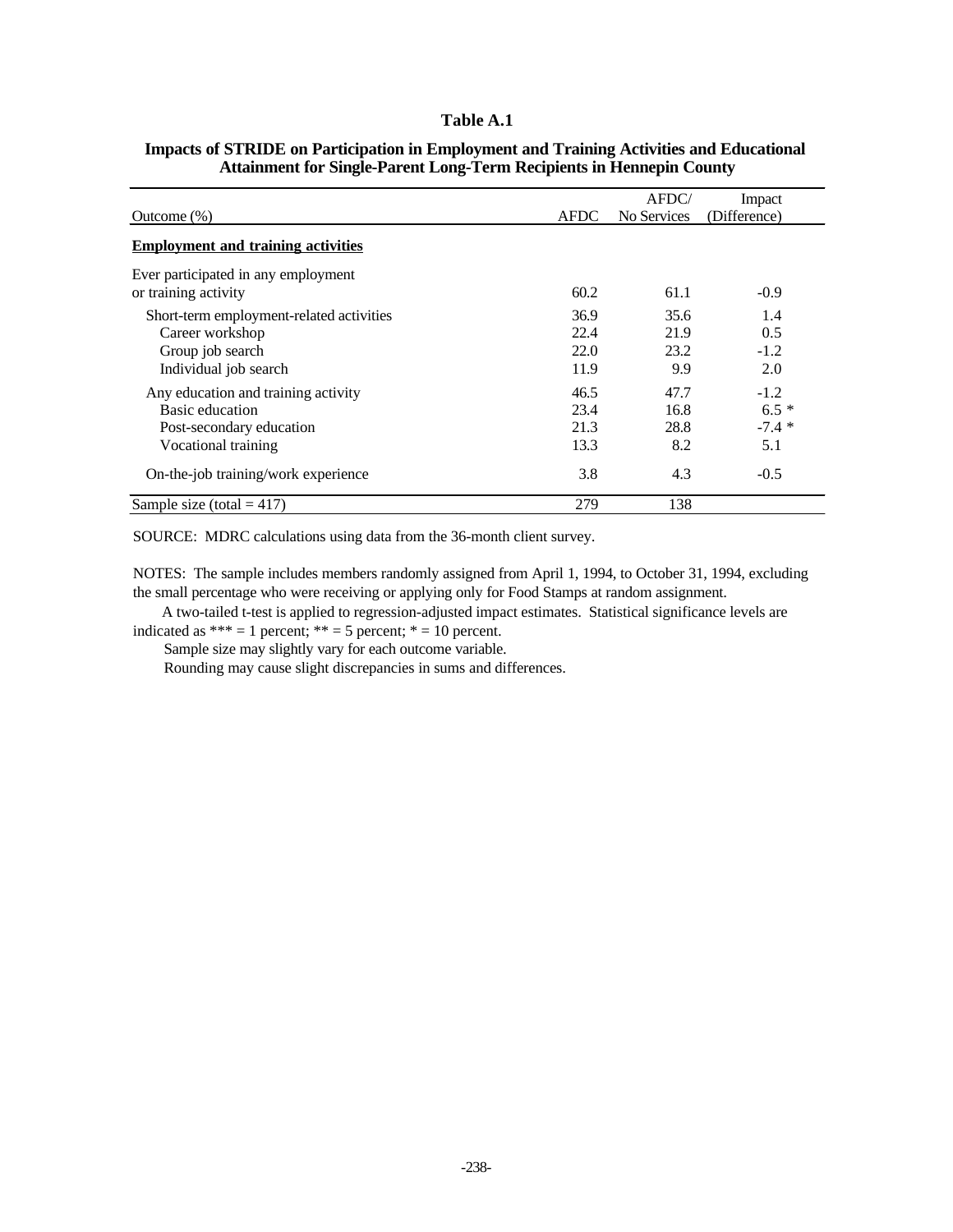**Table A.1**

**Impacts of STRIDE on Participation in Employment and Training Activities and Educational Attainment for Single-Parent Long-Term Recipients in Hennepin County**

| Outcome (%) | AFDC | AFDC/ No Services | Impact (Difference) |
|---|---|---|---|
| **Employment and training activities** | | | |
| Ever participated in any employment or training activity | 60.2 | 61.1 | -0.9 |
| Short-term employment-related activities | 36.9 | 35.6 | 1.4 |
| Career workshop | 22.4 | 21.9 | 0.5 |
| Group job search | 22.0 | 23.2 | -1.2 |
| Individual job search | 11.9 | 9.9 | 2.0 |
| Any education and training activity | 46.5 | 47.7 | -1.2 |
| Basic education | 23.4 | 16.8 | 6.5 * |
| Post-secondary education | 21.3 | 28.8 | -7.4 * |
| Vocational training | 13.3 | 8.2 | 5.1 |
| On-the-job training/work experience | 3.8 | 4.3 | -0.5 |
| Sample size (total = 417) | 279 | 138 | |

SOURCE: MDRC calculations using data from the 36-month client survey.

NOTES: The sample includes members randomly assigned from April 1, 1994, to October 31, 1994, excluding the small percentage who were receiving or applying only for Food Stamps at random assignment.

A two-tailed t-test is applied to regression-adjusted impact estimates. Statistical significance levels are indicated as *** = 1 percent; ** = 5 percent; * = 10 percent.

Sample size may slightly vary for each outcome variable.

Rounding may cause slight discrepancies in sums and differences.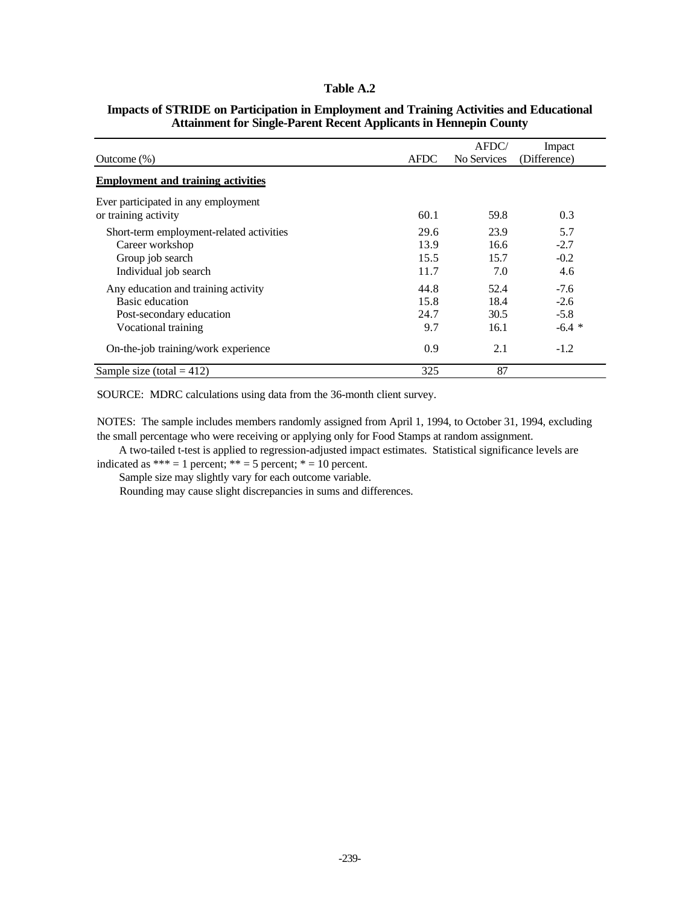**Table A.2**

**Impacts of STRIDE on Participation in Employment and Training Activities and Educational Attainment for Single-Parent Recent Applicants in Hennepin County**

| Outcome (%) | AFDC | AFDC/ No Services | Impact (Difference) |
|---|---|---|---|
| **Employment and training activities** | | | |
| Ever participated in any employment or training activity | 60.1 | 59.8 | 0.3 |
| Short-term employment-related activities | 29.6 | 23.9 | 5.7 |
| Career workshop | 13.9 | 16.6 | -2.7 |
| Group job search | 15.5 | 15.7 | -0.2 |
| Individual job search | 11.7 | 7.0 | 4.6 |
| Any education and training activity | 44.8 | 52.4 | -7.6 |
| Basic education | 15.8 | 18.4 | -2.6 |
| Post-secondary education | 24.7 | 30.5 | -5.8 |
| Vocational training | 9.7 | 16.1 | -6.4 * |
| On-the-job training/work experience | 0.9 | 2.1 | -1.2 |
| Sample size (total = 412) | 325 | 87 | |

SOURCE: MDRC calculations using data from the 36-month client survey.

NOTES: The sample includes members randomly assigned from April 1, 1994, to October 31, 1994, excluding the small percentage who were receiving or applying only for Food Stamps at random assignment.

A two-tailed t-test is applied to regression-adjusted impact estimates. Statistical significance levels are indicated as *** = 1 percent; ** = 5 percent; * = 10 percent.

Sample size may slightly vary for each outcome variable.

Rounding may cause slight discrepancies in sums and differences.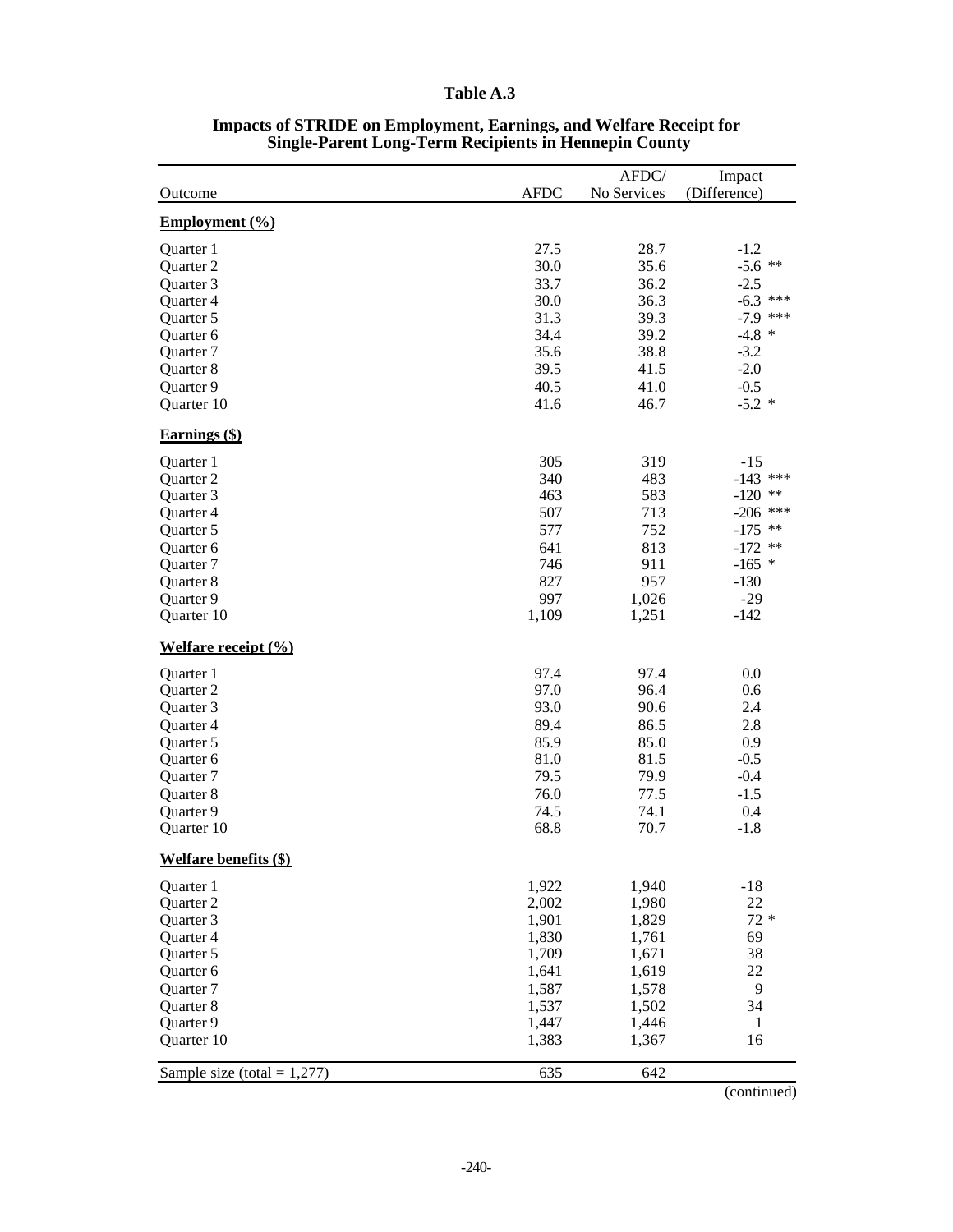# Table A.3

## Impacts of STRIDE on Employment, Earnings, and Welfare Receipt for Single-Parent Long-Term Recipients in Hennepin County

| Outcome | AFDC | AFDC/ No Services | Impact (Difference) |
|---|---|---|---|
| **Employment (%)** | | | |
| Quarter 1 | 27.5 | 28.7 | -1.2 |
| Quarter 2 | 30.0 | 35.6 | -5.6 ** |
| Quarter 3 | 33.7 | 36.2 | -2.5 |
| Quarter 4 | 30.0 | 36.3 | -6.3 *** |
| Quarter 5 | 31.3 | 39.3 | -7.9 *** |
| Quarter 6 | 34.4 | 39.2 | -4.8 * |
| Quarter 7 | 35.6 | 38.8 | -3.2 |
| Quarter 8 | 39.5 | 41.5 | -2.0 |
| Quarter 9 | 40.5 | 41.0 | -0.5 |
| Quarter 10 | 41.6 | 46.7 | -5.2 * |
| **Earnings ($)** | | | |
| Quarter 1 | 305 | 319 | -15 |
| Quarter 2 | 340 | 483 | -143 *** |
| Quarter 3 | 463 | 583 | -120 ** |
| Quarter 4 | 507 | 713 | -206 *** |
| Quarter 5 | 577 | 752 | -175 ** |
| Quarter 6 | 641 | 813 | -172 ** |
| Quarter 7 | 746 | 911 | -165 * |
| Quarter 8 | 827 | 957 | -130 |
| Quarter 9 | 997 | 1,026 | -29 |
| Quarter 10 | 1,109 | 1,251 | -142 |
| **Welfare receipt (%)** | | | |
| Quarter 1 | 97.4 | 97.4 | 0.0 |
| Quarter 2 | 97.0 | 96.4 | 0.6 |
| Quarter 3 | 93.0 | 90.6 | 2.4 |
| Quarter 4 | 89.4 | 86.5 | 2.8 |
| Quarter 5 | 85.9 | 85.0 | 0.9 |
| Quarter 6 | 81.0 | 81.5 | -0.5 |
| Quarter 7 | 79.5 | 79.9 | -0.4 |
| Quarter 8 | 76.0 | 77.5 | -1.5 |
| Quarter 9 | 74.5 | 74.1 | 0.4 |
| Quarter 10 | 68.8 | 70.7 | -1.8 |
| **Welfare benefits ($)** | | | |
| Quarter 1 | 1,922 | 1,940 | -18 |
| Quarter 2 | 2,002 | 1,980 | 22 |
| Quarter 3 | 1,901 | 1,829 | 72 * |
| Quarter 4 | 1,830 | 1,761 | 69 |
| Quarter 5 | 1,709 | 1,671 | 38 |
| Quarter 6 | 1,641 | 1,619 | 22 |
| Quarter 7 | 1,587 | 1,578 | 9 |
| Quarter 8 | 1,537 | 1,502 | 34 |
| Quarter 9 | 1,447 | 1,446 | 1 |
| Quarter 10 | 1,383 | 1,367 | 16 |
| Sample size (total = 1,277) | 635 | 642 | |

(continued)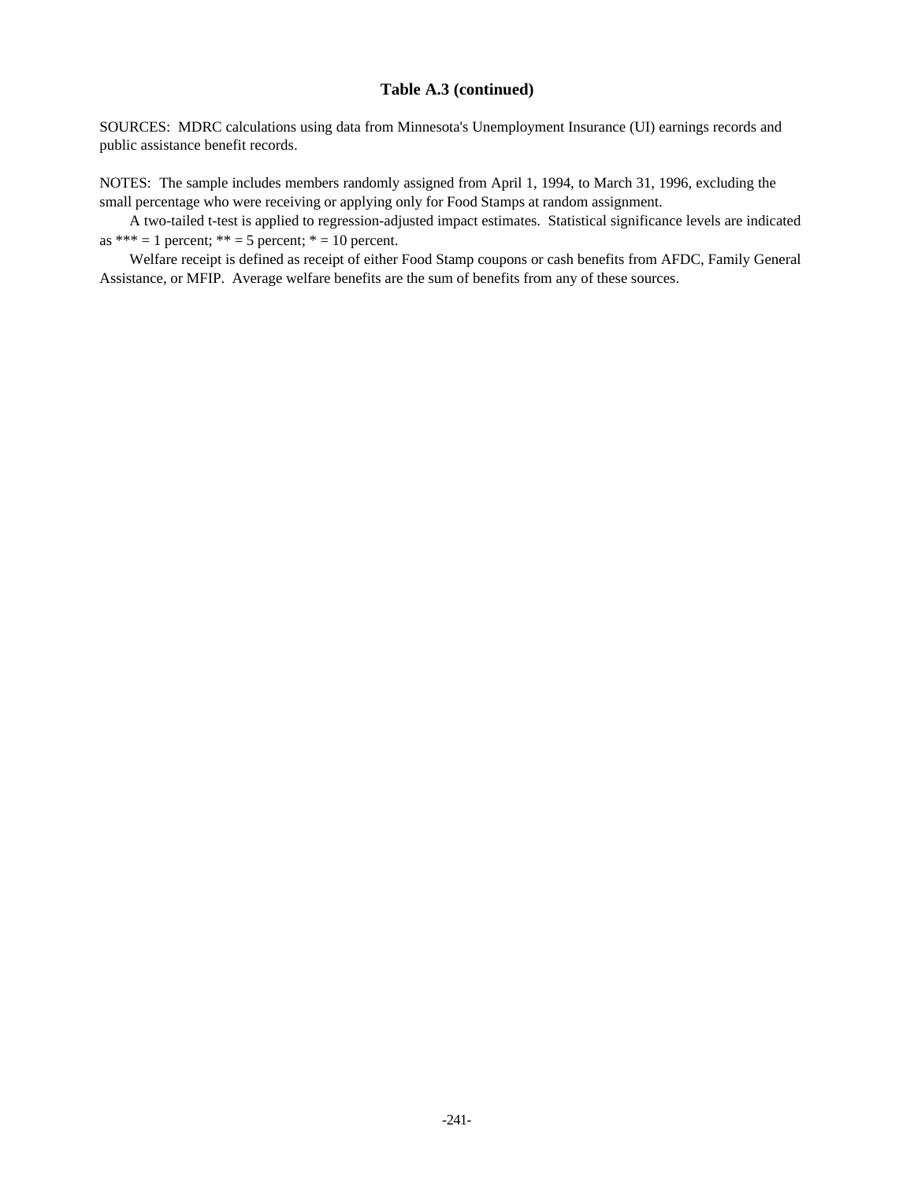### Table A.3 (continued)

SOURCES: MDRC calculations using data from Minnesota's Unemployment Insurance (UI) earnings records and public assistance benefit records.

NOTES: The sample includes members randomly assigned from April 1, 1994, to March 31, 1996, excluding the small percentage who were receiving or applying only for Food Stamps at random assignment.

A two-tailed t-test is applied to regression-adjusted impact estimates. Statistical significance levels are indicated as *** = 1 percent; ** = 5 percent; * = 10 percent.

Welfare receipt is defined as receipt of either Food Stamp coupons or cash benefits from AFDC, Family General Assistance, or MFIP. Average welfare benefits are the sum of benefits from any of these sources.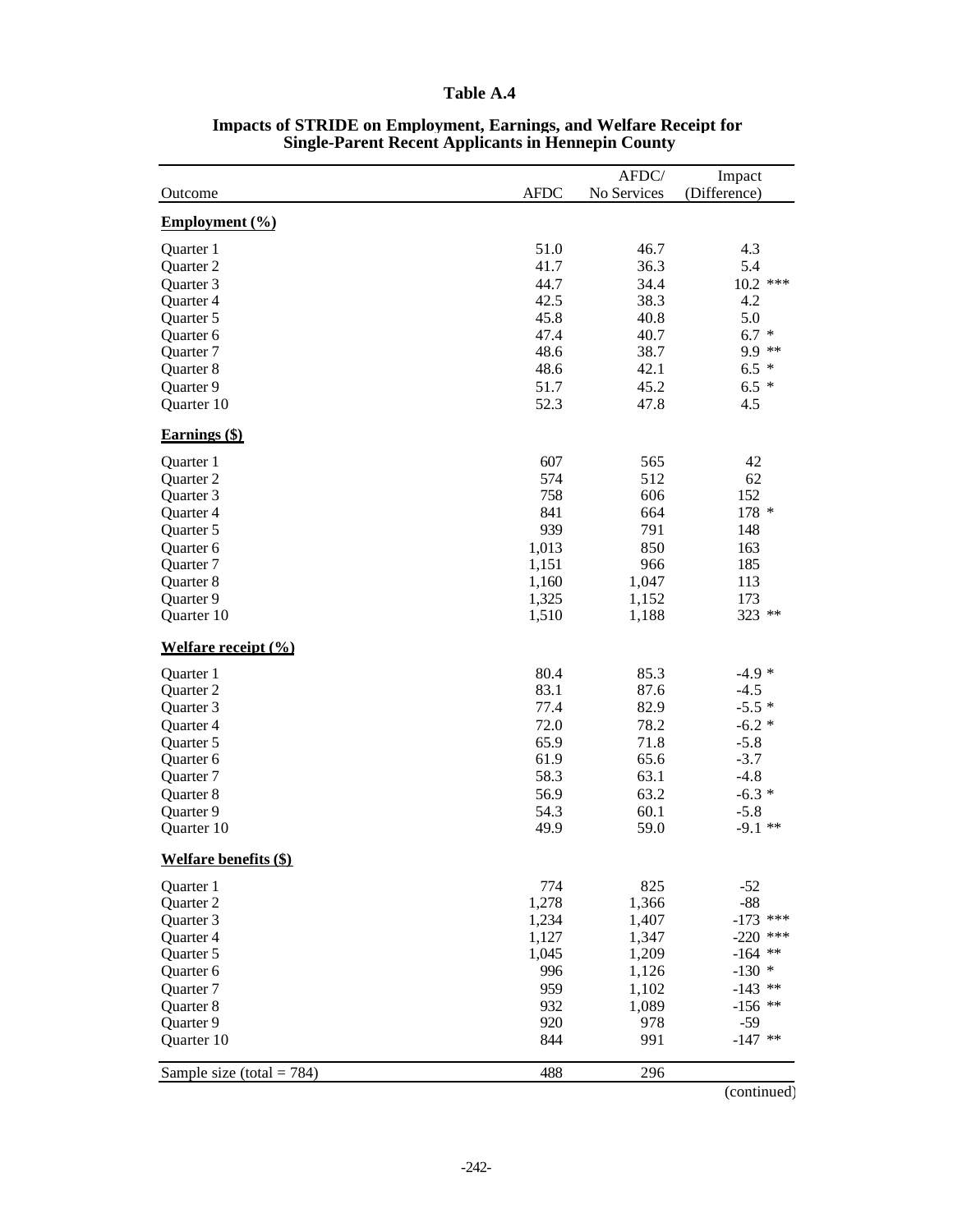# Table A.4

**Impacts of STRIDE on Employment, Earnings, and Welfare Receipt for Single-Parent Recent Applicants in Hennepin County**

| Outcome | AFDC | AFDC/ No Services | Impact (Difference) |
|---|---|---|---|
| **Employment (%)** | | | |
| Quarter 1 | 51.0 | 46.7 | 4.3 |
| Quarter 2 | 41.7 | 36.3 | 5.4 |
| Quarter 3 | 44.7 | 34.4 | 10.2 *** |
| Quarter 4 | 42.5 | 38.3 | 4.2 |
| Quarter 5 | 45.8 | 40.8 | 5.0 |
| Quarter 6 | 47.4 | 40.7 | 6.7 * |
| Quarter 7 | 48.6 | 38.7 | 9.9 ** |
| Quarter 8 | 48.6 | 42.1 | 6.5 * |
| Quarter 9 | 51.7 | 45.2 | 6.5 * |
| Quarter 10 | 52.3 | 47.8 | 4.5 |
| **Earnings ($)** | | | |
| Quarter 1 | 607 | 565 | 42 |
| Quarter 2 | 574 | 512 | 62 |
| Quarter 3 | 758 | 606 | 152 |
| Quarter 4 | 841 | 664 | 178 * |
| Quarter 5 | 939 | 791 | 148 |
| Quarter 6 | 1,013 | 850 | 163 |
| Quarter 7 | 1,151 | 966 | 185 |
| Quarter 8 | 1,160 | 1,047 | 113 |
| Quarter 9 | 1,325 | 1,152 | 173 |
| Quarter 10 | 1,510 | 1,188 | 323 ** |
| **Welfare receipt (%)** | | | |
| Quarter 1 | 80.4 | 85.3 | -4.9 * |
| Quarter 2 | 83.1 | 87.6 | -4.5 |
| Quarter 3 | 77.4 | 82.9 | -5.5 * |
| Quarter 4 | 72.0 | 78.2 | -6.2 * |
| Quarter 5 | 65.9 | 71.8 | -5.8 |
| Quarter 6 | 61.9 | 65.6 | -3.7 |
| Quarter 7 | 58.3 | 63.1 | -4.8 |
| Quarter 8 | 56.9 | 63.2 | -6.3 * |
| Quarter 9 | 54.3 | 60.1 | -5.8 |
| Quarter 10 | 49.9 | 59.0 | -9.1 ** |
| **Welfare benefits ($)** | | | |
| Quarter 1 | 774 | 825 | -52 |
| Quarter 2 | 1,278 | 1,366 | -88 |
| Quarter 3 | 1,234 | 1,407 | -173 *** |
| Quarter 4 | 1,127 | 1,347 | -220 *** |
| Quarter 5 | 1,045 | 1,209 | -164 ** |
| Quarter 6 | 996 | 1,126 | -130 * |
| Quarter 7 | 959 | 1,102 | -143 ** |
| Quarter 8 | 932 | 1,089 | -156 ** |
| Quarter 9 | 920 | 978 | -59 |
| Quarter 10 | 844 | 991 | -147 ** |
| Sample size (total = 784) | 488 | 296 | |

(continued)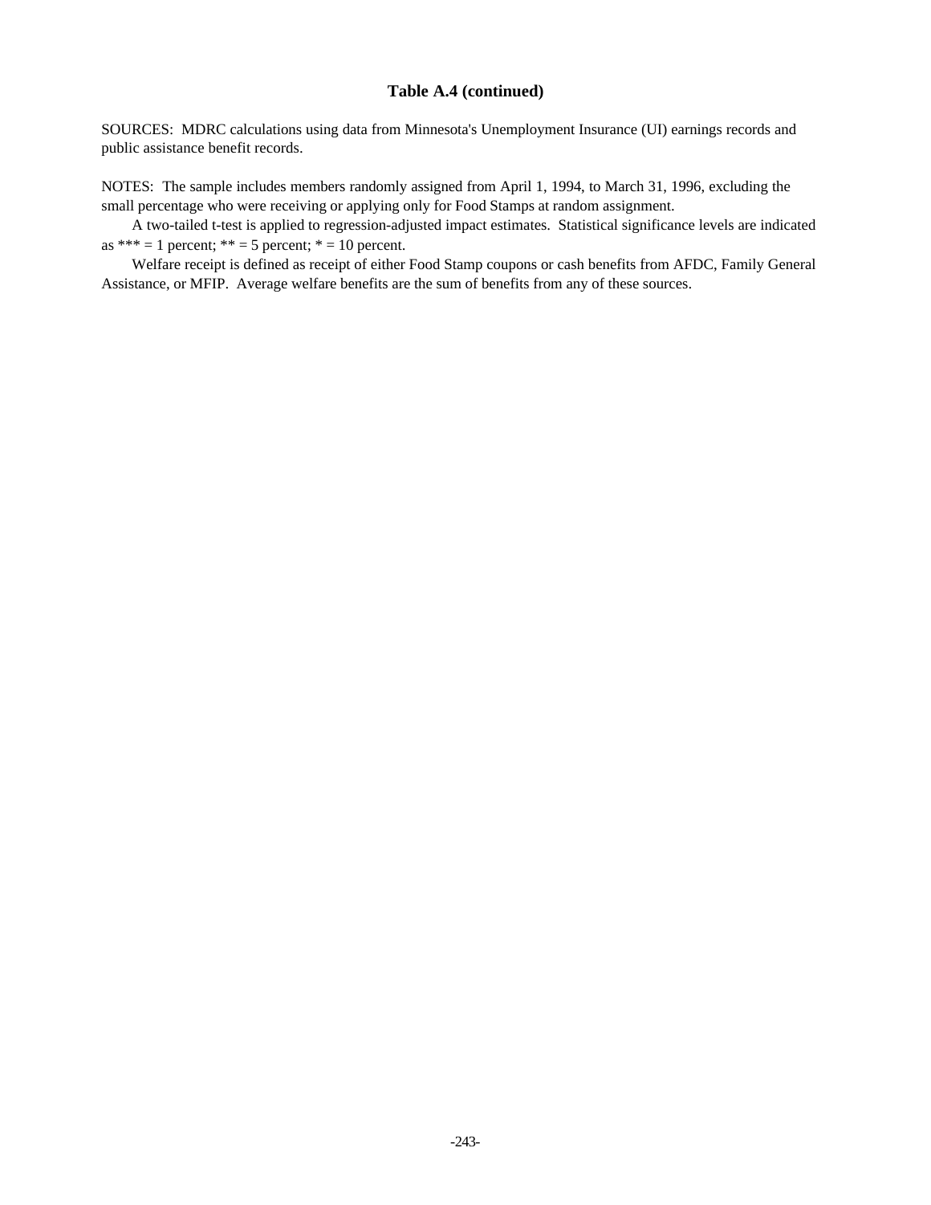### Table A.4 (continued)

SOURCES: MDRC calculations using data from Minnesota's Unemployment Insurance (UI) earnings records and public assistance benefit records.

NOTES: The sample includes members randomly assigned from April 1, 1994, to March 31, 1996, excluding the small percentage who were receiving or applying only for Food Stamps at random assignment.

A two-tailed t-test is applied to regression-adjusted impact estimates. Statistical significance levels are indicated as *** = 1 percent; ** = 5 percent; * = 10 percent.

Welfare receipt is defined as receipt of either Food Stamp coupons or cash benefits from AFDC, Family General Assistance, or MFIP. Average welfare benefits are the sum of benefits from any of these sources.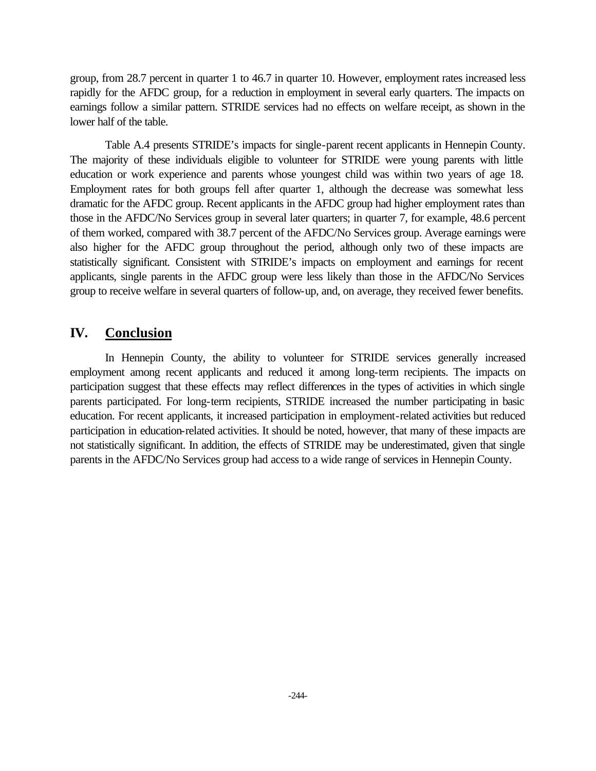group, from 28.7 percent in quarter 1 to 46.7 in quarter 10. However, employment rates increased less rapidly for the AFDC group, for a reduction in employment in several early quarters. The impacts on earnings follow a similar pattern. STRIDE services had no effects on welfare receipt, as shown in the lower half of the table.

Table A.4 presents STRIDE's impacts for single-parent recent applicants in Hennepin County. The majority of these individuals eligible to volunteer for STRIDE were young parents with little education or work experience and parents whose youngest child was within two years of age 18. Employment rates for both groups fell after quarter 1, although the decrease was somewhat less dramatic for the AFDC group. Recent applicants in the AFDC group had higher employment rates than those in the AFDC/No Services group in several later quarters; in quarter 7, for example, 48.6 percent of them worked, compared with 38.7 percent of the AFDC/No Services group. Average earnings were also higher for the AFDC group throughout the period, although only two of these impacts are statistically significant. Consistent with STRIDE's impacts on employment and earnings for recent applicants, single parents in the AFDC group were less likely than those in the AFDC/No Services group to receive welfare in several quarters of follow-up, and, on average, they received fewer benefits.

## IV. Conclusion

In Hennepin County, the ability to volunteer for STRIDE services generally increased employment among recent applicants and reduced it among long-term recipients. The impacts on participation suggest that these effects may reflect differences in the types of activities in which single parents participated. For long-term recipients, STRIDE increased the number participating in basic education. For recent applicants, it increased participation in employment-related activities but reduced participation in education-related activities. It should be noted, however, that many of these impacts are not statistically significant. In addition, the effects of STRIDE may be underestimated, given that single parents in the AFDC/No Services group had access to a wide range of services in Hennepin County.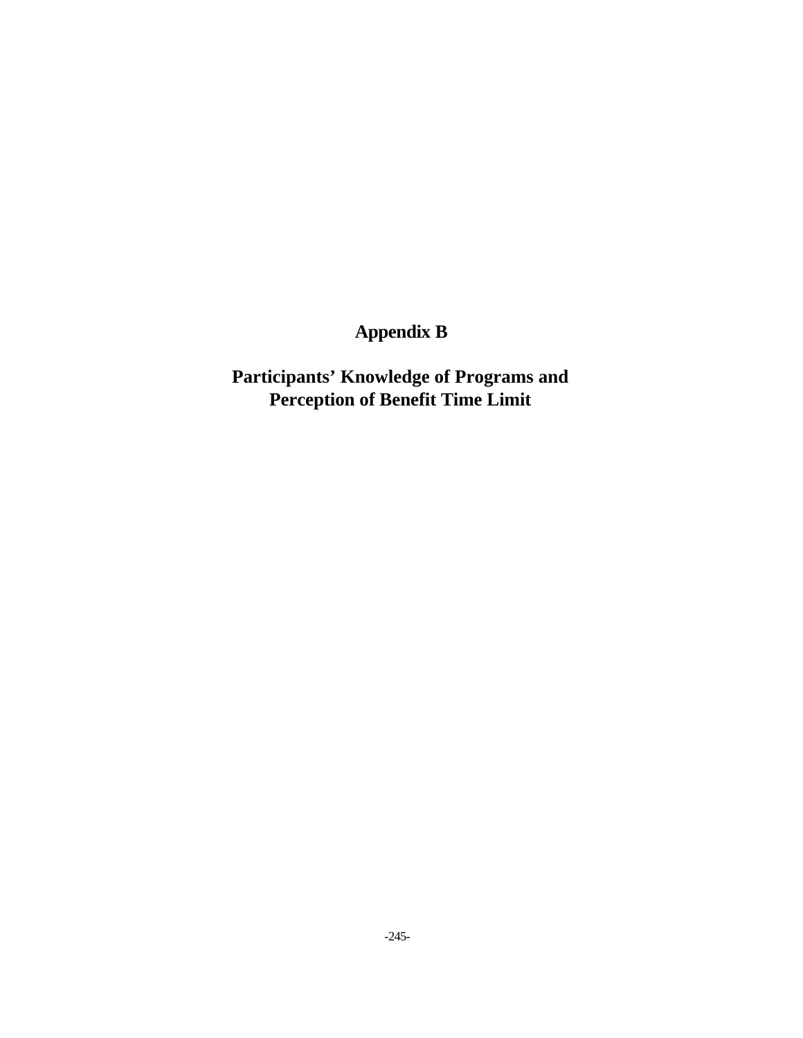# Appendix B

# Participants’ Knowledge of Programs and Perception of Benefit Time Limit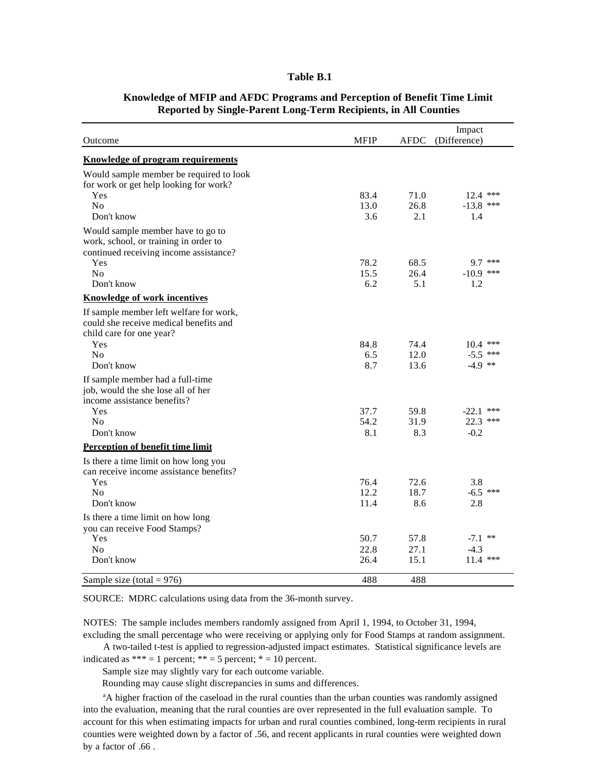**Table B.1**

**Knowledge of MFIP and AFDC Programs and Perception of Benefit Time Limit Reported by Single-Parent Long-Term Recipients, in All Counties**

| Outcome | MFIP | AFDC | Impact (Difference) |
|---|---|---|---|
| **Knowledge of program requirements** | | | |
| Would sample member be required to look for work or get help looking for work? | | | |
| Yes | 83.4 | 71.0 | 12.4 *** |
| No | 13.0 | 26.8 | -13.8 *** |
| Don't know | 3.6 | 2.1 | 1.4 |
| Would sample member have to go to work, school, or training in order to continued receiving income assistance? | | | |
| Yes | 78.2 | 68.5 | 9.7 *** |
| No | 15.5 | 26.4 | -10.9 *** |
| Don't know | 6.2 | 5.1 | 1.2 |
| **Knowledge of work incentives** | | | |
| If sample member left welfare for work, could she receive medical benefits and child care for one year? | | | |
| Yes | 84.8 | 74.4 | 10.4 *** |
| No | 6.5 | 12.0 | -5.5 *** |
| Don't know | 8.7 | 13.6 | -4.9 ** |
| If sample member had a full-time job, would the she lose all of her income assistance benefits? | | | |
| Yes | 37.7 | 59.8 | -22.1 *** |
| No | 54.2 | 31.9 | 22.3 *** |
| Don't know | 8.1 | 8.3 | -0.2 |
| **Perception of benefit time limit** | | | |
| Is there a time limit on how long you can receive income assistance benefits? | | | |
| Yes | 76.4 | 72.6 | 3.8 |
| No | 12.2 | 18.7 | -6.5 *** |
| Don't know | 11.4 | 8.6 | 2.8 |
| Is there a time limit on how long you can receive Food Stamps? | | | |
| Yes | 50.7 | 57.8 | -7.1 ** |
| No | 22.8 | 27.1 | -4.3 |
| Don't know | 26.4 | 15.1 | 11.4 *** |
| Sample size (total = 976) | 488 | 488 | |

SOURCE: MDRC calculations using data from the 36-month survey.

NOTES: The sample includes members randomly assigned from April 1, 1994, to October 31, 1994, excluding the small percentage who were receiving or applying only for Food Stamps at random assignment.

A two-tailed t-test is applied to regression-adjusted impact estimates. Statistical significance levels are indicated as *** = 1 percent; ** = 5 percent; * = 10 percent.

Sample size may slightly vary for each outcome variable.

Rounding may cause slight discrepancies in sums and differences.

[a]A higher fraction of the caseload in the rural counties than the urban counties was randomly assigned into the evaluation, meaning that the rural counties are over represented in the full evaluation sample. To account for this when estimating impacts for urban and rural counties combined, long-term recipients in rural counties were weighted down by a factor of .56, and recent applicants in rural counties were weighted down by a factor of .66 .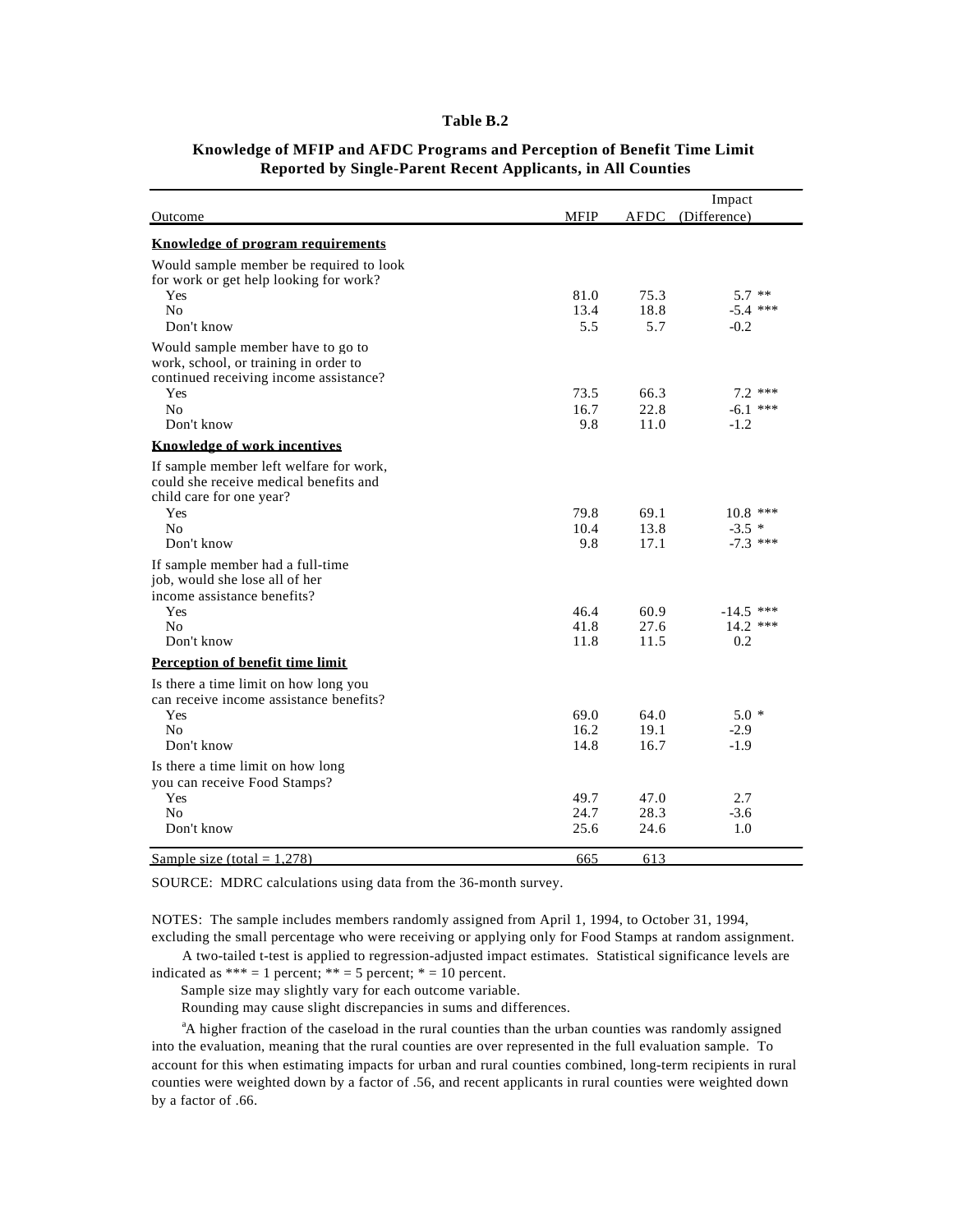**Table B.2**

**Knowledge of MFIP and AFDC Programs and Perception of Benefit Time Limit Reported by Single-Parent Recent Applicants, in All Counties**

| Outcome | MFIP | AFDC | Impact (Difference) |
|---|---|---|---|
| **Knowledge of program requirements** | | | |
| Would sample member be required to look for work or get help looking for work? | | | |
| Yes | 81.0 | 75.3 | 5.7 ** |
| No | 13.4 | 18.8 | -5.4 *** |
| Don't know | 5.5 | 5.7 | -0.2 |
| Would sample member have to go to work, school, or training in order to continued receiving income assistance? | | | |
| Yes | 73.5 | 66.3 | 7.2 *** |
| No | 16.7 | 22.8 | -6.1 *** |
| Don't know | 9.8 | 11.0 | -1.2 |
| **Knowledge of work incentives** | | | |
| If sample member left welfare for work, could she receive medical benefits and child care for one year? | | | |
| Yes | 79.8 | 69.1 | 10.8 *** |
| No | 10.4 | 13.8 | -3.5 * |
| Don't know | 9.8 | 17.1 | -7.3 *** |
| If sample member had a full-time job, would she lose all of her income assistance benefits? | | | |
| Yes | 46.4 | 60.9 | -14.5 *** |
| No | 41.8 | 27.6 | 14.2 *** |
| Don't know | 11.8 | 11.5 | 0.2 |
| **Perception of benefit time limit** | | | |
| Is there a time limit on how long you can receive income assistance benefits? | | | |
| Yes | 69.0 | 64.0 | 5.0 * |
| No | 16.2 | 19.1 | -2.9 |
| Don't know | 14.8 | 16.7 | -1.9 |
| Is there a time limit on how long you can receive Food Stamps? | | | |
| Yes | 49.7 | 47.0 | 2.7 |
| No | 24.7 | 28.3 | -3.6 |
| Don't know | 25.6 | 24.6 | 1.0 |
| Sample size (total = 1,278) | 665 | 613 | |

SOURCE: MDRC calculations using data from the 36-month survey.

NOTES: The sample includes members randomly assigned from April 1, 1994, to October 31, 1994, excluding the small percentage who were receiving or applying only for Food Stamps at random assignment.

A two-tailed t-test is applied to regression-adjusted impact estimates. Statistical significance levels are indicated as *** = 1 percent; ** = 5 percent; * = 10 percent.

Sample size may slightly vary for each outcome variable.

Rounding may cause slight discrepancies in sums and differences.

[a]A higher fraction of the caseload in the rural counties than the urban counties was randomly assigned into the evaluation, meaning that the rural counties are over represented in the full evaluation sample. To account for this when estimating impacts for urban and rural counties combined, long-term recipients in rural counties were weighted down by a factor of .56, and recent applicants in rural counties were weighted down by a factor of .66.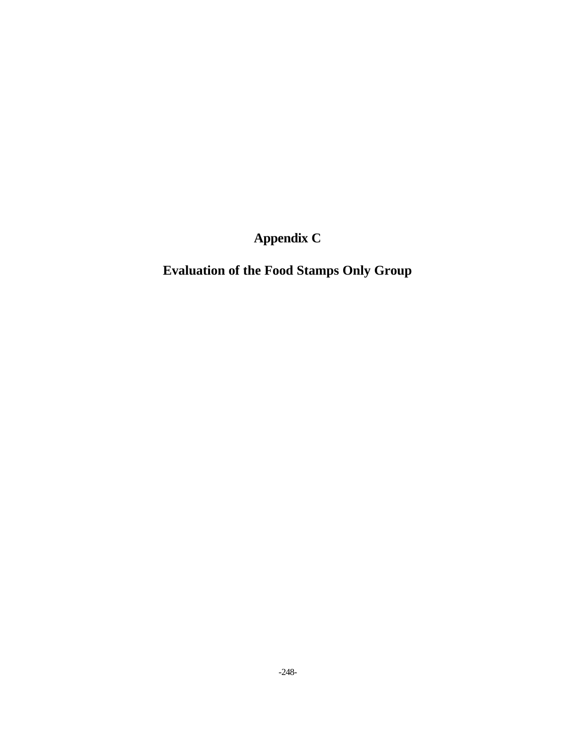# Appendix C

# Evaluation of the Food Stamps Only Group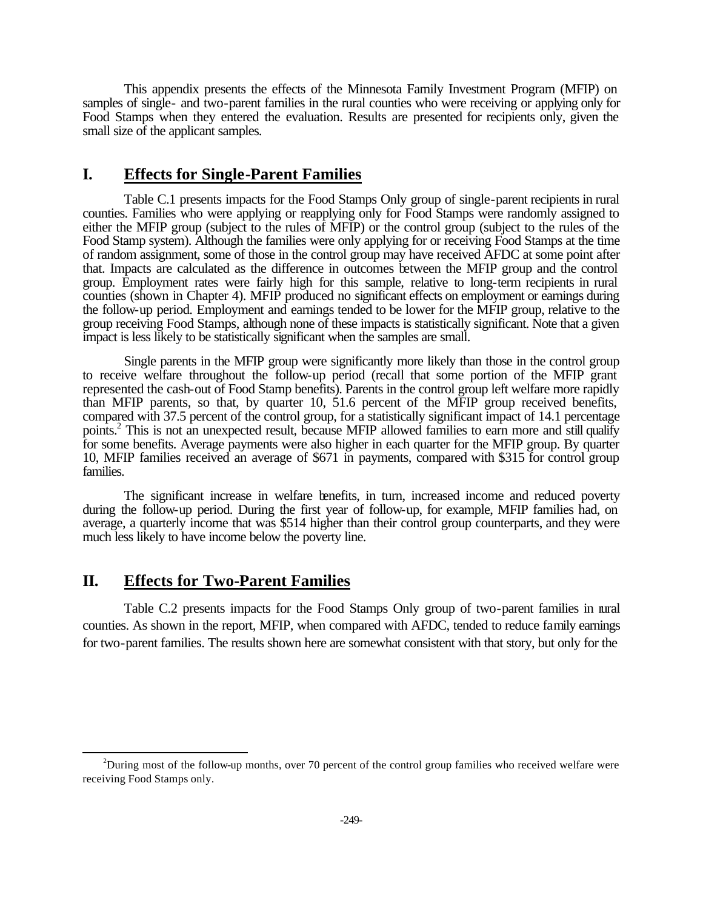This appendix presents the effects of the Minnesota Family Investment Program (MFIP) on samples of single- and two-parent families in the rural counties who were receiving or applying only for Food Stamps when they entered the evaluation. Results are presented for recipients only, given the small size of the applicant samples.

## I. Effects for Single-Parent Families

Table C.1 presents impacts for the Food Stamps Only group of single-parent recipients in rural counties. Families who were applying or reapplying only for Food Stamps were randomly assigned to either the MFIP group (subject to the rules of MFIP) or the control group (subject to the rules of the Food Stamp system). Although the families were only applying for or receiving Food Stamps at the time of random assignment, some of those in the control group may have received AFDC at some point after that. Impacts are calculated as the difference in outcomes between the MFIP group and the control group. Employment rates were fairly high for this sample, relative to long-term recipients in rural counties (shown in Chapter 4). MFIP produced no significant effects on employment or earnings during the follow-up period. Employment and earnings tended to be lower for the MFIP group, relative to the group receiving Food Stamps, although none of these impacts is statistically significant. Note that a given impact is less likely to be statistically significant when the samples are small.

Single parents in the MFIP group were significantly more likely than those in the control group to receive welfare throughout the follow-up period (recall that some portion of the MFIP grant represented the cash-out of Food Stamp benefits). Parents in the control group left welfare more rapidly than MFIP parents, so that, by quarter 10, 51.6 percent of the MFIP group received benefits, compared with 37.5 percent of the control group, for a statistically significant impact of 14.1 percentage points.[2] This is not an unexpected result, because MFIP allowed families to earn more and still qualify for some benefits. Average payments were also higher in each quarter for the MFIP group. By quarter 10, MFIP families received an average of $671 in payments, compared with $315 for control group families.

The significant increase in welfare benefits, in turn, increased income and reduced poverty during the follow-up period. During the first year of follow-up, for example, MFIP families had, on average, a quarterly income that was $514 higher than their control group counterparts, and they were much less likely to have income below the poverty line.

## II. Effects for Two-Parent Families

Table C.2 presents impacts for the Food Stamps Only group of two-parent families in rural counties. As shown in the report, MFIP, when compared with AFDC, tended to reduce family earnings for two-parent families. The results shown here are somewhat consistent with that story, but only for the

[2]During most of the follow-up months, over 70 percent of the control group families who received welfare were receiving Food Stamps only.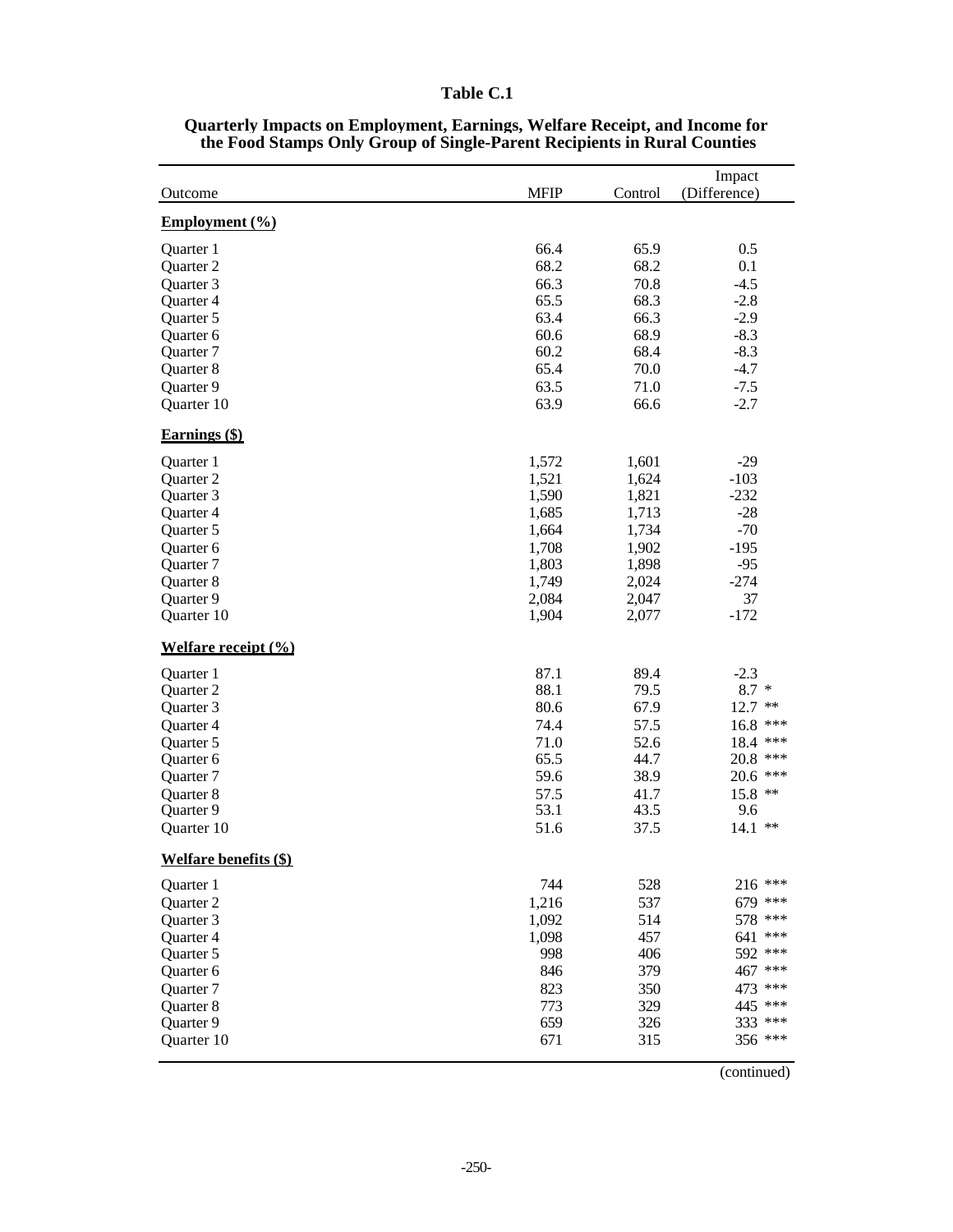# Table C.1

**Quarterly Impacts on Employment, Earnings, Welfare Receipt, and Income for the Food Stamps Only Group of Single-Parent Recipients in Rural Counties**

| Outcome | MFIP | Control | Impact (Difference) |
|---|---|---|---|
| **Employment (%)** | | | |
| Quarter 1 | 66.4 | 65.9 | 0.5 |
| Quarter 2 | 68.2 | 68.2 | 0.1 |
| Quarter 3 | 66.3 | 70.8 | -4.5 |
| Quarter 4 | 65.5 | 68.3 | -2.8 |
| Quarter 5 | 63.4 | 66.3 | -2.9 |
| Quarter 6 | 60.6 | 68.9 | -8.3 |
| Quarter 7 | 60.2 | 68.4 | -8.3 |
| Quarter 8 | 65.4 | 70.0 | -4.7 |
| Quarter 9 | 63.5 | 71.0 | -7.5 |
| Quarter 10 | 63.9 | 66.6 | -2.7 |
| **Earnings ($)** | | | |
| Quarter 1 | 1,572 | 1,601 | -29 |
| Quarter 2 | 1,521 | 1,624 | -103 |
| Quarter 3 | 1,590 | 1,821 | -232 |
| Quarter 4 | 1,685 | 1,713 | -28 |
| Quarter 5 | 1,664 | 1,734 | -70 |
| Quarter 6 | 1,708 | 1,902 | -195 |
| Quarter 7 | 1,803 | 1,898 | -95 |
| Quarter 8 | 1,749 | 2,024 | -274 |
| Quarter 9 | 2,084 | 2,047 | 37 |
| Quarter 10 | 1,904 | 2,077 | -172 |
| **Welfare receipt (%)** | | | |
| Quarter 1 | 87.1 | 89.4 | -2.3 |
| Quarter 2 | 88.1 | 79.5 | 8.7 * |
| Quarter 3 | 80.6 | 67.9 | 12.7 ** |
| Quarter 4 | 74.4 | 57.5 | 16.8 *** |
| Quarter 5 | 71.0 | 52.6 | 18.4 *** |
| Quarter 6 | 65.5 | 44.7 | 20.8 *** |
| Quarter 7 | 59.6 | 38.9 | 20.6 *** |
| Quarter 8 | 57.5 | 41.7 | 15.8 ** |
| Quarter 9 | 53.1 | 43.5 | 9.6 |
| Quarter 10 | 51.6 | 37.5 | 14.1 ** |
| **Welfare benefits ($)** | | | |
| Quarter 1 | 744 | 528 | 216 *** |
| Quarter 2 | 1,216 | 537 | 679 *** |
| Quarter 3 | 1,092 | 514 | 578 *** |
| Quarter 4 | 1,098 | 457 | 641 *** |
| Quarter 5 | 998 | 406 | 592 *** |
| Quarter 6 | 846 | 379 | 467 *** |
| Quarter 7 | 823 | 350 | 473 *** |
| Quarter 8 | 773 | 329 | 445 *** |
| Quarter 9 | 659 | 326 | 333 *** |
| Quarter 10 | 671 | 315 | 356 *** |

(continued)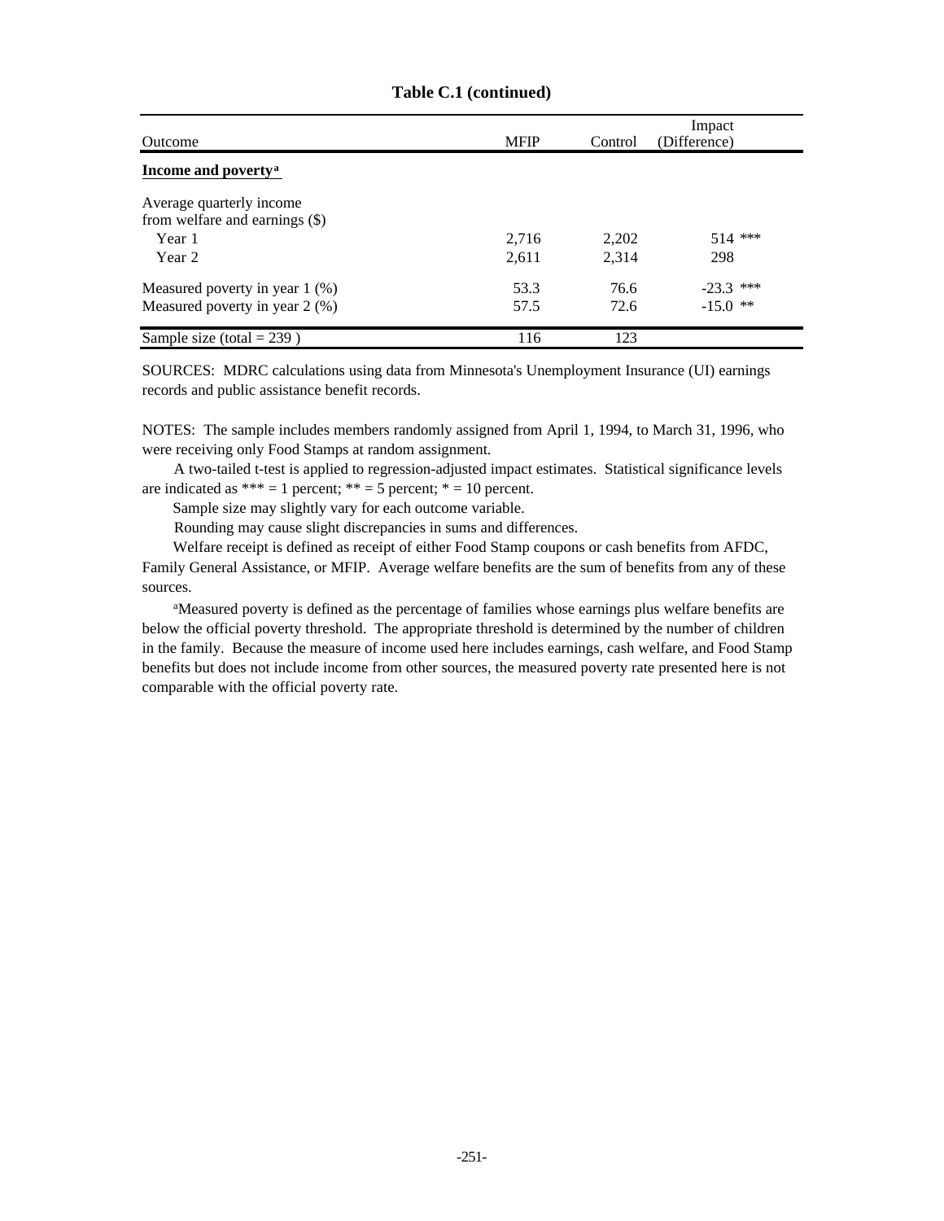**Table C.1 (continued)**

| Outcome | MFIP | Control | Impact (Difference) |
|---|---|---|---|
| **Income and poverty[a]** | | | |
| Average quarterly income from welfare and earnings ($) | | | |
| Year 1 | 2,716 | 2,202 | 514 *** |
| Year 2 | 2,611 | 2,314 | 298 |
| Measured poverty in year 1 (%) | 53.3 | 76.6 | -23.3 *** |
| Measured poverty in year 2 (%) | 57.5 | 72.6 | -15.0 ** |
| Sample size (total = 239 ) | 116 | 123 | |

SOURCES: MDRC calculations using data from Minnesota's Unemployment Insurance (UI) earnings records and public assistance benefit records.

NOTES: The sample includes members randomly assigned from April 1, 1994, to March 31, 1996, who were receiving only Food Stamps at random assignment.

A two-tailed t-test is applied to regression-adjusted impact estimates. Statistical significance levels are indicated as *** = 1 percent; ** = 5 percent; * = 10 percent.

Sample size may slightly vary for each outcome variable.

Rounding may cause slight discrepancies in sums and differences.

Welfare receipt is defined as receipt of either Food Stamp coupons or cash benefits from AFDC, Family General Assistance, or MFIP. Average welfare benefits are the sum of benefits from any of these sources.

[a]Measured poverty is defined as the percentage of families whose earnings plus welfare benefits are below the official poverty threshold. The appropriate threshold is determined by the number of children in the family. Because the measure of income used here includes earnings, cash welfare, and Food Stamp benefits but does not include income from other sources, the measured poverty rate presented here is not comparable with the official poverty rate.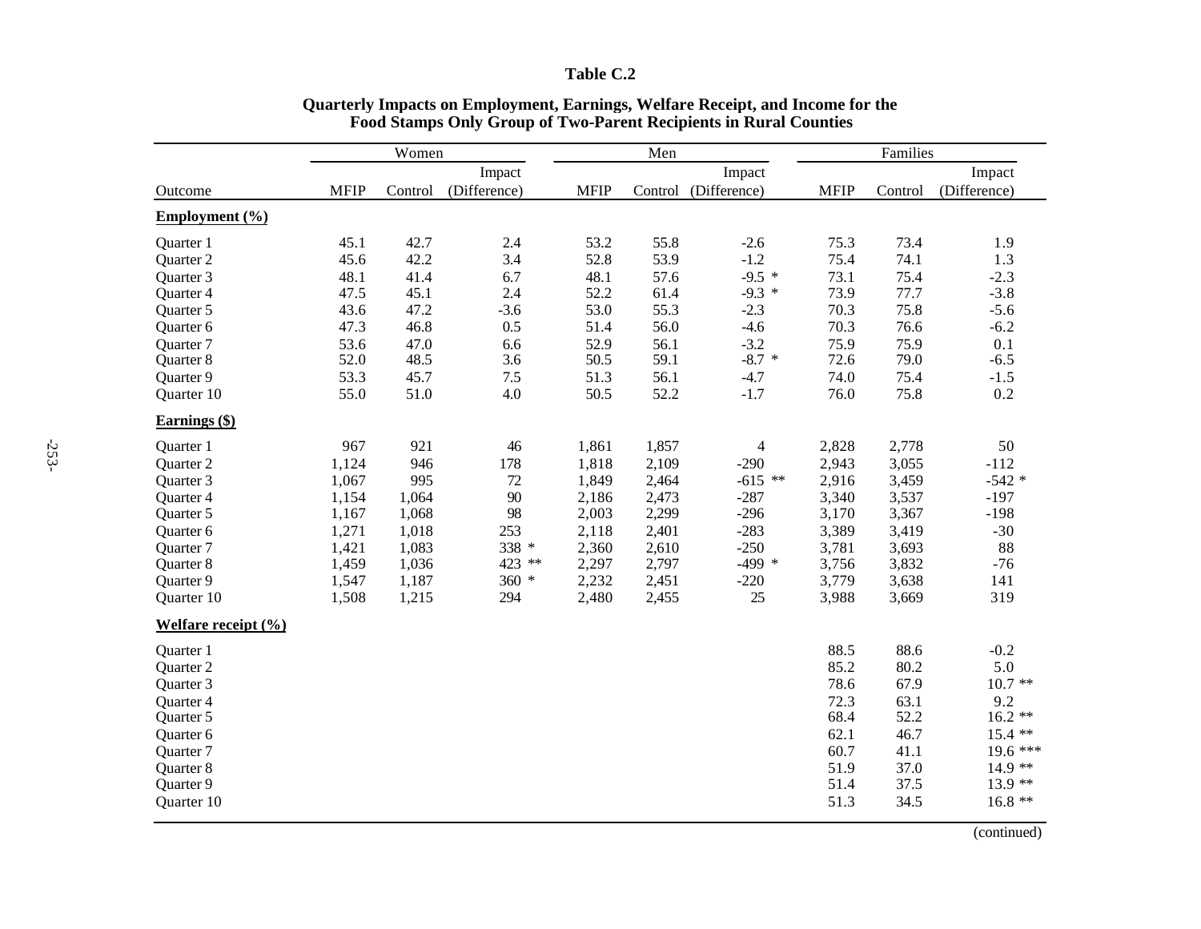**Table C.2**

**Quarterly Impacts on Employment, Earnings, Welfare Receipt, and Income for the Food Stamps Only Group of Two-Parent Recipients in Rural Counties**

| | Women | | | Men | | | Families | | |
|---|---|---|---|---|---|---|---|---|---|
| Outcome | MFIP | Control | Impact (Difference) | MFIP | Control | Impact (Difference) | MFIP | Control | Impact (Difference) |
| **Employment (%)** | | | | | | | | | |
| Quarter 1 | 45.1 | 42.7 | 2.4 | 53.2 | 55.8 | -2.6 | 75.3 | 73.4 | 1.9 |
| Quarter 2 | 45.6 | 42.2 | 3.4 | 52.8 | 53.9 | -1.2 | 75.4 | 74.1 | 1.3 |
| Quarter 3 | 48.1 | 41.4 | 6.7 | 48.1 | 57.6 | -9.5 * | 73.1 | 75.4 | -2.3 |
| Quarter 4 | 47.5 | 45.1 | 2.4 | 52.2 | 61.4 | -9.3 * | 73.9 | 77.7 | -3.8 |
| Quarter 5 | 43.6 | 47.2 | -3.6 | 53.0 | 55.3 | -2.3 | 70.3 | 75.8 | -5.6 |
| Quarter 6 | 47.3 | 46.8 | 0.5 | 51.4 | 56.0 | -4.6 | 70.3 | 76.6 | -6.2 |
| Quarter 7 | 53.6 | 47.0 | 6.6 | 52.9 | 56.1 | -3.2 | 75.9 | 75.9 | 0.1 |
| Quarter 8 | 52.0 | 48.5 | 3.6 | 50.5 | 59.1 | -8.7 * | 72.6 | 79.0 | -6.5 |
| Quarter 9 | 53.3 | 45.7 | 7.5 | 51.3 | 56.1 | -4.7 | 74.0 | 75.4 | -1.5 |
| Quarter 10 | 55.0 | 51.0 | 4.0 | 50.5 | 52.2 | -1.7 | 76.0 | 75.8 | 0.2 |
| **Earnings ($)** | | | | | | | | | |
| Quarter 1 | 967 | 921 | 46 | 1,861 | 1,857 | 4 | 2,828 | 2,778 | 50 |
| Quarter 2 | 1,124 | 946 | 178 | 1,818 | 2,109 | -290 | 2,943 | 3,055 | -112 |
| Quarter 3 | 1,067 | 995 | 72 | 1,849 | 2,464 | -615 ** | 2,916 | 3,459 | -542 * |
| Quarter 4 | 1,154 | 1,064 | 90 | 2,186 | 2,473 | -287 | 3,340 | 3,537 | -197 |
| Quarter 5 | 1,167 | 1,068 | 98 | 2,003 | 2,299 | -296 | 3,170 | 3,367 | -198 |
| Quarter 6 | 1,271 | 1,018 | 253 | 2,118 | 2,401 | -283 | 3,389 | 3,419 | -30 |
| Quarter 7 | 1,421 | 1,083 | 338 * | 2,360 | 2,610 | -250 | 3,781 | 3,693 | 88 |
| Quarter 8 | 1,459 | 1,036 | 423 ** | 2,297 | 2,797 | -499 * | 3,756 | 3,832 | -76 |
| Quarter 9 | 1,547 | 1,187 | 360 * | 2,232 | 2,451 | -220 | 3,779 | 3,638 | 141 |
| Quarter 10 | 1,508 | 1,215 | 294 | 2,480 | 2,455 | 25 | 3,988 | 3,669 | 319 |
| **Welfare receipt (%)** | | | | | | | | | |
| Quarter 1 | | | | | | | 88.5 | 88.6 | -0.2 |
| Quarter 2 | | | | | | | 85.2 | 80.2 | 5.0 |
| Quarter 3 | | | | | | | 78.6 | 67.9 | 10.7 ** |
| Quarter 4 | | | | | | | 72.3 | 63.1 | 9.2 |
| Quarter 5 | | | | | | | 68.4 | 52.2 | 16.2 ** |
| Quarter 6 | | | | | | | 62.1 | 46.7 | 15.4 ** |
| Quarter 7 | | | | | | | 60.7 | 41.1 | 19.6 *** |
| Quarter 8 | | | | | | | 51.9 | 37.0 | 14.9 ** |
| Quarter 9 | | | | | | | 51.4 | 37.5 | 13.9 ** |
| Quarter 10 | | | | | | | 51.3 | 34.5 | 16.8 ** |

(continued)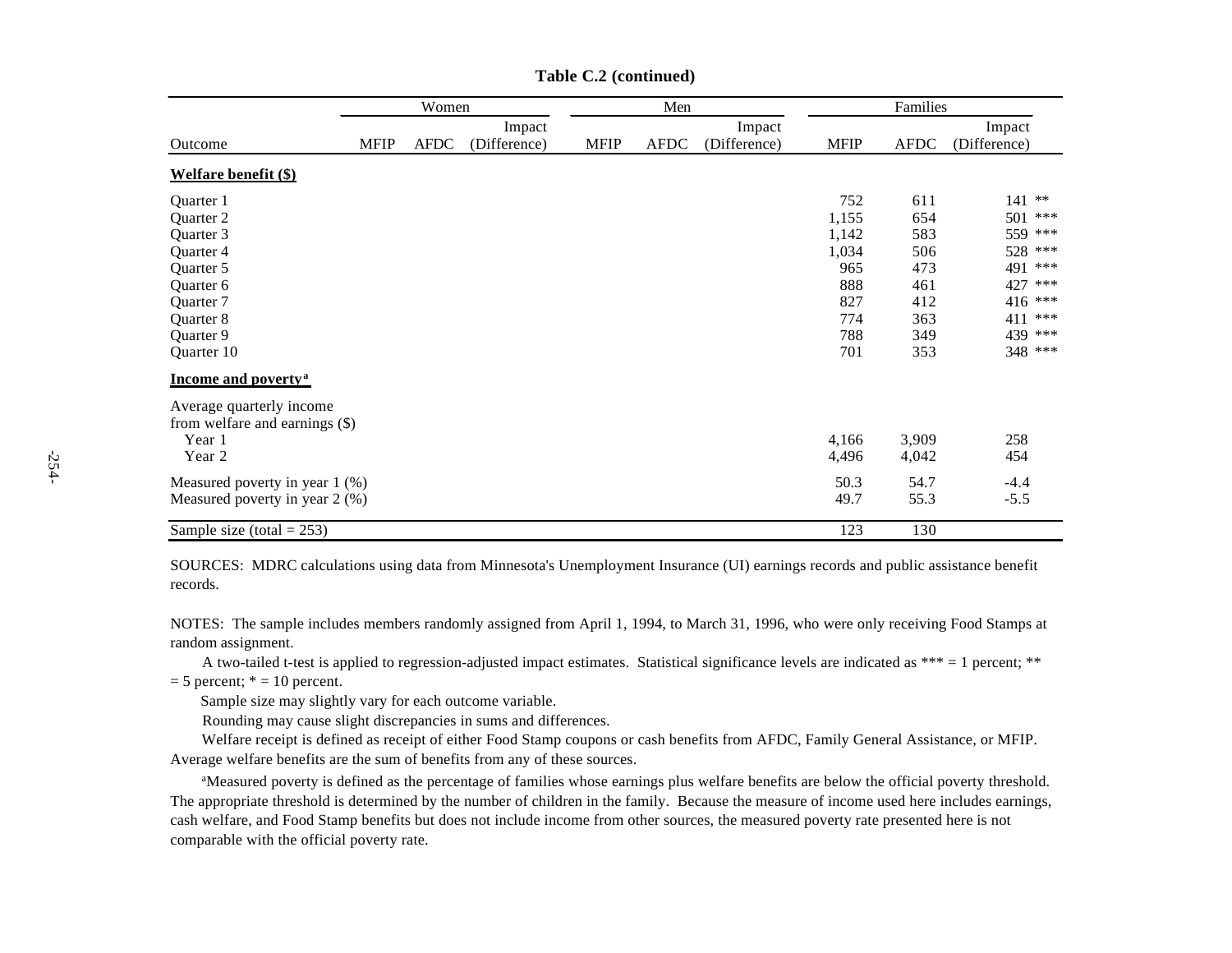**Table C.2 (continued)**

| | Women | | | Men | | | Families | | |
|---|---|---|---|---|---|---|---|---|---|
| Outcome | MFIP | AFDC | Impact (Difference) | MFIP | AFDC | Impact (Difference) | MFIP | AFDC | Impact (Difference) |
| **Welfare benefit ($)** | | | | | | | | | |
| Quarter 1 | | | | | | | 752 | 611 | 141 ** |
| Quarter 2 | | | | | | | 1,155 | 654 | 501 *** |
| Quarter 3 | | | | | | | 1,142 | 583 | 559 *** |
| Quarter 4 | | | | | | | 1,034 | 506 | 528 *** |
| Quarter 5 | | | | | | | 965 | 473 | 491 *** |
| Quarter 6 | | | | | | | 888 | 461 | 427 *** |
| Quarter 7 | | | | | | | 827 | 412 | 416 *** |
| Quarter 8 | | | | | | | 774 | 363 | 411 *** |
| Quarter 9 | | | | | | | 788 | 349 | 439 *** |
| Quarter 10 | | | | | | | 701 | 353 | 348 *** |
| **Income and poverty[a]** | | | | | | | | | |
| Average quarterly income from welfare and earnings ($) | | | | | | | | | |
| Year 1 | | | | | | | 4,166 | 3,909 | 258 |
| Year 2 | | | | | | | 4,496 | 4,042 | 454 |
| Measured poverty in year 1 (%) | | | | | | | 50.3 | 54.7 | -4.4 |
| Measured poverty in year 2 (%) | | | | | | | 49.7 | 55.3 | -5.5 |
| Sample size (total = 253) | | | | | | | 123 | 130 | |

SOURCES: MDRC calculations using data from Minnesota's Unemployment Insurance (UI) earnings records and public assistance benefit records.

NOTES: The sample includes members randomly assigned from April 1, 1994, to March 31, 1996, who were only receiving Food Stamps at random assignment.

A two-tailed t-test is applied to regression-adjusted impact estimates. Statistical significance levels are indicated as *** = 1 percent; ** = 5 percent; * = 10 percent.

Sample size may slightly vary for each outcome variable.

Rounding may cause slight discrepancies in sums and differences.

Welfare receipt is defined as receipt of either Food Stamp coupons or cash benefits from AFDC, Family General Assistance, or MFIP. Average welfare benefits are the sum of benefits from any of these sources.

[a]Measured poverty is defined as the percentage of families whose earnings plus welfare benefits are below the official poverty threshold. The appropriate threshold is determined by the number of children in the family. Because the measure of income used here includes earnings, cash welfare, and Food Stamp benefits but does not include income from other sources, the measured poverty rate presented here is not comparable with the official poverty rate.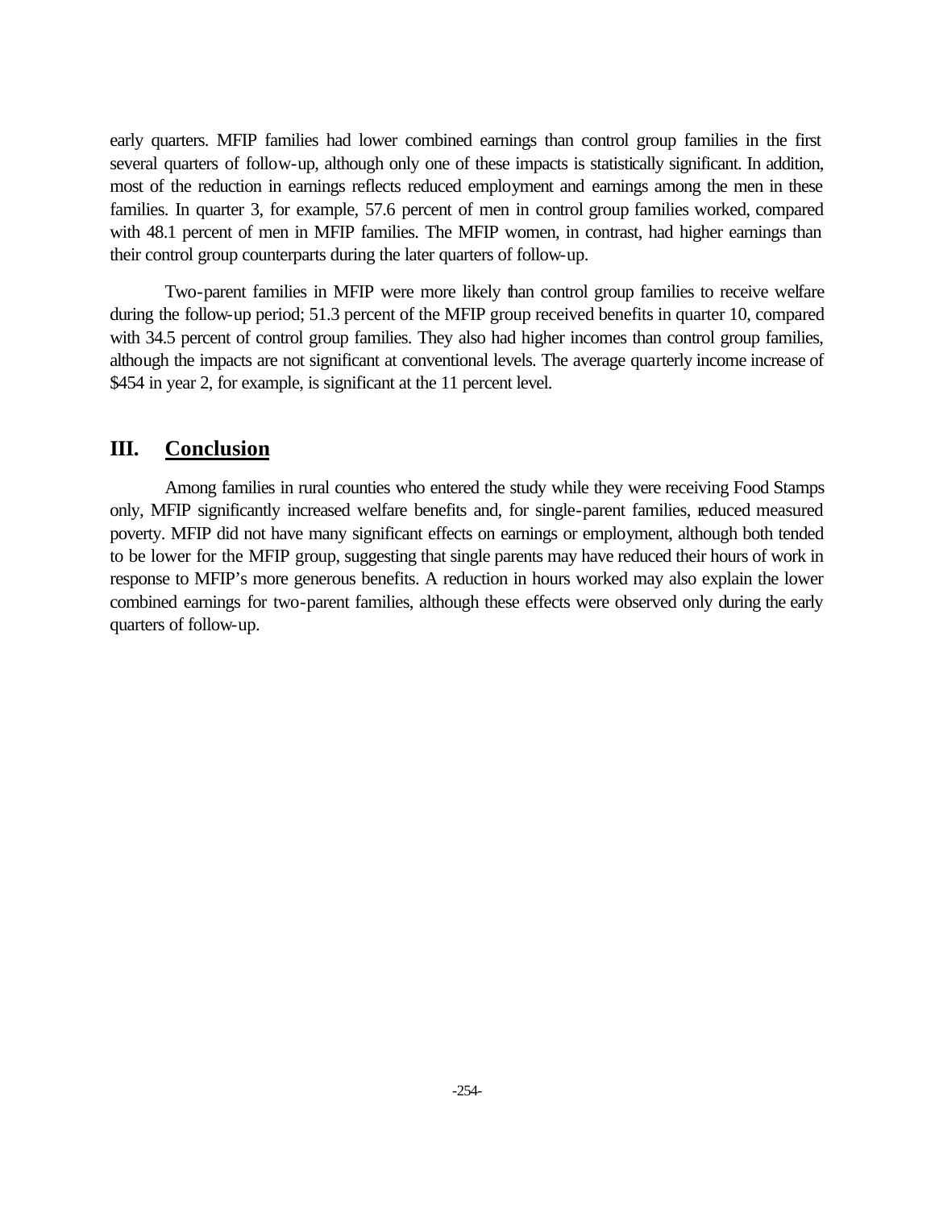early quarters. MFIP families had lower combined earnings than control group families in the first several quarters of follow-up, although only one of these impacts is statistically significant. In addition, most of the reduction in earnings reflects reduced employment and earnings among the men in these families. In quarter 3, for example, 57.6 percent of men in control group families worked, compared with 48.1 percent of men in MFIP families. The MFIP women, in contrast, had higher earnings than their control group counterparts during the later quarters of follow-up.

Two-parent families in MFIP were more likely than control group families to receive welfare during the follow-up period; 51.3 percent of the MFIP group received benefits in quarter 10, compared with 34.5 percent of control group families. They also had higher incomes than control group families, although the impacts are not significant at conventional levels. The average quarterly income increase of $454 in year 2, for example, is significant at the 11 percent level.

## III. Conclusion

Among families in rural counties who entered the study while they were receiving Food Stamps only, MFIP significantly increased welfare benefits and, for single-parent families, reduced measured poverty. MFIP did not have many significant effects on earnings or employment, although both tended to be lower for the MFIP group, suggesting that single parents may have reduced their hours of work in response to MFIP's more generous benefits. A reduction in hours worked may also explain the lower combined earnings for two-parent families, although these effects were observed only during the early quarters of follow-up.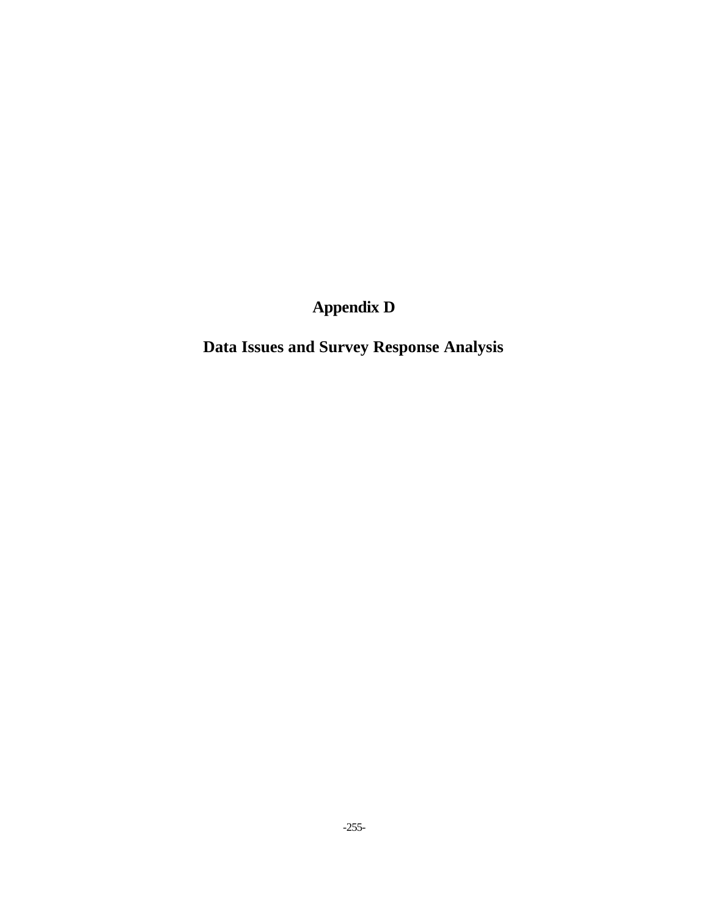# Appendix D

# Data Issues and Survey Response Analysis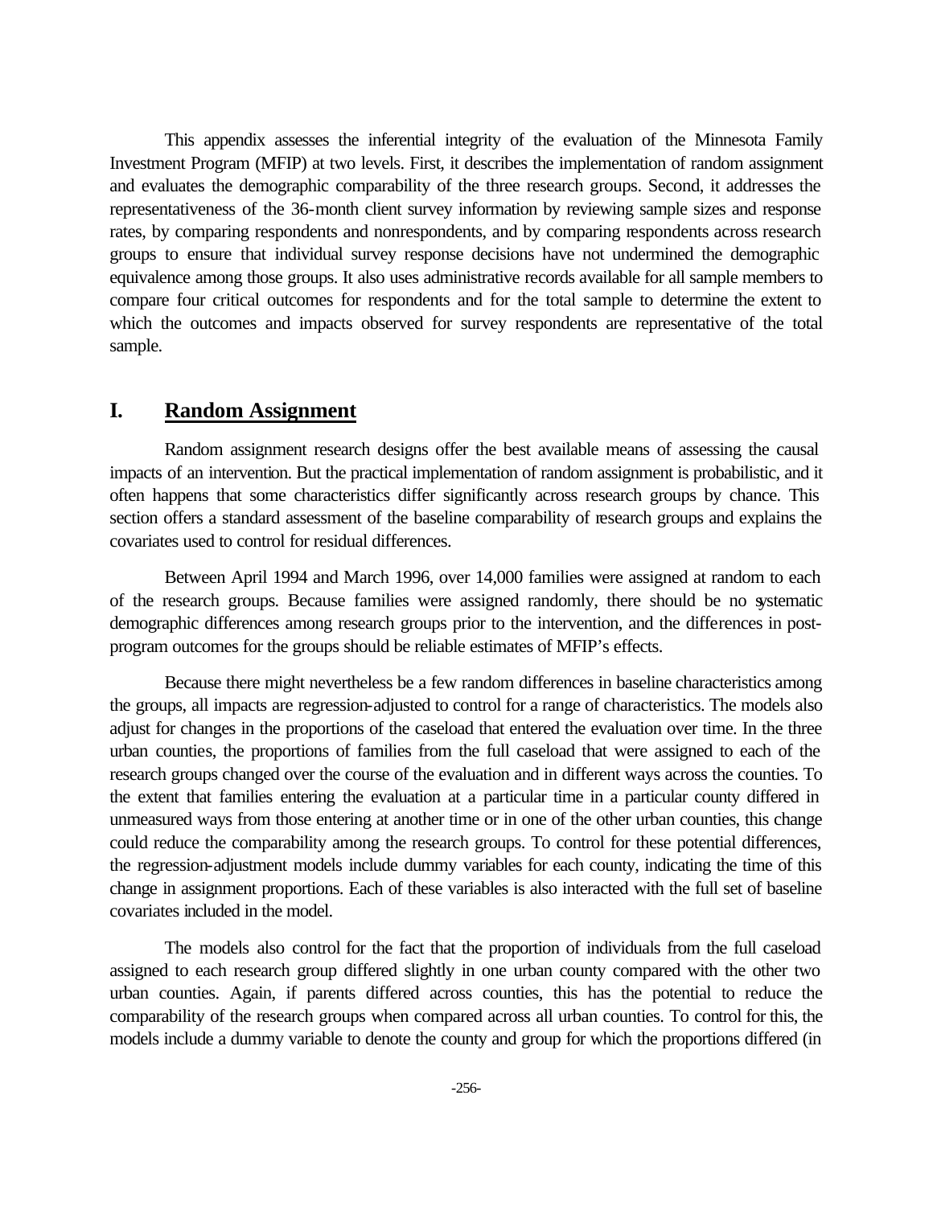This appendix assesses the inferential integrity of the evaluation of the Minnesota Family Investment Program (MFIP) at two levels. First, it describes the implementation of random assignment and evaluates the demographic comparability of the three research groups. Second, it addresses the representativeness of the 36-month client survey information by reviewing sample sizes and response rates, by comparing respondents and nonrespondents, and by comparing respondents across research groups to ensure that individual survey response decisions have not undermined the demographic equivalence among those groups. It also uses administrative records available for all sample members to compare four critical outcomes for respondents and for the total sample to determine the extent to which the outcomes and impacts observed for survey respondents are representative of the total sample.

## I. Random Assignment

Random assignment research designs offer the best available means of assessing the causal impacts of an intervention. But the practical implementation of random assignment is probabilistic, and it often happens that some characteristics differ significantly across research groups by chance. This section offers a standard assessment of the baseline comparability of research groups and explains the covariates used to control for residual differences.

Between April 1994 and March 1996, over 14,000 families were assigned at random to each of the research groups. Because families were assigned randomly, there should be no systematic demographic differences among research groups prior to the intervention, and the differences in post-program outcomes for the groups should be reliable estimates of MFIP's effects.

Because there might nevertheless be a few random differences in baseline characteristics among the groups, all impacts are regression-adjusted to control for a range of characteristics. The models also adjust for changes in the proportions of the caseload that entered the evaluation over time. In the three urban counties, the proportions of families from the full caseload that were assigned to each of the research groups changed over the course of the evaluation and in different ways across the counties. To the extent that families entering the evaluation at a particular time in a particular county differed in unmeasured ways from those entering at another time or in one of the other urban counties, this change could reduce the comparability among the research groups. To control for these potential differences, the regression-adjustment models include dummy variables for each county, indicating the time of this change in assignment proportions. Each of these variables is also interacted with the full set of baseline covariates included in the model.

The models also control for the fact that the proportion of individuals from the full caseload assigned to each research group differed slightly in one urban county compared with the other two urban counties. Again, if parents differed across counties, this has the potential to reduce the comparability of the research groups when compared across all urban counties. To control for this, the models include a dummy variable to denote the county and group for which the proportions differed (in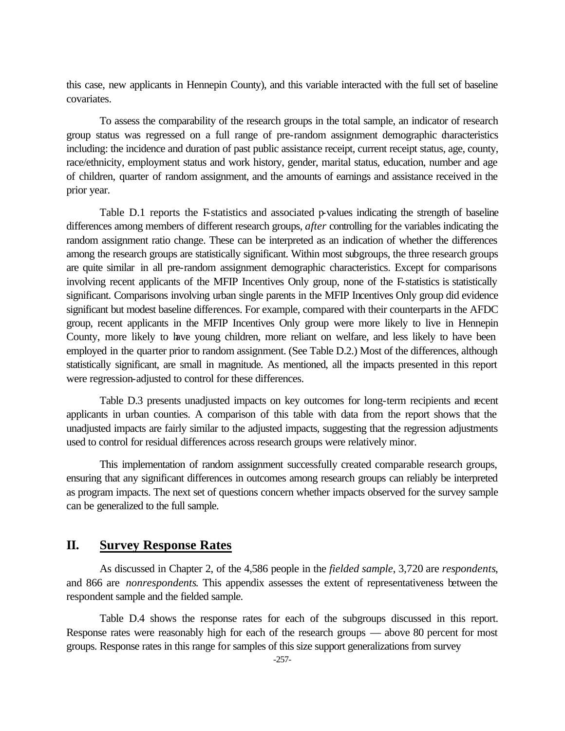this case, new applicants in Hennepin County), and this variable interacted with the full set of baseline covariates.

To assess the comparability of the research groups in the total sample, an indicator of research group status was regressed on a full range of pre-random assignment demographic characteristics including: the incidence and duration of past public assistance receipt, current receipt status, age, county, race/ethnicity, employment status and work history, gender, marital status, education, number and age of children, quarter of random assignment, and the amounts of earnings and assistance received in the prior year.

Table D.1 reports the F-statistics and associated p-values indicating the strength of baseline differences among members of different research groups, *after* controlling for the variables indicating the random assignment ratio change. These can be interpreted as an indication of whether the differences among the research groups are statistically significant. Within most subgroups, the three research groups are quite similar in all pre-random assignment demographic characteristics. Except for comparisons involving recent applicants of the MFIP Incentives Only group, none of the F-statistics is statistically significant. Comparisons involving urban single parents in the MFIP Incentives Only group did evidence significant but modest baseline differences. For example, compared with their counterparts in the AFDC group, recent applicants in the MFIP Incentives Only group were more likely to live in Hennepin County, more likely to have young children, more reliant on welfare, and less likely to have been employed in the quarter prior to random assignment. (See Table D.2.) Most of the differences, although statistically significant, are small in magnitude. As mentioned, all the impacts presented in this report were regression-adjusted to control for these differences.

Table D.3 presents unadjusted impacts on key outcomes for long-term recipients and recent applicants in urban counties. A comparison of this table with data from the report shows that the unadjusted impacts are fairly similar to the adjusted impacts, suggesting that the regression adjustments used to control for residual differences across research groups were relatively minor.

This implementation of random assignment successfully created comparable research groups, ensuring that any significant differences in outcomes among research groups can reliably be interpreted as program impacts. The next set of questions concern whether impacts observed for the survey sample can be generalized to the full sample.

## II. Survey Response Rates

As discussed in Chapter 2, of the 4,586 people in the *fielded sample*, 3,720 are *respondents*, and 866 are *nonrespondents*. This appendix assesses the extent of representativeness between the respondent sample and the fielded sample.

Table D.4 shows the response rates for each of the subgroups discussed in this report. Response rates were reasonably high for each of the research groups — above 80 percent for most groups. Response rates in this range for samples of this size support generalizations from survey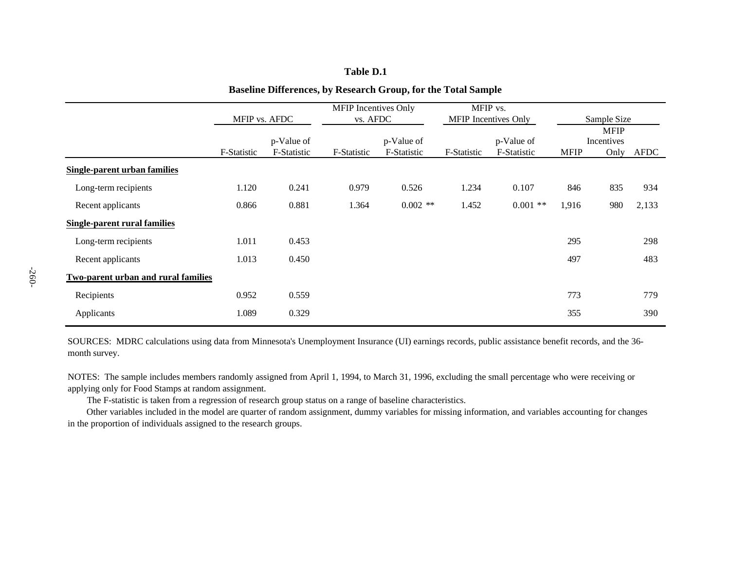**Table D.1**

**Baseline Differences, by Research Group, for the Total Sample**

| | MFIP vs. AFDC | | MFIP Incentives Only vs. AFDC | | MFIP vs. MFIP Incentives Only | | Sample Size | | |
|---|---|---|---|---|---|---|---|---|---|
| | F-Statistic | p-Value of F-Statistic | F-Statistic | p-Value of F-Statistic | F-Statistic | p-Value of F-Statistic | MFIP | MFIP Incentives Only | AFDC |
| **Single-parent urban families** | | | | | | | | | |
| Long-term recipients | 1.120 | 0.241 | 0.979 | 0.526 | 1.234 | 0.107 | 846 | 835 | 934 |
| Recent applicants | 0.866 | 0.881 | 1.364 | 0.002 ** | 1.452 | 0.001 ** | 1,916 | 980 | 2,133 |
| **Single-parent rural families** | | | | | | | | | |
| Long-term recipients | 1.011 | 0.453 | | | | | 295 | | 298 |
| Recent applicants | 1.013 | 0.450 | | | | | 497 | | 483 |
| **Two-parent urban and rural families** | | | | | | | | | |
| Recipients | 0.952 | 0.559 | | | | | 773 | | 779 |
| Applicants | 1.089 | 0.329 | | | | | 355 | | 390 |

SOURCES: MDRC calculations using data from Minnesota's Unemployment Insurance (UI) earnings records, public assistance benefit records, and the 36-month survey.

NOTES: The sample includes members randomly assigned from April 1, 1994, to March 31, 1996, excluding the small percentage who were receiving or applying only for Food Stamps at random assignment.

The F-statistic is taken from a regression of research group status on a range of baseline characteristics.

Other variables included in the model are quarter of random assignment, dummy variables for missing information, and variables accounting for changes in the proportion of individuals assigned to the research groups.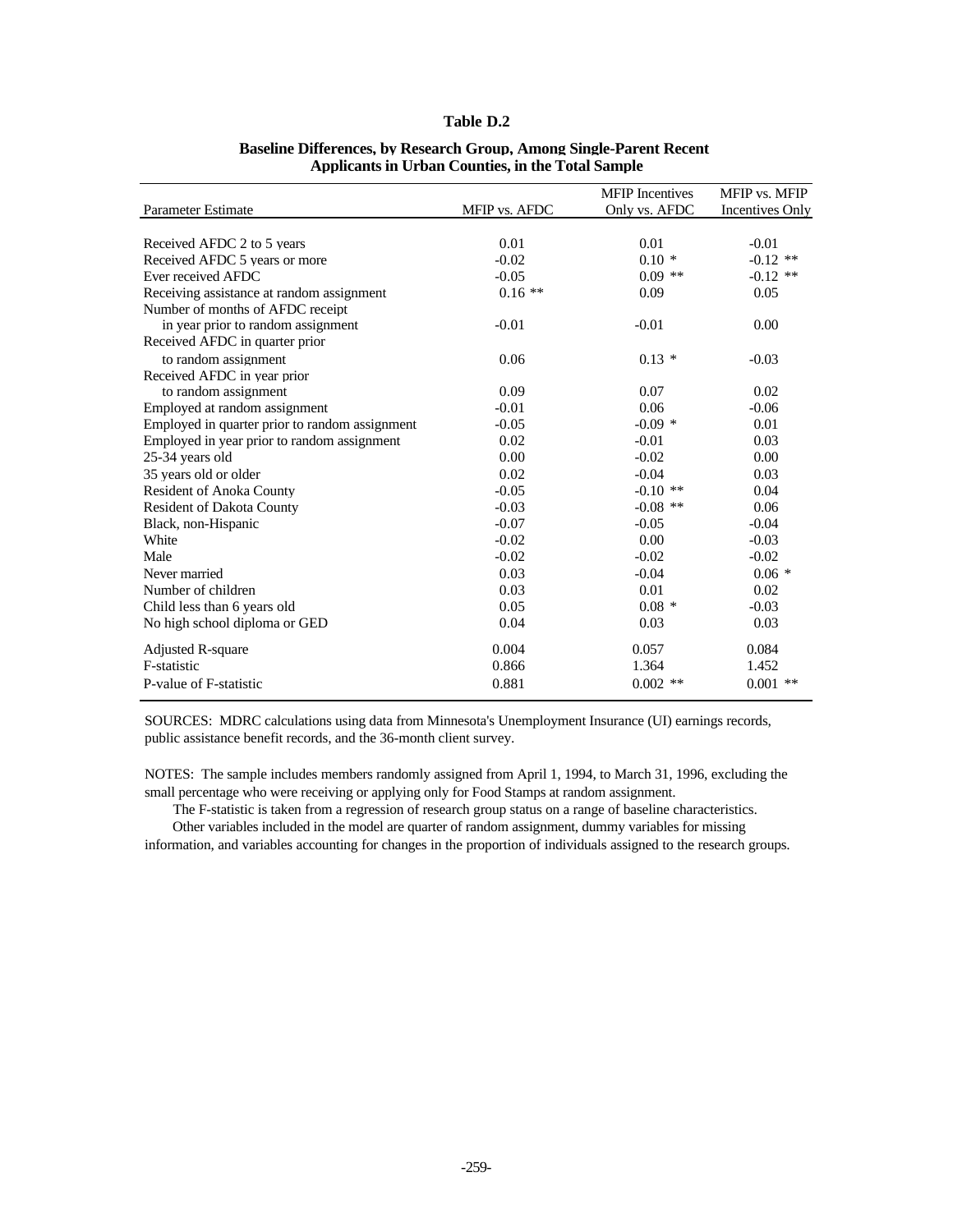**Table D.2**

**Baseline Differences, by Research Group, Among Single-Parent Recent Applicants in Urban Counties, in the Total Sample**

| Parameter Estimate | MFIP vs. AFDC | MFIP Incentives Only vs. AFDC | MFIP vs. MFIP Incentives Only |
|---|---|---|---|
| Received AFDC 2 to 5 years | 0.01 | 0.01 | -0.01 |
| Received AFDC 5 years or more | -0.02 | 0.10 * | -0.12 ** |
| Ever received AFDC | -0.05 | 0.09 ** | -0.12 ** |
| Receiving assistance at random assignment | 0.16 ** | 0.09 | 0.05 |
| Number of months of AFDC receipt in year prior to random assignment | -0.01 | -0.01 | 0.00 |
| Received AFDC in quarter prior to random assignment | 0.06 | 0.13 * | -0.03 |
| Received AFDC in year prior to random assignment | 0.09 | 0.07 | 0.02 |
| Employed at random assignment | -0.01 | 0.06 | -0.06 |
| Employed in quarter prior to random assignment | -0.05 | -0.09 * | 0.01 |
| Employed in year prior to random assignment | 0.02 | -0.01 | 0.03 |
| 25-34 years old | 0.00 | -0.02 | 0.00 |
| 35 years old or older | 0.02 | -0.04 | 0.03 |
| Resident of Anoka County | -0.05 | -0.10 ** | 0.04 |
| Resident of Dakota County | -0.03 | -0.08 ** | 0.06 |
| Black, non-Hispanic | -0.07 | -0.05 | -0.04 |
| White | -0.02 | 0.00 | -0.03 |
| Male | -0.02 | -0.02 | -0.02 |
| Never married | 0.03 | -0.04 | 0.06 * |
| Number of children | 0.03 | 0.01 | 0.02 |
| Child less than 6 years old | 0.05 | 0.08 * | -0.03 |
| No high school diploma or GED | 0.04 | 0.03 | 0.03 |
| Adjusted R-square | 0.004 | 0.057 | 0.084 |
| F-statistic | 0.866 | 1.364 | 1.452 |
| P-value of F-statistic | 0.881 | 0.002 ** | 0.001 ** |

SOURCES: MDRC calculations using data from Minnesota's Unemployment Insurance (UI) earnings records, public assistance benefit records, and the 36-month client survey.

NOTES: The sample includes members randomly assigned from April 1, 1994, to March 31, 1996, excluding the small percentage who were receiving or applying only for Food Stamps at random assignment.

The F-statistic is taken from a regression of research group status on a range of baseline characteristics.

Other variables included in the model are quarter of random assignment, dummy variables for missing information, and variables accounting for changes in the proportion of individuals assigned to the research groups.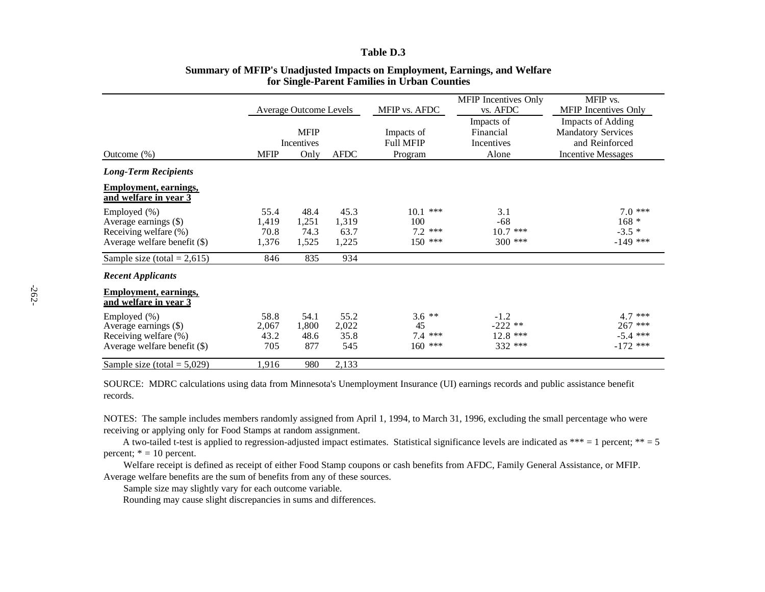**Table D.3**

**Summary of MFIP's Unadjusted Impacts on Employment, Earnings, and Welfare for Single-Parent Families in Urban Counties**

| | Average Outcome Levels | | | MFIP vs. AFDC | MFIP Incentives Only vs. AFDC | MFIP vs. MFIP Incentives Only |
|---|---|---|---|---|---|---|
| Outcome (%) | MFIP | MFIP Incentives Only | AFDC | Impacts of Full MFIP Program | Impacts of Financial Incentives Alone | Impacts of Adding Mandatory Services and Reinforced Incentive Messages |
| ***Long-Term Recipients*** | | | | | | |
| **Employment, earnings, and welfare in year 3** | | | | | | |
| Employed (%) | 55.4 | 48.4 | 45.3 | 10.1 *** | 3.1 | 7.0 *** |
| Average earnings ($) | 1,419 | 1,251 | 1,319 | 100 | -68 | 168 * |
| Receiving welfare (%) | 70.8 | 74.3 | 63.7 | 7.2 *** | 10.7 *** | -3.5 * |
| Average welfare benefit ($) | 1,376 | 1,525 | 1,225 | 150 *** | 300 *** | -149 *** |
| Sample size (total = 2,615) | 846 | 835 | 934 | | | |
| ***Recent Applicants*** | | | | | | |
| **Employment, earnings, and welfare in year 3** | | | | | | |
| Employed (%) | 58.8 | 54.1 | 55.2 | 3.6 ** | -1.2 | 4.7 *** |
| Average earnings ($) | 2,067 | 1,800 | 2,022 | 45 | -222 ** | 267 *** |
| Receiving welfare (%) | 43.2 | 48.6 | 35.8 | 7.4 *** | 12.8 *** | -5.4 *** |
| Average welfare benefit ($) | 705 | 877 | 545 | 160 *** | 332 *** | -172 *** |
| Sample size (total = 5,029) | 1,916 | 980 | 2,133 | | | |

SOURCE: MDRC calculations using data from Minnesota's Unemployment Insurance (UI) earnings records and public assistance benefit records.

NOTES: The sample includes members randomly assigned from April 1, 1994, to March 31, 1996, excluding the small percentage who were receiving or applying only for Food Stamps at random assignment.

A two-tailed t-test is applied to regression-adjusted impact estimates. Statistical significance levels are indicated as *** = 1 percent; ** = 5 percent; * = 10 percent.

Welfare receipt is defined as receipt of either Food Stamp coupons or cash benefits from AFDC, Family General Assistance, or MFIP. Average welfare benefits are the sum of benefits from any of these sources.

Sample size may slightly vary for each outcome variable.

Rounding may cause slight discrepancies in sums and differences.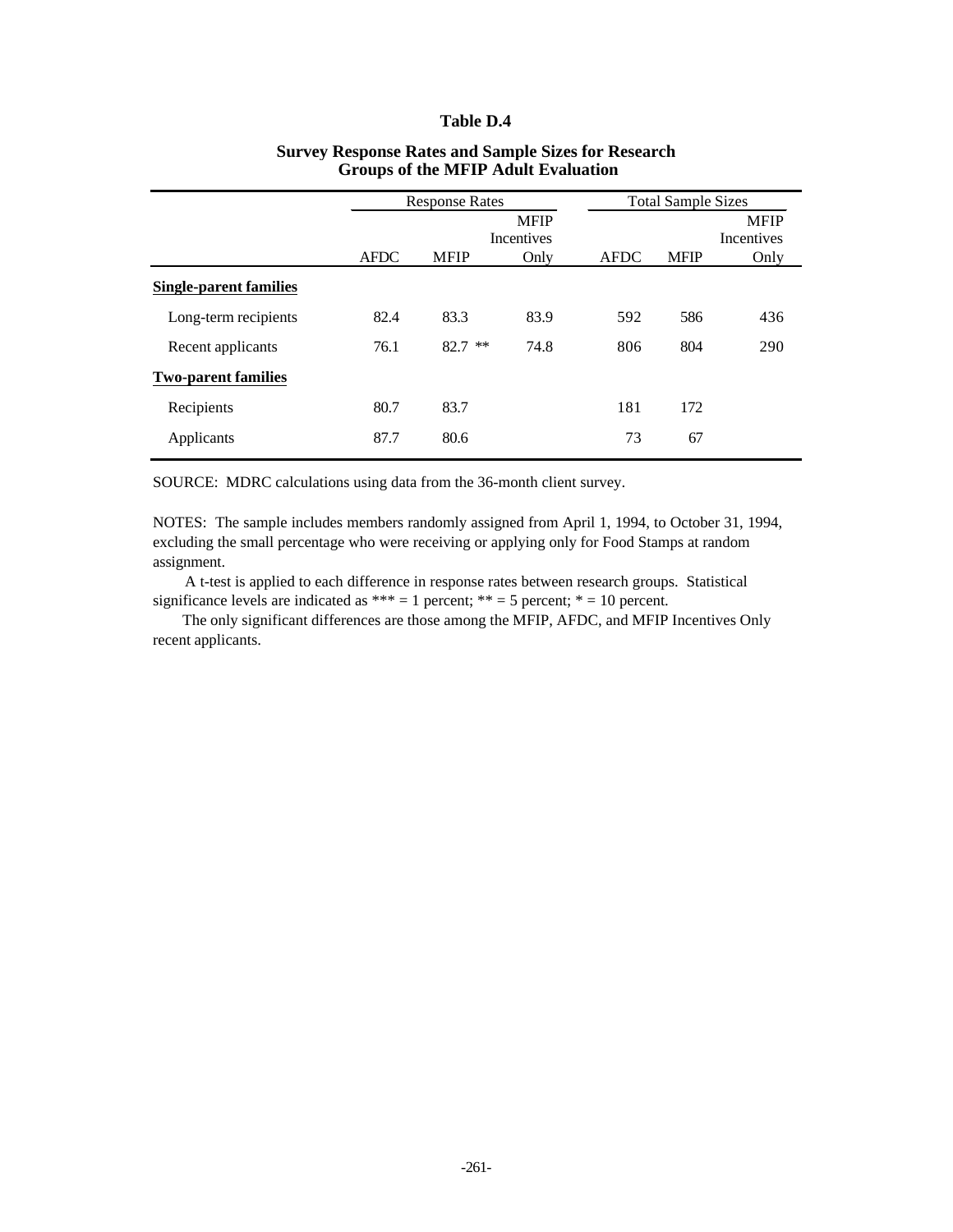# Table D.4

## Survey Response Rates and Sample Sizes for Research Groups of the MFIP Adult Evaluation

| | Response Rates | | | Total Sample Sizes | | |
|---|---|---|---|---|---|---|
| | AFDC | MFIP | MFIP Incentives Only | AFDC | MFIP | MFIP Incentives Only |
| **Single-parent families** | | | | | | |
| Long-term recipients | 82.4 | 83.3 | 83.9 | 592 | 586 | 436 |
| Recent applicants | 76.1 | 82.7 ** | 74.8 | 806 | 804 | 290 |
| **Two-parent families** | | | | | | |
| Recipients | 80.7 | 83.7 | | 181 | 172 | |
| Applicants | 87.7 | 80.6 | | 73 | 67 | |

SOURCE: MDRC calculations using data from the 36-month client survey.

NOTES: The sample includes members randomly assigned from April 1, 1994, to October 31, 1994, excluding the small percentage who were receiving or applying only for Food Stamps at random assignment.

A t-test is applied to each difference in response rates between research groups. Statistical significance levels are indicated as *** = 1 percent; ** = 5 percent; * = 10 percent.

The only significant differences are those among the MFIP, AFDC, and MFIP Incentives Only recent applicants.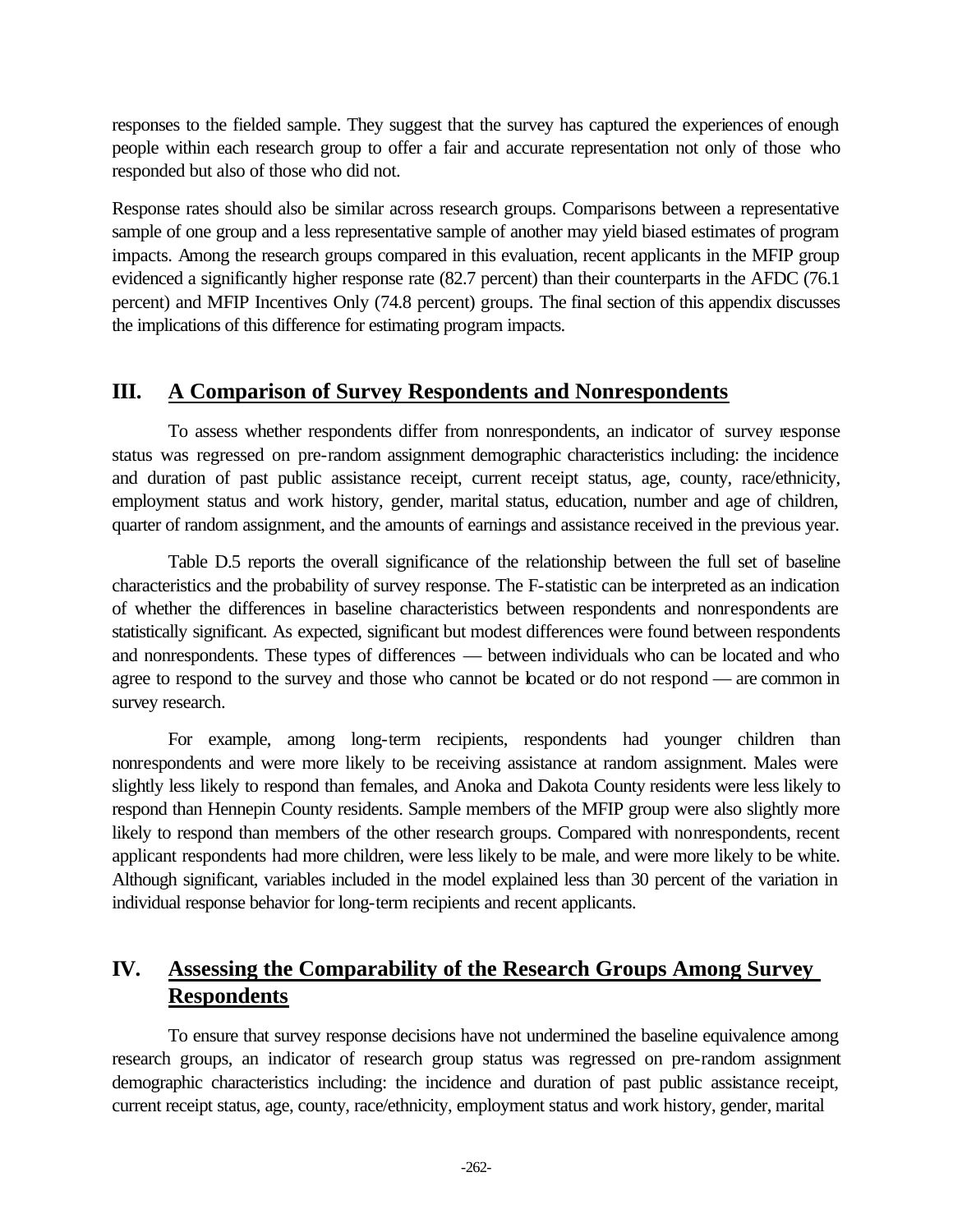responses to the fielded sample. They suggest that the survey has captured the experiences of enough people within each research group to offer a fair and accurate representation not only of those who responded but also of those who did not.

Response rates should also be similar across research groups. Comparisons between a representative sample of one group and a less representative sample of another may yield biased estimates of program impacts. Among the research groups compared in this evaluation, recent applicants in the MFIP group evidenced a significantly higher response rate (82.7 percent) than their counterparts in the AFDC (76.1 percent) and MFIP Incentives Only (74.8 percent) groups. The final section of this appendix discusses the implications of this difference for estimating program impacts.

## III. A Comparison of Survey Respondents and Nonrespondents

To assess whether respondents differ from nonrespondents, an indicator of survey response status was regressed on pre-random assignment demographic characteristics including: the incidence and duration of past public assistance receipt, current receipt status, age, county, race/ethnicity, employment status and work history, gender, marital status, education, number and age of children, quarter of random assignment, and the amounts of earnings and assistance received in the previous year.

Table D.5 reports the overall significance of the relationship between the full set of baseline characteristics and the probability of survey response. The F-statistic can be interpreted as an indication of whether the differences in baseline characteristics between respondents and nonrespondents are statistically significant. As expected, significant but modest differences were found between respondents and nonrespondents. These types of differences — between individuals who can be located and who agree to respond to the survey and those who cannot be located or do not respond — are common in survey research.

For example, among long-term recipients, respondents had younger children than nonrespondents and were more likely to be receiving assistance at random assignment. Males were slightly less likely to respond than females, and Anoka and Dakota County residents were less likely to respond than Hennepin County residents. Sample members of the MFIP group were also slightly more likely to respond than members of the other research groups. Compared with nonrespondents, recent applicant respondents had more children, were less likely to be male, and were more likely to be white. Although significant, variables included in the model explained less than 30 percent of the variation in individual response behavior for long-term recipients and recent applicants.

## IV. Assessing the Comparability of the Research Groups Among Survey Respondents

To ensure that survey response decisions have not undermined the baseline equivalence among research groups, an indicator of research group status was regressed on pre-random assignment demographic characteristics including: the incidence and duration of past public assistance receipt, current receipt status, age, county, race/ethnicity, employment status and work history, gender, marital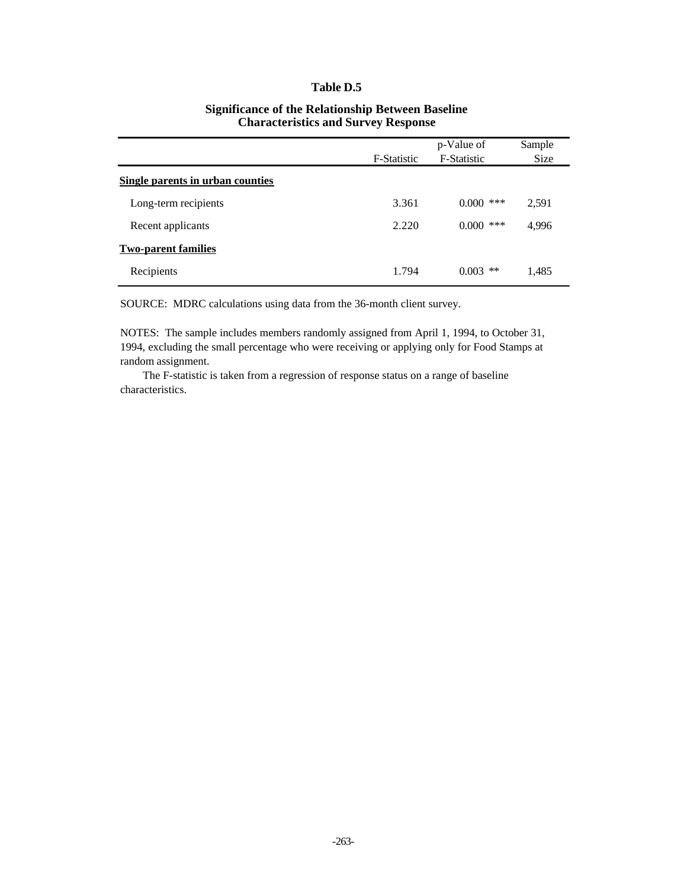**Table D.5**

**Significance of the Relationship Between Baseline Characteristics and Survey Response**

| | F-Statistic | p-Value of F-Statistic | Sample Size |
|---|---|---|---|
| **Single parents in urban counties** | | | |
| Long-term recipients | 3.361 | 0.000 *** | 2,591 |
| Recent applicants | 2.220 | 0.000 *** | 4,996 |
| **Two-parent families** | | | |
| Recipients | 1.794 | 0.003 ** | 1,485 |

SOURCE: MDRC calculations using data from the 36-month client survey.

NOTES: The sample includes members randomly assigned from April 1, 1994, to October 31, 1994, excluding the small percentage who were receiving or applying only for Food Stamps at random assignment.

The F-statistic is taken from a regression of response status on a range of baseline characteristics.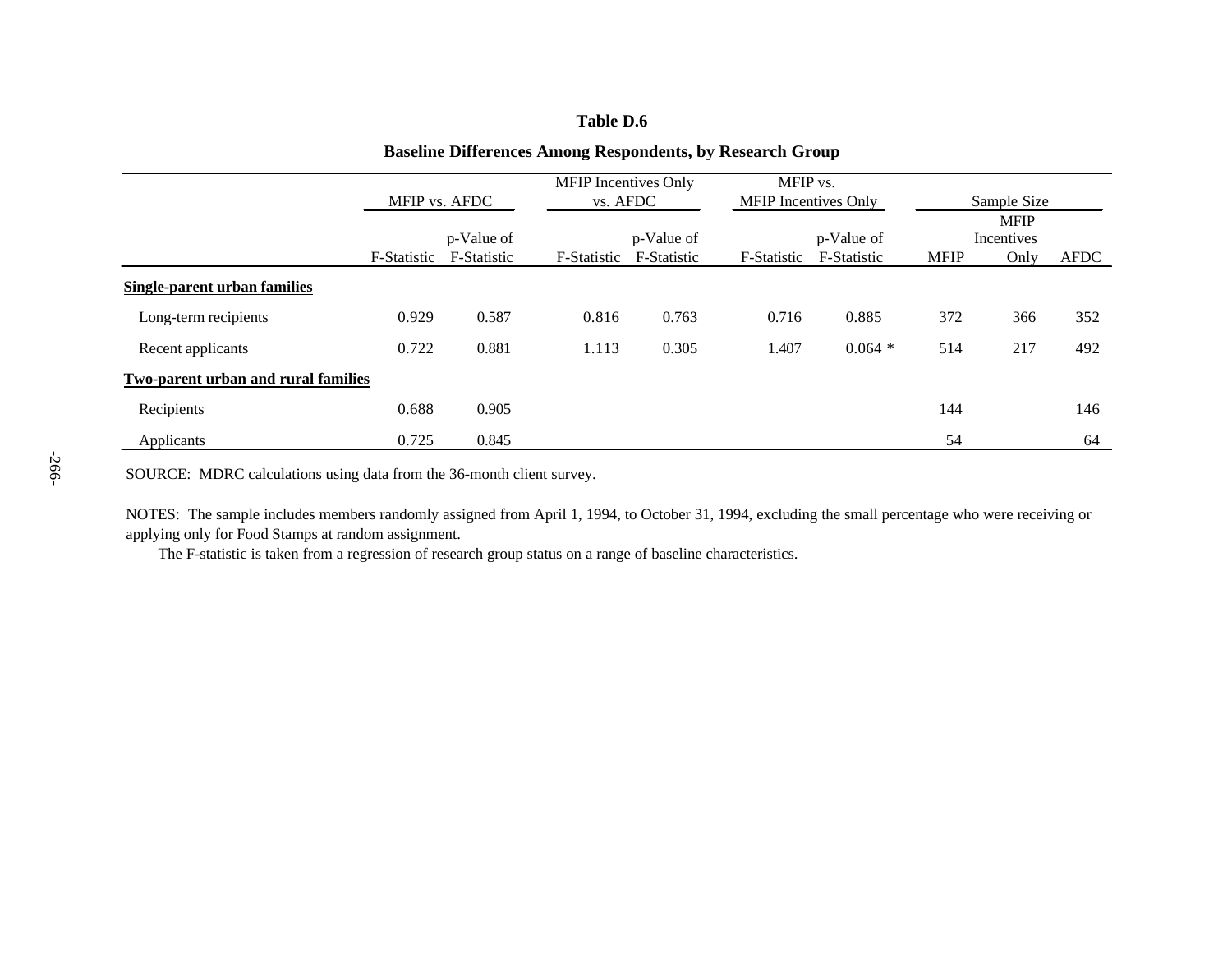**Table D.6**

**Baseline Differences Among Respondents, by Research Group**

| | MFIP vs. AFDC | | MFIP Incentives Only vs. AFDC | | MFIP vs. MFIP Incentives Only | | Sample Size | | |
|---|---|---|---|---|---|---|---|---|---|
| | F-Statistic | p-Value of F-Statistic | F-Statistic | p-Value of F-Statistic | F-Statistic | p-Value of F-Statistic | MFIP | MFIP Incentives Only | AFDC |
| **Single-parent urban families** | | | | | | | | | |
| Long-term recipients | 0.929 | 0.587 | 0.816 | 0.763 | 0.716 | 0.885 | 372 | 366 | 352 |
| Recent applicants | 0.722 | 0.881 | 1.113 | 0.305 | 1.407 | 0.064 * | 514 | 217 | 492 |
| **Two-parent urban and rural families** | | | | | | | | | |
| Recipients | 0.688 | 0.905 | | | | | 144 | | 146 |
| Applicants | 0.725 | 0.845 | | | | | 54 | | 64 |

SOURCE: MDRC calculations using data from the 36-month client survey.

NOTES: The sample includes members randomly assigned from April 1, 1994, to October 31, 1994, excluding the small percentage who were receiving or applying only for Food Stamps at random assignment.

The F-statistic is taken from a regression of research group status on a range of baseline characteristics.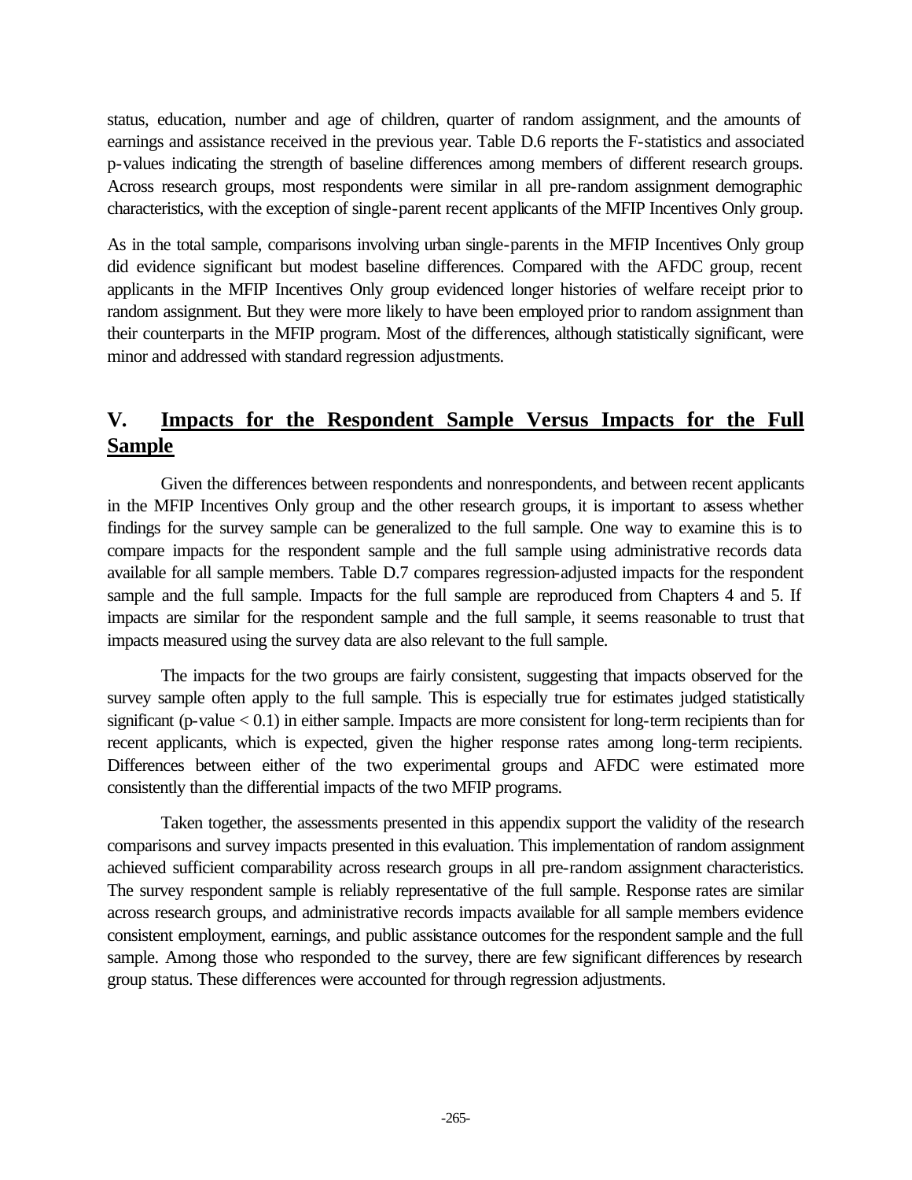status, education, number and age of children, quarter of random assignment, and the amounts of earnings and assistance received in the previous year. Table D.6 reports the F-statistics and associated p-values indicating the strength of baseline differences among members of different research groups. Across research groups, most respondents were similar in all pre-random assignment demographic characteristics, with the exception of single-parent recent applicants of the MFIP Incentives Only group.

As in the total sample, comparisons involving urban single-parents in the MFIP Incentives Only group did evidence significant but modest baseline differences. Compared with the AFDC group, recent applicants in the MFIP Incentives Only group evidenced longer histories of welfare receipt prior to random assignment. But they were more likely to have been employed prior to random assignment than their counterparts in the MFIP program. Most of the differences, although statistically significant, were minor and addressed with standard regression adjustments.

## V. Impacts for the Respondent Sample Versus Impacts for the Full Sample

Given the differences between respondents and nonrespondents, and between recent applicants in the MFIP Incentives Only group and the other research groups, it is important to assess whether findings for the survey sample can be generalized to the full sample. One way to examine this is to compare impacts for the respondent sample and the full sample using administrative records data available for all sample members. Table D.7 compares regression-adjusted impacts for the respondent sample and the full sample. Impacts for the full sample are reproduced from Chapters 4 and 5. If impacts are similar for the respondent sample and the full sample, it seems reasonable to trust that impacts measured using the survey data are also relevant to the full sample.

The impacts for the two groups are fairly consistent, suggesting that impacts observed for the survey sample often apply to the full sample. This is especially true for estimates judged statistically significant (p-value $< 0.1$) in either sample. Impacts are more consistent for long-term recipients than for recent applicants, which is expected, given the higher response rates among long-term recipients. Differences between either of the two experimental groups and AFDC were estimated more consistently than the differential impacts of the two MFIP programs.

Taken together, the assessments presented in this appendix support the validity of the research comparisons and survey impacts presented in this evaluation. This implementation of random assignment achieved sufficient comparability across research groups in all pre-random assignment characteristics. The survey respondent sample is reliably representative of the full sample. Response rates are similar across research groups, and administrative records impacts available for all sample members evidence consistent employment, earnings, and public assistance outcomes for the respondent sample and the full sample. Among those who responded to the survey, there are few significant differences by research group status. These differences were accounted for through regression adjustments.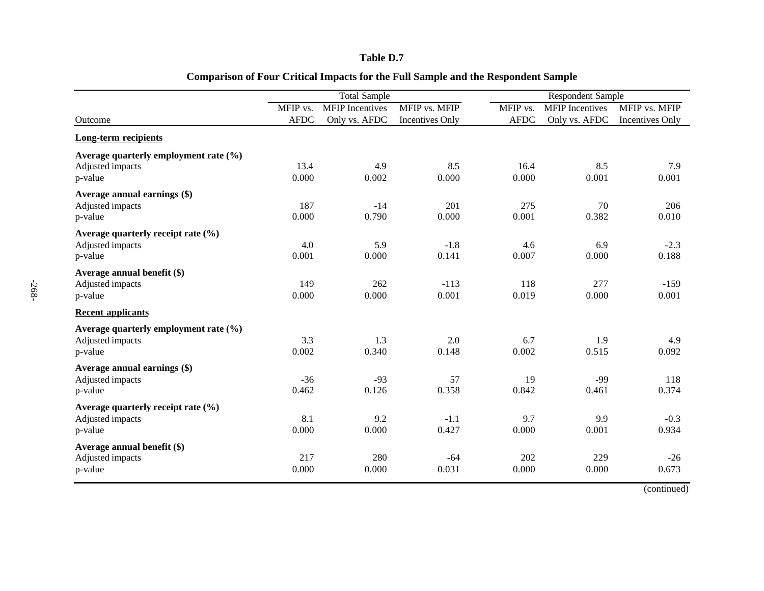**Table D.7**

**Comparison of Four Critical Impacts for the Full Sample and the Respondent Sample**

| | Total Sample | | | Respondent Sample | | |
|---|---|---|---|---|---|---|
| Outcome | MFIP vs. AFDC | MFIP Incentives Only vs. AFDC | MFIP vs. MFIP Incentives Only | MFIP vs. AFDC | MFIP Incentives Only vs. AFDC | MFIP vs. MFIP Incentives Only |
| **Long-term recipients** | | | | | | |
| **Average quarterly employment rate (%)** | | | | | | |
| Adjusted impacts | 13.4 | 4.9 | 8.5 | 16.4 | 8.5 | 7.9 |
| p-value | 0.000 | 0.002 | 0.000 | 0.000 | 0.001 | 0.001 |
| **Average annual earnings ($)** | | | | | | |
| Adjusted impacts | 187 | -14 | 201 | 275 | 70 | 206 |
| p-value | 0.000 | 0.790 | 0.000 | 0.001 | 0.382 | 0.010 |
| **Average quarterly receipt rate (%)** | | | | | | |
| Adjusted impacts | 4.0 | 5.9 | -1.8 | 4.6 | 6.9 | -2.3 |
| p-value | 0.001 | 0.000 | 0.141 | 0.007 | 0.000 | 0.188 |
| **Average annual benefit ($)** | | | | | | |
| Adjusted impacts | 149 | 262 | -113 | 118 | 277 | -159 |
| p-value | 0.000 | 0.000 | 0.001 | 0.019 | 0.000 | 0.001 |
| **Recent applicants** | | | | | | |
| **Average quarterly employment rate (%)** | | | | | | |
| Adjusted impacts | 3.3 | 1.3 | 2.0 | 6.7 | 1.9 | 4.9 |
| p-value | 0.002 | 0.340 | 0.148 | 0.002 | 0.515 | 0.092 |
| **Average annual earnings ($)** | | | | | | |
| Adjusted impacts | -36 | -93 | 57 | 19 | -99 | 118 |
| p-value | 0.462 | 0.126 | 0.358 | 0.842 | 0.461 | 0.374 |
| **Average quarterly receipt rate (%)** | | | | | | |
| Adjusted impacts | 8.1 | 9.2 | -1.1 | 9.7 | 9.9 | -0.3 |
| p-value | 0.000 | 0.000 | 0.427 | 0.000 | 0.001 | 0.934 |
| **Average annual benefit ($)** | | | | | | |
| Adjusted impacts | 217 | 280 | -64 | 202 | 229 | -26 |
| p-value | 0.000 | 0.000 | 0.031 | 0.000 | 0.000 | 0.673 |

(continued)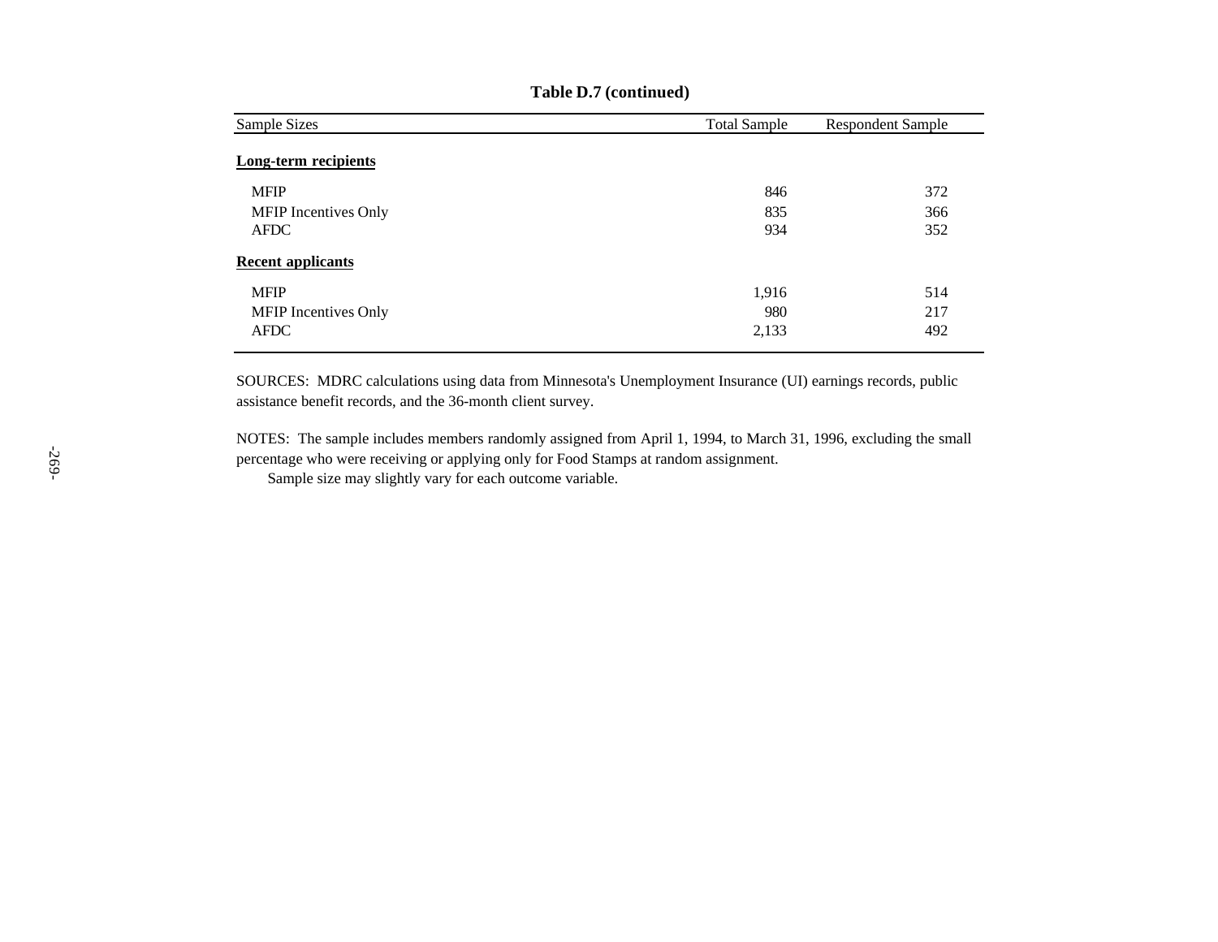**Table D.7 (continued)**

| Sample Sizes | Total Sample | Respondent Sample |
|---|---|---|
| **Long-term recipients** | | |
| MFIP | 846 | 372 |
| MFIP Incentives Only | 835 | 366 |
| AFDC | 934 | 352 |
| **Recent applicants** | | |
| MFIP | 1,916 | 514 |
| MFIP Incentives Only | 980 | 217 |
| AFDC | 2,133 | 492 |

SOURCES: MDRC calculations using data from Minnesota's Unemployment Insurance (UI) earnings records, public assistance benefit records, and the 36-month client survey.

NOTES: The sample includes members randomly assigned from April 1, 1994, to March 31, 1996, excluding the small percentage who were receiving or applying only for Food Stamps at random assignment.

Sample size may slightly vary for each outcome variable.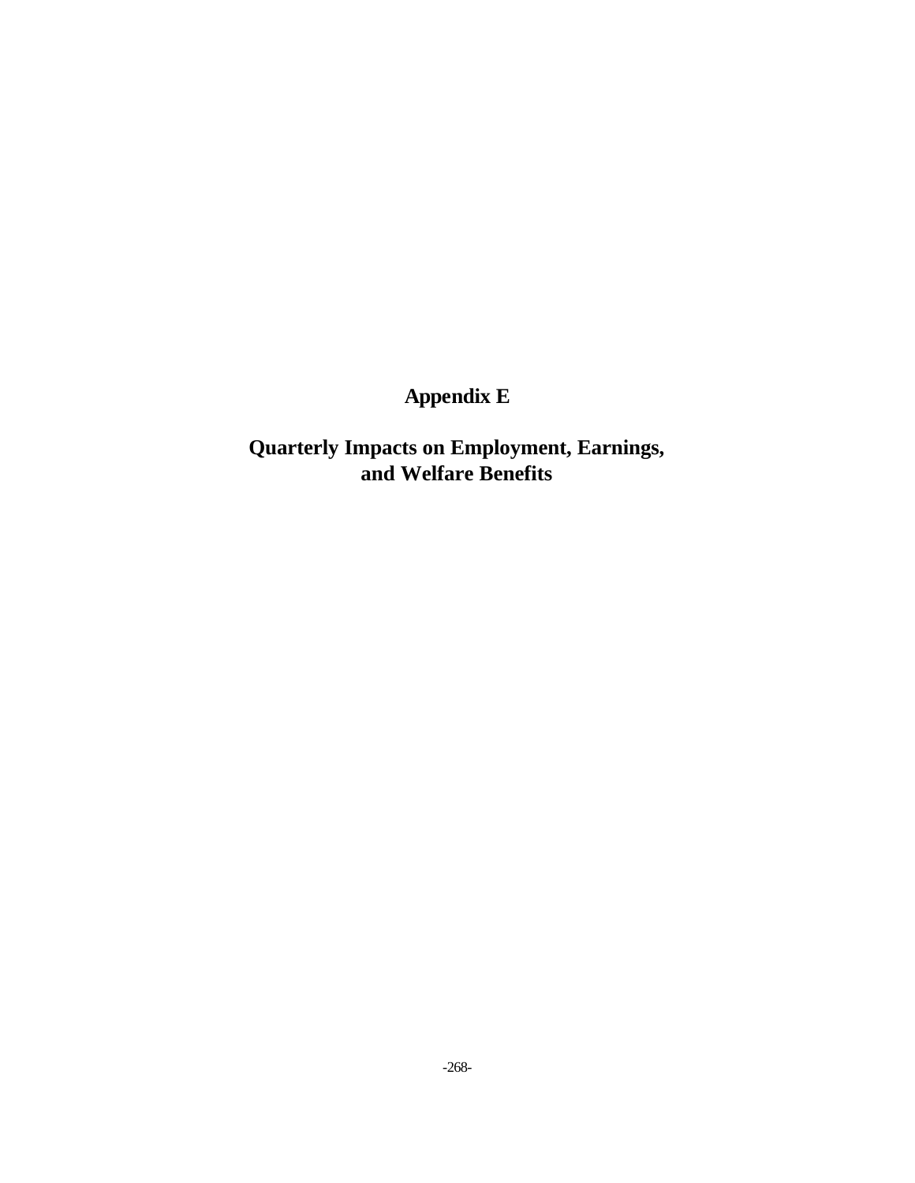# Appendix E

# Quarterly Impacts on Employment, Earnings, and Welfare Benefits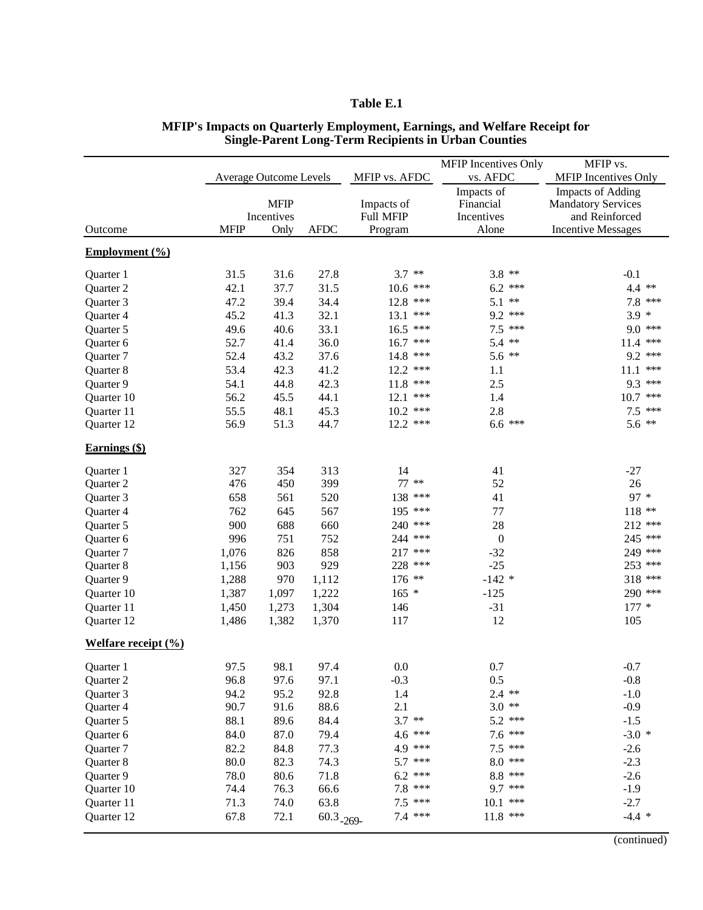**Table E.1**

**MFIP's Impacts on Quarterly Employment, Earnings, and Welfare Receipt for Single-Parent Long-Term Recipients in Urban Counties**

| | Average Outcome Levels | | | MFIP vs. AFDC | MFIP Incentives Only vs. AFDC | MFIP vs. MFIP Incentives Only |
|---|---|---|---|---|---|---|
| Outcome | MFIP | MFIP Incentives Only | AFDC | Impacts of Full MFIP Program | Impacts of Financial Incentives Alone | Impacts of Adding Mandatory Services and Reinforced Incentive Messages |
| **Employment (%)** | | | | | | |
| Quarter 1 | 31.5 | 31.6 | 27.8 | 3.7 ** | 3.8 ** | -0.1 |
| Quarter 2 | 42.1 | 37.7 | 31.5 | 10.6 *** | 6.2 *** | 4.4 ** |
| Quarter 3 | 47.2 | 39.4 | 34.4 | 12.8 *** | 5.1 ** | 7.8 *** |
| Quarter 4 | 45.2 | 41.3 | 32.1 | 13.1 *** | 9.2 *** | 3.9 * |
| Quarter 5 | 49.6 | 40.6 | 33.1 | 16.5 *** | 7.5 *** | 9.0 *** |
| Quarter 6 | 52.7 | 41.4 | 36.0 | 16.7 *** | 5.4 ** | 11.4 *** |
| Quarter 7 | 52.4 | 43.2 | 37.6 | 14.8 *** | 5.6 ** | 9.2 *** |
| Quarter 8 | 53.4 | 42.3 | 41.2 | 12.2 *** | 1.1 | 11.1 *** |
| Quarter 9 | 54.1 | 44.8 | 42.3 | 11.8 *** | 2.5 | 9.3 *** |
| Quarter 10 | 56.2 | 45.5 | 44.1 | 12.1 *** | 1.4 | 10.7 *** |
| Quarter 11 | 55.5 | 48.1 | 45.3 | 10.2 *** | 2.8 | 7.5 *** |
| Quarter 12 | 56.9 | 51.3 | 44.7 | 12.2 *** | 6.6 *** | 5.6 ** |
| **Earnings ($)** | | | | | | |
| Quarter 1 | 327 | 354 | 313 | 14 | 41 | -27 |
| Quarter 2 | 476 | 450 | 399 | 77 ** | 52 | 26 |
| Quarter 3 | 658 | 561 | 520 | 138 *** | 41 | 97 * |
| Quarter 4 | 762 | 645 | 567 | 195 *** | 77 | 118 ** |
| Quarter 5 | 900 | 688 | 660 | 240 *** | 28 | 212 *** |
| Quarter 6 | 996 | 751 | 752 | 244 *** | 0 | 245 *** |
| Quarter 7 | 1,076 | 826 | 858 | 217 *** | -32 | 249 *** |
| Quarter 8 | 1,156 | 903 | 929 | 228 *** | -25 | 253 *** |
| Quarter 9 | 1,288 | 970 | 1,112 | 176 ** | -142 * | 318 *** |
| Quarter 10 | 1,387 | 1,097 | 1,222 | 165 * | -125 | 290 *** |
| Quarter 11 | 1,450 | 1,273 | 1,304 | 146 | -31 | 177 * |
| Quarter 12 | 1,486 | 1,382 | 1,370 | 117 | 12 | 105 |
| **Welfare receipt (%)** | | | | | | |
| Quarter 1 | 97.5 | 98.1 | 97.4 | 0.0 | 0.7 | -0.7 |
| Quarter 2 | 96.8 | 97.6 | 97.1 | -0.3 | 0.5 | -0.8 |
| Quarter 3 | 94.2 | 95.2 | 92.8 | 1.4 | 2.4 ** | -1.0 |
| Quarter 4 | 90.7 | 91.6 | 88.6 | 2.1 | 3.0 ** | -0.9 |
| Quarter 5 | 88.1 | 89.6 | 84.4 | 3.7 ** | 5.2 *** | -1.5 |
| Quarter 6 | 84.0 | 87.0 | 79.4 | 4.6 *** | 7.6 *** | -3.0 * |
| Quarter 7 | 82.2 | 84.8 | 77.3 | 4.9 *** | 7.5 *** | -2.6 |
| Quarter 8 | 80.0 | 82.3 | 74.3 | 5.7 *** | 8.0 *** | -2.3 |
| Quarter 9 | 78.0 | 80.6 | 71.8 | 6.2 *** | 8.8 *** | -2.6 |
| Quarter 10 | 74.4 | 76.3 | 66.6 | 7.8 *** | 9.7 *** | -1.9 |
| Quarter 11 | 71.3 | 74.0 | 63.8 | 7.5 *** | 10.1 *** | -2.7 |
| Quarter 12 | 67.8 | 72.1 | 60.3 | 7.4 *** | 11.8 *** | -4.4 * |

(continued)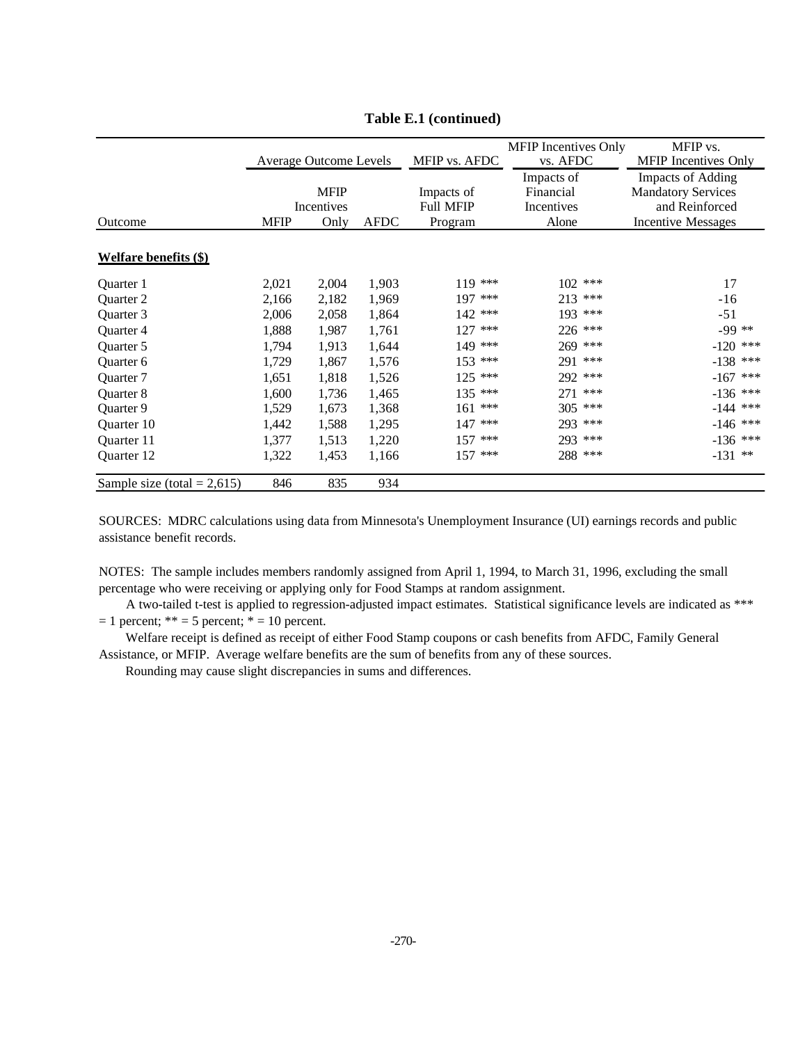**Table E.1 (continued)**

| | Average Outcome Levels | | | MFIP vs. AFDC | MFIP Incentives Only vs. AFDC | MFIP vs. MFIP Incentives Only |
|---|---|---|---|---|---|---|
| Outcome | MFIP | MFIP Incentives Only | AFDC | Impacts of Full MFIP Program | Impacts of Financial Incentives Alone | Impacts of Adding Mandatory Services and Reinforced Incentive Messages |
| **Welfare benefits ($)** | | | | | | |
| Quarter 1 | 2,021 | 2,004 | 1,903 | 119 *** | 102 *** | 17 |
| Quarter 2 | 2,166 | 2,182 | 1,969 | 197 *** | 213 *** | -16 |
| Quarter 3 | 2,006 | 2,058 | 1,864 | 142 *** | 193 *** | -51 |
| Quarter 4 | 1,888 | 1,987 | 1,761 | 127 *** | 226 *** | -99 ** |
| Quarter 5 | 1,794 | 1,913 | 1,644 | 149 *** | 269 *** | -120 *** |
| Quarter 6 | 1,729 | 1,867 | 1,576 | 153 *** | 291 *** | -138 *** |
| Quarter 7 | 1,651 | 1,818 | 1,526 | 125 *** | 292 *** | -167 *** |
| Quarter 8 | 1,600 | 1,736 | 1,465 | 135 *** | 271 *** | -136 *** |
| Quarter 9 | 1,529 | 1,673 | 1,368 | 161 *** | 305 *** | -144 *** |
| Quarter 10 | 1,442 | 1,588 | 1,295 | 147 *** | 293 *** | -146 *** |
| Quarter 11 | 1,377 | 1,513 | 1,220 | 157 *** | 293 *** | -136 *** |
| Quarter 12 | 1,322 | 1,453 | 1,166 | 157 *** | 288 *** | -131 ** |
| Sample size (total = 2,615) | 846 | 835 | 934 | | | |

SOURCES: MDRC calculations using data from Minnesota's Unemployment Insurance (UI) earnings records and public assistance benefit records.

NOTES: The sample includes members randomly assigned from April 1, 1994, to March 31, 1996, excluding the small percentage who were receiving or applying only for Food Stamps at random assignment.

A two-tailed t-test is applied to regression-adjusted impact estimates. Statistical significance levels are indicated as *** = 1 percent; ** = 5 percent; * = 10 percent.

Welfare receipt is defined as receipt of either Food Stamp coupons or cash benefits from AFDC, Family General Assistance, or MFIP. Average welfare benefits are the sum of benefits from any of these sources.

Rounding may cause slight discrepancies in sums and differences.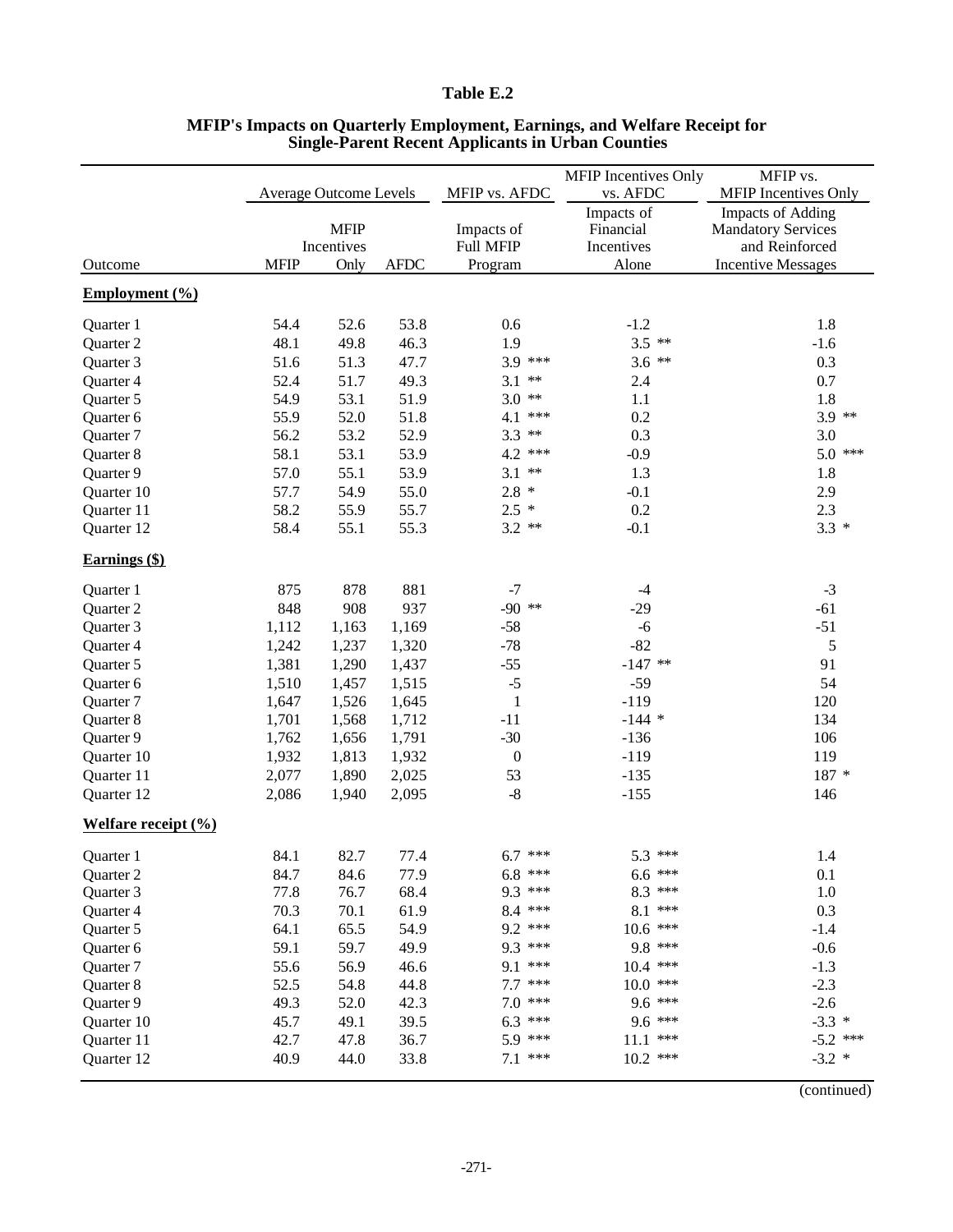# Table E.2

## MFIP's Impacts on Quarterly Employment, Earnings, and Welfare Receipt for Single-Parent Recent Applicants in Urban Counties

| | Average Outcome Levels | | | MFIP vs. AFDC | MFIP Incentives Only vs. AFDC | MFIP vs. MFIP Incentives Only |
|---|---|---|---|---|---|---|
| Outcome | MFIP | MFIP Incentives Only | AFDC | Impacts of Full MFIP Program | Impacts of Financial Incentives Alone | Impacts of Adding Mandatory Services and Reinforced Incentive Messages |
| **Employment (%)** | | | | | | |
| Quarter 1 | 54.4 | 52.6 | 53.8 | 0.6 | -1.2 | 1.8 |
| Quarter 2 | 48.1 | 49.8 | 46.3 | 1.9 | 3.5 ** | -1.6 |
| Quarter 3 | 51.6 | 51.3 | 47.7 | 3.9 *** | 3.6 ** | 0.3 |
| Quarter 4 | 52.4 | 51.7 | 49.3 | 3.1 ** | 2.4 | 0.7 |
| Quarter 5 | 54.9 | 53.1 | 51.9 | 3.0 ** | 1.1 | 1.8 |
| Quarter 6 | 55.9 | 52.0 | 51.8 | 4.1 *** | 0.2 | 3.9 ** |
| Quarter 7 | 56.2 | 53.2 | 52.9 | 3.3 ** | 0.3 | 3.0 |
| Quarter 8 | 58.1 | 53.1 | 53.9 | 4.2 *** | -0.9 | 5.0 *** |
| Quarter 9 | 57.0 | 55.1 | 53.9 | 3.1 ** | 1.3 | 1.8 |
| Quarter 10 | 57.7 | 54.9 | 55.0 | 2.8 * | -0.1 | 2.9 |
| Quarter 11 | 58.2 | 55.9 | 55.7 | 2.5 * | 0.2 | 2.3 |
| Quarter 12 | 58.4 | 55.1 | 55.3 | 3.2 ** | -0.1 | 3.3 * |
| **Earnings ($)** | | | | | | |
| Quarter 1 | 875 | 878 | 881 | -7 | -4 | -3 |
| Quarter 2 | 848 | 908 | 937 | -90 ** | -29 | -61 |
| Quarter 3 | 1,112 | 1,163 | 1,169 | -58 | -6 | -51 |
| Quarter 4 | 1,242 | 1,237 | 1,320 | -78 | -82 | 5 |
| Quarter 5 | 1,381 | 1,290 | 1,437 | -55 | -147 ** | 91 |
| Quarter 6 | 1,510 | 1,457 | 1,515 | -5 | -59 | 54 |
| Quarter 7 | 1,647 | 1,526 | 1,645 | 1 | -119 | 120 |
| Quarter 8 | 1,701 | 1,568 | 1,712 | -11 | -144 * | 134 |
| Quarter 9 | 1,762 | 1,656 | 1,791 | -30 | -136 | 106 |
| Quarter 10 | 1,932 | 1,813 | 1,932 | 0 | -119 | 119 |
| Quarter 11 | 2,077 | 1,890 | 2,025 | 53 | -135 | 187 * |
| Quarter 12 | 2,086 | 1,940 | 2,095 | -8 | -155 | 146 |
| **Welfare receipt (%)** | | | | | | |
| Quarter 1 | 84.1 | 82.7 | 77.4 | 6.7 *** | 5.3 *** | 1.4 |
| Quarter 2 | 84.7 | 84.6 | 77.9 | 6.8 *** | 6.6 *** | 0.1 |
| Quarter 3 | 77.8 | 76.7 | 68.4 | 9.3 *** | 8.3 *** | 1.0 |
| Quarter 4 | 70.3 | 70.1 | 61.9 | 8.4 *** | 8.1 *** | 0.3 |
| Quarter 5 | 64.1 | 65.5 | 54.9 | 9.2 *** | 10.6 *** | -1.4 |
| Quarter 6 | 59.1 | 59.7 | 49.9 | 9.3 *** | 9.8 *** | -0.6 |
| Quarter 7 | 55.6 | 56.9 | 46.6 | 9.1 *** | 10.4 *** | -1.3 |
| Quarter 8 | 52.5 | 54.8 | 44.8 | 7.7 *** | 10.0 *** | -2.3 |
| Quarter 9 | 49.3 | 52.0 | 42.3 | 7.0 *** | 9.6 *** | -2.6 |
| Quarter 10 | 45.7 | 49.1 | 39.5 | 6.3 *** | 9.6 *** | -3.3 * |
| Quarter 11 | 42.7 | 47.8 | 36.7 | 5.9 *** | 11.1 *** | -5.2 *** |
| Quarter 12 | 40.9 | 44.0 | 33.8 | 7.1 *** | 10.2 *** | -3.2 * |

(continued)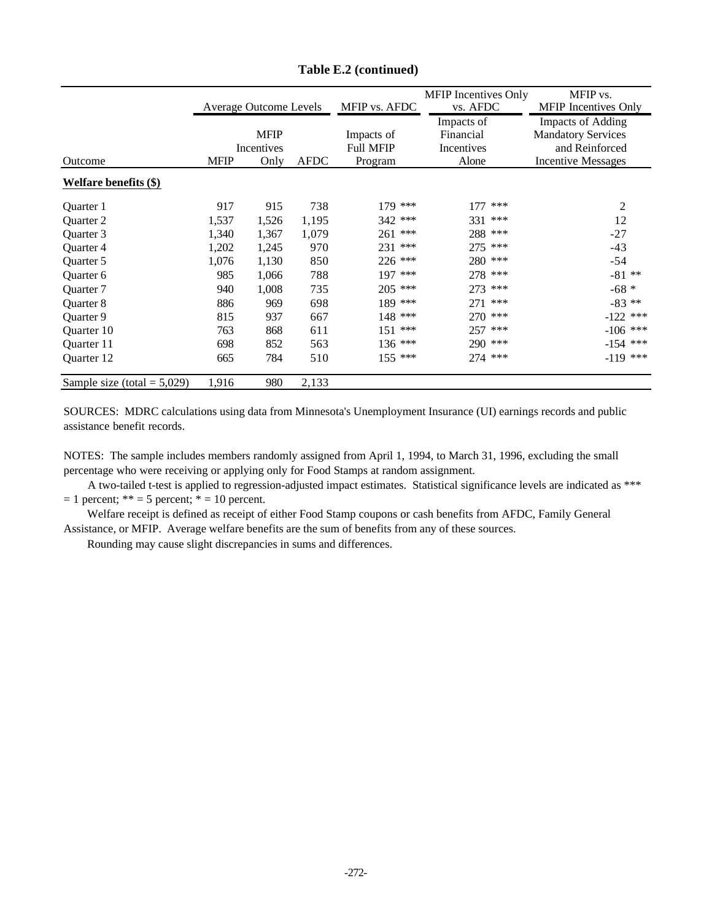**Table E.2 (continued)**

| Outcome | Average Outcome Levels | | | MFIP vs. AFDC | MFIP Incentives Only vs. AFDC | MFIP vs. MFIP Incentives Only |
|---|---|---|---|---|---|---|
| | MFIP | MFIP Incentives Only | AFDC | Impacts of Full MFIP Program | Impacts of Financial Incentives Alone | Impacts of Adding Mandatory Services and Reinforced Incentive Messages |
| **Welfare benefits ($)** | | | | | | |
| Quarter 1 | 917 | 915 | 738 | 179 *** | 177 *** | 2 |
| Quarter 2 | 1,537 | 1,526 | 1,195 | 342 *** | 331 *** | 12 |
| Quarter 3 | 1,340 | 1,367 | 1,079 | 261 *** | 288 *** | -27 |
| Quarter 4 | 1,202 | 1,245 | 970 | 231 *** | 275 *** | -43 |
| Quarter 5 | 1,076 | 1,130 | 850 | 226 *** | 280 *** | -54 |
| Quarter 6 | 985 | 1,066 | 788 | 197 *** | 278 *** | -81 ** |
| Quarter 7 | 940 | 1,008 | 735 | 205 *** | 273 *** | -68 * |
| Quarter 8 | 886 | 969 | 698 | 189 *** | 271 *** | -83 ** |
| Quarter 9 | 815 | 937 | 667 | 148 *** | 270 *** | -122 *** |
| Quarter 10 | 763 | 868 | 611 | 151 *** | 257 *** | -106 *** |
| Quarter 11 | 698 | 852 | 563 | 136 *** | 290 *** | -154 *** |
| Quarter 12 | 665 | 784 | 510 | 155 *** | 274 *** | -119 *** |
| Sample size (total = 5,029) | 1,916 | 980 | 2,133 | | | |

SOURCES: MDRC calculations using data from Minnesota's Unemployment Insurance (UI) earnings records and public assistance benefit records.

NOTES: The sample includes members randomly assigned from April 1, 1994, to March 31, 1996, excluding the small percentage who were receiving or applying only for Food Stamps at random assignment.

A two-tailed t-test is applied to regression-adjusted impact estimates. Statistical significance levels are indicated as *** = 1 percent; ** = 5 percent; * = 10 percent.

Welfare receipt is defined as receipt of either Food Stamp coupons or cash benefits from AFDC, Family General Assistance, or MFIP. Average welfare benefits are the sum of benefits from any of these sources.

Rounding may cause slight discrepancies in sums and differences.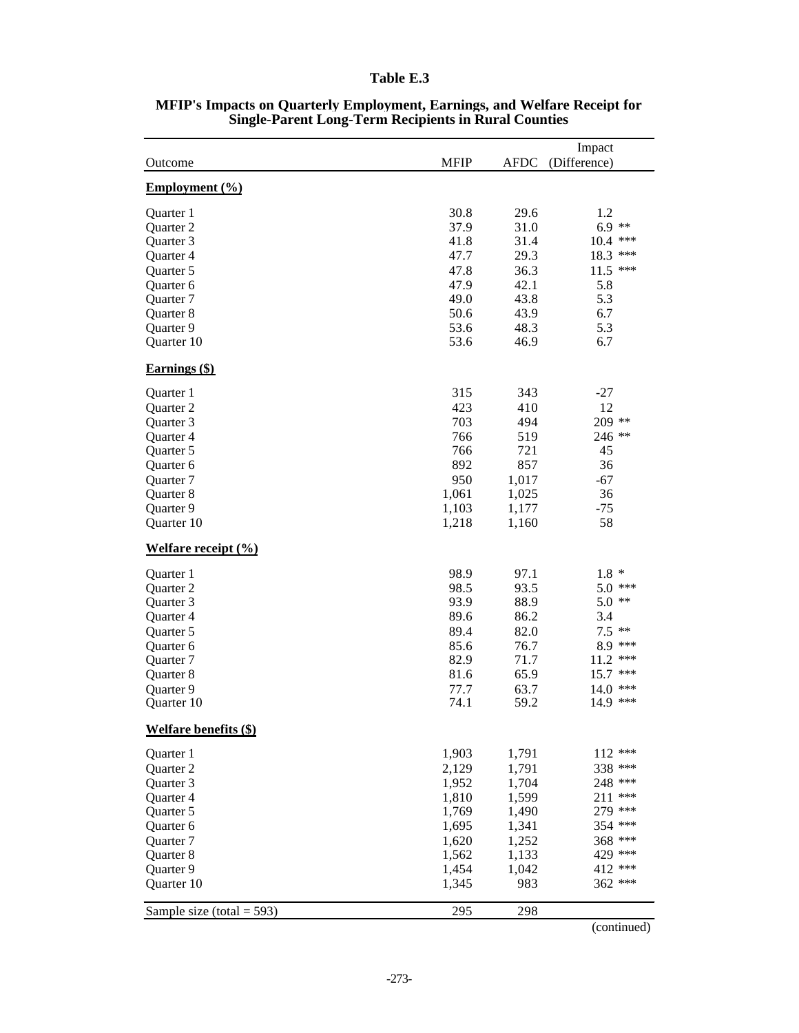# Table E.3

**MFIP's Impacts on Quarterly Employment, Earnings, and Welfare Receipt for Single-Parent Long-Term Recipients in Rural Counties**

| Outcome | MFIP | AFDC | Impact (Difference) |
|---|---|---|---|
| **Employment (%)** | | | |
| Quarter 1 | 30.8 | 29.6 | 1.2 |
| Quarter 2 | 37.9 | 31.0 | 6.9 ** |
| Quarter 3 | 41.8 | 31.4 | 10.4 *** |
| Quarter 4 | 47.7 | 29.3 | 18.3 *** |
| Quarter 5 | 47.8 | 36.3 | 11.5 *** |
| Quarter 6 | 47.9 | 42.1 | 5.8 |
| Quarter 7 | 49.0 | 43.8 | 5.3 |
| Quarter 8 | 50.6 | 43.9 | 6.7 |
| Quarter 9 | 53.6 | 48.3 | 5.3 |
| Quarter 10 | 53.6 | 46.9 | 6.7 |
| **Earnings ($)** | | | |
| Quarter 1 | 315 | 343 | -27 |
| Quarter 2 | 423 | 410 | 12 |
| Quarter 3 | 703 | 494 | 209 ** |
| Quarter 4 | 766 | 519 | 246 ** |
| Quarter 5 | 766 | 721 | 45 |
| Quarter 6 | 892 | 857 | 36 |
| Quarter 7 | 950 | 1,017 | -67 |
| Quarter 8 | 1,061 | 1,025 | 36 |
| Quarter 9 | 1,103 | 1,177 | -75 |
| Quarter 10 | 1,218 | 1,160 | 58 |
| **Welfare receipt (%)** | | | |
| Quarter 1 | 98.9 | 97.1 | 1.8 * |
| Quarter 2 | 98.5 | 93.5 | 5.0 *** |
| Quarter 3 | 93.9 | 88.9 | 5.0 ** |
| Quarter 4 | 89.6 | 86.2 | 3.4 |
| Quarter 5 | 89.4 | 82.0 | 7.5 ** |
| Quarter 6 | 85.6 | 76.7 | 8.9 *** |
| Quarter 7 | 82.9 | 71.7 | 11.2 *** |
| Quarter 8 | 81.6 | 65.9 | 15.7 *** |
| Quarter 9 | 77.7 | 63.7 | 14.0 *** |
| Quarter 10 | 74.1 | 59.2 | 14.9 *** |
| **Welfare benefits ($)** | | | |
| Quarter 1 | 1,903 | 1,791 | 112 *** |
| Quarter 2 | 2,129 | 1,791 | 338 *** |
| Quarter 3 | 1,952 | 1,704 | 248 *** |
| Quarter 4 | 1,810 | 1,599 | 211 *** |
| Quarter 5 | 1,769 | 1,490 | 279 *** |
| Quarter 6 | 1,695 | 1,341 | 354 *** |
| Quarter 7 | 1,620 | 1,252 | 368 *** |
| Quarter 8 | 1,562 | 1,133 | 429 *** |
| Quarter 9 | 1,454 | 1,042 | 412 *** |
| Quarter 10 | 1,345 | 983 | 362 *** |
| Sample size (total = 593) | 295 | 298 | |

(continued)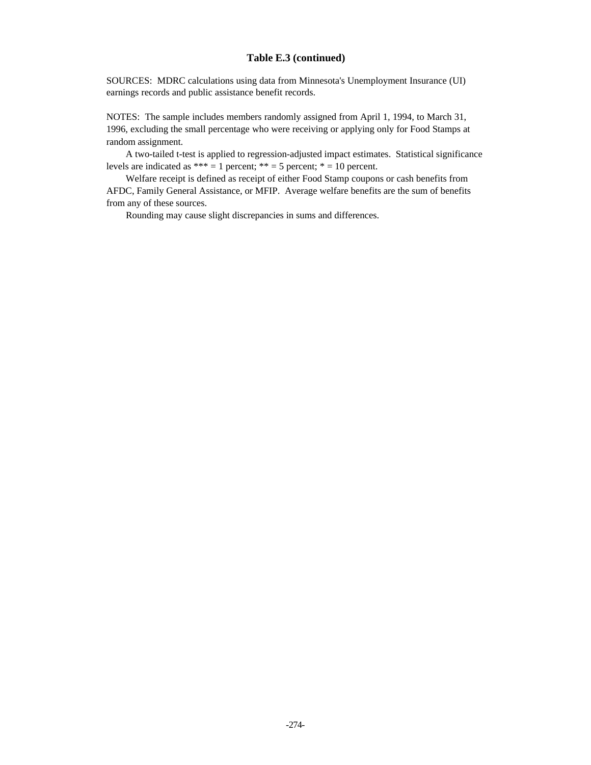## Table E.3 (continued)

SOURCES: MDRC calculations using data from Minnesota's Unemployment Insurance (UI) earnings records and public assistance benefit records.

NOTES: The sample includes members randomly assigned from April 1, 1994, to March 31, 1996, excluding the small percentage who were receiving or applying only for Food Stamps at random assignment.

A two-tailed t-test is applied to regression-adjusted impact estimates. Statistical significance levels are indicated as *** = 1 percent; ** = 5 percent; * = 10 percent.

Welfare receipt is defined as receipt of either Food Stamp coupons or cash benefits from AFDC, Family General Assistance, or MFIP. Average welfare benefits are the sum of benefits from any of these sources.

Rounding may cause slight discrepancies in sums and differences.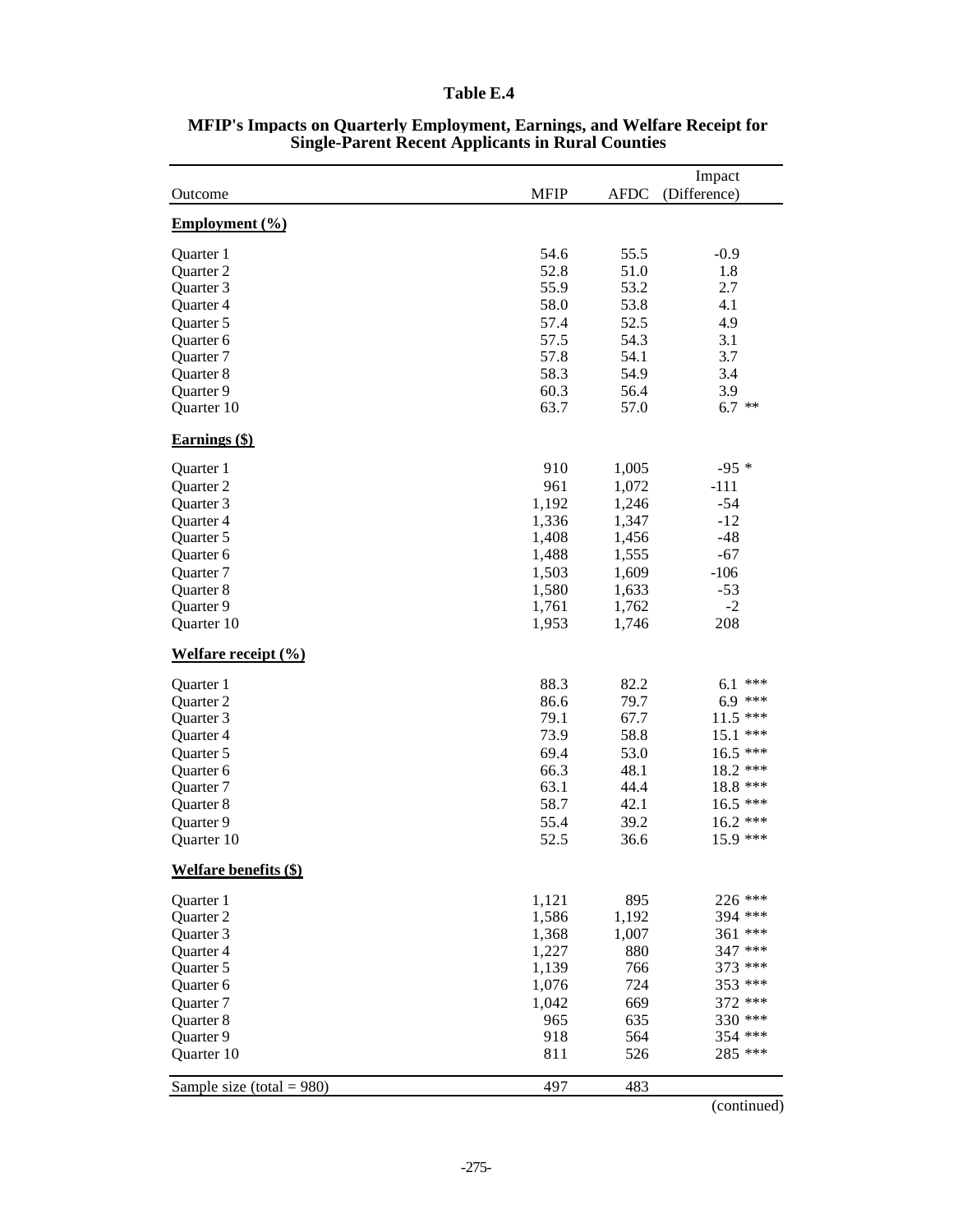# Table E.4

**MFIP's Impacts on Quarterly Employment, Earnings, and Welfare Receipt for Single-Parent Recent Applicants in Rural Counties**

| Outcome | MFIP | AFDC | Impact (Difference) |
|---|---|---|---|
| **Employment (%)** | | | |
| Quarter 1 | 54.6 | 55.5 | -0.9 |
| Quarter 2 | 52.8 | 51.0 | 1.8 |
| Quarter 3 | 55.9 | 53.2 | 2.7 |
| Quarter 4 | 58.0 | 53.8 | 4.1 |
| Quarter 5 | 57.4 | 52.5 | 4.9 |
| Quarter 6 | 57.5 | 54.3 | 3.1 |
| Quarter 7 | 57.8 | 54.1 | 3.7 |
| Quarter 8 | 58.3 | 54.9 | 3.4 |
| Quarter 9 | 60.3 | 56.4 | 3.9 |
| Quarter 10 | 63.7 | 57.0 | 6.7 ** |
| **Earnings ($)** | | | |
| Quarter 1 | 910 | 1,005 | -95 * |
| Quarter 2 | 961 | 1,072 | -111 |
| Quarter 3 | 1,192 | 1,246 | -54 |
| Quarter 4 | 1,336 | 1,347 | -12 |
| Quarter 5 | 1,408 | 1,456 | -48 |
| Quarter 6 | 1,488 | 1,555 | -67 |
| Quarter 7 | 1,503 | 1,609 | -106 |
| Quarter 8 | 1,580 | 1,633 | -53 |
| Quarter 9 | 1,761 | 1,762 | -2 |
| Quarter 10 | 1,953 | 1,746 | 208 |
| **Welfare receipt (%)** | | | |
| Quarter 1 | 88.3 | 82.2 | 6.1 *** |
| Quarter 2 | 86.6 | 79.7 | 6.9 *** |
| Quarter 3 | 79.1 | 67.7 | 11.5 *** |
| Quarter 4 | 73.9 | 58.8 | 15.1 *** |
| Quarter 5 | 69.4 | 53.0 | 16.5 *** |
| Quarter 6 | 66.3 | 48.1 | 18.2 *** |
| Quarter 7 | 63.1 | 44.4 | 18.8 *** |
| Quarter 8 | 58.7 | 42.1 | 16.5 *** |
| Quarter 9 | 55.4 | 39.2 | 16.2 *** |
| Quarter 10 | 52.5 | 36.6 | 15.9 *** |
| **Welfare benefits ($)** | | | |
| Quarter 1 | 1,121 | 895 | 226 *** |
| Quarter 2 | 1,586 | 1,192 | 394 *** |
| Quarter 3 | 1,368 | 1,007 | 361 *** |
| Quarter 4 | 1,227 | 880 | 347 *** |
| Quarter 5 | 1,139 | 766 | 373 *** |
| Quarter 6 | 1,076 | 724 | 353 *** |
| Quarter 7 | 1,042 | 669 | 372 *** |
| Quarter 8 | 965 | 635 | 330 *** |
| Quarter 9 | 918 | 564 | 354 *** |
| Quarter 10 | 811 | 526 | 285 *** |
| Sample size (total = 980) | 497 | 483 | |

(continued)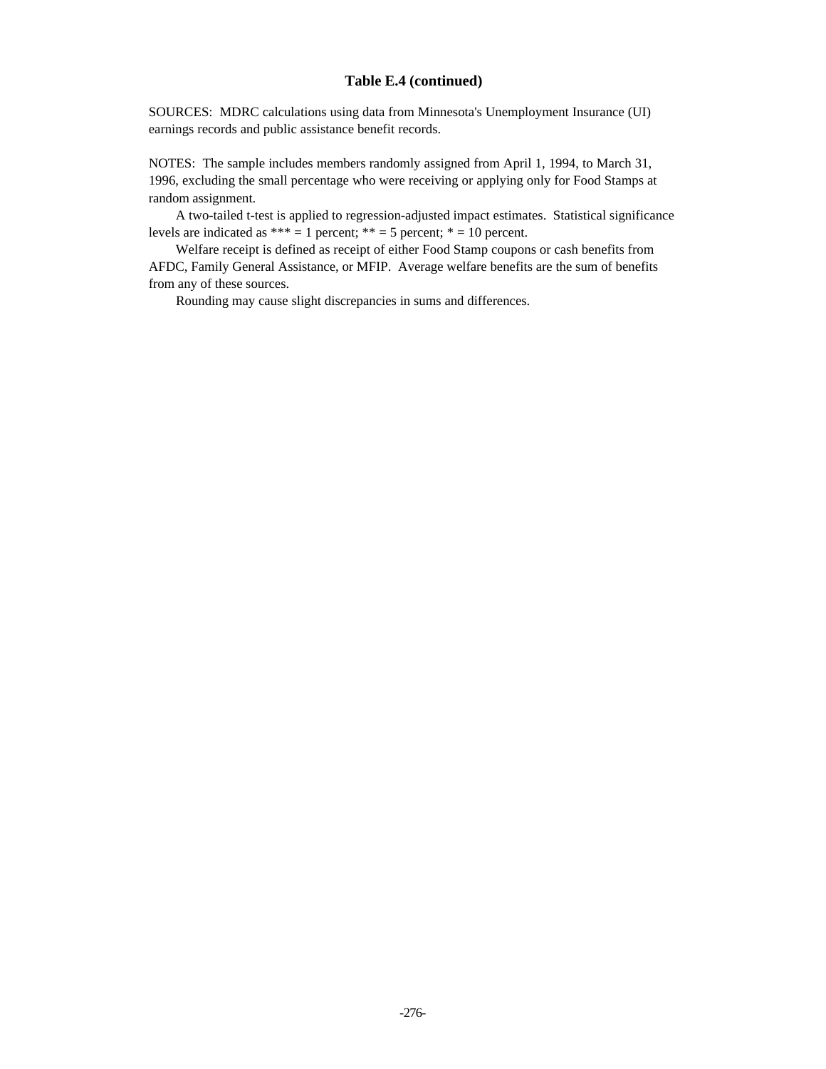### Table E.4 (continued)

SOURCES: MDRC calculations using data from Minnesota's Unemployment Insurance (UI) earnings records and public assistance benefit records.

NOTES: The sample includes members randomly assigned from April 1, 1994, to March 31, 1996, excluding the small percentage who were receiving or applying only for Food Stamps at random assignment.

A two-tailed t-test is applied to regression-adjusted impact estimates. Statistical significance levels are indicated as *** = 1 percent; ** = 5 percent; * = 10 percent.

Welfare receipt is defined as receipt of either Food Stamp coupons or cash benefits from AFDC, Family General Assistance, or MFIP. Average welfare benefits are the sum of benefits from any of these sources.

Rounding may cause slight discrepancies in sums and differences.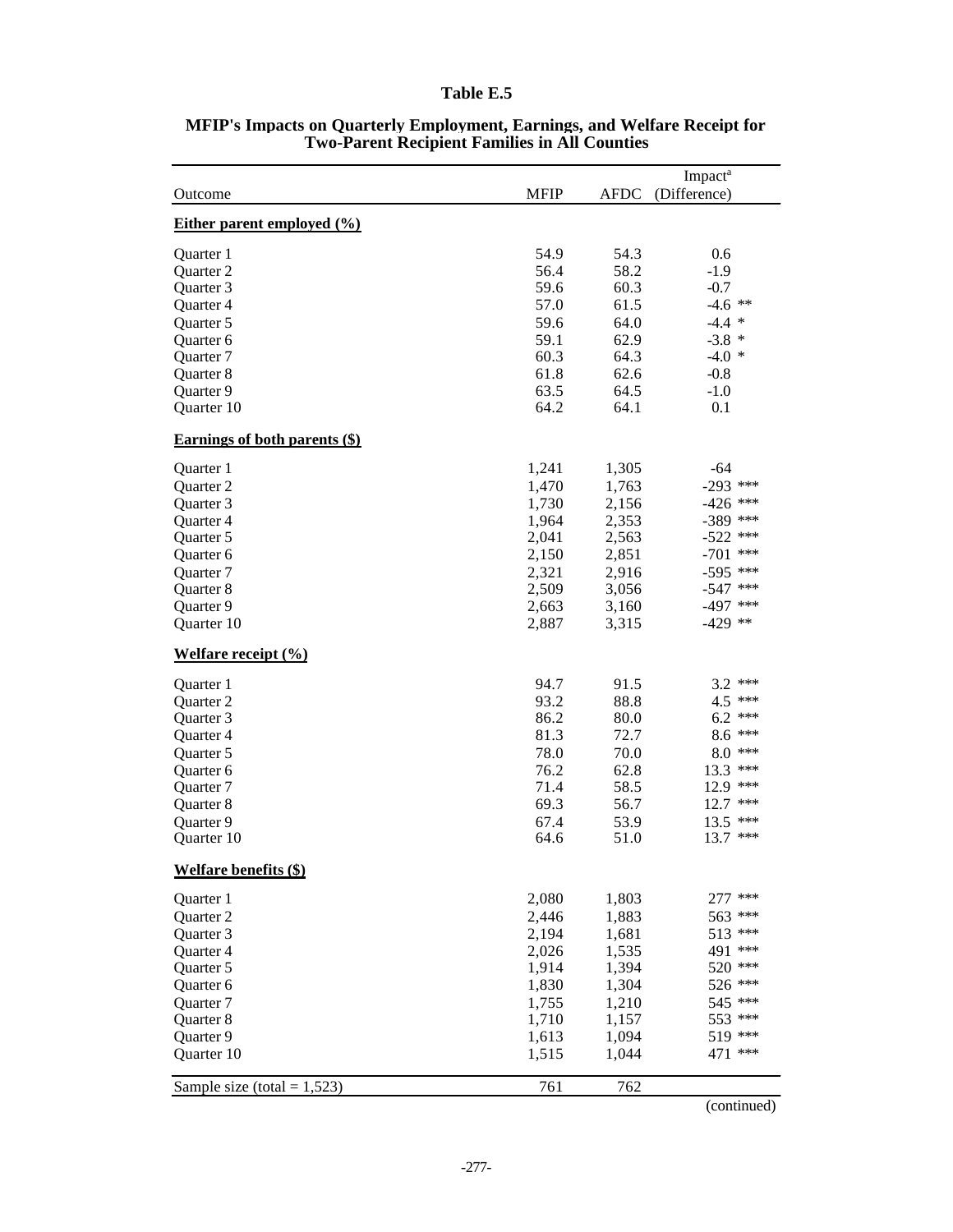**Table E.5**

**MFIP's Impacts on Quarterly Employment, Earnings, and Welfare Receipt for Two-Parent Recipient Families in All Counties**

| Outcome | MFIP | AFDC | Impact[a] (Difference) |
|---|---|---|---|
| **Either parent employed (%)** | | | |
| Quarter 1 | 54.9 | 54.3 | 0.6 |
| Quarter 2 | 56.4 | 58.2 | -1.9 |
| Quarter 3 | 59.6 | 60.3 | -0.7 |
| Quarter 4 | 57.0 | 61.5 | -4.6 ** |
| Quarter 5 | 59.6 | 64.0 | -4.4 * |
| Quarter 6 | 59.1 | 62.9 | -3.8 * |
| Quarter 7 | 60.3 | 64.3 | -4.0 * |
| Quarter 8 | 61.8 | 62.6 | -0.8 |
| Quarter 9 | 63.5 | 64.5 | -1.0 |
| Quarter 10 | 64.2 | 64.1 | 0.1 |
| **Earnings of both parents ($)** | | | |
| Quarter 1 | 1,241 | 1,305 | -64 |
| Quarter 2 | 1,470 | 1,763 | -293 *** |
| Quarter 3 | 1,730 | 2,156 | -426 *** |
| Quarter 4 | 1,964 | 2,353 | -389 *** |
| Quarter 5 | 2,041 | 2,563 | -522 *** |
| Quarter 6 | 2,150 | 2,851 | -701 *** |
| Quarter 7 | 2,321 | 2,916 | -595 *** |
| Quarter 8 | 2,509 | 3,056 | -547 *** |
| Quarter 9 | 2,663 | 3,160 | -497 *** |
| Quarter 10 | 2,887 | 3,315 | -429 ** |
| **Welfare receipt (%)** | | | |
| Quarter 1 | 94.7 | 91.5 | 3.2 *** |
| Quarter 2 | 93.2 | 88.8 | 4.5 *** |
| Quarter 3 | 86.2 | 80.0 | 6.2 *** |
| Quarter 4 | 81.3 | 72.7 | 8.6 *** |
| Quarter 5 | 78.0 | 70.0 | 8.0 *** |
| Quarter 6 | 76.2 | 62.8 | 13.3 *** |
| Quarter 7 | 71.4 | 58.5 | 12.9 *** |
| Quarter 8 | 69.3 | 56.7 | 12.7 *** |
| Quarter 9 | 67.4 | 53.9 | 13.5 *** |
| Quarter 10 | 64.6 | 51.0 | 13.7 *** |
| **Welfare benefits ($)** | | | |
| Quarter 1 | 2,080 | 1,803 | 277 *** |
| Quarter 2 | 2,446 | 1,883 | 563 *** |
| Quarter 3 | 2,194 | 1,681 | 513 *** |
| Quarter 4 | 2,026 | 1,535 | 491 *** |
| Quarter 5 | 1,914 | 1,394 | 520 *** |
| Quarter 6 | 1,830 | 1,304 | 526 *** |
| Quarter 7 | 1,755 | 1,210 | 545 *** |
| Quarter 8 | 1,710 | 1,157 | 553 *** |
| Quarter 9 | 1,613 | 1,094 | 519 *** |
| Quarter 10 | 1,515 | 1,044 | 471 *** |
| Sample size (total = 1,523) | 761 | 762 | |

(continued)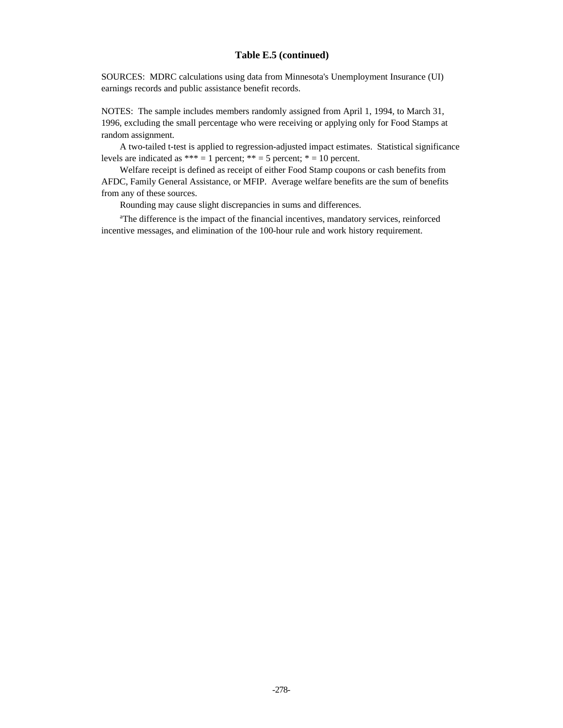**Table E.5 (continued)**

SOURCES: MDRC calculations using data from Minnesota's Unemployment Insurance (UI) earnings records and public assistance benefit records.

NOTES: The sample includes members randomly assigned from April 1, 1994, to March 31, 1996, excluding the small percentage who were receiving or applying only for Food Stamps at random assignment.

A two-tailed t-test is applied to regression-adjusted impact estimates. Statistical significance levels are indicated as *** = 1 percent; ** = 5 percent; * = 10 percent.

Welfare receipt is defined as receipt of either Food Stamp coupons or cash benefits from AFDC, Family General Assistance, or MFIP. Average welfare benefits are the sum of benefits from any of these sources.

Rounding may cause slight discrepancies in sums and differences.

[a]The difference is the impact of the financial incentives, mandatory services, reinforced incentive messages, and elimination of the 100-hour rule and work history requirement.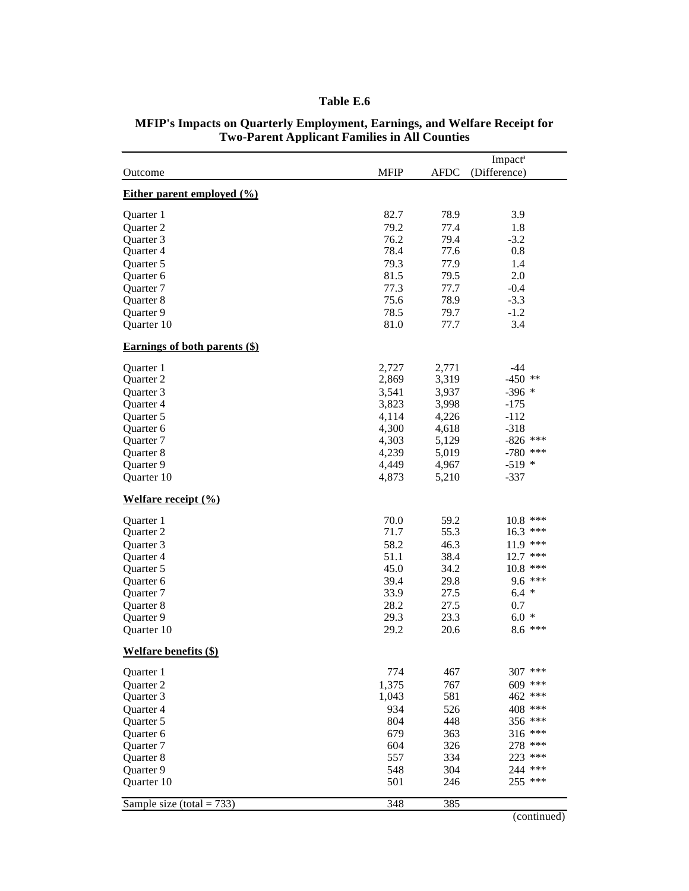**Table E.6**

**MFIP's Impacts on Quarterly Employment, Earnings, and Welfare Receipt for Two-Parent Applicant Families in All Counties**

| Outcome | MFIP | AFDC | Impact[a] (Difference) |
|---|---|---|---|
| **Either parent employed (%)** | | | |
| Quarter 1 | 82.7 | 78.9 | 3.9 |
| Quarter 2 | 79.2 | 77.4 | 1.8 |
| Quarter 3 | 76.2 | 79.4 | -3.2 |
| Quarter 4 | 78.4 | 77.6 | 0.8 |
| Quarter 5 | 79.3 | 77.9 | 1.4 |
| Quarter 6 | 81.5 | 79.5 | 2.0 |
| Quarter 7 | 77.3 | 77.7 | -0.4 |
| Quarter 8 | 75.6 | 78.9 | -3.3 |
| Quarter 9 | 78.5 | 79.7 | -1.2 |
| Quarter 10 | 81.0 | 77.7 | 3.4 |
| **Earnings of both parents ($)** | | | |
| Quarter 1 | 2,727 | 2,771 | -44 |
| Quarter 2 | 2,869 | 3,319 | -450 ** |
| Quarter 3 | 3,541 | 3,937 | -396 * |
| Quarter 4 | 3,823 | 3,998 | -175 |
| Quarter 5 | 4,114 | 4,226 | -112 |
| Quarter 6 | 4,300 | 4,618 | -318 |
| Quarter 7 | 4,303 | 5,129 | -826 *** |
| Quarter 8 | 4,239 | 5,019 | -780 *** |
| Quarter 9 | 4,449 | 4,967 | -519 * |
| Quarter 10 | 4,873 | 5,210 | -337 |
| **Welfare receipt (%)** | | | |
| Quarter 1 | 70.0 | 59.2 | 10.8 *** |
| Quarter 2 | 71.7 | 55.3 | 16.3 *** |
| Quarter 3 | 58.2 | 46.3 | 11.9 *** |
| Quarter 4 | 51.1 | 38.4 | 12.7 *** |
| Quarter 5 | 45.0 | 34.2 | 10.8 *** |
| Quarter 6 | 39.4 | 29.8 | 9.6 *** |
| Quarter 7 | 33.9 | 27.5 | 6.4 * |
| Quarter 8 | 28.2 | 27.5 | 0.7 |
| Quarter 9 | 29.3 | 23.3 | 6.0 * |
| Quarter 10 | 29.2 | 20.6 | 8.6 *** |
| **Welfare benefits ($)** | | | |
| Quarter 1 | 774 | 467 | 307 *** |
| Quarter 2 | 1,375 | 767 | 609 *** |
| Quarter 3 | 1,043 | 581 | 462 *** |
| Quarter 4 | 934 | 526 | 408 *** |
| Quarter 5 | 804 | 448 | 356 *** |
| Quarter 6 | 679 | 363 | 316 *** |
| Quarter 7 | 604 | 326 | 278 *** |
| Quarter 8 | 557 | 334 | 223 *** |
| Quarter 9 | 548 | 304 | 244 *** |
| Quarter 10 | 501 | 246 | 255 *** |
| Sample size (total = 733) | 348 | 385 | |

(continued)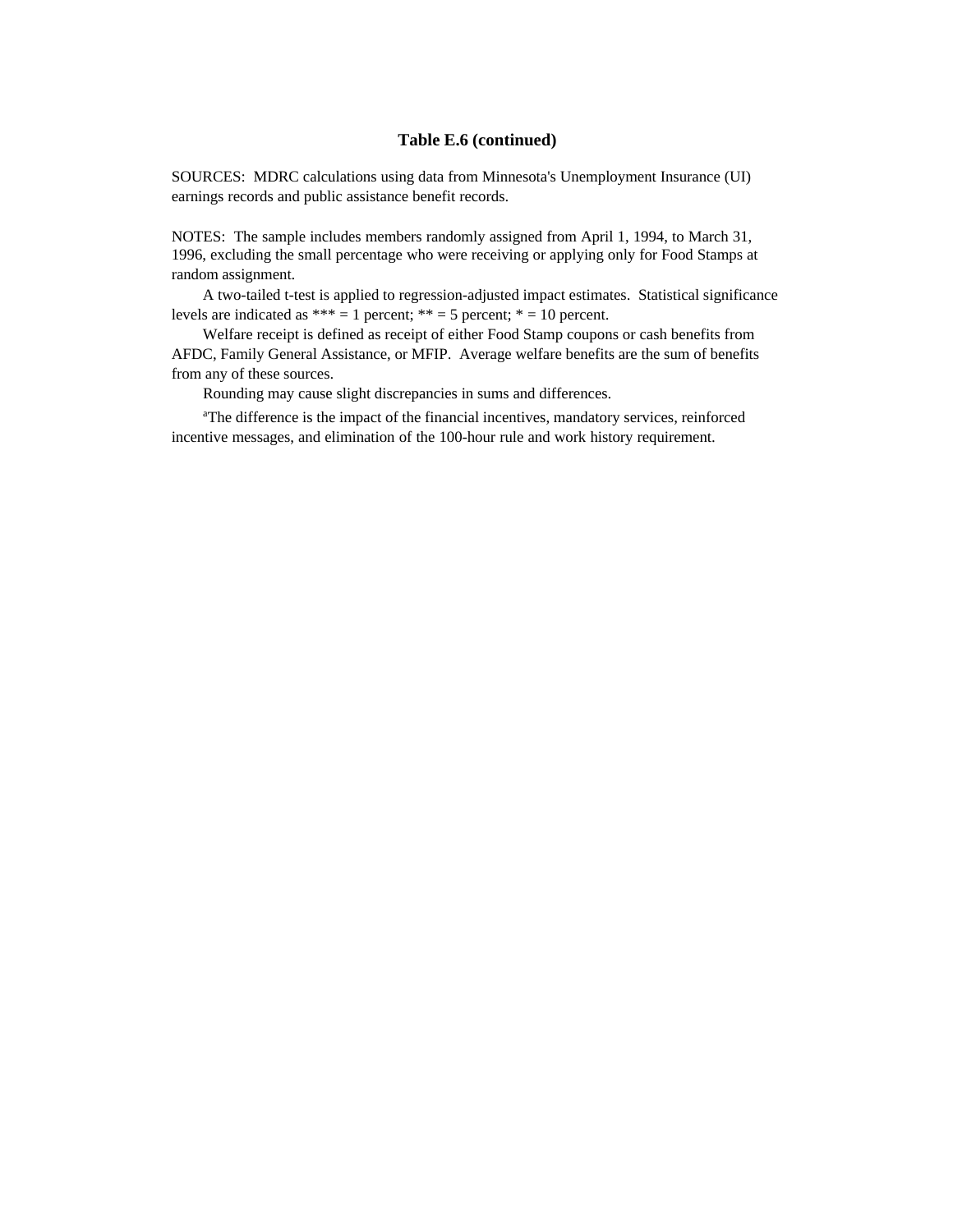### Table E.6 (continued)

SOURCES: MDRC calculations using data from Minnesota's Unemployment Insurance (UI) earnings records and public assistance benefit records.

NOTES: The sample includes members randomly assigned from April 1, 1994, to March 31, 1996, excluding the small percentage who were receiving or applying only for Food Stamps at random assignment.

A two-tailed t-test is applied to regression-adjusted impact estimates. Statistical significance levels are indicated as *** = 1 percent; ** = 5 percent; * = 10 percent.

Welfare receipt is defined as receipt of either Food Stamp coupons or cash benefits from AFDC, Family General Assistance, or MFIP. Average welfare benefits are the sum of benefits from any of these sources.

Rounding may cause slight discrepancies in sums and differences.

[a]The difference is the impact of the financial incentives, mandatory services, reinforced incentive messages, and elimination of the 100-hour rule and work history requirement.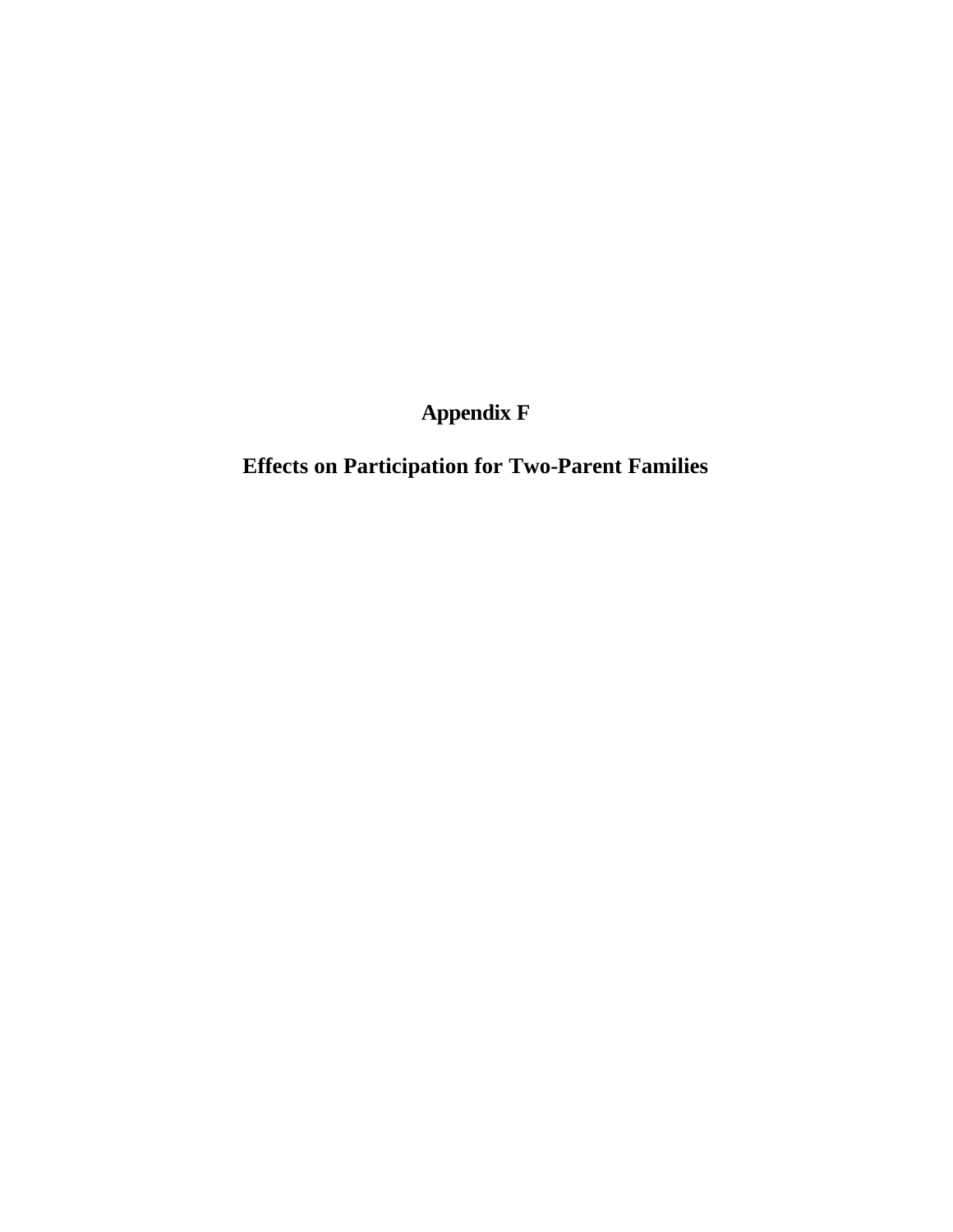# Appendix F

# Effects on Participation for Two-Parent Families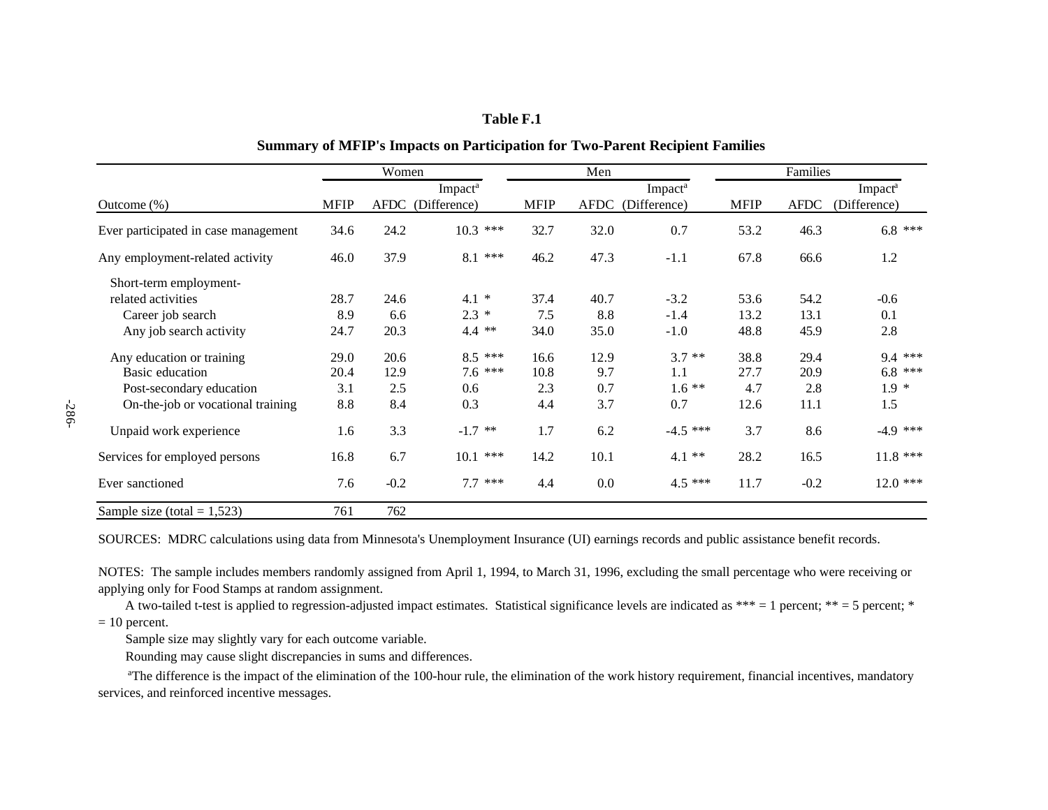**Table F.1**

**Summary of MFIP's Impacts on Participation for Two-Parent Recipient Families**

| | Women | | | Men | | | Families | | |
|---|---|---|---|---|---|---|---|---|---|
| Outcome (%) | MFIP | AFDC | Impact[a] (Difference) | MFIP | AFDC | Impact[a] (Difference) | MFIP | AFDC | Impact[a] (Difference) |
| Ever participated in case management | 34.6 | 24.2 | 10.3 *** | 32.7 | 32.0 | 0.7 | 53.2 | 46.3 | 6.8 *** |
| Any employment-related activity | 46.0 | 37.9 | 8.1 *** | 46.2 | 47.3 | -1.1 | 67.8 | 66.6 | 1.2 |
| Short-term employment-related activities | 28.7 | 24.6 | 4.1 * | 37.4 | 40.7 | -3.2 | 53.6 | 54.2 | -0.6 |
| Career job search | 8.9 | 6.6 | 2.3 * | 7.5 | 8.8 | -1.4 | 13.2 | 13.1 | 0.1 |
| Any job search activity | 24.7 | 20.3 | 4.4 ** | 34.0 | 35.0 | -1.0 | 48.8 | 45.9 | 2.8 |
| Any education or training | 29.0 | 20.6 | 8.5 *** | 16.6 | 12.9 | 3.7 ** | 38.8 | 29.4 | 9.4 *** |
| Basic education | 20.4 | 12.9 | 7.6 *** | 10.8 | 9.7 | 1.1 | 27.7 | 20.9 | 6.8 *** |
| Post-secondary education | 3.1 | 2.5 | 0.6 | 2.3 | 0.7 | 1.6 ** | 4.7 | 2.8 | 1.9 * |
| On-the-job or vocational training | 8.8 | 8.4 | 0.3 | 4.4 | 3.7 | 0.7 | 12.6 | 11.1 | 1.5 |
| Unpaid work experience | 1.6 | 3.3 | -1.7 ** | 1.7 | 6.2 | -4.5 *** | 3.7 | 8.6 | -4.9 *** |
| Services for employed persons | 16.8 | 6.7 | 10.1 *** | 14.2 | 10.1 | 4.1 ** | 28.2 | 16.5 | 11.8 *** |
| Ever sanctioned | 7.6 | -0.2 | 7.7 *** | 4.4 | 0.0 | 4.5 *** | 11.7 | -0.2 | 12.0 *** |
| Sample size (total = 1,523) | 761 | 762 | | | | | | | |

SOURCES: MDRC calculations using data from Minnesota's Unemployment Insurance (UI) earnings records and public assistance benefit records.

NOTES: The sample includes members randomly assigned from April 1, 1994, to March 31, 1996, excluding the small percentage who were receiving or applying only for Food Stamps at random assignment.

A two-tailed t-test is applied to regression-adjusted impact estimates. Statistical significance levels are indicated as *** = 1 percent; ** = 5 percent; * = 10 percent.

Sample size may slightly vary for each outcome variable.

Rounding may cause slight discrepancies in sums and differences.

[a]The difference is the impact of the elimination of the 100-hour rule, the elimination of the work history requirement, financial incentives, mandatory services, and reinforced incentive messages.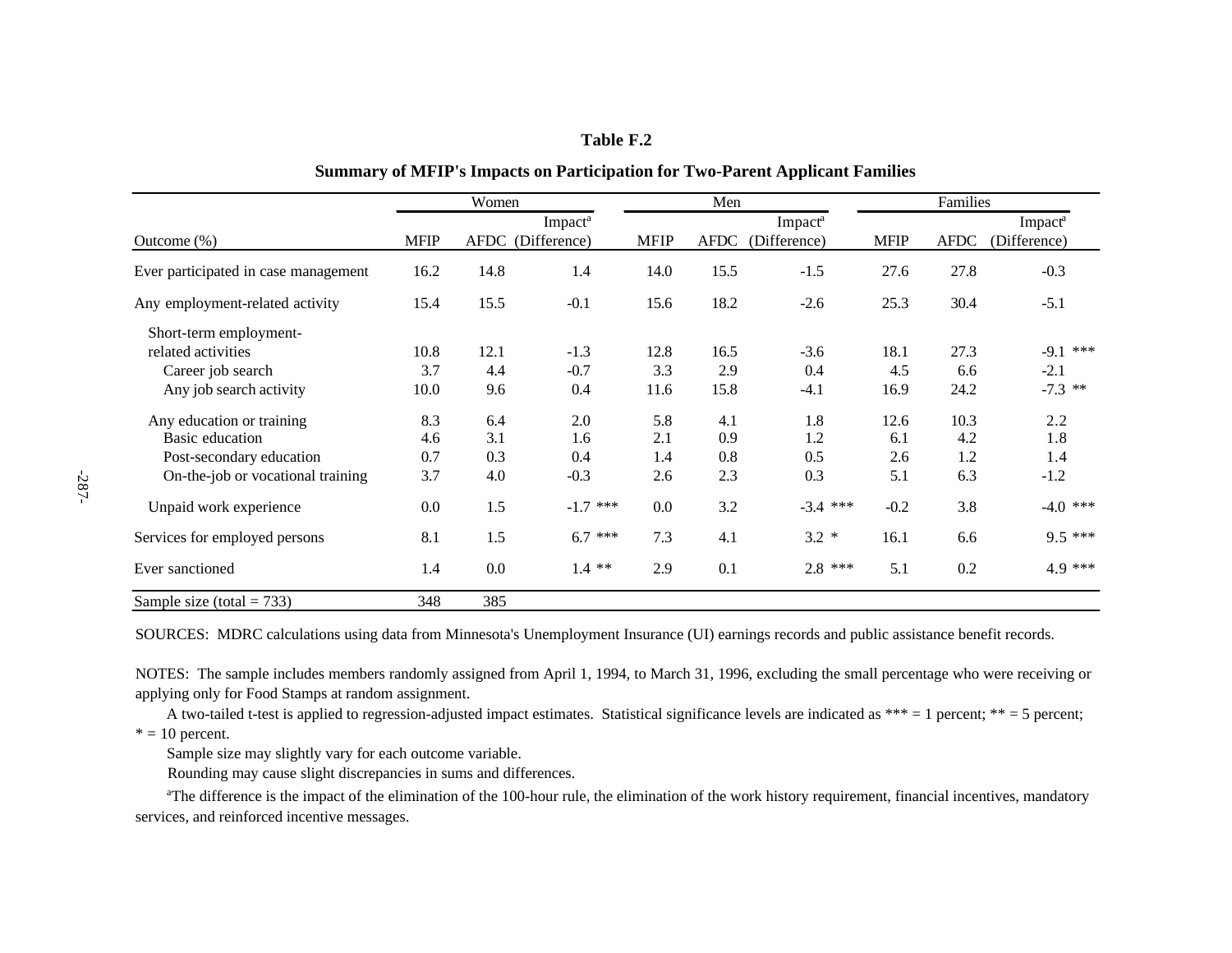**Table F.2**

**Summary of MFIP's Impacts on Participation for Two-Parent Applicant Families**

| | Women | | | Men | | | Families | | |
|---|---|---|---|---|---|---|---|---|---|
| Outcome (%) | MFIP | AFDC | Impact[a] (Difference) | MFIP | AFDC | Impact[a] (Difference) | MFIP | AFDC | Impact[a] (Difference) |
| Ever participated in case management | 16.2 | 14.8 | 1.4 | 14.0 | 15.5 | -1.5 | 27.6 | 27.8 | -0.3 |
| Any employment-related activity | 15.4 | 15.5 | -0.1 | 15.6 | 18.2 | -2.6 | 25.3 | 30.4 | -5.1 |
| Short-term employment-related activities | 10.8 | 12.1 | -1.3 | 12.8 | 16.5 | -3.6 | 18.1 | 27.3 | -9.1 *** |
| Career job search | 3.7 | 4.4 | -0.7 | 3.3 | 2.9 | 0.4 | 4.5 | 6.6 | -2.1 |
| Any job search activity | 10.0 | 9.6 | 0.4 | 11.6 | 15.8 | -4.1 | 16.9 | 24.2 | -7.3 ** |
| Any education or training | 8.3 | 6.4 | 2.0 | 5.8 | 4.1 | 1.8 | 12.6 | 10.3 | 2.2 |
| Basic education | 4.6 | 3.1 | 1.6 | 2.1 | 0.9 | 1.2 | 6.1 | 4.2 | 1.8 |
| Post-secondary education | 0.7 | 0.3 | 0.4 | 1.4 | 0.8 | 0.5 | 2.6 | 1.2 | 1.4 |
| On-the-job or vocational training | 3.7 | 4.0 | -0.3 | 2.6 | 2.3 | 0.3 | 5.1 | 6.3 | -1.2 |
| Unpaid work experience | 0.0 | 1.5 | -1.7 *** | 0.0 | 3.2 | -3.4 *** | -0.2 | 3.8 | -4.0 *** |
| Services for employed persons | 8.1 | 1.5 | 6.7 *** | 7.3 | 4.1 | 3.2 * | 16.1 | 6.6 | 9.5 *** |
| Ever sanctioned | 1.4 | 0.0 | 1.4 ** | 2.9 | 0.1 | 2.8 *** | 5.1 | 0.2 | 4.9 *** |
| Sample size (total = 733) | 348 | 385 | | | | | | | |

SOURCES: MDRC calculations using data from Minnesota's Unemployment Insurance (UI) earnings records and public assistance benefit records.

NOTES: The sample includes members randomly assigned from April 1, 1994, to March 31, 1996, excluding the small percentage who were receiving or applying only for Food Stamps at random assignment.

A two-tailed t-test is applied to regression-adjusted impact estimates. Statistical significance levels are indicated as *** = 1 percent; ** = 5 percent; * = 10 percent.

Sample size may slightly vary for each outcome variable.

Rounding may cause slight discrepancies in sums and differences.

[a]The difference is the impact of the elimination of the 100-hour rule, the elimination of the work history requirement, financial incentives, mandatory services, and reinforced incentive messages.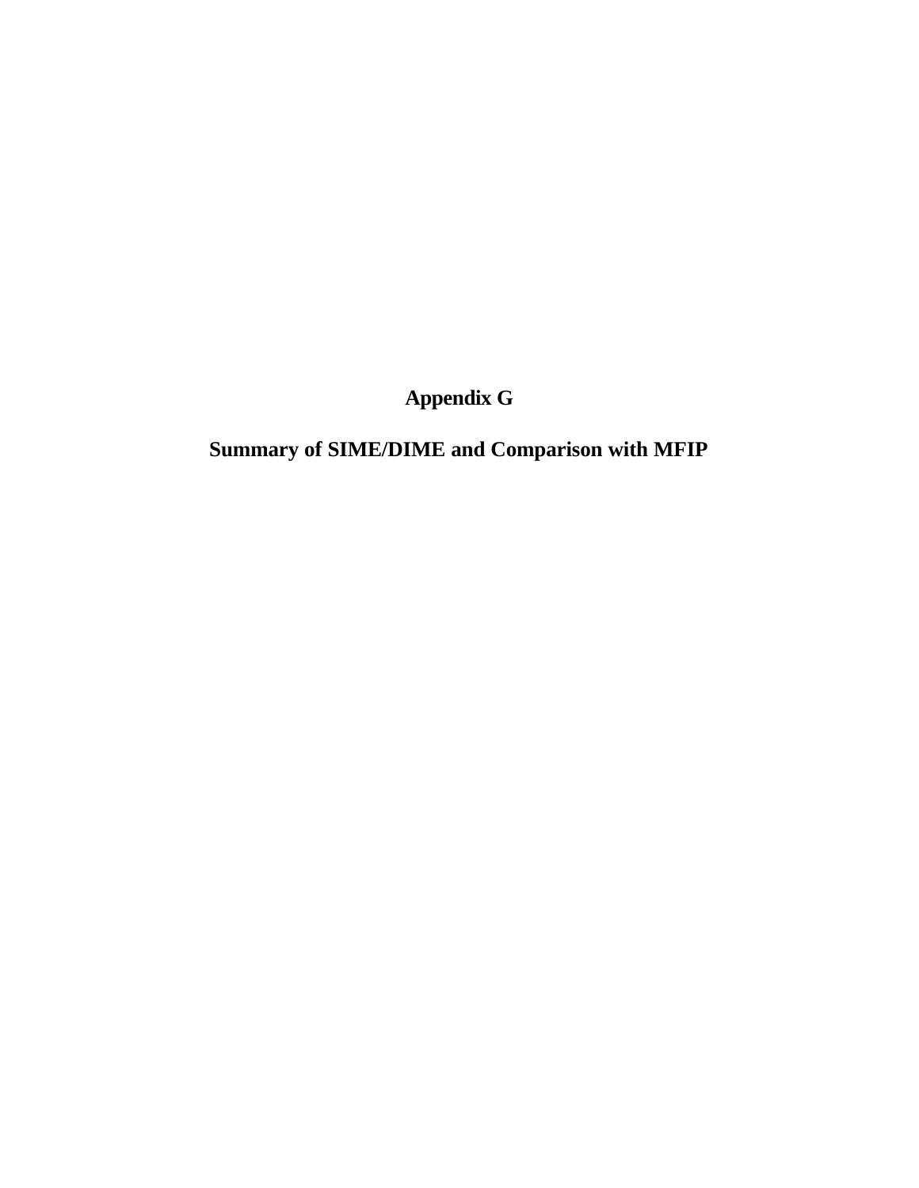# Appendix G

## Summary of SIME/DIME and Comparison with MFIP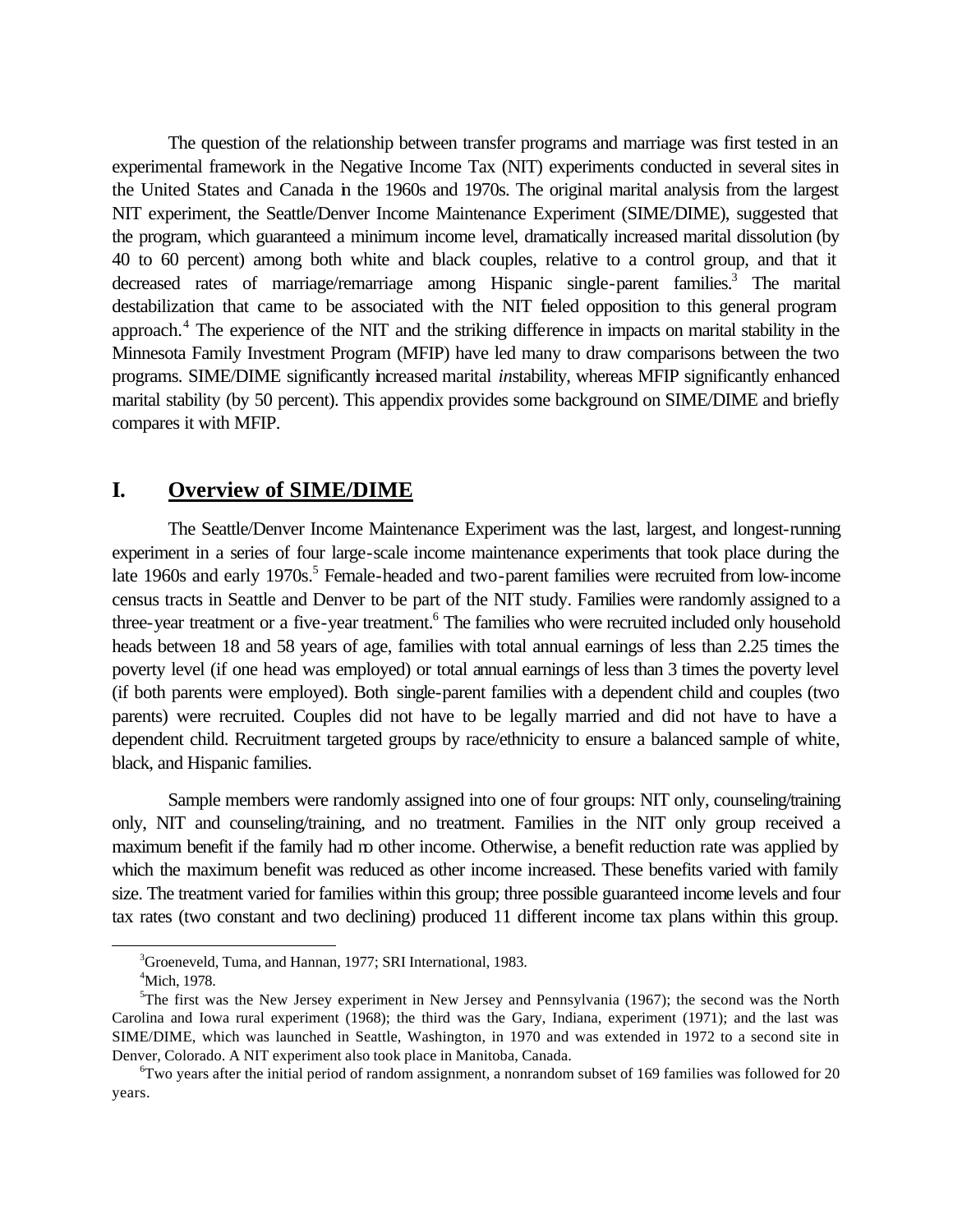The question of the relationship between transfer programs and marriage was first tested in an experimental framework in the Negative Income Tax (NIT) experiments conducted in several sites in the United States and Canada in the 1960s and 1970s. The original marital analysis from the largest NIT experiment, the Seattle/Denver Income Maintenance Experiment (SIME/DIME), suggested that the program, which guaranteed a minimum income level, dramatically increased marital dissolution (by 40 to 60 percent) among both white and black couples, relative to a control group, and that it decreased rates of marriage/remarriage among Hispanic single-parent families.[3] The marital destabilization that came to be associated with the NIT fueled opposition to this general program approach.[4] The experience of the NIT and the striking difference in impacts on marital stability in the Minnesota Family Investment Program (MFIP) have led many to draw comparisons between the two programs. SIME/DIME significantly increased marital *in*stability, whereas MFIP significantly enhanced marital stability (by 50 percent). This appendix provides some background on SIME/DIME and briefly compares it with MFIP.

## I. Overview of SIME/DIME

The Seattle/Denver Income Maintenance Experiment was the last, largest, and longest-running experiment in a series of four large-scale income maintenance experiments that took place during the late 1960s and early 1970s.[5] Female-headed and two-parent families were recruited from low-income census tracts in Seattle and Denver to be part of the NIT study. Families were randomly assigned to a three-year treatment or a five-year treatment.[6] The families who were recruited included only household heads between 18 and 58 years of age, families with total annual earnings of less than 2.25 times the poverty level (if one head was employed) or total annual earnings of less than 3 times the poverty level (if both parents were employed). Both single-parent families with a dependent child and couples (two parents) were recruited. Couples did not have to be legally married and did not have to have a dependent child. Recruitment targeted groups by race/ethnicity to ensure a balanced sample of white, black, and Hispanic families.

Sample members were randomly assigned into one of four groups: NIT only, counseling/training only, NIT and counseling/training, and no treatment. Families in the NIT only group received a maximum benefit if the family had no other income. Otherwise, a benefit reduction rate was applied by which the maximum benefit was reduced as other income increased. These benefits varied with family size. The treatment varied for families within this group; three possible guaranteed income levels and four tax rates (two constant and two declining) produced 11 different income tax plans within this group.

---

[3] Groeneveld, Tuma, and Hannan, 1977; SRI International, 1983.

[4] Mich, 1978.

[5] The first was the New Jersey experiment in New Jersey and Pennsylvania (1967); the second was the North Carolina and Iowa rural experiment (1968); the third was the Gary, Indiana, experiment (1971); and the last was SIME/DIME, which was launched in Seattle, Washington, in 1970 and was extended in 1972 to a second site in Denver, Colorado. A NIT experiment also took place in Manitoba, Canada.

[6] Two years after the initial period of random assignment, a nonrandom subset of 169 families was followed for 20 years.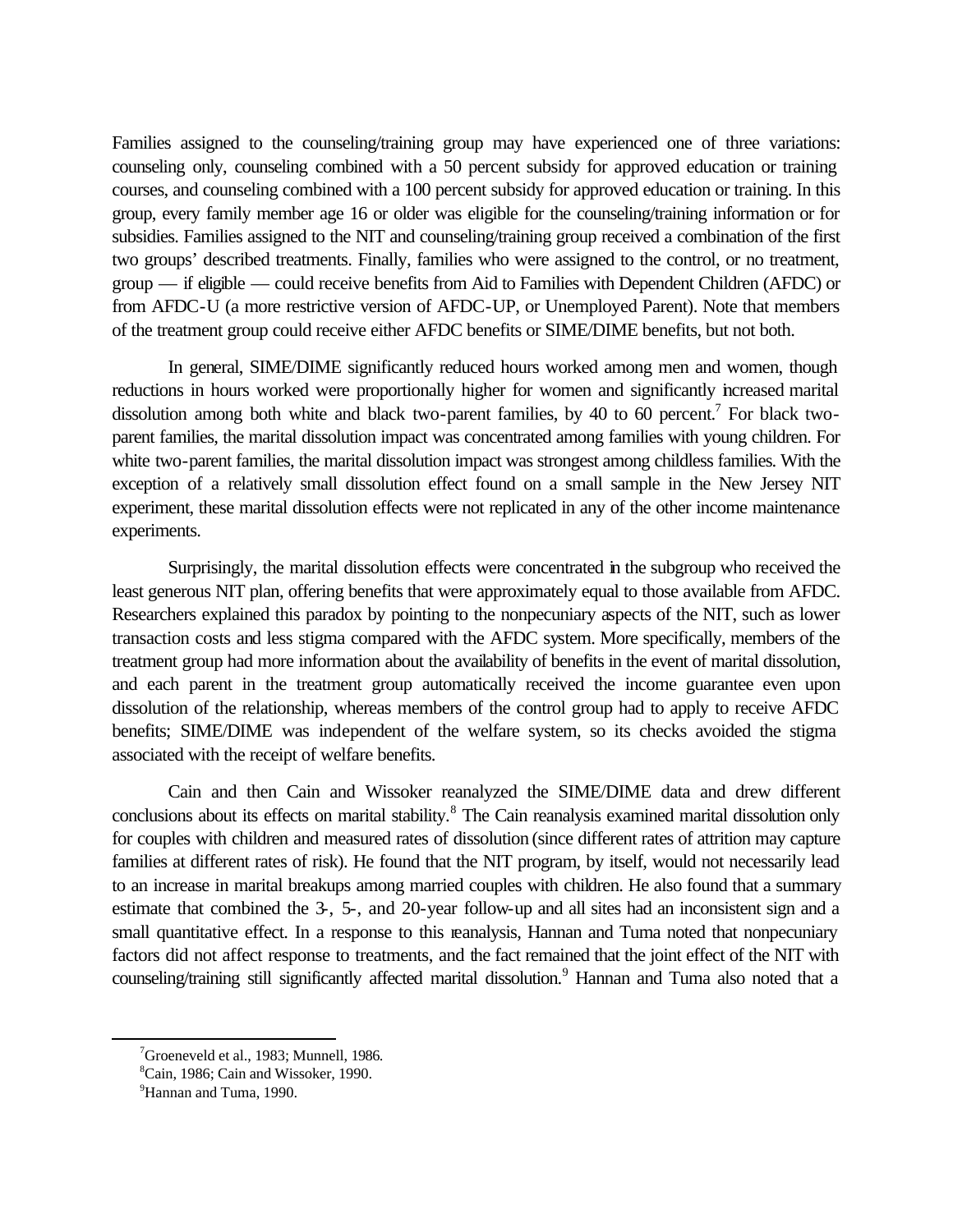Families assigned to the counseling/training group may have experienced one of three variations: counseling only, counseling combined with a 50 percent subsidy for approved education or training courses, and counseling combined with a 100 percent subsidy for approved education or training. In this group, every family member age 16 or older was eligible for the counseling/training information or for subsidies. Families assigned to the NIT and counseling/training group received a combination of the first two groups' described treatments. Finally, families who were assigned to the control, or no treatment, group — if eligible — could receive benefits from Aid to Families with Dependent Children (AFDC) or from AFDC-U (a more restrictive version of AFDC-UP, or Unemployed Parent). Note that members of the treatment group could receive either AFDC benefits or SIME/DIME benefits, but not both.

In general, SIME/DIME significantly reduced hours worked among men and women, though reductions in hours worked were proportionally higher for women and significantly increased marital dissolution among both white and black two-parent families, by 40 to 60 percent.[7] For black two-parent families, the marital dissolution impact was concentrated among families with young children. For white two-parent families, the marital dissolution impact was strongest among childless families. With the exception of a relatively small dissolution effect found on a small sample in the New Jersey NIT experiment, these marital dissolution effects were not replicated in any of the other income maintenance experiments.

Surprisingly, the marital dissolution effects were concentrated in the subgroup who received the least generous NIT plan, offering benefits that were approximately equal to those available from AFDC. Researchers explained this paradox by pointing to the nonpecuniary aspects of the NIT, such as lower transaction costs and less stigma compared with the AFDC system. More specifically, members of the treatment group had more information about the availability of benefits in the event of marital dissolution, and each parent in the treatment group automatically received the income guarantee even upon dissolution of the relationship, whereas members of the control group had to apply to receive AFDC benefits; SIME/DIME was independent of the welfare system, so its checks avoided the stigma associated with the receipt of welfare benefits.

Cain and then Cain and Wissoker reanalyzed the SIME/DIME data and drew different conclusions about its effects on marital stability.[8] The Cain reanalysis examined marital dissolution only for couples with children and measured rates of dissolution (since different rates of attrition may capture families at different rates of risk). He found that the NIT program, by itself, would not necessarily lead to an increase in marital breakups among married couples with children. He also found that a summary estimate that combined the 3-, 5-, and 20-year follow-up and all sites had an inconsistent sign and a small quantitative effect. In a response to this reanalysis, Hannan and Tuma noted that nonpecuniary factors did not affect response to treatments, and the fact remained that the joint effect of the NIT with counseling/training still significantly affected marital dissolution.[9] Hannan and Tuma also noted that a

---

[7] Groeneveld et al., 1983; Munnell, 1986.

[8] Cain, 1986; Cain and Wissoker, 1990.

[9] Hannan and Tuma, 1990.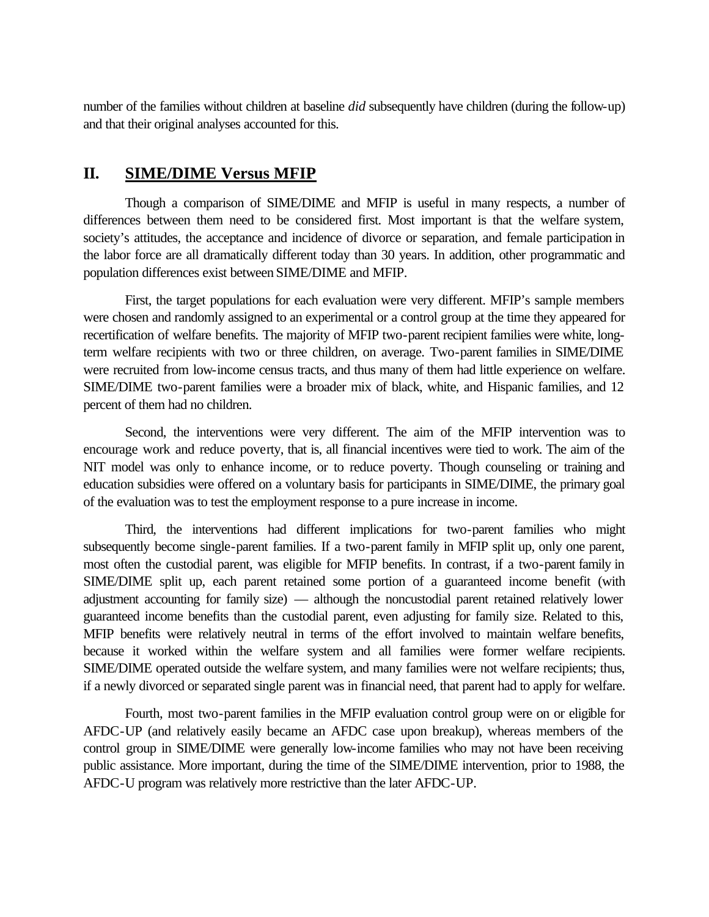number of the families without children at baseline *did* subsequently have children (during the follow-up) and that their original analyses accounted for this.

## II. SIME/DIME Versus MFIP

Though a comparison of SIME/DIME and MFIP is useful in many respects, a number of differences between them need to be considered first. Most important is that the welfare system, society's attitudes, the acceptance and incidence of divorce or separation, and female participation in the labor force are all dramatically different today than 30 years. In addition, other programmatic and population differences exist between SIME/DIME and MFIP.

First, the target populations for each evaluation were very different. MFIP's sample members were chosen and randomly assigned to an experimental or a control group at the time they appeared for recertification of welfare benefits. The majority of MFIP two-parent recipient families were white, long-term welfare recipients with two or three children, on average. Two-parent families in SIME/DIME were recruited from low-income census tracts, and thus many of them had little experience on welfare. SIME/DIME two-parent families were a broader mix of black, white, and Hispanic families, and 12 percent of them had no children.

Second, the interventions were very different. The aim of the MFIP intervention was to encourage work and reduce poverty, that is, all financial incentives were tied to work. The aim of the NIT model was only to enhance income, or to reduce poverty. Though counseling or training and education subsidies were offered on a voluntary basis for participants in SIME/DIME, the primary goal of the evaluation was to test the employment response to a pure increase in income.

Third, the interventions had different implications for two-parent families who might subsequently become single-parent families. If a two-parent family in MFIP split up, only one parent, most often the custodial parent, was eligible for MFIP benefits. In contrast, if a two-parent family in SIME/DIME split up, each parent retained some portion of a guaranteed income benefit (with adjustment accounting for family size) — although the noncustodial parent retained relatively lower guaranteed income benefits than the custodial parent, even adjusting for family size. Related to this, MFIP benefits were relatively neutral in terms of the effort involved to maintain welfare benefits, because it worked within the welfare system and all families were former welfare recipients. SIME/DIME operated outside the welfare system, and many families were not welfare recipients; thus, if a newly divorced or separated single parent was in financial need, that parent had to apply for welfare.

Fourth, most two-parent families in the MFIP evaluation control group were on or eligible for AFDC-UP (and relatively easily became an AFDC case upon breakup), whereas members of the control group in SIME/DIME were generally low-income families who may not have been receiving public assistance. More important, during the time of the SIME/DIME intervention, prior to 1988, the AFDC-U program was relatively more restrictive than the later AFDC-UP.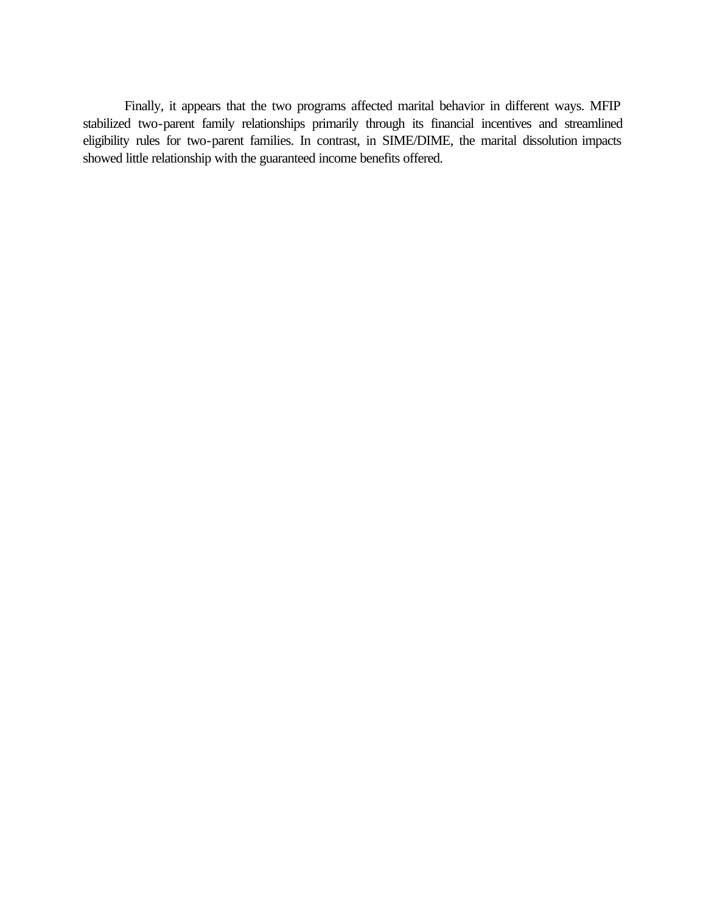Finally, it appears that the two programs affected marital behavior in different ways. MFIP stabilized two-parent family relationships primarily through its financial incentives and streamlined eligibility rules for two-parent families. In contrast, in SIME/DIME, the marital dissolution impacts showed little relationship with the guaranteed income benefits offered.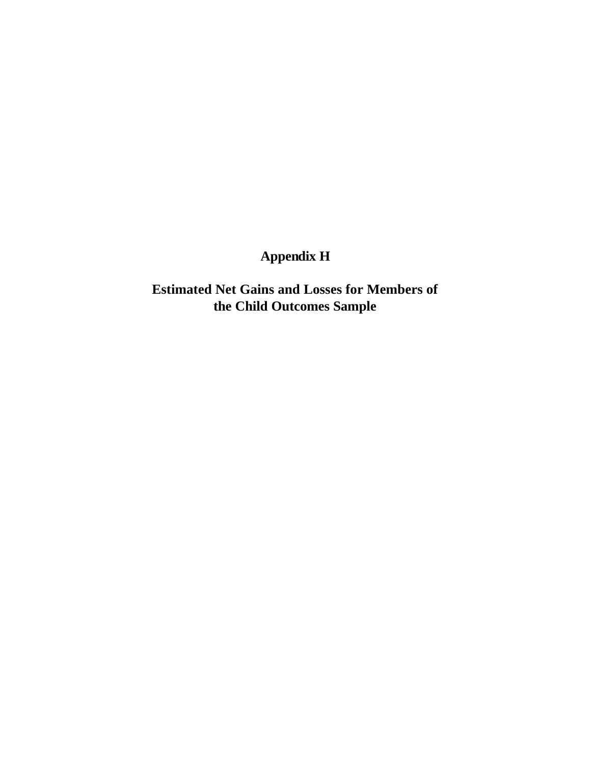# Appendix H

## Estimated Net Gains and Losses for Members of the Child Outcomes Sample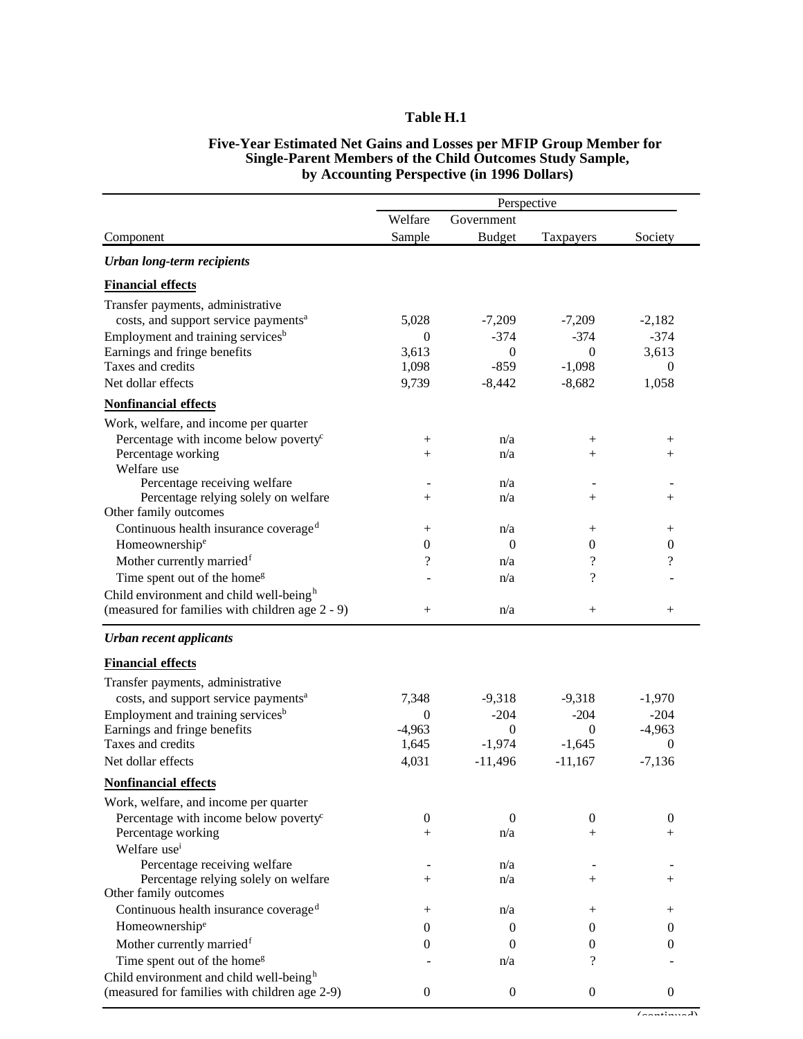# Table H.1

**Five-Year Estimated Net Gains and Losses per MFIP Group Member for Single-Parent Members of the Child Outcomes Study Sample, by Accounting Perspective (in 1996 Dollars)**

| | Perspective | | | |
|---|---|---|---|---|
| Component | Welfare Sample | Government Budget | Taxpayers | Society |
| ***Urban long-term recipients*** | | | | |
| **Financial effects** | | | | |
| Transfer payments, administrative costs, and support service payments[a] | 5,028 | -7,209 | -7,209 | -2,182 |
| Employment and training services[b] | 0 | -374 | -374 | -374 |
| Earnings and fringe benefits | 3,613 | 0 | 0 | 3,613 |
| Taxes and credits | 1,098 | -859 | -1,098 | 0 |
| Net dollar effects | 9,739 | -8,442 | -8,682 | 1,058 |
| **Nonfinancial effects** | | | | |
| Work, welfare, and income per quarter | | | | |
| Percentage with income below poverty[c] | + | n/a | + | + |
| Percentage working | + | n/a | + | + |
| Welfare use | | | | |
| Percentage receiving welfare | - | n/a | - | - |
| Percentage relying solely on welfare | + | n/a | + | + |
| Other family outcomes | | | | |
| Continuous health insurance coverage[d] | + | n/a | + | + |
| Homeownership[e] | 0 | 0 | 0 | 0 |
| Mother currently married[f] | ? | n/a | ? | ? |
| Time spent out of the home[g] | - | n/a | ? | - |
| Child environment and child well-being[h] (measured for families with children age 2 - 9) | + | n/a | + | + |
| ***Urban recent applicants*** | | | | |
| **Financial effects** | | | | |
| Transfer payments, administrative costs, and support service payments[a] | 7,348 | -9,318 | -9,318 | -1,970 |
| Employment and training services[b] | 0 | -204 | -204 | -204 |
| Earnings and fringe benefits | -4,963 | 0 | 0 | -4,963 |
| Taxes and credits | 1,645 | -1,974 | -1,645 | 0 |
| Net dollar effects | 4,031 | -11,496 | -11,167 | -7,136 |
| **Nonfinancial effects** | | | | |
| Work, welfare, and income per quarter | | | | |
| Percentage with income below poverty[c] | 0 | 0 | 0 | 0 |
| Percentage working | + | n/a | + | + |
| Welfare use[i] | | | | |
| Percentage receiving welfare | - | n/a | - | - |
| Percentage relying solely on welfare | + | n/a | + | + |
| Other family outcomes | | | | |
| Continuous health insurance coverage[d] | + | n/a | + | + |
| Homeownership[e] | 0 | 0 | 0 | 0 |
| Mother currently married[f] | 0 | 0 | 0 | 0 |
| Time spent out of the home[g] | - | n/a | ? | - |
| Child environment and child well-being[h] (measured for families with children age 2-9) | 0 | 0 | 0 | 0 |

(continued)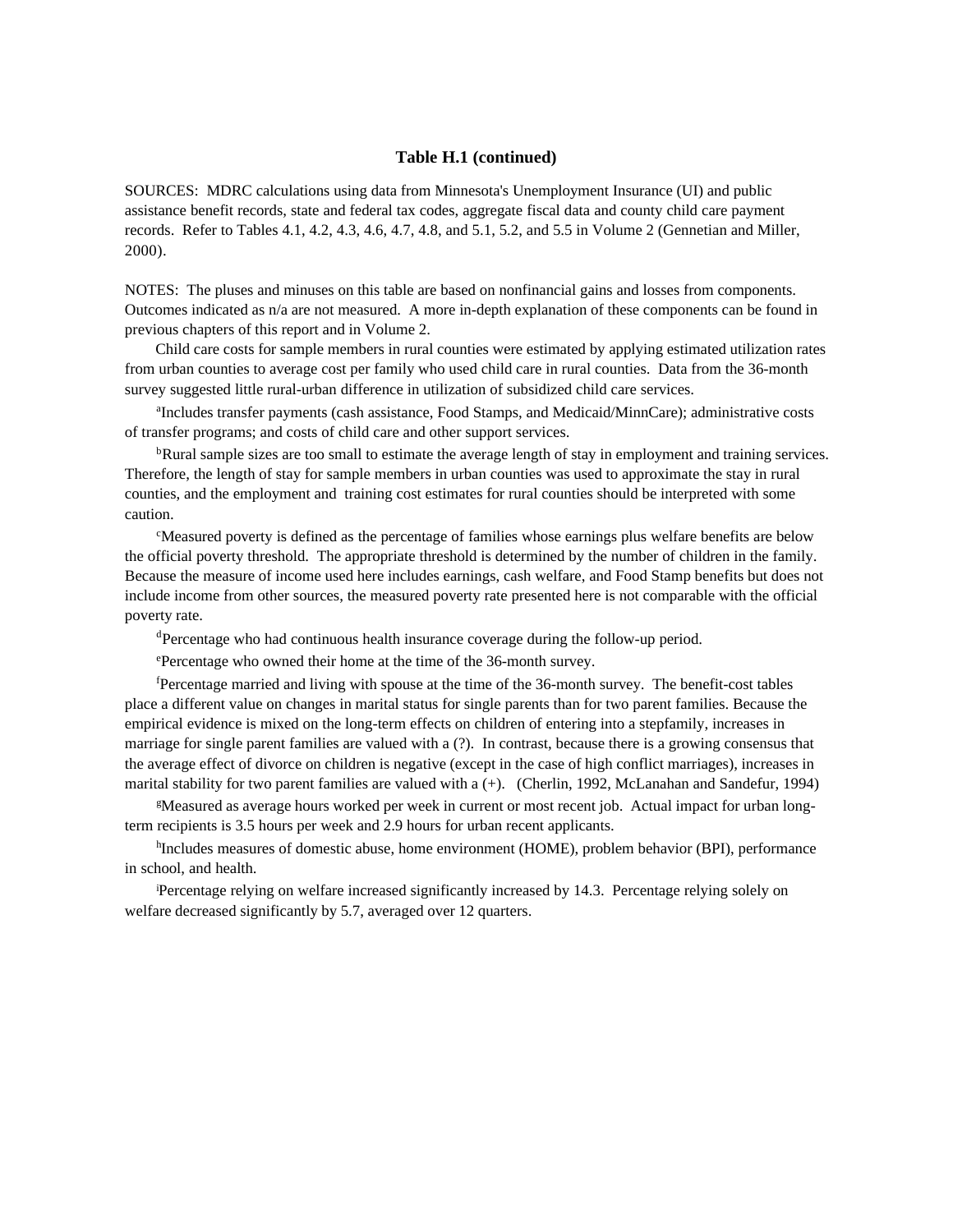**Table H.1 (continued)**

SOURCES: MDRC calculations using data from Minnesota's Unemployment Insurance (UI) and public assistance benefit records, state and federal tax codes, aggregate fiscal data and county child care payment records. Refer to Tables 4.1, 4.2, 4.3, 4.6, 4.7, 4.8, and 5.1, 5.2, and 5.5 in Volume 2 (Gennetian and Miller, 2000).

NOTES: The pluses and minuses on this table are based on nonfinancial gains and losses from components. Outcomes indicated as n/a are not measured. A more in-depth explanation of these components can be found in previous chapters of this report and in Volume 2.

Child care costs for sample members in rural counties were estimated by applying estimated utilization rates from urban counties to average cost per family who used child care in rural counties. Data from the 36-month survey suggested little rural-urban difference in utilization of subsidized child care services.

[a]Includes transfer payments (cash assistance, Food Stamps, and Medicaid/MinnCare); administrative costs of transfer programs; and costs of child care and other support services.

[b]Rural sample sizes are too small to estimate the average length of stay in employment and training services. Therefore, the length of stay for sample members in urban counties was used to approximate the stay in rural counties, and the employment and training cost estimates for rural counties should be interpreted with some caution.

[c]Measured poverty is defined as the percentage of families whose earnings plus welfare benefits are below the official poverty threshold. The appropriate threshold is determined by the number of children in the family. Because the measure of income used here includes earnings, cash welfare, and Food Stamp benefits but does not include income from other sources, the measured poverty rate presented here is not comparable with the official poverty rate.

[d]Percentage who had continuous health insurance coverage during the follow-up period.

[e]Percentage who owned their home at the time of the 36-month survey.

[f]Percentage married and living with spouse at the time of the 36-month survey. The benefit-cost tables place a different value on changes in marital status for single parents than for two parent families. Because the empirical evidence is mixed on the long-term effects on children of entering into a stepfamily, increases in marriage for single parent families are valued with a (?). In contrast, because there is a growing consensus that the average effect of divorce on children is negative (except in the case of high conflict marriages), increases in marital stability for two parent families are valued with a (+). (Cherlin, 1992, McLanahan and Sandefur, 1994)

[g]Measured as average hours worked per week in current or most recent job. Actual impact for urban long-term recipients is 3.5 hours per week and 2.9 hours for urban recent applicants.

[h]Includes measures of domestic abuse, home environment (HOME), problem behavior (BPI), performance in school, and health.

[i]Percentage relying on welfare increased significantly increased by 14.3. Percentage relying solely on welfare decreased significantly by 5.7, averaged over 12 quarters.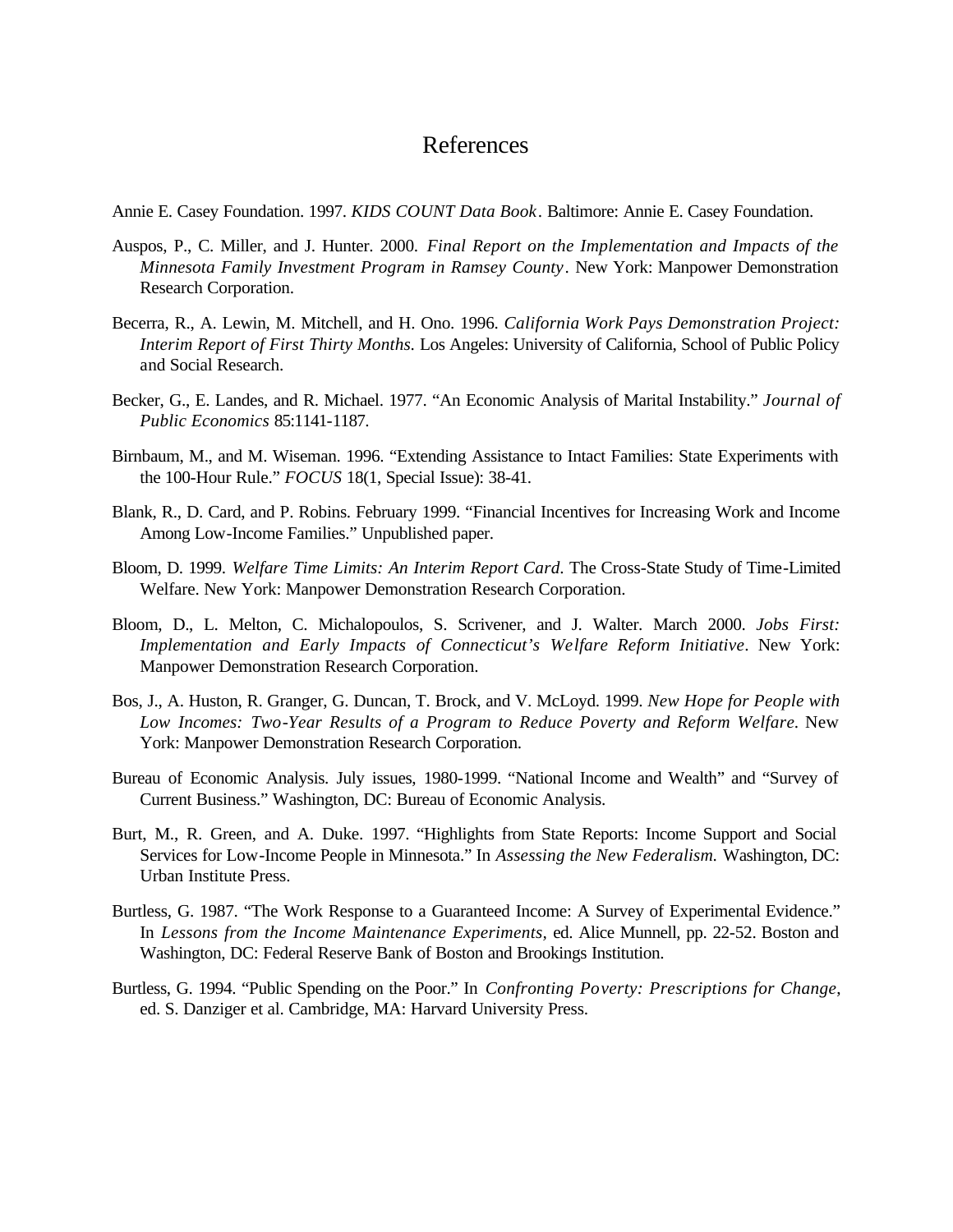# References

Annie E. Casey Foundation. 1997. *KIDS COUNT Data Book*. Baltimore: Annie E. Casey Foundation.

Auspos, P., C. Miller, and J. Hunter. 2000. *Final Report on the Implementation and Impacts of the Minnesota Family Investment Program in Ramsey County*. New York: Manpower Demonstration Research Corporation.

Becerra, R., A. Lewin, M. Mitchell, and H. Ono. 1996. *California Work Pays Demonstration Project: Interim Report of First Thirty Months.* Los Angeles: University of California, School of Public Policy and Social Research.

Becker, G., E. Landes, and R. Michael. 1977. "An Economic Analysis of Marital Instability." *Journal of Public Economics* 85:1141-1187.

Birnbaum, M., and M. Wiseman. 1996. "Extending Assistance to Intact Families: State Experiments with the 100-Hour Rule." *FOCUS* 18(1, Special Issue): 38-41.

Blank, R., D. Card, and P. Robins. February 1999. "Financial Incentives for Increasing Work and Income Among Low-Income Families." Unpublished paper.

Bloom, D. 1999. *Welfare Time Limits: An Interim Report Card.* The Cross-State Study of Time-Limited Welfare. New York: Manpower Demonstration Research Corporation.

Bloom, D., L. Melton, C. Michalopoulos, S. Scrivener, and J. Walter. March 2000. *Jobs First: Implementation and Early Impacts of Connecticut's Welfare Reform Initiative*. New York: Manpower Demonstration Research Corporation.

Bos, J., A. Huston, R. Granger, G. Duncan, T. Brock, and V. McLoyd. 1999. *New Hope for People with Low Incomes: Two-Year Results of a Program to Reduce Poverty and Reform Welfare.* New York: Manpower Demonstration Research Corporation.

Bureau of Economic Analysis. July issues, 1980-1999. "National Income and Wealth" and "Survey of Current Business." Washington, DC: Bureau of Economic Analysis.

Burt, M., R. Green, and A. Duke. 1997. "Highlights from State Reports: Income Support and Social Services for Low-Income People in Minnesota." In *Assessing the New Federalism.* Washington, DC: Urban Institute Press.

Burtless, G. 1987. "The Work Response to a Guaranteed Income: A Survey of Experimental Evidence." In *Lessons from the Income Maintenance Experiments*, ed. Alice Munnell, pp. 22-52. Boston and Washington, DC: Federal Reserve Bank of Boston and Brookings Institution.

Burtless, G. 1994. "Public Spending on the Poor." In *Confronting Poverty: Prescriptions for Change*, ed. S. Danziger et al. Cambridge, MA: Harvard University Press.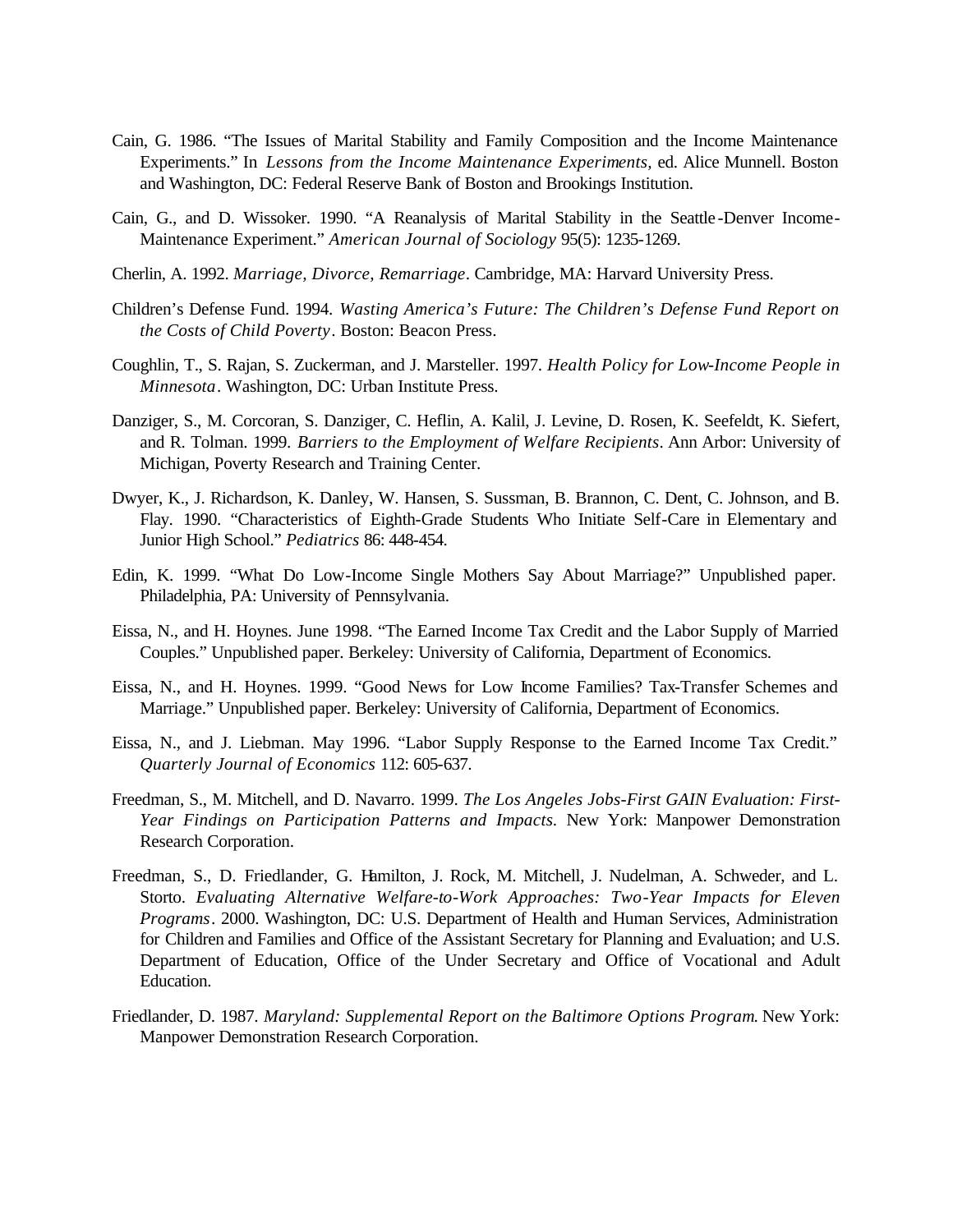Cain, G. 1986. "The Issues of Marital Stability and Family Composition and the Income Maintenance Experiments." In *Lessons from the Income Maintenance Experiments*, ed. Alice Munnell. Boston and Washington, DC: Federal Reserve Bank of Boston and Brookings Institution.

Cain, G., and D. Wissoker. 1990. "A Reanalysis of Marital Stability in the Seattle-Denver Income-Maintenance Experiment." *American Journal of Sociology* 95(5): 1235-1269.

Cherlin, A. 1992. *Marriage, Divorce, Remarriage*. Cambridge, MA: Harvard University Press.

Children's Defense Fund. 1994. *Wasting America's Future: The Children's Defense Fund Report on the Costs of Child Poverty*. Boston: Beacon Press.

Coughlin, T., S. Rajan, S. Zuckerman, and J. Marsteller. 1997. *Health Policy for Low-Income People in Minnesota*. Washington, DC: Urban Institute Press.

Danziger, S., M. Corcoran, S. Danziger, C. Heflin, A. Kalil, J. Levine, D. Rosen, K. Seefeldt, K. Siefert, and R. Tolman. 1999. *Barriers to the Employment of Welfare Recipients*. Ann Arbor: University of Michigan, Poverty Research and Training Center.

Dwyer, K., J. Richardson, K. Danley, W. Hansen, S. Sussman, B. Brannon, C. Dent, C. Johnson, and B. Flay. 1990. "Characteristics of Eighth-Grade Students Who Initiate Self-Care in Elementary and Junior High School." *Pediatrics* 86: 448-454.

Edin, K. 1999. "What Do Low-Income Single Mothers Say About Marriage?" Unpublished paper. Philadelphia, PA: University of Pennsylvania.

Eissa, N., and H. Hoynes. June 1998. "The Earned Income Tax Credit and the Labor Supply of Married Couples." Unpublished paper. Berkeley: University of California, Department of Economics.

Eissa, N., and H. Hoynes. 1999. "Good News for Low Income Families? Tax-Transfer Schemes and Marriage." Unpublished paper. Berkeley: University of California, Department of Economics.

Eissa, N., and J. Liebman. May 1996. "Labor Supply Response to the Earned Income Tax Credit." *Quarterly Journal of Economics* 112: 605-637.

Freedman, S., M. Mitchell, and D. Navarro. 1999. *The Los Angeles Jobs-First GAIN Evaluation: First-Year Findings on Participation Patterns and Impacts.* New York: Manpower Demonstration Research Corporation.

Freedman, S., D. Friedlander, G. Hamilton, J. Rock, M. Mitchell, J. Nudelman, A. Schweder, and L. Storto. *Evaluating Alternative Welfare-to-Work Approaches: Two-Year Impacts for Eleven Programs*. 2000. Washington, DC: U.S. Department of Health and Human Services, Administration for Children and Families and Office of the Assistant Secretary for Planning and Evaluation; and U.S. Department of Education, Office of the Under Secretary and Office of Vocational and Adult Education.

Friedlander, D. 1987. *Maryland: Supplemental Report on the Baltimore Options Program.* New York: Manpower Demonstration Research Corporation.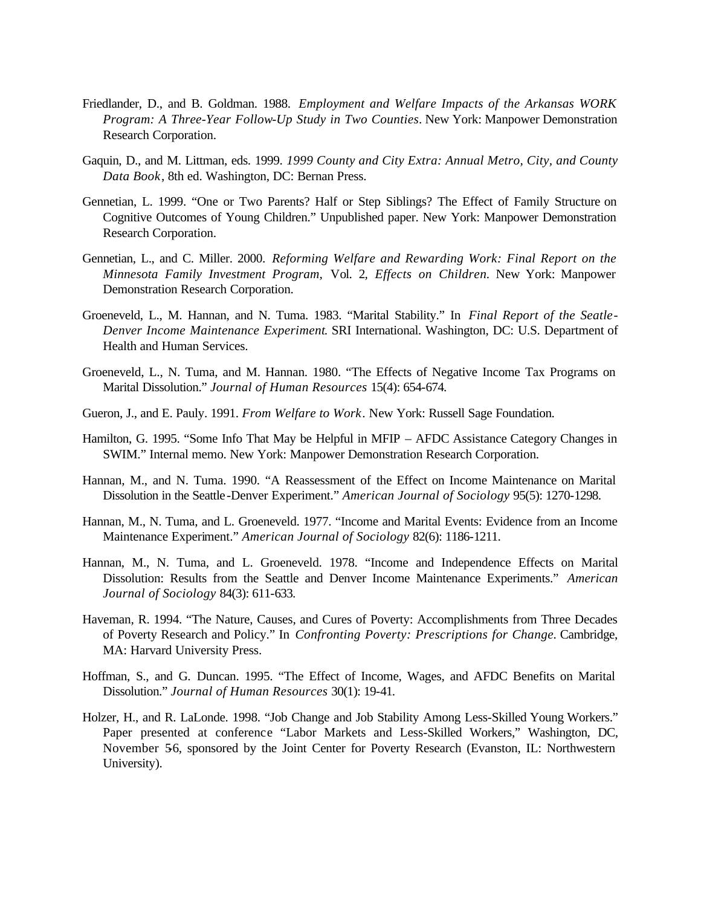Friedlander, D., and B. Goldman. 1988. *Employment and Welfare Impacts of the Arkansas WORK Program: A Three-Year Follow-Up Study in Two Counties*. New York: Manpower Demonstration Research Corporation.

Gaquin, D., and M. Littman, eds. 1999. *1999 County and City Extra: Annual Metro, City, and County Data Book*, 8th ed. Washington, DC: Bernan Press.

Gennetian, L. 1999. "One or Two Parents? Half or Step Siblings? The Effect of Family Structure on Cognitive Outcomes of Young Children." Unpublished paper. New York: Manpower Demonstration Research Corporation.

Gennetian, L., and C. Miller. 2000. *Reforming Welfare and Rewarding Work: Final Report on the Minnesota Family Investment Program,* Vol. 2, *Effects on Children*. New York: Manpower Demonstration Research Corporation.

Groeneveld, L., M. Hannan, and N. Tuma. 1983. "Marital Stability." In *Final Report of the Seattle-Denver Income Maintenance Experiment*. SRI International. Washington, DC: U.S. Department of Health and Human Services.

Groeneveld, L., N. Tuma, and M. Hannan. 1980. "The Effects of Negative Income Tax Programs on Marital Dissolution." *Journal of Human Resources* 15(4): 654-674.

Gueron, J., and E. Pauly. 1991. *From Welfare to Work*. New York: Russell Sage Foundation.

Hamilton, G. 1995. "Some Info That May be Helpful in MFIP – AFDC Assistance Category Changes in SWIM." Internal memo. New York: Manpower Demonstration Research Corporation.

Hannan, M., and N. Tuma. 1990. "A Reassessment of the Effect on Income Maintenance on Marital Dissolution in the Seattle-Denver Experiment." *American Journal of Sociology* 95(5): 1270-1298.

Hannan, M., N. Tuma, and L. Groeneveld. 1977. "Income and Marital Events: Evidence from an Income Maintenance Experiment." *American Journal of Sociology* 82(6): 1186-1211.

Hannan, M., N. Tuma, and L. Groeneveld. 1978. "Income and Independence Effects on Marital Dissolution: Results from the Seattle and Denver Income Maintenance Experiments." *American Journal of Sociology* 84(3): 611-633.

Haveman, R. 1994. "The Nature, Causes, and Cures of Poverty: Accomplishments from Three Decades of Poverty Research and Policy." In *Confronting Poverty: Prescriptions for Change*. Cambridge, MA: Harvard University Press.

Hoffman, S., and G. Duncan. 1995. "The Effect of Income, Wages, and AFDC Benefits on Marital Dissolution." *Journal of Human Resources* 30(1): 19-41.

Holzer, H., and R. LaLonde. 1998. "Job Change and Job Stability Among Less-Skilled Young Workers." Paper presented at conference "Labor Markets and Less-Skilled Workers," Washington, DC, November 5-6, sponsored by the Joint Center for Poverty Research (Evanston, IL: Northwestern University).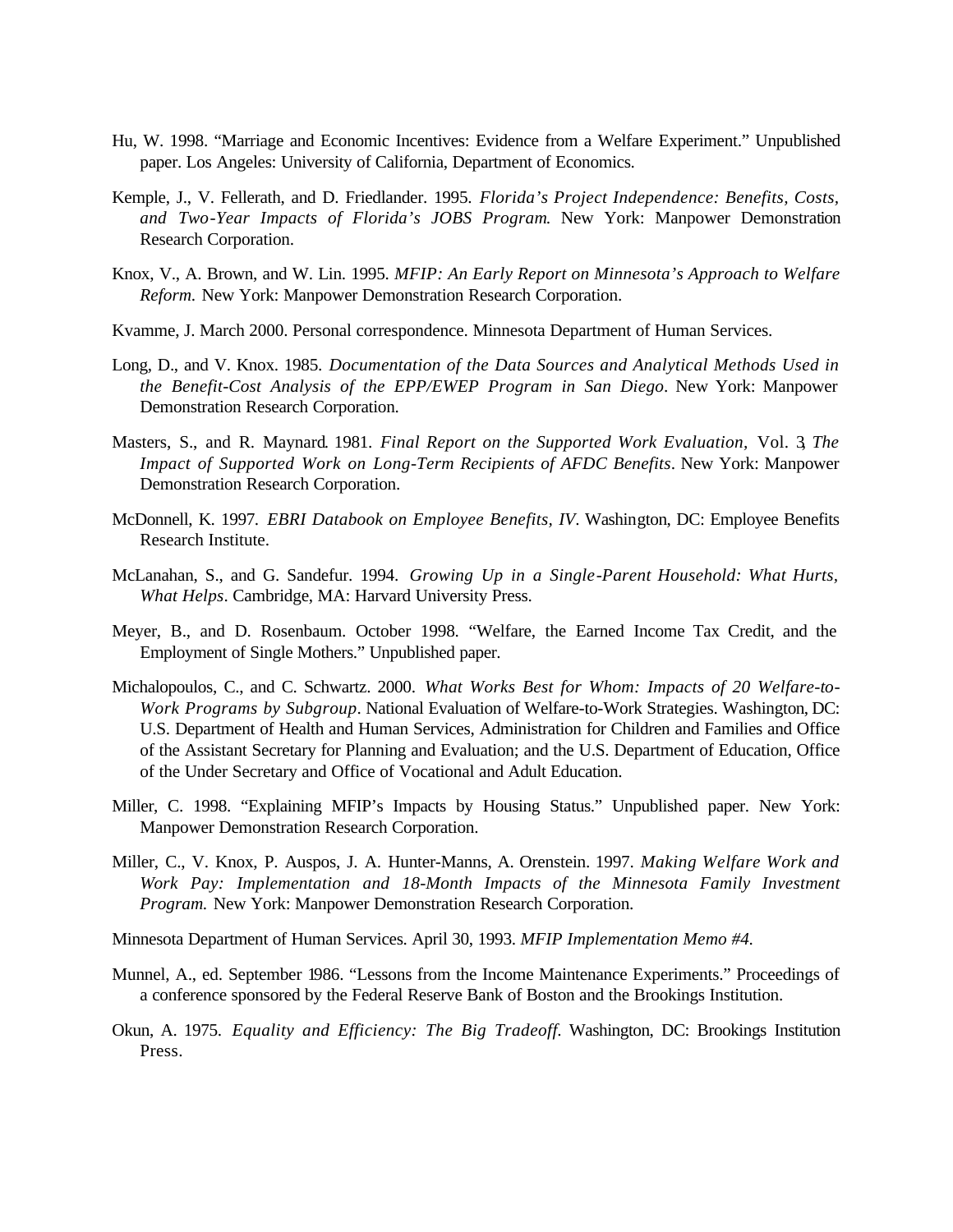Hu, W. 1998. "Marriage and Economic Incentives: Evidence from a Welfare Experiment." Unpublished paper. Los Angeles: University of California, Department of Economics.

Kemple, J., V. Fellerath, and D. Friedlander. 1995. *Florida's Project Independence: Benefits, Costs, and Two-Year Impacts of Florida's JOBS Program.* New York: Manpower Demonstration Research Corporation.

Knox, V., A. Brown, and W. Lin. 1995. *MFIP: An Early Report on Minnesota's Approach to Welfare Reform.* New York: Manpower Demonstration Research Corporation.

Kvamme, J. March 2000. Personal correspondence. Minnesota Department of Human Services.

Long, D., and V. Knox. 1985. *Documentation of the Data Sources and Analytical Methods Used in the Benefit-Cost Analysis of the EPP/EWEP Program in San Diego*. New York: Manpower Demonstration Research Corporation.

Masters, S., and R. Maynard. 1981. *Final Report on the Supported Work Evaluation,* Vol. 3, *The Impact of Supported Work on Long-Term Recipients of AFDC Benefits*. New York: Manpower Demonstration Research Corporation.

McDonnell, K. 1997. *EBRI Databook on Employee Benefits, IV*. Washington, DC: Employee Benefits Research Institute.

McLanahan, S., and G. Sandefur. 1994. *Growing Up in a Single-Parent Household: What Hurts, What Helps*. Cambridge, MA: Harvard University Press.

Meyer, B., and D. Rosenbaum. October 1998. "Welfare, the Earned Income Tax Credit, and the Employment of Single Mothers." Unpublished paper.

Michalopoulos, C., and C. Schwartz. 2000. *What Works Best for Whom: Impacts of 20 Welfare-to-Work Programs by Subgroup*. National Evaluation of Welfare-to-Work Strategies. Washington, DC: U.S. Department of Health and Human Services, Administration for Children and Families and Office of the Assistant Secretary for Planning and Evaluation; and the U.S. Department of Education, Office of the Under Secretary and Office of Vocational and Adult Education.

Miller, C. 1998. "Explaining MFIP's Impacts by Housing Status." Unpublished paper. New York: Manpower Demonstration Research Corporation.

Miller, C., V. Knox, P. Auspos, J. A. Hunter-Manns, A. Orenstein. 1997. *Making Welfare Work and Work Pay: Implementation and 18-Month Impacts of the Minnesota Family Investment Program.* New York: Manpower Demonstration Research Corporation.

Minnesota Department of Human Services. April 30, 1993. *MFIP Implementation Memo #4.*

Munnel, A., ed. September 1986. "Lessons from the Income Maintenance Experiments." Proceedings of a conference sponsored by the Federal Reserve Bank of Boston and the Brookings Institution.

Okun, A. 1975. *Equality and Efficiency: The Big Tradeoff*. Washington, DC: Brookings Institution Press.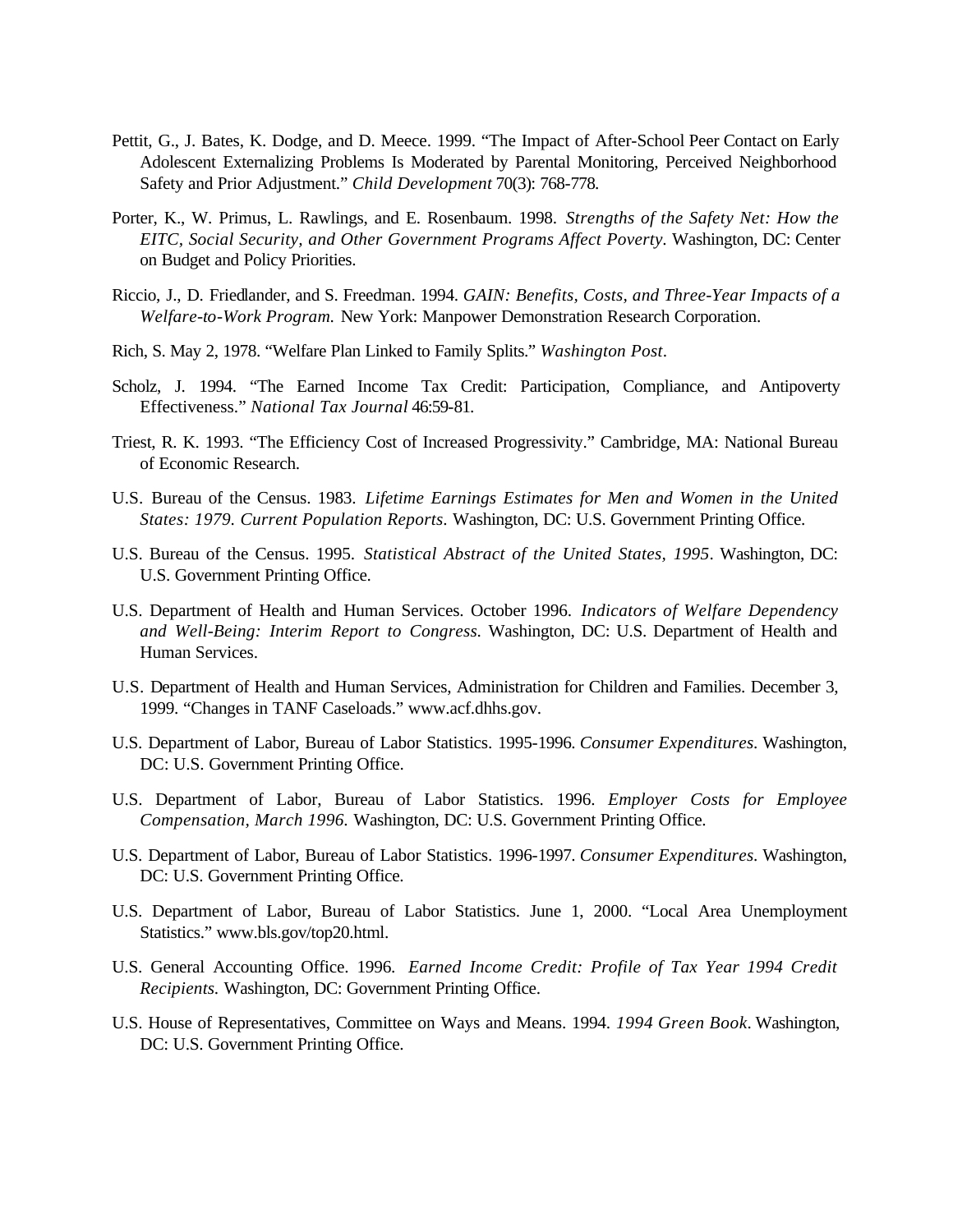Pettit, G., J. Bates, K. Dodge, and D. Meece. 1999. "The Impact of After-School Peer Contact on Early Adolescent Externalizing Problems Is Moderated by Parental Monitoring, Perceived Neighborhood Safety and Prior Adjustment." *Child Development* 70(3): 768-778.

Porter, K., W. Primus, L. Rawlings, and E. Rosenbaum. 1998. *Strengths of the Safety Net: How the EITC, Social Security, and Other Government Programs Affect Poverty*. Washington, DC: Center on Budget and Policy Priorities.

Riccio, J., D. Friedlander, and S. Freedman. 1994. *GAIN: Benefits, Costs, and Three-Year Impacts of a Welfare-to-Work Program.* New York: Manpower Demonstration Research Corporation.

Rich, S. May 2, 1978. "Welfare Plan Linked to Family Splits." *Washington Post*.

Scholz, J. 1994. "The Earned Income Tax Credit: Participation, Compliance, and Antipoverty Effectiveness." *National Tax Journal* 46:59-81.

Triest, R. K. 1993. "The Efficiency Cost of Increased Progressivity." Cambridge, MA: National Bureau of Economic Research.

U.S. Bureau of the Census. 1983. *Lifetime Earnings Estimates for Men and Women in the United States: 1979. Current Population Reports*. Washington, DC: U.S. Government Printing Office.

U.S. Bureau of the Census. 1995. *Statistical Abstract of the United States, 1995*. Washington, DC: U.S. Government Printing Office.

U.S. Department of Health and Human Services. October 1996. *Indicators of Welfare Dependency and Well-Being: Interim Report to Congress*. Washington, DC: U.S. Department of Health and Human Services.

U.S. Department of Health and Human Services, Administration for Children and Families. December 3, 1999. "Changes in TANF Caseloads." www.acf.dhhs.gov.

U.S. Department of Labor, Bureau of Labor Statistics. 1995-1996. *Consumer Expenditures*. Washington, DC: U.S. Government Printing Office.

U.S. Department of Labor, Bureau of Labor Statistics. 1996. *Employer Costs for Employee Compensation, March 1996.* Washington, DC: U.S. Government Printing Office.

U.S. Department of Labor, Bureau of Labor Statistics. 1996-1997. *Consumer Expenditures*. Washington, DC: U.S. Government Printing Office.

U.S. Department of Labor, Bureau of Labor Statistics. June 1, 2000. "Local Area Unemployment Statistics." www.bls.gov/top20.html.

U.S. General Accounting Office. 1996. *Earned Income Credit: Profile of Tax Year 1994 Credit Recipients*. Washington, DC: Government Printing Office.

U.S. House of Representatives, Committee on Ways and Means. 1994. *1994 Green Book*. Washington, DC: U.S. Government Printing Office.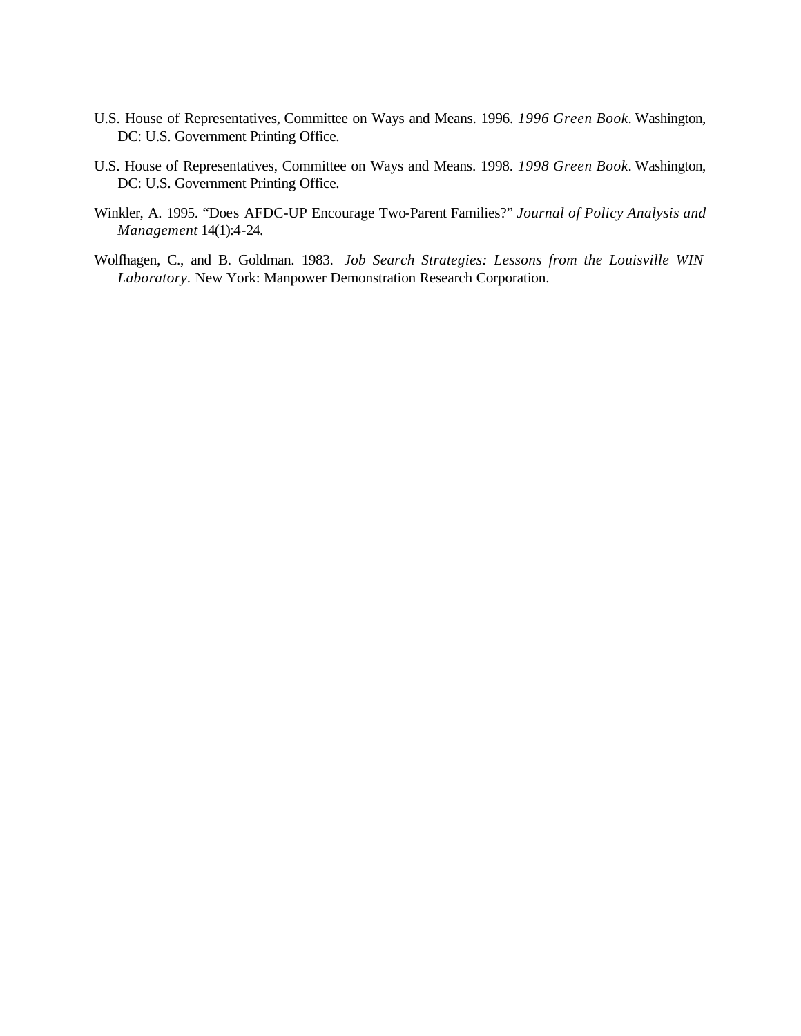U.S. House of Representatives, Committee on Ways and Means. 1996. *1996 Green Book*. Washington, DC: U.S. Government Printing Office.

U.S. House of Representatives, Committee on Ways and Means. 1998. *1998 Green Book*. Washington, DC: U.S. Government Printing Office.

Winkler, A. 1995. "Does AFDC-UP Encourage Two-Parent Families?" *Journal of Policy Analysis and Management* 14(1):4-24.

Wolfhagen, C., and B. Goldman. 1983. *Job Search Strategies: Lessons from the Louisville WIN Laboratory*. New York: Manpower Demonstration Research Corporation.